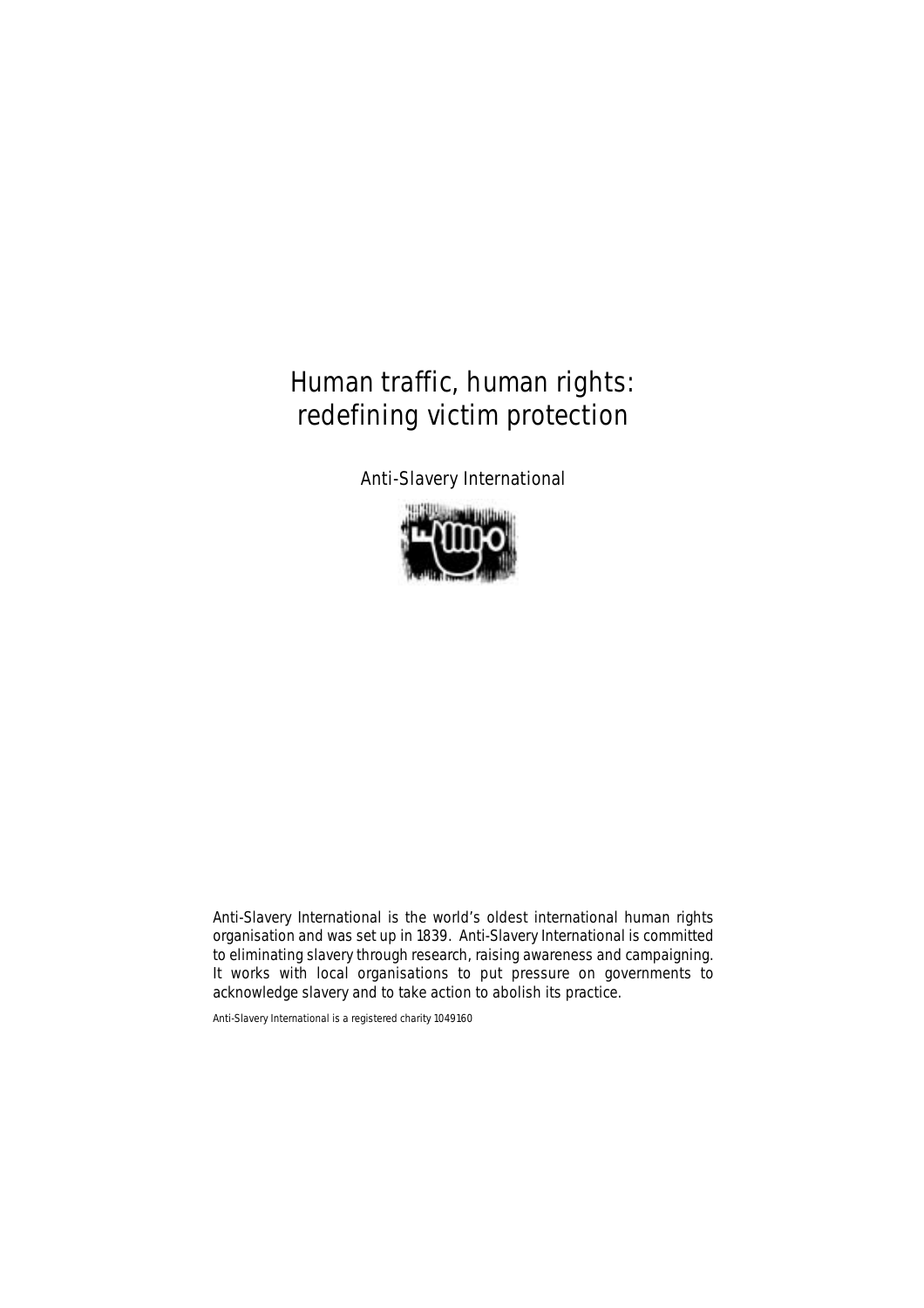# Human traffic, human rights: redefining victim protection

Anti-Slavery International

Anti-Slavery International is the world's oldest international human rights organisation and was set up in 1839. Anti-Slavery International is committed to eliminating slavery through research, raising awareness and campaigning. It works with local organisations to put pressure on governments to acknowledge slavery and to take action to abolish its practice.

Anti-Slavery International is a registered charity 1049160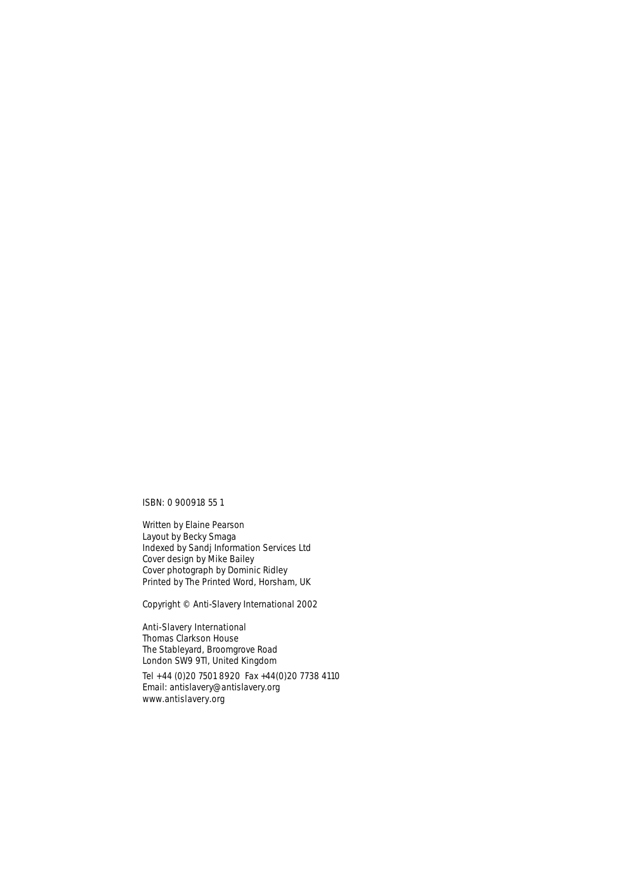ISBN: 0 900918 55 1

Written by Elaine Pearson
Layout by Becky Smaga
Indexed by Sandj Information Services Ltd
Cover design by Mike Bailey
Cover photograph by Dominic Ridley
Printed by The Printed Word, Horsham, UK

Copyright © Anti-Slavery International 2002

Anti-Slavery International
Thomas Clarkson House
The Stableyard, Broomgrove Road
London SW9 9Tl, United Kingdom

Tel +44 (0)20 7501 8920 Fax +44(0)20 7738 4110
Email: antislavery@antislavery.org
www.antislavery.org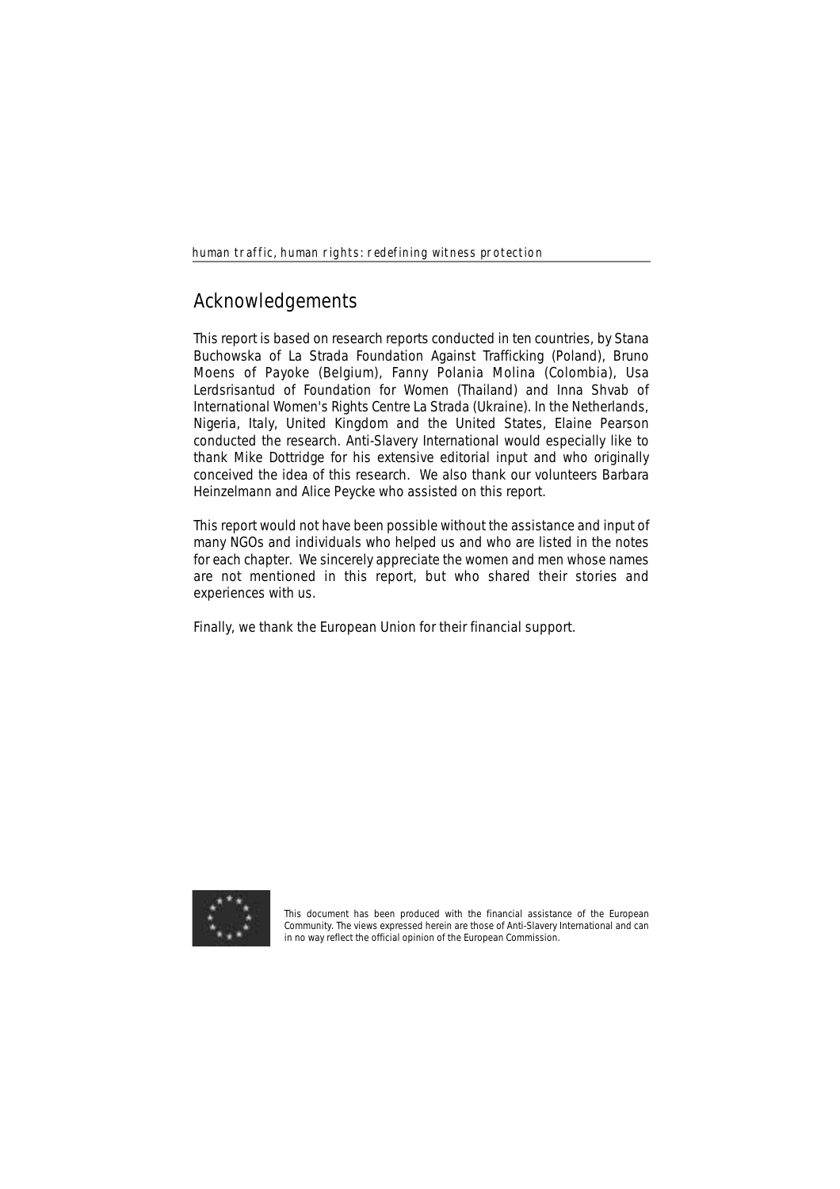## Acknowledgements

This report is based on research reports conducted in ten countries, by Stana Buchowska of La Strada Foundation Against Trafficking (Poland), Bruno Moens of Payoke (Belgium), Fanny Polania Molina (Colombia), Usa Lerdsrisantud of Foundation for Women (Thailand) and Inna Shvab of International Women's Rights Centre La Strada (Ukraine). In the Netherlands, Nigeria, Italy, United Kingdom and the United States, Elaine Pearson conducted the research. Anti-Slavery International would especially like to thank Mike Dottridge for his extensive editorial input and who originally conceived the idea of this research. We also thank our volunteers Barbara Heinzelmann and Alice Peycke who assisted on this report.

This report would not have been possible without the assistance and input of many NGOs and individuals who helped us and who are listed in the notes for each chapter. We sincerely appreciate the women and men whose names are not mentioned in this report, but who shared their stories and experiences with us.

Finally, we thank the European Union for their financial support.

This document has been produced with the financial assistance of the European Community. The views expressed herein are those of Anti-Slavery International and can in no way reflect the official opinion of the European Commission.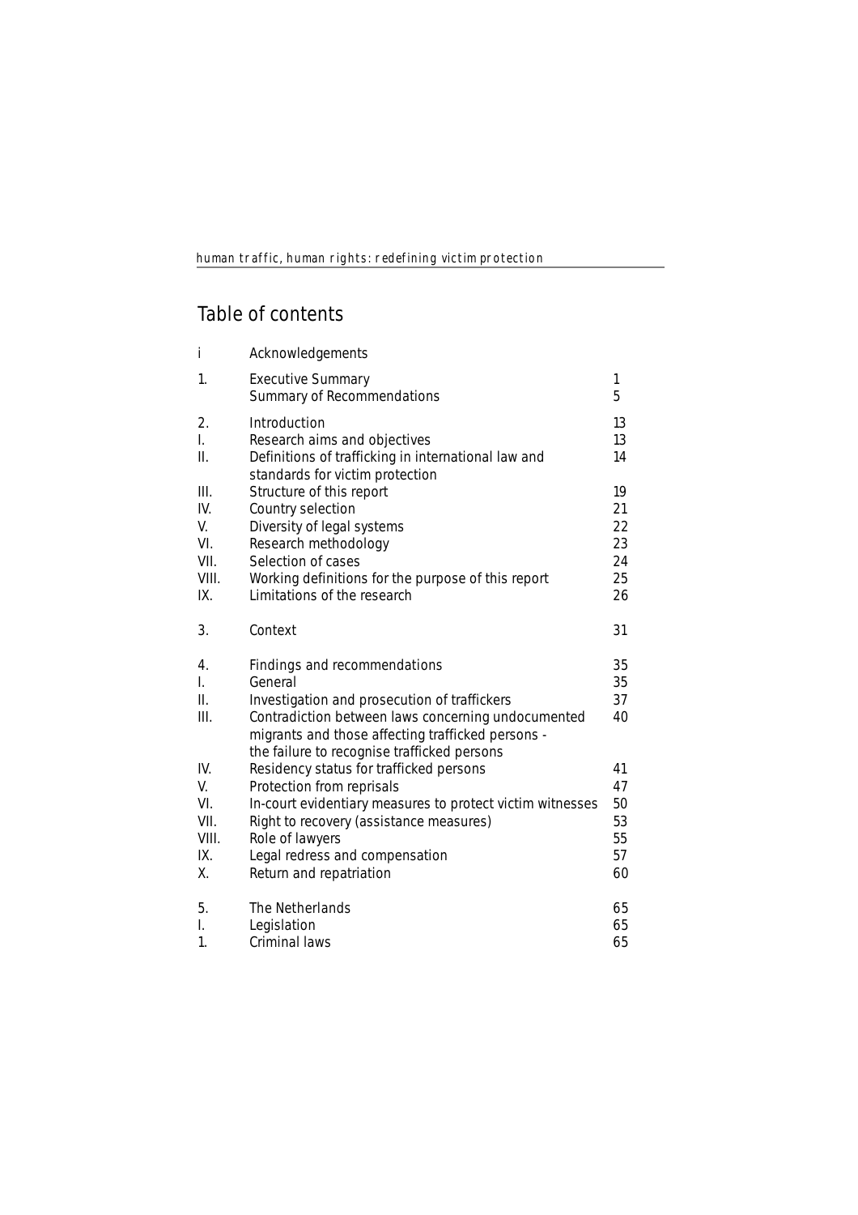# Table of contents

| | | |
|---|---|---|
| i | Acknowledgements | |
| 1. | Executive Summary | 1 |
| | Summary of Recommendations | 5 |
| 2. | Introduction | 13 |
| I. | Research aims and objectives | 13 |
| II. | Definitions of trafficking in international law and standards for victim protection | 14 |
| III. | Structure of this report | 19 |
| IV. | Country selection | 21 |
| V. | Diversity of legal systems | 22 |
| VI. | Research methodology | 23 |
| VII. | Selection of cases | 24 |
| VIII. | Working definitions for the purpose of this report | 25 |
| IX. | Limitations of the research | 26 |
| 3. | Context | 31 |
| 4. | Findings and recommendations | 35 |
| I. | General | 35 |
| II. | Investigation and prosecution of traffickers | 37 |
| III. | Contradiction between laws concerning undocumented migrants and those affecting trafficked persons - the failure to recognise trafficked persons | 40 |
| IV. | Residency status for trafficked persons | 41 |
| V. | Protection from reprisals | 47 |
| VI. | In-court evidentiary measures to protect victim witnesses | 50 |
| VII. | Right to recovery (assistance measures) | 53 |
| VIII. | Role of lawyers | 55 |
| IX. | Legal redress and compensation | 57 |
| X. | Return and repatriation | 60 |
| 5. | The Netherlands | 65 |
| I. | Legislation | 65 |
| 1. | Criminal laws | 65 |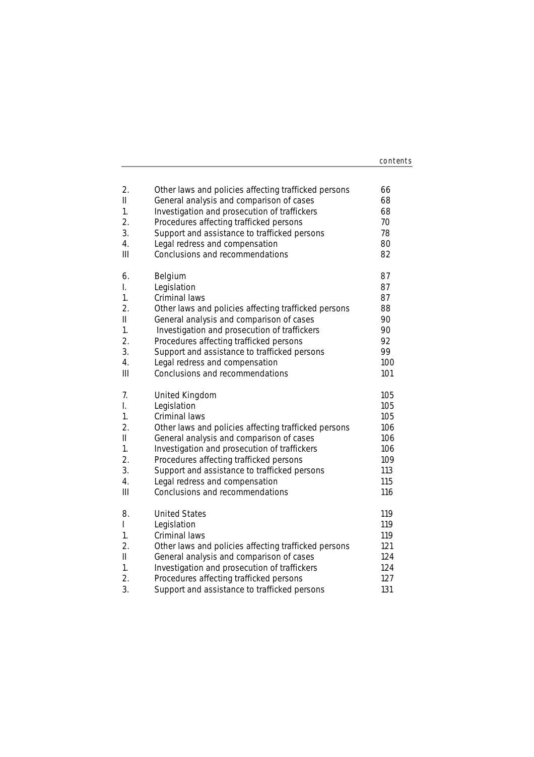| | | |
|---|---|---|
| 2. | Other laws and policies affecting trafficked persons | 66 |
| II | General analysis and comparison of cases | 68 |
| 1. | Investigation and prosecution of traffickers | 68 |
| 2. | Procedures affecting trafficked persons | 70 |
| 3. | Support and assistance to trafficked persons | 78 |
| 4. | Legal redress and compensation | 80 |
| III | Conclusions and recommendations | 82 |
| | | |
| 6. | Belgium | 87 |
| I. | Legislation | 87 |
| 1. | Criminal laws | 87 |
| 2. | Other laws and policies affecting trafficked persons | 88 |
| II | General analysis and comparison of cases | 90 |
| 1. | Investigation and prosecution of traffickers | 90 |
| 2. | Procedures affecting trafficked persons | 92 |
| 3. | Support and assistance to trafficked persons | 99 |
| 4. | Legal redress and compensation | 100 |
| III | Conclusions and recommendations | 101 |
| | | |
| 7. | United Kingdom | 105 |
| I. | Legislation | 105 |
| 1. | Criminal laws | 105 |
| 2. | Other laws and policies affecting trafficked persons | 106 |
| II | General analysis and comparison of cases | 106 |
| 1. | Investigation and prosecution of traffickers | 106 |
| 2. | Procedures affecting trafficked persons | 109 |
| 3. | Support and assistance to trafficked persons | 113 |
| 4. | Legal redress and compensation | 115 |
| III | Conclusions and recommendations | 116 |
| | | |
| 8. | United States | 119 |
| I | Legislation | 119 |
| 1. | Criminal laws | 119 |
| 2. | Other laws and policies affecting trafficked persons | 121 |
| II | General analysis and comparison of cases | 124 |
| 1. | Investigation and prosecution of traffickers | 124 |
| 2. | Procedures affecting trafficked persons | 127 |
| 3. | Support and assistance to trafficked persons | 131 |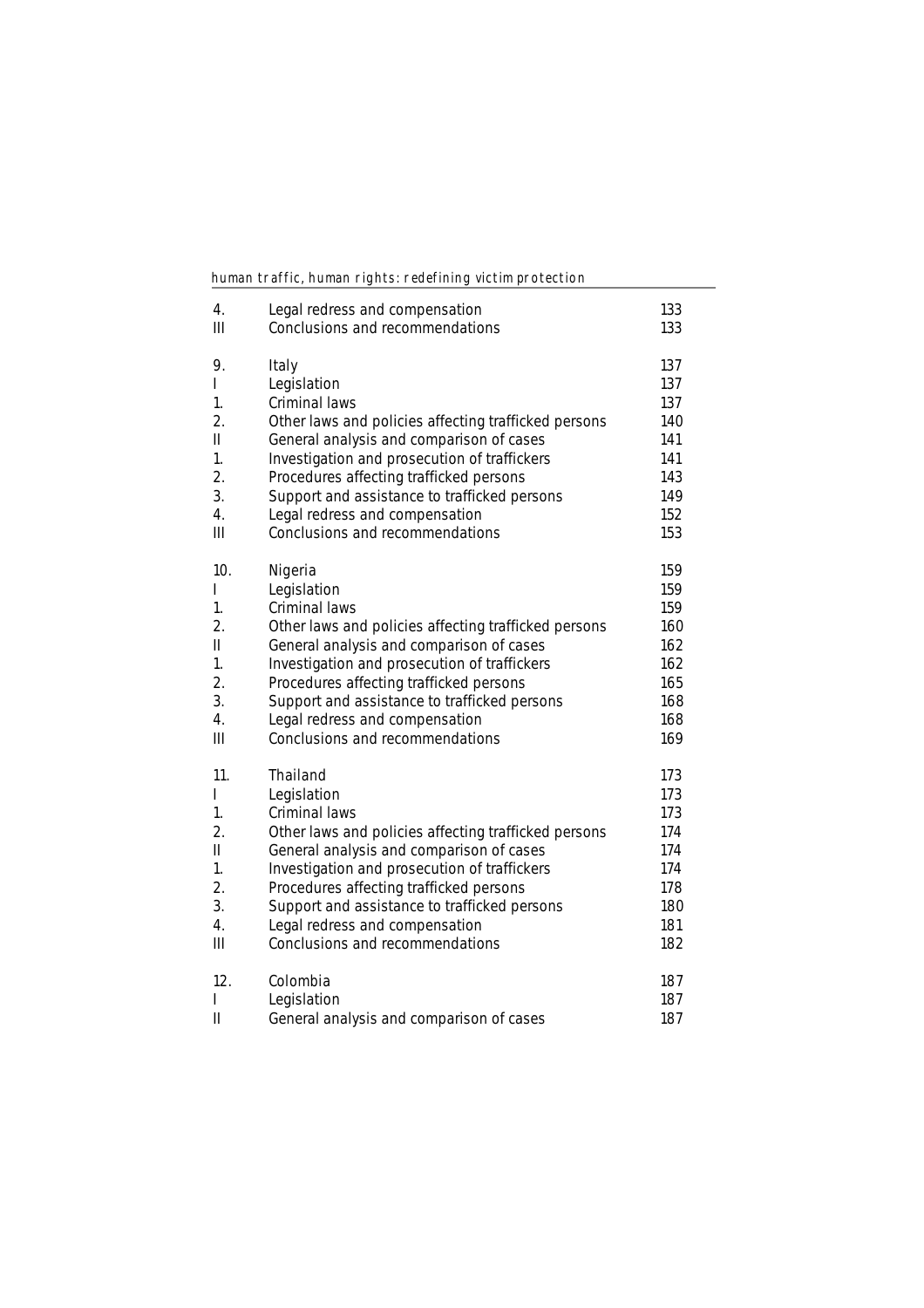| | | |
|---|---|---|
| 4. | Legal redress and compensation | 133 |
| III | Conclusions and recommendations | 133 |
| | | |
| 9. | Italy | 137 |
| I | Legislation | 137 |
| 1. | Criminal laws | 137 |
| 2. | Other laws and policies affecting trafficked persons | 140 |
| II | General analysis and comparison of cases | 141 |
| 1. | Investigation and prosecution of traffickers | 141 |
| 2. | Procedures affecting trafficked persons | 143 |
| 3. | Support and assistance to trafficked persons | 149 |
| 4. | Legal redress and compensation | 152 |
| III | Conclusions and recommendations | 153 |
| | | |
| 10. | Nigeria | 159 |
| I | Legislation | 159 |
| 1. | Criminal laws | 159 |
| 2. | Other laws and policies affecting trafficked persons | 160 |
| II | General analysis and comparison of cases | 162 |
| 1. | Investigation and prosecution of traffickers | 162 |
| 2. | Procedures affecting trafficked persons | 165 |
| 3. | Support and assistance to trafficked persons | 168 |
| 4. | Legal redress and compensation | 168 |
| III | Conclusions and recommendations | 169 |
| | | |
| 11. | Thailand | 173 |
| I | Legislation | 173 |
| 1. | Criminal laws | 173 |
| 2. | Other laws and policies affecting trafficked persons | 174 |
| II | General analysis and comparison of cases | 174 |
| 1. | Investigation and prosecution of traffickers | 174 |
| 2. | Procedures affecting trafficked persons | 178 |
| 3. | Support and assistance to trafficked persons | 180 |
| 4. | Legal redress and compensation | 181 |
| III | Conclusions and recommendations | 182 |
| | | |
| 12. | Colombia | 187 |
| I | Legislation | 187 |
| II | General analysis and comparison of cases | 187 |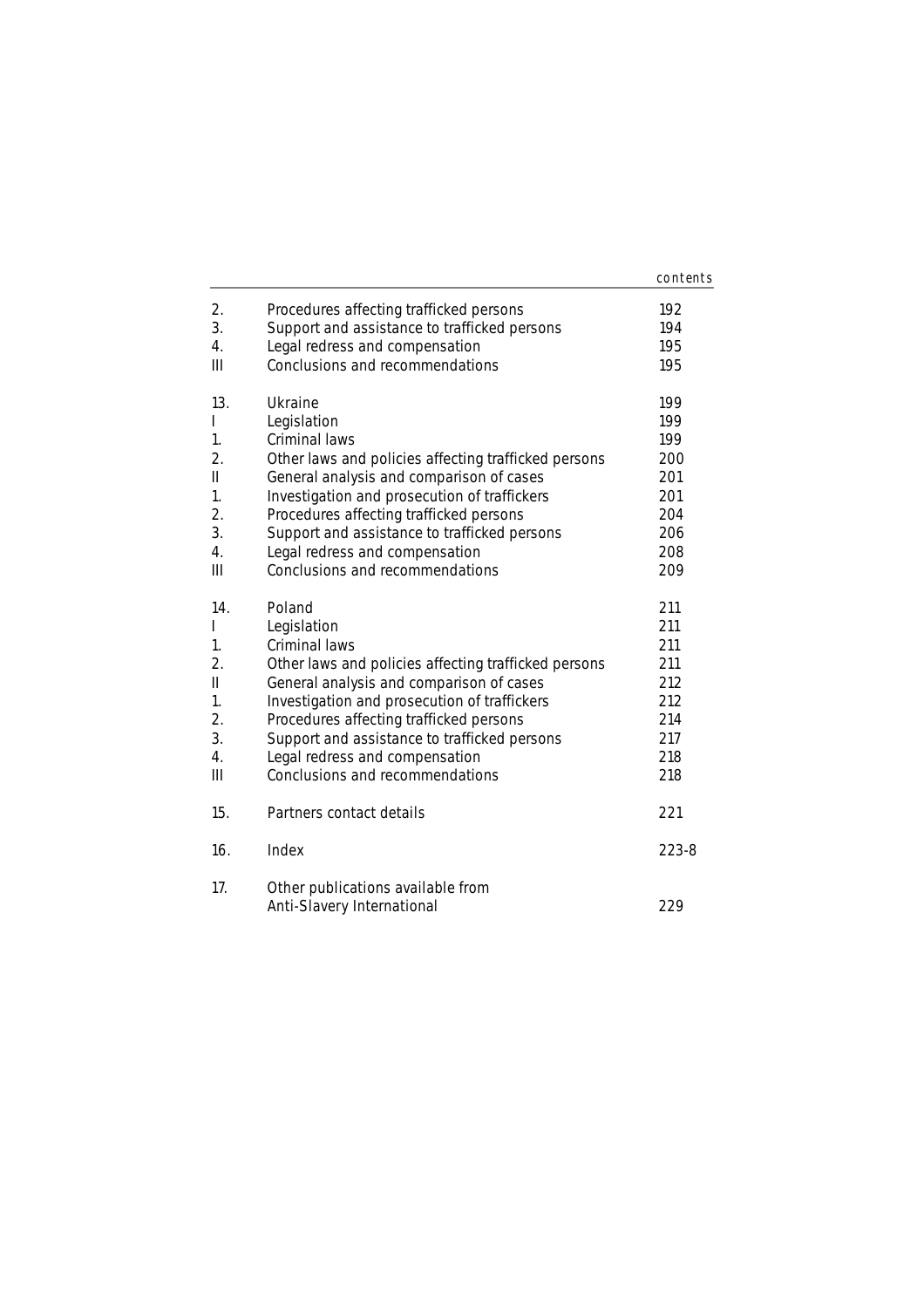| | | |
|---|---|---|
| 2. | Procedures affecting trafficked persons | 192 |
| 3. | Support and assistance to trafficked persons | 194 |
| 4. | Legal redress and compensation | 195 |
| III | Conclusions and recommendations | 195 |
| | | |
| 13. | Ukraine | 199 |
| I | Legislation | 199 |
| 1. | Criminal laws | 199 |
| 2. | Other laws and policies affecting trafficked persons | 200 |
| II | General analysis and comparison of cases | 201 |
| 1. | Investigation and prosecution of traffickers | 201 |
| 2. | Procedures affecting trafficked persons | 204 |
| 3. | Support and assistance to trafficked persons | 206 |
| 4. | Legal redress and compensation | 208 |
| III | Conclusions and recommendations | 209 |
| | | |
| 14. | Poland | 211 |
| I | Legislation | 211 |
| 1. | Criminal laws | 211 |
| 2. | Other laws and policies affecting trafficked persons | 211 |
| II | General analysis and comparison of cases | 212 |
| 1. | Investigation and prosecution of traffickers | 212 |
| 2. | Procedures affecting trafficked persons | 214 |
| 3. | Support and assistance to trafficked persons | 217 |
| 4. | Legal redress and compensation | 218 |
| III | Conclusions and recommendations | 218 |
| | | |
| 15. | Partners contact details | 221 |
| | | |
| 16. | Index | 223-8 |
| | | |
| 17. | Other publications available from Anti-Slavery International | 229 |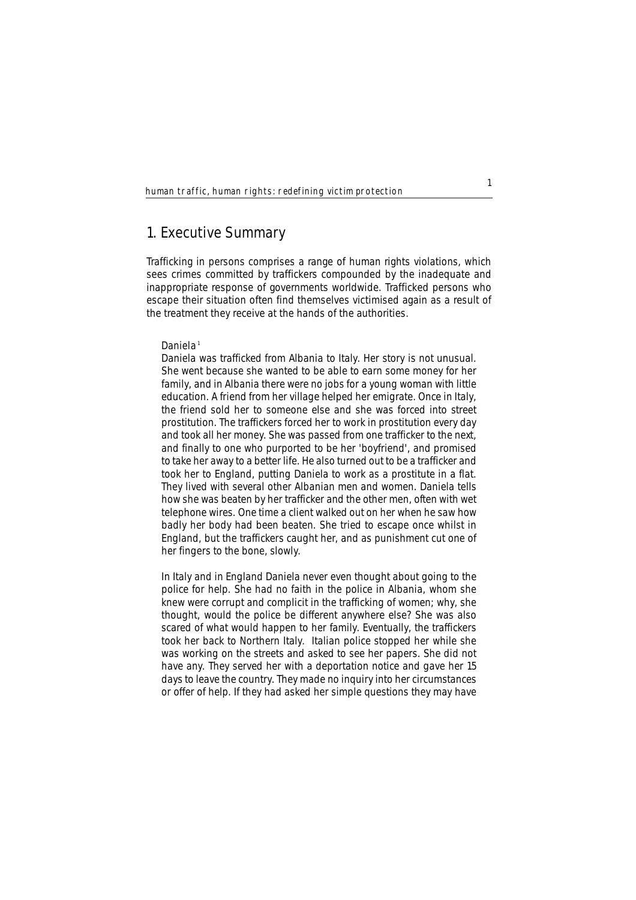# 1. Executive Summary

Trafficking in persons comprises a range of human rights violations, which sees crimes committed by traffickers compounded by the inadequate and inappropriate response of governments worldwide. Trafficked persons who escape their situation often find themselves victimised again as a result of the treatment they receive at the hands of the authorities.

> Daniela[1]
>
> Daniela was trafficked from Albania to Italy. Her story is not unusual. She went because she wanted to be able to earn some money for her family, and in Albania there were no jobs for a young woman with little education. A friend from her village helped her emigrate. Once in Italy, the friend sold her to someone else and she was forced into street prostitution. The traffickers forced her to work in prostitution every day and took all her money. She was passed from one trafficker to the next, and finally to one who purported to be her 'boyfriend', and promised to take her away to a better life. He also turned out to be a trafficker and took her to England, putting Daniela to work as a prostitute in a flat. They lived with several other Albanian men and women. Daniela tells how she was beaten by her trafficker and the other men, often with wet telephone wires. One time a client walked out on her when he saw how badly her body had been beaten. She tried to escape once whilst in England, but the traffickers caught her, and as punishment cut one of her fingers to the bone, slowly.
>
> In Italy and in England Daniela never even thought about going to the police for help. She had no faith in the police in Albania, whom she knew were corrupt and complicit in the trafficking of women; why, she thought, would the police be different anywhere else? She was also scared of what would happen to her family. Eventually, the traffickers took her back to Northern Italy. Italian police stopped her while she was working on the streets and asked to see her papers. She did not have any. They served her with a deportation notice and gave her 15 days to leave the country. They made no inquiry into her circumstances or offer of help. If they had asked her simple questions they may have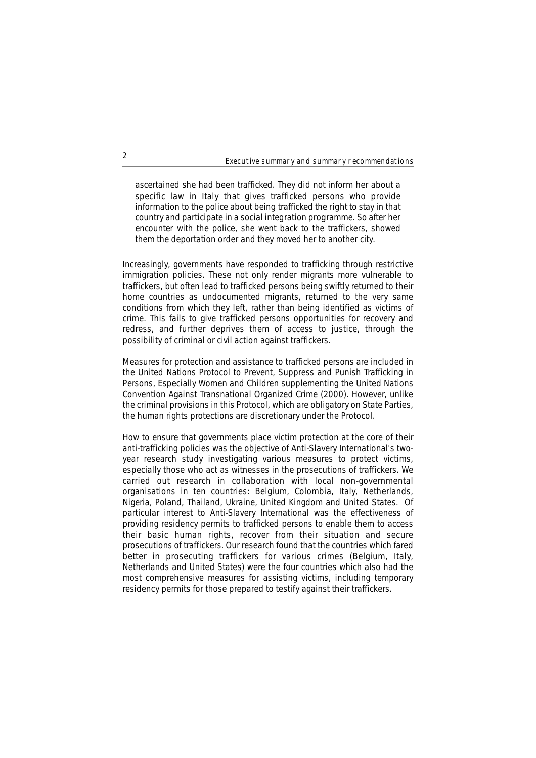> ascertained she had been trafficked. They did not inform her about a specific law in Italy that gives trafficked persons who provide information to the police about being trafficked the right to stay in that country and participate in a social integration programme. So after her encounter with the police, she went back to the traffickers, showed them the deportation order and they moved her to another city.

Increasingly, governments have responded to trafficking through restrictive immigration policies. These not only render migrants more vulnerable to traffickers, but often lead to trafficked persons being swiftly returned to their home countries as undocumented migrants, returned to the very same conditions from which they left, rather than being identified as victims of crime. This fails to give trafficked persons opportunities for recovery and redress, and further deprives them of access to justice, through the possibility of criminal or civil action against traffickers.

Measures for protection and assistance to trafficked persons are included in the United Nations Protocol to Prevent, Suppress and Punish Trafficking in Persons, Especially Women and Children supplementing the United Nations Convention Against Transnational Organized Crime (2000). However, unlike the criminal provisions in this Protocol, which are obligatory on State Parties, the human rights protections are discretionary under the Protocol.

How to ensure that governments place victim protection at the core of their anti-trafficking policies was the objective of Anti-Slavery International's two-year research study investigating various measures to protect victims, especially those who act as witnesses in the prosecutions of traffickers. We carried out research in collaboration with local non-governmental organisations in ten countries: Belgium, Colombia, Italy, Netherlands, Nigeria, Poland, Thailand, Ukraine, United Kingdom and United States. Of particular interest to Anti-Slavery International was the effectiveness of providing residency permits to trafficked persons to enable them to access their basic human rights, recover from their situation and secure prosecutions of traffickers. Our research found that the countries which fared better in prosecuting traffickers for various crimes (Belgium, Italy, Netherlands and United States) were the four countries which also had the most comprehensive measures for assisting victims, including temporary residency permits for those prepared to testify against their traffickers.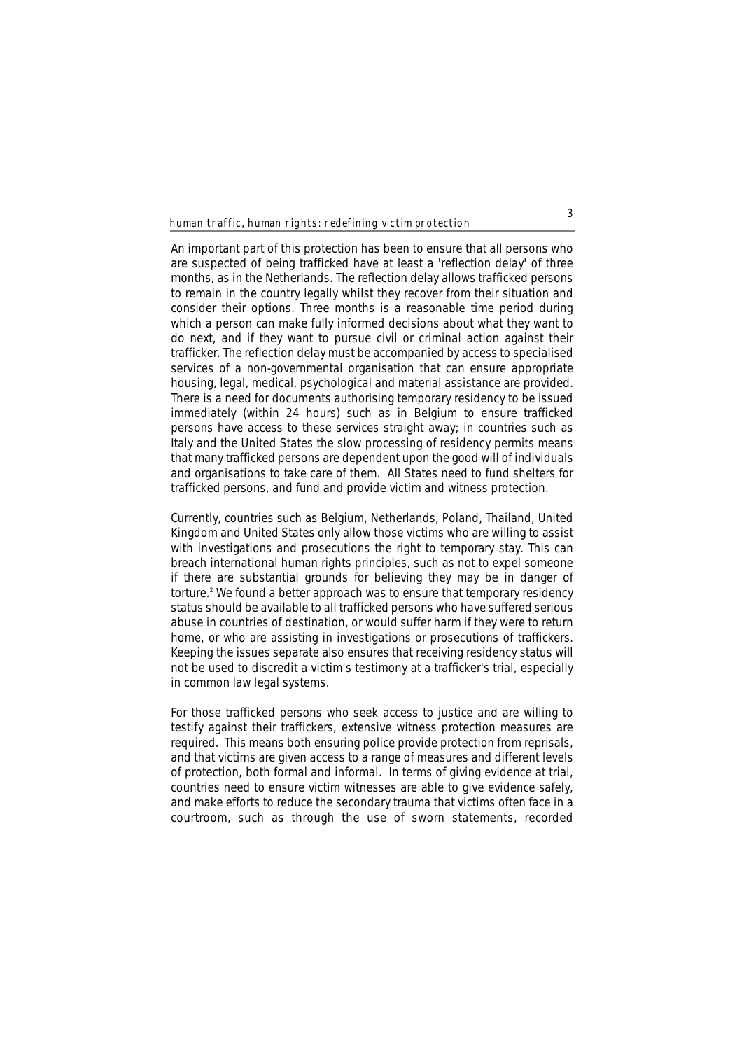An important part of this protection has been to ensure that all persons who are suspected of being trafficked have at least a 'reflection delay' of three months, as in the Netherlands. The reflection delay allows trafficked persons to remain in the country legally whilst they recover from their situation and consider their options. Three months is a reasonable time period during which a person can make fully informed decisions about what they want to do next, and if they want to pursue civil or criminal action against their trafficker. The reflection delay must be accompanied by access to specialised services of a non-governmental organisation that can ensure appropriate housing, legal, medical, psychological and material assistance are provided. There is a need for documents authorising temporary residency to be issued immediately (within 24 hours) such as in Belgium to ensure trafficked persons have access to these services straight away; in countries such as Italy and the United States the slow processing of residency permits means that many trafficked persons are dependent upon the good will of individuals and organisations to take care of them. All States need to fund shelters for trafficked persons, and fund and provide victim and witness protection.

Currently, countries such as Belgium, Netherlands, Poland, Thailand, United Kingdom and United States only allow those victims who are willing to assist with investigations and prosecutions the right to temporary stay. This can breach international human rights principles, such as not to expel someone if there are substantial grounds for believing they may be in danger of torture.[2] We found a better approach was to ensure that temporary residency status should be available to all trafficked persons who have suffered serious abuse in countries of destination, or would suffer harm if they were to return home, or who are assisting in investigations or prosecutions of traffickers. Keeping the issues separate also ensures that receiving residency status will not be used to discredit a victim's testimony at a trafficker's trial, especially in common law legal systems.

For those trafficked persons who seek access to justice and are willing to testify against their traffickers, extensive witness protection measures are required. This means both ensuring police provide protection from reprisals, and that victims are given access to a range of measures and different levels of protection, both formal and informal. In terms of giving evidence at trial, countries need to ensure victim witnesses are able to give evidence safely, and make efforts to reduce the secondary trauma that victims often face in a courtroom, such as through the use of sworn statements, recorded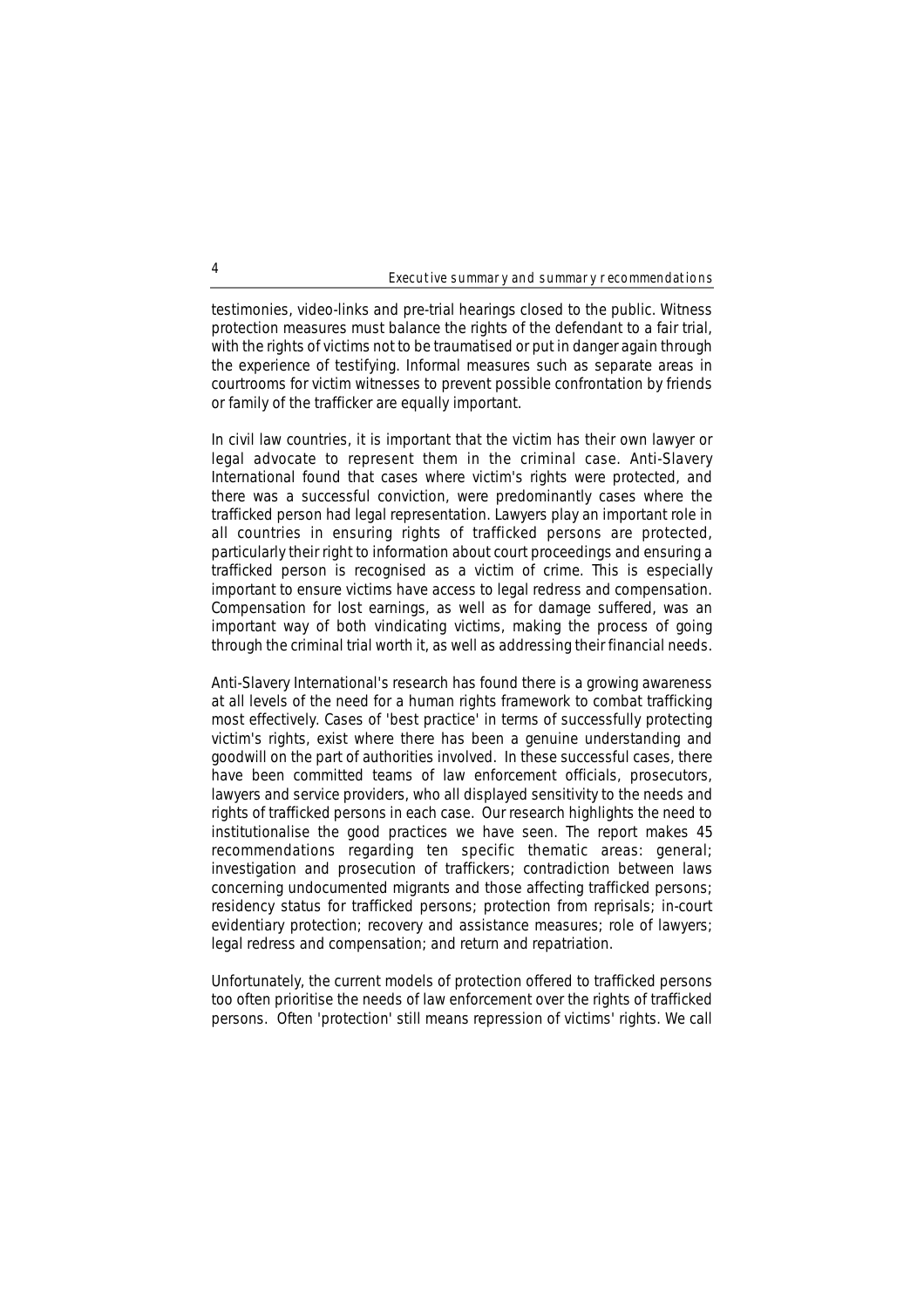testimonies, video-links and pre-trial hearings closed to the public. Witness protection measures must balance the rights of the defendant to a fair trial, with the rights of victims not to be traumatised or put in danger again through the experience of testifying. Informal measures such as separate areas in courtrooms for victim witnesses to prevent possible confrontation by friends or family of the trafficker are equally important.

In civil law countries, it is important that the victim has their own lawyer or legal advocate to represent them in the criminal case. Anti-Slavery International found that cases where victim's rights were protected, and there was a successful conviction, were predominantly cases where the trafficked person had legal representation. Lawyers play an important role in all countries in ensuring rights of trafficked persons are protected, particularly their right to information about court proceedings and ensuring a trafficked person is recognised as a victim of crime. This is especially important to ensure victims have access to legal redress and compensation. Compensation for lost earnings, as well as for damage suffered, was an important way of both vindicating victims, making the process of going through the criminal trial worth it, as well as addressing their financial needs.

Anti-Slavery International's research has found there is a growing awareness at all levels of the need for a human rights framework to combat trafficking most effectively. Cases of 'best practice' in terms of successfully protecting victim's rights, exist where there has been a genuine understanding and goodwill on the part of authorities involved. In these successful cases, there have been committed teams of law enforcement officials, prosecutors, lawyers and service providers, who all displayed sensitivity to the needs and rights of trafficked persons in each case. Our research highlights the need to institutionalise the good practices we have seen. The report makes 45 recommendations regarding ten specific thematic areas: general; investigation and prosecution of traffickers; contradiction between laws concerning undocumented migrants and those affecting trafficked persons; residency status for trafficked persons; protection from reprisals; in-court evidentiary protection; recovery and assistance measures; role of lawyers; legal redress and compensation; and return and repatriation.

Unfortunately, the current models of protection offered to trafficked persons too often prioritise the needs of law enforcement over the rights of trafficked persons. Often 'protection' still means repression of victims' rights. We call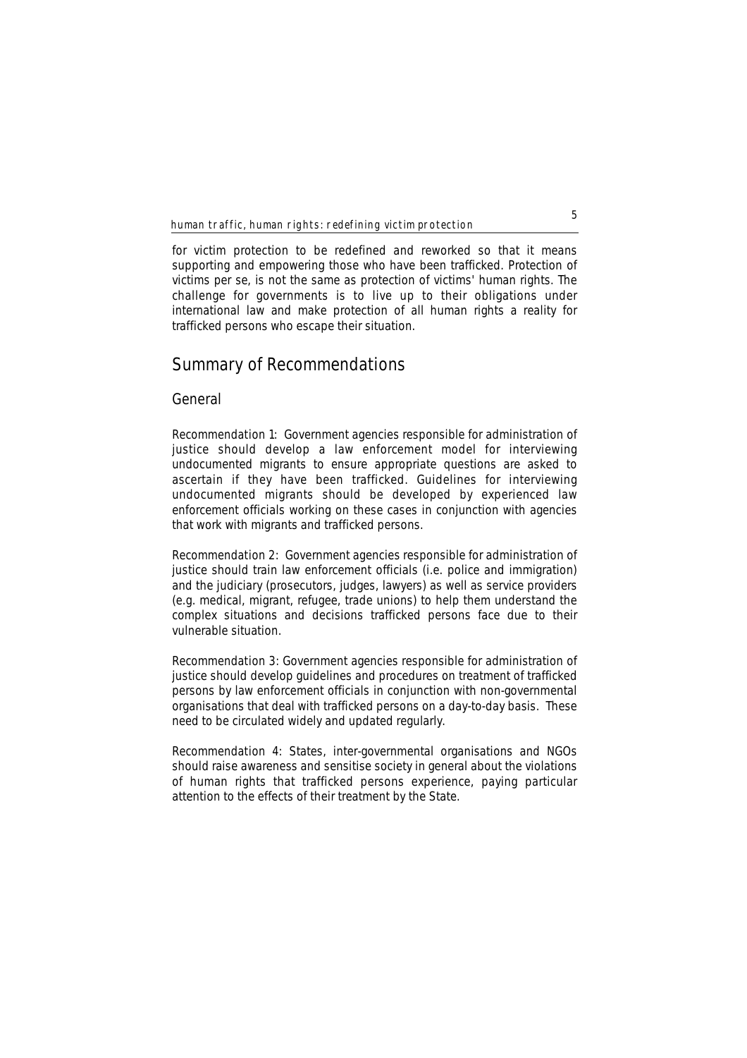for victim protection to be redefined and reworked so that it means supporting and empowering those who have been trafficked. Protection of victims per se, is not the same as protection of victims' human rights. The challenge for governments is to live up to their obligations under international law and make protection of all human rights a reality for trafficked persons who escape their situation.

## Summary of Recommendations

### General

Recommendation 1: Government agencies responsible for administration of justice should develop a law enforcement model for interviewing undocumented migrants to ensure appropriate questions are asked to ascertain if they have been trafficked. Guidelines for interviewing undocumented migrants should be developed by experienced law enforcement officials working on these cases in conjunction with agencies that work with migrants and trafficked persons.

Recommendation 2: Government agencies responsible for administration of justice should train law enforcement officials (i.e. police and immigration) and the judiciary (prosecutors, judges, lawyers) as well as service providers (e.g. medical, migrant, refugee, trade unions) to help them understand the complex situations and decisions trafficked persons face due to their vulnerable situation.

Recommendation 3: Government agencies responsible for administration of justice should develop guidelines and procedures on treatment of trafficked persons by law enforcement officials in conjunction with non-governmental organisations that deal with trafficked persons on a day-to-day basis. These need to be circulated widely and updated regularly.

Recommendation 4: States, inter-governmental organisations and NGOs should raise awareness and sensitise society in general about the violations of human rights that trafficked persons experience, paying particular attention to the effects of their treatment by the State.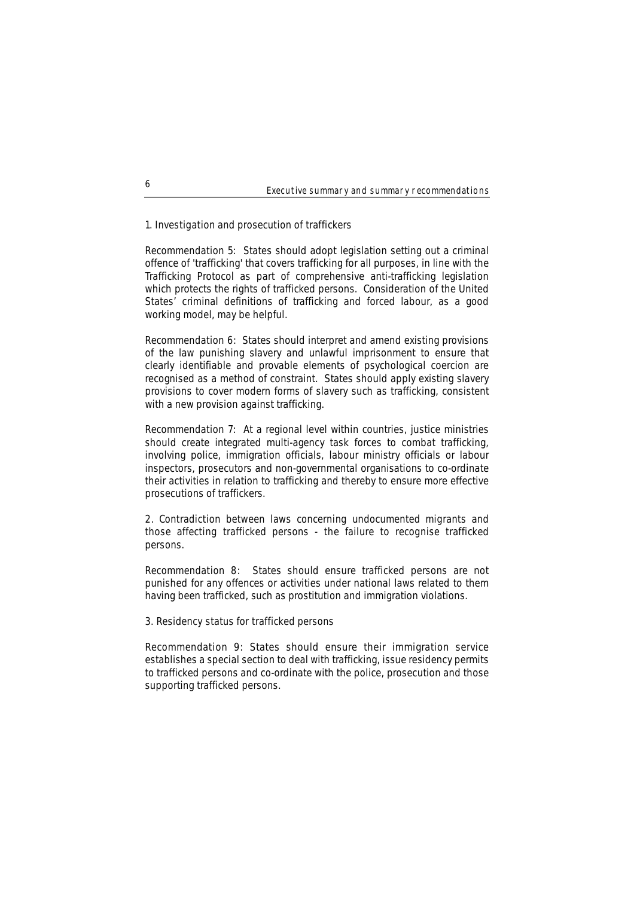1. Investigation and prosecution of traffickers

Recommendation 5: States should adopt legislation setting out a criminal offence of 'trafficking' that covers trafficking for all purposes, in line with the Trafficking Protocol as part of comprehensive anti-trafficking legislation which protects the rights of trafficked persons. Consideration of the United States' criminal definitions of trafficking and forced labour, as a good working model, may be helpful.

Recommendation 6: States should interpret and amend existing provisions of the law punishing slavery and unlawful imprisonment to ensure that clearly identifiable and provable elements of psychological coercion are recognised as a method of constraint. States should apply existing slavery provisions to cover modern forms of slavery such as trafficking, consistent with a new provision against trafficking.

Recommendation 7: At a regional level within countries, justice ministries should create integrated multi-agency task forces to combat trafficking, involving police, immigration officials, labour ministry officials or labour inspectors, prosecutors and non-governmental organisations to co-ordinate their activities in relation to trafficking and thereby to ensure more effective prosecutions of traffickers.

2. Contradiction between laws concerning undocumented migrants and those affecting trafficked persons - the failure to recognise trafficked persons.

Recommendation 8: States should ensure trafficked persons are not punished for any offences or activities under national laws related to them having been trafficked, such as prostitution and immigration violations.

3. Residency status for trafficked persons

Recommendation 9: States should ensure their immigration service establishes a special section to deal with trafficking, issue residency permits to trafficked persons and co-ordinate with the police, prosecution and those supporting trafficked persons.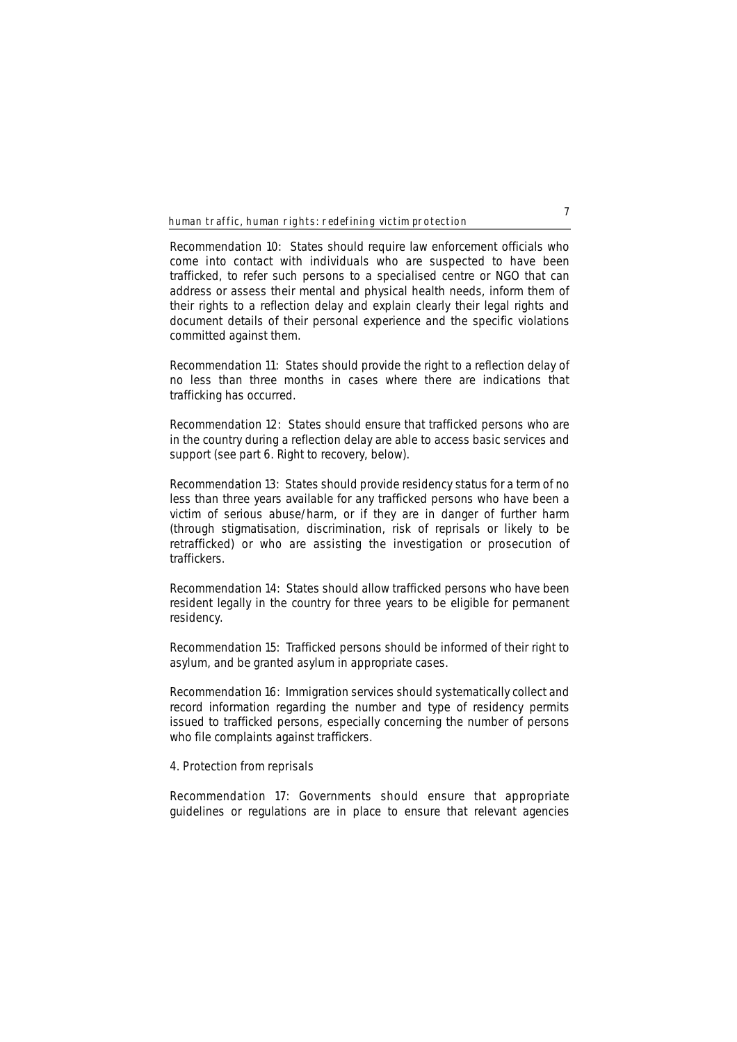Recommendation 10: States should require law enforcement officials who come into contact with individuals who are suspected to have been trafficked, to refer such persons to a specialised centre or NGO that can address or assess their mental and physical health needs, inform them of their rights to a reflection delay and explain clearly their legal rights and document details of their personal experience and the specific violations committed against them.

Recommendation 11: States should provide the right to a reflection delay of no less than three months in cases where there are indications that trafficking has occurred.

Recommendation 12: States should ensure that trafficked persons who are in the country during a reflection delay are able to access basic services and support (see part 6. Right to recovery, below).

Recommendation 13: States should provide residency status for a term of no less than three years available for any trafficked persons who have been a victim of serious abuse/harm, or if they are in danger of further harm (through stigmatisation, discrimination, risk of reprisals or likely to be retrafficked) or who are assisting the investigation or prosecution of traffickers.

Recommendation 14: States should allow trafficked persons who have been resident legally in the country for three years to be eligible for permanent residency.

Recommendation 15: Trafficked persons should be informed of their right to asylum, and be granted asylum in appropriate cases.

Recommendation 16: Immigration services should systematically collect and record information regarding the number and type of residency permits issued to trafficked persons, especially concerning the number of persons who file complaints against traffickers.

## 4. Protection from reprisals

Recommendation 17: Governments should ensure that appropriate guidelines or regulations are in place to ensure that relevant agencies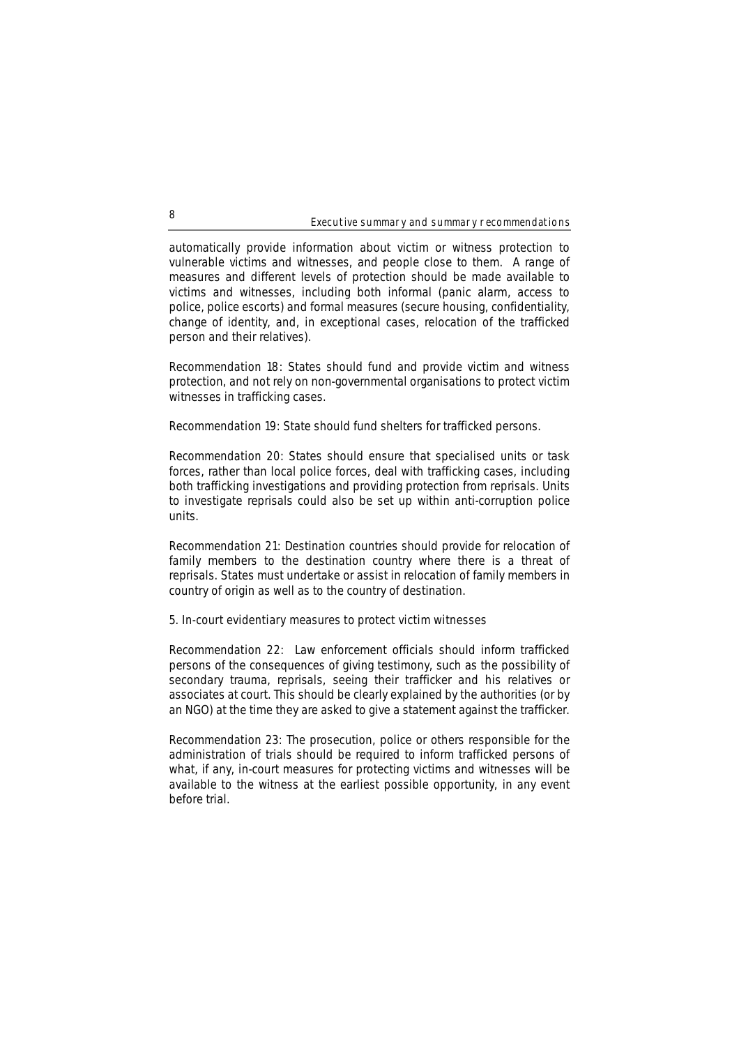automatically provide information about victim or witness protection to vulnerable victims and witnesses, and people close to them. A range of measures and different levels of protection should be made available to victims and witnesses, including both informal (panic alarm, access to police, police escorts) and formal measures (secure housing, confidentiality, change of identity, and, in exceptional cases, relocation of the trafficked person and their relatives).

Recommendation 18: States should fund and provide victim and witness protection, and not rely on non-governmental organisations to protect victim witnesses in trafficking cases.

Recommendation 19: State should fund shelters for trafficked persons.

Recommendation 20: States should ensure that specialised units or task forces, rather than local police forces, deal with trafficking cases, including both trafficking investigations and providing protection from reprisals. Units to investigate reprisals could also be set up within anti-corruption police units.

Recommendation 21: Destination countries should provide for relocation of family members to the destination country where there is a threat of reprisals. States must undertake or assist in relocation of family members in country of origin as well as to the country of destination.

5. In-court evidentiary measures to protect victim witnesses

Recommendation 22: Law enforcement officials should inform trafficked persons of the consequences of giving testimony, such as the possibility of secondary trauma, reprisals, seeing their trafficker and his relatives or associates at court. This should be clearly explained by the authorities (or by an NGO) at the time they are asked to give a statement against the trafficker.

Recommendation 23: The prosecution, police or others responsible for the administration of trials should be required to inform trafficked persons of what, if any, in-court measures for protecting victims and witnesses will be available to the witness at the earliest possible opportunity, in any event before trial.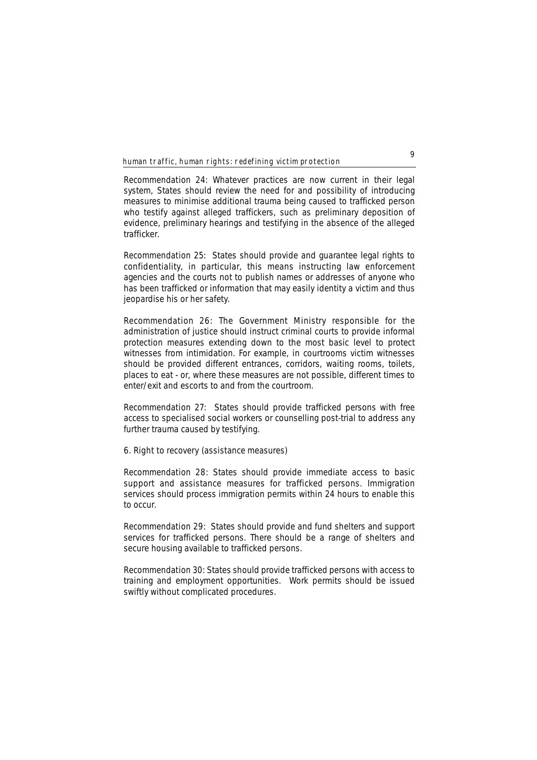Recommendation 24: Whatever practices are now current in their legal system, States should review the need for and possibility of introducing measures to minimise additional trauma being caused to trafficked person who testify against alleged traffickers, such as preliminary deposition of evidence, preliminary hearings and testifying in the absence of the alleged trafficker.

Recommendation 25: States should provide and guarantee legal rights to confidentiality, in particular, this means instructing law enforcement agencies and the courts not to publish names or addresses of anyone who has been trafficked or information that may easily identity a victim and thus jeopardise his or her safety.

Recommendation 26: The Government Ministry responsible for the administration of justice should instruct criminal courts to provide informal protection measures extending down to the most basic level to protect witnesses from intimidation. For example, in courtrooms victim witnesses should be provided different entrances, corridors, waiting rooms, toilets, places to eat - or, where these measures are not possible, different times to enter/exit and escorts to and from the courtroom.

Recommendation 27: States should provide trafficked persons with free access to specialised social workers or counselling post-trial to address any further trauma caused by testifying.

6. Right to recovery (assistance measures)

Recommendation 28: States should provide immediate access to basic support and assistance measures for trafficked persons. Immigration services should process immigration permits within 24 hours to enable this to occur.

Recommendation 29: States should provide and fund shelters and support services for trafficked persons. There should be a range of shelters and secure housing available to trafficked persons.

Recommendation 30: States should provide trafficked persons with access to training and employment opportunities. Work permits should be issued swiftly without complicated procedures.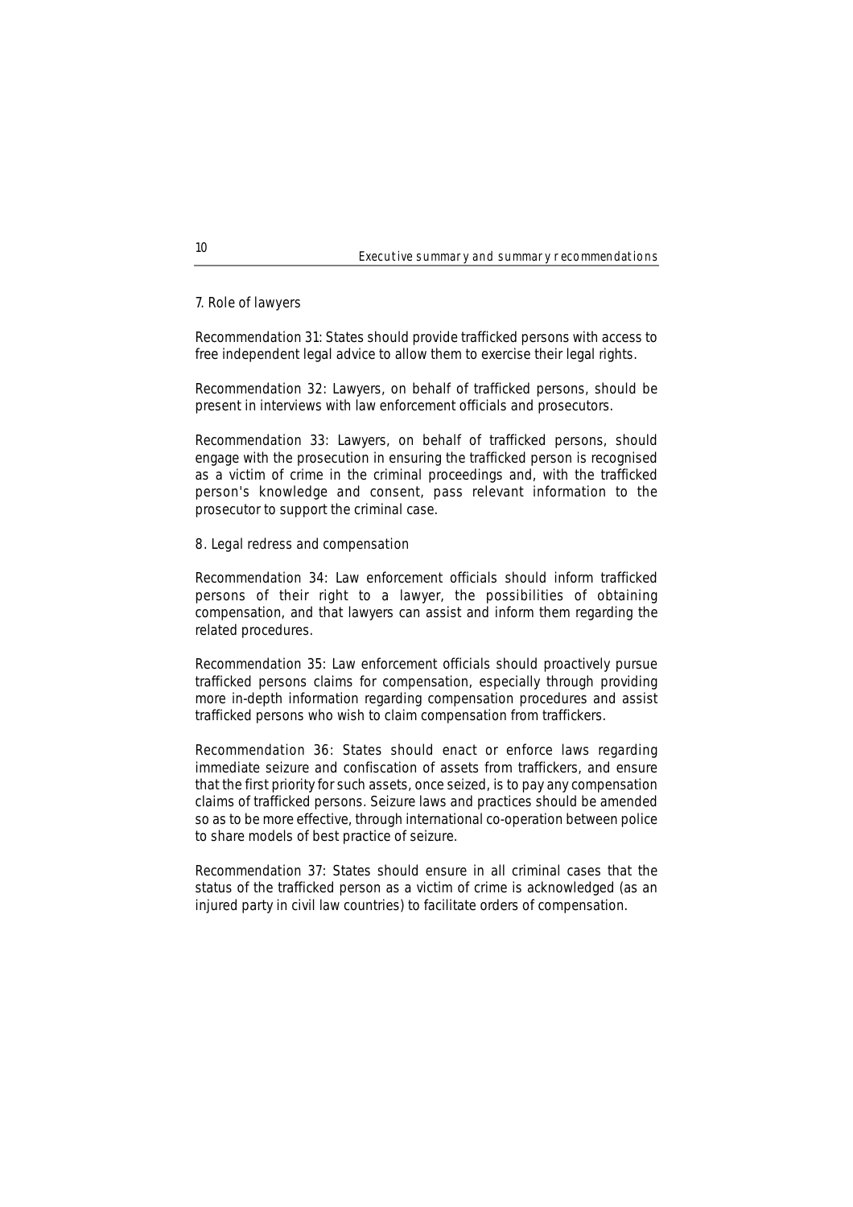## 7. Role of lawyers

Recommendation 31: States should provide trafficked persons with access to free independent legal advice to allow them to exercise their legal rights.

Recommendation 32: Lawyers, on behalf of trafficked persons, should be present in interviews with law enforcement officials and prosecutors.

Recommendation 33: Lawyers, on behalf of trafficked persons, should engage with the prosecution in ensuring the trafficked person is recognised as a victim of crime in the criminal proceedings and, with the trafficked person's knowledge and consent, pass relevant information to the prosecutor to support the criminal case.

## 8. Legal redress and compensation

Recommendation 34: Law enforcement officials should inform trafficked persons of their right to a lawyer, the possibilities of obtaining compensation, and that lawyers can assist and inform them regarding the related procedures.

Recommendation 35: Law enforcement officials should proactively pursue trafficked persons claims for compensation, especially through providing more in-depth information regarding compensation procedures and assist trafficked persons who wish to claim compensation from traffickers.

Recommendation 36: States should enact or enforce laws regarding immediate seizure and confiscation of assets from traffickers, and ensure that the first priority for such assets, once seized, is to pay any compensation claims of trafficked persons. Seizure laws and practices should be amended so as to be more effective, through international co-operation between police to share models of best practice of seizure.

Recommendation 37: States should ensure in all criminal cases that the status of the trafficked person as a victim of crime is acknowledged (as an injured party in civil law countries) to facilitate orders of compensation.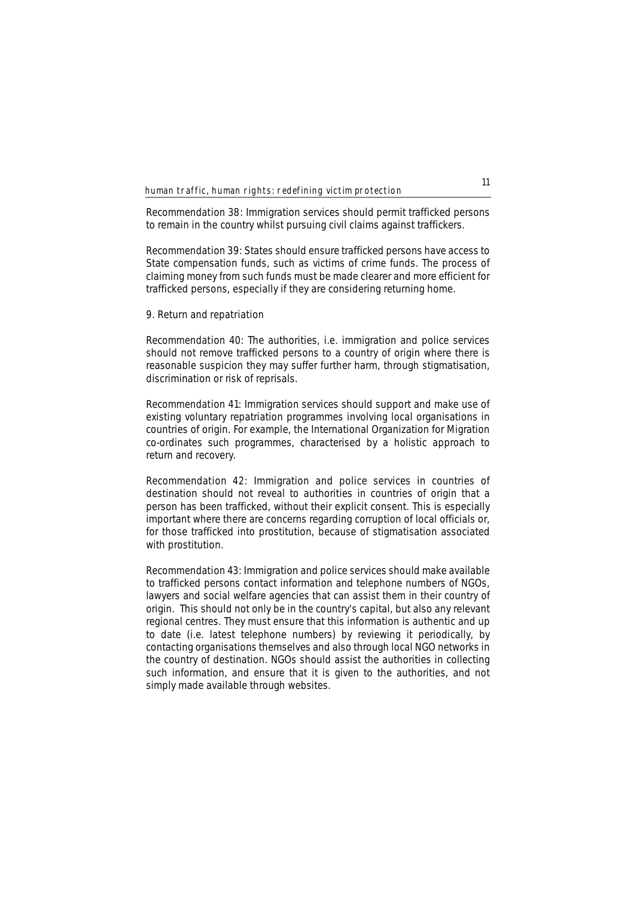Recommendation 38: Immigration services should permit trafficked persons to remain in the country whilst pursuing civil claims against traffickers.

Recommendation 39: States should ensure trafficked persons have access to State compensation funds, such as victims of crime funds. The process of claiming money from such funds must be made clearer and more efficient for trafficked persons, especially if they are considering returning home.

## 9. Return and repatriation

Recommendation 40: The authorities, i.e. immigration and police services should not remove trafficked persons to a country of origin where there is reasonable suspicion they may suffer further harm, through stigmatisation, discrimination or risk of reprisals.

Recommendation 41: Immigration services should support and make use of existing voluntary repatriation programmes involving local organisations in countries of origin. For example, the International Organization for Migration co-ordinates such programmes, characterised by a holistic approach to return and recovery.

Recommendation 42: Immigration and police services in countries of destination should not reveal to authorities in countries of origin that a person has been trafficked, without their explicit consent. This is especially important where there are concerns regarding corruption of local officials or, for those trafficked into prostitution, because of stigmatisation associated with prostitution.

Recommendation 43: Immigration and police services should make available to trafficked persons contact information and telephone numbers of NGOs, lawyers and social welfare agencies that can assist them in their country of origin. This should not only be in the country's capital, but also any relevant regional centres. They must ensure that this information is authentic and up to date (i.e. latest telephone numbers) by reviewing it periodically, by contacting organisations themselves and also through local NGO networks in the country of destination. NGOs should assist the authorities in collecting such information, and ensure that it is given to the authorities, and not simply made available through websites.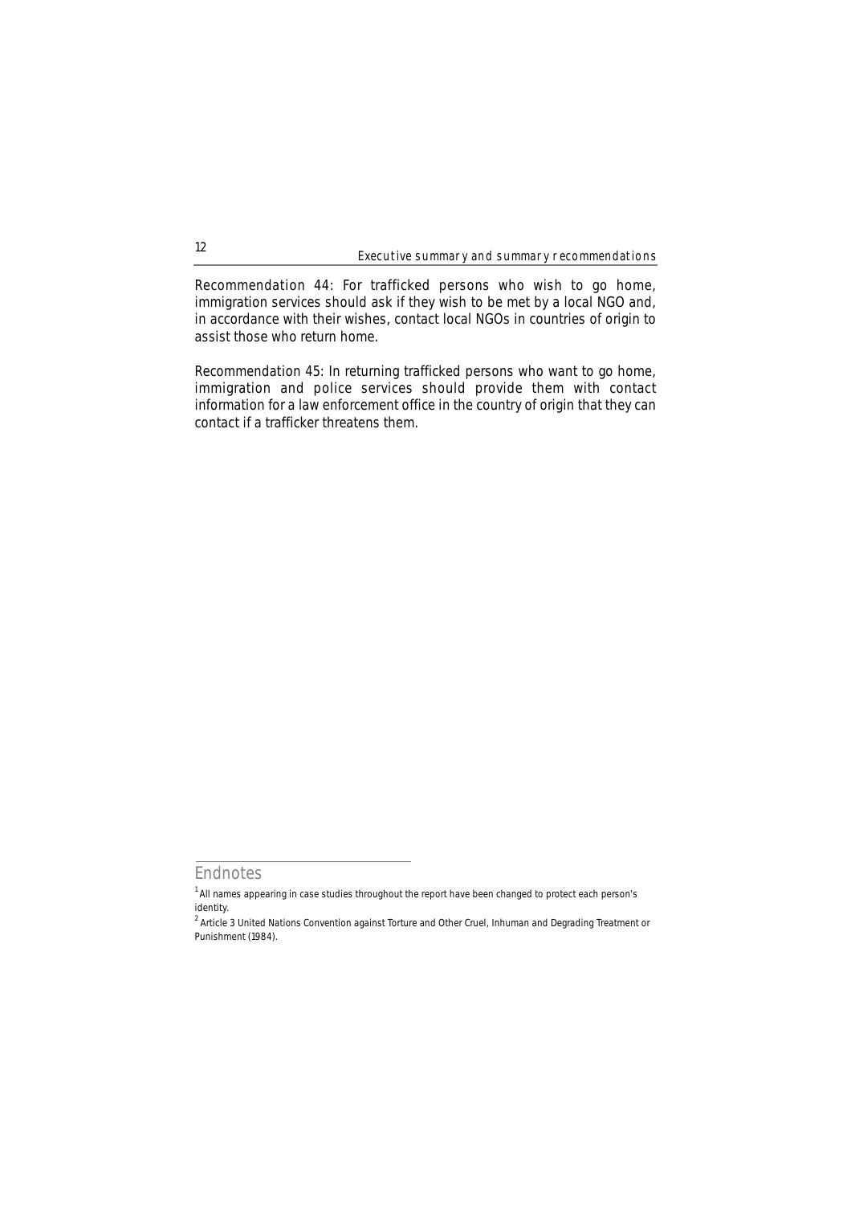Recommendation 44: For trafficked persons who wish to go home, immigration services should ask if they wish to be met by a local NGO and, in accordance with their wishes, contact local NGOs in countries of origin to assist those who return home.

Recommendation 45: In returning trafficked persons who want to go home, immigration and police services should provide them with contact information for a law enforcement office in the country of origin that they can contact if a trafficker threatens them.

## Endnotes

[1] All names appearing in case studies throughout the report have been changed to protect each person's identity.

[2] Article 3 United Nations Convention against Torture and Other Cruel, Inhuman and Degrading Treatment or Punishment (1984).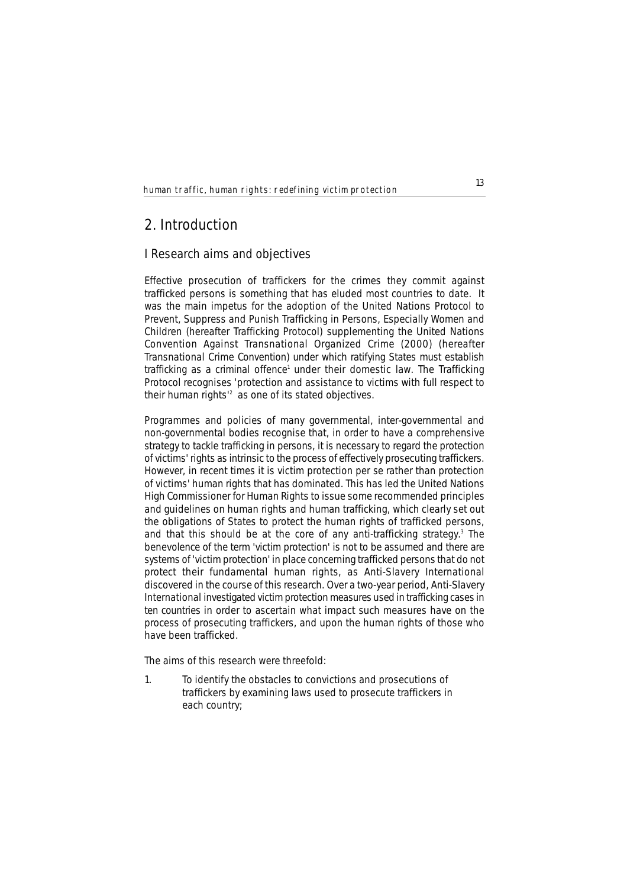## 2. Introduction

### I Research aims and objectives

Effective prosecution of traffickers for the crimes they commit against trafficked persons is something that has eluded most countries to date. It was the main impetus for the adoption of the United Nations Protocol to Prevent, Suppress and Punish Trafficking in Persons, Especially Women and Children (hereafter Trafficking Protocol) supplementing the United Nations Convention Against Transnational Organized Crime (2000) (hereafter Transnational Crime Convention) under which ratifying States must establish trafficking as a criminal offence[1] under their domestic law. The Trafficking Protocol recognises 'protection and assistance to victims with full respect to their human rights'[2] as one of its stated objectives.

Programmes and policies of many governmental, inter-governmental and non-governmental bodies recognise that, in order to have a comprehensive strategy to tackle trafficking in persons, it is necessary to regard the protection of victims' rights as intrinsic to the process of effectively prosecuting traffickers. However, in recent times it is victim protection per se rather than protection of victims' human rights that has dominated. This has led the United Nations High Commissioner for Human Rights to issue some recommended principles and guidelines on human rights and human trafficking, which clearly set out the obligations of States to protect the human rights of trafficked persons, and that this should be at the core of any anti-trafficking strategy.[3] The benevolence of the term 'victim protection' is not to be assumed and there are systems of 'victim protection' in place concerning trafficked persons that do not protect their fundamental human rights, as Anti-Slavery International discovered in the course of this research. Over a two-year period, Anti-Slavery International investigated victim protection measures used in trafficking cases in ten countries in order to ascertain what impact such measures have on the process of prosecuting traffickers, and upon the human rights of those who have been trafficked.

The aims of this research were threefold:

1. To identify the obstacles to convictions and prosecutions of traffickers by examining laws used to prosecute traffickers in each country;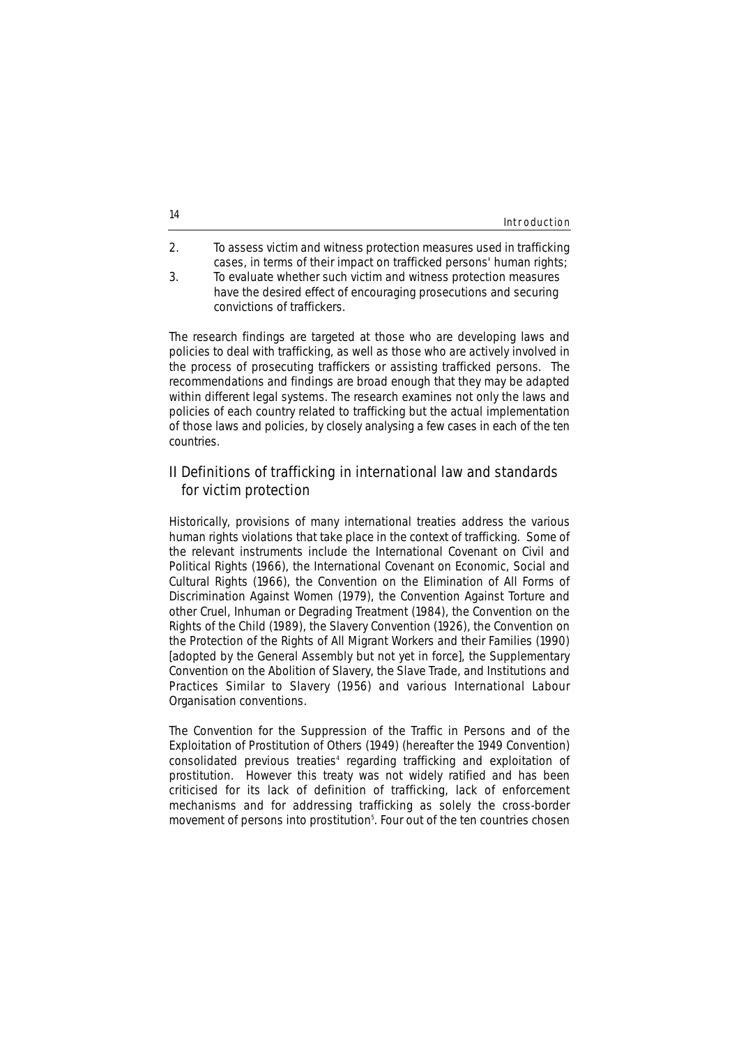2. To assess victim and witness protection measures used in trafficking cases, in terms of their impact on trafficked persons' human rights;
3. To evaluate whether such victim and witness protection measures have the desired effect of encouraging prosecutions and securing convictions of traffickers.

The research findings are targeted at those who are developing laws and policies to deal with trafficking, as well as those who are actively involved in the process of prosecuting traffickers or assisting trafficked persons. The recommendations and findings are broad enough that they may be adapted within different legal systems. The research examines not only the laws and policies of each country related to trafficking but the actual implementation of those laws and policies, by closely analysing a few cases in each of the ten countries.

## II Definitions of trafficking in international law and standards for victim protection

Historically, provisions of many international treaties address the various human rights violations that take place in the context of trafficking. Some of the relevant instruments include the International Covenant on Civil and Political Rights (1966), the International Covenant on Economic, Social and Cultural Rights (1966), the Convention on the Elimination of All Forms of Discrimination Against Women (1979), the Convention Against Torture and other Cruel, Inhuman or Degrading Treatment (1984), the Convention on the Rights of the Child (1989), the Slavery Convention (1926), the Convention on the Protection of the Rights of All Migrant Workers and their Families (1990) [adopted by the General Assembly but not yet in force], the Supplementary Convention on the Abolition of Slavery, the Slave Trade, and Institutions and Practices Similar to Slavery (1956) and various International Labour Organisation conventions.

The Convention for the Suppression of the Traffic in Persons and of the Exploitation of Prostitution of Others (1949) (hereafter the 1949 Convention) consolidated previous treaties[4] regarding trafficking and exploitation of prostitution. However this treaty was not widely ratified and has been criticised for its lack of definition of trafficking, lack of enforcement mechanisms and for addressing trafficking as solely the cross-border movement of persons into prostitution[5]. Four out of the ten countries chosen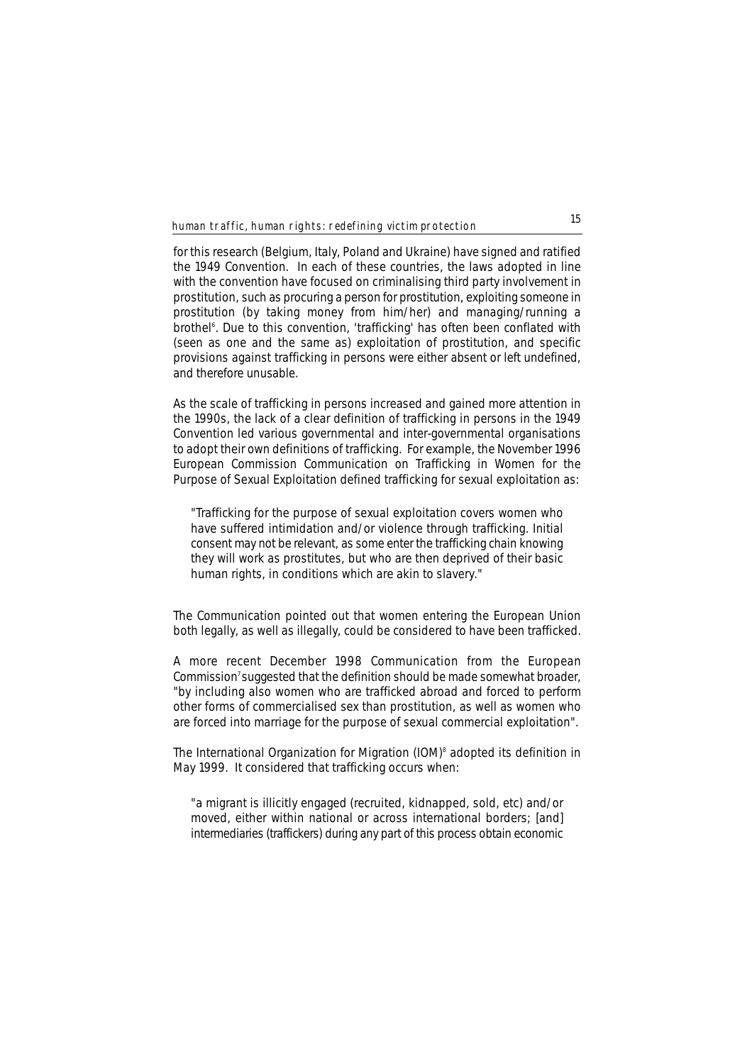for this research (Belgium, Italy, Poland and Ukraine) have signed and ratified the 1949 Convention. In each of these countries, the laws adopted in line with the convention have focused on criminalising third party involvement in prostitution, such as procuring a person for prostitution, exploiting someone in prostitution (by taking money from him/her) and managing/running a brothel[6]. Due to this convention, 'trafficking' has often been conflated with (seen as one and the same as) exploitation of prostitution, and specific provisions against trafficking in persons were either absent or left undefined, and therefore unusable.

As the scale of trafficking in persons increased and gained more attention in the 1990s, the lack of a clear definition of trafficking in persons in the 1949 Convention led various governmental and inter-governmental organisations to adopt their own definitions of trafficking. For example, the November 1996 European Commission Communication on Trafficking in Women for the Purpose of Sexual Exploitation defined trafficking for sexual exploitation as:

> "Trafficking for the purpose of sexual exploitation covers women who have suffered intimidation and/or violence through trafficking. Initial consent may not be relevant, as some enter the trafficking chain knowing they will work as prostitutes, but who are then deprived of their basic human rights, in conditions which are akin to slavery."

The Communication pointed out that women entering the European Union both legally, as well as illegally, could be considered to have been trafficked.

A more recent December 1998 Communication from the European Commission[7] suggested that the definition should be made somewhat broader, "by including also women who are trafficked abroad and forced to perform other forms of commercialised sex than prostitution, as well as women who are forced into marriage for the purpose of sexual commercial exploitation".

The International Organization for Migration (IOM)[8] adopted its definition in May 1999. It considered that trafficking occurs when:

> "a migrant is illicitly engaged (recruited, kidnapped, sold, etc) and/or moved, either within national or across international borders; [and] intermediaries (traffickers) during any part of this process obtain economic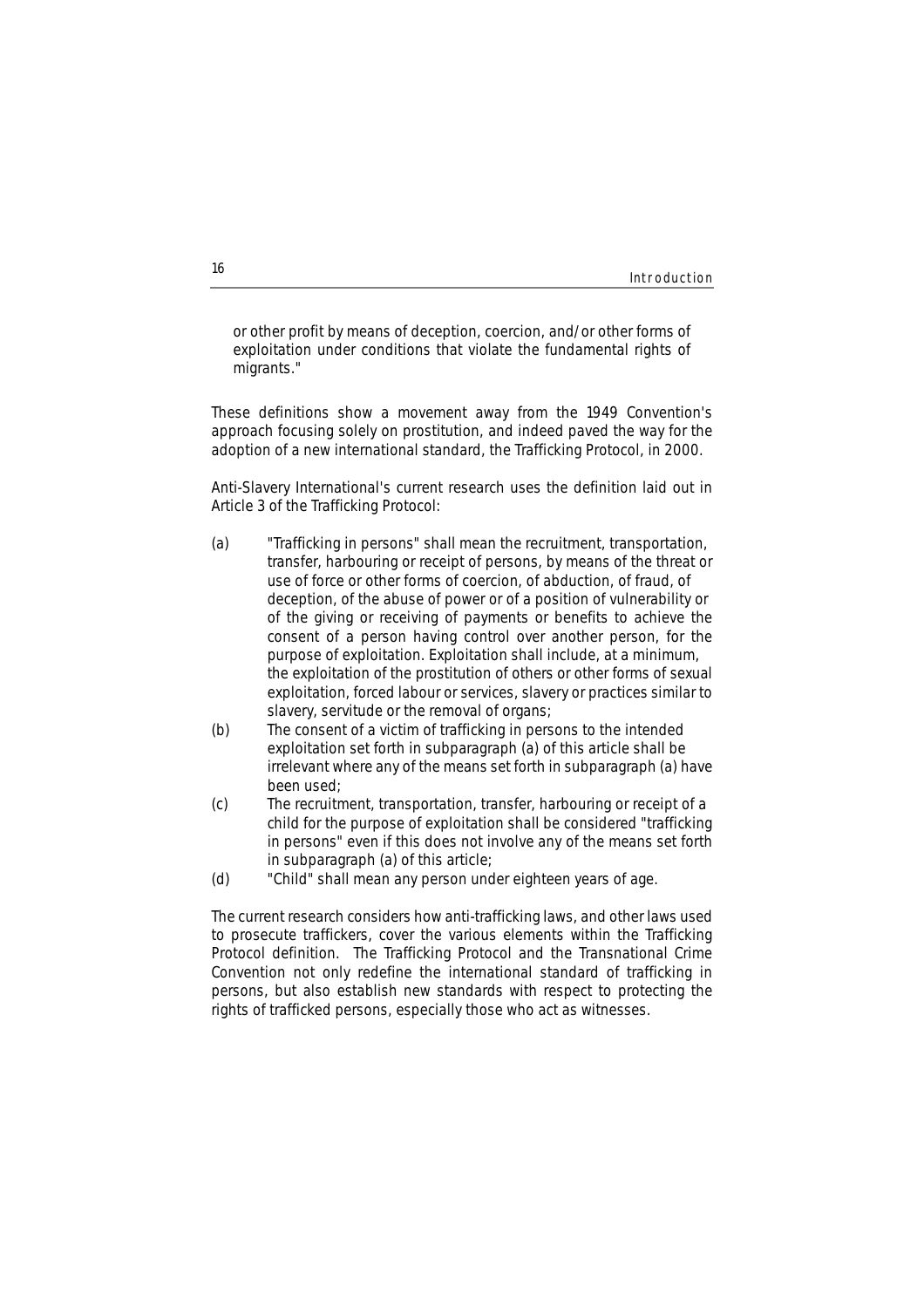or other profit by means of deception, coercion, and/or other forms of exploitation under conditions that violate the fundamental rights of migrants."

These definitions show a movement away from the 1949 Convention's approach focusing solely on prostitution, and indeed paved the way for the adoption of a new international standard, the Trafficking Protocol, in 2000.

Anti-Slavery International's current research uses the definition laid out in Article 3 of the Trafficking Protocol:

(a) "Trafficking in persons" shall mean the recruitment, transportation, transfer, harbouring or receipt of persons, by means of the threat or use of force or other forms of coercion, of abduction, of fraud, of deception, of the abuse of power or of a position of vulnerability or of the giving or receiving of payments or benefits to achieve the consent of a person having control over another person, for the purpose of exploitation. Exploitation shall include, at a minimum, the exploitation of the prostitution of others or other forms of sexual exploitation, forced labour or services, slavery or practices similar to slavery, servitude or the removal of organs;

(b) The consent of a victim of trafficking in persons to the intended exploitation set forth in subparagraph (a) of this article shall be irrelevant where any of the means set forth in subparagraph (a) have been used;

(c) The recruitment, transportation, transfer, harbouring or receipt of a child for the purpose of exploitation shall be considered "trafficking in persons" even if this does not involve any of the means set forth in subparagraph (a) of this article;

(d) "Child" shall mean any person under eighteen years of age.

The current research considers how anti-trafficking laws, and other laws used to prosecute traffickers, cover the various elements within the Trafficking Protocol definition. The Trafficking Protocol and the Transnational Crime Convention not only redefine the international standard of trafficking in persons, but also establish new standards with respect to protecting the rights of trafficked persons, especially those who act as witnesses.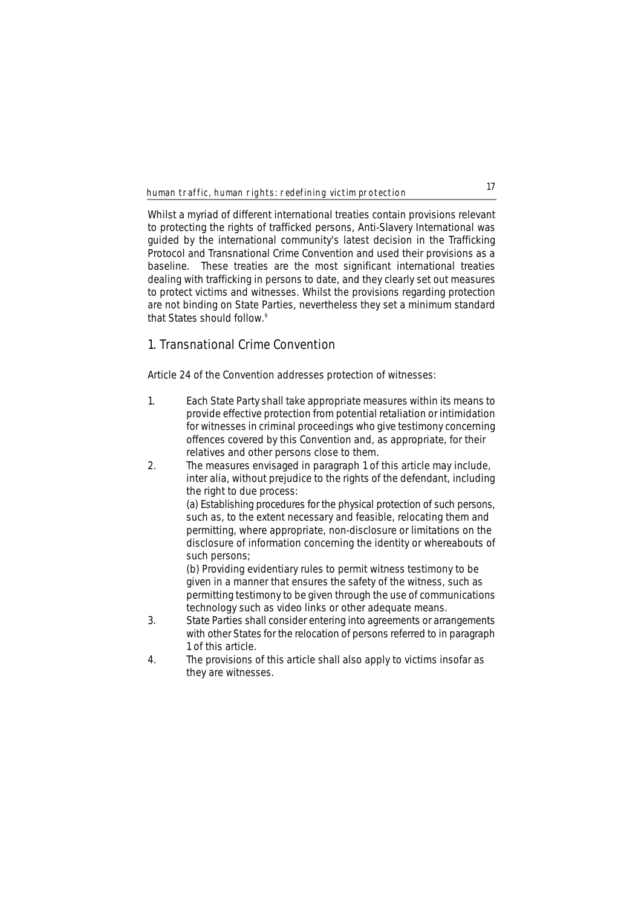Whilst a myriad of different international treaties contain provisions relevant to protecting the rights of trafficked persons, Anti-Slavery International was guided by the international community's latest decision in the Trafficking Protocol and Transnational Crime Convention and used their provisions as a baseline. These treaties are the most significant international treaties dealing with trafficking in persons to date, and they clearly set out measures to protect victims and witnesses. Whilst the provisions regarding protection are not binding on State Parties, nevertheless they set a minimum standard that States should follow.[9]

## 1. Transnational Crime Convention

Article 24 of the Convention addresses protection of witnesses:

1. Each State Party shall take appropriate measures within its means to provide effective protection from potential retaliation or intimidation for witnesses in criminal proceedings who give testimony concerning offences covered by this Convention and, as appropriate, for their relatives and other persons close to them.
2. The measures envisaged in paragraph 1 of this article may include, inter alia, without prejudice to the rights of the defendant, including the right to due process:
   (a) Establishing procedures for the physical protection of such persons, such as, to the extent necessary and feasible, relocating them and permitting, where appropriate, non-disclosure or limitations on the disclosure of information concerning the identity or whereabouts of such persons;
   (b) Providing evidentiary rules to permit witness testimony to be given in a manner that ensures the safety of the witness, such as permitting testimony to be given through the use of communications technology such as video links or other adequate means.
3. State Parties shall consider entering into agreements or arrangements with other States for the relocation of persons referred to in paragraph 1 of this article.
4. The provisions of this article shall also apply to victims insofar as they are witnesses.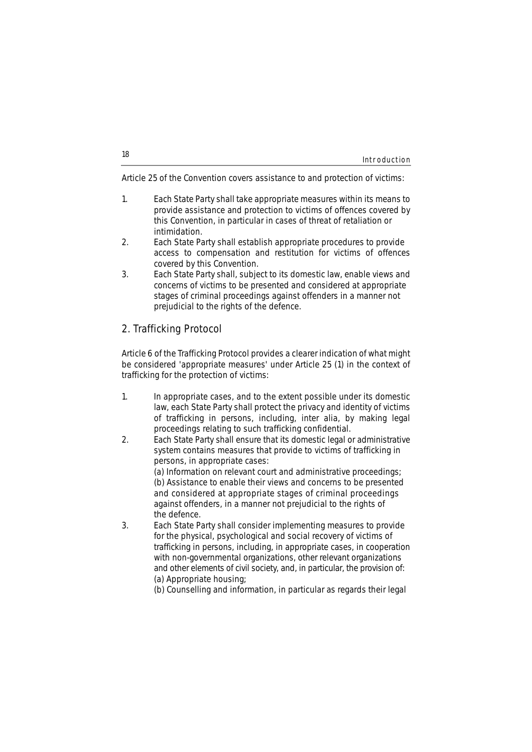Article 25 of the Convention covers assistance to and protection of victims:

1. Each State Party shall take appropriate measures within its means to provide assistance and protection to victims of offences covered by this Convention, in particular in cases of threat of retaliation or intimidation.
2. Each State Party shall establish appropriate procedures to provide access to compensation and restitution for victims of offences covered by this Convention.
3. Each State Party shall, subject to its domestic law, enable views and concerns of victims to be presented and considered at appropriate stages of criminal proceedings against offenders in a manner not prejudicial to the rights of the defence.

## 2. Trafficking Protocol

Article 6 of the Trafficking Protocol provides a clearer indication of what might be considered 'appropriate measures' under Article 25 (1) in the context of trafficking for the protection of victims:

1. In appropriate cases, and to the extent possible under its domestic law, each State Party shall protect the privacy and identity of victims of trafficking in persons, including, inter alia, by making legal proceedings relating to such trafficking confidential.
2. Each State Party shall ensure that its domestic legal or administrative system contains measures that provide to victims of trafficking in persons, in appropriate cases:
   (a) Information on relevant court and administrative proceedings;
   (b) Assistance to enable their views and concerns to be presented and considered at appropriate stages of criminal proceedings against offenders, in a manner not prejudicial to the rights of the defence.
3. Each State Party shall consider implementing measures to provide for the physical, psychological and social recovery of victims of trafficking in persons, including, in appropriate cases, in cooperation with non-governmental organizations, other relevant organizations and other elements of civil society, and, in particular, the provision of:
   (a) Appropriate housing;
   (b) Counselling and information, in particular as regards their legal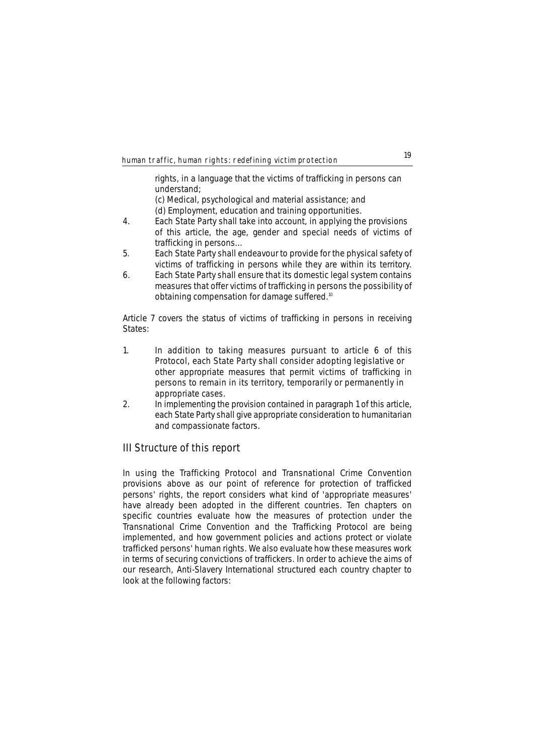rights, in a language that the victims of trafficking in persons can understand;

(c) Medical, psychological and material assistance; and

(d) Employment, education and training opportunities.

4. Each State Party shall take into account, in applying the provisions of this article, the age, gender and special needs of victims of trafficking in persons…
5. Each State Party shall endeavour to provide for the physical safety of victims of trafficking in persons while they are within its territory.
6. Each State Party shall ensure that its domestic legal system contains measures that offer victims of trafficking in persons the possibility of obtaining compensation for damage suffered.[10]

Article 7 covers the status of victims of trafficking in persons in receiving States:

1. In addition to taking measures pursuant to article 6 of this Protocol, each State Party shall consider adopting legislative or other appropriate measures that permit victims of trafficking in persons to remain in its territory, temporarily or permanently in appropriate cases.
2. In implementing the provision contained in paragraph 1 of this article, each State Party shall give appropriate consideration to humanitarian and compassionate factors.

## III Structure of this report

In using the Trafficking Protocol and Transnational Crime Convention provisions above as our point of reference for protection of trafficked persons' rights, the report considers what kind of 'appropriate measures' have already been adopted in the different countries. Ten chapters on specific countries evaluate how the measures of protection under the Transnational Crime Convention and the Trafficking Protocol are being implemented, and how government policies and actions protect or violate trafficked persons' human rights. We also evaluate how these measures work in terms of securing convictions of traffickers. In order to achieve the aims of our research, Anti-Slavery International structured each country chapter to look at the following factors: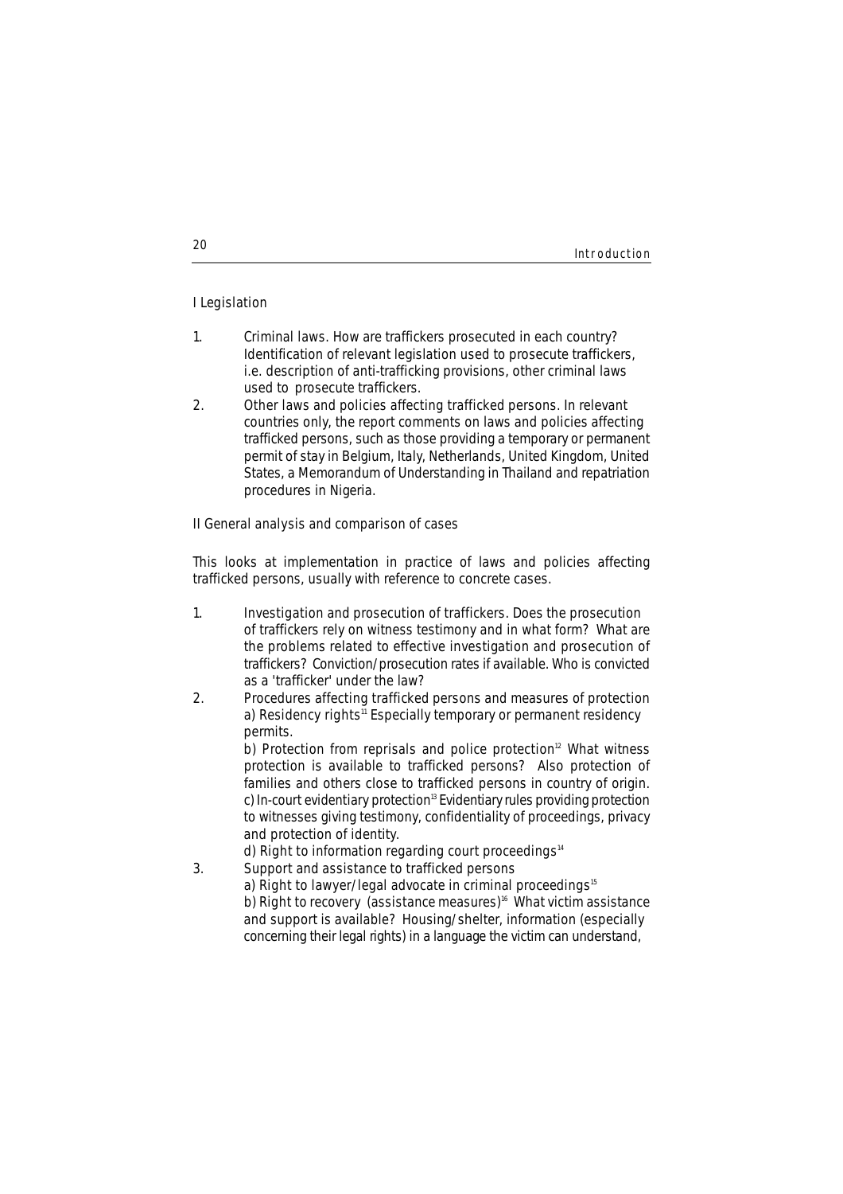## I Legislation

1. Criminal laws. How are traffickers prosecuted in each country? Identification of relevant legislation used to prosecute traffickers, i.e. description of anti-trafficking provisions, other criminal laws used to prosecute traffickers.
2. Other laws and policies affecting trafficked persons. In relevant countries only, the report comments on laws and policies affecting trafficked persons, such as those providing a temporary or permanent permit of stay in Belgium, Italy, Netherlands, United Kingdom, United States, a Memorandum of Understanding in Thailand and repatriation procedures in Nigeria.

## II General analysis and comparison of cases

This looks at implementation in practice of laws and policies affecting trafficked persons, usually with reference to concrete cases.

1. Investigation and prosecution of traffickers. Does the prosecution of traffickers rely on witness testimony and in what form? What are the problems related to effective investigation and prosecution of traffickers? Conviction/prosecution rates if available. Who is convicted as a 'trafficker' under the law?
2. Procedures affecting trafficked persons and measures of protection
   a) Residency rights[11] Especially temporary or permanent residency permits.
   b) Protection from reprisals and police protection[12] What witness protection is available to trafficked persons? Also protection of families and others close to trafficked persons in country of origin.
   c) In-court evidentiary protection[13] Evidentiary rules providing protection to witnesses giving testimony, confidentiality of proceedings, privacy and protection of identity.
   d) Right to information regarding court proceedings[14]
3. Support and assistance to trafficked persons
   a) Right to lawyer/legal advocate in criminal proceedings[15]
   b) Right to recovery (assistance measures)[16] What victim assistance and support is available? Housing/shelter, information (especially concerning their legal rights) in a language the victim can understand,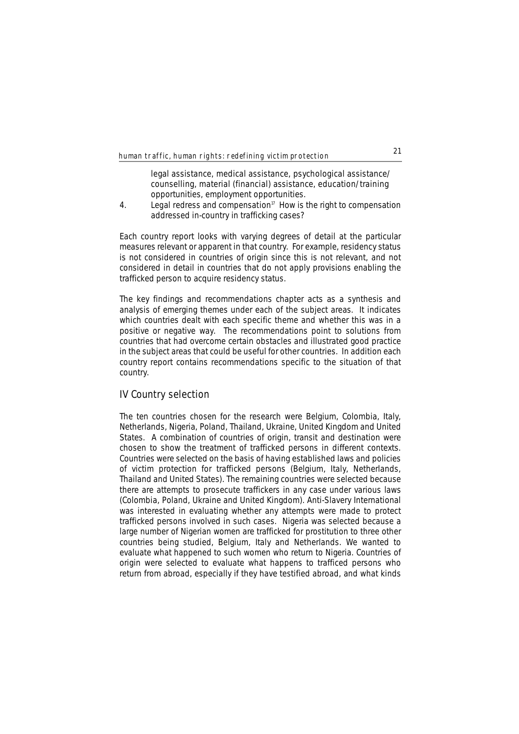legal assistance, medical assistance, psychological assistance/ counselling, material (financial) assistance, education/training opportunities, employment opportunities.

4. Legal redress and compensation[17] How is the right to compensation addressed in-country in trafficking cases?

Each country report looks with varying degrees of detail at the particular measures relevant or apparent in that country. For example, residency status is not considered in countries of origin since this is not relevant, and not considered in detail in countries that do not apply provisions enabling the trafficked person to acquire residency status.

The key findings and recommendations chapter acts as a synthesis and analysis of emerging themes under each of the subject areas. It indicates which countries dealt with each specific theme and whether this was in a positive or negative way. The recommendations point to solutions from countries that had overcome certain obstacles and illustrated good practice in the subject areas that could be useful for other countries. In addition each country report contains recommendations specific to the situation of that country.

## IV Country selection

The ten countries chosen for the research were Belgium, Colombia, Italy, Netherlands, Nigeria, Poland, Thailand, Ukraine, United Kingdom and United States. A combination of countries of origin, transit and destination were chosen to show the treatment of trafficked persons in different contexts. Countries were selected on the basis of having established laws and policies of victim protection for trafficked persons (Belgium, Italy, Netherlands, Thailand and United States). The remaining countries were selected because there are attempts to prosecute traffickers in any case under various laws (Colombia, Poland, Ukraine and United Kingdom). Anti-Slavery International was interested in evaluating whether any attempts were made to protect trafficked persons involved in such cases. Nigeria was selected because a large number of Nigerian women are trafficked for prostitution to three other countries being studied, Belgium, Italy and Netherlands. We wanted to evaluate what happened to such women who return to Nigeria. Countries of origin were selected to evaluate what happens to trafficed persons who return from abroad, especially if they have testified abroad, and what kinds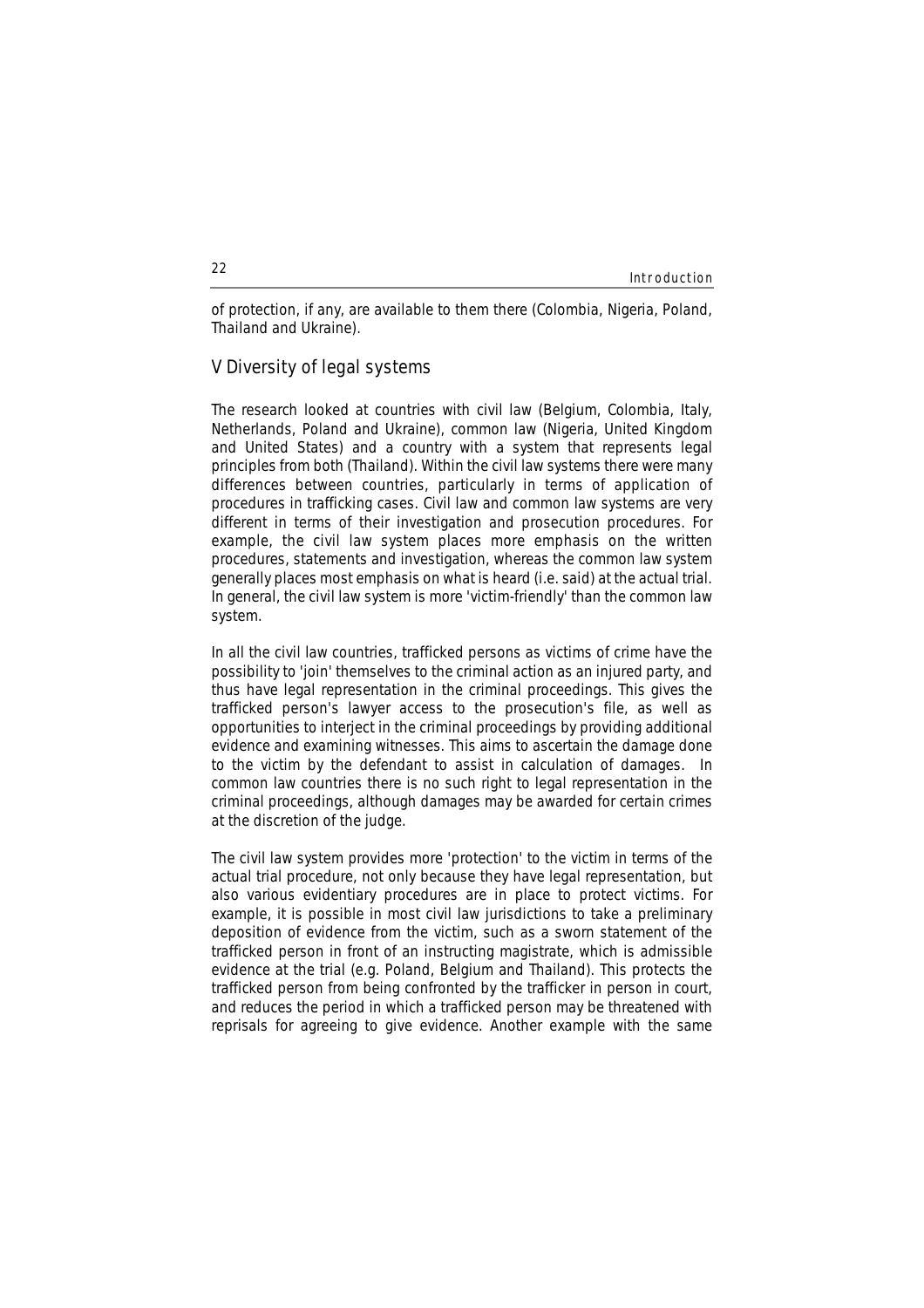of protection, if any, are available to them there (Colombia, Nigeria, Poland, Thailand and Ukraine).

## V Diversity of legal systems

The research looked at countries with civil law (Belgium, Colombia, Italy, Netherlands, Poland and Ukraine), common law (Nigeria, United Kingdom and United States) and a country with a system that represents legal principles from both (Thailand). Within the civil law systems there were many differences between countries, particularly in terms of application of procedures in trafficking cases. Civil law and common law systems are very different in terms of their investigation and prosecution procedures. For example, the civil law system places more emphasis on the written procedures, statements and investigation, whereas the common law system generally places most emphasis on what is heard (i.e. said) at the actual trial. In general, the civil law system is more 'victim-friendly' than the common law system.

In all the civil law countries, trafficked persons as victims of crime have the possibility to 'join' themselves to the criminal action as an injured party, and thus have legal representation in the criminal proceedings. This gives the trafficked person's lawyer access to the prosecution's file, as well as opportunities to interject in the criminal proceedings by providing additional evidence and examining witnesses. This aims to ascertain the damage done to the victim by the defendant to assist in calculation of damages. In common law countries there is no such right to legal representation in the criminal proceedings, although damages may be awarded for certain crimes at the discretion of the judge.

The civil law system provides more 'protection' to the victim in terms of the actual trial procedure, not only because they have legal representation, but also various evidentiary procedures are in place to protect victims. For example, it is possible in most civil law jurisdictions to take a preliminary deposition of evidence from the victim, such as a sworn statement of the trafficked person in front of an instructing magistrate, which is admissible evidence at the trial (e.g. Poland, Belgium and Thailand). This protects the trafficked person from being confronted by the trafficker in person in court, and reduces the period in which a trafficked person may be threatened with reprisals for agreeing to give evidence. Another example with the same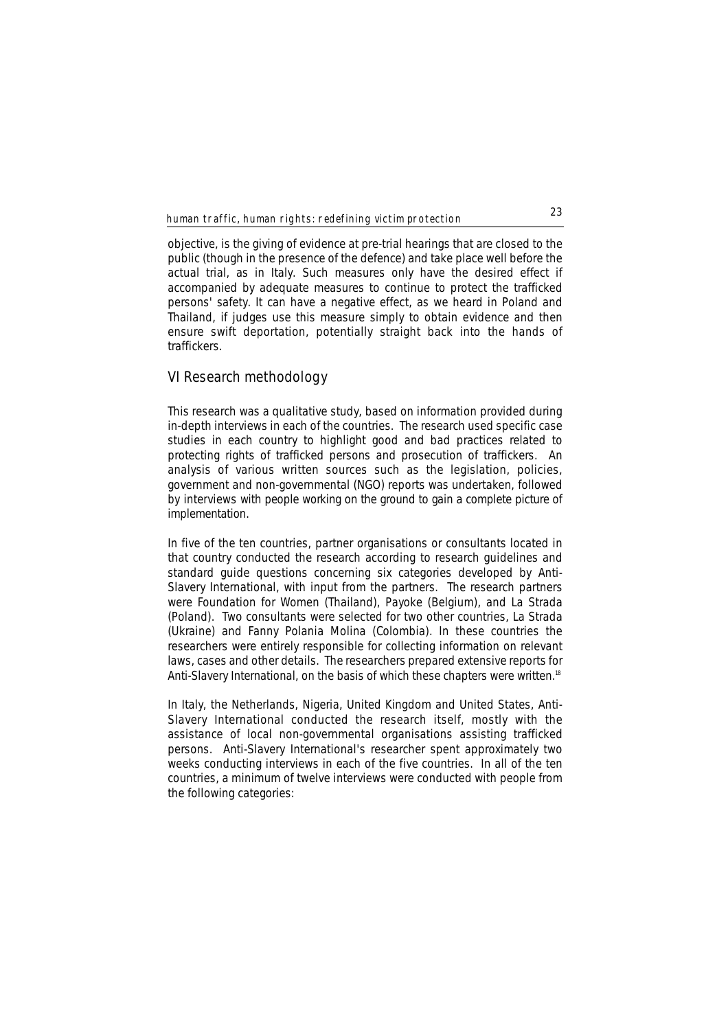objective, is the giving of evidence at pre-trial hearings that are closed to the public (though in the presence of the defence) and take place well before the actual trial, as in Italy. Such measures only have the desired effect if accompanied by adequate measures to continue to protect the trafficked persons' safety. It can have a negative effect, as we heard in Poland and Thailand, if judges use this measure simply to obtain evidence and then ensure swift deportation, potentially straight back into the hands of traffickers.

## VI Research methodology

This research was a qualitative study, based on information provided during in-depth interviews in each of the countries. The research used specific case studies in each country to highlight good and bad practices related to protecting rights of trafficked persons and prosecution of traffickers. An analysis of various written sources such as the legislation, policies, government and non-governmental (NGO) reports was undertaken, followed by interviews with people working on the ground to gain a complete picture of implementation.

In five of the ten countries, partner organisations or consultants located in that country conducted the research according to research guidelines and standard guide questions concerning six categories developed by Anti-Slavery International, with input from the partners. The research partners were Foundation for Women (Thailand), Payoke (Belgium), and La Strada (Poland). Two consultants were selected for two other countries, La Strada (Ukraine) and Fanny Polania Molina (Colombia). In these countries the researchers were entirely responsible for collecting information on relevant laws, cases and other details. The researchers prepared extensive reports for Anti-Slavery International, on the basis of which these chapters were written.[18]

In Italy, the Netherlands, Nigeria, United Kingdom and United States, Anti-Slavery International conducted the research itself, mostly with the assistance of local non-governmental organisations assisting trafficked persons. Anti-Slavery International's researcher spent approximately two weeks conducting interviews in each of the five countries. In all of the ten countries, a minimum of twelve interviews were conducted with people from the following categories: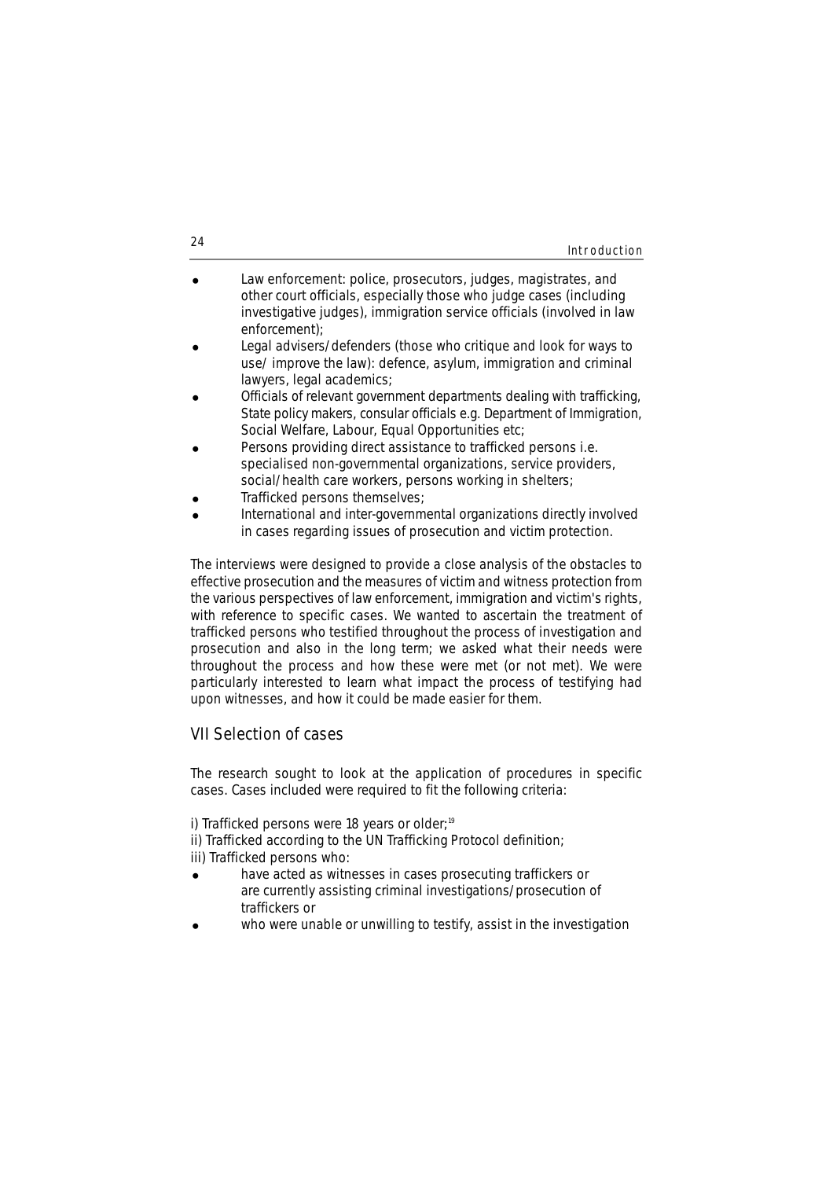- Law enforcement: police, prosecutors, judges, magistrates, and other court officials, especially those who judge cases (including investigative judges), immigration service officials (involved in law enforcement);
- Legal advisers/defenders (those who critique and look for ways to use/ improve the law): defence, asylum, immigration and criminal lawyers, legal academics;
- Officials of relevant government departments dealing with trafficking, State policy makers, consular officials e.g. Department of Immigration, Social Welfare, Labour, Equal Opportunities etc;
- Persons providing direct assistance to trafficked persons i.e. specialised non-governmental organizations, service providers, social/health care workers, persons working in shelters;
- Trafficked persons themselves;
- International and inter-governmental organizations directly involved in cases regarding issues of prosecution and victim protection.

The interviews were designed to provide a close analysis of the obstacles to effective prosecution and the measures of victim and witness protection from the various perspectives of law enforcement, immigration and victim's rights, with reference to specific cases. We wanted to ascertain the treatment of trafficked persons who testified throughout the process of investigation and prosecution and also in the long term; we asked what their needs were throughout the process and how these were met (or not met). We were particularly interested to learn what impact the process of testifying had upon witnesses, and how it could be made easier for them.

## VII Selection of cases

The research sought to look at the application of procedures in specific cases. Cases included were required to fit the following criteria:

i) Trafficked persons were 18 years or older;[19]
ii) Trafficked according to the UN Trafficking Protocol definition;
iii) Trafficked persons who:

- have acted as witnesses in cases prosecuting traffickers or are currently assisting criminal investigations/prosecution of traffickers or
- who were unable or unwilling to testify, assist in the investigation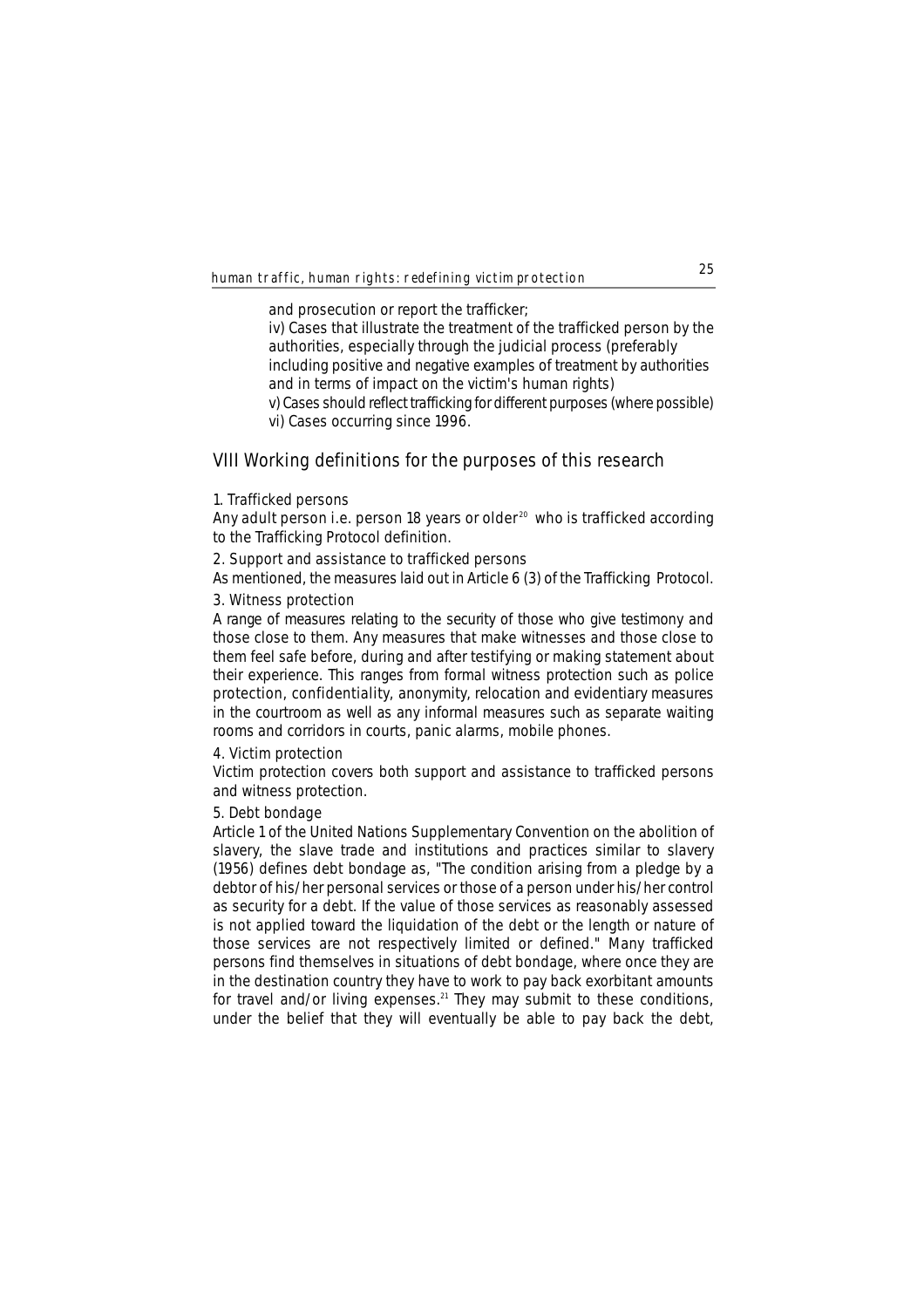and prosecution or report the trafficker;

iv) Cases that illustrate the treatment of the trafficked person by the authorities, especially through the judicial process (preferably including positive and negative examples of treatment by authorities and in terms of impact on the victim's human rights)

v) Cases should reflect trafficking for different purposes (where possible)

vi) Cases occurring since 1996.

## VIII Working definitions for the purposes of this research

1. Trafficked persons

Any adult person i.e. person 18 years or older[20] who is trafficked according to the Trafficking Protocol definition.

2. Support and assistance to trafficked persons

As mentioned, the measures laid out in Article 6 (3) of the Trafficking Protocol.

3. Witness protection

A range of measures relating to the security of those who give testimony and those close to them. Any measures that make witnesses and those close to them feel safe before, during and after testifying or making statement about their experience. This ranges from formal witness protection such as police protection, confidentiality, anonymity, relocation and evidentiary measures in the courtroom as well as any informal measures such as separate waiting rooms and corridors in courts, panic alarms, mobile phones.

4. Victim protection

Victim protection covers both support and assistance to trafficked persons and witness protection.

5. Debt bondage

Article 1 of the United Nations Supplementary Convention on the abolition of slavery, the slave trade and institutions and practices similar to slavery (1956) defines debt bondage as, "The condition arising from a pledge by a debtor of his/her personal services or those of a person under his/her control as security for a debt. If the value of those services as reasonably assessed is not applied toward the liquidation of the debt or the length or nature of those services are not respectively limited or defined." Many trafficked persons find themselves in situations of debt bondage, where once they are in the destination country they have to work to pay back exorbitant amounts for travel and/or living expenses.[21] They may submit to these conditions, under the belief that they will eventually be able to pay back the debt,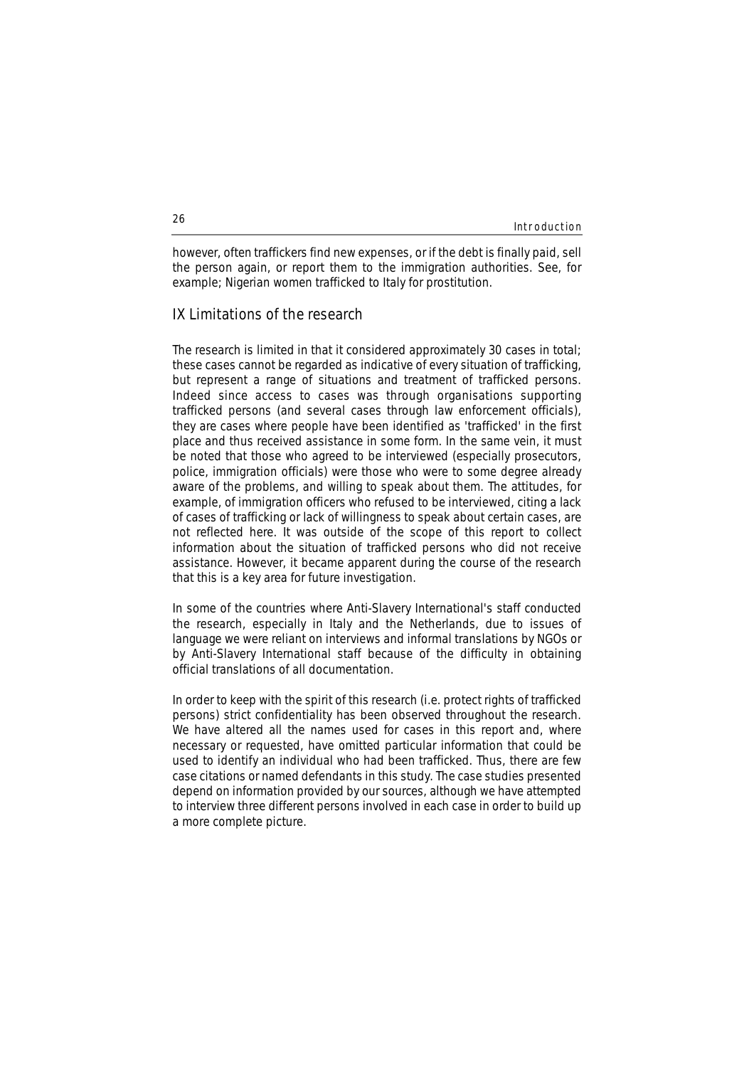however, often traffickers find new expenses, or if the debt is finally paid, sell the person again, or report them to the immigration authorities. See, for example; Nigerian women trafficked to Italy for prostitution.

## IX Limitations of the research

The research is limited in that it considered approximately 30 cases in total; these cases cannot be regarded as indicative of every situation of trafficking, but represent a range of situations and treatment of trafficked persons. Indeed since access to cases was through organisations supporting trafficked persons (and several cases through law enforcement officials), they are cases where people have been identified as 'trafficked' in the first place and thus received assistance in some form. In the same vein, it must be noted that those who agreed to be interviewed (especially prosecutors, police, immigration officials) were those who were to some degree already aware of the problems, and willing to speak about them. The attitudes, for example, of immigration officers who refused to be interviewed, citing a lack of cases of trafficking or lack of willingness to speak about certain cases, are not reflected here. It was outside of the scope of this report to collect information about the situation of trafficked persons who did not receive assistance. However, it became apparent during the course of the research that this is a key area for future investigation.

In some of the countries where Anti-Slavery International's staff conducted the research, especially in Italy and the Netherlands, due to issues of language we were reliant on interviews and informal translations by NGOs or by Anti-Slavery International staff because of the difficulty in obtaining official translations of all documentation.

In order to keep with the spirit of this research (i.e. protect rights of trafficked persons) strict confidentiality has been observed throughout the research. We have altered all the names used for cases in this report and, where necessary or requested, have omitted particular information that could be used to identify an individual who had been trafficked. Thus, there are few case citations or named defendants in this study. The case studies presented depend on information provided by our sources, although we have attempted to interview three different persons involved in each case in order to build up a more complete picture.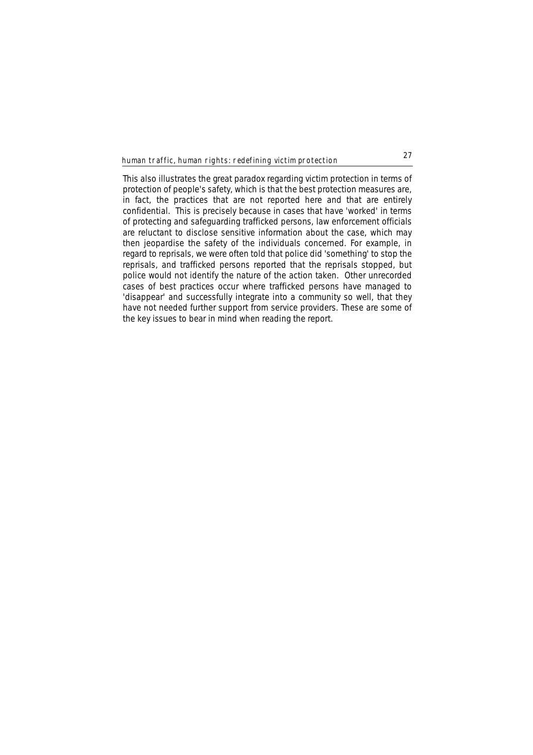This also illustrates the great paradox regarding victim protection in terms of protection of people's safety, which is that the best protection measures are, in fact, the practices that are not reported here and that are entirely confidential. This is precisely because in cases that have 'worked' in terms of protecting and safeguarding trafficked persons, law enforcement officials are reluctant to disclose sensitive information about the case, which may then jeopardise the safety of the individuals concerned. For example, in regard to reprisals, we were often told that police did 'something' to stop the reprisals, and trafficked persons reported that the reprisals stopped, but police would not identify the nature of the action taken. Other unrecorded cases of best practices occur where trafficked persons have managed to 'disappear' and successfully integrate into a community so well, that they have not needed further support from service providers. These are some of the key issues to bear in mind when reading the report.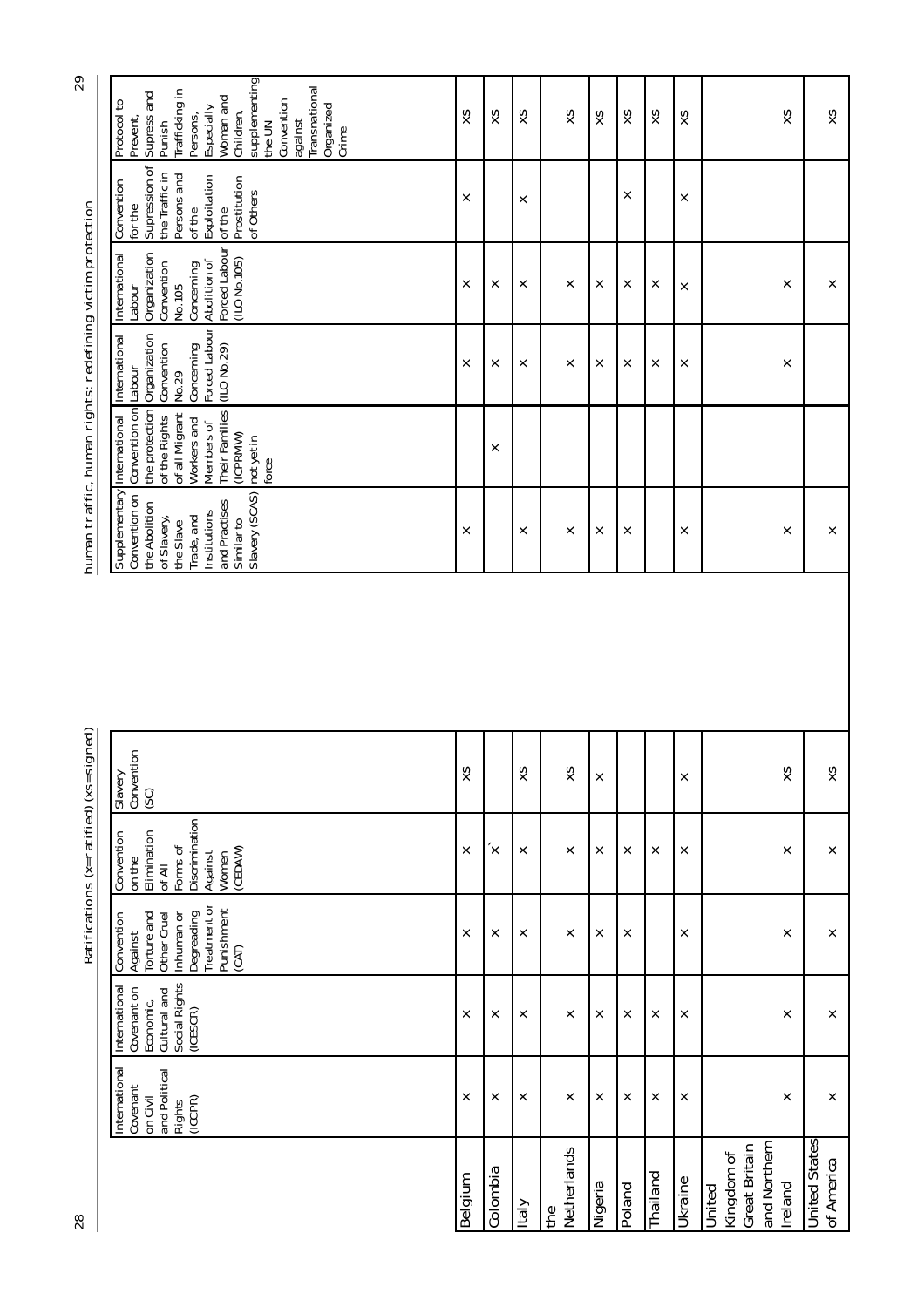Ratifications (x=ratified) (xs=signed)

| | International Covenant on Civil and Political Rights (ICCPR) | International Covenant on Economic, Cultural and Social Rights (ICESCR) | Convention Against Torture and Other Cruel Inhuman or Degreading Treatment or Punishment (CAT) | Convention on the Elimination of All Forms of Discrimination Against Women (CEDAW) | Slavery Convention (SC) | Supplementary Convention on the Abolition of Slavery, the Slave Trade, and Institutions and Practises Similar to Slavery (SCAS) | International Convention on the protection of the Rights of all Migrant Workers and Members of Their Families (ICPRMW) not yet in force | International Labour Organization Convention No.29 Concerning Forced Labour (ILO No.29) | International Labour Organization Convention No.105 Concerning Abolition of Forced Labour (ILO No.105) | Convention for the Supression of the Traffic in Persons and of the Exploitation of the Prostitution of Others | Protocol to Prevent, Supress and Punish Trafficking in Persons, Especially Woman and Children, supplementing the UN Convention against Transnational Organized Crime |
|---|---|---|---|---|---|---|---|---|---|---|---|
| Belgium | x | x | x | x | xs | x | | x | x | x | xs |
| Colombia | x | x | x | x´ | | | x | x | x | | xs |
| Italy | x | x | x | x | xs | x | | x | x | x | xs |
| the Netherlands | x | x | x | x | xs | x | | x | x | | xs |
| Nigeria | x | x | x | x | x | x | | x | x | | xs |
| Poland | x | x | x | x | | x | | x | x | x | xs |
| Thailand | x | x | | x | | | | x | x | | xs |
| Ukraine | x | x | x | x | x | x | | x | x | x | xs |
| United Kingdom of Great Britain and Northern Ireland | x | x | x | x | xs | x | | x | x | | xs |
| United States of America | x | x | x | x | xs | x | | | x | | xs |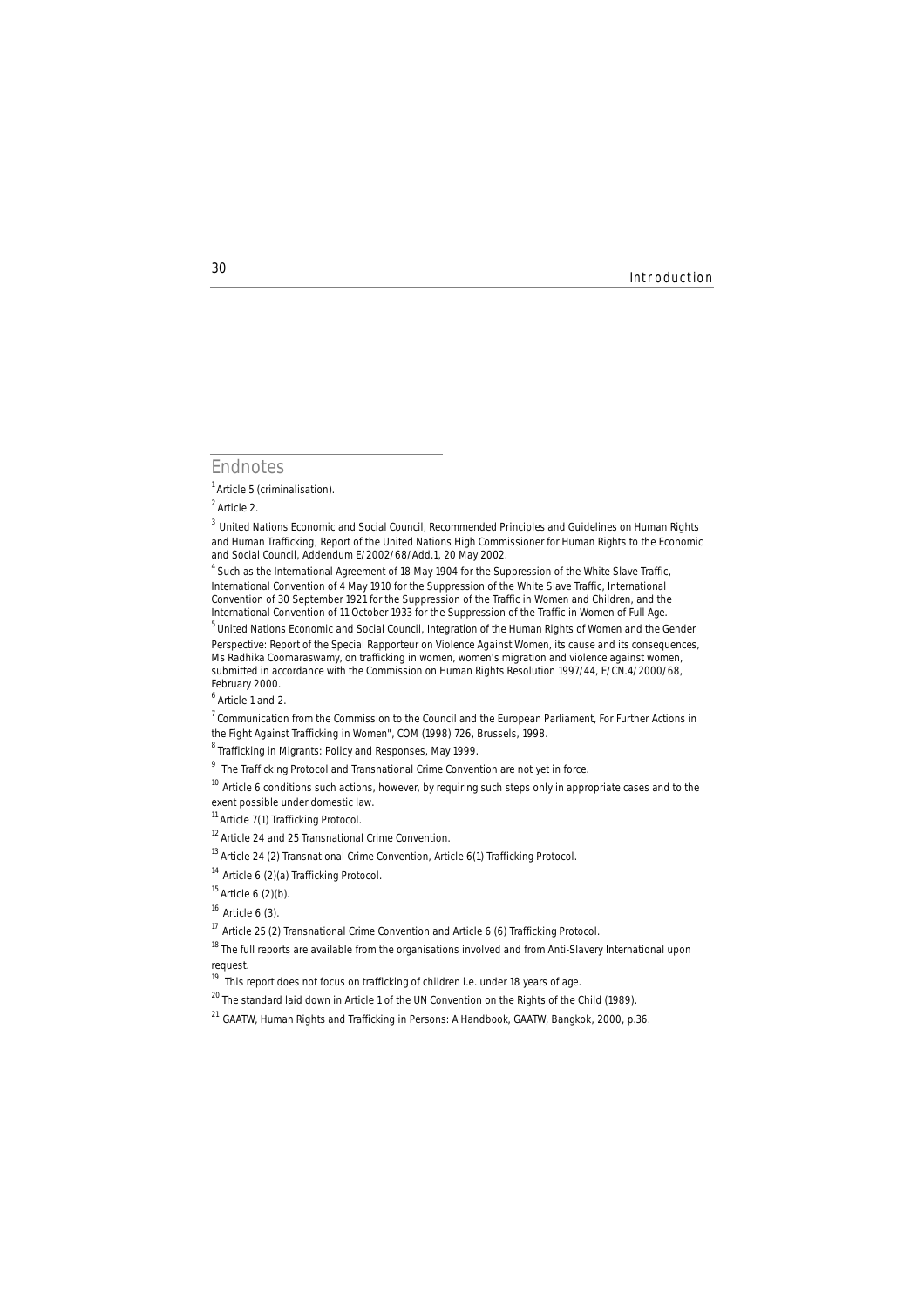## Endnotes

[1] Article 5 (criminalisation).

[2] Article 2.

[3] United Nations Economic and Social Council, Recommended Principles and Guidelines on Human Rights and Human Trafficking, Report of the United Nations High Commissioner for Human Rights to the Economic and Social Council, Addendum E/2002/68/Add.1, 20 May 2002.

[4] Such as the International Agreement of 18 May 1904 for the Suppression of the White Slave Traffic, International Convention of 4 May 1910 for the Suppression of the White Slave Traffic, International Convention of 30 September 1921 for the Suppression of the Traffic in Women and Children, and the International Convention of 11 October 1933 for the Suppression of the Traffic in Women of Full Age.

[5] United Nations Economic and Social Council, Integration of the Human Rights of Women and the Gender Perspective: Report of the Special Rapporteur on Violence Against Women, its cause and its consequences, Ms Radhika Coomaraswamy, on trafficking in women, women's migration and violence against women, submitted in accordance with the Commission on Human Rights Resolution 1997/44, E/CN.4/2000/68, February 2000.

[6] Article 1 and 2.

[7] Communication from the Commission to the Council and the European Parliament, For Further Actions in the Fight Against Trafficking in Women", COM (1998) 726, Brussels, 1998.

[8] Trafficking in Migrants: Policy and Responses, May 1999.

[9] The Trafficking Protocol and Transnational Crime Convention are not yet in force.

[10] Article 6 conditions such actions, however, by requiring such steps only in appropriate cases and to the exent possible under domestic law.

[11] Article 7(1) Trafficking Protocol.

[12] Article 24 and 25 Transnational Crime Convention.

[13] Article 24 (2) Transnational Crime Convention, Article 6(1) Trafficking Protocol.

[14] Article 6 (2)(a) Trafficking Protocol.

[15] Article 6 (2)(b).

[16] Article 6 (3).

[17] Article 25 (2) Transnational Crime Convention and Article 6 (6) Trafficking Protocol.

[18] The full reports are available from the organisations involved and from Anti-Slavery International upon request.

[19] This report does not focus on trafficking of children i.e. under 18 years of age.

[20] The standard laid down in Article 1 of the UN Convention on the Rights of the Child (1989).

[21] GAATW, Human Rights and Trafficking in Persons: A Handbook, GAATW, Bangkok, 2000, p.36.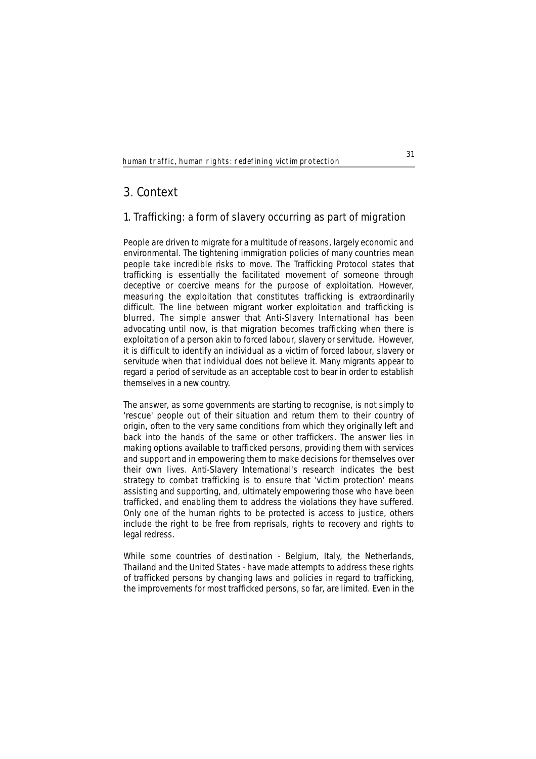# 3. Context

## 1. Trafficking: a form of slavery occurring as part of migration

People are driven to migrate for a multitude of reasons, largely economic and environmental. The tightening immigration policies of many countries mean people take incredible risks to move. The Trafficking Protocol states that trafficking is essentially the facilitated movement of someone through deceptive or coercive means for the purpose of exploitation. However, measuring the exploitation that constitutes trafficking is extraordinarily difficult. The line between migrant worker exploitation and trafficking is blurred. The simple answer that Anti-Slavery International has been advocating until now, is that migration becomes trafficking when there is exploitation of a person akin to forced labour, slavery or servitude. However, it is difficult to identify an individual as a victim of forced labour, slavery or servitude when that individual does not believe it. Many migrants appear to regard a period of servitude as an acceptable cost to bear in order to establish themselves in a new country.

The answer, as some governments are starting to recognise, is not simply to 'rescue' people out of their situation and return them to their country of origin, often to the very same conditions from which they originally left and back into the hands of the same or other traffickers. The answer lies in making options available to trafficked persons, providing them with services and support and in empowering them to make decisions for themselves over their own lives. Anti-Slavery International's research indicates the best strategy to combat trafficking is to ensure that 'victim protection' means assisting and supporting, and, ultimately empowering those who have been trafficked, and enabling them to address the violations they have suffered. Only one of the human rights to be protected is access to justice, others include the right to be free from reprisals, rights to recovery and rights to legal redress.

While some countries of destination - Belgium, Italy, the Netherlands, Thailand and the United States - have made attempts to address these rights of trafficked persons by changing laws and policies in regard to trafficking, the improvements for most trafficked persons, so far, are limited. Even in the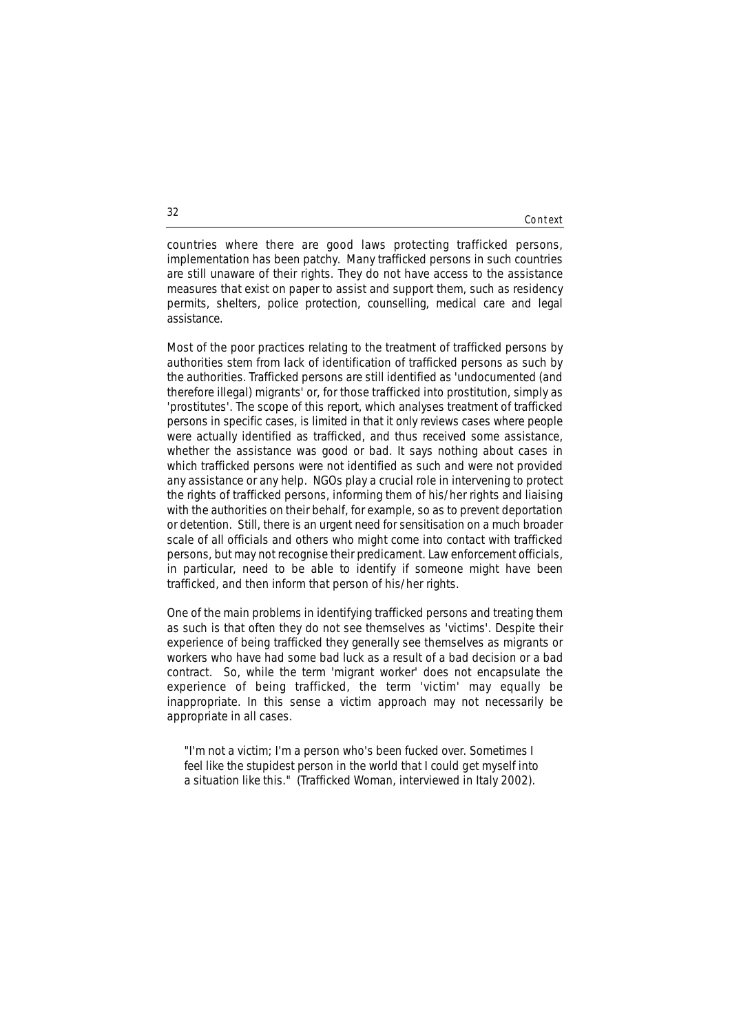countries where there are good laws protecting trafficked persons, implementation has been patchy. Many trafficked persons in such countries are still unaware of their rights. They do not have access to the assistance measures that exist on paper to assist and support them, such as residency permits, shelters, police protection, counselling, medical care and legal assistance.

Most of the poor practices relating to the treatment of trafficked persons by authorities stem from lack of identification of trafficked persons as such by the authorities. Trafficked persons are still identified as 'undocumented (and therefore illegal) migrants' or, for those trafficked into prostitution, simply as 'prostitutes'. The scope of this report, which analyses treatment of trafficked persons in specific cases, is limited in that it only reviews cases where people were actually identified as trafficked, and thus received some assistance, whether the assistance was good or bad. It says nothing about cases in which trafficked persons were not identified as such and were not provided any assistance or any help. NGOs play a crucial role in intervening to protect the rights of trafficked persons, informing them of his/her rights and liaising with the authorities on their behalf, for example, so as to prevent deportation or detention. Still, there is an urgent need for sensitisation on a much broader scale of all officials and others who might come into contact with trafficked persons, but may not recognise their predicament. Law enforcement officials, in particular, need to be able to identify if someone might have been trafficked, and then inform that person of his/her rights.

One of the main problems in identifying trafficked persons and treating them as such is that often they do not see themselves as 'victims'. Despite their experience of being trafficked they generally see themselves as migrants or workers who have had some bad luck as a result of a bad decision or a bad contract. So, while the term 'migrant worker' does not encapsulate the experience of being trafficked, the term 'victim' may equally be inappropriate. In this sense a victim approach may not necessarily be appropriate in all cases.

> "I'm not a victim; I'm a person who's been fucked over. Sometimes I feel like the stupidest person in the world that I could get myself into a situation like this." (Trafficked Woman, interviewed in Italy 2002).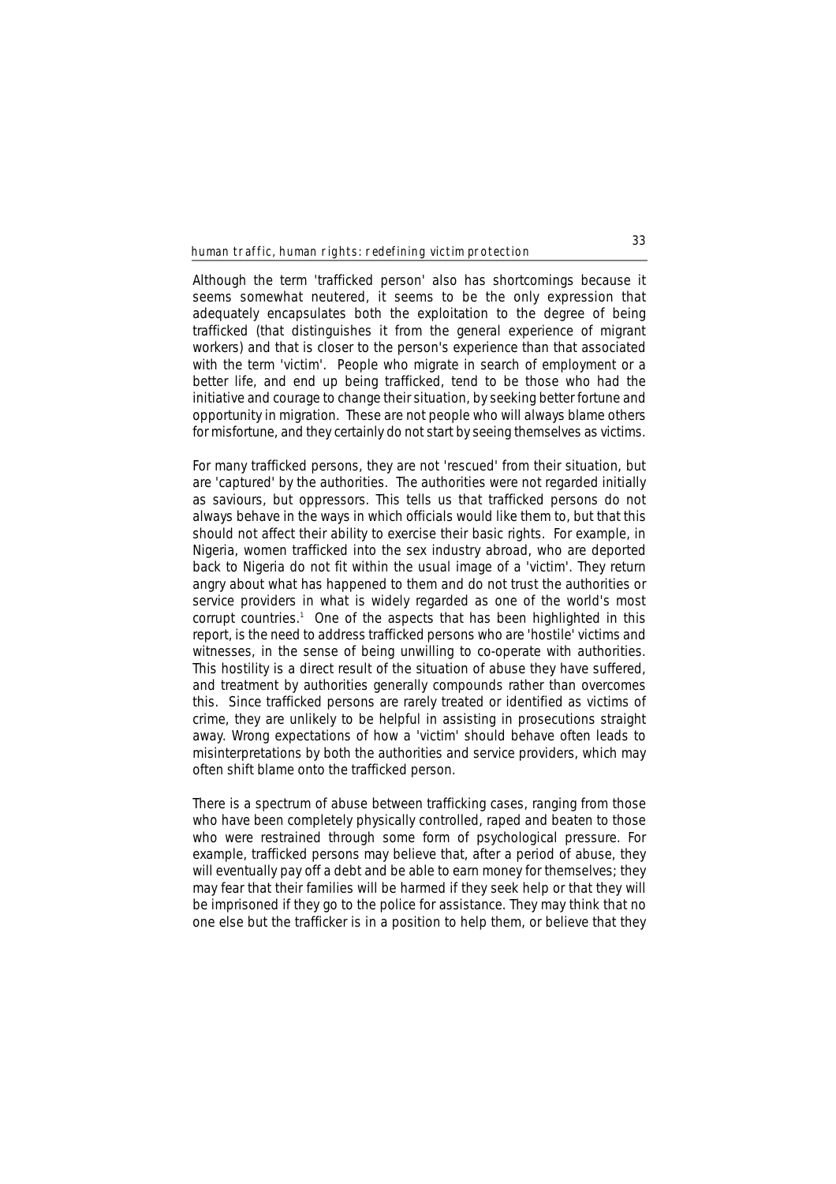Although the term 'trafficked person' also has shortcomings because it seems somewhat neutered, it seems to be the only expression that adequately encapsulates both the exploitation to the degree of being trafficked (that distinguishes it from the general experience of migrant workers) and that is closer to the person's experience than that associated with the term 'victim'. People who migrate in search of employment or a better life, and end up being trafficked, tend to be those who had the initiative and courage to change their situation, by seeking better fortune and opportunity in migration. These are not people who will always blame others for misfortune, and they certainly do not start by seeing themselves as victims.

For many trafficked persons, they are not 'rescued' from their situation, but are 'captured' by the authorities. The authorities were not regarded initially as saviours, but oppressors. This tells us that trafficked persons do not always behave in the ways in which officials would like them to, but that this should not affect their ability to exercise their basic rights. For example, in Nigeria, women trafficked into the sex industry abroad, who are deported back to Nigeria do not fit within the usual image of a 'victim'. They return angry about what has happened to them and do not trust the authorities or service providers in what is widely regarded as one of the world's most corrupt countries.[1] One of the aspects that has been highlighted in this report, is the need to address trafficked persons who are 'hostile' victims and witnesses, in the sense of being unwilling to co-operate with authorities. This hostility is a direct result of the situation of abuse they have suffered, and treatment by authorities generally compounds rather than overcomes this. Since trafficked persons are rarely treated or identified as victims of crime, they are unlikely to be helpful in assisting in prosecutions straight away. Wrong expectations of how a 'victim' should behave often leads to misinterpretations by both the authorities and service providers, which may often shift blame onto the trafficked person.

There is a spectrum of abuse between trafficking cases, ranging from those who have been completely physically controlled, raped and beaten to those who were restrained through some form of psychological pressure. For example, trafficked persons may believe that, after a period of abuse, they will eventually pay off a debt and be able to earn money for themselves; they may fear that their families will be harmed if they seek help or that they will be imprisoned if they go to the police for assistance. They may think that no one else but the trafficker is in a position to help them, or believe that they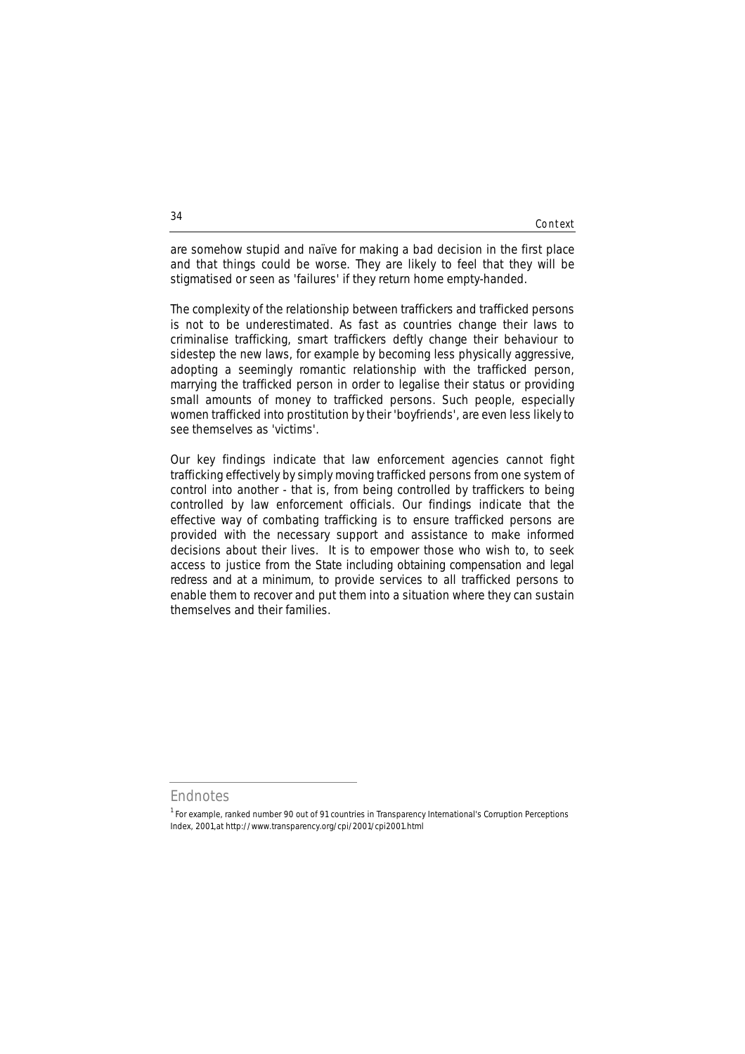are somehow stupid and naïve for making a bad decision in the first place and that things could be worse. They are likely to feel that they will be stigmatised or seen as 'failures' if they return home empty-handed.

The complexity of the relationship between traffickers and trafficked persons is not to be underestimated. As fast as countries change their laws to criminalise trafficking, smart traffickers deftly change their behaviour to sidestep the new laws, for example by becoming less physically aggressive, adopting a seemingly romantic relationship with the trafficked person, marrying the trafficked person in order to legalise their status or providing small amounts of money to trafficked persons. Such people, especially women trafficked into prostitution by their 'boyfriends', are even less likely to see themselves as 'victims'.

Our key findings indicate that law enforcement agencies cannot fight trafficking effectively by simply moving trafficked persons from one system of control into another - that is, from being controlled by traffickers to being controlled by law enforcement officials. Our findings indicate that the effective way of combating trafficking is to ensure trafficked persons are provided with the necessary support and assistance to make informed decisions about their lives. It is to empower those who wish to, to seek access to justice from the State including obtaining compensation and legal redress and at a minimum, to provide services to all trafficked persons to enable them to recover and put them into a situation where they can sustain themselves and their families.

## Endnotes

[1] For example, ranked number 90 out of 91 countries in Transparency International's Corruption Perceptions Index, 2001,at http://www.transparency.org/cpi/2001/cpi2001.html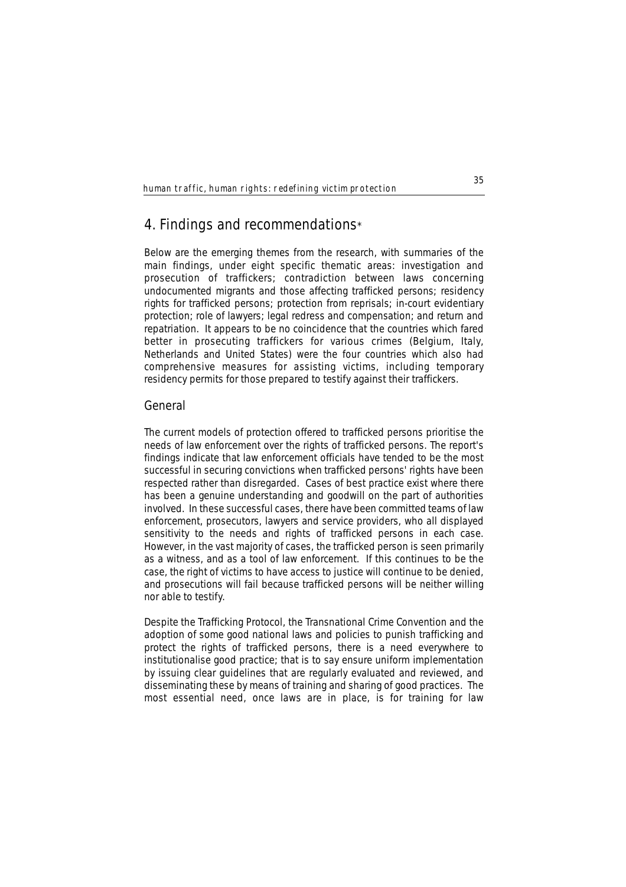# 4. Findings and recommendations*

Below are the emerging themes from the research, with summaries of the main findings, under eight specific thematic areas: investigation and prosecution of traffickers; contradiction between laws concerning undocumented migrants and those affecting trafficked persons; residency rights for trafficked persons; protection from reprisals; in-court evidentiary protection; role of lawyers; legal redress and compensation; and return and repatriation. It appears to be no coincidence that the countries which fared better in prosecuting traffickers for various crimes (Belgium, Italy, Netherlands and United States) were the four countries which also had comprehensive measures for assisting victims, including temporary residency permits for those prepared to testify against their traffickers.

## General

The current models of protection offered to trafficked persons prioritise the needs of law enforcement over the rights of trafficked persons. The report's findings indicate that law enforcement officials have tended to be the most successful in securing convictions when trafficked persons' rights have been respected rather than disregarded. Cases of best practice exist where there has been a genuine understanding and goodwill on the part of authorities involved. In these successful cases, there have been committed teams of law enforcement, prosecutors, lawyers and service providers, who all displayed sensitivity to the needs and rights of trafficked persons in each case. However, in the vast majority of cases, the trafficked person is seen primarily as a witness, and as a tool of law enforcement. If this continues to be the case, the right of victims to have access to justice will continue to be denied, and prosecutions will fail because trafficked persons will be neither willing nor able to testify.

Despite the Trafficking Protocol, the Transnational Crime Convention and the adoption of some good national laws and policies to punish trafficking and protect the rights of trafficked persons, there is a need everywhere to institutionalise good practice; that is to say ensure uniform implementation by issuing clear guidelines that are regularly evaluated and reviewed, and disseminating these by means of training and sharing of good practices. The most essential need, once laws are in place, is for training for law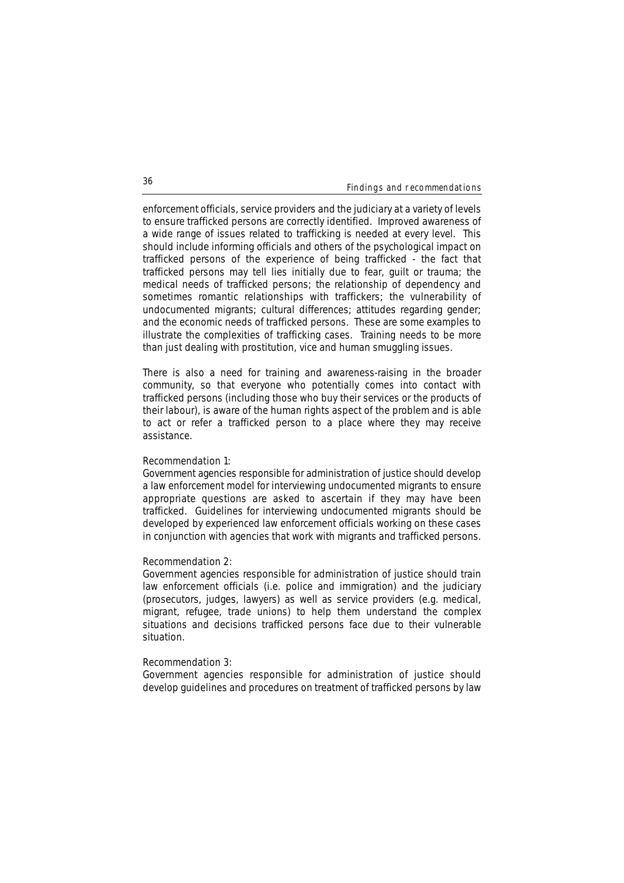enforcement officials, service providers and the judiciary at a variety of levels to ensure trafficked persons are correctly identified. Improved awareness of a wide range of issues related to trafficking is needed at every level. This should include informing officials and others of the psychological impact on trafficked persons of the experience of being trafficked - the fact that trafficked persons may tell lies initially due to fear, guilt or trauma; the medical needs of trafficked persons; the relationship of dependency and sometimes romantic relationships with traffickers; the vulnerability of undocumented migrants; cultural differences; attitudes regarding gender; and the economic needs of trafficked persons. These are some examples to illustrate the complexities of trafficking cases. Training needs to be more than just dealing with prostitution, vice and human smuggling issues.

There is also a need for training and awareness-raising in the broader community, so that everyone who potentially comes into contact with trafficked persons (including those who buy their services or the products of their labour), is aware of the human rights aspect of the problem and is able to act or refer a trafficked person to a place where they may receive assistance.

Recommendation 1:
Government agencies responsible for administration of justice should develop a law enforcement model for interviewing undocumented migrants to ensure appropriate questions are asked to ascertain if they may have been trafficked. Guidelines for interviewing undocumented migrants should be developed by experienced law enforcement officials working on these cases in conjunction with agencies that work with migrants and trafficked persons.

Recommendation 2:
Government agencies responsible for administration of justice should train law enforcement officials (i.e. police and immigration) and the judiciary (prosecutors, judges, lawyers) as well as service providers (e.g. medical, migrant, refugee, trade unions) to help them understand the complex situations and decisions trafficked persons face due to their vulnerable situation.

Recommendation 3:
Government agencies responsible for administration of justice should develop guidelines and procedures on treatment of trafficked persons by law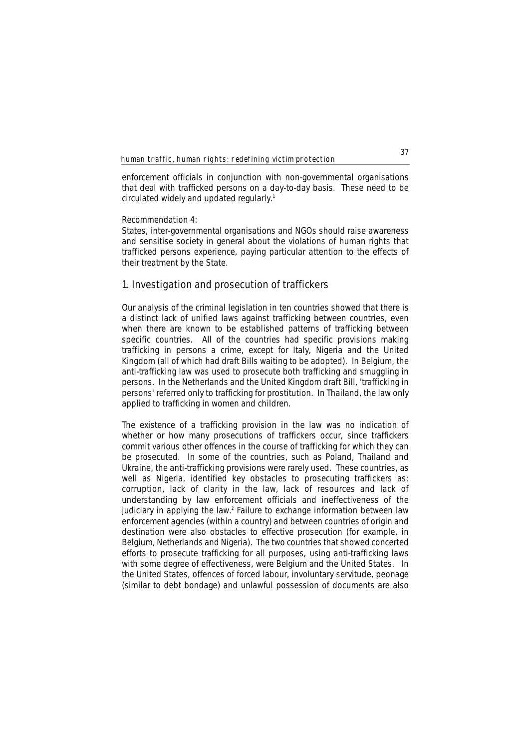enforcement officials in conjunction with non-governmental organisations that deal with trafficked persons on a day-to-day basis. These need to be circulated widely and updated regularly.[1]

Recommendation 4:
States, inter-governmental organisations and NGOs should raise awareness and sensitise society in general about the violations of human rights that trafficked persons experience, paying particular attention to the effects of their treatment by the State.

## 1. Investigation and prosecution of traffickers

Our analysis of the criminal legislation in ten countries showed that there is a distinct lack of unified laws against trafficking between countries, even when there are known to be established patterns of trafficking between specific countries. All of the countries had specific provisions making trafficking in persons a crime, except for Italy, Nigeria and the United Kingdom (all of which had draft Bills waiting to be adopted). In Belgium, the anti-trafficking law was used to prosecute both trafficking and smuggling in persons. In the Netherlands and the United Kingdom draft Bill, 'trafficking in persons' referred only to trafficking for prostitution. In Thailand, the law only applied to trafficking in women and children.

The existence of a trafficking provision in the law was no indication of whether or how many prosecutions of traffickers occur, since traffickers commit various other offences in the course of trafficking for which they can be prosecuted. In some of the countries, such as Poland, Thailand and Ukraine, the anti-trafficking provisions were rarely used. These countries, as well as Nigeria, identified key obstacles to prosecuting traffickers as: corruption, lack of clarity in the law, lack of resources and lack of understanding by law enforcement officials and ineffectiveness of the judiciary in applying the law.[2] Failure to exchange information between law enforcement agencies (within a country) and between countries of origin and destination were also obstacles to effective prosecution (for example, in Belgium, Netherlands and Nigeria). The two countries that showed concerted efforts to prosecute trafficking for all purposes, using anti-trafficking laws with some degree of effectiveness, were Belgium and the United States. In the United States, offences of forced labour, involuntary servitude, peonage (similar to debt bondage) and unlawful possession of documents are also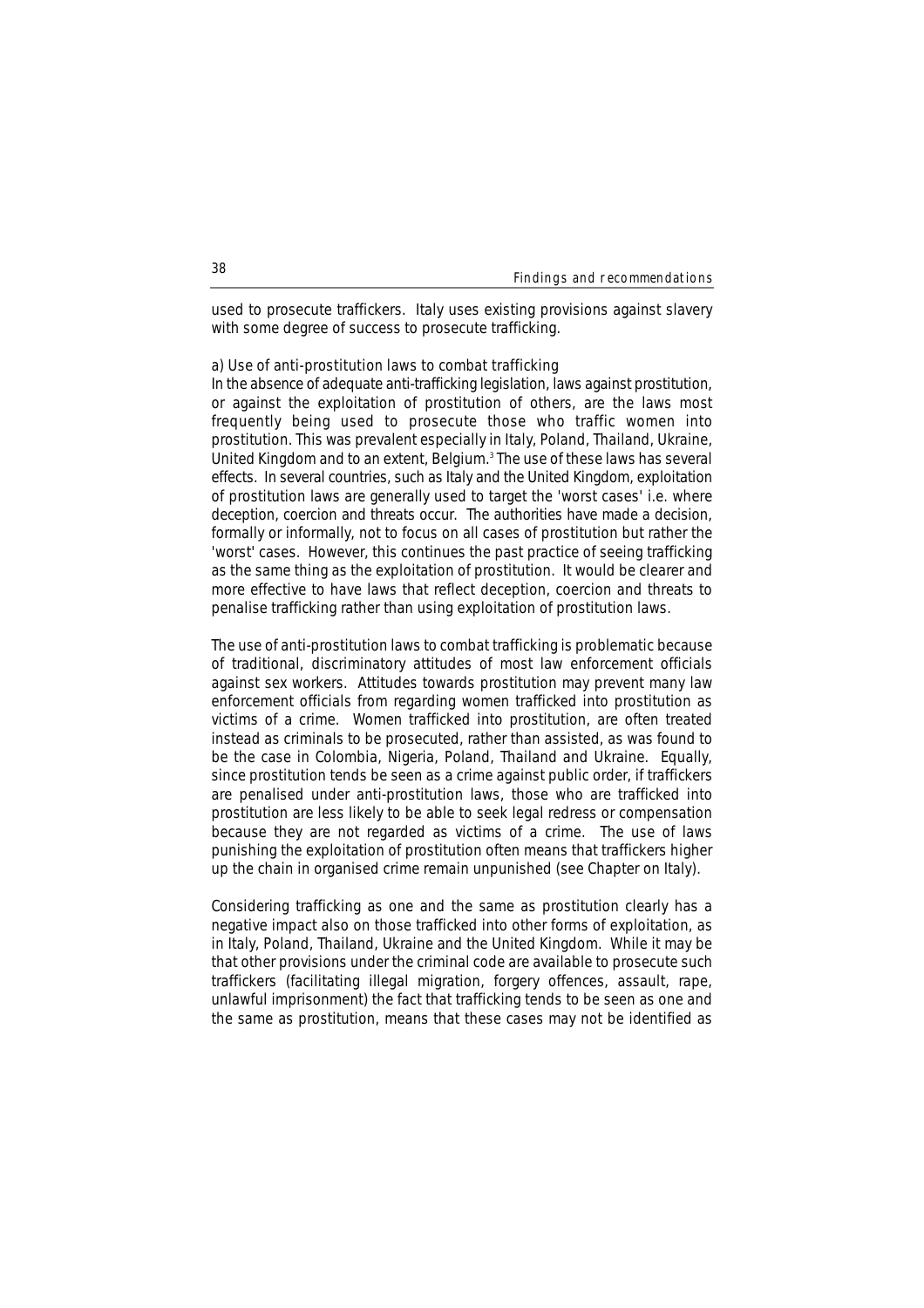used to prosecute traffickers. Italy uses existing provisions against slavery with some degree of success to prosecute trafficking.

a) Use of anti-prostitution laws to combat trafficking

In the absence of adequate anti-trafficking legislation, laws against prostitution, or against the exploitation of prostitution of others, are the laws most frequently being used to prosecute those who traffic women into prostitution. This was prevalent especially in Italy, Poland, Thailand, Ukraine, United Kingdom and to an extent, Belgium.[3] The use of these laws has several effects. In several countries, such as Italy and the United Kingdom, exploitation of prostitution laws are generally used to target the 'worst cases' i.e. where deception, coercion and threats occur. The authorities have made a decision, formally or informally, not to focus on all cases of prostitution but rather the 'worst' cases. However, this continues the past practice of seeing trafficking as the same thing as the exploitation of prostitution. It would be clearer and more effective to have laws that reflect deception, coercion and threats to penalise trafficking rather than using exploitation of prostitution laws.

The use of anti-prostitution laws to combat trafficking is problematic because of traditional, discriminatory attitudes of most law enforcement officials against sex workers. Attitudes towards prostitution may prevent many law enforcement officials from regarding women trafficked into prostitution as victims of a crime. Women trafficked into prostitution, are often treated instead as criminals to be prosecuted, rather than assisted, as was found to be the case in Colombia, Nigeria, Poland, Thailand and Ukraine. Equally, since prostitution tends be seen as a crime against public order, if traffickers are penalised under anti-prostitution laws, those who are trafficked into prostitution are less likely to be able to seek legal redress or compensation because they are not regarded as victims of a crime. The use of laws punishing the exploitation of prostitution often means that traffickers higher up the chain in organised crime remain unpunished (see Chapter on Italy).

Considering trafficking as one and the same as prostitution clearly has a negative impact also on those trafficked into other forms of exploitation, as in Italy, Poland, Thailand, Ukraine and the United Kingdom. While it may be that other provisions under the criminal code are available to prosecute such traffickers (facilitating illegal migration, forgery offences, assault, rape, unlawful imprisonment) the fact that trafficking tends to be seen as one and the same as prostitution, means that these cases may not be identified as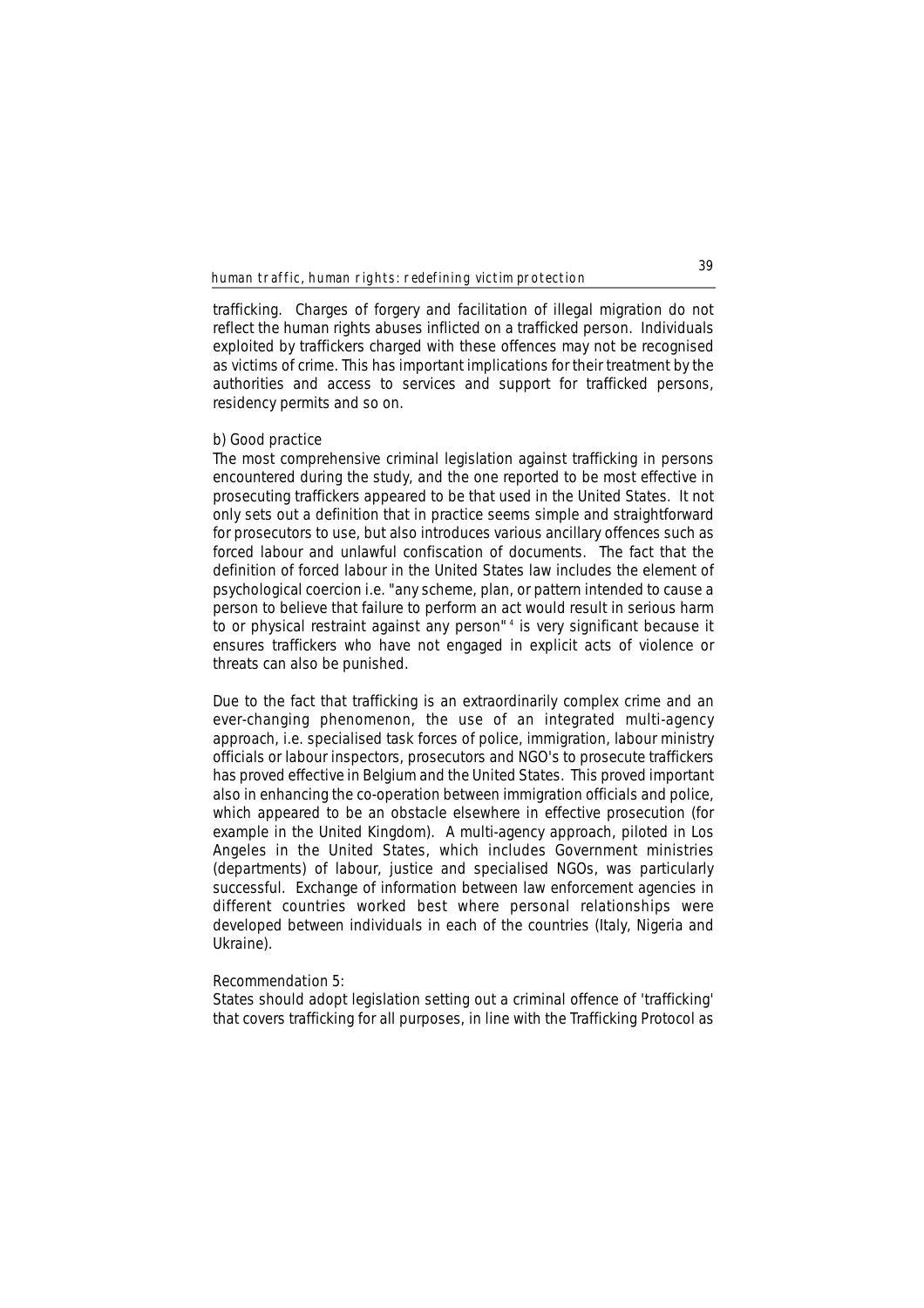trafficking. Charges of forgery and facilitation of illegal migration do not reflect the human rights abuses inflicted on a trafficked person. Individuals exploited by traffickers charged with these offences may not be recognised as victims of crime. This has important implications for their treatment by the authorities and access to services and support for trafficked persons, residency permits and so on.

b) Good practice

The most comprehensive criminal legislation against trafficking in persons encountered during the study, and the one reported to be most effective in prosecuting traffickers appeared to be that used in the United States. It not only sets out a definition that in practice seems simple and straightforward for prosecutors to use, but also introduces various ancillary offences such as forced labour and unlawful confiscation of documents. The fact that the definition of forced labour in the United States law includes the element of psychological coercion i.e. "any scheme, plan, or pattern intended to cause a person to believe that failure to perform an act would result in serious harm to or physical restraint against any person"[4] is very significant because it ensures traffickers who have not engaged in explicit acts of violence or threats can also be punished.

Due to the fact that trafficking is an extraordinarily complex crime and an ever-changing phenomenon, the use of an integrated multi-agency approach, i.e. specialised task forces of police, immigration, labour ministry officials or labour inspectors, prosecutors and NGO's to prosecute traffickers has proved effective in Belgium and the United States. This proved important also in enhancing the co-operation between immigration officials and police, which appeared to be an obstacle elsewhere in effective prosecution (for example in the United Kingdom). A multi-agency approach, piloted in Los Angeles in the United States, which includes Government ministries (departments) of labour, justice and specialised NGOs, was particularly successful. Exchange of information between law enforcement agencies in different countries worked best where personal relationships were developed between individuals in each of the countries (Italy, Nigeria and Ukraine).

Recommendation 5:

States should adopt legislation setting out a criminal offence of 'trafficking' that covers trafficking for all purposes, in line with the Trafficking Protocol as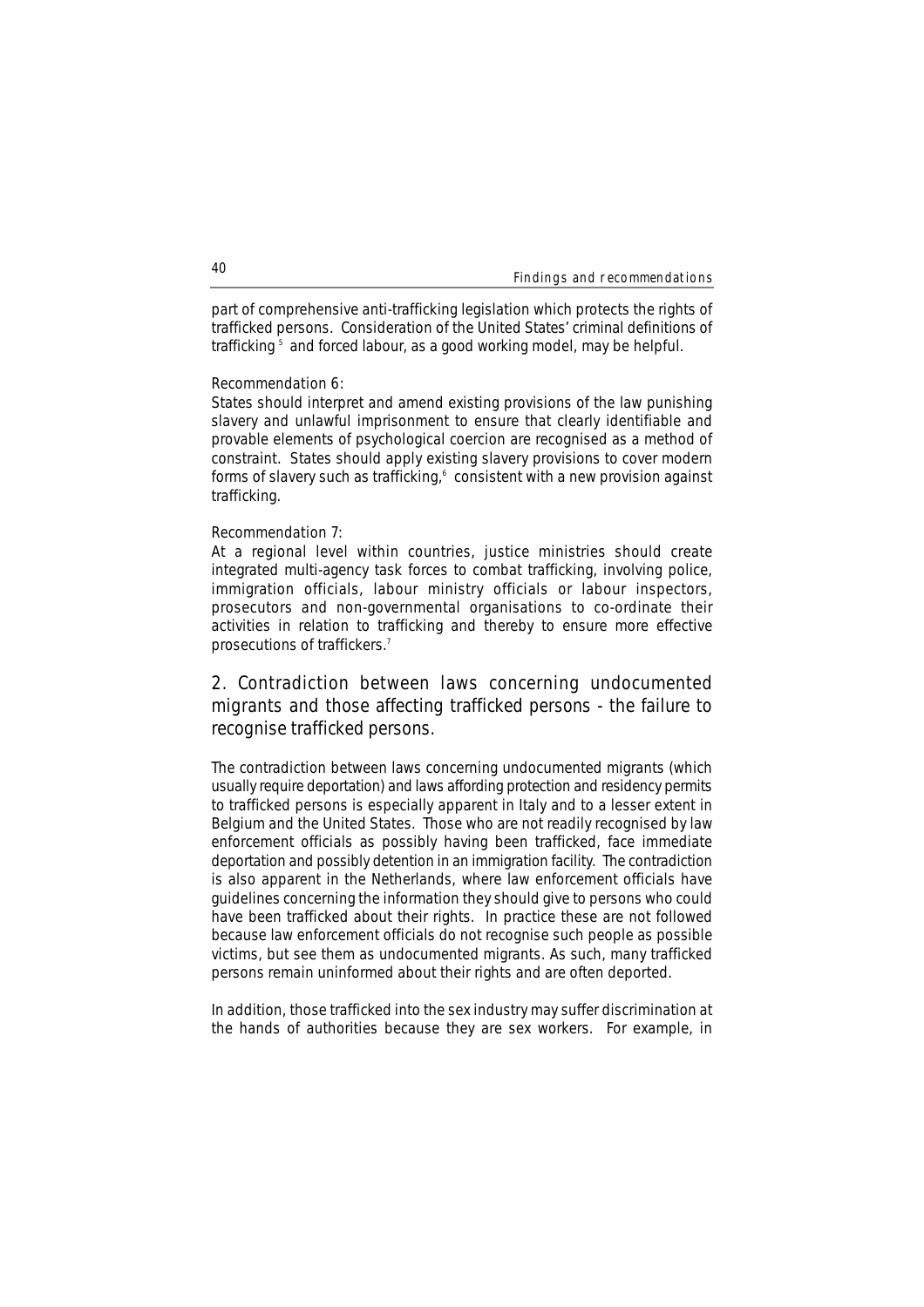part of comprehensive anti-trafficking legislation which protects the rights of trafficked persons. Consideration of the United States' criminal definitions of trafficking [5] and forced labour, as a good working model, may be helpful.

Recommendation 6:

States should interpret and amend existing provisions of the law punishing slavery and unlawful imprisonment to ensure that clearly identifiable and provable elements of psychological coercion are recognised as a method of constraint. States should apply existing slavery provisions to cover modern forms of slavery such as trafficking,[6] consistent with a new provision against trafficking.

Recommendation 7:

At a regional level within countries, justice ministries should create integrated multi-agency task forces to combat trafficking, involving police, immigration officials, labour ministry officials or labour inspectors, prosecutors and non-governmental organisations to co-ordinate their activities in relation to trafficking and thereby to ensure more effective prosecutions of traffickers.[7]

## 2. Contradiction between laws concerning undocumented migrants and those affecting trafficked persons - the failure to recognise trafficked persons.

The contradiction between laws concerning undocumented migrants (which usually require deportation) and laws affording protection and residency permits to trafficked persons is especially apparent in Italy and to a lesser extent in Belgium and the United States. Those who are not readily recognised by law enforcement officials as possibly having been trafficked, face immediate deportation and possibly detention in an immigration facility. The contradiction is also apparent in the Netherlands, where law enforcement officials have guidelines concerning the information they should give to persons who could have been trafficked about their rights. In practice these are not followed because law enforcement officials do not recognise such people as possible victims, but see them as undocumented migrants. As such, many trafficked persons remain uninformed about their rights and are often deported.

In addition, those trafficked into the sex industry may suffer discrimination at the hands of authorities because they are sex workers. For example, in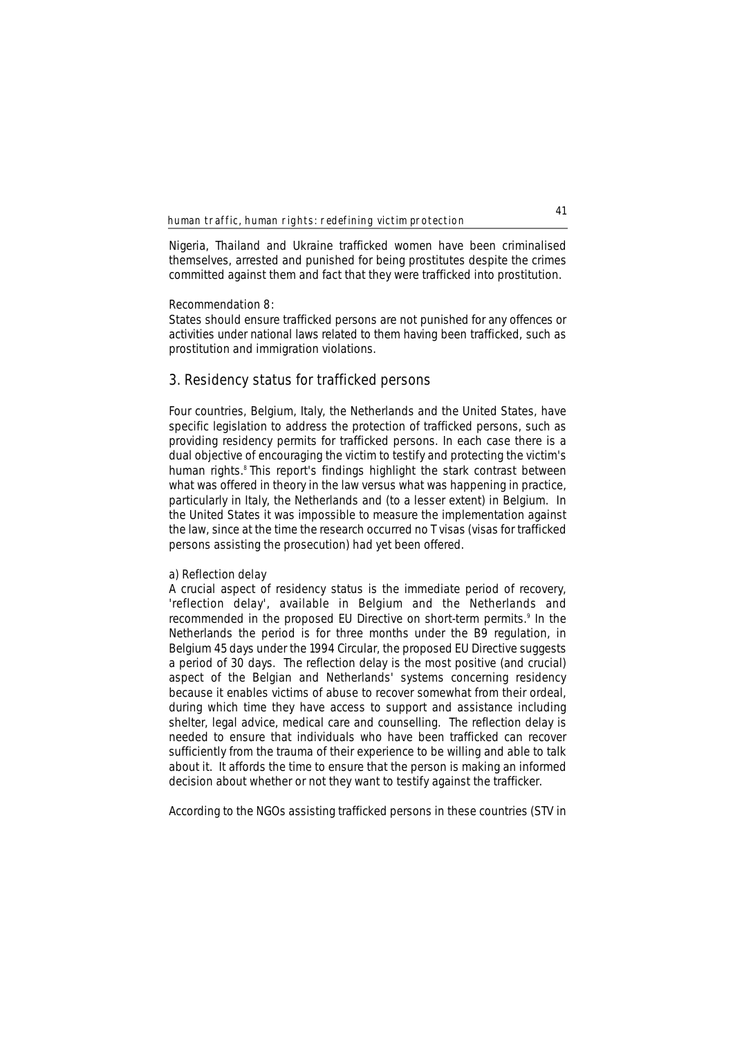Nigeria, Thailand and Ukraine trafficked women have been criminalised themselves, arrested and punished for being prostitutes despite the crimes committed against them and fact that they were trafficked into prostitution.

Recommendation 8:
States should ensure trafficked persons are not punished for any offences or activities under national laws related to them having been trafficked, such as prostitution and immigration violations.

## 3. Residency status for trafficked persons

Four countries, Belgium, Italy, the Netherlands and the United States, have specific legislation to address the protection of trafficked persons, such as providing residency permits for trafficked persons. In each case there is a dual objective of encouraging the victim to testify and protecting the victim's human rights.[8] This report's findings highlight the stark contrast between what was offered in theory in the law versus what was happening in practice, particularly in Italy, the Netherlands and (to a lesser extent) in Belgium. In the United States it was impossible to measure the implementation against the law, since at the time the research occurred no T visas (visas for trafficked persons assisting the prosecution) had yet been offered.

a) Reflection delay
A crucial aspect of residency status is the immediate period of recovery, 'reflection delay', available in Belgium and the Netherlands and recommended in the proposed EU Directive on short-term permits.[9] In the Netherlands the period is for three months under the B9 regulation, in Belgium 45 days under the 1994 Circular, the proposed EU Directive suggests a period of 30 days. The reflection delay is the most positive (and crucial) aspect of the Belgian and Netherlands' systems concerning residency because it enables victims of abuse to recover somewhat from their ordeal, during which time they have access to support and assistance including shelter, legal advice, medical care and counselling. The reflection delay is needed to ensure that individuals who have been trafficked can recover sufficiently from the trauma of their experience to be willing and able to talk about it. It affords the time to ensure that the person is making an informed decision about whether or not they want to testify against the trafficker.

According to the NGOs assisting trafficked persons in these countries (STV in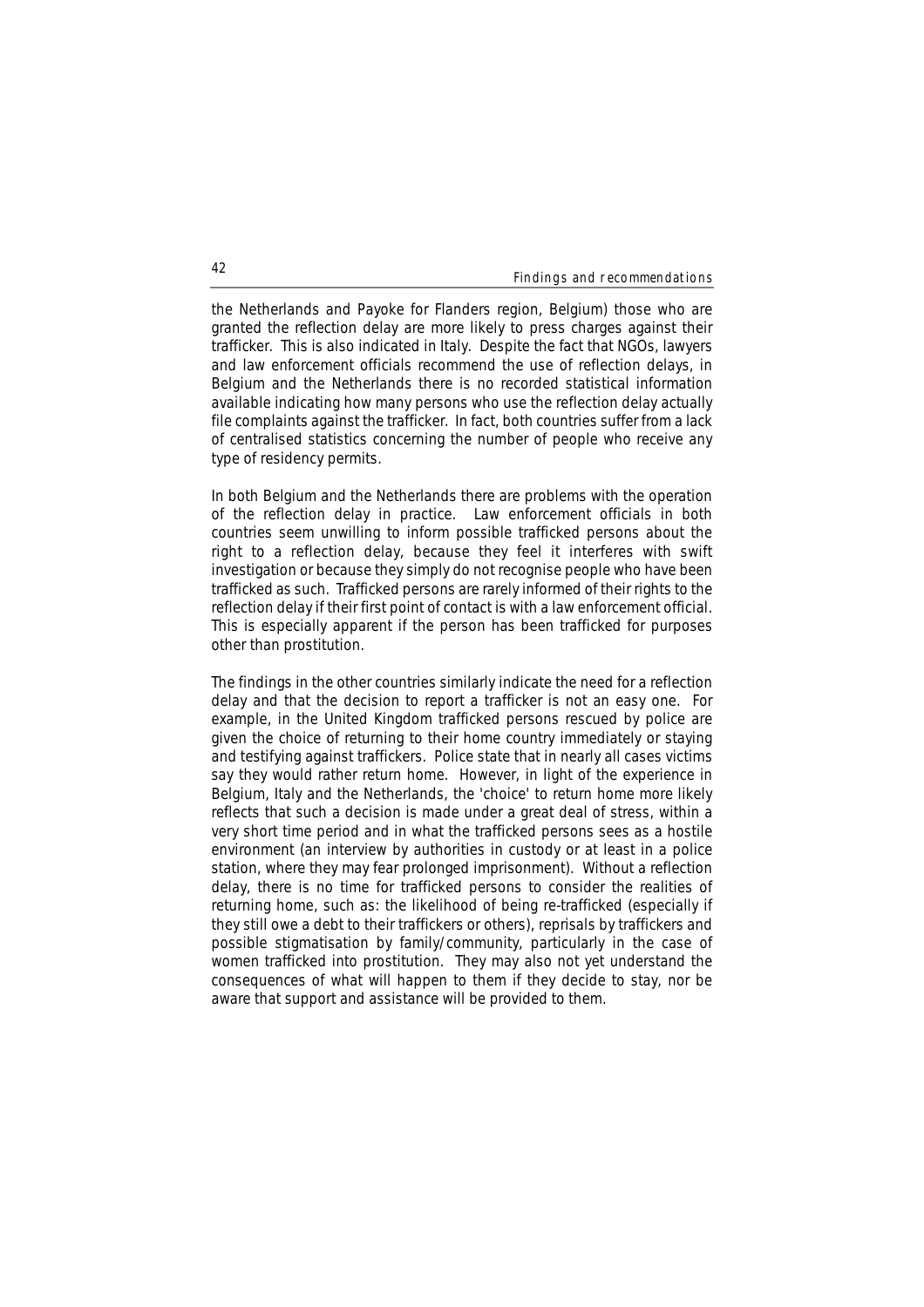the Netherlands and Payoke for Flanders region, Belgium) those who are granted the reflection delay are more likely to press charges against their trafficker. This is also indicated in Italy. Despite the fact that NGOs, lawyers and law enforcement officials recommend the use of reflection delays, in Belgium and the Netherlands there is no recorded statistical information available indicating how many persons who use the reflection delay actually file complaints against the trafficker. In fact, both countries suffer from a lack of centralised statistics concerning the number of people who receive any type of residency permits.

In both Belgium and the Netherlands there are problems with the operation of the reflection delay in practice. Law enforcement officials in both countries seem unwilling to inform possible trafficked persons about the right to a reflection delay, because they feel it interferes with swift investigation or because they simply do not recognise people who have been trafficked as such. Trafficked persons are rarely informed of their rights to the reflection delay if their first point of contact is with a law enforcement official. This is especially apparent if the person has been trafficked for purposes other than prostitution.

The findings in the other countries similarly indicate the need for a reflection delay and that the decision to report a trafficker is not an easy one. For example, in the United Kingdom trafficked persons rescued by police are given the choice of returning to their home country immediately or staying and testifying against traffickers. Police state that in nearly all cases victims say they would rather return home. However, in light of the experience in Belgium, Italy and the Netherlands, the 'choice' to return home more likely reflects that such a decision is made under a great deal of stress, within a very short time period and in what the trafficked persons sees as a hostile environment (an interview by authorities in custody or at least in a police station, where they may fear prolonged imprisonment). Without a reflection delay, there is no time for trafficked persons to consider the realities of returning home, such as: the likelihood of being re-trafficked (especially if they still owe a debt to their traffickers or others), reprisals by traffickers and possible stigmatisation by family/community, particularly in the case of women trafficked into prostitution. They may also not yet understand the consequences of what will happen to them if they decide to stay, nor be aware that support and assistance will be provided to them.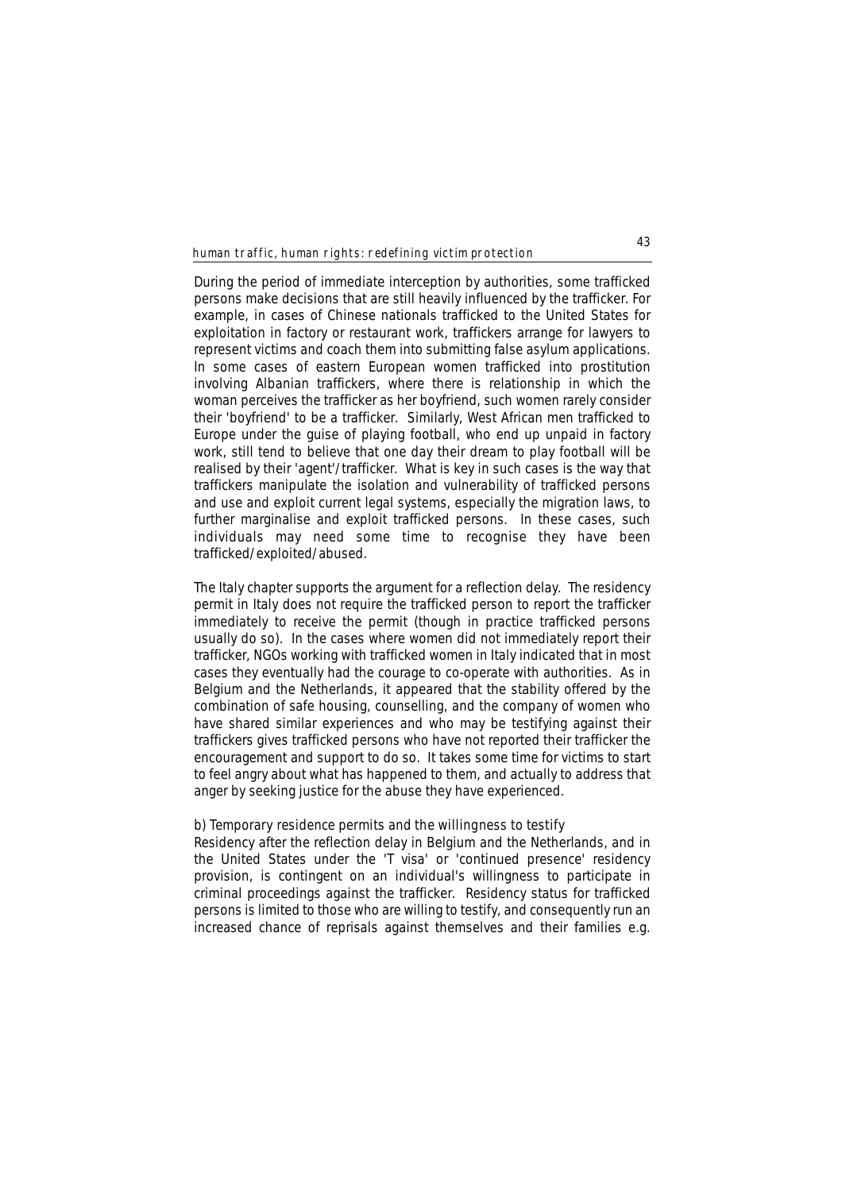During the period of immediate interception by authorities, some trafficked persons make decisions that are still heavily influenced by the trafficker. For example, in cases of Chinese nationals trafficked to the United States for exploitation in factory or restaurant work, traffickers arrange for lawyers to represent victims and coach them into submitting false asylum applications. In some cases of eastern European women trafficked into prostitution involving Albanian traffickers, where there is relationship in which the woman perceives the trafficker as her boyfriend, such women rarely consider their 'boyfriend' to be a trafficker. Similarly, West African men trafficked to Europe under the guise of playing football, who end up unpaid in factory work, still tend to believe that one day their dream to play football will be realised by their 'agent'/trafficker. What is key in such cases is the way that traffickers manipulate the isolation and vulnerability of trafficked persons and use and exploit current legal systems, especially the migration laws, to further marginalise and exploit trafficked persons. In these cases, such individuals may need some time to recognise they have been trafficked/exploited/abused.

The Italy chapter supports the argument for a reflection delay. The residency permit in Italy does not require the trafficked person to report the trafficker immediately to receive the permit (though in practice trafficked persons usually do so). In the cases where women did not immediately report their trafficker, NGOs working with trafficked women in Italy indicated that in most cases they eventually had the courage to co-operate with authorities. As in Belgium and the Netherlands, it appeared that the stability offered by the combination of safe housing, counselling, and the company of women who have shared similar experiences and who may be testifying against their traffickers gives trafficked persons who have not reported their trafficker the encouragement and support to do so. It takes some time for victims to start to feel angry about what has happened to them, and actually to address that anger by seeking justice for the abuse they have experienced.

b) Temporary residence permits and the willingness to testify

Residency after the reflection delay in Belgium and the Netherlands, and in the United States under the 'T visa' or 'continued presence' residency provision, is contingent on an individual's willingness to participate in criminal proceedings against the trafficker. Residency status for trafficked persons is limited to those who are willing to testify, and consequently run an increased chance of reprisals against themselves and their families e.g.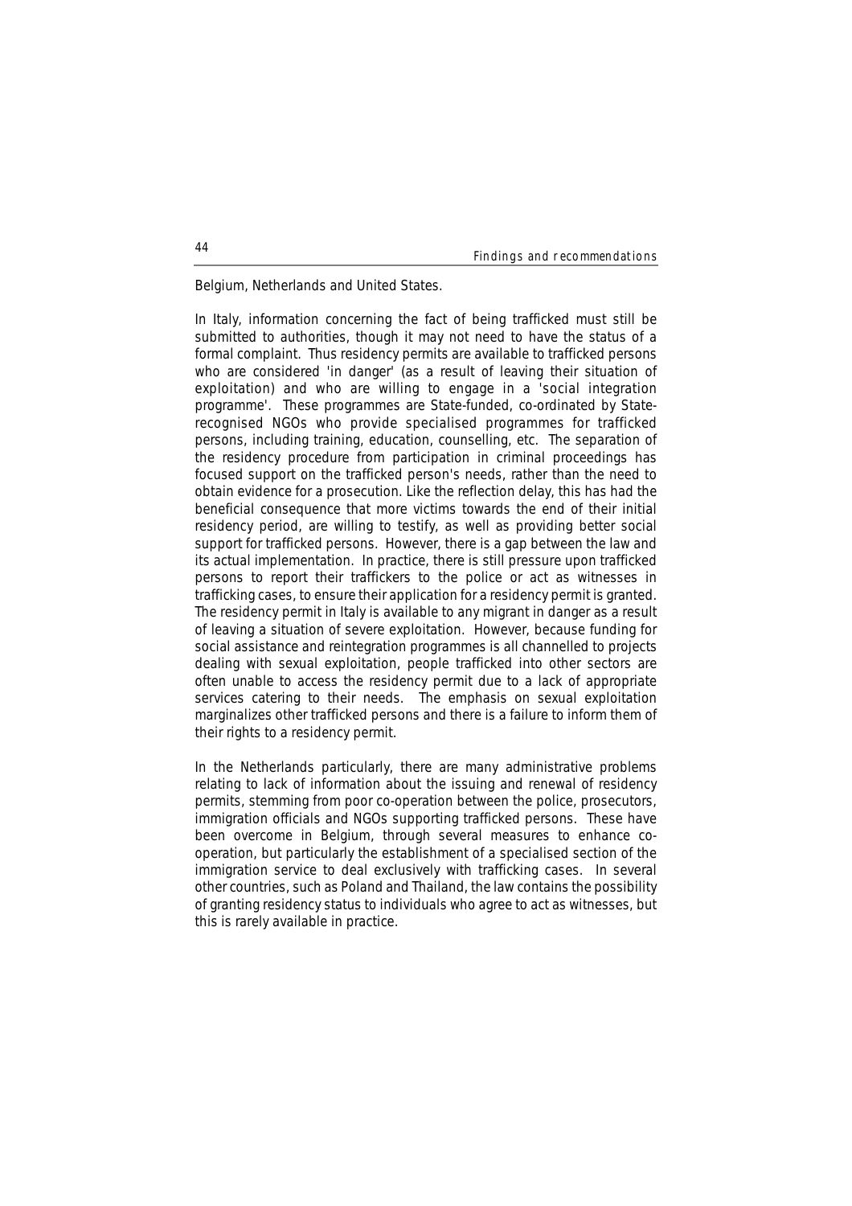Belgium, Netherlands and United States.

In Italy, information concerning the fact of being trafficked must still be submitted to authorities, though it may not need to have the status of a formal complaint. Thus residency permits are available to trafficked persons who are considered 'in danger' (as a result of leaving their situation of exploitation) and who are willing to engage in a 'social integration programme'. These programmes are State-funded, co-ordinated by State-recognised NGOs who provide specialised programmes for trafficked persons, including training, education, counselling, etc. The separation of the residency procedure from participation in criminal proceedings has focused support on the trafficked person's needs, rather than the need to obtain evidence for a prosecution. Like the reflection delay, this has had the beneficial consequence that more victims towards the end of their initial residency period, are willing to testify, as well as providing better social support for trafficked persons. However, there is a gap between the law and its actual implementation. In practice, there is still pressure upon trafficked persons to report their traffickers to the police or act as witnesses in trafficking cases, to ensure their application for a residency permit is granted. The residency permit in Italy is available to any migrant in danger as a result of leaving a situation of severe exploitation. However, because funding for social assistance and reintegration programmes is all channelled to projects dealing with sexual exploitation, people trafficked into other sectors are often unable to access the residency permit due to a lack of appropriate services catering to their needs. The emphasis on sexual exploitation marginalizes other trafficked persons and there is a failure to inform them of their rights to a residency permit.

In the Netherlands particularly, there are many administrative problems relating to lack of information about the issuing and renewal of residency permits, stemming from poor co-operation between the police, prosecutors, immigration officials and NGOs supporting trafficked persons. These have been overcome in Belgium, through several measures to enhance co-operation, but particularly the establishment of a specialised section of the immigration service to deal exclusively with trafficking cases. In several other countries, such as Poland and Thailand, the law contains the possibility of granting residency status to individuals who agree to act as witnesses, but this is rarely available in practice.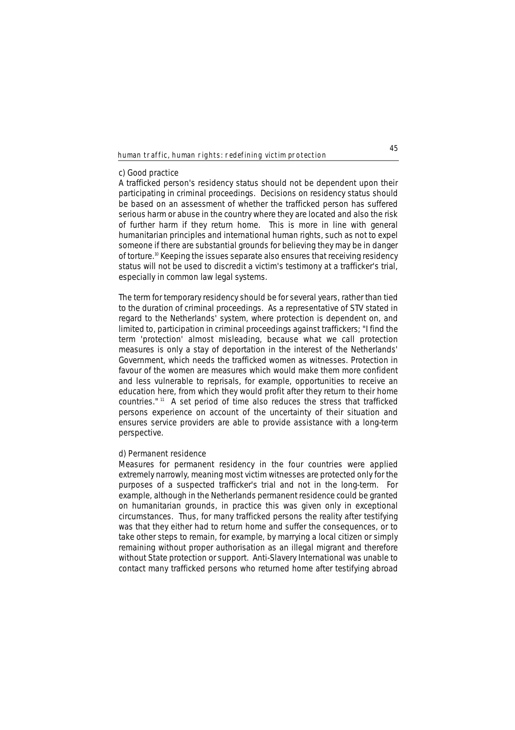c) Good practice

A trafficked person's residency status should not be dependent upon their participating in criminal proceedings. Decisions on residency status should be based on an assessment of whether the trafficked person has suffered serious harm or abuse in the country where they are located and also the risk of further harm if they return home. This is more in line with general humanitarian principles and international human rights, such as not to expel someone if there are substantial grounds for believing they may be in danger of torture.[10] Keeping the issues separate also ensures that receiving residency status will not be used to discredit a victim's testimony at a trafficker's trial, especially in common law legal systems.

The term for temporary residency should be for several years, rather than tied to the duration of criminal proceedings. As a representative of STV stated in regard to the Netherlands' system, where protection is dependent on, and limited to, participation in criminal proceedings against traffickers; "I find the term 'protection' almost misleading, because what we call protection measures is only a stay of deportation in the interest of the Netherlands' Government, which needs the trafficked women as witnesses. Protection in favour of the women are measures which would make them more confident and less vulnerable to reprisals, for example, opportunities to receive an education here, from which they would profit after they return to their home countries." [11] A set period of time also reduces the stress that trafficked persons experience on account of the uncertainty of their situation and ensures service providers are able to provide assistance with a long-term perspective.

d) Permanent residence

Measures for permanent residency in the four countries were applied extremely narrowly, meaning most victim witnesses are protected only for the purposes of a suspected trafficker's trial and not in the long-term. For example, although in the Netherlands permanent residence could be granted on humanitarian grounds, in practice this was given only in exceptional circumstances. Thus, for many trafficked persons the reality after testifying was that they either had to return home and suffer the consequences, or to take other steps to remain, for example, by marrying a local citizen or simply remaining without proper authorisation as an illegal migrant and therefore without State protection or support. Anti-Slavery International was unable to contact many trafficked persons who returned home after testifying abroad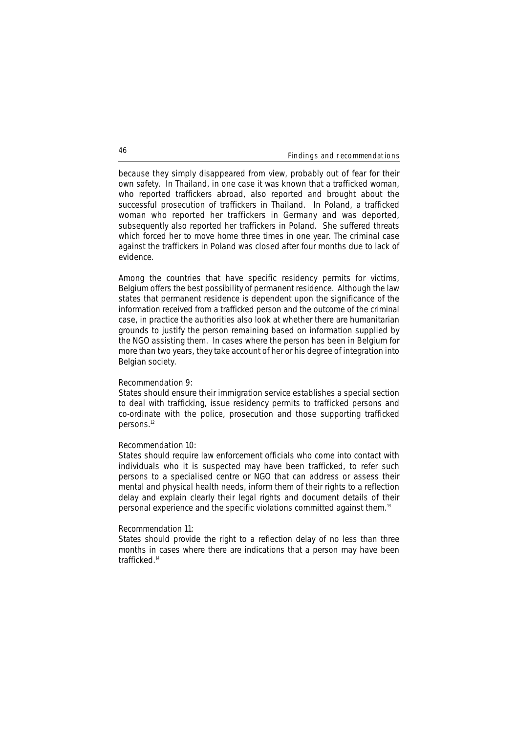because they simply disappeared from view, probably out of fear for their own safety. In Thailand, in one case it was known that a trafficked woman, who reported traffickers abroad, also reported and brought about the successful prosecution of traffickers in Thailand. In Poland, a trafficked woman who reported her traffickers in Germany and was deported, subsequently also reported her traffickers in Poland. She suffered threats which forced her to move home three times in one year. The criminal case against the traffickers in Poland was closed after four months due to lack of evidence.

Among the countries that have specific residency permits for victims, Belgium offers the best possibility of permanent residence. Although the law states that permanent residence is dependent upon the significance of the information received from a trafficked person and the outcome of the criminal case, in practice the authorities also look at whether there are humanitarian grounds to justify the person remaining based on information supplied by the NGO assisting them. In cases where the person has been in Belgium for more than two years, they take account of her or his degree of integration into Belgian society.

*Recommendation 9:*
States should ensure their immigration service establishes a special section to deal with trafficking, issue residency permits to trafficked persons and co-ordinate with the police, prosecution and those supporting trafficked persons.[12]

*Recommendation 10:*
States should require law enforcement officials who come into contact with individuals who it is suspected may have been trafficked, to refer such persons to a specialised centre or NGO that can address or assess their mental and physical health needs, inform them of their rights to a reflection delay and explain clearly their legal rights and document details of their personal experience and the specific violations committed against them.[13]

*Recommendation 11:*
States should provide the right to a reflection delay of no less than three months in cases where there are indications that a person may have been trafficked.[14]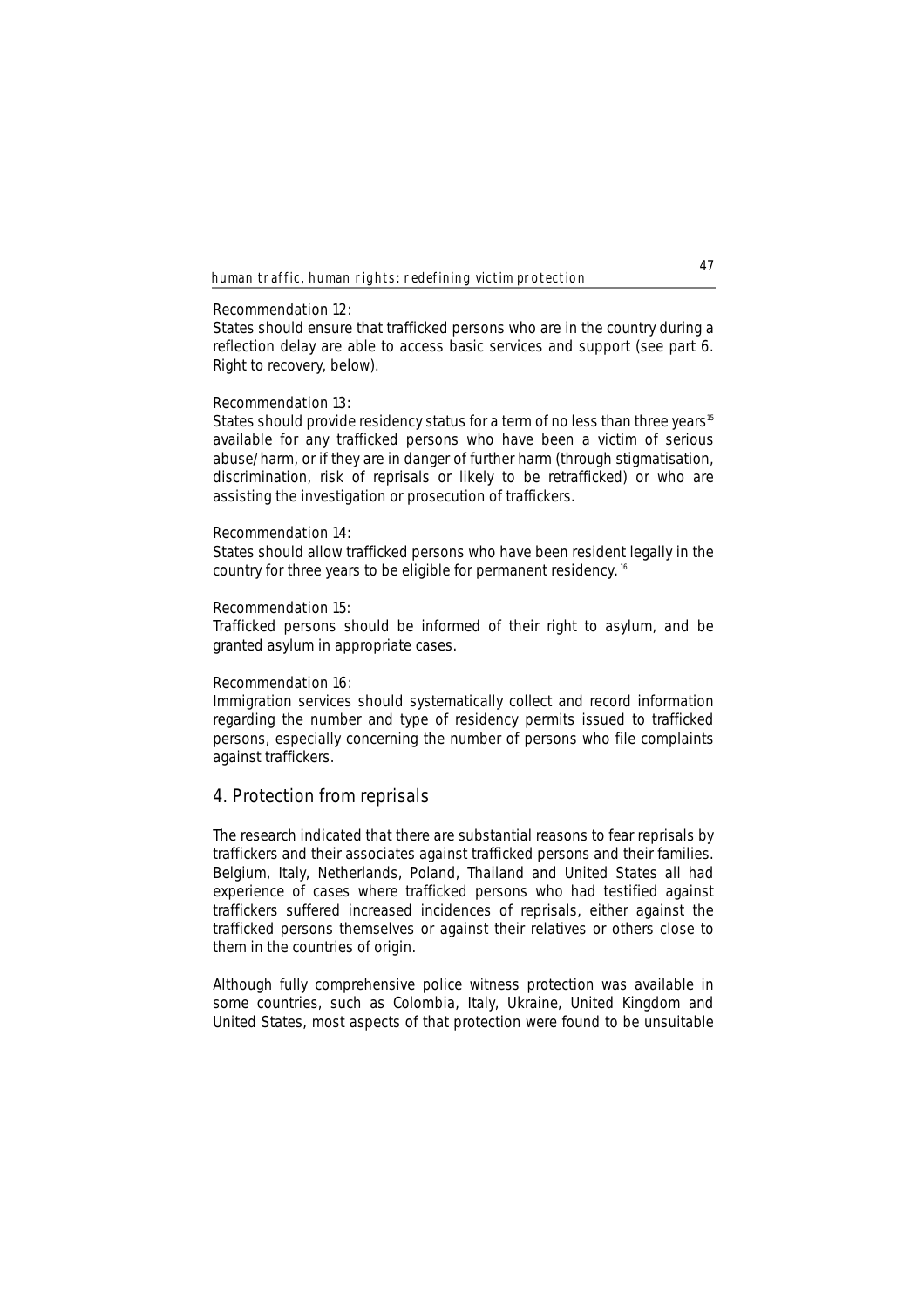Recommendation 12:
States should ensure that trafficked persons who are in the country during a reflection delay are able to access basic services and support (see part 6. Right to recovery, below).

Recommendation 13:
States should provide residency status for a term of no less than three years[15] available for any trafficked persons who have been a victim of serious abuse/harm, or if they are in danger of further harm (through stigmatisation, discrimination, risk of reprisals or likely to be retrafficked) or who are assisting the investigation or prosecution of traffickers.

Recommendation 14:
States should allow trafficked persons who have been resident legally in the country for three years to be eligible for permanent residency.[16]

Recommendation 15:
Trafficked persons should be informed of their right to asylum, and be granted asylum in appropriate cases.

Recommendation 16:
Immigration services should systematically collect and record information regarding the number and type of residency permits issued to trafficked persons, especially concerning the number of persons who file complaints against traffickers.

## 4. Protection from reprisals

The research indicated that there are substantial reasons to fear reprisals by traffickers and their associates against trafficked persons and their families. Belgium, Italy, Netherlands, Poland, Thailand and United States all had experience of cases where trafficked persons who had testified against traffickers suffered increased incidences of reprisals, either against the trafficked persons themselves or against their relatives or others close to them in the countries of origin.

Although fully comprehensive police witness protection was available in some countries, such as Colombia, Italy, Ukraine, United Kingdom and United States, most aspects of that protection were found to be unsuitable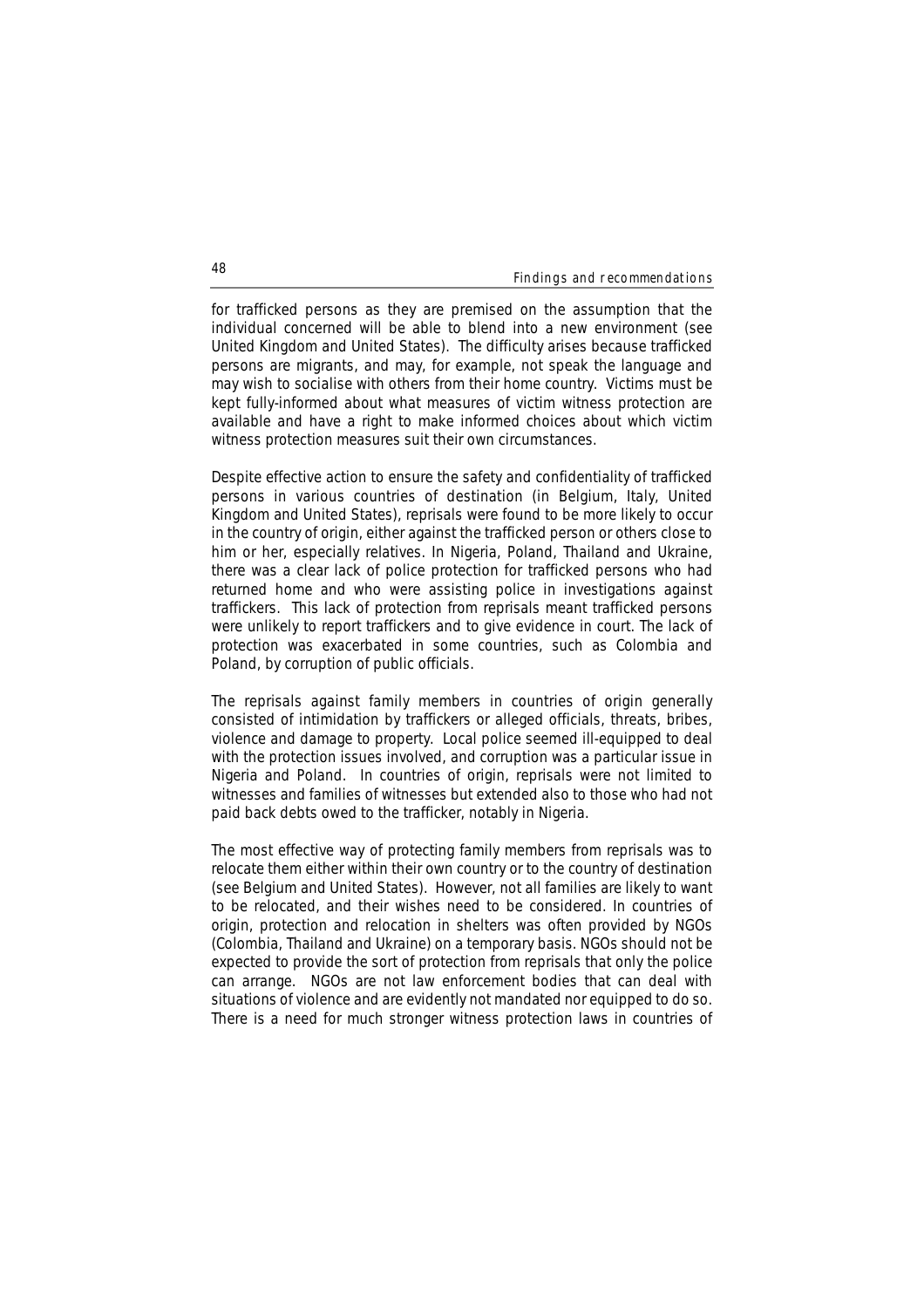for trafficked persons as they are premised on the assumption that the individual concerned will be able to blend into a new environment (see United Kingdom and United States). The difficulty arises because trafficked persons are migrants, and may, for example, not speak the language and may wish to socialise with others from their home country. Victims must be kept fully-informed about what measures of victim witness protection are available and have a right to make informed choices about which victim witness protection measures suit their own circumstances.

Despite effective action to ensure the safety and confidentiality of trafficked persons in various countries of destination (in Belgium, Italy, United Kingdom and United States), reprisals were found to be more likely to occur in the country of origin, either against the trafficked person or others close to him or her, especially relatives. In Nigeria, Poland, Thailand and Ukraine, there was a clear lack of police protection for trafficked persons who had returned home and who were assisting police in investigations against traffickers. This lack of protection from reprisals meant trafficked persons were unlikely to report traffickers and to give evidence in court. The lack of protection was exacerbated in some countries, such as Colombia and Poland, by corruption of public officials.

The reprisals against family members in countries of origin generally consisted of intimidation by traffickers or alleged officials, threats, bribes, violence and damage to property. Local police seemed ill-equipped to deal with the protection issues involved, and corruption was a particular issue in Nigeria and Poland. In countries of origin, reprisals were not limited to witnesses and families of witnesses but extended also to those who had not paid back debts owed to the trafficker, notably in Nigeria.

The most effective way of protecting family members from reprisals was to relocate them either within their own country or to the country of destination (see Belgium and United States). However, not all families are likely to want to be relocated, and their wishes need to be considered. In countries of origin, protection and relocation in shelters was often provided by NGOs (Colombia, Thailand and Ukraine) on a temporary basis. NGOs should not be expected to provide the sort of protection from reprisals that only the police can arrange. NGOs are not law enforcement bodies that can deal with situations of violence and are evidently not mandated nor equipped to do so. There is a need for much stronger witness protection laws in countries of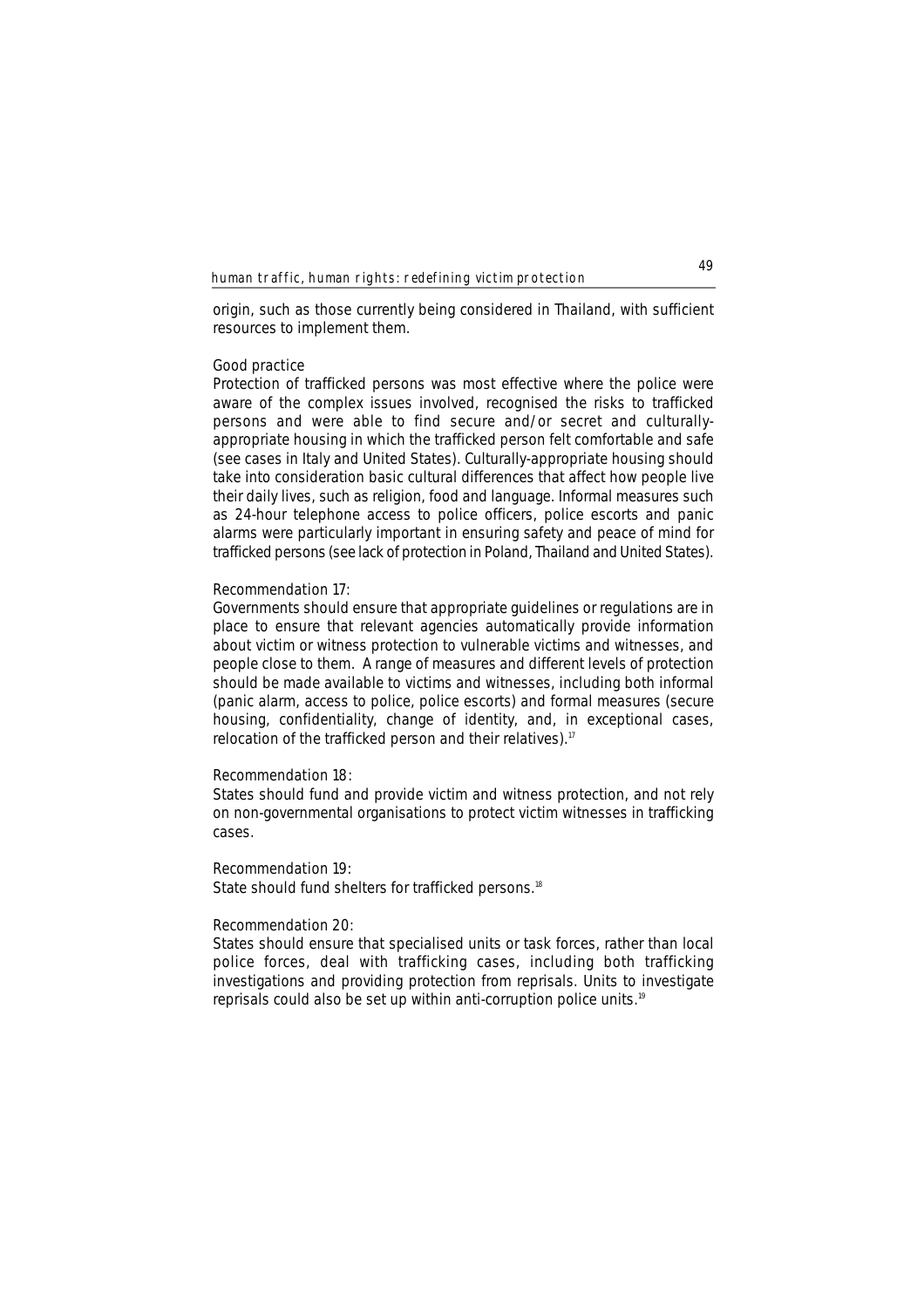origin, such as those currently being considered in Thailand, with sufficient resources to implement them.

Good practice

Protection of trafficked persons was most effective where the police were aware of the complex issues involved, recognised the risks to trafficked persons and were able to find secure and/or secret and culturally-appropriate housing in which the trafficked person felt comfortable and safe (see cases in Italy and United States). Culturally-appropriate housing should take into consideration basic cultural differences that affect how people live their daily lives, such as religion, food and language. Informal measures such as 24-hour telephone access to police officers, police escorts and panic alarms were particularly important in ensuring safety and peace of mind for trafficked persons (see lack of protection in Poland, Thailand and United States).

Recommendation 17:

Governments should ensure that appropriate guidelines or regulations are in place to ensure that relevant agencies automatically provide information about victim or witness protection to vulnerable victims and witnesses, and people close to them. A range of measures and different levels of protection should be made available to victims and witnesses, including both informal (panic alarm, access to police, police escorts) and formal measures (secure housing, confidentiality, change of identity, and, in exceptional cases, relocation of the trafficked person and their relatives).[17]

Recommendation 18:

States should fund and provide victim and witness protection, and not rely on non-governmental organisations to protect victim witnesses in trafficking cases.

Recommendation 19:

State should fund shelters for trafficked persons.[18]

Recommendation 20:

States should ensure that specialised units or task forces, rather than local police forces, deal with trafficking cases, including both trafficking investigations and providing protection from reprisals. Units to investigate reprisals could also be set up within anti-corruption police units.[19]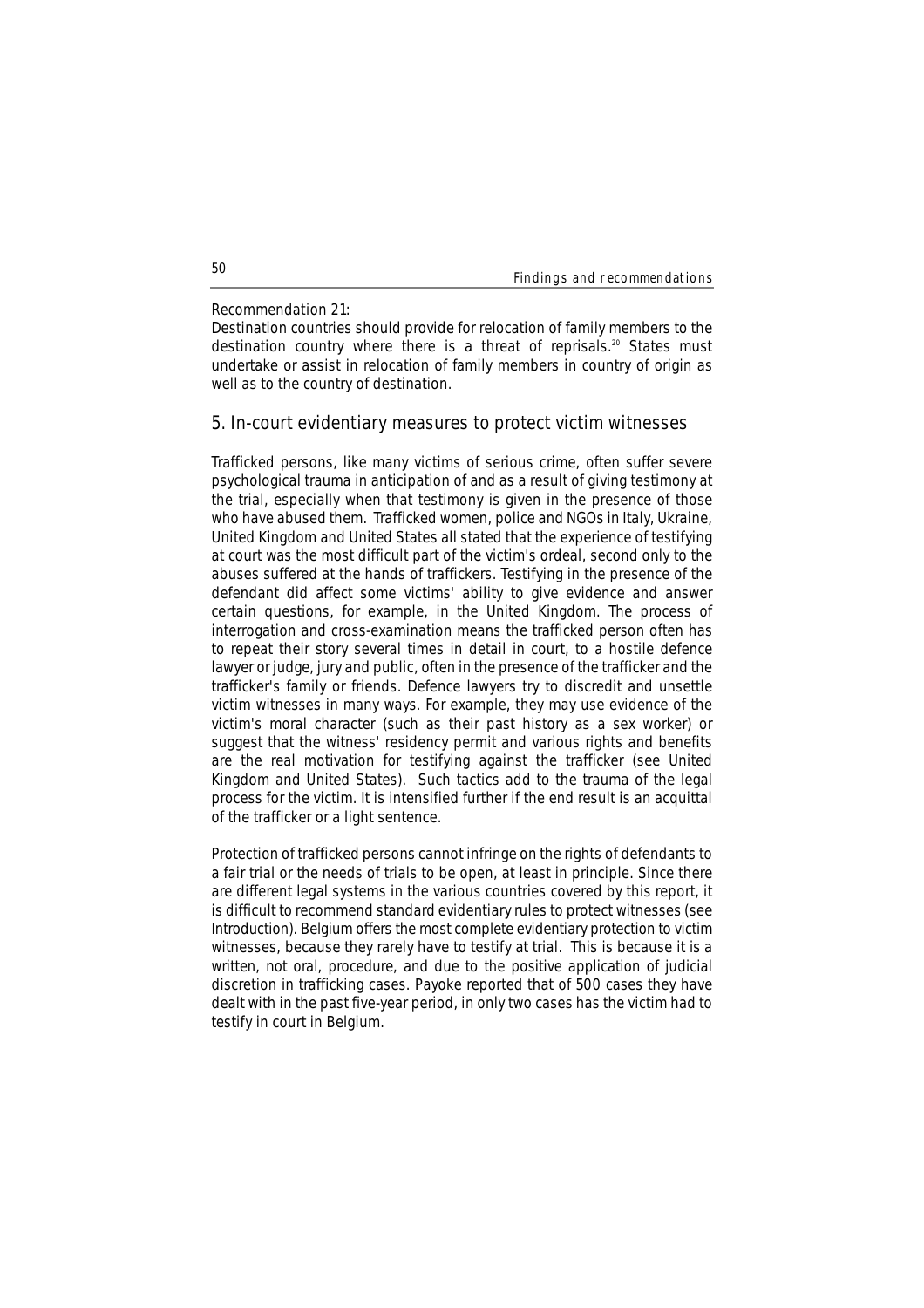Recommendation 21:
Destination countries should provide for relocation of family members to the destination country where there is a threat of reprisals.[20] States must undertake or assist in relocation of family members in country of origin as well as to the country of destination.

## 5. In-court evidentiary measures to protect victim witnesses

Trafficked persons, like many victims of serious crime, often suffer severe psychological trauma in anticipation of and as a result of giving testimony at the trial, especially when that testimony is given in the presence of those who have abused them. Trafficked women, police and NGOs in Italy, Ukraine, United Kingdom and United States all stated that the experience of testifying at court was the most difficult part of the victim's ordeal, second only to the abuses suffered at the hands of traffickers. Testifying in the presence of the defendant did affect some victims' ability to give evidence and answer certain questions, for example, in the United Kingdom. The process of interrogation and cross-examination means the trafficked person often has to repeat their story several times in detail in court, to a hostile defence lawyer or judge, jury and public, often in the presence of the trafficker and the trafficker's family or friends. Defence lawyers try to discredit and unsettle victim witnesses in many ways. For example, they may use evidence of the victim's moral character (such as their past history as a sex worker) or suggest that the witness' residency permit and various rights and benefits are the real motivation for testifying against the trafficker (see United Kingdom and United States). Such tactics add to the trauma of the legal process for the victim. It is intensified further if the end result is an acquittal of the trafficker or a light sentence.

Protection of trafficked persons cannot infringe on the rights of defendants to a fair trial or the needs of trials to be open, at least in principle. Since there are different legal systems in the various countries covered by this report, it is difficult to recommend standard evidentiary rules to protect witnesses (see Introduction). Belgium offers the most complete evidentiary protection to victim witnesses, because they rarely have to testify at trial. This is because it is a written, not oral, procedure, and due to the positive application of judicial discretion in trafficking cases. Payoke reported that of 500 cases they have dealt with in the past five-year period, in only two cases has the victim had to testify in court in Belgium.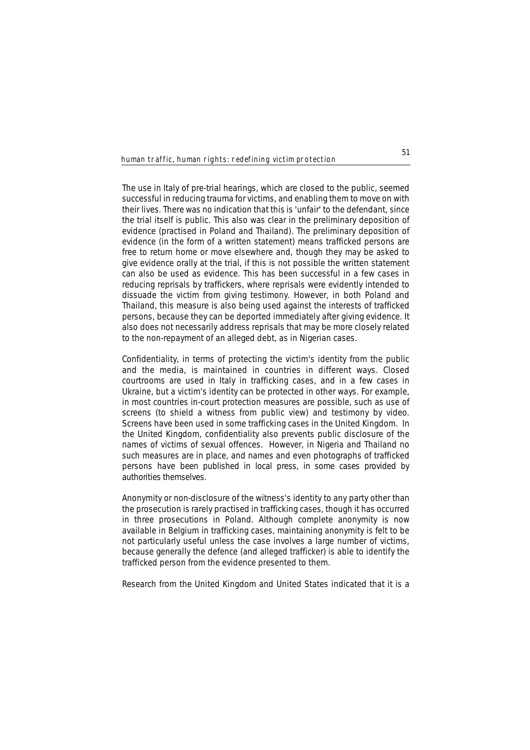The use in Italy of pre-trial hearings, which are closed to the public, seemed successful in reducing trauma for victims, and enabling them to move on with their lives. There was no indication that this is 'unfair' to the defendant, since the trial itself is public. This also was clear in the preliminary deposition of evidence (practised in Poland and Thailand). The preliminary deposition of evidence (in the form of a written statement) means trafficked persons are free to return home or move elsewhere and, though they may be asked to give evidence orally at the trial, if this is not possible the written statement can also be used as evidence. This has been successful in a few cases in reducing reprisals by traffickers, where reprisals were evidently intended to dissuade the victim from giving testimony. However, in both Poland and Thailand, this measure is also being used against the interests of trafficked persons, because they can be deported immediately after giving evidence. It also does not necessarily address reprisals that may be more closely related to the non-repayment of an alleged debt, as in Nigerian cases.

Confidentiality, in terms of protecting the victim's identity from the public and the media, is maintained in countries in different ways. Closed courtrooms are used in Italy in trafficking cases, and in a few cases in Ukraine, but a victim's identity can be protected in other ways. For example, in most countries in-court protection measures are possible, such as use of screens (to shield a witness from public view) and testimony by video. Screens have been used in some trafficking cases in the United Kingdom. In the United Kingdom, confidentiality also prevents public disclosure of the names of victims of sexual offences. However, in Nigeria and Thailand no such measures are in place, and names and even photographs of trafficked persons have been published in local press, in some cases provided by authorities themselves.

Anonymity or non-disclosure of the witness's identity to any party other than the prosecution is rarely practised in trafficking cases, though it has occurred in three prosecutions in Poland. Although complete anonymity is now available in Belgium in trafficking cases, maintaining anonymity is felt to be not particularly useful unless the case involves a large number of victims, because generally the defence (and alleged trafficker) is able to identify the trafficked person from the evidence presented to them.

Research from the United Kingdom and United States indicated that it is a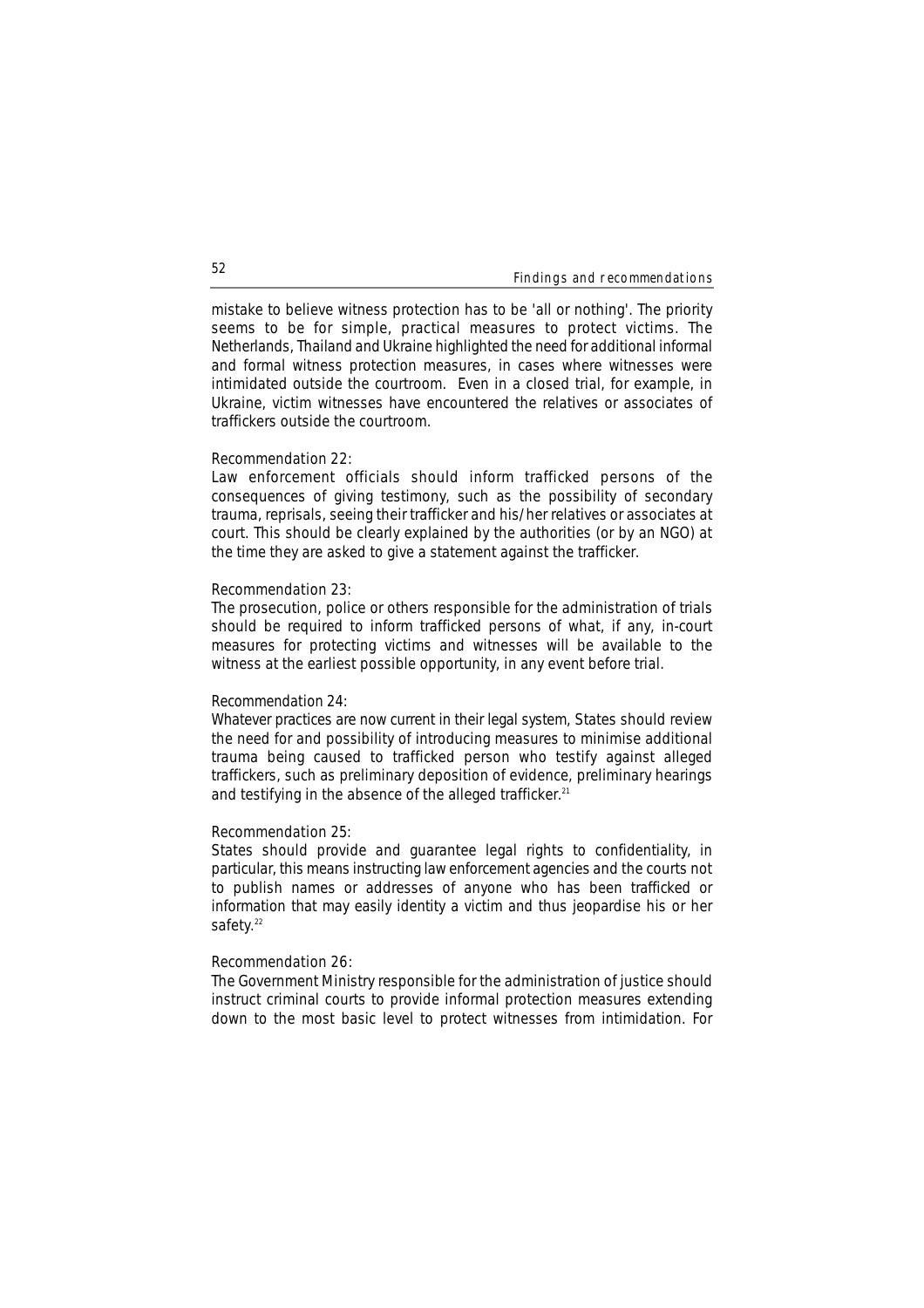mistake to believe witness protection has to be 'all or nothing'. The priority seems to be for simple, practical measures to protect victims. The Netherlands, Thailand and Ukraine highlighted the need for additional informal and formal witness protection measures, in cases where witnesses were intimidated outside the courtroom. Even in a closed trial, for example, in Ukraine, victim witnesses have encountered the relatives or associates of traffickers outside the courtroom.

Recommendation 22:
Law enforcement officials should inform trafficked persons of the consequences of giving testimony, such as the possibility of secondary trauma, reprisals, seeing their trafficker and his/her relatives or associates at court. This should be clearly explained by the authorities (or by an NGO) at the time they are asked to give a statement against the trafficker.

Recommendation 23:
The prosecution, police or others responsible for the administration of trials should be required to inform trafficked persons of what, if any, in-court measures for protecting victims and witnesses will be available to the witness at the earliest possible opportunity, in any event before trial.

Recommendation 24:
Whatever practices are now current in their legal system, States should review the need for and possibility of introducing measures to minimise additional trauma being caused to trafficked person who testify against alleged traffickers, such as preliminary deposition of evidence, preliminary hearings and testifying in the absence of the alleged trafficker.[21]

Recommendation 25:
States should provide and guarantee legal rights to confidentiality, in particular, this means instructing law enforcement agencies and the courts not to publish names or addresses of anyone who has been trafficked or information that may easily identity a victim and thus jeopardise his or her safety.[22]

Recommendation 26:
The Government Ministry responsible for the administration of justice should instruct criminal courts to provide informal protection measures extending down to the most basic level to protect witnesses from intimidation. For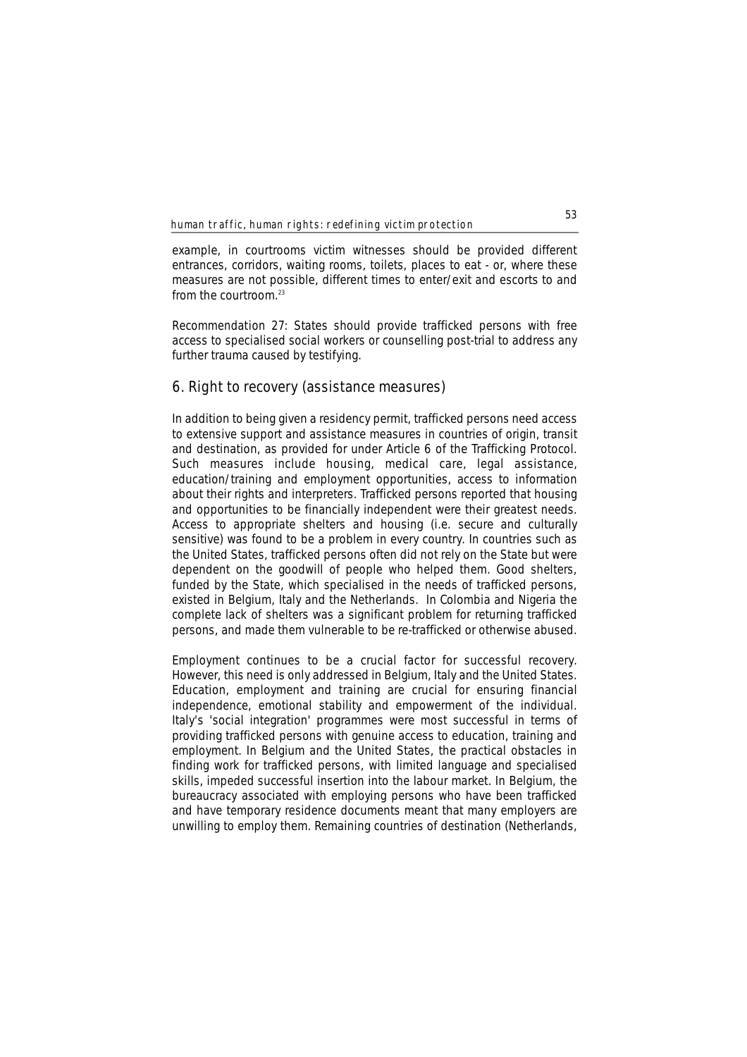example, in courtrooms victim witnesses should be provided different entrances, corridors, waiting rooms, toilets, places to eat - or, where these measures are not possible, different times to enter/exit and escorts to and from the courtroom.[23]

Recommendation 27: States should provide trafficked persons with free access to specialised social workers or counselling post-trial to address any further trauma caused by testifying.

## 6. Right to recovery (assistance measures)

In addition to being given a residency permit, trafficked persons need access to extensive support and assistance measures in countries of origin, transit and destination, as provided for under Article 6 of the Trafficking Protocol. Such measures include housing, medical care, legal assistance, education/training and employment opportunities, access to information about their rights and interpreters. Trafficked persons reported that housing and opportunities to be financially independent were their greatest needs. Access to appropriate shelters and housing (i.e. secure and culturally sensitive) was found to be a problem in every country. In countries such as the United States, trafficked persons often did not rely on the State but were dependent on the goodwill of people who helped them. Good shelters, funded by the State, which specialised in the needs of trafficked persons, existed in Belgium, Italy and the Netherlands. In Colombia and Nigeria the complete lack of shelters was a significant problem for returning trafficked persons, and made them vulnerable to be re-trafficked or otherwise abused.

Employment continues to be a crucial factor for successful recovery. However, this need is only addressed in Belgium, Italy and the United States. Education, employment and training are crucial for ensuring financial independence, emotional stability and empowerment of the individual. Italy's 'social integration' programmes were most successful in terms of providing trafficked persons with genuine access to education, training and employment. In Belgium and the United States, the practical obstacles in finding work for trafficked persons, with limited language and specialised skills, impeded successful insertion into the labour market. In Belgium, the bureaucracy associated with employing persons who have been trafficked and have temporary residence documents meant that many employers are unwilling to employ them. Remaining countries of destination (Netherlands,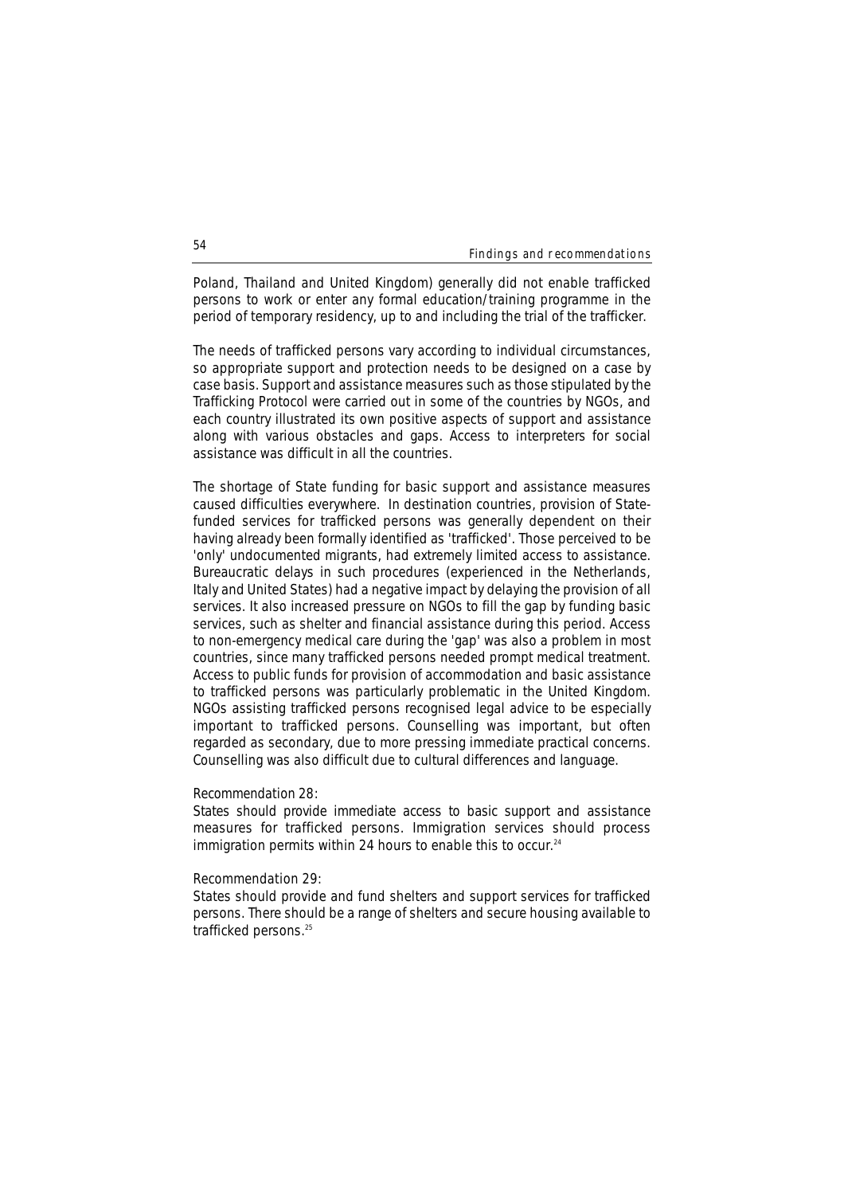Poland, Thailand and United Kingdom) generally did not enable trafficked persons to work or enter any formal education/training programme in the period of temporary residency, up to and including the trial of the trafficker.

The needs of trafficked persons vary according to individual circumstances, so appropriate support and protection needs to be designed on a case by case basis. Support and assistance measures such as those stipulated by the Trafficking Protocol were carried out in some of the countries by NGOs, and each country illustrated its own positive aspects of support and assistance along with various obstacles and gaps. Access to interpreters for social assistance was difficult in all the countries.

The shortage of State funding for basic support and assistance measures caused difficulties everywhere. In destination countries, provision of State-funded services for trafficked persons was generally dependent on their having already been formally identified as 'trafficked'. Those perceived to be 'only' undocumented migrants, had extremely limited access to assistance. Bureaucratic delays in such procedures (experienced in the Netherlands, Italy and United States) had a negative impact by delaying the provision of all services. It also increased pressure on NGOs to fill the gap by funding basic services, such as shelter and financial assistance during this period. Access to non-emergency medical care during the 'gap' was also a problem in most countries, since many trafficked persons needed prompt medical treatment. Access to public funds for provision of accommodation and basic assistance to trafficked persons was particularly problematic in the United Kingdom. NGOs assisting trafficked persons recognised legal advice to be especially important to trafficked persons. Counselling was important, but often regarded as secondary, due to more pressing immediate practical concerns. Counselling was also difficult due to cultural differences and language.

*Recommendation 28:*

States should provide immediate access to basic support and assistance measures for trafficked persons. Immigration services should process immigration permits within 24 hours to enable this to occur.[24]

*Recommendation 29:*

States should provide and fund shelters and support services for trafficked persons. There should be a range of shelters and secure housing available to trafficked persons.[25]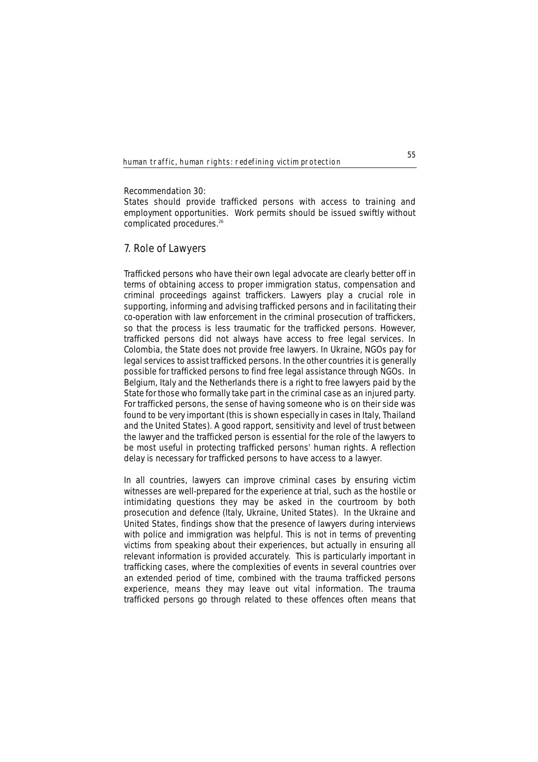Recommendation 30:
States should provide trafficked persons with access to training and employment opportunities. Work permits should be issued swiftly without complicated procedures.[26]

## 7. Role of Lawyers

Trafficked persons who have their own legal advocate are clearly better off in terms of obtaining access to proper immigration status, compensation and criminal proceedings against traffickers. Lawyers play a crucial role in supporting, informing and advising trafficked persons and in facilitating their co-operation with law enforcement in the criminal prosecution of traffickers, so that the process is less traumatic for the trafficked persons. However, trafficked persons did not always have access to free legal services. In Colombia, the State does not provide free lawyers. In Ukraine, NGOs pay for legal services to assist trafficked persons. In the other countries it is generally possible for trafficked persons to find free legal assistance through NGOs. In Belgium, Italy and the Netherlands there is a right to free lawyers paid by the State for those who formally take part in the criminal case as an injured party. For trafficked persons, the sense of having someone who is on their side was found to be very important (this is shown especially in cases in Italy, Thailand and the United States). A good rapport, sensitivity and level of trust between the lawyer and the trafficked person is essential for the role of the lawyers to be most useful in protecting trafficked persons' human rights. A reflection delay is necessary for trafficked persons to have access to a lawyer.

In all countries, lawyers can improve criminal cases by ensuring victim witnesses are well-prepared for the experience at trial, such as the hostile or intimidating questions they may be asked in the courtroom by both prosecution and defence (Italy, Ukraine, United States). In the Ukraine and United States, findings show that the presence of lawyers during interviews with police and immigration was helpful. This is not in terms of preventing victims from speaking about their experiences, but actually in ensuring all relevant information is provided accurately. This is particularly important in trafficking cases, where the complexities of events in several countries over an extended period of time, combined with the trauma trafficked persons experience, means they may leave out vital information. The trauma trafficked persons go through related to these offences often means that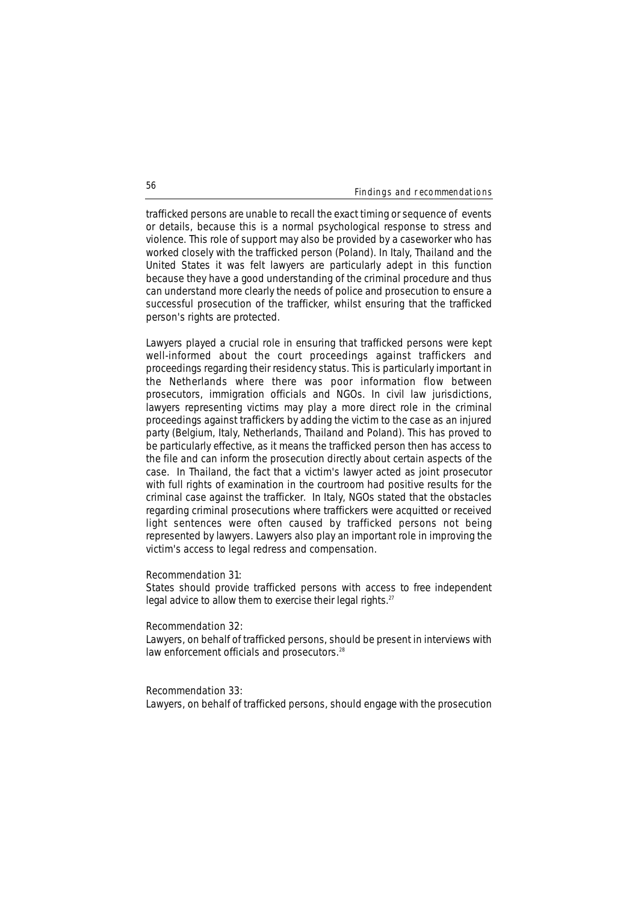trafficked persons are unable to recall the exact timing or sequence of events or details, because this is a normal psychological response to stress and violence. This role of support may also be provided by a caseworker who has worked closely with the trafficked person (Poland). In Italy, Thailand and the United States it was felt lawyers are particularly adept in this function because they have a good understanding of the criminal procedure and thus can understand more clearly the needs of police and prosecution to ensure a successful prosecution of the trafficker, whilst ensuring that the trafficked person's rights are protected.

Lawyers played a crucial role in ensuring that trafficked persons were kept well-informed about the court proceedings against traffickers and proceedings regarding their residency status. This is particularly important in the Netherlands where there was poor information flow between prosecutors, immigration officials and NGOs. In civil law jurisdictions, lawyers representing victims may play a more direct role in the criminal proceedings against traffickers by adding the victim to the case as an injured party (Belgium, Italy, Netherlands, Thailand and Poland). This has proved to be particularly effective, as it means the trafficked person then has access to the file and can inform the prosecution directly about certain aspects of the case. In Thailand, the fact that a victim's lawyer acted as joint prosecutor with full rights of examination in the courtroom had positive results for the criminal case against the trafficker. In Italy, NGOs stated that the obstacles regarding criminal prosecutions where traffickers were acquitted or received light sentences were often caused by trafficked persons not being represented by lawyers. Lawyers also play an important role in improving the victim's access to legal redress and compensation.

*Recommendation 31:*
States should provide trafficked persons with access to free independent legal advice to allow them to exercise their legal rights.[27]

*Recommendation 32:*
Lawyers, on behalf of trafficked persons, should be present in interviews with law enforcement officials and prosecutors.[28]

*Recommendation 33:*
Lawyers, on behalf of trafficked persons, should engage with the prosecution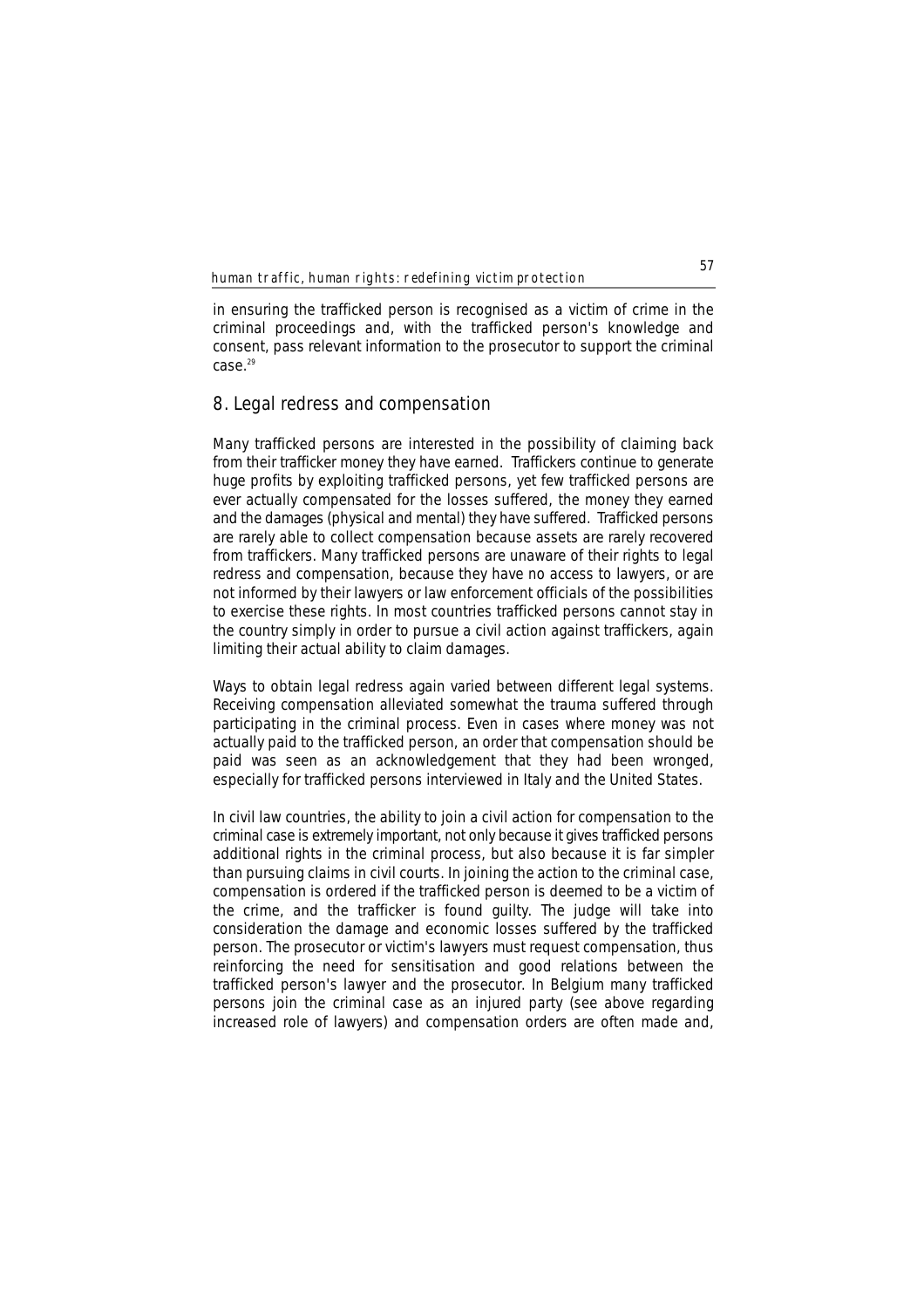in ensuring the trafficked person is recognised as a victim of crime in the criminal proceedings and, with the trafficked person's knowledge and consent, pass relevant information to the prosecutor to support the criminal case.[29]

## 8. Legal redress and compensation

Many trafficked persons are interested in the possibility of claiming back from their trafficker money they have earned. Traffickers continue to generate huge profits by exploiting trafficked persons, yet few trafficked persons are ever actually compensated for the losses suffered, the money they earned and the damages (physical and mental) they have suffered. Trafficked persons are rarely able to collect compensation because assets are rarely recovered from traffickers. Many trafficked persons are unaware of their rights to legal redress and compensation, because they have no access to lawyers, or are not informed by their lawyers or law enforcement officials of the possibilities to exercise these rights. In most countries trafficked persons cannot stay in the country simply in order to pursue a civil action against traffickers, again limiting their actual ability to claim damages.

Ways to obtain legal redress again varied between different legal systems. Receiving compensation alleviated somewhat the trauma suffered through participating in the criminal process. Even in cases where money was not actually paid to the trafficked person, an order that compensation should be paid was seen as an acknowledgement that they had been wronged, especially for trafficked persons interviewed in Italy and the United States.

In civil law countries, the ability to join a civil action for compensation to the criminal case is extremely important, not only because it gives trafficked persons additional rights in the criminal process, but also because it is far simpler than pursuing claims in civil courts. In joining the action to the criminal case, compensation is ordered if the trafficked person is deemed to be a victim of the crime, and the trafficker is found guilty. The judge will take into consideration the damage and economic losses suffered by the trafficked person. The prosecutor or victim's lawyers must request compensation, thus reinforcing the need for sensitisation and good relations between the trafficked person's lawyer and the prosecutor. In Belgium many trafficked persons join the criminal case as an injured party (see above regarding increased role of lawyers) and compensation orders are often made and,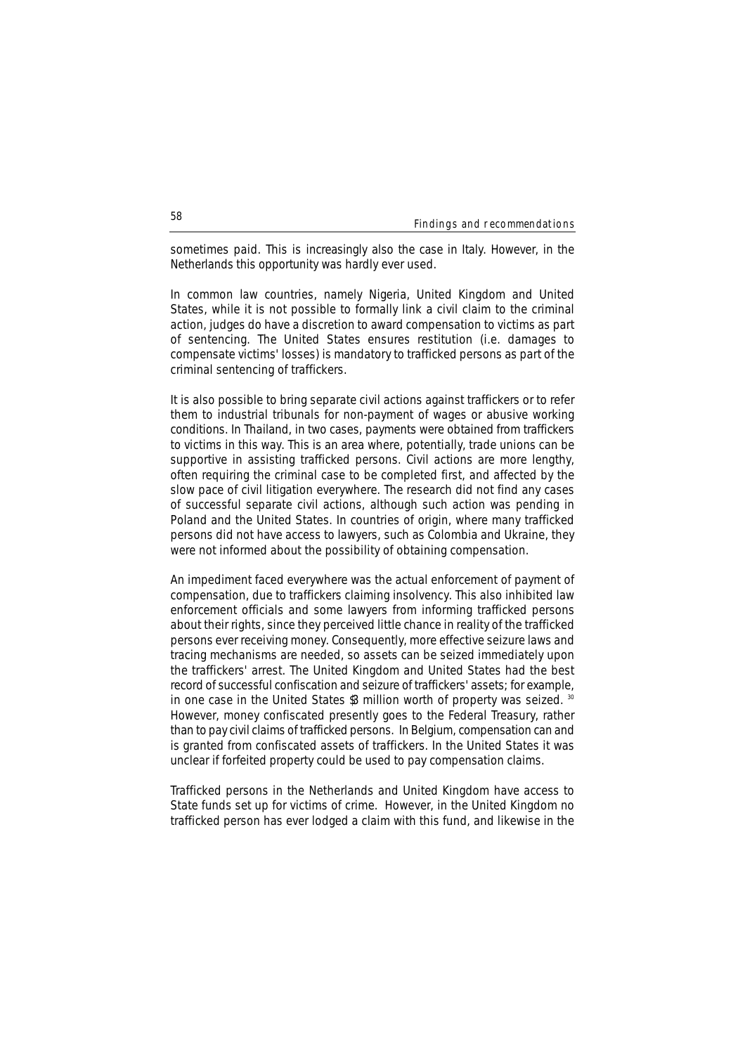sometimes paid. This is increasingly also the case in Italy. However, in the Netherlands this opportunity was hardly ever used.

In common law countries, namely Nigeria, United Kingdom and United States, while it is not possible to formally link a civil claim to the criminal action, judges do have a discretion to award compensation to victims as part of sentencing. The United States ensures restitution (i.e. damages to compensate victims' losses) is mandatory to trafficked persons as part of the criminal sentencing of traffickers.

It is also possible to bring separate civil actions against traffickers or to refer them to industrial tribunals for non-payment of wages or abusive working conditions. In Thailand, in two cases, payments were obtained from traffickers to victims in this way. This is an area where, potentially, trade unions can be supportive in assisting trafficked persons. Civil actions are more lengthy, often requiring the criminal case to be completed first, and affected by the slow pace of civil litigation everywhere. The research did not find any cases of successful separate civil actions, although such action was pending in Poland and the United States. In countries of origin, where many trafficked persons did not have access to lawyers, such as Colombia and Ukraine, they were not informed about the possibility of obtaining compensation.

An impediment faced everywhere was the actual enforcement of payment of compensation, due to traffickers claiming insolvency. This also inhibited law enforcement officials and some lawyers from informing trafficked persons about their rights, since they perceived little chance in reality of the trafficked persons ever receiving money. Consequently, more effective seizure laws and tracing mechanisms are needed, so assets can be seized immediately upon the traffickers' arrest. The United Kingdom and United States had the best record of successful confiscation and seizure of traffickers' assets; for example, in one case in the United States $3 million worth of property was seized. [30] However, money confiscated presently goes to the Federal Treasury, rather than to pay civil claims of trafficked persons. In Belgium, compensation can and is granted from confiscated assets of traffickers. In the United States it was unclear if forfeited property could be used to pay compensation claims.

Trafficked persons in the Netherlands and United Kingdom have access to State funds set up for victims of crime. However, in the United Kingdom no trafficked person has ever lodged a claim with this fund, and likewise in the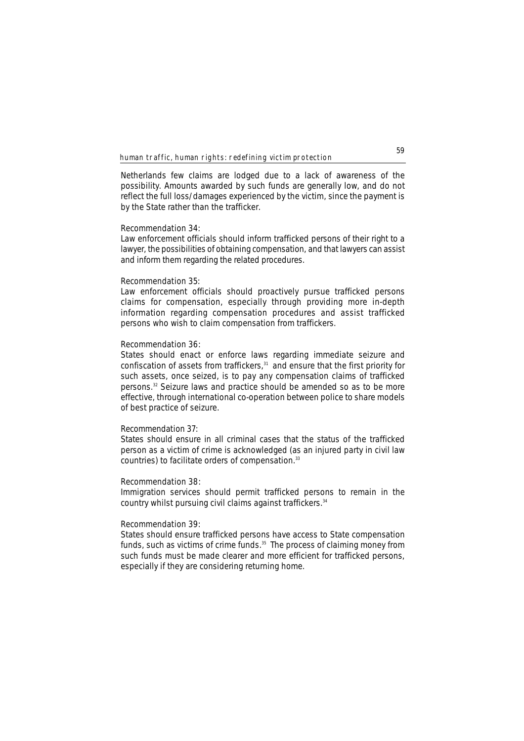Netherlands few claims are lodged due to a lack of awareness of the possibility. Amounts awarded by such funds are generally low, and do not reflect the full loss/damages experienced by the victim, since the payment is by the State rather than the trafficker.

Recommendation 34:
Law enforcement officials should inform trafficked persons of their right to a lawyer, the possibilities of obtaining compensation, and that lawyers can assist and inform them regarding the related procedures.

Recommendation 35:
Law enforcement officials should proactively pursue trafficked persons claims for compensation, especially through providing more in-depth information regarding compensation procedures and assist trafficked persons who wish to claim compensation from traffickers.

Recommendation 36:
States should enact or enforce laws regarding immediate seizure and confiscation of assets from traffickers,[31] and ensure that the first priority for such assets, once seized, is to pay any compensation claims of trafficked persons.[32] Seizure laws and practice should be amended so as to be more effective, through international co-operation between police to share models of best practice of seizure.

Recommendation 37:
States should ensure in all criminal cases that the status of the trafficked person as a victim of crime is acknowledged (as an injured party in civil law countries) to facilitate orders of compensation.[33]

Recommendation 38:
Immigration services should permit trafficked persons to remain in the country whilst pursuing civil claims against traffickers.[34]

Recommendation 39:
States should ensure trafficked persons have access to State compensation funds, such as victims of crime funds.[35] The process of claiming money from such funds must be made clearer and more efficient for trafficked persons, especially if they are considering returning home.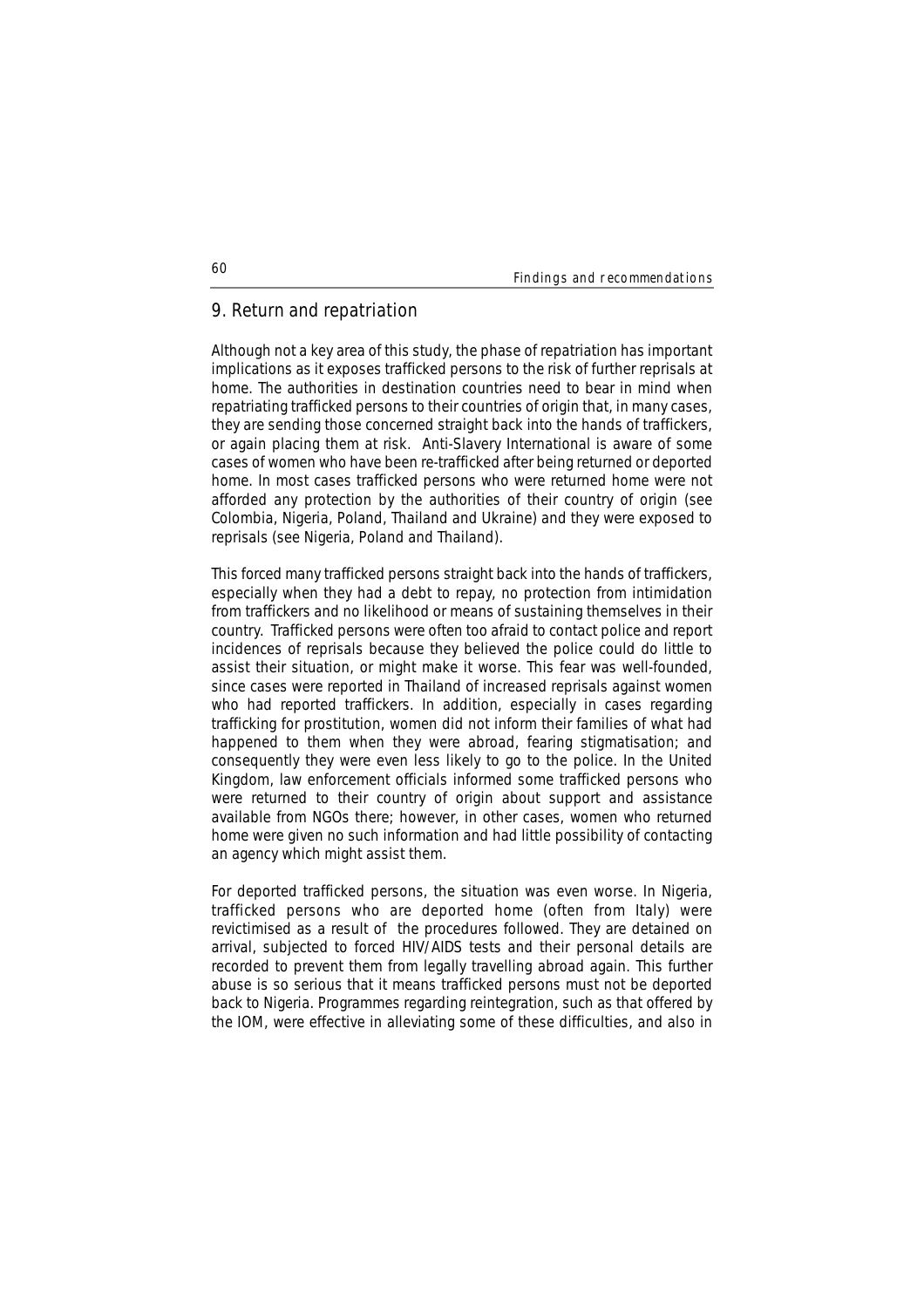## 9. Return and repatriation

Although not a key area of this study, the phase of repatriation has important implications as it exposes trafficked persons to the risk of further reprisals at home. The authorities in destination countries need to bear in mind when repatriating trafficked persons to their countries of origin that, in many cases, they are sending those concerned straight back into the hands of traffickers, or again placing them at risk.  Anti-Slavery International is aware of some cases of women who have been re-trafficked after being returned or deported home. In most cases trafficked persons who were returned home were not afforded any protection by the authorities of their country of origin (see Colombia, Nigeria, Poland, Thailand and Ukraine) and they were exposed to reprisals (see Nigeria, Poland and Thailand).

This forced many trafficked persons straight back into the hands of traffickers, especially when they had a debt to repay, no protection from intimidation from traffickers and no likelihood or means of sustaining themselves in their country.  Trafficked persons were often too afraid to contact police and report incidences of reprisals because they believed the police could do little to assist their situation, or might make it worse. This fear was well-founded, since cases were reported in Thailand of increased reprisals against women who had reported traffickers. In addition, especially in cases regarding trafficking for prostitution, women did not inform their families of what had happened to them when they were abroad, fearing stigmatisation; and consequently they were even less likely to go to the police. In the United Kingdom, law enforcement officials informed some trafficked persons who were returned to their country of origin about support and assistance available from NGOs there; however, in other cases, women who returned home were given no such information and had little possibility of contacting an agency which might assist them.

For deported trafficked persons, the situation was even worse. In Nigeria, trafficked persons who are deported home (often from Italy) were revictimised as a result of  the procedures followed. They are detained on arrival, subjected to forced HIV/AIDS tests and their personal details are recorded to prevent them from legally travelling abroad again. This further abuse is so serious that it means trafficked persons must not be deported back to Nigeria. Programmes regarding reintegration, such as that offered by the IOM, were effective in alleviating some of these difficulties, and also in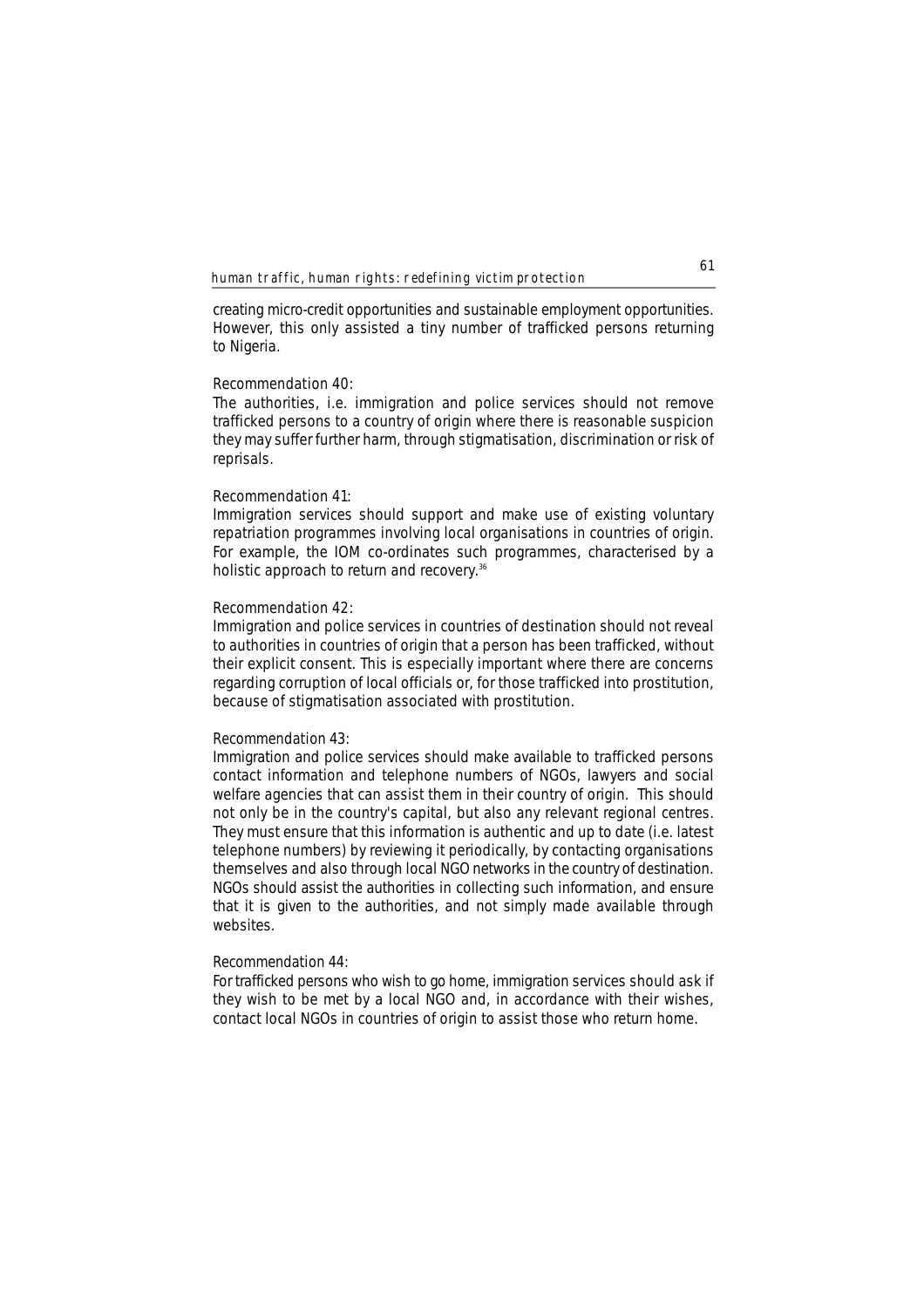creating micro-credit opportunities and sustainable employment opportunities. However, this only assisted a tiny number of trafficked persons returning to Nigeria.

Recommendation 40:
The authorities, i.e. immigration and police services should not remove trafficked persons to a country of origin where there is reasonable suspicion they may suffer further harm, through stigmatisation, discrimination or risk of reprisals.

Recommendation 41:
Immigration services should support and make use of existing voluntary repatriation programmes involving local organisations in countries of origin. For example, the IOM co-ordinates such programmes, characterised by a holistic approach to return and recovery.[36]

Recommendation 42:
Immigration and police services in countries of destination should not reveal to authorities in countries of origin that a person has been trafficked, without their explicit consent. This is especially important where there are concerns regarding corruption of local officials or, for those trafficked into prostitution, because of stigmatisation associated with prostitution.

Recommendation 43:
Immigration and police services should make available to trafficked persons contact information and telephone numbers of NGOs, lawyers and social welfare agencies that can assist them in their country of origin. This should not only be in the country's capital, but also any relevant regional centres. They must ensure that this information is authentic and up to date (i.e. latest telephone numbers) by reviewing it periodically, by contacting organisations themselves and also through local NGO networks in the country of destination. NGOs should assist the authorities in collecting such information, and ensure that it is given to the authorities, and not simply made available through websites.

Recommendation 44:
For trafficked persons who wish to go home, immigration services should ask if they wish to be met by a local NGO and, in accordance with their wishes, contact local NGOs in countries of origin to assist those who return home.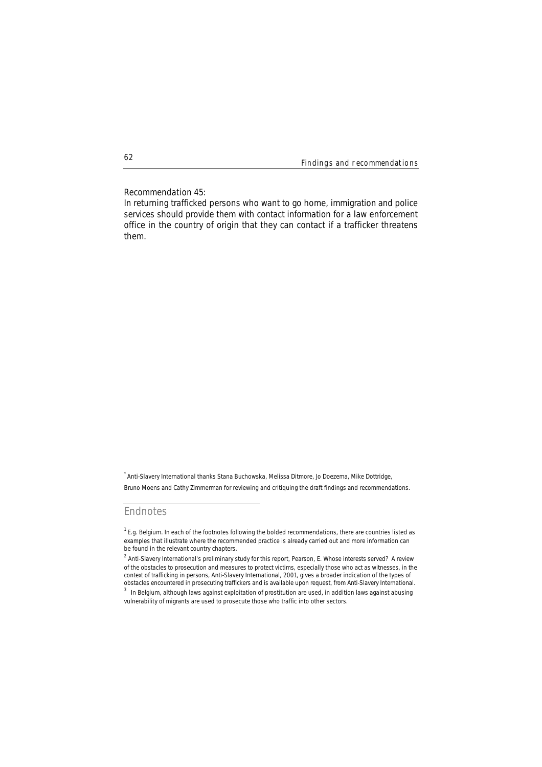Recommendation 45:

In returning trafficked persons who want to go home, immigration and police services should provide them with contact information for a law enforcement office in the country of origin that they can contact if a trafficker threatens them.

[*] Anti-Slavery International thanks Stana Buchowska, Melissa Ditmore, Jo Doezema, Mike Dottridge, Bruno Moens and Cathy Zimmerman for reviewing and critiquing the draft findings and recommendations.

## Endnotes

[1] E.g. Belgium. In each of the footnotes following the bolded recommendations, there are countries listed as examples that illustrate where the recommended practice is already carried out and more information can be found in the relevant country chapters.

[2] Anti-Slavery International's preliminary study for this report, Pearson, E. Whose interests served? A review of the obstacles to prosecution and measures to protect victims, especially those who act as witnesses, in the context of trafficking in persons, Anti-Slavery International, 2001, gives a broader indication of the types of obstacles encountered in prosecuting traffickers and is available upon request, from Anti-Slavery International.

[3] In Belgium, although laws against exploitation of prostitution are used, in addition laws against abusing vulnerability of migrants are used to prosecute those who traffic into other sectors.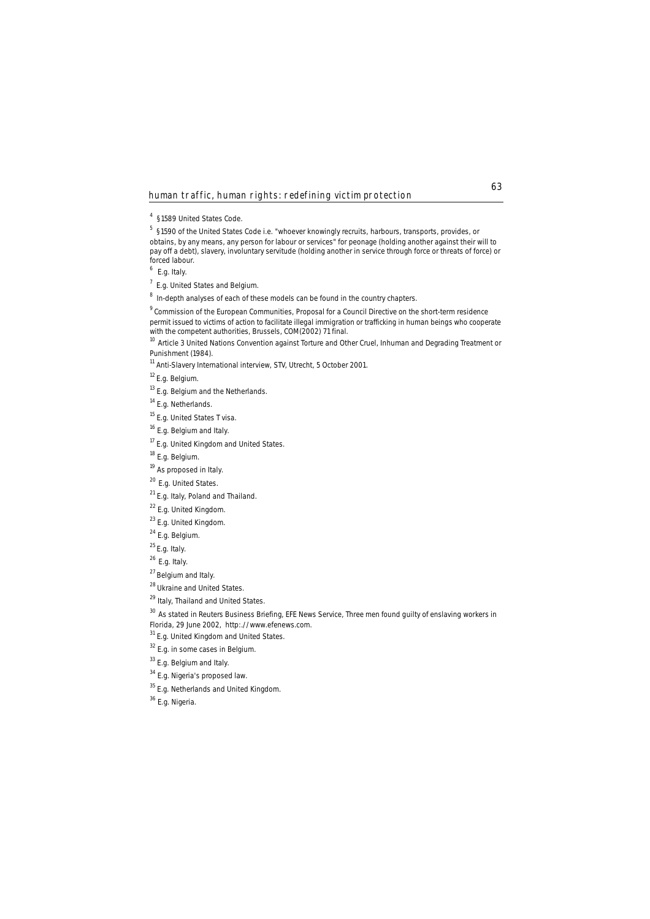[4] §1589 United States Code.

[5] §1590 of the United States Code i.e. "whoever knowingly recruits, harbours, transports, provides, or obtains, by any means, any person for labour or services" for peonage (holding another against their will to pay off a debt), slavery, involuntary servitude (holding another in service through force or threats of force) or forced labour.

[6] E.g. Italy.

[7] E.g. United States and Belgium.

[8] In-depth analyses of each of these models can be found in the country chapters.

[9] Commission of the European Communities, Proposal for a Council Directive on the short-term residence permit issued to victims of action to facilitate illegal immigration or trafficking in human beings who cooperate with the competent authorities, Brussels, COM(2002) 71 final.

[10] Article 3 United Nations Convention against Torture and Other Cruel, Inhuman and Degrading Treatment or Punishment (1984).

[11] Anti-Slavery International interview, STV, Utrecht, 5 October 2001.

[12] E.g. Belgium.

[13] E.g. Belgium and the Netherlands.

[14] E.g. Netherlands.

[15] E.g. United States T visa.

[16] E.g. Belgium and Italy.

[17] E.g. United Kingdom and United States.

[18] E.g. Belgium.

[19] As proposed in Italy.

[20] E.g. United States.

[21] E.g. Italy, Poland and Thailand.

[22] E.g. United Kingdom.

[23] E.g. United Kingdom.

[24] E.g. Belgium.

[25] E.g. Italy.

[26] E.g. Italy.

[27] Belgium and Italy.

[28] Ukraine and United States.

[29] Italy, Thailand and United States.

[30] As stated in Reuters Business Briefing, EFE News Service, Three men found guilty of enslaving workers in Florida, 29 June 2002, http://www.efenews.com.

[31] E.g. United Kingdom and United States.

[32] E.g. in some cases in Belgium.

[33] E.g. Belgium and Italy.

[34] E.g. Nigeria's proposed law.

[35] E.g. Netherlands and United Kingdom.

[36] E.g. Nigeria.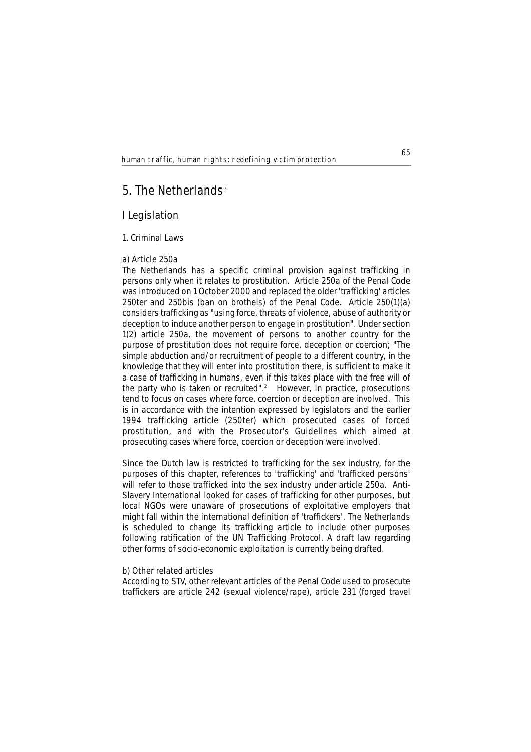# 5. The Netherlands [1]

## I Legislation

### 1. Criminal Laws

#### a) Article 250a

The Netherlands has a specific criminal provision against trafficking in persons only when it relates to prostitution. Article 250a of the Penal Code was introduced on 1 October 2000 and replaced the older 'trafficking' articles 250ter and 250bis (ban on brothels) of the Penal Code. Article 250(1)(a) considers trafficking as "using force, threats of violence, abuse of authority or deception to induce another person to engage in prostitution". Under section 1(2) article 250a, the movement of persons to another country for the purpose of prostitution does not require force, deception or coercion; "The simple abduction and/or recruitment of people to a different country, in the knowledge that they will enter into prostitution there, is sufficient to make it a case of trafficking in humans, even if this takes place with the free will of the party who is taken or recruited".[2] However, in practice, prosecutions tend to focus on cases where force, coercion or deception are involved. This is in accordance with the intention expressed by legislators and the earlier 1994 trafficking article (250ter) which prosecuted cases of forced prostitution, and with the Prosecutor's Guidelines which aimed at prosecuting cases where force, coercion or deception were involved.

Since the Dutch law is restricted to trafficking for the sex industry, for the purposes of this chapter, references to 'trafficking' and 'trafficked persons' will refer to those trafficked into the sex industry under article 250a. Anti-Slavery International looked for cases of trafficking for other purposes, but local NGOs were unaware of prosecutions of exploitative employers that might fall within the international definition of 'traffickers'. The Netherlands is scheduled to change its trafficking article to include other purposes following ratification of the UN Trafficking Protocol. A draft law regarding other forms of socio-economic exploitation is currently being drafted.

#### b) Other related articles

According to STV, other relevant articles of the Penal Code used to prosecute traffickers are article 242 (sexual violence/rape), article 231 (forged travel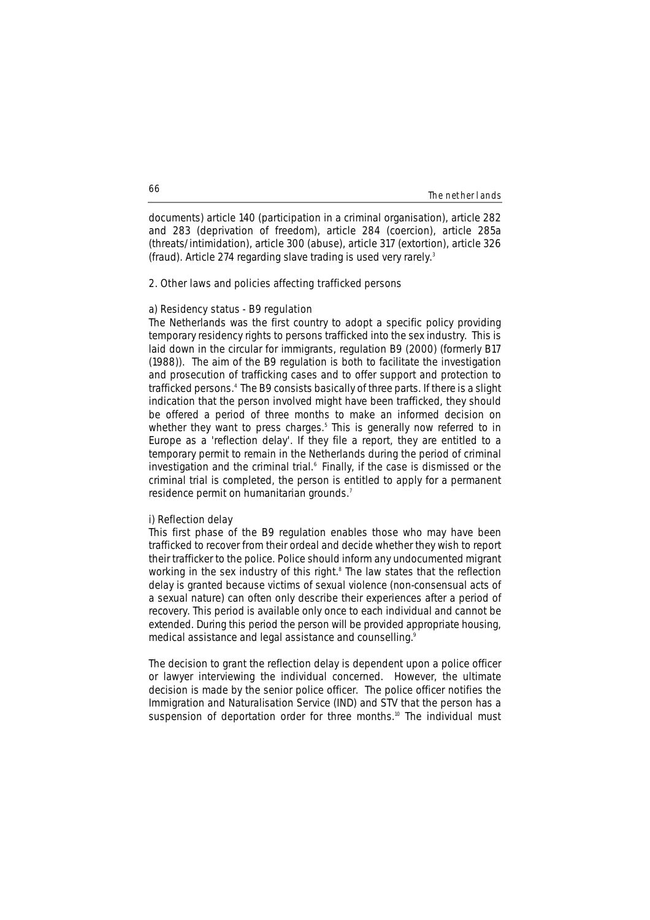documents) article 140 (participation in a criminal organisation), article 282 and 283 (deprivation of freedom), article 284 (coercion), article 285a (threats/intimidation), article 300 (abuse), article 317 (extortion), article 326 (fraud). Article 274 regarding slave trading is used very rarely.[3]

## 2. Other laws and policies affecting trafficked persons

### a) Residency status - B9 regulation

The Netherlands was the first country to adopt a specific policy providing temporary residency rights to persons trafficked into the sex industry. This is laid down in the circular for immigrants, regulation B9 (2000) (formerly B17 (1988)). The aim of the B9 regulation is both to facilitate the investigation and prosecution of trafficking cases and to offer support and protection to trafficked persons.[4] The B9 consists basically of three parts. If there is a slight indication that the person involved might have been trafficked, they should be offered a period of three months to make an informed decision on whether they want to press charges.[5] This is generally now referred to in Europe as a 'reflection delay'. If they file a report, they are entitled to a temporary permit to remain in the Netherlands during the period of criminal investigation and the criminal trial.[6] Finally, if the case is dismissed or the criminal trial is completed, the person is entitled to apply for a permanent residence permit on humanitarian grounds.[7]

#### i) Reflection delay

This first phase of the B9 regulation enables those who may have been trafficked to recover from their ordeal and decide whether they wish to report their trafficker to the police. Police should inform any undocumented migrant working in the sex industry of this right.[8] The law states that the reflection delay is granted because victims of sexual violence (non-consensual acts of a sexual nature) can often only describe their experiences after a period of recovery. This period is available only once to each individual and cannot be extended. During this period the person will be provided appropriate housing, medical assistance and legal assistance and counselling.[9]

The decision to grant the reflection delay is dependent upon a police officer or lawyer interviewing the individual concerned. However, the ultimate decision is made by the senior police officer. The police officer notifies the Immigration and Naturalisation Service (IND) and STV that the person has a suspension of deportation order for three months.[10] The individual must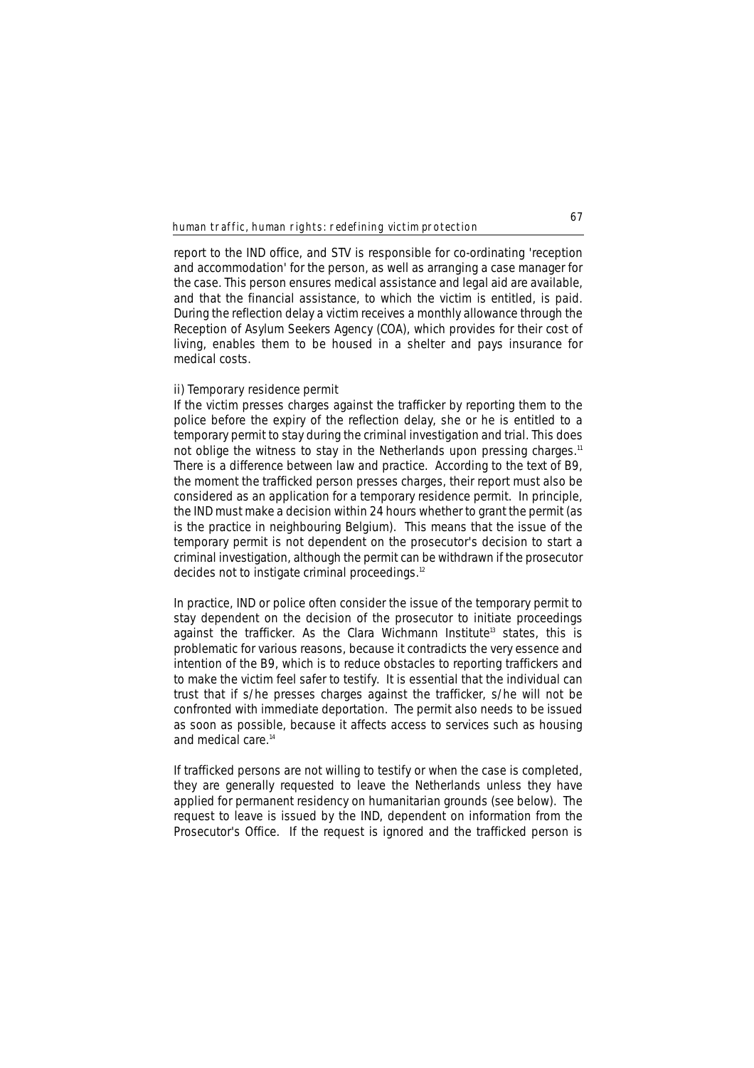report to the IND office, and STV is responsible for co-ordinating 'reception and accommodation' for the person, as well as arranging a case manager for the case. This person ensures medical assistance and legal aid are available, and that the financial assistance, to which the victim is entitled, is paid. During the reflection delay a victim receives a monthly allowance through the Reception of Asylum Seekers Agency (COA), which provides for their cost of living, enables them to be housed in a shelter and pays insurance for medical costs.

ii) Temporary residence permit

If the victim presses charges against the trafficker by reporting them to the police before the expiry of the reflection delay, she or he is entitled to a temporary permit to stay during the criminal investigation and trial. This does not oblige the witness to stay in the Netherlands upon pressing charges.[11] There is a difference between law and practice. According to the text of B9, the moment the trafficked person presses charges, their report must also be considered as an application for a temporary residence permit. In principle, the IND must make a decision within 24 hours whether to grant the permit (as is the practice in neighbouring Belgium). This means that the issue of the temporary permit is not dependent on the prosecutor's decision to start a criminal investigation, although the permit can be withdrawn if the prosecutor decides not to instigate criminal proceedings.[12]

In practice, IND or police often consider the issue of the temporary permit to stay dependent on the decision of the prosecutor to initiate proceedings against the trafficker. As the Clara Wichmann Institute[13] states, this is problematic for various reasons, because it contradicts the very essence and intention of the B9, which is to reduce obstacles to reporting traffickers and to make the victim feel safer to testify. It is essential that the individual can trust that if s/he presses charges against the trafficker, s/he will not be confronted with immediate deportation. The permit also needs to be issued as soon as possible, because it affects access to services such as housing and medical care.[14]

If trafficked persons are not willing to testify or when the case is completed, they are generally requested to leave the Netherlands unless they have applied for permanent residency on humanitarian grounds (see below). The request to leave is issued by the IND, dependent on information from the Prosecutor's Office. If the request is ignored and the trafficked person is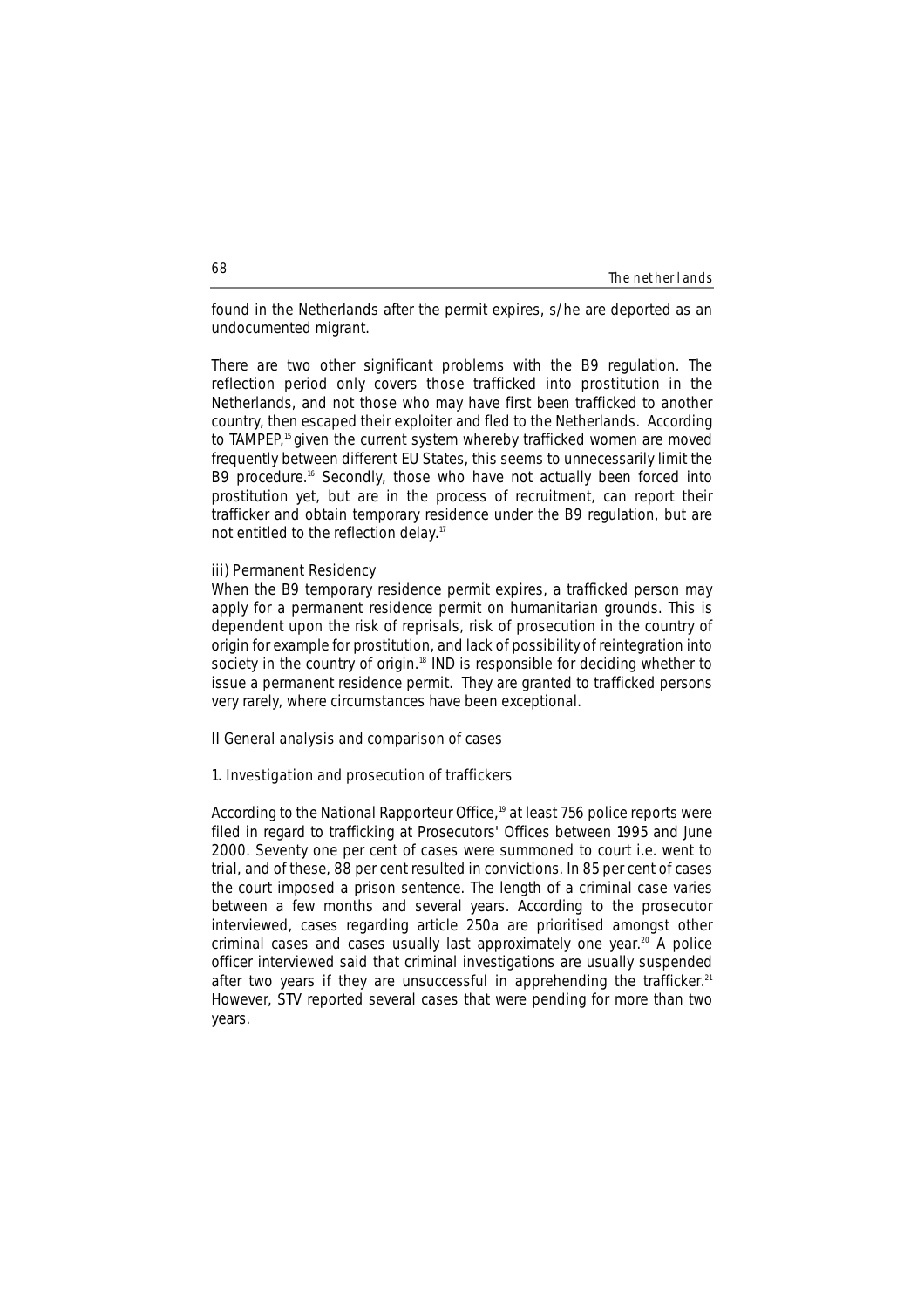found in the Netherlands after the permit expires, s/he are deported as an undocumented migrant.

There are two other significant problems with the B9 regulation. The reflection period only covers those trafficked into prostitution in the Netherlands, and not those who may have first been trafficked to another country, then escaped their exploiter and fled to the Netherlands. According to TAMPEP,[15] given the current system whereby trafficked women are moved frequently between different EU States, this seems to unnecessarily limit the B9 procedure.[16] Secondly, those who have not actually been forced into prostitution yet, but are in the process of recruitment, can report their trafficker and obtain temporary residence under the B9 regulation, but are not entitled to the reflection delay.[17]

### iii) Permanent Residency

When the B9 temporary residence permit expires, a trafficked person may apply for a permanent residence permit on humanitarian grounds. This is dependent upon the risk of reprisals, risk of prosecution in the country of origin for example for prostitution, and lack of possibility of reintegration into society in the country of origin.[18] IND is responsible for deciding whether to issue a permanent residence permit. They are granted to trafficked persons very rarely, where circumstances have been exceptional.

## II General analysis and comparison of cases

### 1. Investigation and prosecution of traffickers

According to the National Rapporteur Office,[19] at least 756 police reports were filed in regard to trafficking at Prosecutors' Offices between 1995 and June 2000. Seventy one per cent of cases were summoned to court i.e. went to trial, and of these, 88 per cent resulted in convictions. In 85 per cent of cases the court imposed a prison sentence. The length of a criminal case varies between a few months and several years. According to the prosecutor interviewed, cases regarding article 250a are prioritised amongst other criminal cases and cases usually last approximately one year.[20] A police officer interviewed said that criminal investigations are usually suspended after two years if they are unsuccessful in apprehending the trafficker.[21] However, STV reported several cases that were pending for more than two years.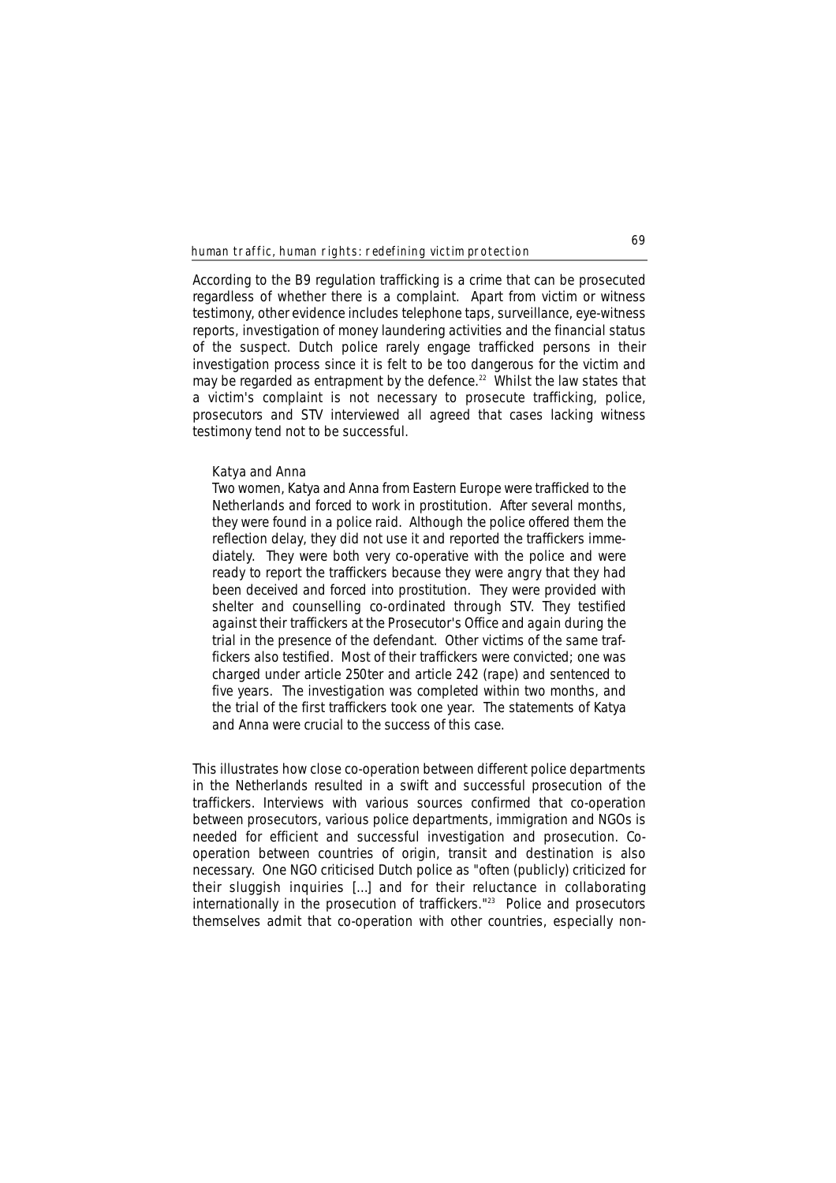According to the B9 regulation trafficking is a crime that can be prosecuted regardless of whether there is a complaint. Apart from victim or witness testimony, other evidence includes telephone taps, surveillance, eye-witness reports, investigation of money laundering activities and the financial status of the suspect. Dutch police rarely engage trafficked persons in their investigation process since it is felt to be too dangerous for the victim and may be regarded as entrapment by the defence.[22] Whilst the law states that a victim's complaint is not necessary to prosecute trafficking, police, prosecutors and STV interviewed all agreed that cases lacking witness testimony tend not to be successful.

> *Katya and Anna*
>
> *Two women, Katya and Anna from Eastern Europe were trafficked to the Netherlands and forced to work in prostitution. After several months, they were found in a police raid. Although the police offered them the reflection delay, they did not use it and reported the traffickers immediately. They were both very co-operative with the police and were ready to report the traffickers because they were angry that they had been deceived and forced into prostitution. They were provided with shelter and counselling co-ordinated through STV. They testified against their traffickers at the Prosecutor's Office and again during the trial in the presence of the defendant. Other victims of the same traffickers also testified. Most of their traffickers were convicted; one was charged under article 250ter and article 242 (rape) and sentenced to five years. The investigation was completed within two months, and the trial of the first traffickers took one year. The statements of Katya and Anna were crucial to the success of this case.*

This illustrates how close co-operation between different police departments in the Netherlands resulted in a swift and successful prosecution of the traffickers. Interviews with various sources confirmed that co-operation between prosecutors, various police departments, immigration and NGOs is needed for efficient and successful investigation and prosecution. Co-operation between countries of origin, transit and destination is also necessary. One NGO criticised Dutch police as "often (publicly) criticized for their sluggish inquiries [...] and for their reluctance in collaborating internationally in the prosecution of traffickers."[23] Police and prosecutors themselves admit that co-operation with other countries, especially non-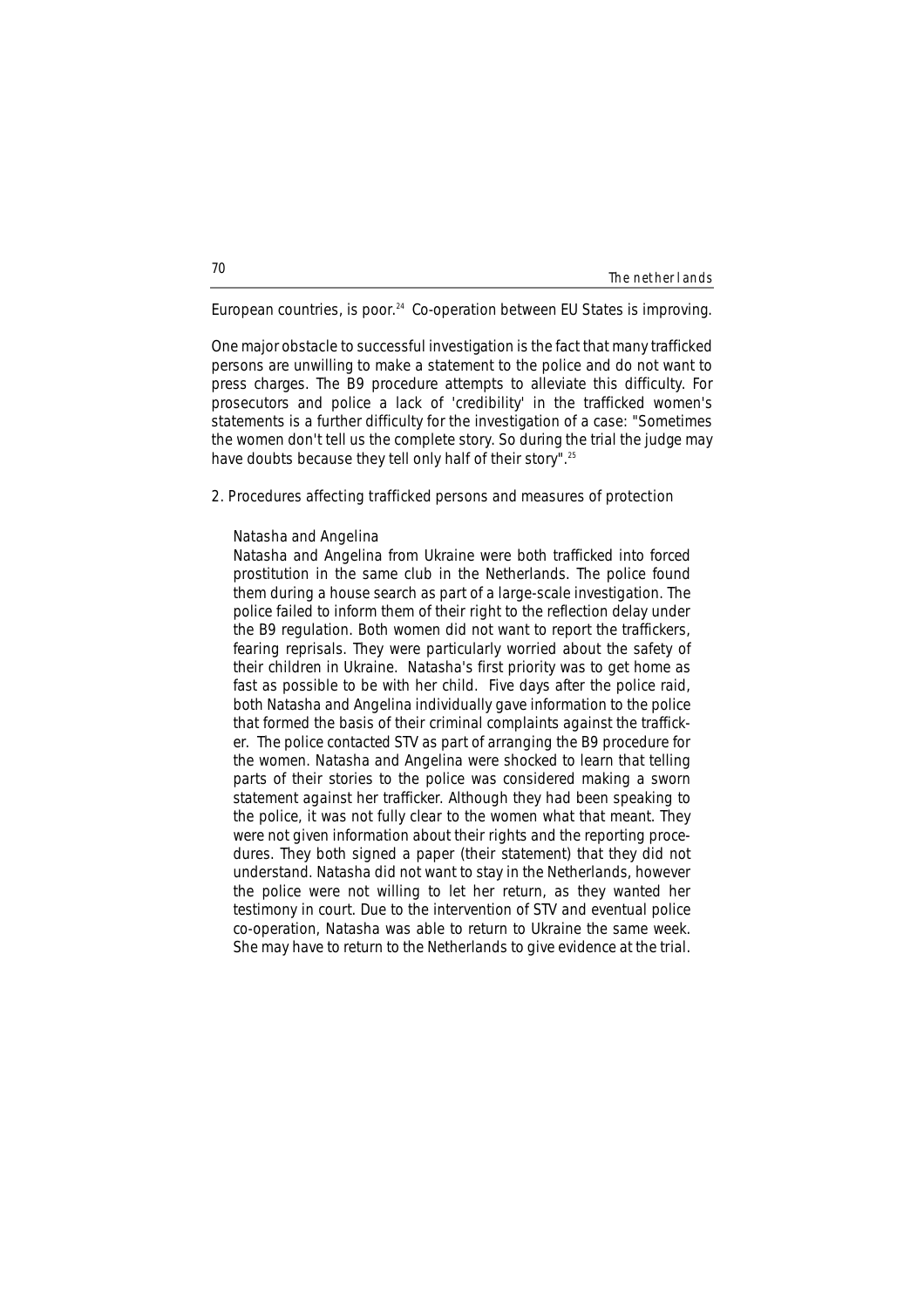European countries, is poor.[24] Co-operation between EU States is improving.

One major obstacle to successful investigation is the fact that many trafficked persons are unwilling to make a statement to the police and do not want to press charges. The B9 procedure attempts to alleviate this difficulty. For prosecutors and police a lack of 'credibility' in the trafficked women's statements is a further difficulty for the investigation of a case: "Sometimes the women don't tell us the complete story. So during the trial the judge may have doubts because they tell only half of their story".[25]

## 2. Procedures affecting trafficked persons and measures of protection

> **Natasha and Angelina**
>
> Natasha and Angelina from Ukraine were both trafficked into forced prostitution in the same club in the Netherlands. The police found them during a house search as part of a large-scale investigation. The police failed to inform them of their right to the reflection delay under the B9 regulation. Both women did not want to report the traffickers, fearing reprisals. They were particularly worried about the safety of their children in Ukraine. Natasha's first priority was to get home as fast as possible to be with her child. Five days after the police raid, both Natasha and Angelina individually gave information to the police that formed the basis of their criminal complaints against the trafficker. The police contacted STV as part of arranging the B9 procedure for the women. Natasha and Angelina were shocked to learn that telling parts of their stories to the police was considered making a sworn statement against her trafficker. Although they had been speaking to the police, it was not fully clear to the women what that meant. They were not given information about their rights and the reporting procedures. They both signed a paper (their statement) that they did not understand. Natasha did not want to stay in the Netherlands, however the police were not willing to let her return, as they wanted her testimony in court. Due to the intervention of STV and eventual police co-operation, Natasha was able to return to Ukraine the same week. She may have to return to the Netherlands to give evidence at the trial.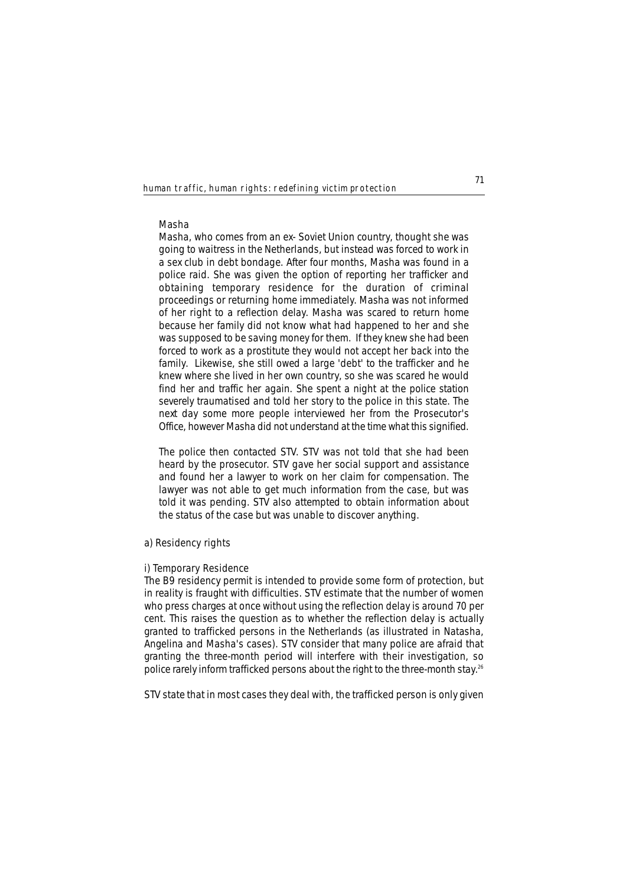Masha

Masha, who comes from an ex- Soviet Union country, thought she was going to waitress in the Netherlands, but instead was forced to work in a sex club in debt bondage. After four months, Masha was found in a police raid. She was given the option of reporting her trafficker and obtaining temporary residence for the duration of criminal proceedings or returning home immediately. Masha was not informed of her right to a reflection delay. Masha was scared to return home because her family did not know what had happened to her and she was supposed to be saving money for them. If they knew she had been forced to work as a prostitute they would not accept her back into the family. Likewise, she still owed a large 'debt' to the trafficker and he knew where she lived in her own country, so she was scared he would find her and traffic her again. She spent a night at the police station severely traumatised and told her story to the police in this state. The next day some more people interviewed her from the Prosecutor's Office, however Masha did not understand at the time what this signified.

The police then contacted STV. STV was not told that she had been heard by the prosecutor. STV gave her social support and assistance and found her a lawyer to work on her claim for compensation. The lawyer was not able to get much information from the case, but was told it was pending. STV also attempted to obtain information about the status of the case but was unable to discover anything.

a) Residency rights

i) Temporary Residence

The B9 residency permit is intended to provide some form of protection, but in reality is fraught with difficulties. STV estimate that the number of women who press charges at once without using the reflection delay is around 70 per cent. This raises the question as to whether the reflection delay is actually granted to trafficked persons in the Netherlands (as illustrated in Natasha, Angelina and Masha's cases). STV consider that many police are afraid that granting the three-month period will interfere with their investigation, so police rarely inform trafficked persons about the right to the three-month stay.[26]

STV state that in most cases they deal with, the trafficked person is only given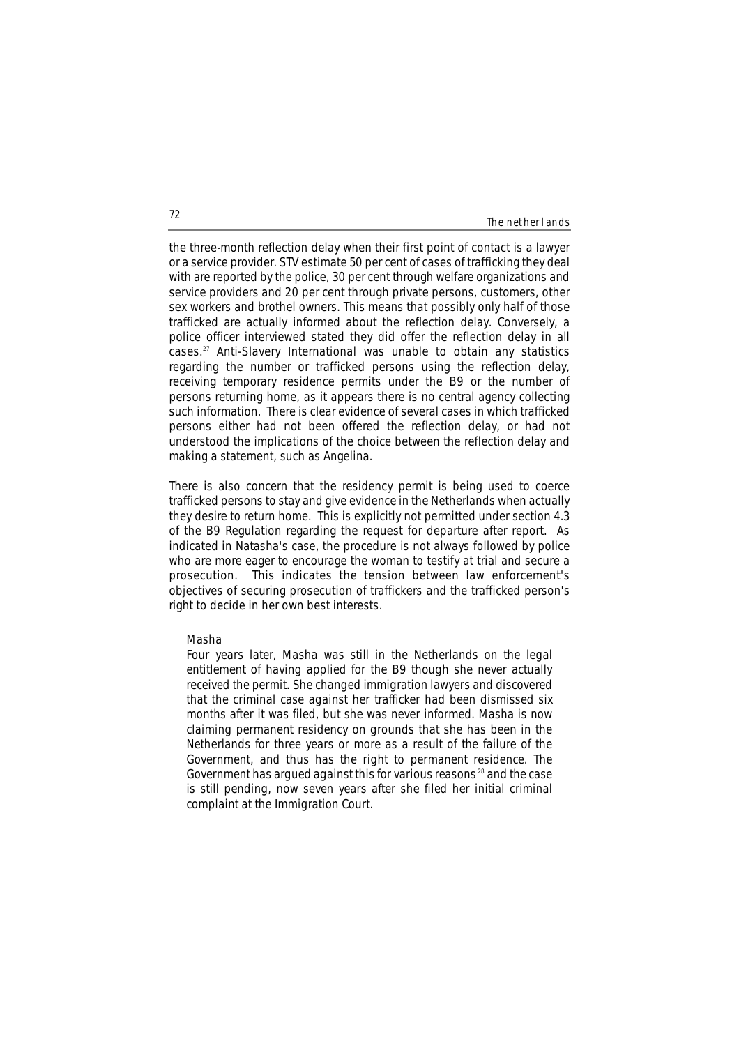the three-month reflection delay when their first point of contact is a lawyer or a service provider. STV estimate 50 per cent of cases of trafficking they deal with are reported by the police, 30 per cent through welfare organizations and service providers and 20 per cent through private persons, customers, other sex workers and brothel owners. This means that possibly only half of those trafficked are actually informed about the reflection delay. Conversely, a police officer interviewed stated they did offer the reflection delay in all cases.[27] Anti-Slavery International was unable to obtain any statistics regarding the number or trafficked persons using the reflection delay, receiving temporary residence permits under the B9 or the number of persons returning home, as it appears there is no central agency collecting such information. There is clear evidence of several cases in which trafficked persons either had not been offered the reflection delay, or had not understood the implications of the choice between the reflection delay and making a statement, such as Angelina.

There is also concern that the residency permit is being used to coerce trafficked persons to stay and give evidence in the Netherlands when actually they desire to return home. This is explicitly not permitted under section 4.3 of the B9 Regulation regarding the request for departure after report. As indicated in Natasha's case, the procedure is not always followed by police who are more eager to encourage the woman to testify at trial and secure a prosecution. This indicates the tension between law enforcement's objectives of securing prosecution of traffickers and the trafficked person's right to decide in her own best interests.

> Masha
>
> Four years later, Masha was still in the Netherlands on the legal entitlement of having applied for the B9 though she never actually received the permit. She changed immigration lawyers and discovered that the criminal case against her trafficker had been dismissed six months after it was filed, but she was never informed. Masha is now claiming permanent residency on grounds that she has been in the Netherlands for three years or more as a result of the failure of the Government, and thus has the right to permanent residence. The Government has argued against this for various reasons[28] and the case is still pending, now seven years after she filed her initial criminal complaint at the Immigration Court.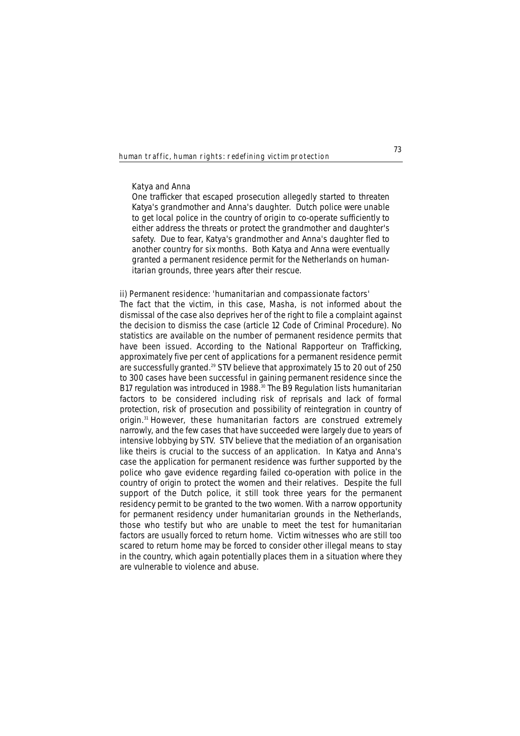Katya and Anna

One trafficker that escaped prosecution allegedly started to threaten Katya's grandmother and Anna's daughter. Dutch police were unable to get local police in the country of origin to co-operate sufficiently to either address the threats or protect the grandmother and daughter's safety. Due to fear, Katya's grandmother and Anna's daughter fled to another country for six months. Both Katya and Anna were eventually granted a permanent residence permit for the Netherlands on humanitarian grounds, three years after their rescue.

ii) Permanent residence: 'humanitarian and compassionate factors'

The fact that the victim, in this case, Masha, is not informed about the dismissal of the case also deprives her of the right to file a complaint against the decision to dismiss the case (article 12 Code of Criminal Procedure). No statistics are available on the number of permanent residence permits that have been issued. According to the National Rapporteur on Trafficking, approximately five per cent of applications for a permanent residence permit are successfully granted.[29] STV believe that approximately 15 to 20 out of 250 to 300 cases have been successful in gaining permanent residence since the B17 regulation was introduced in 1988.[30] The B9 Regulation lists humanitarian factors to be considered including risk of reprisals and lack of formal protection, risk of prosecution and possibility of reintegration in country of origin.[31] However, these humanitarian factors are construed extremely narrowly, and the few cases that have succeeded were largely due to years of intensive lobbying by STV. STV believe that the mediation of an organisation like theirs is crucial to the success of an application. In Katya and Anna's case the application for permanent residence was further supported by the police who gave evidence regarding failed co-operation with police in the country of origin to protect the women and their relatives. Despite the full support of the Dutch police, it still took three years for the permanent residency permit to be granted to the two women. With a narrow opportunity for permanent residency under humanitarian grounds in the Netherlands, those who testify but who are unable to meet the test for humanitarian factors are usually forced to return home. Victim witnesses who are still too scared to return home may be forced to consider other illegal means to stay in the country, which again potentially places them in a situation where they are vulnerable to violence and abuse.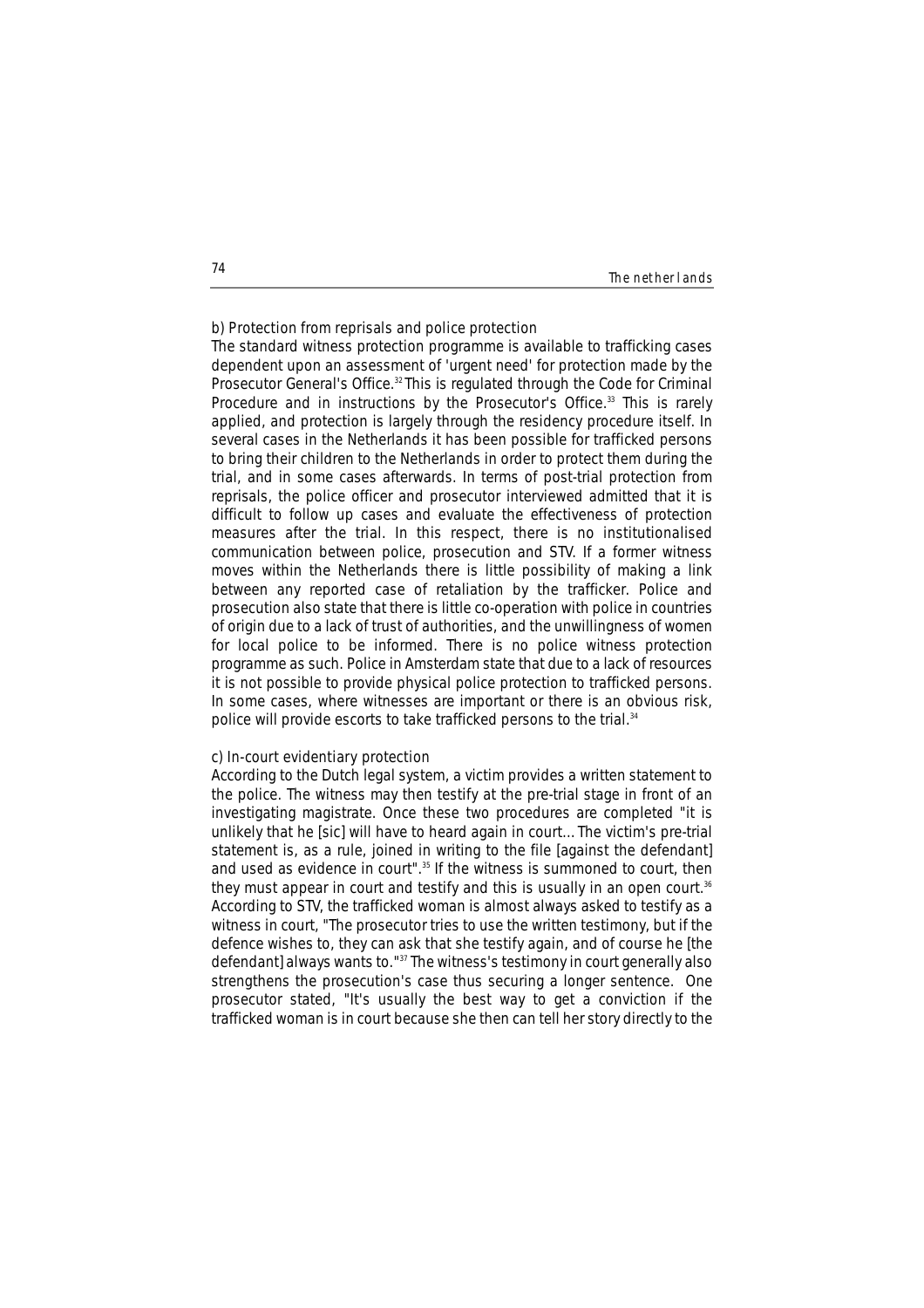### b) Protection from reprisals and police protection

The standard witness protection programme is available to trafficking cases dependent upon an assessment of 'urgent need' for protection made by the Prosecutor General's Office.[32] This is regulated through the Code for Criminal Procedure and in instructions by the Prosecutor's Office.[33] This is rarely applied, and protection is largely through the residency procedure itself. In several cases in the Netherlands it has been possible for trafficked persons to bring their children to the Netherlands in order to protect them during the trial, and in some cases afterwards. In terms of post-trial protection from reprisals, the police officer and prosecutor interviewed admitted that it is difficult to follow up cases and evaluate the effectiveness of protection measures after the trial. In this respect, there is no institutionalised communication between police, prosecution and STV. If a former witness moves within the Netherlands there is little possibility of making a link between any reported case of retaliation by the trafficker. Police and prosecution also state that there is little co-operation with police in countries of origin due to a lack of trust of authorities, and the unwillingness of women for local police to be informed. There is no police witness protection programme as such. Police in Amsterdam state that due to a lack of resources it is not possible to provide physical police protection to trafficked persons. In some cases, where witnesses are important or there is an obvious risk, police will provide escorts to take trafficked persons to the trial.[34]

### c) In-court evidentiary protection

According to the Dutch legal system, a victim provides a written statement to the police. The witness may then testify at the pre-trial stage in front of an investigating magistrate. Once these two procedures are completed "it is unlikely that he [sic] will have to heard again in court... The victim's pre-trial statement is, as a rule, joined in writing to the file [against the defendant] and used as evidence in court".[35] If the witness is summoned to court, then they must appear in court and testify and this is usually in an open court.[36] According to STV, the trafficked woman is almost always asked to testify as a witness in court, "The prosecutor tries to use the written testimony, but if the defence wishes to, they can ask that she testify again, and of course he [the defendant] always wants to."[37] The witness's testimony in court generally also strengthens the prosecution's case thus securing a longer sentence. One prosecutor stated, "It's usually the best way to get a conviction if the trafficked woman is in court because she then can tell her story directly to the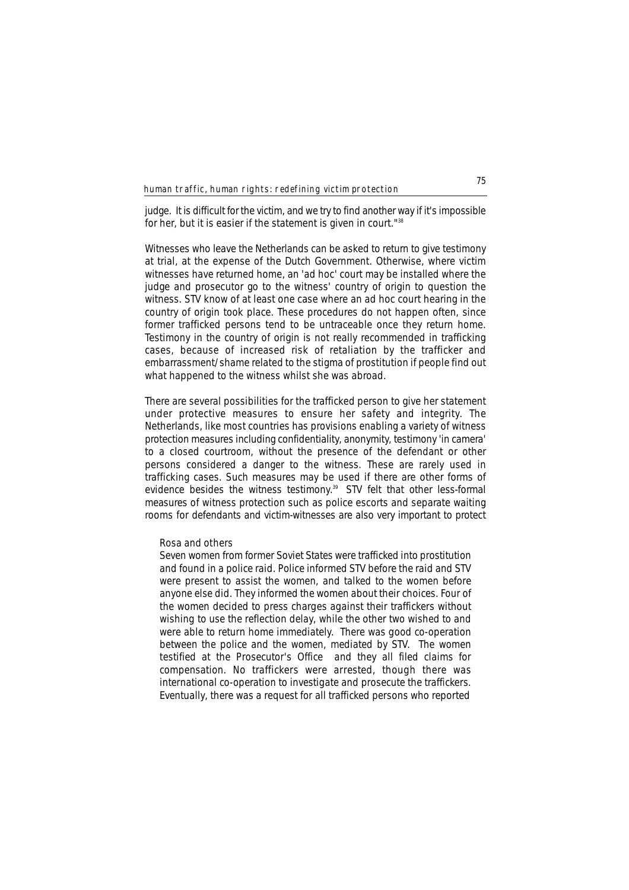judge. It is difficult for the victim, and we try to find another way if it's impossible for her, but it is easier if the statement is given in court."[38]

Witnesses who leave the Netherlands can be asked to return to give testimony at trial, at the expense of the Dutch Government. Otherwise, where victim witnesses have returned home, an 'ad hoc' court may be installed where the judge and prosecutor go to the witness' country of origin to question the witness. STV know of at least one case where an ad hoc court hearing in the country of origin took place. These procedures do not happen often, since former trafficked persons tend to be untraceable once they return home. Testimony in the country of origin is not really recommended in trafficking cases, because of increased risk of retaliation by the trafficker and embarrassment/shame related to the stigma of prostitution if people find out what happened to the witness whilst she was abroad.

There are several possibilities for the trafficked person to give her statement under protective measures to ensure her safety and integrity. The Netherlands, like most countries has provisions enabling a variety of witness protection measures including confidentiality, anonymity, testimony 'in camera' to a closed courtroom, without the presence of the defendant or other persons considered a danger to the witness. These are rarely used in trafficking cases. Such measures may be used if there are other forms of evidence besides the witness testimony.[39] STV felt that other less-formal measures of witness protection such as police escorts and separate waiting rooms for defendants and victim-witnesses are also very important to protect

> Rosa and others
>
> Seven women from former Soviet States were trafficked into prostitution and found in a police raid. Police informed STV before the raid and STV were present to assist the women, and talked to the women before anyone else did. They informed the women about their choices. Four of the women decided to press charges against their traffickers without wishing to use the reflection delay, while the other two wished to and were able to return home immediately. There was good co-operation between the police and the women, mediated by STV. The women testified at the Prosecutor's Office and they all filed claims for compensation. No traffickers were arrested, though there was international co-operation to investigate and prosecute the traffickers. Eventually, there was a request for all trafficked persons who reported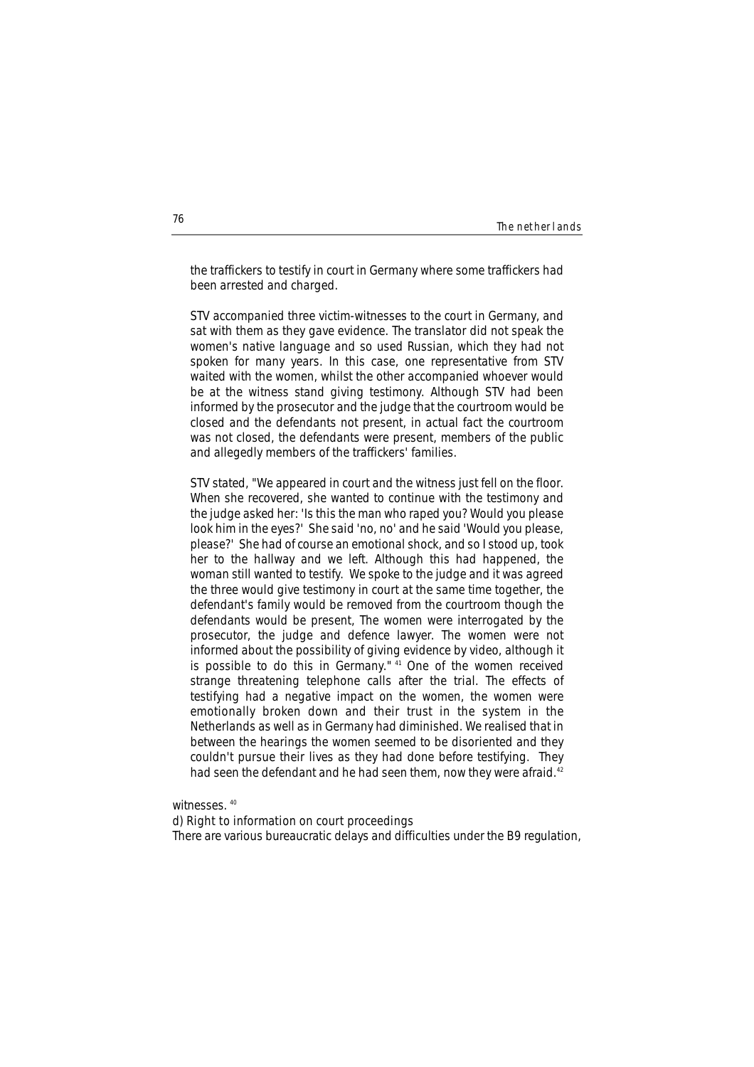the traffickers to testify in court in Germany where some traffickers had been arrested and charged.

STV accompanied three victim-witnesses to the court in Germany, and sat with them as they gave evidence. The translator did not speak the women's native language and so used Russian, which they had not spoken for many years. In this case, one representative from STV waited with the women, whilst the other accompanied whoever would be at the witness stand giving testimony. Although STV had been informed by the prosecutor and the judge that the courtroom would be closed and the defendants not present, in actual fact the courtroom was not closed, the defendants were present, members of the public and allegedly members of the traffickers' families.

STV stated, "We appeared in court and the witness just fell on the floor. When she recovered, she wanted to continue with the testimony and the judge asked her: 'Is this the man who raped you? Would you please look him in the eyes?' She said 'no, no' and he said 'Would you please, please?' She had of course an emotional shock, and so I stood up, took her to the hallway and we left. Although this had happened, the woman still wanted to testify. We spoke to the judge and it was agreed the three would give testimony in court at the same time together, the defendant's family would be removed from the courtroom though the defendants would be present, The women were interrogated by the prosecutor, the judge and defence lawyer. The women were not informed about the possibility of giving evidence by video, although it is possible to do this in Germany." [41] One of the women received strange threatening telephone calls after the trial. The effects of testifying had a negative impact on the women, the women were emotionally broken down and their trust in the system in the Netherlands as well as in Germany had diminished. We realised that in between the hearings the women seemed to be disoriented and they couldn't pursue their lives as they had done before testifying. They had seen the defendant and he had seen them, now they were afraid.[42]

witnesses. [40]

d) Right to information on court proceedings

There are various bureaucratic delays and difficulties under the B9 regulation,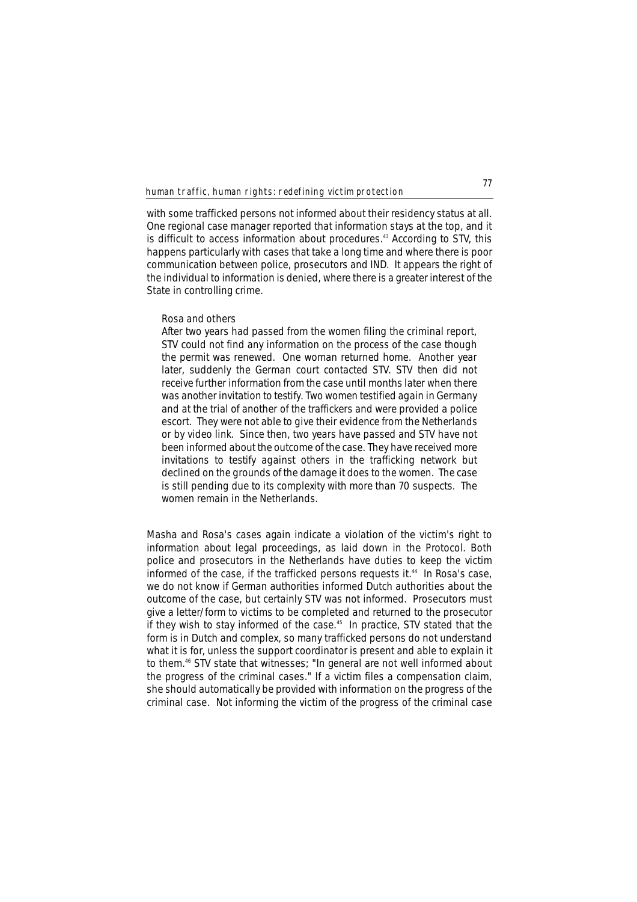with some trafficked persons not informed about their residency status at all. One regional case manager reported that information stays at the top, and it is difficult to access information about procedures.[43] According to STV, this happens particularly with cases that take a long time and where there is poor communication between police, prosecutors and IND. It appears the right of the individual to information is denied, where there is a greater interest of the State in controlling crime.

> Rosa and others
>
> After two years had passed from the women filing the criminal report, STV could not find any information on the process of the case though the permit was renewed. One woman returned home. Another year later, suddenly the German court contacted STV. STV then did not receive further information from the case until months later when there was another invitation to testify. Two women testified again in Germany and at the trial of another of the traffickers and were provided a police escort. They were not able to give their evidence from the Netherlands or by video link. Since then, two years have passed and STV have not been informed about the outcome of the case. They have received more invitations to testify against others in the trafficking network but declined on the grounds of the damage it does to the women. The case is still pending due to its complexity with more than 70 suspects. The women remain in the Netherlands.

Masha and Rosa's cases again indicate a violation of the victim's right to information about legal proceedings, as laid down in the Protocol. Both police and prosecutors in the Netherlands have duties to keep the victim informed of the case, if the trafficked persons requests it.[44] In Rosa's case, we do not know if German authorities informed Dutch authorities about the outcome of the case, but certainly STV was not informed. Prosecutors must give a letter/form to victims to be completed and returned to the prosecutor if they wish to stay informed of the case.[45] In practice, STV stated that the form is in Dutch and complex, so many trafficked persons do not understand what it is for, unless the support coordinator is present and able to explain it to them.[46] STV state that witnesses; "In general are not well informed about the progress of the criminal cases." If a victim files a compensation claim, she should automatically be provided with information on the progress of the criminal case. Not informing the victim of the progress of the criminal case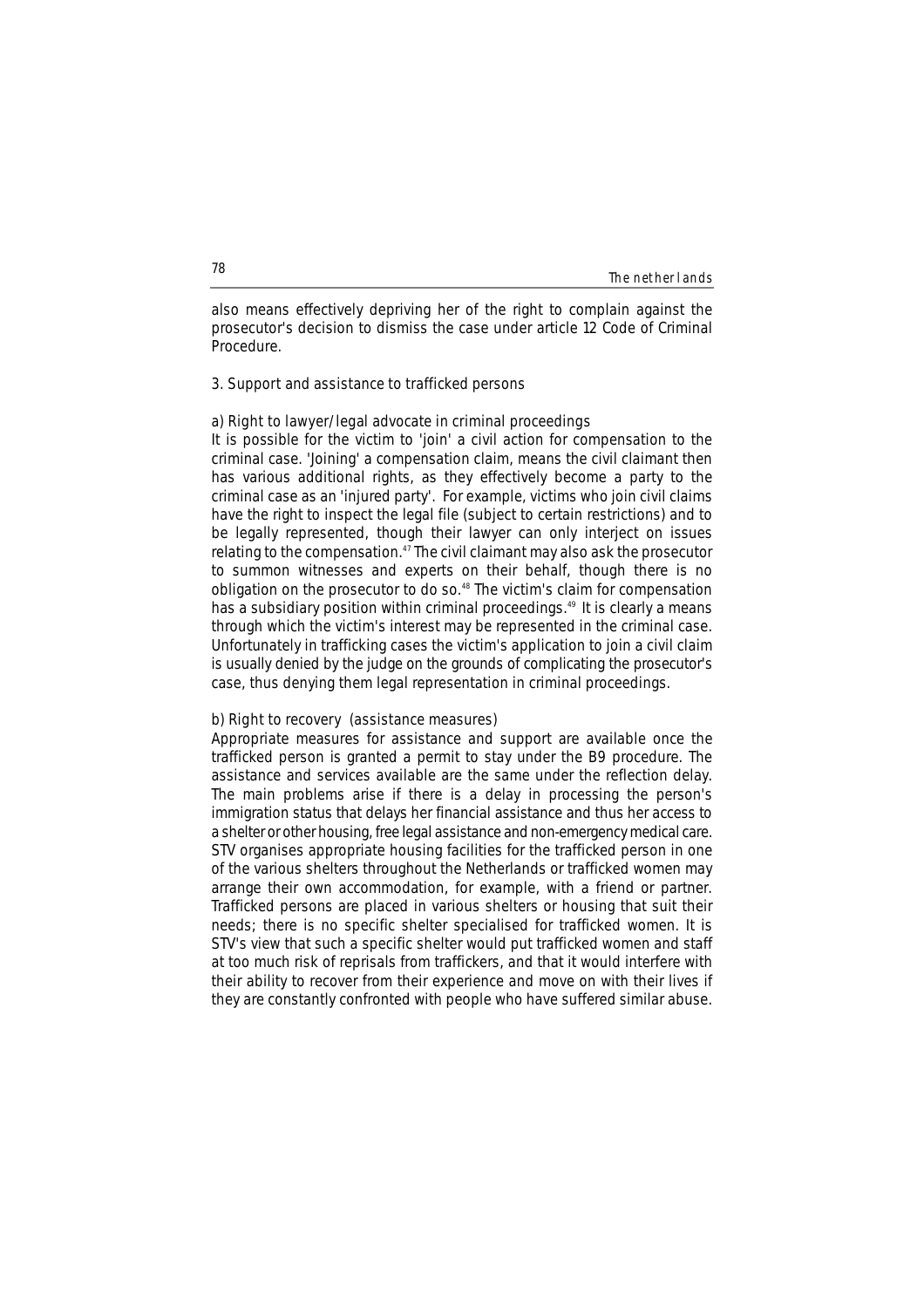also means effectively depriving her of the right to complain against the prosecutor's decision to dismiss the case under article 12 Code of Criminal Procedure.

### 3. Support and assistance to trafficked persons

#### a) Right to lawyer/legal advocate in criminal proceedings

It is possible for the victim to 'join' a civil action for compensation to the criminal case. 'Joining' a compensation claim, means the civil claimant then has various additional rights, as they effectively become a party to the criminal case as an 'injured party'. For example, victims who join civil claims have the right to inspect the legal file (subject to certain restrictions) and to be legally represented, though their lawyer can only interject on issues relating to the compensation.[47] The civil claimant may also ask the prosecutor to summon witnesses and experts on their behalf, though there is no obligation on the prosecutor to do so.[48] The victim's claim for compensation has a subsidiary position within criminal proceedings.[49] It is clearly a means through which the victim's interest may be represented in the criminal case. Unfortunately in trafficking cases the victim's application to join a civil claim is usually denied by the judge on the grounds of complicating the prosecutor's case, thus denying them legal representation in criminal proceedings.

#### b) Right to recovery (assistance measures)

Appropriate measures for assistance and support are available once the trafficked person is granted a permit to stay under the B9 procedure. The assistance and services available are the same under the reflection delay. The main problems arise if there is a delay in processing the person's immigration status that delays her financial assistance and thus her access to a shelter or other housing, free legal assistance and non-emergency medical care. STV organises appropriate housing facilities for the trafficked person in one of the various shelters throughout the Netherlands or trafficked women may arrange their own accommodation, for example, with a friend or partner. Trafficked persons are placed in various shelters or housing that suit their needs; there is no specific shelter specialised for trafficked women. It is STV's view that such a specific shelter would put trafficked women and staff at too much risk of reprisals from traffickers, and that it would interfere with their ability to recover from their experience and move on with their lives if they are constantly confronted with people who have suffered similar abuse.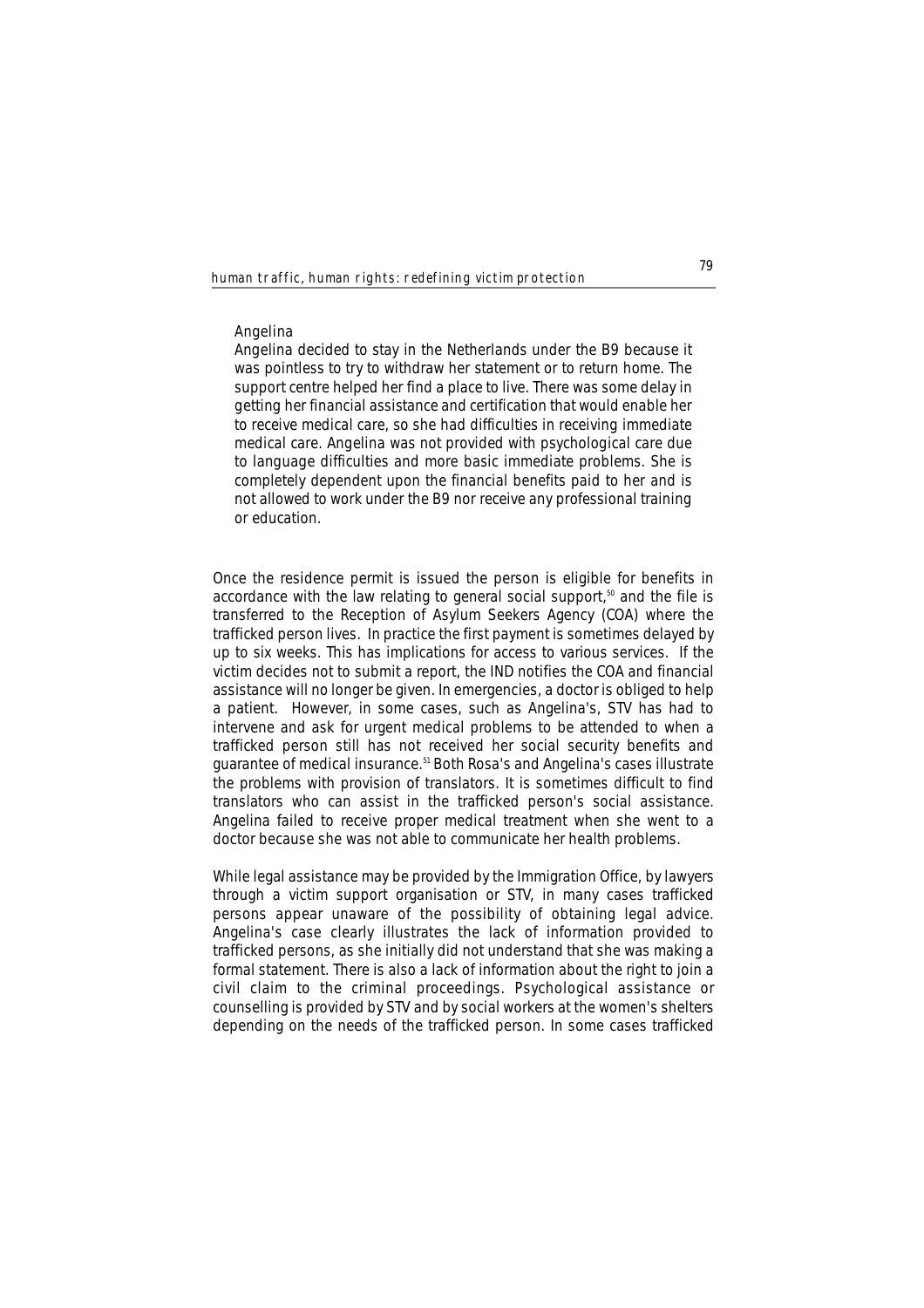Angelina

Angelina decided to stay in the Netherlands under the B9 because it was pointless to try to withdraw her statement or to return home. The support centre helped her find a place to live. There was some delay in getting her financial assistance and certification that would enable her to receive medical care, so she had difficulties in receiving immediate medical care. Angelina was not provided with psychological care due to language difficulties and more basic immediate problems. She is completely dependent upon the financial benefits paid to her and is not allowed to work under the B9 nor receive any professional training or education.

Once the residence permit is issued the person is eligible for benefits in accordance with the law relating to general social support,[50] and the file is transferred to the Reception of Asylum Seekers Agency (COA) where the trafficked person lives. In practice the first payment is sometimes delayed by up to six weeks. This has implications for access to various services. If the victim decides not to submit a report, the IND notifies the COA and financial assistance will no longer be given. In emergencies, a doctor is obliged to help a patient. However, in some cases, such as Angelina's, STV has had to intervene and ask for urgent medical problems to be attended to when a trafficked person still has not received her social security benefits and guarantee of medical insurance.[51] Both Rosa's and Angelina's cases illustrate the problems with provision of translators. It is sometimes difficult to find translators who can assist in the trafficked person's social assistance. Angelina failed to receive proper medical treatment when she went to a doctor because she was not able to communicate her health problems.

While legal assistance may be provided by the Immigration Office, by lawyers through a victim support organisation or STV, in many cases trafficked persons appear unaware of the possibility of obtaining legal advice. Angelina's case clearly illustrates the lack of information provided to trafficked persons, as she initially did not understand that she was making a formal statement. There is also a lack of information about the right to join a civil claim to the criminal proceedings. Psychological assistance or counselling is provided by STV and by social workers at the women's shelters depending on the needs of the trafficked person. In some cases trafficked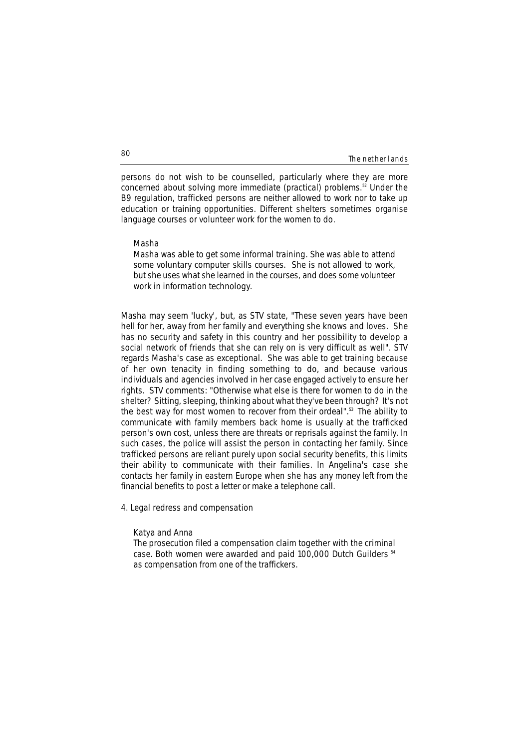persons do not wish to be counselled, particularly where they are more concerned about solving more immediate (practical) problems.[52] Under the B9 regulation, trafficked persons are neither allowed to work nor to take up education or training opportunities. Different shelters sometimes organise language courses or volunteer work for the women to do.

> Masha
>
> Masha was able to get some informal training. She was able to attend some voluntary computer skills courses. She is not allowed to work, but she uses what she learned in the courses, and does some volunteer work in information technology.

Masha may seem 'lucky', but, as STV state, "These seven years have been hell for her, away from her family and everything she knows and loves. She has no security and safety in this country and her possibility to develop a social network of friends that she can rely on is very difficult as well". STV regards Masha's case as exceptional. She was able to get training because of her own tenacity in finding something to do, and because various individuals and agencies involved in her case engaged actively to ensure her rights. STV comments: "Otherwise what else is there for women to do in the shelter? Sitting, sleeping, thinking about what they've been through? It's not the best way for most women to recover from their ordeal".[53] The ability to communicate with family members back home is usually at the trafficked person's own cost, unless there are threats or reprisals against the family. In such cases, the police will assist the person in contacting her family. Since trafficked persons are reliant purely upon social security benefits, this limits their ability to communicate with their families. In Angelina's case she contacts her family in eastern Europe when she has any money left from the financial benefits to post a letter or make a telephone call.

## 4. Legal redress and compensation

> Katya and Anna
>
> The prosecution filed a compensation claim together with the criminal case. Both women were awarded and paid 100,000 Dutch Guilders [54] as compensation from one of the traffickers.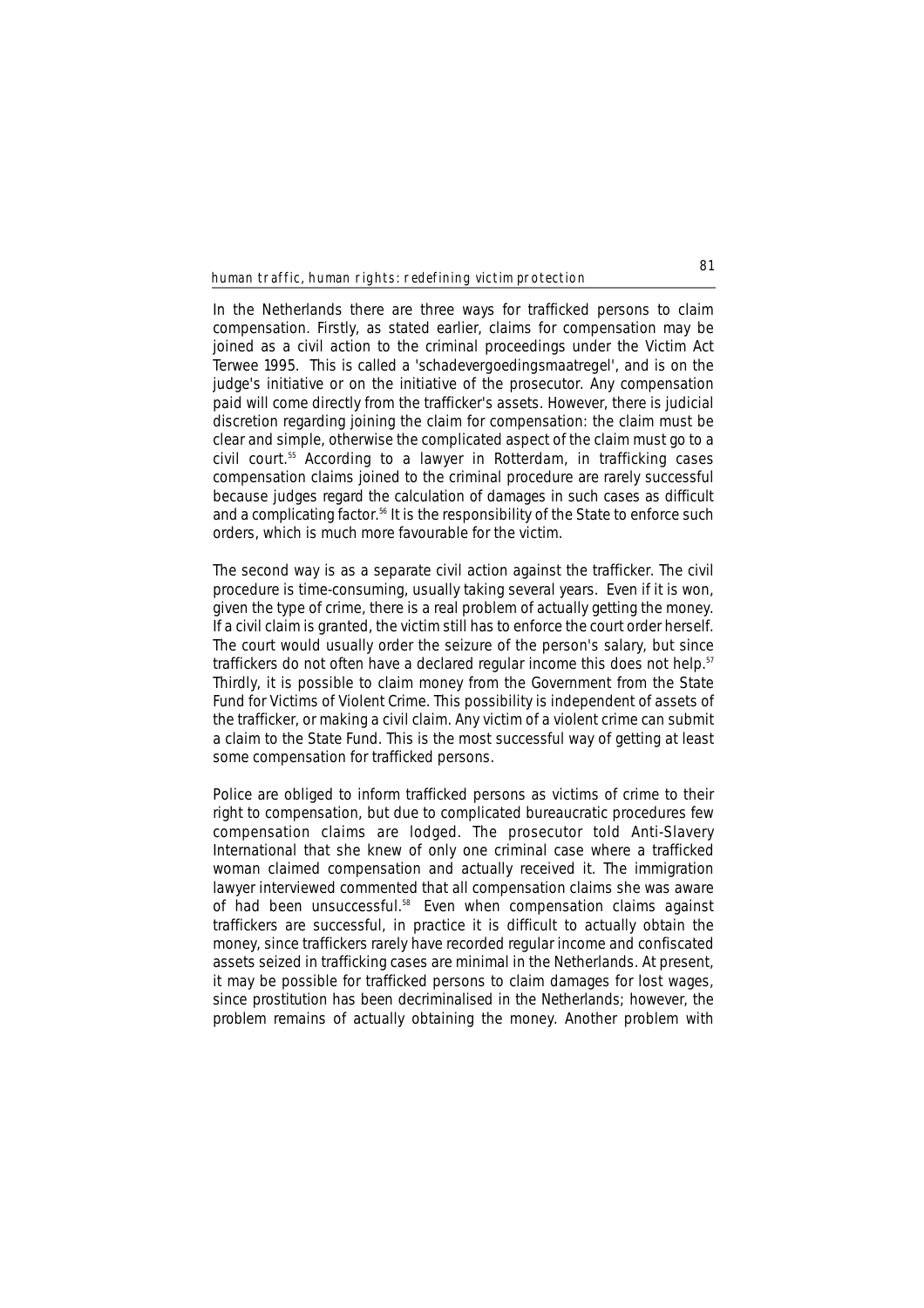In the Netherlands there are three ways for trafficked persons to claim compensation. Firstly, as stated earlier, claims for compensation may be joined as a civil action to the criminal proceedings under the Victim Act Terwee 1995. This is called a 'schadevergoedingsmaatregel', and is on the judge's initiative or on the initiative of the prosecutor. Any compensation paid will come directly from the trafficker's assets. However, there is judicial discretion regarding joining the claim for compensation: the claim must be clear and simple, otherwise the complicated aspect of the claim must go to a civil court.[55] According to a lawyer in Rotterdam, in trafficking cases compensation claims joined to the criminal procedure are rarely successful because judges regard the calculation of damages in such cases as difficult and a complicating factor.[56] It is the responsibility of the State to enforce such orders, which is much more favourable for the victim.

The second way is as a separate civil action against the trafficker. The civil procedure is time-consuming, usually taking several years. Even if it is won, given the type of crime, there is a real problem of actually getting the money. If a civil claim is granted, the victim still has to enforce the court order herself. The court would usually order the seizure of the person's salary, but since traffickers do not often have a declared regular income this does not help.[57] Thirdly, it is possible to claim money from the Government from the State Fund for Victims of Violent Crime. This possibility is independent of assets of the trafficker, or making a civil claim. Any victim of a violent crime can submit a claim to the State Fund. This is the most successful way of getting at least some compensation for trafficked persons.

Police are obliged to inform trafficked persons as victims of crime to their right to compensation, but due to complicated bureaucratic procedures few compensation claims are lodged. The prosecutor told Anti-Slavery International that she knew of only one criminal case where a trafficked woman claimed compensation and actually received it. The immigration lawyer interviewed commented that all compensation claims she was aware of had been unsuccessful.[58] Even when compensation claims against traffickers are successful, in practice it is difficult to actually obtain the money, since traffickers rarely have recorded regular income and confiscated assets seized in trafficking cases are minimal in the Netherlands. At present, it may be possible for trafficked persons to claim damages for lost wages, since prostitution has been decriminalised in the Netherlands; however, the problem remains of actually obtaining the money. Another problem with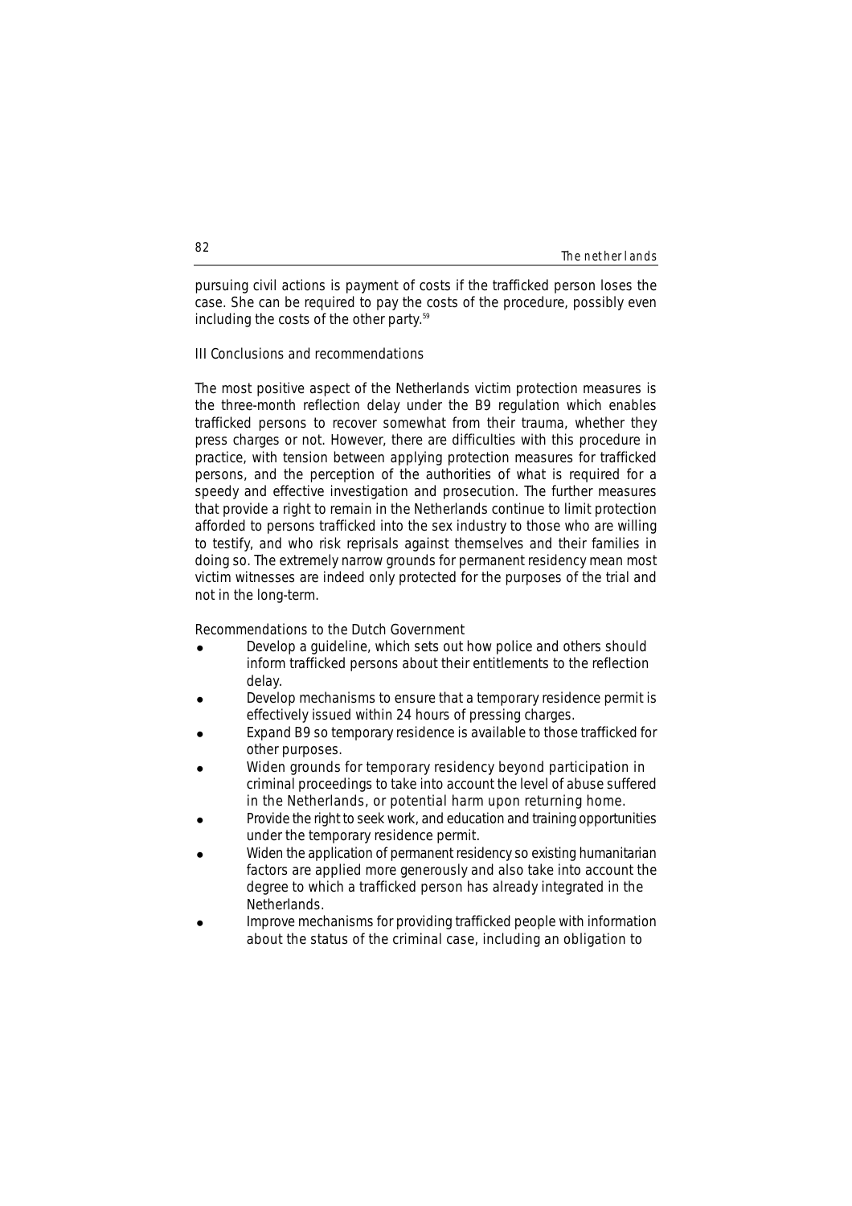pursuing civil actions is payment of costs if the trafficked person loses the case. She can be required to pay the costs of the procedure, possibly even including the costs of the other party.[59]

## III Conclusions and recommendations

The most positive aspect of the Netherlands victim protection measures is the three-month reflection delay under the B9 regulation which enables trafficked persons to recover somewhat from their trauma, whether they press charges or not. However, there are difficulties with this procedure in practice, with tension between applying protection measures for trafficked persons, and the perception of the authorities of what is required for a speedy and effective investigation and prosecution. The further measures that provide a right to remain in the Netherlands continue to limit protection afforded to persons trafficked into the sex industry to those who are willing to testify, and who risk reprisals against themselves and their families in doing so. The extremely narrow grounds for permanent residency mean most victim witnesses are indeed only protected for the purposes of the trial and not in the long-term.

### Recommendations to the Dutch Government

- Develop a guideline, which sets out how police and others should inform trafficked persons about their entitlements to the reflection delay.
- Develop mechanisms to ensure that a temporary residence permit is effectively issued within 24 hours of pressing charges.
- Expand B9 so temporary residence is available to those trafficked for other purposes.
- Widen grounds for temporary residency beyond participation in criminal proceedings to take into account the level of abuse suffered in the Netherlands, or potential harm upon returning home.
- Provide the right to seek work, and education and training opportunities under the temporary residence permit.
- Widen the application of permanent residency so existing humanitarian factors are applied more generously and also take into account the degree to which a trafficked person has already integrated in the Netherlands.
- Improve mechanisms for providing trafficked people with information about the status of the criminal case, including an obligation to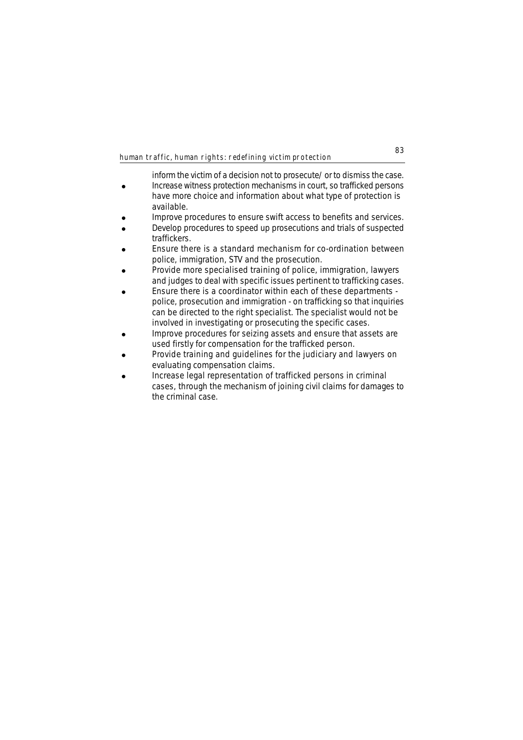inform the victim of a decision not to prosecute/ or to dismiss the case.

- Increase witness protection mechanisms in court, so trafficked persons have more choice and information about what type of protection is available.
- Improve procedures to ensure swift access to benefits and services.
- Develop procedures to speed up prosecutions and trials of suspected traffickers.
- Ensure there is a standard mechanism for co-ordination between police, immigration, STV and the prosecution.
- Provide more specialised training of police, immigration, lawyers and judges to deal with specific issues pertinent to trafficking cases.
- Ensure there is a coordinator within each of these departments - police, prosecution and immigration - on trafficking so that inquiries can be directed to the right specialist. The specialist would not be involved in investigating or prosecuting the specific cases.
- Improve procedures for seizing assets and ensure that assets are used firstly for compensation for the trafficked person.
- Provide training and guidelines for the judiciary and lawyers on evaluating compensation claims.
- Increase legal representation of trafficked persons in criminal cases, through the mechanism of joining civil claims for damages to the criminal case.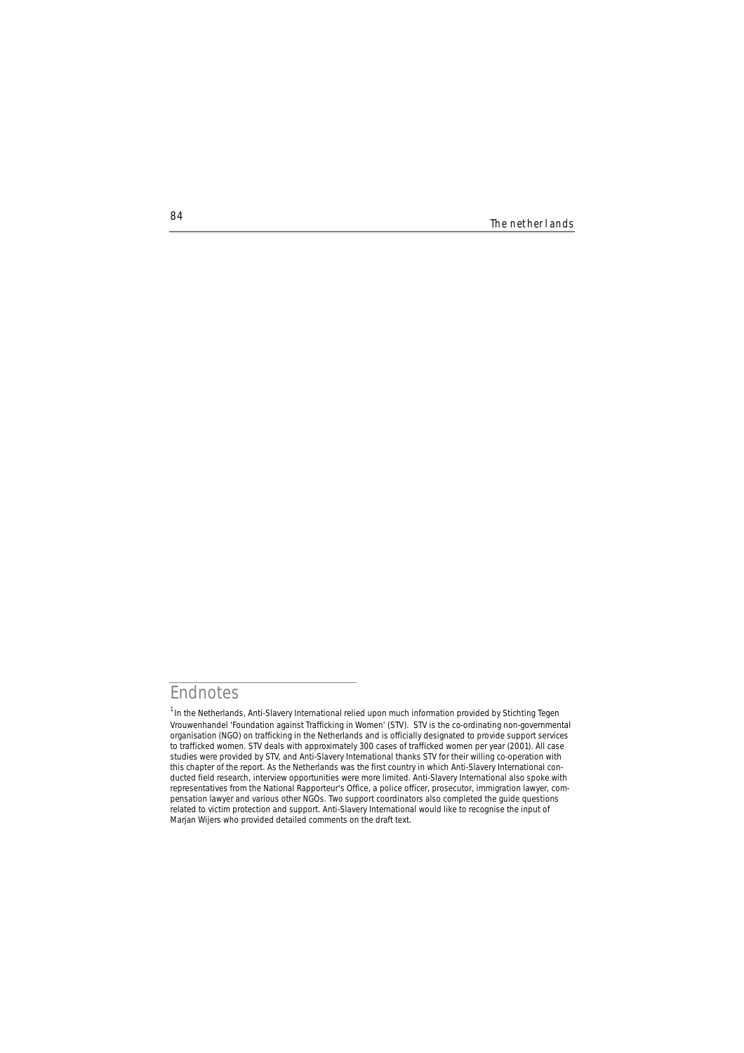## Endnotes

[1] In the Netherlands, Anti-Slavery International relied upon much information provided by Stichting Tegen Vrouwenhandel 'Foundation against Trafficking in Women' (STV). STV is the co-ordinating non-governmental organisation (NGO) on trafficking in the Netherlands and is officially designated to provide support services to trafficked women. STV deals with approximately 300 cases of trafficked women per year (2001). All case studies were provided by STV, and Anti-Slavery International thanks STV for their willing co-operation with this chapter of the report. As the Netherlands was the first country in which Anti-Slavery International conducted field research, interview opportunities were more limited. Anti-Slavery International also spoke with representatives from the National Rapporteur's Office, a police officer, prosecutor, immigration lawyer, compensation lawyer and various other NGOs. Two support coordinators also completed the guide questions related to victim protection and support. Anti-Slavery International would like to recognise the input of Marjan Wijers who provided detailed comments on the draft text.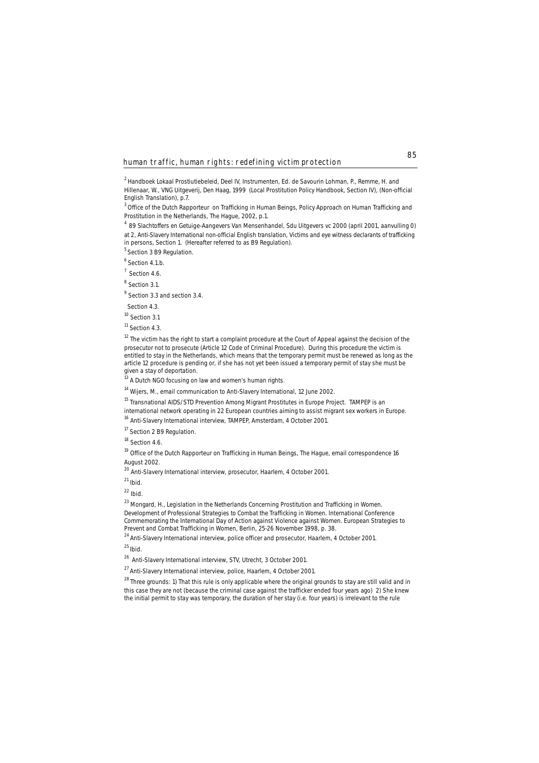[2] Handboek Lokaal Prostiutiebeleid, Deel IV, Instrumenten, Ed. de Savourin Lohman, P., Remme, H. and Hillenaar, W., VNG Uitgeverij, Den Haag, 1999 (Local Prostitution Policy Handbook, Section IV), (Non-official English Translation), p.7.

[3] Office of the Dutch Rapporteur on Trafficking in Human Beings, Policy Approach on Human Trafficking and Prostitution in the Netherlands, The Hague, 2002, p.1.

[4] B9 Slachtoffers en Getuige-Aangevers Van Mensenhandel, Sdu Uitgevers vc 2000 (april 2001, aanvulling 0) at 2, Anti-Slavery International non-official English translation, Victims and eye witness declarants of trafficking in persons, Section 1. (Hereafter referred to as B9 Regulation).

[5] Section 3 B9 Regulation.

[6] Section 4.1.b.

[7] Section 4.6.

[8] Section 3.1.

[9] Section 3.3 and section 3.4.

Section 4.3.

[10] Section 3.1

[11] Section 4.3.

[12] The victim has the right to start a complaint procedure at the Court of Appeal against the decision of the prosecutor not to prosecute (Article 12 Code of Criminal Procedure). During this procedure the victim is entitled to stay in the Netherlands, which means that the temporary permit must be renewed as long as the article 12 procedure is pending or, if she has not yet been issued a temporary permit of stay she must be given a stay of deportation.

[13] A Dutch NGO focusing on law and women's human rights.

[14] Wijers, M., email communication to Anti-Slavery International, 12 June 2002.

[15] Transnational AIDS/STD Prevention Among Migrant Prostitutes in Europe Project. TAMPEP is an international network operating in 22 European countries aiming to assist migrant sex workers in Europe.

[16] Anti-Slavery International interview, TAMPEP, Amsterdam, 4 October 2001.

[17] Section 2 B9 Regulation.

[18] Section 4.6.

[19] Office of the Dutch Rapporteur on Trafficking in Human Beings, The Hague, email correspondence 16 August 2002.

[20] Anti-Slavery International interview, prosecutor, Haarlem, 4 October 2001.

[21] Ibid.

[22] Ibid.

[23] Mongard, H., Legislation in the Netherlands Concerning Prostitution and Trafficking in Women. Development of Professional Strategies to Combat the Trafficking in Women. International Conference Commemorating the International Day of Action against Violence against Women. European Strategies to Prevent and Combat Trafficking in Women, Berlin, 25-26 November 1998, p. 38.

[24] Anti-Slavery International interview, police officer and prosecutor, Haarlem, 4 October 2001.

[25] Ibid.

[26] Anti-Slavery International interview, STV, Utrecht, 3 October 2001.

[27] Anti-Slavery International interview, police, Haarlem, 4 October 2001.

[28] Three grounds: 1) That this rule is only applicable where the original grounds to stay are still valid and in this case they are not (because the criminal case against the trafficker ended four years ago) 2) She knew the initial permit to stay was temporary, the duration of her stay (i.e. four years) is irrelevant to the rule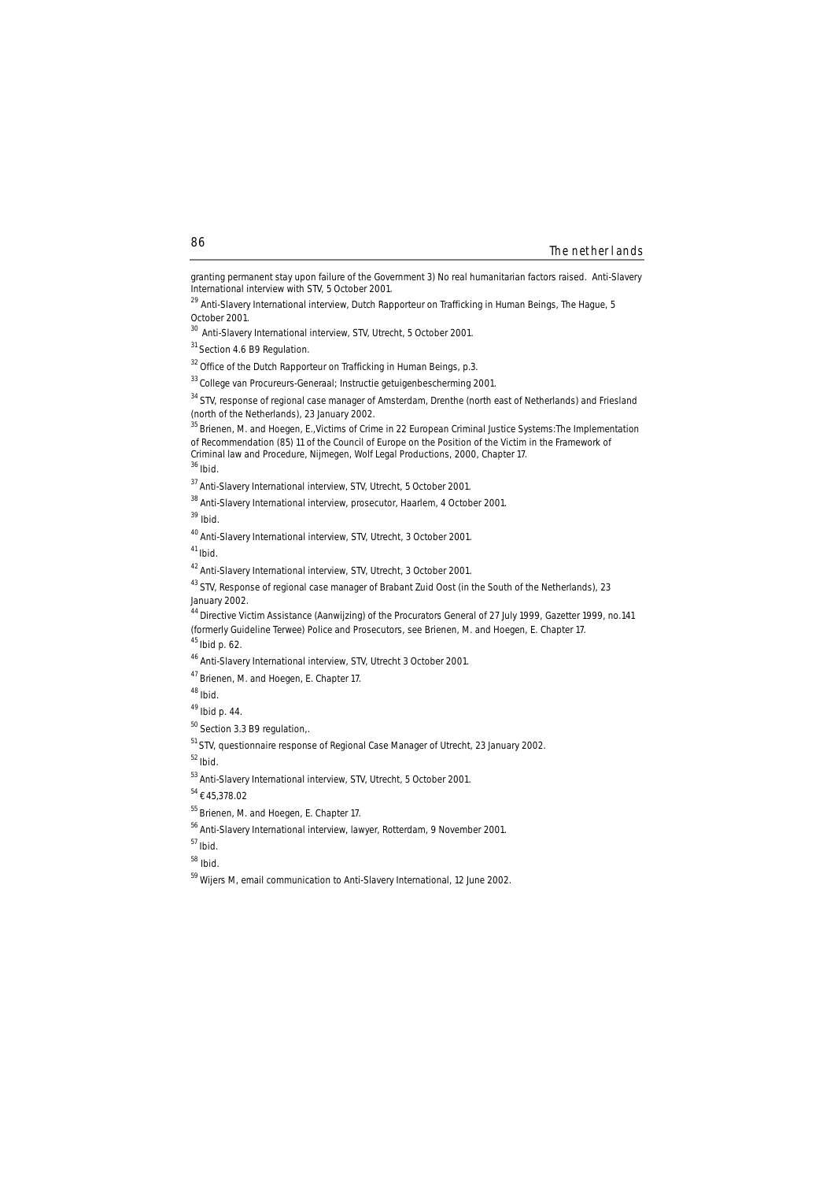granting permanent stay upon failure of the Government 3) No real humanitarian factors raised. Anti-Slavery International interview with STV, 5 October 2001.

[29] Anti-Slavery International interview, Dutch Rapporteur on Trafficking in Human Beings, The Hague, 5 October 2001.

[30] Anti-Slavery International interview, STV, Utrecht, 5 October 2001.

[31] Section 4.6 B9 Regulation.

[32] Office of the Dutch Rapporteur on Trafficking in Human Beings, p.3.

[33] College van Procureurs-Generaal; Instructie getuigenbescherming 2001.

[34] STV, response of regional case manager of Amsterdam, Drenthe (north east of Netherlands) and Friesland (north of the Netherlands), 23 January 2002.

[35] Brienen, M. and Hoegen, E.,Victims of Crime in 22 European Criminal Justice Systems:The Implementation of Recommendation (85) 11 of the Council of Europe on the Position of the Victim in the Framework of Criminal law and Procedure, Nijmegen, Wolf Legal Productions, 2000, Chapter 17.

[36] Ibid.

[37] Anti-Slavery International interview, STV, Utrecht, 5 October 2001.

[38] Anti-Slavery International interview, prosecutor, Haarlem, 4 October 2001.

[39] Ibid.

[40] Anti-Slavery International interview, STV, Utrecht, 3 October 2001.

[41] Ibid.

[42] Anti-Slavery International interview, STV, Utrecht, 3 October 2001.

[43] STV, Response of regional case manager of Brabant Zuid Oost (in the South of the Netherlands), 23 January 2002.

[44] Directive Victim Assistance (Aanwijzing) of the Procurators General of 27 July 1999, Gazetter 1999, no.141 (formerly Guideline Terwee) Police and Prosecutors, see Brienen, M. and Hoegen, E. Chapter 17.

[45] Ibid p. 62.

[46] Anti-Slavery International interview, STV, Utrecht 3 October 2001.

[47] Brienen, M. and Hoegen, E. Chapter 17.

[48] Ibid.

[49] Ibid p. 44.

[50] Section 3.3 B9 regulation,.

[51] STV, questionnaire response of Regional Case Manager of Utrecht, 23 January 2002.

[52] Ibid.

[53] Anti-Slavery International interview, STV, Utrecht, 5 October 2001.

[54] € 45,378.02

[55] Brienen, M. and Hoegen, E. Chapter 17.

[56] Anti-Slavery International interview, lawyer, Rotterdam, 9 November 2001.

[57] Ibid.

[58] Ibid.

[59] Wijers M, email communication to Anti-Slavery International, 12 June 2002.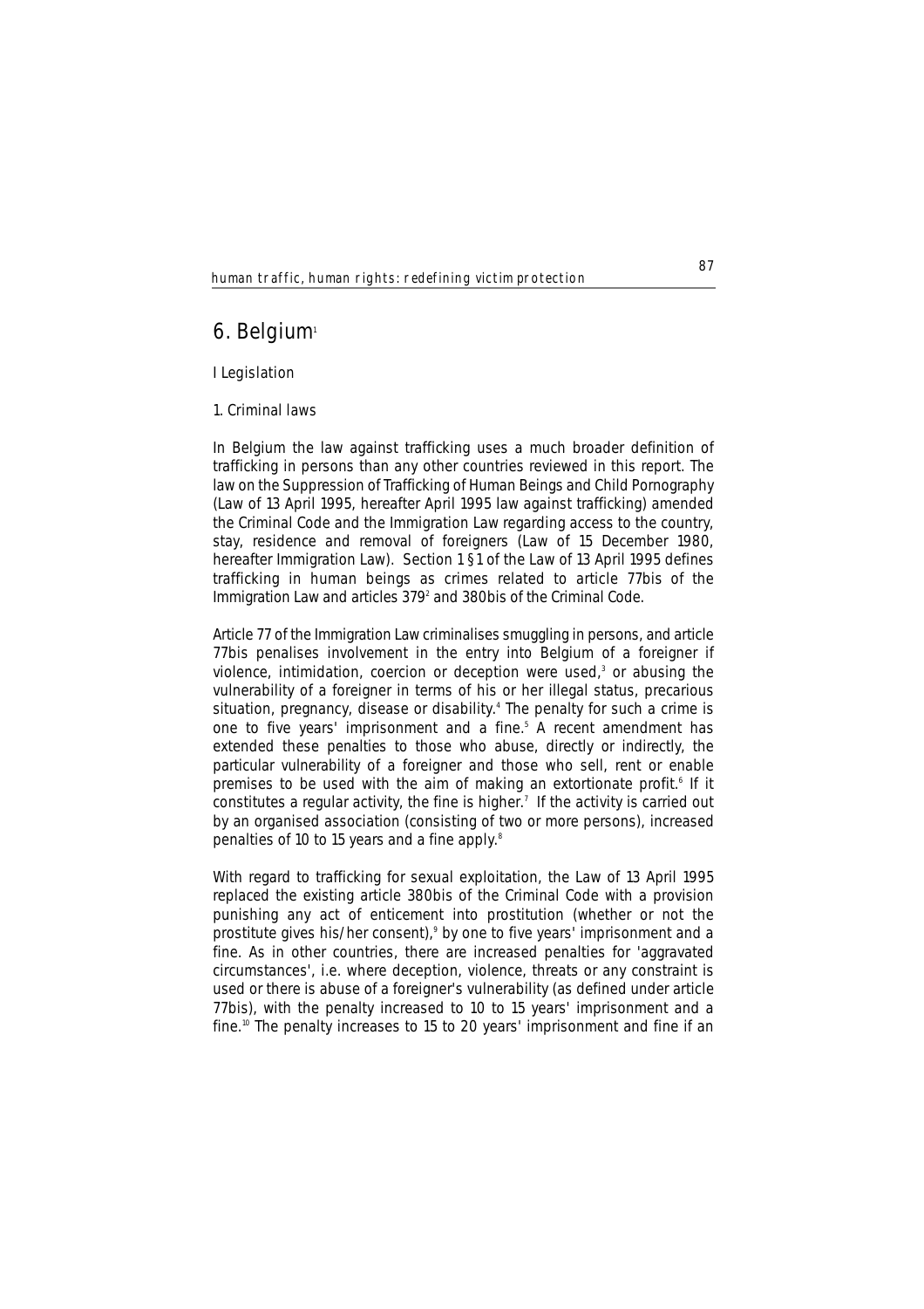# 6. Belgium[1]

## I Legislation

### 1. Criminal laws

In Belgium the law against trafficking uses a much broader definition of trafficking in persons than any other countries reviewed in this report. The law on the Suppression of Trafficking of Human Beings and Child Pornography (Law of 13 April 1995, hereafter April 1995 law against trafficking) amended the Criminal Code and the Immigration Law regarding access to the country, stay, residence and removal of foreigners (Law of 15 December 1980, hereafter Immigration Law). Section 1 §1 of the Law of 13 April 1995 defines trafficking in human beings as crimes related to article 77bis of the Immigration Law and articles 379[2] and 380bis of the Criminal Code.

Article 77 of the Immigration Law criminalises smuggling in persons, and article 77bis penalises involvement in the entry into Belgium of a foreigner if violence, intimidation, coercion or deception were used,[3] or abusing the vulnerability of a foreigner in terms of his or her illegal status, precarious situation, pregnancy, disease or disability.[4] The penalty for such a crime is one to five years' imprisonment and a fine.[5] A recent amendment has extended these penalties to those who abuse, directly or indirectly, the particular vulnerability of a foreigner and those who sell, rent or enable premises to be used with the aim of making an extortionate profit.[6] If it constitutes a regular activity, the fine is higher.[7] If the activity is carried out by an organised association (consisting of two or more persons), increased penalties of 10 to 15 years and a fine apply.[8]

With regard to trafficking for sexual exploitation, the Law of 13 April 1995 replaced the existing article 380bis of the Criminal Code with a provision punishing any act of enticement into prostitution (whether or not the prostitute gives his/her consent),[9] by one to five years' imprisonment and a fine. As in other countries, there are increased penalties for 'aggravated circumstances', i.e. where deception, violence, threats or any constraint is used or there is abuse of a foreigner's vulnerability (as defined under article 77bis), with the penalty increased to 10 to 15 years' imprisonment and a fine.[10] The penalty increases to 15 to 20 years' imprisonment and fine if an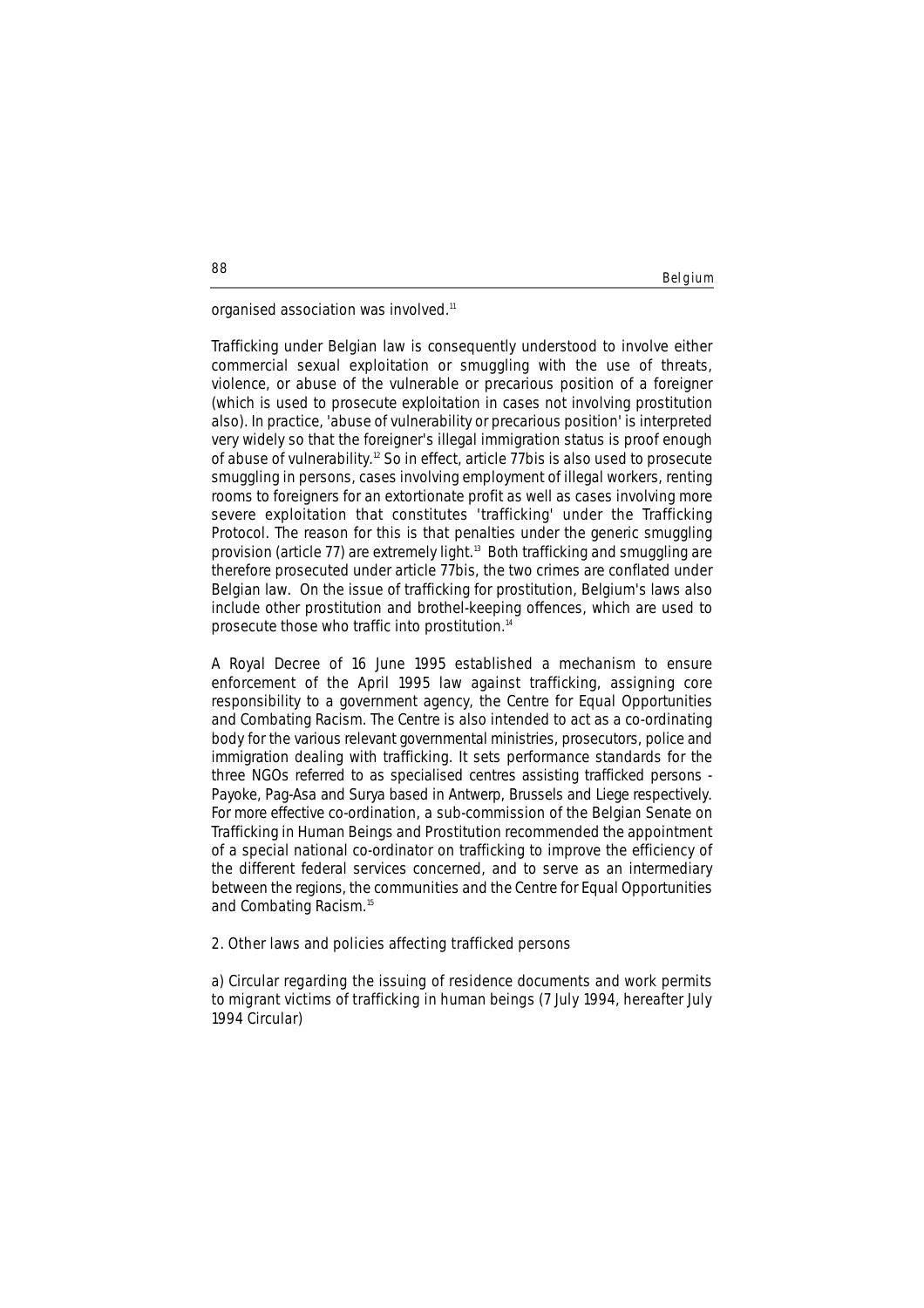organised association was involved.[11]

Trafficking under Belgian law is consequently understood to involve either commercial sexual exploitation or smuggling with the use of threats, violence, or abuse of the vulnerable or precarious position of a foreigner (which is used to prosecute exploitation in cases not involving prostitution also). In practice, 'abuse of vulnerability or precarious position' is interpreted very widely so that the foreigner's illegal immigration status is proof enough of abuse of vulnerability.[12] So in effect, article 77bis is also used to prosecute smuggling in persons, cases involving employment of illegal workers, renting rooms to foreigners for an extortionate profit as well as cases involving more severe exploitation that constitutes 'trafficking' under the Trafficking Protocol. The reason for this is that penalties under the generic smuggling provision (article 77) are extremely light.[13] Both trafficking and smuggling are therefore prosecuted under article 77bis, the two crimes are conflated under Belgian law. On the issue of trafficking for prostitution, Belgium's laws also include other prostitution and brothel-keeping offences, which are used to prosecute those who traffic into prostitution.[14]

A Royal Decree of 16 June 1995 established a mechanism to ensure enforcement of the April 1995 law against trafficking, assigning core responsibility to a government agency, the Centre for Equal Opportunities and Combating Racism. The Centre is also intended to act as a co-ordinating body for the various relevant governmental ministries, prosecutors, police and immigration dealing with trafficking. It sets performance standards for the three NGOs referred to as specialised centres assisting trafficked persons - Payoke, Pag-Asa and Surya based in Antwerp, Brussels and Liege respectively. For more effective co-ordination, a sub-commission of the Belgian Senate on Trafficking in Human Beings and Prostitution recommended the appointment of a special national co-ordinator on trafficking to improve the efficiency of the different federal services concerned, and to serve as an intermediary between the regions, the communities and the Centre for Equal Opportunities and Combating Racism.[15]

## 2. Other laws and policies affecting trafficked persons

### a) Circular regarding the issuing of residence documents and work permits to migrant victims of trafficking in human beings (7 July 1994, hereafter July 1994 Circular)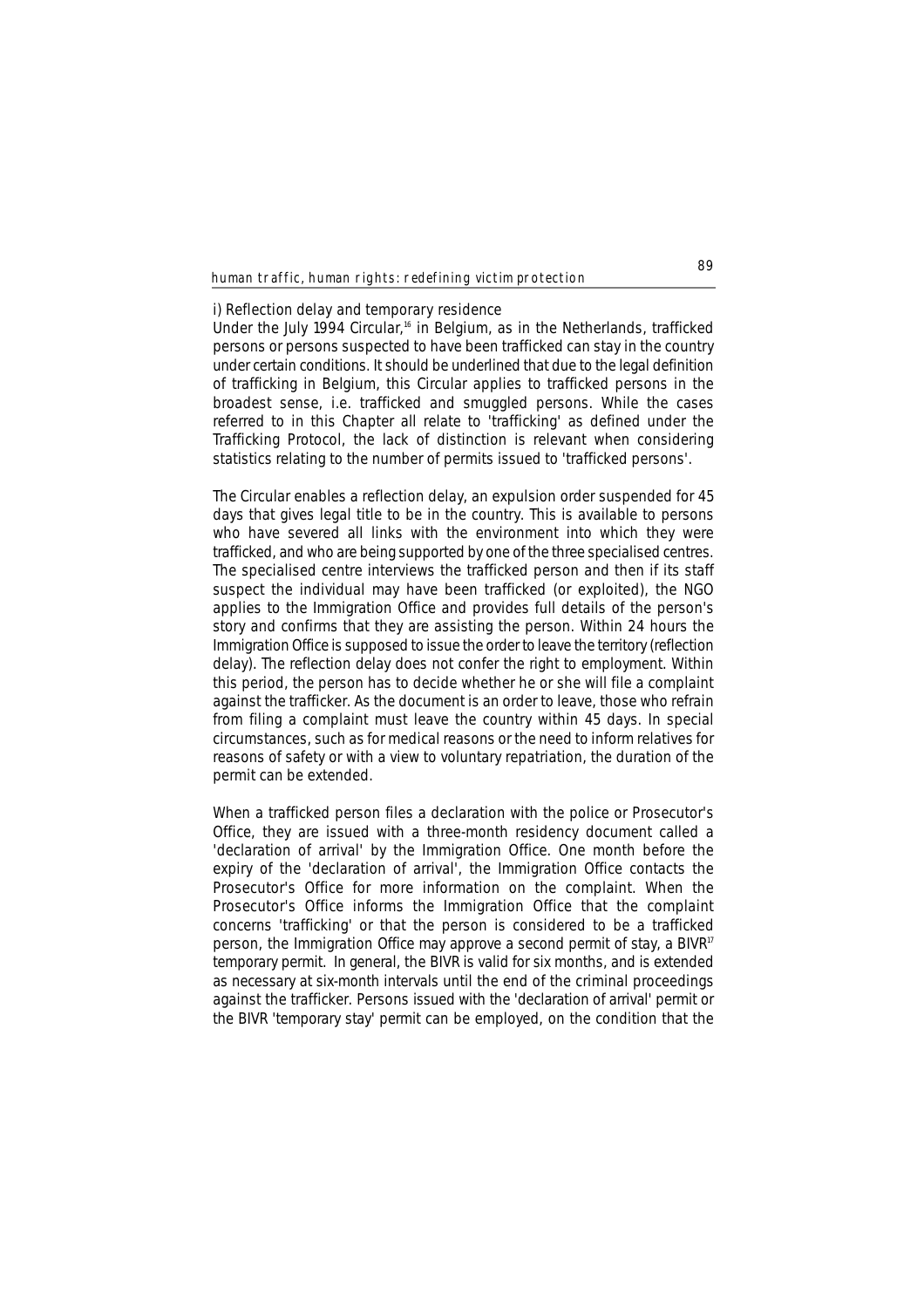i) Reflection delay and temporary residence

Under the July 1994 Circular,[16] in Belgium, as in the Netherlands, trafficked persons or persons suspected to have been trafficked can stay in the country under certain conditions. It should be underlined that due to the legal definition of trafficking in Belgium, this Circular applies to trafficked persons in the broadest sense, i.e. trafficked and smuggled persons. While the cases referred to in this Chapter all relate to 'trafficking' as defined under the Trafficking Protocol, the lack of distinction is relevant when considering statistics relating to the number of permits issued to 'trafficked persons'.

The Circular enables a reflection delay, an expulsion order suspended for 45 days that gives legal title to be in the country. This is available to persons who have severed all links with the environment into which they were trafficked, and who are being supported by one of the three specialised centres. The specialised centre interviews the trafficked person and then if its staff suspect the individual may have been trafficked (or exploited), the NGO applies to the Immigration Office and provides full details of the person's story and confirms that they are assisting the person. Within 24 hours the Immigration Office is supposed to issue the order to leave the territory (reflection delay). The reflection delay does not confer the right to employment. Within this period, the person has to decide whether he or she will file a complaint against the trafficker. As the document is an order to leave, those who refrain from filing a complaint must leave the country within 45 days. In special circumstances, such as for medical reasons or the need to inform relatives for reasons of safety or with a view to voluntary repatriation, the duration of the permit can be extended.

When a trafficked person files a declaration with the police or Prosecutor's Office, they are issued with a three-month residency document called a 'declaration of arrival' by the Immigration Office. One month before the expiry of the 'declaration of arrival', the Immigration Office contacts the Prosecutor's Office for more information on the complaint. When the Prosecutor's Office informs the Immigration Office that the complaint concerns 'trafficking' or that the person is considered to be a trafficked person, the Immigration Office may approve a second permit of stay, a BIVR[17] temporary permit. In general, the BIVR is valid for six months, and is extended as necessary at six-month intervals until the end of the criminal proceedings against the trafficker. Persons issued with the 'declaration of arrival' permit or the BIVR 'temporary stay' permit can be employed, on the condition that the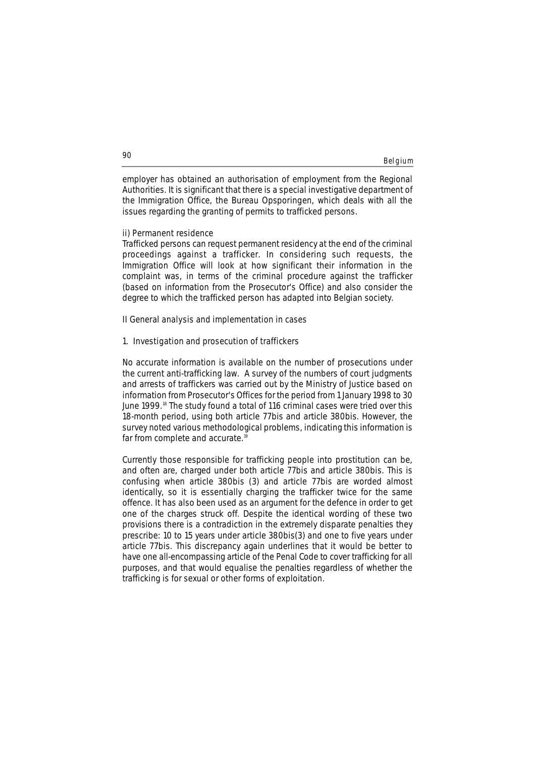employer has obtained an authorisation of employment from the Regional Authorities. It is significant that there is a special investigative department of the Immigration Office, the Bureau Opsporingen, which deals with all the issues regarding the granting of permits to trafficked persons.

ii) Permanent residence

Trafficked persons can request permanent residency at the end of the criminal proceedings against a trafficker. In considering such requests, the Immigration Office will look at how significant their information in the complaint was, in terms of the criminal procedure against the trafficker (based on information from the Prosecutor's Office) and also consider the degree to which the trafficked person has adapted into Belgian society.

## II General analysis and implementation in cases

### 1. Investigation and prosecution of traffickers

No accurate information is available on the number of prosecutions under the current anti-trafficking law. A survey of the numbers of court judgments and arrests of traffickers was carried out by the Ministry of Justice based on information from Prosecutor's Offices for the period from 1 January 1998 to 30 June 1999.[18] The study found a total of 116 criminal cases were tried over this 18-month period, using both article 77bis and article 380bis. However, the survey noted various methodological problems, indicating this information is far from complete and accurate.[19]

Currently those responsible for trafficking people into prostitution can be, and often are, charged under both article 77bis and article 380bis. This is confusing when article 380bis (3) and article 77bis are worded almost identically, so it is essentially charging the trafficker twice for the same offence. It has also been used as an argument for the defence in order to get one of the charges struck off. Despite the identical wording of these two provisions there is a contradiction in the extremely disparate penalties they prescribe: 10 to 15 years under article 380bis(3) and one to five years under article 77bis. This discrepancy again underlines that it would be better to have one all-encompassing article of the Penal Code to cover trafficking for all purposes, and that would equalise the penalties regardless of whether the trafficking is for sexual or other forms of exploitation.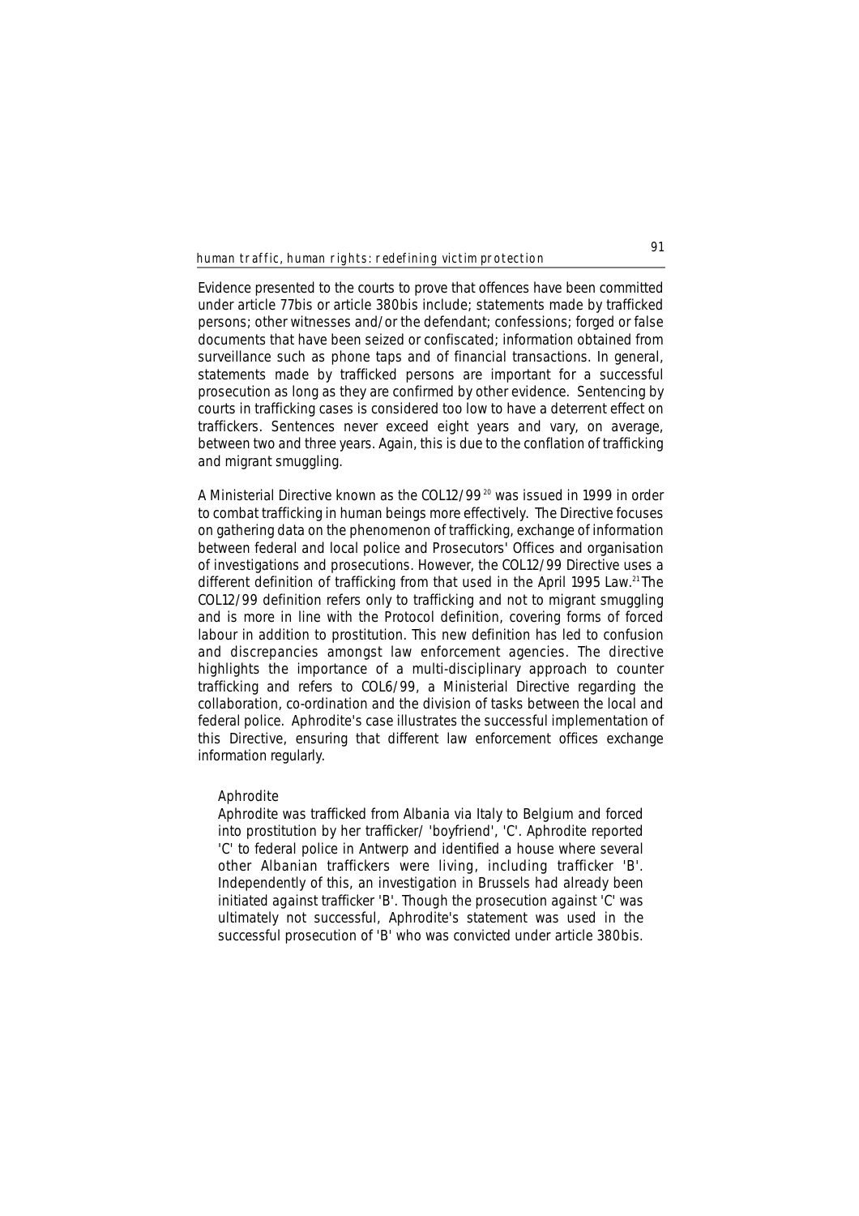Evidence presented to the courts to prove that offences have been committed under article 77bis or article 380bis include; statements made by trafficked persons; other witnesses and/or the defendant; confessions; forged or false documents that have been seized or confiscated; information obtained from surveillance such as phone taps and of financial transactions. In general, statements made by trafficked persons are important for a successful prosecution as long as they are confirmed by other evidence. Sentencing by courts in trafficking cases is considered too low to have a deterrent effect on traffickers. Sentences never exceed eight years and vary, on average, between two and three years. Again, this is due to the conflation of trafficking and migrant smuggling.

A Ministerial Directive known as the COL12/99 [20] was issued in 1999 in order to combat trafficking in human beings more effectively. The Directive focuses on gathering data on the phenomenon of trafficking, exchange of information between federal and local police and Prosecutors' Offices and organisation of investigations and prosecutions. However, the COL12/99 Directive uses a different definition of trafficking from that used in the April 1995 Law.[21] The COL12/99 definition refers only to trafficking and not to migrant smuggling and is more in line with the Protocol definition, covering forms of forced labour in addition to prostitution. This new definition has led to confusion and discrepancies amongst law enforcement agencies. The directive highlights the importance of a multi-disciplinary approach to counter trafficking and refers to COL6/99, a Ministerial Directive regarding the collaboration, co-ordination and the division of tasks between the local and federal police. Aphrodite's case illustrates the successful implementation of this Directive, ensuring that different law enforcement offices exchange information regularly.

> Aphrodite
>
> Aphrodite was trafficked from Albania via Italy to Belgium and forced into prostitution by her trafficker/ 'boyfriend', 'C'. Aphrodite reported 'C' to federal police in Antwerp and identified a house where several other Albanian traffickers were living, including trafficker 'B'. Independently of this, an investigation in Brussels had already been initiated against trafficker 'B'. Though the prosecution against 'C' was ultimately not successful, Aphrodite's statement was used in the successful prosecution of 'B' who was convicted under article 380bis.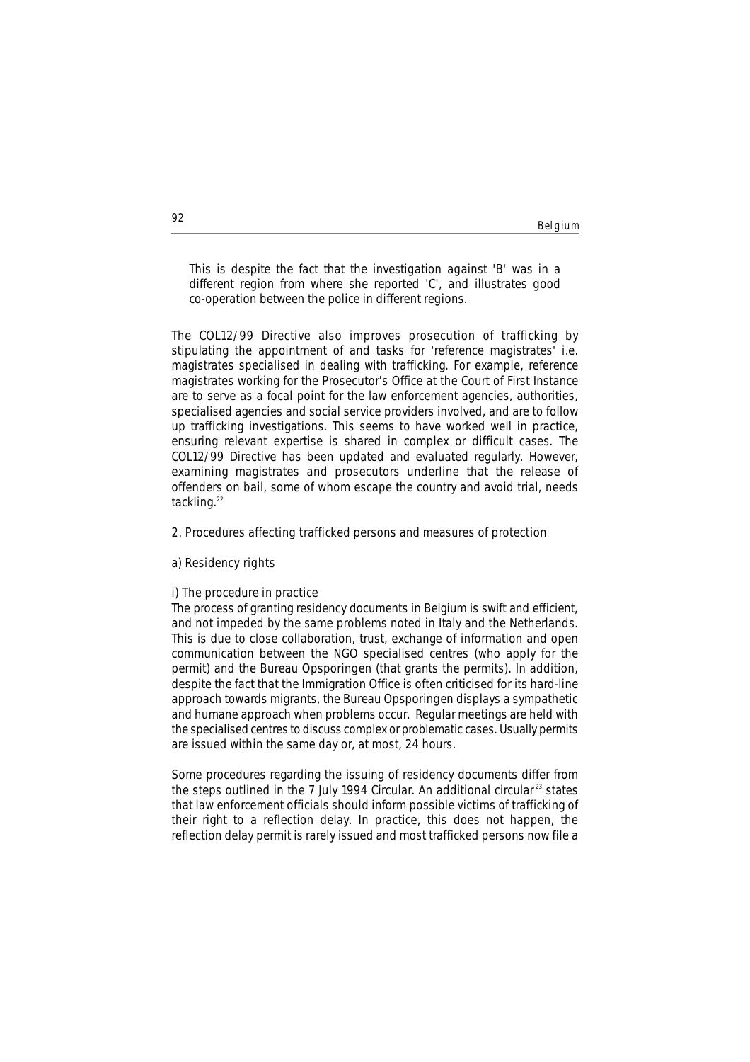This is despite the fact that the investigation against 'B' was in a different region from where she reported 'C', and illustrates good co-operation between the police in different regions.

The COL12/99 Directive also improves prosecution of trafficking by stipulating the appointment of and tasks for 'reference magistrates' i.e. magistrates specialised in dealing with trafficking. For example, reference magistrates working for the Prosecutor's Office at the Court of First Instance are to serve as a focal point for the law enforcement agencies, authorities, specialised agencies and social service providers involved, and are to follow up trafficking investigations. This seems to have worked well in practice, ensuring relevant expertise is shared in complex or difficult cases. The COL12/99 Directive has been updated and evaluated regularly. However, examining magistrates and prosecutors underline that the release of offenders on bail, some of whom escape the country and avoid trial, needs tackling.[22]

2. Procedures affecting trafficked persons and measures of protection

a) Residency rights

i) The procedure in practice

The process of granting residency documents in Belgium is swift and efficient, and not impeded by the same problems noted in Italy and the Netherlands. This is due to close collaboration, trust, exchange of information and open communication between the NGO specialised centres (who apply for the permit) and the Bureau Opsporingen (that grants the permits). In addition, despite the fact that the Immigration Office is often criticised for its hard-line approach towards migrants, the Bureau Opsporingen displays a sympathetic and humane approach when problems occur. Regular meetings are held with the specialised centres to discuss complex or problematic cases. Usually permits are issued within the same day or, at most, 24 hours.

Some procedures regarding the issuing of residency documents differ from the steps outlined in the 7 July 1994 Circular. An additional circular[23] states that law enforcement officials should inform possible victims of trafficking of their right to a reflection delay. In practice, this does not happen, the reflection delay permit is rarely issued and most trafficked persons now file a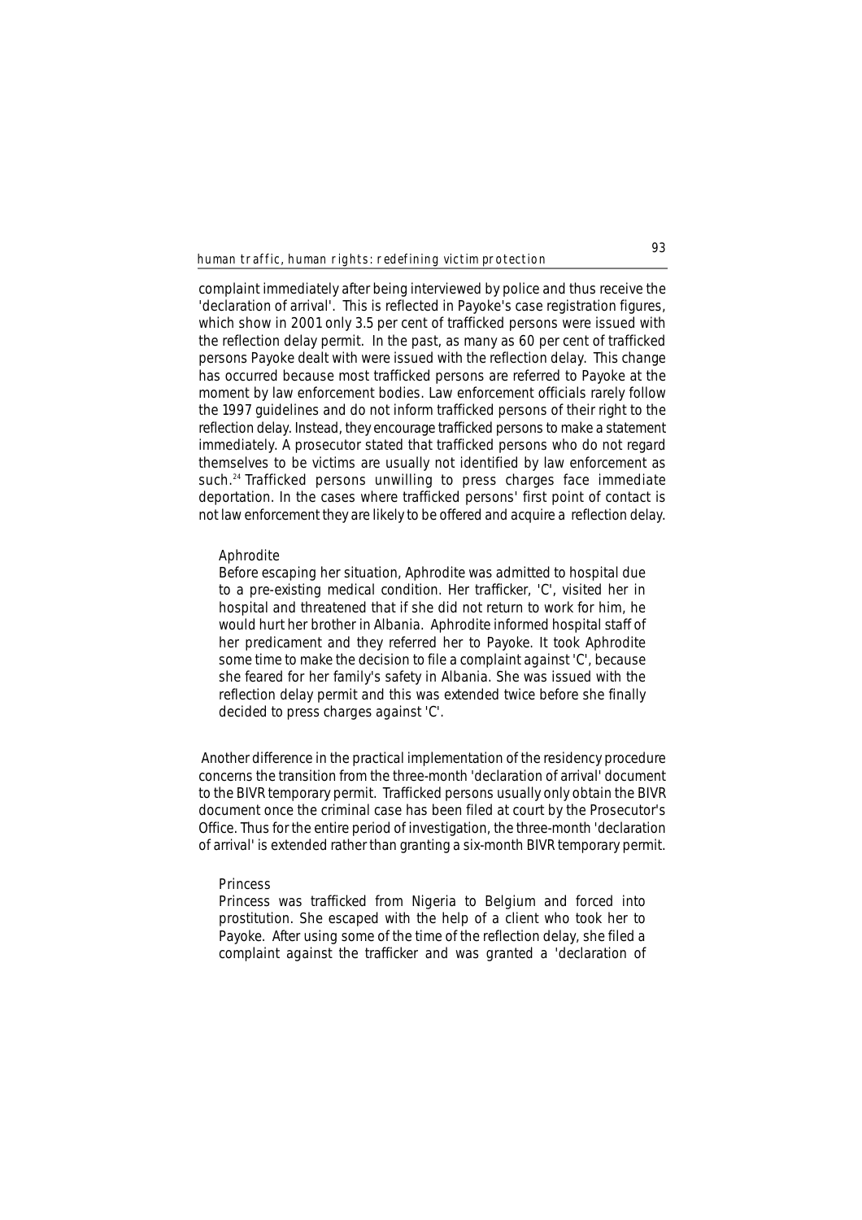complaint immediately after being interviewed by police and thus receive the 'declaration of arrival'. This is reflected in Payoke's case registration figures, which show in 2001 only 3.5 per cent of trafficked persons were issued with the reflection delay permit. In the past, as many as 60 per cent of trafficked persons Payoke dealt with were issued with the reflection delay. This change has occurred because most trafficked persons are referred to Payoke at the moment by law enforcement bodies. Law enforcement officials rarely follow the 1997 guidelines and do not inform trafficked persons of their right to the reflection delay. Instead, they encourage trafficked persons to make a statement immediately. A prosecutor stated that trafficked persons who do not regard themselves to be victims are usually not identified by law enforcement as such.[24] Trafficked persons unwilling to press charges face immediate deportation. In the cases where trafficked persons' first point of contact is not law enforcement they are likely to be offered and acquire a reflection delay.

> Aphrodite
>
> Before escaping her situation, Aphrodite was admitted to hospital due to a pre-existing medical condition. Her trafficker, 'C', visited her in hospital and threatened that if she did not return to work for him, he would hurt her brother in Albania. Aphrodite informed hospital staff of her predicament and they referred her to Payoke. It took Aphrodite some time to make the decision to file a complaint against 'C', because she feared for her family's safety in Albania. She was issued with the reflection delay permit and this was extended twice before she finally decided to press charges against 'C'.

Another difference in the practical implementation of the residency procedure concerns the transition from the three-month 'declaration of arrival' document to the BIVR temporary permit. Trafficked persons usually only obtain the BIVR document once the criminal case has been filed at court by the Prosecutor's Office. Thus for the entire period of investigation, the three-month 'declaration of arrival' is extended rather than granting a six-month BIVR temporary permit.

> Princess
>
> Princess was trafficked from Nigeria to Belgium and forced into prostitution. She escaped with the help of a client who took her to Payoke. After using some of the time of the reflection delay, she filed a complaint against the trafficker and was granted a 'declaration of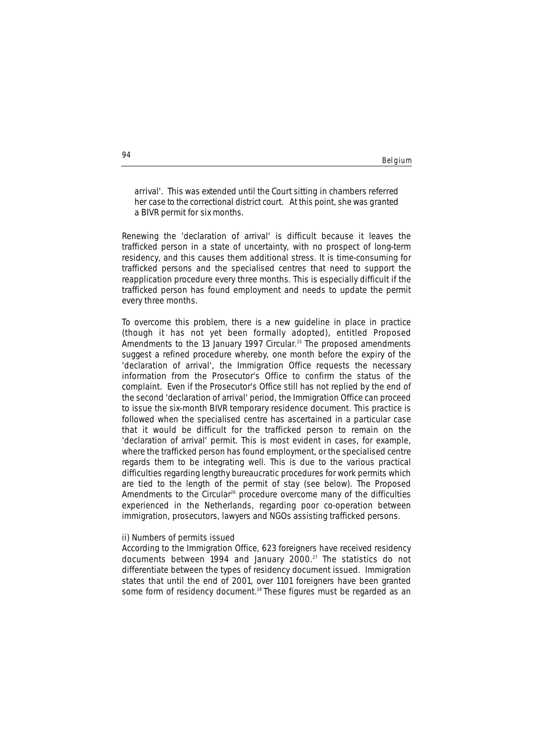arrival'. This was extended until the Court sitting in chambers referred her case to the correctional district court. At this point, she was granted a BIVR permit for six months.

Renewing the 'declaration of arrival' is difficult because it leaves the trafficked person in a state of uncertainty, with no prospect of long-term residency, and this causes them additional stress. It is time-consuming for trafficked persons and the specialised centres that need to support the reapplication procedure every three months. This is especially difficult if the trafficked person has found employment and needs to update the permit every three months.

To overcome this problem, there is a new guideline in place in practice (though it has not yet been formally adopted), entitled Proposed Amendments to the 13 January 1997 Circular.[25] The proposed amendments suggest a refined procedure whereby, one month before the expiry of the 'declaration of arrival', the Immigration Office requests the necessary information from the Prosecutor's Office to confirm the status of the complaint. Even if the Prosecutor's Office still has not replied by the end of the second 'declaration of arrival' period, the Immigration Office can proceed to issue the six-month BIVR temporary residence document. This practice is followed when the specialised centre has ascertained in a particular case that it would be difficult for the trafficked person to remain on the 'declaration of arrival' permit. This is most evident in cases, for example, where the trafficked person has found employment, or the specialised centre regards them to be integrating well. This is due to the various practical difficulties regarding lengthy bureaucratic procedures for work permits which are tied to the length of the permit of stay (see below). The Proposed Amendments to the Circular[26] procedure overcome many of the difficulties experienced in the Netherlands, regarding poor co-operation between immigration, prosecutors, lawyers and NGOs assisting trafficked persons.

ii) Numbers of permits issued

According to the Immigration Office, 623 foreigners have received residency documents between 1994 and January 2000.[27] The statistics do not differentiate between the types of residency document issued. Immigration states that until the end of 2001, over 1101 foreigners have been granted some form of residency document.[28] These figures must be regarded as an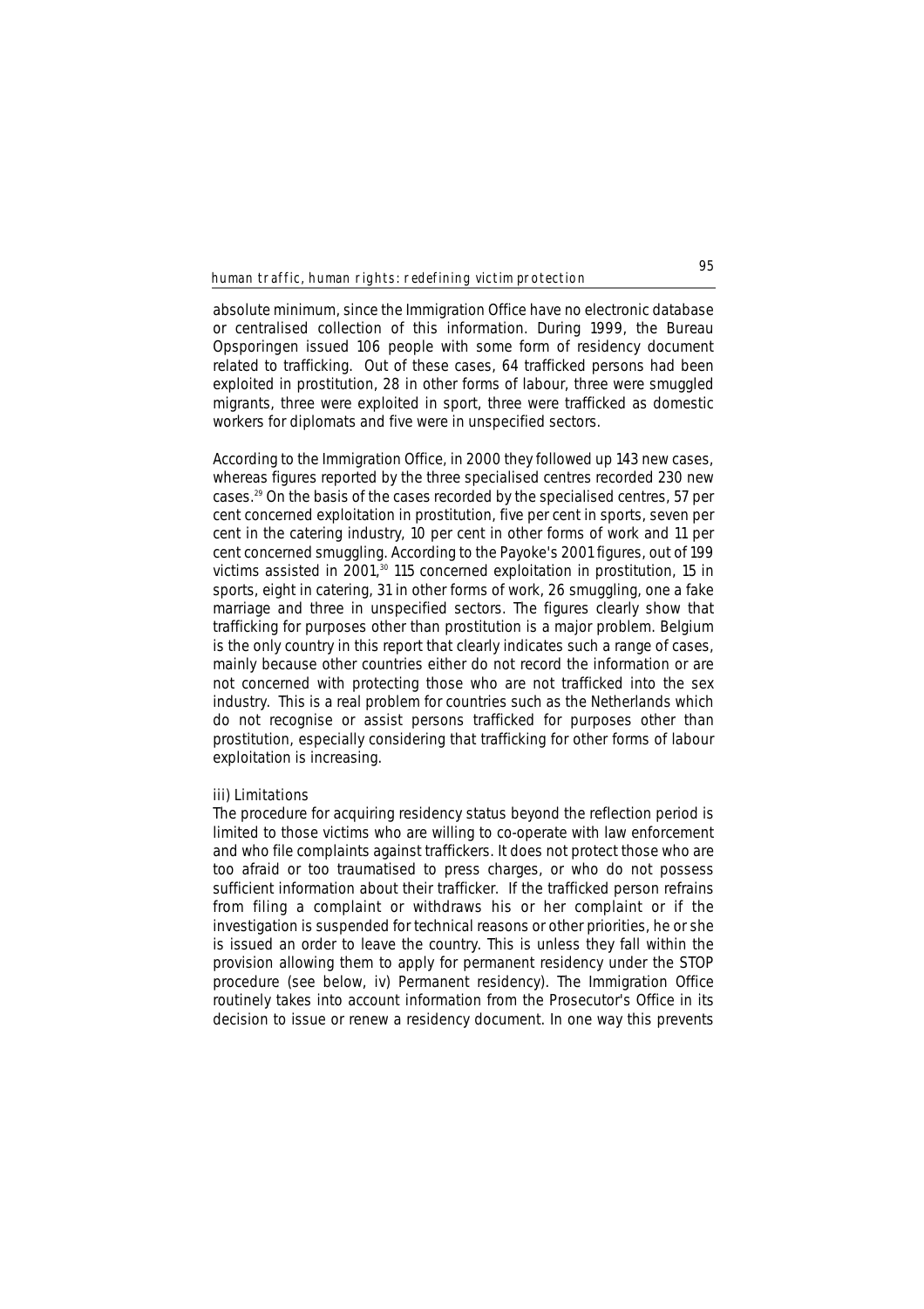absolute minimum, since the Immigration Office have no electronic database or centralised collection of this information. During 1999, the Bureau Opsporingen issued 106 people with some form of residency document related to trafficking. Out of these cases, 64 trafficked persons had been exploited in prostitution, 28 in other forms of labour, three were smuggled migrants, three were exploited in sport, three were trafficked as domestic workers for diplomats and five were in unspecified sectors.

According to the Immigration Office, in 2000 they followed up 143 new cases, whereas figures reported by the three specialised centres recorded 230 new cases.[29] On the basis of the cases recorded by the specialised centres, 57 per cent concerned exploitation in prostitution, five per cent in sports, seven per cent in the catering industry, 10 per cent in other forms of work and 11 per cent concerned smuggling. According to the Payoke's 2001 figures, out of 199 victims assisted in 2001,[30] 115 concerned exploitation in prostitution, 15 in sports, eight in catering, 31 in other forms of work, 26 smuggling, one a fake marriage and three in unspecified sectors. The figures clearly show that trafficking for purposes other than prostitution is a major problem. Belgium is the only country in this report that clearly indicates such a range of cases, mainly because other countries either do not record the information or are not concerned with protecting those who are not trafficked into the sex industry. This is a real problem for countries such as the Netherlands which do not recognise or assist persons trafficked for purposes other than prostitution, especially considering that trafficking for other forms of labour exploitation is increasing.

iii) Limitations

The procedure for acquiring residency status beyond the reflection period is limited to those victims who are willing to co-operate with law enforcement and who file complaints against traffickers. It does not protect those who are too afraid or too traumatised to press charges, or who do not possess sufficient information about their trafficker. If the trafficked person refrains from filing a complaint or withdraws his or her complaint or if the investigation is suspended for technical reasons or other priorities, he or she is issued an order to leave the country. This is unless they fall within the provision allowing them to apply for permanent residency under the STOP procedure (see below, iv) Permanent residency). The Immigration Office routinely takes into account information from the Prosecutor's Office in its decision to issue or renew a residency document. In one way this prevents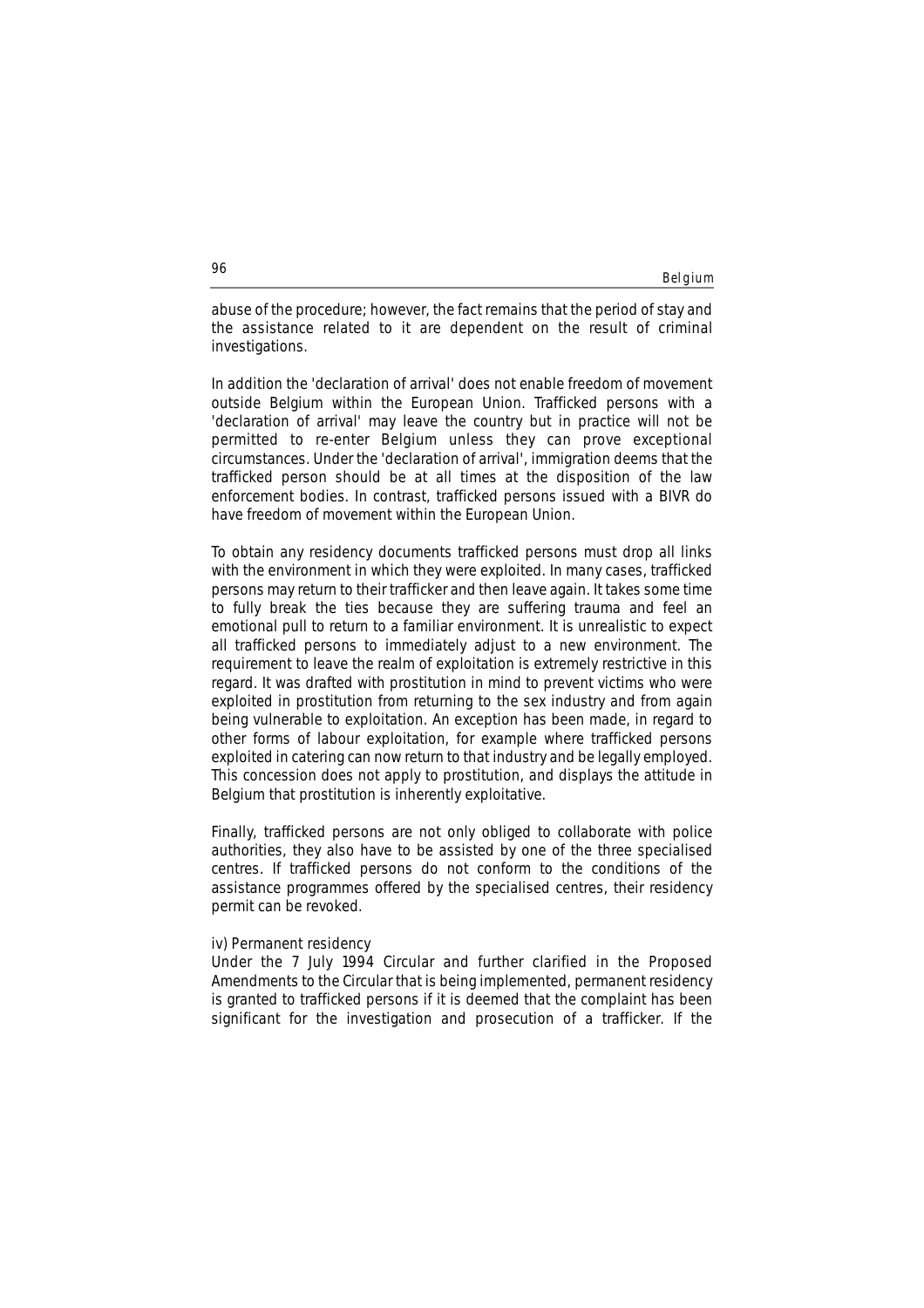abuse of the procedure; however, the fact remains that the period of stay and the assistance related to it are dependent on the result of criminal investigations.

In addition the 'declaration of arrival' does not enable freedom of movement outside Belgium within the European Union. Trafficked persons with a 'declaration of arrival' may leave the country but in practice will not be permitted to re-enter Belgium unless they can prove exceptional circumstances. Under the 'declaration of arrival', immigration deems that the trafficked person should be at all times at the disposition of the law enforcement bodies. In contrast, trafficked persons issued with a BIVR do have freedom of movement within the European Union.

To obtain any residency documents trafficked persons must drop all links with the environment in which they were exploited. In many cases, trafficked persons may return to their trafficker and then leave again. It takes some time to fully break the ties because they are suffering trauma and feel an emotional pull to return to a familiar environment. It is unrealistic to expect all trafficked persons to immediately adjust to a new environment. The requirement to leave the realm of exploitation is extremely restrictive in this regard. It was drafted with prostitution in mind to prevent victims who were exploited in prostitution from returning to the sex industry and from again being vulnerable to exploitation. An exception has been made, in regard to other forms of labour exploitation, for example where trafficked persons exploited in catering can now return to that industry and be legally employed. This concession does not apply to prostitution, and displays the attitude in Belgium that prostitution is inherently exploitative.

Finally, trafficked persons are not only obliged to collaborate with police authorities, they also have to be assisted by one of the three specialised centres. If trafficked persons do not conform to the conditions of the assistance programmes offered by the specialised centres, their residency permit can be revoked.

iv) Permanent residency

Under the 7 July 1994 Circular and further clarified in the Proposed Amendments to the Circular that is being implemented, permanent residency is granted to trafficked persons if it is deemed that the complaint has been significant for the investigation and prosecution of a trafficker. If the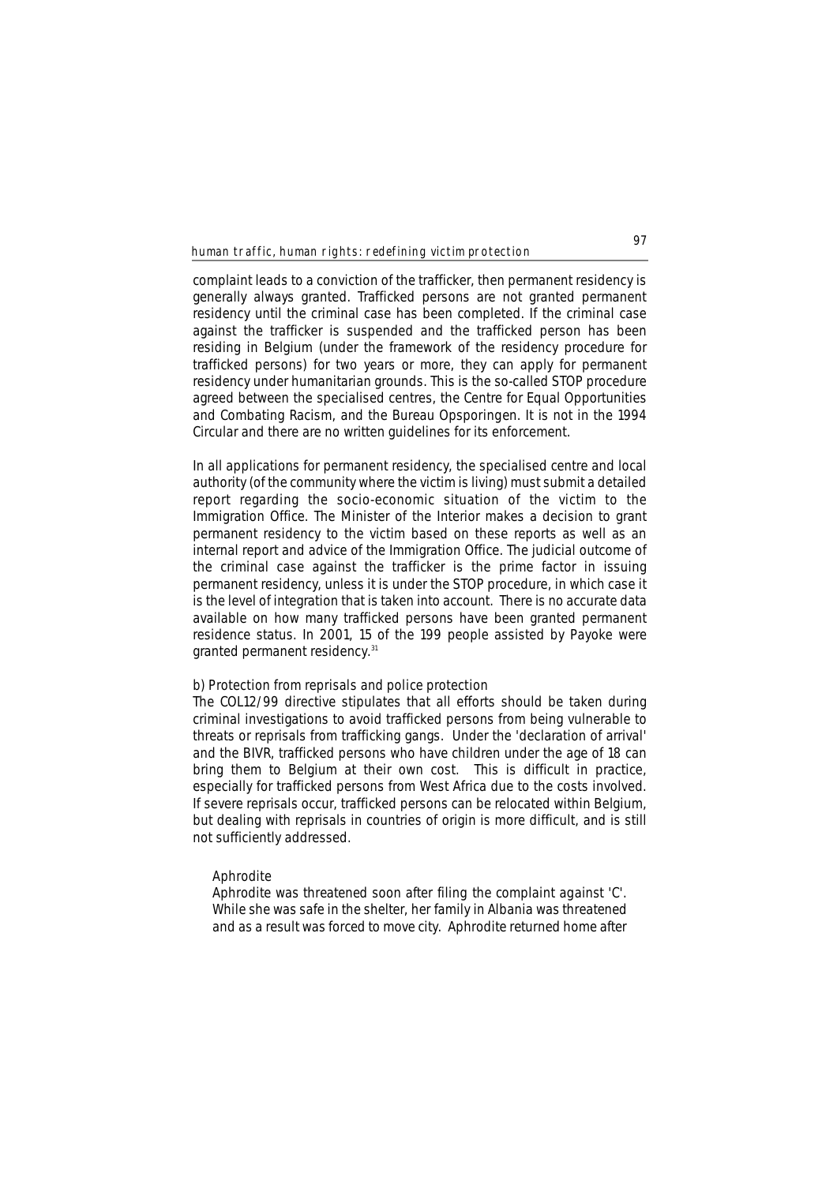complaint leads to a conviction of the trafficker, then permanent residency is generally always granted. Trafficked persons are not granted permanent residency until the criminal case has been completed. If the criminal case against the trafficker is suspended and the trafficked person has been residing in Belgium (under the framework of the residency procedure for trafficked persons) for two years or more, they can apply for permanent residency under humanitarian grounds. This is the so-called STOP procedure agreed between the specialised centres, the Centre for Equal Opportunities and Combating Racism, and the Bureau Opsporingen. It is not in the 1994 Circular and there are no written guidelines for its enforcement.

In all applications for permanent residency, the specialised centre and local authority (of the community where the victim is living) must submit a detailed report regarding the socio-economic situation of the victim to the Immigration Office. The Minister of the Interior makes a decision to grant permanent residency to the victim based on these reports as well as an internal report and advice of the Immigration Office. The judicial outcome of the criminal case against the trafficker is the prime factor in issuing permanent residency, unless it is under the STOP procedure, in which case it is the level of integration that is taken into account. There is no accurate data available on how many trafficked persons have been granted permanent residence status. In 2001, 15 of the 199 people assisted by Payoke were granted permanent residency.[31]

b) Protection from reprisals and police protection

The COL12/99 directive stipulates that all efforts should be taken during criminal investigations to avoid trafficked persons from being vulnerable to threats or reprisals from trafficking gangs. Under the 'declaration of arrival' and the BIVR, trafficked persons who have children under the age of 18 can bring them to Belgium at their own cost. This is difficult in practice, especially for trafficked persons from West Africa due to the costs involved. If severe reprisals occur, trafficked persons can be relocated within Belgium, but dealing with reprisals in countries of origin is more difficult, and is still not sufficiently addressed.

> Aphrodite
>
> Aphrodite was threatened soon after filing the complaint against 'C'. While she was safe in the shelter, her family in Albania was threatened and as a result was forced to move city. Aphrodite returned home after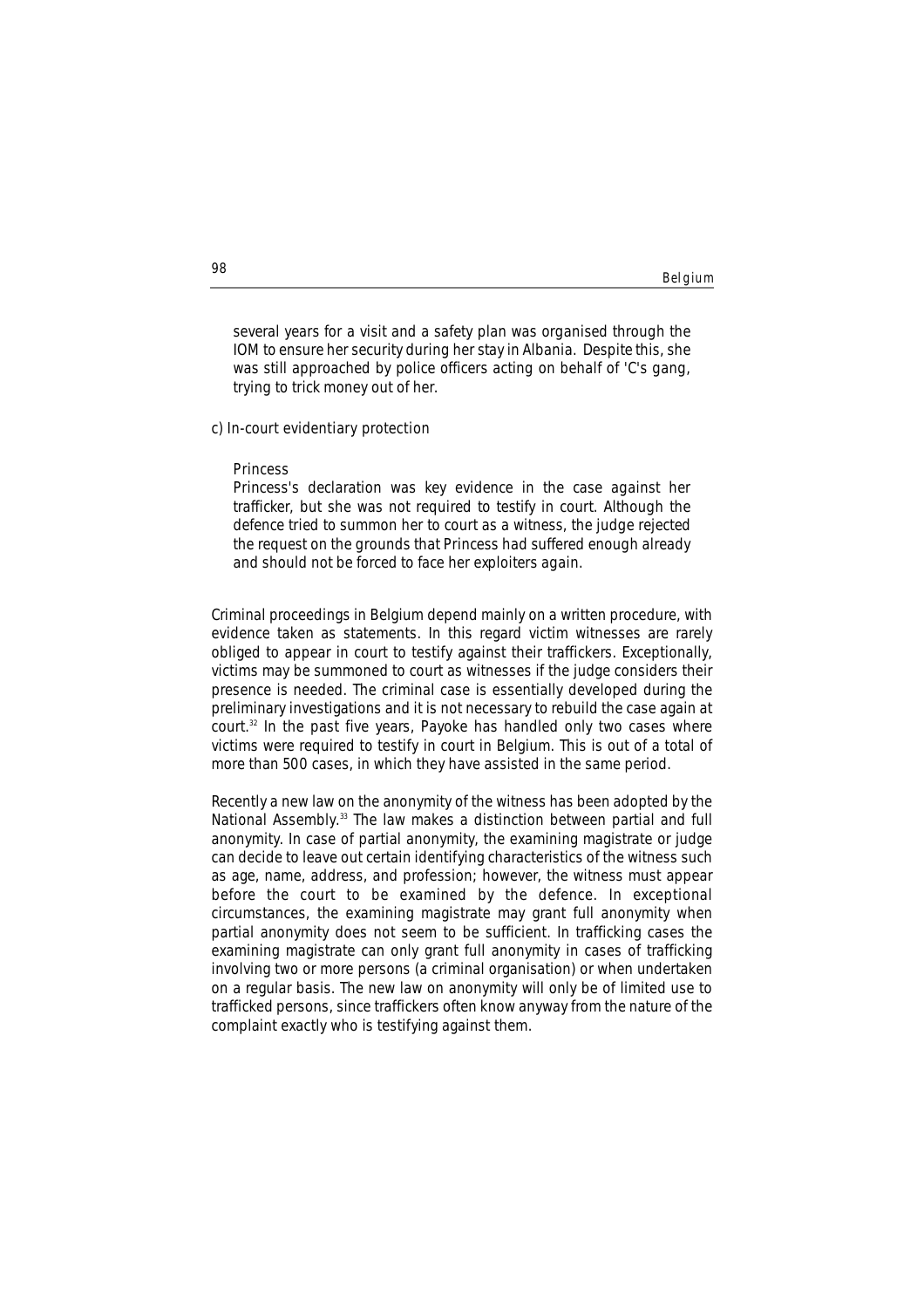several years for a visit and a safety plan was organised through the IOM to ensure her security during her stay in Albania. Despite this, she was still approached by police officers acting on behalf of 'C's gang, trying to trick money out of her.

c) In-court evidentiary protection

Princess

Princess's declaration was key evidence in the case against her trafficker, but she was not required to testify in court. Although the defence tried to summon her to court as a witness, the judge rejected the request on the grounds that Princess had suffered enough already and should not be forced to face her exploiters again.

Criminal proceedings in Belgium depend mainly on a written procedure, with evidence taken as statements. In this regard victim witnesses are rarely obliged to appear in court to testify against their traffickers. Exceptionally, victims may be summoned to court as witnesses if the judge considers their presence is needed. The criminal case is essentially developed during the preliminary investigations and it is not necessary to rebuild the case again at court.[32] In the past five years, Payoke has handled only two cases where victims were required to testify in court in Belgium. This is out of a total of more than 500 cases, in which they have assisted in the same period.

Recently a new law on the anonymity of the witness has been adopted by the National Assembly.[33] The law makes a distinction between partial and full anonymity. In case of partial anonymity, the examining magistrate or judge can decide to leave out certain identifying characteristics of the witness such as age, name, address, and profession; however, the witness must appear before the court to be examined by the defence. In exceptional circumstances, the examining magistrate may grant full anonymity when partial anonymity does not seem to be sufficient. In trafficking cases the examining magistrate can only grant full anonymity in cases of trafficking involving two or more persons (a criminal organisation) or when undertaken on a regular basis. The new law on anonymity will only be of limited use to trafficked persons, since traffickers often know anyway from the nature of the complaint exactly who is testifying against them.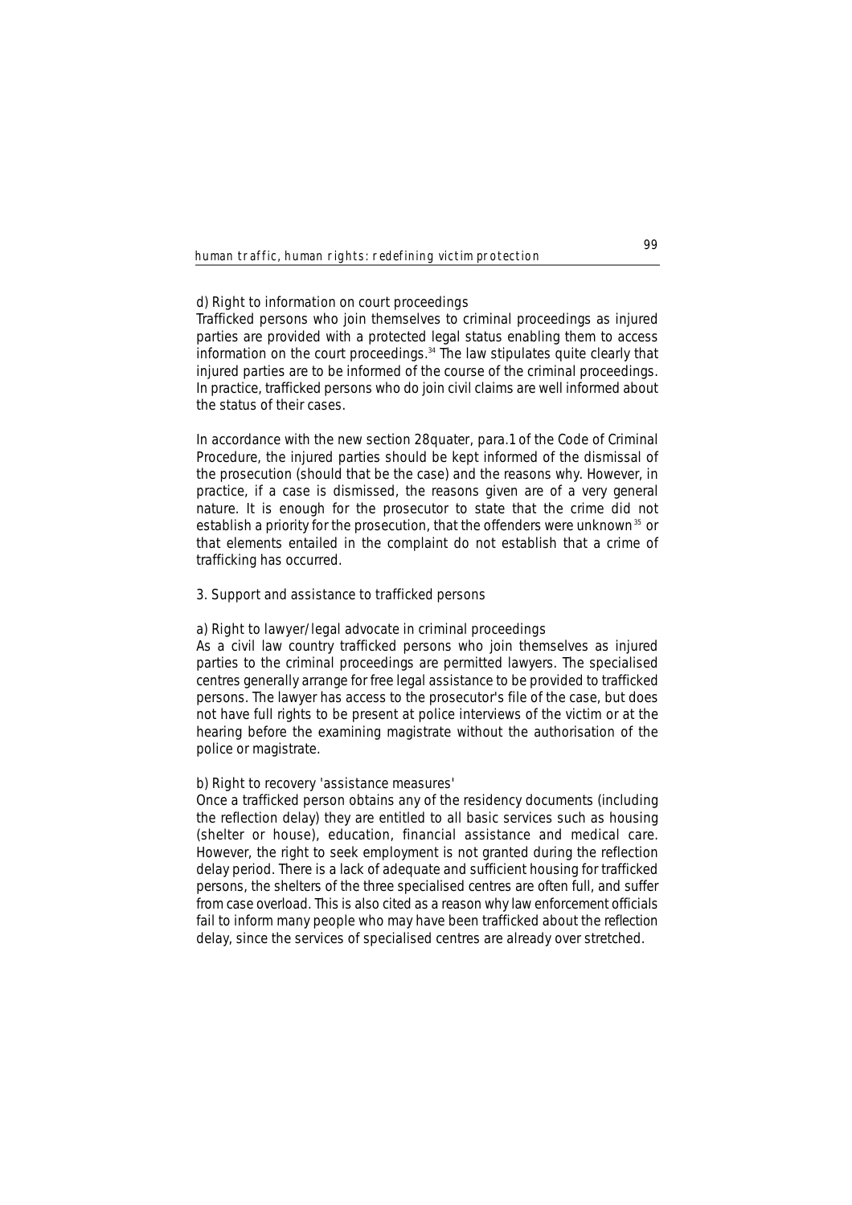### d) Right to information on court proceedings

Trafficked persons who join themselves to criminal proceedings as injured parties are provided with a protected legal status enabling them to access information on the court proceedings.[34] The law stipulates quite clearly that injured parties are to be informed of the course of the criminal proceedings. In practice, trafficked persons who do join civil claims are well informed about the status of their cases.

In accordance with the new section 28quater, para.1 of the Code of Criminal Procedure, the injured parties should be kept informed of the dismissal of the prosecution (should that be the case) and the reasons why. However, in practice, if a case is dismissed, the reasons given are of a very general nature. It is enough for the prosecutor to state that the crime did not establish a priority for the prosecution, that the offenders were unknown[35] or that elements entailed in the complaint do not establish that a crime of trafficking has occurred.

## 3. Support and assistance to trafficked persons

### a) Right to lawyer/legal advocate in criminal proceedings

As a civil law country trafficked persons who join themselves as injured parties to the criminal proceedings are permitted lawyers. The specialised centres generally arrange for free legal assistance to be provided to trafficked persons. The lawyer has access to the prosecutor's file of the case, but does not have full rights to be present at police interviews of the victim or at the hearing before the examining magistrate without the authorisation of the police or magistrate.

### b) Right to recovery 'assistance measures'

Once a trafficked person obtains any of the residency documents (including the reflection delay) they are entitled to all basic services such as housing (shelter or house), education, financial assistance and medical care. However, the right to seek employment is not granted during the reflection delay period. There is a lack of adequate and sufficient housing for trafficked persons, the shelters of the three specialised centres are often full, and suffer from case overload. This is also cited as a reason why law enforcement officials fail to inform many people who may have been trafficked about the reflection delay, since the services of specialised centres are already over stretched.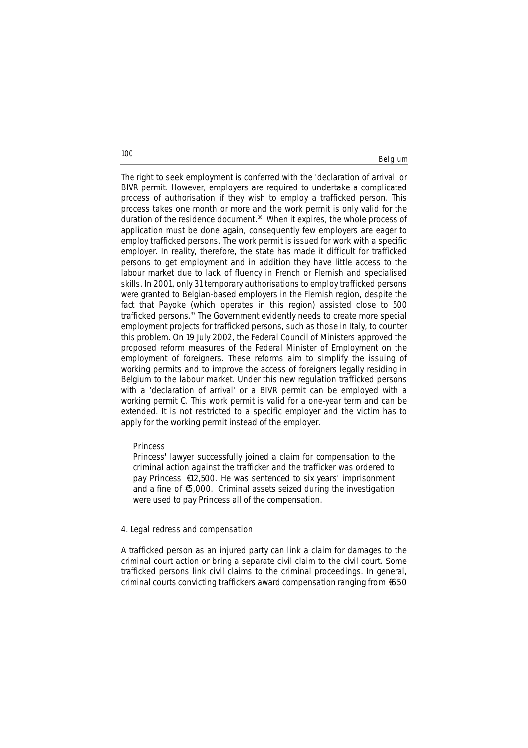The right to seek employment is conferred with the 'declaration of arrival' or BIVR permit. However, employers are required to undertake a complicated process of authorisation if they wish to employ a trafficked person. This process takes one month or more and the work permit is only valid for the duration of the residence document.[36] When it expires, the whole process of application must be done again, consequently few employers are eager to employ trafficked persons. The work permit is issued for work with a specific employer. In reality, therefore, the state has made it difficult for trafficked persons to get employment and in addition they have little access to the labour market due to lack of fluency in French or Flemish and specialised skills. In 2001, only 31 temporary authorisations to employ trafficked persons were granted to Belgian-based employers in the Flemish region, despite the fact that Payoke (which operates in this region) assisted close to 500 trafficked persons.[37] The Government evidently needs to create more special employment projects for trafficked persons, such as those in Italy, to counter this problem. On 19 July 2002, the Federal Council of Ministers approved the proposed reform measures of the Federal Minister of Employment on the employment of foreigners. These reforms aim to simplify the issuing of working permits and to improve the access of foreigners legally residing in Belgium to the labour market. Under this new regulation trafficked persons with a 'declaration of arrival' or a BIVR permit can be employed with a working permit C. This work permit is valid for a one-year term and can be extended. It is not restricted to a specific employer and the victim has to apply for the working permit instead of the employer.

> Princess
>
> Princess' lawyer successfully joined a claim for compensation to the criminal action against the trafficker and the trafficker was ordered to pay Princess €12,500. He was sentenced to six years' imprisonment and a fine of €5,000. Criminal assets seized during the investigation were used to pay Princess all of the compensation.

## 4. Legal redress and compensation

A trafficked person as an injured party can link a claim for damages to the criminal court action or bring a separate civil claim to the civil court. Some trafficked persons link civil claims to the criminal proceedings. In general, criminal courts convicting traffickers award compensation ranging from €650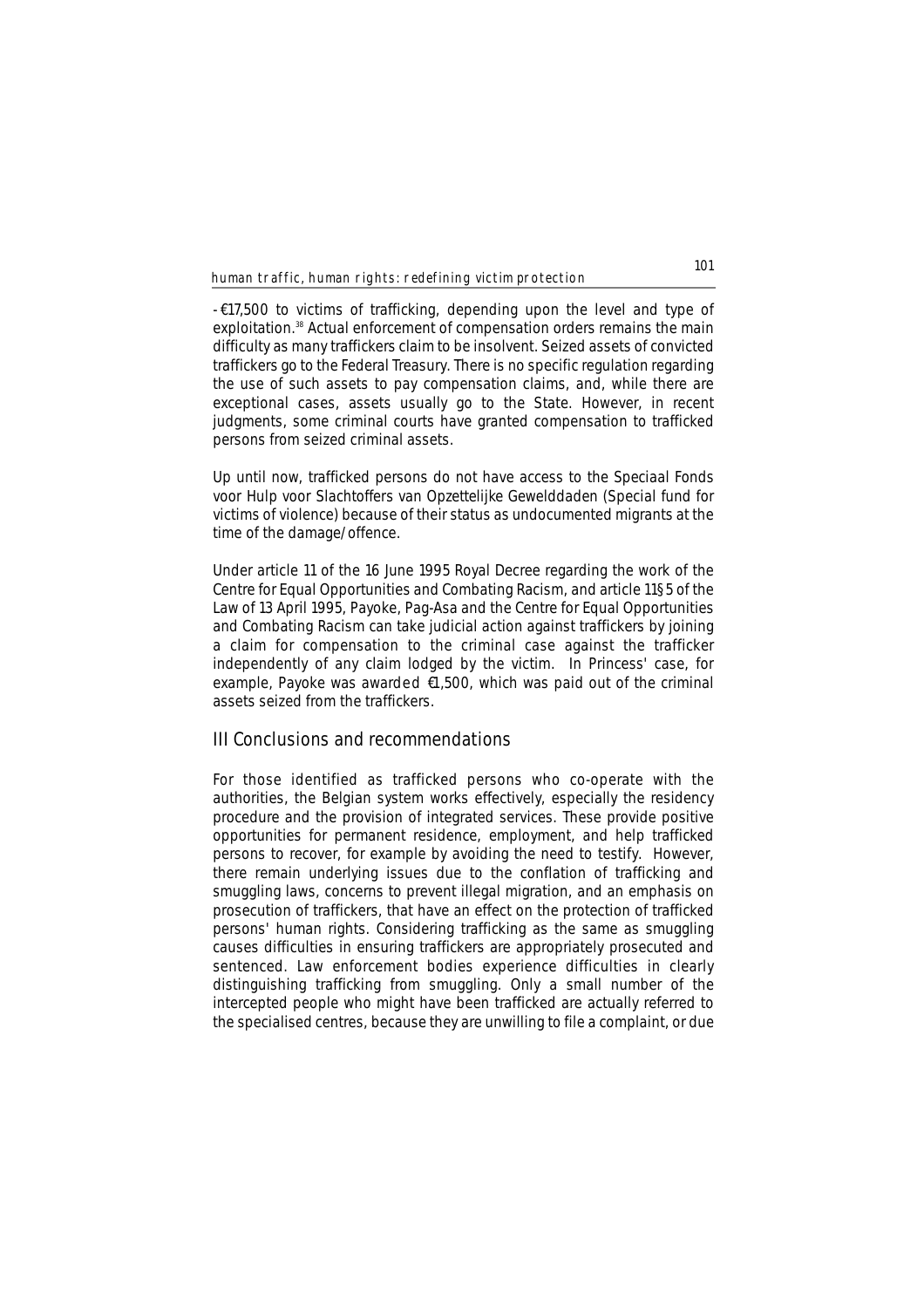-€17,500 to victims of trafficking, depending upon the level and type of exploitation.[38] Actual enforcement of compensation orders remains the main difficulty as many traffickers claim to be insolvent. Seized assets of convicted traffickers go to the Federal Treasury. There is no specific regulation regarding the use of such assets to pay compensation claims, and, while there are exceptional cases, assets usually go to the State. However, in recent judgments, some criminal courts have granted compensation to trafficked persons from seized criminal assets.

Up until now, trafficked persons do not have access to the Speciaal Fonds voor Hulp voor Slachtoffers van Opzettelijke Gewelddaden (Special fund for victims of violence) because of their status as undocumented migrants at the time of the damage/offence.

Under article 11 of the 16 June 1995 Royal Decree regarding the work of the Centre for Equal Opportunities and Combating Racism, and article 11§5 of the Law of 13 April 1995, Payoke, Pag-Asa and the Centre for Equal Opportunities and Combating Racism can take judicial action against traffickers by joining a claim for compensation to the criminal case against the trafficker independently of any claim lodged by the victim. In Princess' case, for example, Payoke was awarded €1,500, which was paid out of the criminal assets seized from the traffickers.

## III Conclusions and recommendations

For those identified as trafficked persons who co-operate with the authorities, the Belgian system works effectively, especially the residency procedure and the provision of integrated services. These provide positive opportunities for permanent residence, employment, and help trafficked persons to recover, for example by avoiding the need to testify. However, there remain underlying issues due to the conflation of trafficking and smuggling laws, concerns to prevent illegal migration, and an emphasis on prosecution of traffickers, that have an effect on the protection of trafficked persons' human rights. Considering trafficking as the same as smuggling causes difficulties in ensuring traffickers are appropriately prosecuted and sentenced. Law enforcement bodies experience difficulties in clearly distinguishing trafficking from smuggling. Only a small number of the intercepted people who might have been trafficked are actually referred to the specialised centres, because they are unwilling to file a complaint, or due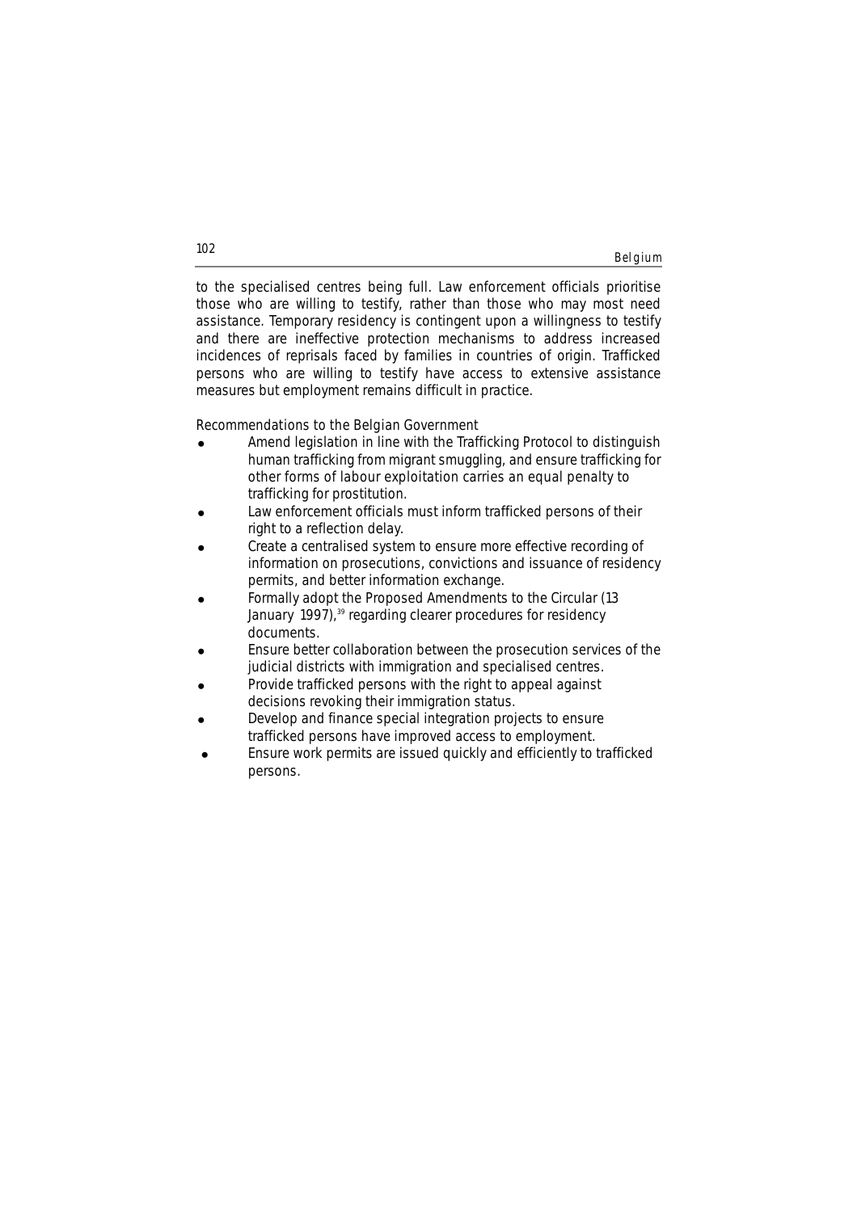to the specialised centres being full. Law enforcement officials prioritise those who are willing to testify, rather than those who may most need assistance. Temporary residency is contingent upon a willingness to testify and there are ineffective protection mechanisms to address increased incidences of reprisals faced by families in countries of origin. Trafficked persons who are willing to testify have access to extensive assistance measures but employment remains difficult in practice.

Recommendations to the Belgian Government

- Amend legislation in line with the Trafficking Protocol to distinguish human trafficking from migrant smuggling, and ensure trafficking for other forms of labour exploitation carries an equal penalty to trafficking for prostitution.
- Law enforcement officials must inform trafficked persons of their right to a reflection delay.
- Create a centralised system to ensure more effective recording of information on prosecutions, convictions and issuance of residency permits, and better information exchange.
- Formally adopt the Proposed Amendments to the Circular (13 January 1997),[39] regarding clearer procedures for residency documents.
- Ensure better collaboration between the prosecution services of the judicial districts with immigration and specialised centres.
- Provide trafficked persons with the right to appeal against decisions revoking their immigration status.
- Develop and finance special integration projects to ensure trafficked persons have improved access to employment.
- Ensure work permits are issued quickly and efficiently to trafficked persons.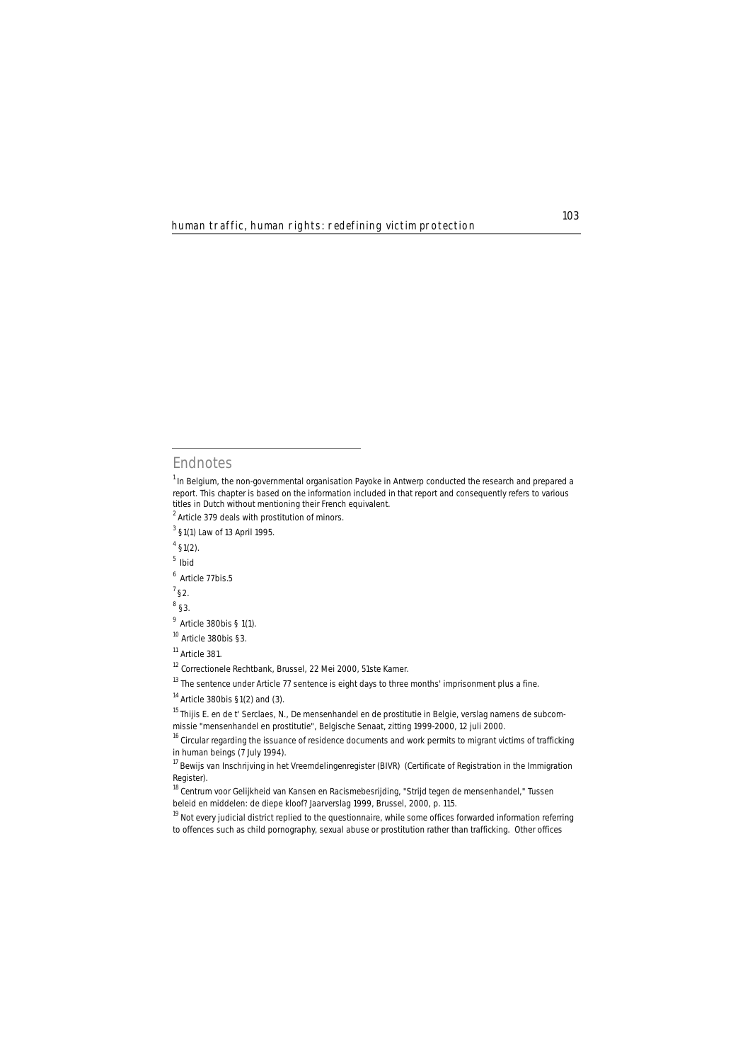## Endnotes

[1] In Belgium, the non-governmental organisation Payoke in Antwerp conducted the research and prepared a report. This chapter is based on the information included in that report and consequently refers to various titles in Dutch without mentioning their French equivalent.

[2] Article 379 deals with prostitution of minors.

[3] §1(1) Law of 13 April 1995.

[4] §1(2).

[5] Ibid

[6] Article 77bis.5

[7] §2.

[8] §3.

[9] Article 380bis § 1(1).

[10] Article 380bis §3.

[11] Article 381.

[12] Correctionele Rechtbank, Brussel, 22 Mei 2000, 51ste Kamer.

[13] The sentence under Article 77 sentence is eight days to three months' imprisonment plus a fine.

[14] Article 380bis §1(2) and (3).

[15] Thijis E. en de t' Serclaes, N., De mensenhandel en de prostitutie in Belgie, verslag namens de subcommissie "mensenhandel en prostitutie", Belgische Senaat, zitting 1999-2000, 12 juli 2000.

[16] Circular regarding the issuance of residence documents and work permits to migrant victims of trafficking in human beings (7 July 1994).

[17] Bewijs van Inschrijving in het Vreemdelingenregister (BIVR) (Certificate of Registration in the Immigration Register).

[18] Centrum voor Gelijkheid van Kansen en Racismebesrijding, "Strijd tegen de mensenhandel," Tussen beleid en middelen: de diepe kloof? Jaarverslag 1999, Brussel, 2000, p. 115.

[19] Not every judicial district replied to the questionnaire, while some offices forwarded information referring to offences such as child pornography, sexual abuse or prostitution rather than trafficking. Other offices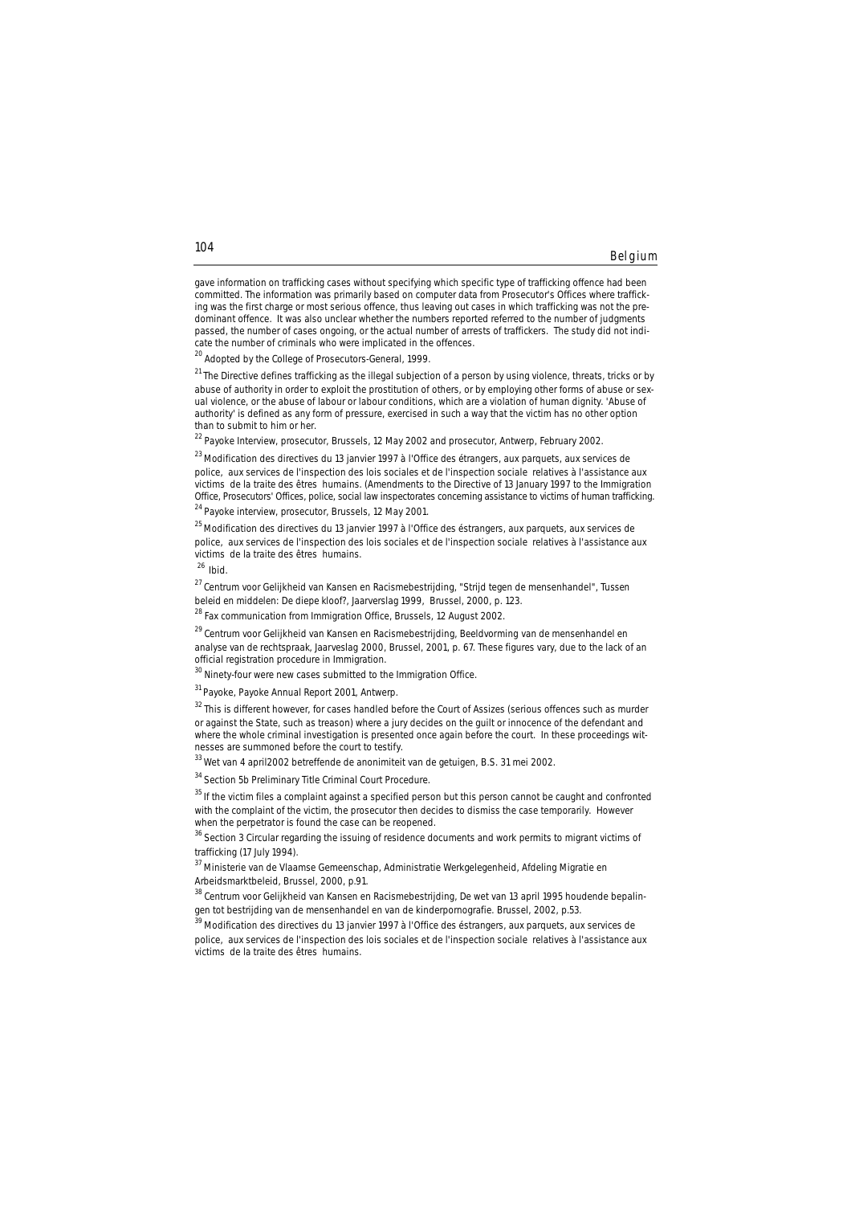gave information on trafficking cases without specifying which specific type of trafficking offence had been committed. The information was primarily based on computer data from Prosecutor's Offices where trafficking was the first charge or most serious offence, thus leaving out cases in which trafficking was not the predominant offence. It was also unclear whether the numbers reported referred to the number of judgments passed, the number of cases ongoing, or the actual number of arrests of traffickers. The study did not indicate the number of criminals who were implicated in the offences.

[20] Adopted by the College of Prosecutors-General, 1999.

[21] The Directive defines trafficking as the illegal subjection of a person by using violence, threats, tricks or by abuse of authority in order to exploit the prostitution of others, or by employing other forms of abuse or sexual violence, or the abuse of labour or labour conditions, which are a violation of human dignity. 'Abuse of authority' is defined as any form of pressure, exercised in such a way that the victim has no other option than to submit to him or her.

[22] Payoke Interview, prosecutor, Brussels, 12 May 2002 and prosecutor, Antwerp, February 2002.

[23] Modification des directives du 13 janvier 1997 à l'Office des étrangers, aux parquets, aux services de police, aux services de l'inspection des lois sociales et de l'inspection sociale relatives à l'assistance aux victims de la traite des êtres humains. (Amendments to the Directive of 13 January 1997 to the Immigration Office, Prosecutors' Offices, police, social law inspectorates concerning assistance to victims of human trafficking.

[24] Payoke interview, prosecutor, Brussels, 12 May 2001.

[25] Modification des directives du 13 janvier 1997 à l'Office des éstrangers, aux parquets, aux services de police, aux services de l'inspection des lois sociales et de l'inspection sociale relatives à l'assistance aux victims de la traite des êtres humains.

[26] Ibid.

[27] Centrum voor Gelijkheid van Kansen en Racismebestrijding, "Strijd tegen de mensenhandel", Tussen beleid en middelen: De diepe kloof?, Jaarverslag 1999, Brussel, 2000, p. 123.

[28] Fax communication from Immigration Office, Brussels, 12 August 2002.

[29] Centrum voor Gelijkheid van Kansen en Racismebestrijding, Beeldvorming van de mensenhandel en analyse van de rechtspraak, Jaarveslag 2000, Brussel, 2001, p. 67. These figures vary, due to the lack of an official registration procedure in Immigration.

[30] Ninety-four were new cases submitted to the Immigration Office.

[31] Payoke, Payoke Annual Report 2001, Antwerp.

[32] This is different however, for cases handled before the Court of Assizes (serious offences such as murder or against the State, such as treason) where a jury decides on the guilt or innocence of the defendant and where the whole criminal investigation is presented once again before the court. In these proceedings witnesses are summoned before the court to testify.

[33] Wet van 4 april2002 betreffende de anonimiteit van de getuigen, B.S. 31 mei 2002.

[34] Section 5b Preliminary Title Criminal Court Procedure.

[35] If the victim files a complaint against a specified person but this person cannot be caught and confronted with the complaint of the victim, the prosecutor then decides to dismiss the case temporarily. However when the perpetrator is found the case can be reopened.

[36] Section 3 Circular regarding the issuing of residence documents and work permits to migrant victims of trafficking (17 July 1994).

[37] Ministerie van de Vlaamse Gemeenschap, Administratie Werkgelegenheid, Afdeling Migratie en Arbeidsmarktbeleid, Brussel, 2000, p.91.

[38] Centrum voor Gelijkheid van Kansen en Racismebestrijding, De wet van 13 april 1995 houdende bepalingen tot bestrijding van de mensenhandel en van de kinderpornografie. Brussel, 2002, p.53.

[39] Modification des directives du 13 janvier 1997 à l'Office des éstrangers, aux parquets, aux services de police, aux services de l'inspection des lois sociales et de l'inspection sociale relatives à l'assistance aux victims de la traite des êtres humains.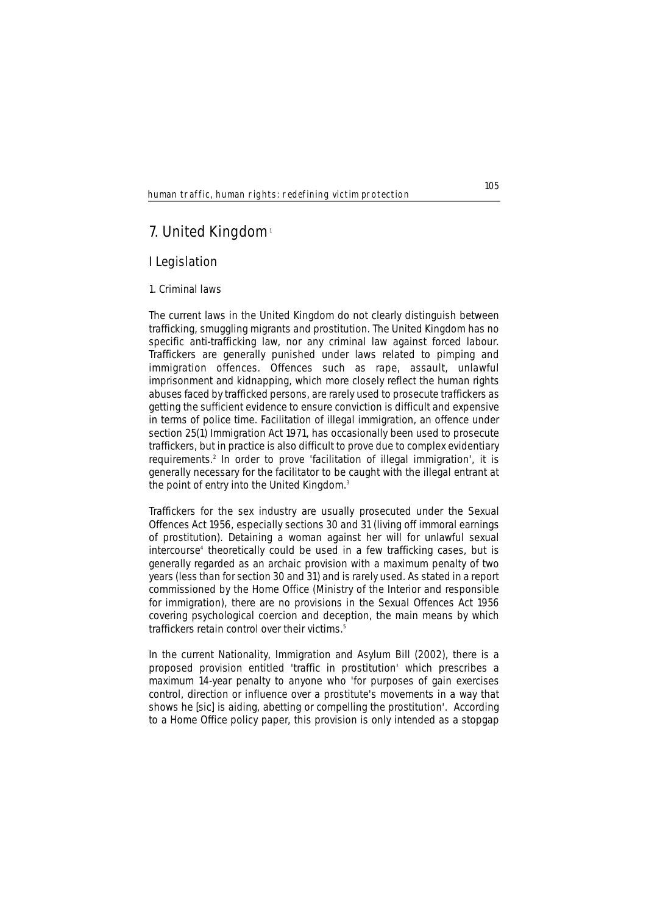# 7. United Kingdom[1]

## I Legislation

### 1. Criminal laws

The current laws in the United Kingdom do not clearly distinguish between trafficking, smuggling migrants and prostitution. The United Kingdom has no specific anti-trafficking law, nor any criminal law against forced labour. Traffickers are generally punished under laws related to pimping and immigration offences. Offences such as rape, assault, unlawful imprisonment and kidnapping, which more closely reflect the human rights abuses faced by trafficked persons, are rarely used to prosecute traffickers as getting the sufficient evidence to ensure conviction is difficult and expensive in terms of police time. Facilitation of illegal immigration, an offence under section 25(1) Immigration Act 1971, has occasionally been used to prosecute traffickers, but in practice is also difficult to prove due to complex evidentiary requirements.[2] In order to prove 'facilitation of illegal immigration', it is generally necessary for the facilitator to be caught with the illegal entrant at the point of entry into the United Kingdom.[3]

Traffickers for the sex industry are usually prosecuted under the Sexual Offences Act 1956, especially sections 30 and 31 (living off immoral earnings of prostitution). Detaining a woman against her will for unlawful sexual intercourse[4] theoretically could be used in a few trafficking cases, but is generally regarded as an archaic provision with a maximum penalty of two years (less than for section 30 and 31) and is rarely used. As stated in a report commissioned by the Home Office (Ministry of the Interior and responsible for immigration), there are no provisions in the Sexual Offences Act 1956 covering psychological coercion and deception, the main means by which traffickers retain control over their victims.[5]

In the current Nationality, Immigration and Asylum Bill (2002), there is a proposed provision entitled 'traffic in prostitution' which prescribes a maximum 14-year penalty to anyone who 'for purposes of gain exercises control, direction or influence over a prostitute's movements in a way that shows he [sic] is aiding, abetting or compelling the prostitution'. According to a Home Office policy paper, this provision is only intended as a stopgap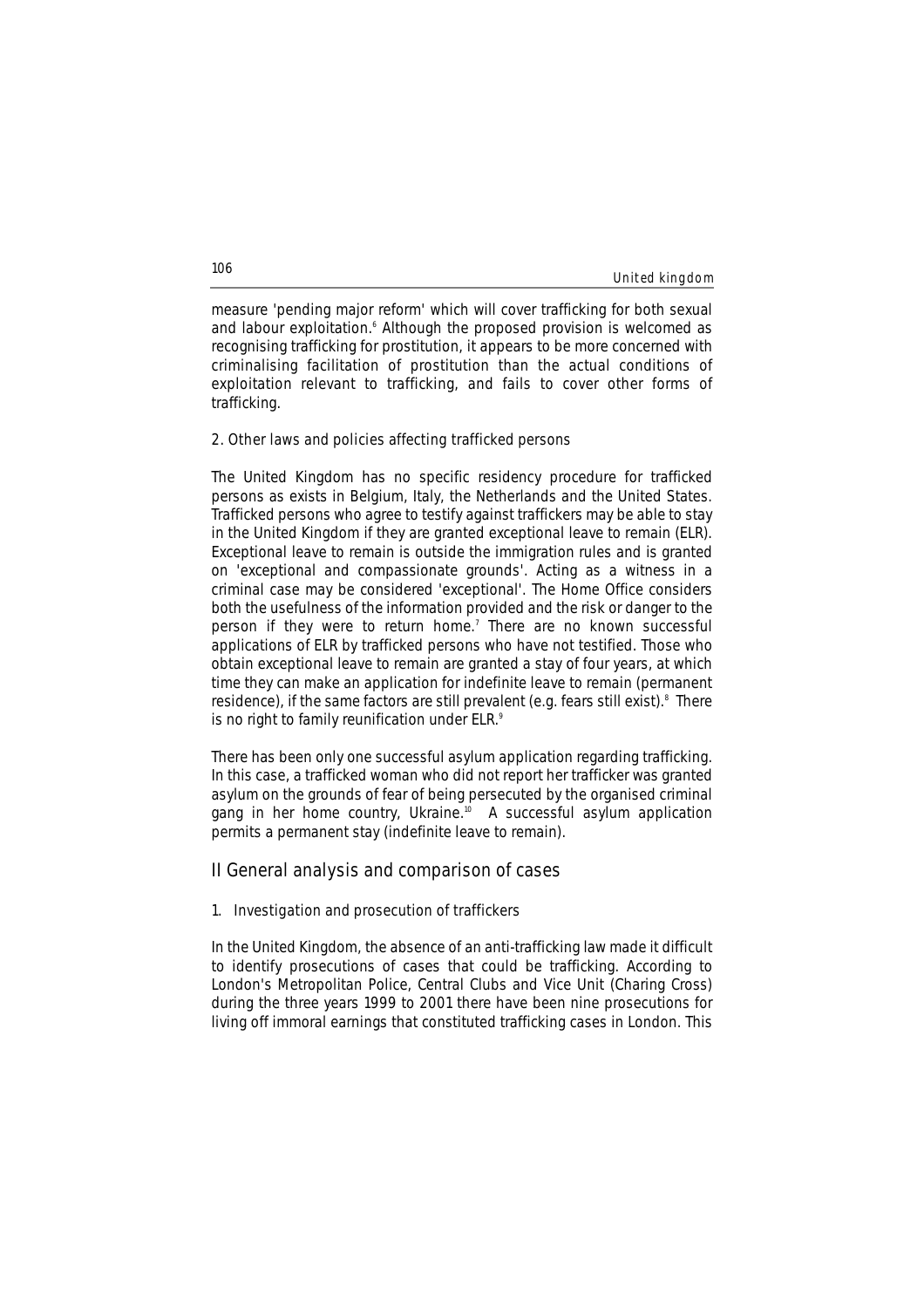measure 'pending major reform' which will cover trafficking for both sexual and labour exploitation.[6] Although the proposed provision is welcomed as recognising trafficking for prostitution, it appears to be more concerned with criminalising facilitation of prostitution than the actual conditions of exploitation relevant to trafficking, and fails to cover other forms of trafficking.

### 2. Other laws and policies affecting trafficked persons

The United Kingdom has no specific residency procedure for trafficked persons as exists in Belgium, Italy, the Netherlands and the United States. Trafficked persons who agree to testify against traffickers may be able to stay in the United Kingdom if they are granted exceptional leave to remain (ELR). Exceptional leave to remain is outside the immigration rules and is granted on 'exceptional and compassionate grounds'. Acting as a witness in a criminal case may be considered 'exceptional'. The Home Office considers both the usefulness of the information provided and the risk or danger to the person if they were to return home.[7] There are no known successful applications of ELR by trafficked persons who have not testified. Those who obtain exceptional leave to remain are granted a stay of four years, at which time they can make an application for indefinite leave to remain (permanent residence), if the same factors are still prevalent (e.g. fears still exist).[8] There is no right to family reunification under ELR.[9]

There has been only one successful asylum application regarding trafficking. In this case, a trafficked woman who did not report her trafficker was granted asylum on the grounds of fear of being persecuted by the organised criminal gang in her home country, Ukraine.[10] A successful asylum application permits a permanent stay (indefinite leave to remain).

## II General analysis and comparison of cases

### 1. Investigation and prosecution of traffickers

In the United Kingdom, the absence of an anti-trafficking law made it difficult to identify prosecutions of cases that could be trafficking. According to London's Metropolitan Police, Central Clubs and Vice Unit (Charing Cross) during the three years 1999 to 2001 there have been nine prosecutions for living off immoral earnings that constituted trafficking cases in London. This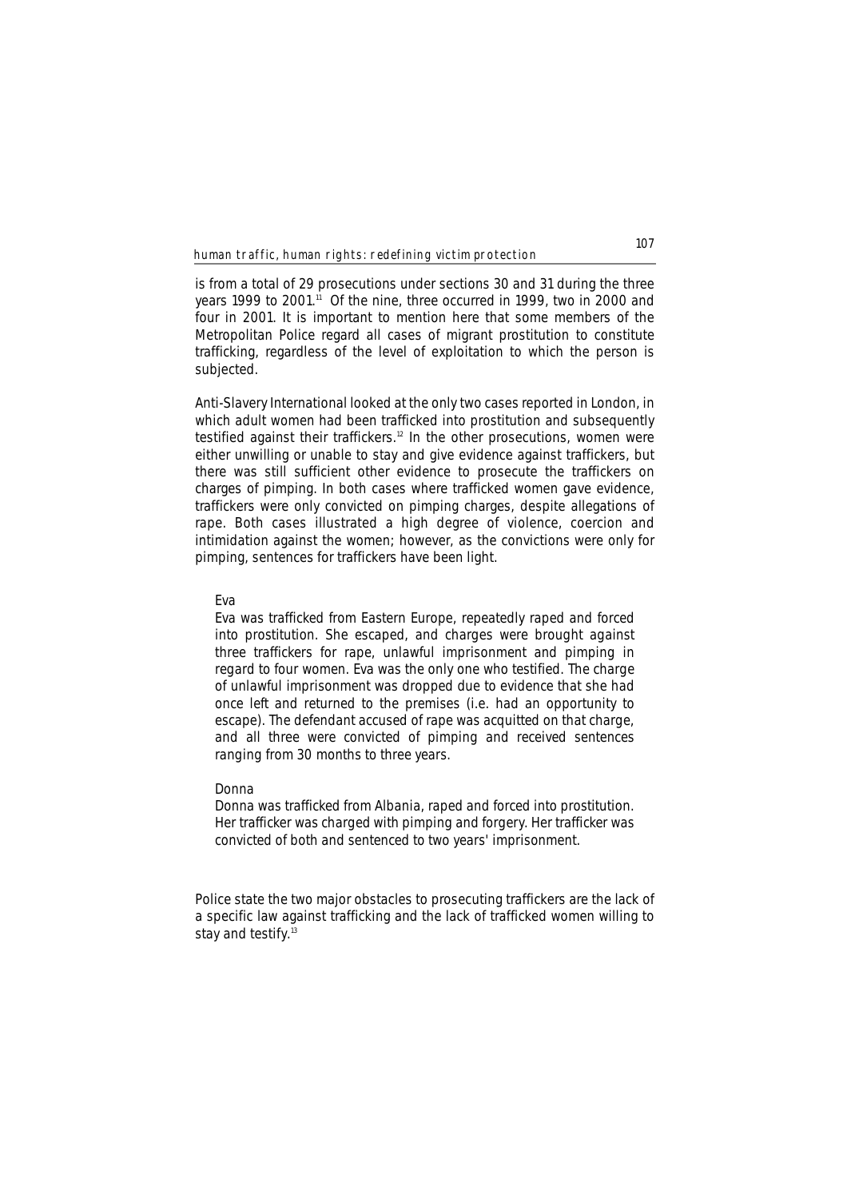is from a total of 29 prosecutions under sections 30 and 31 during the three years 1999 to 2001.[11] Of the nine, three occurred in 1999, two in 2000 and four in 2001. It is important to mention here that some members of the Metropolitan Police regard all cases of migrant prostitution to constitute trafficking, regardless of the level of exploitation to which the person is subjected.

Anti-Slavery International looked at the only two cases reported in London, in which adult women had been trafficked into prostitution and subsequently testified against their traffickers.[12] In the other prosecutions, women were either unwilling or unable to stay and give evidence against traffickers, but there was still sufficient other evidence to prosecute the traffickers on charges of pimping. In both cases where trafficked women gave evidence, traffickers were only convicted on pimping charges, despite allegations of rape. Both cases illustrated a high degree of violence, coercion and intimidation against the women; however, as the convictions were only for pimping, sentences for traffickers have been light.

> Eva
>
> Eva was trafficked from Eastern Europe, repeatedly raped and forced into prostitution. She escaped, and charges were brought against three traffickers for rape, unlawful imprisonment and pimping in regard to four women. Eva was the only one who testified. The charge of unlawful imprisonment was dropped due to evidence that she had once left and returned to the premises (i.e. had an opportunity to escape). The defendant accused of rape was acquitted on that charge, and all three were convicted of pimping and received sentences ranging from 30 months to three years.
>
> Donna
>
> Donna was trafficked from Albania, raped and forced into prostitution. Her trafficker was charged with pimping and forgery. Her trafficker was convicted of both and sentenced to two years' imprisonment.

Police state the two major obstacles to prosecuting traffickers are the lack of a specific law against trafficking and the lack of trafficked women willing to stay and testify.[13]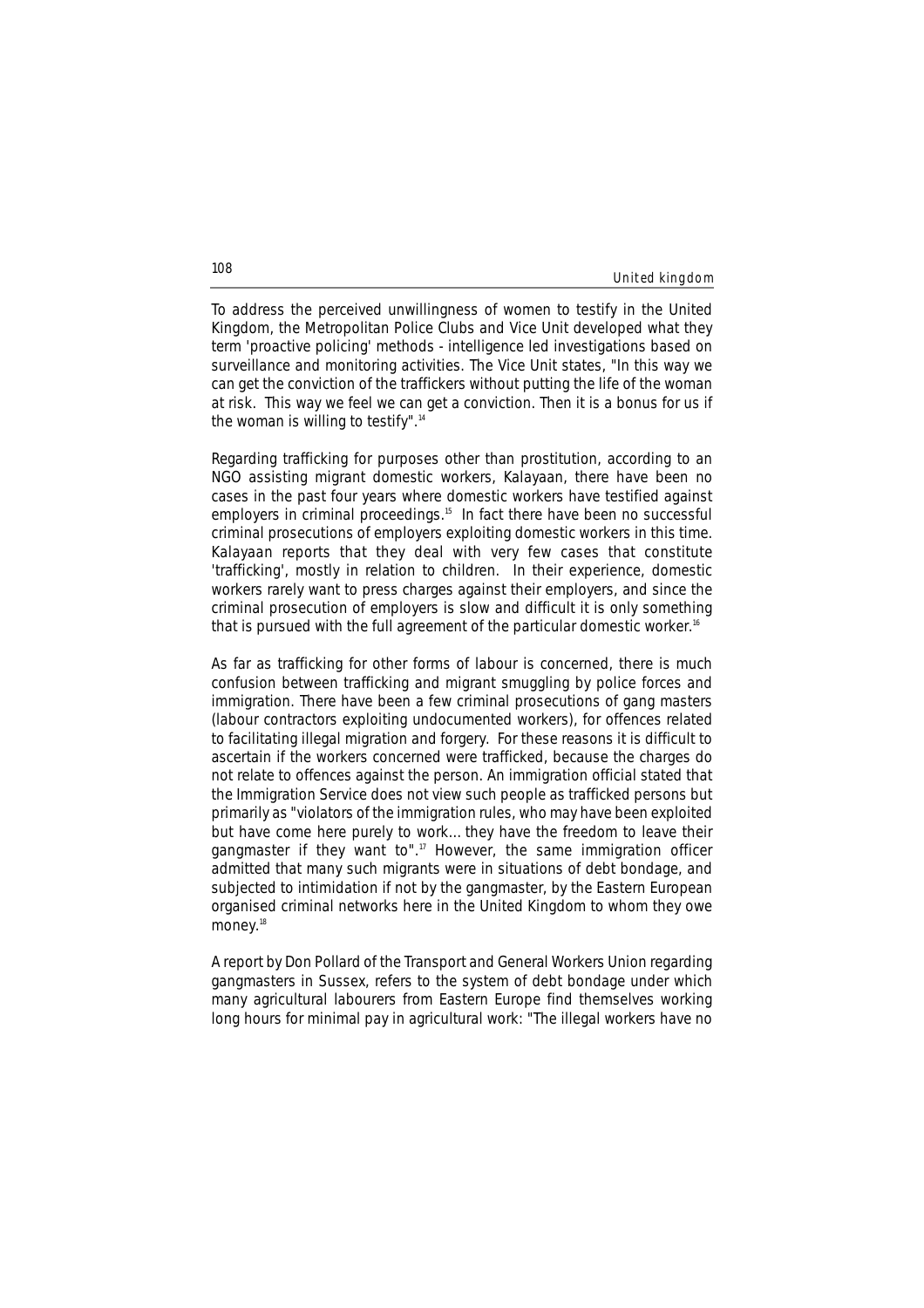To address the perceived unwillingness of women to testify in the United Kingdom, the Metropolitan Police Clubs and Vice Unit developed what they term 'proactive policing' methods - intelligence led investigations based on surveillance and monitoring activities. The Vice Unit states, "In this way we can get the conviction of the traffickers without putting the life of the woman at risk. This way we feel we can get a conviction. Then it is a bonus for us if the woman is willing to testify".[14]

Regarding trafficking for purposes other than prostitution, according to an NGO assisting migrant domestic workers, Kalayaan, there have been no cases in the past four years where domestic workers have testified against employers in criminal proceedings.[15] In fact there have been no successful criminal prosecutions of employers exploiting domestic workers in this time. Kalayaan reports that they deal with very few cases that constitute 'trafficking', mostly in relation to children. In their experience, domestic workers rarely want to press charges against their employers, and since the criminal prosecution of employers is slow and difficult it is only something that is pursued with the full agreement of the particular domestic worker.[16]

As far as trafficking for other forms of labour is concerned, there is much confusion between trafficking and migrant smuggling by police forces and immigration. There have been a few criminal prosecutions of gang masters (labour contractors exploiting undocumented workers), for offences related to facilitating illegal migration and forgery. For these reasons it is difficult to ascertain if the workers concerned were trafficked, because the charges do not relate to offences against the person. An immigration official stated that the Immigration Service does not view such people as trafficked persons but primarily as "violators of the immigration rules, who may have been exploited but have come here purely to work... they have the freedom to leave their gangmaster if they want to".[17] However, the same immigration officer admitted that many such migrants were in situations of debt bondage, and subjected to intimidation if not by the gangmaster, by the Eastern European organised criminal networks here in the United Kingdom to whom they owe money.[18]

A report by Don Pollard of the Transport and General Workers Union regarding gangmasters in Sussex, refers to the system of debt bondage under which many agricultural labourers from Eastern Europe find themselves working long hours for minimal pay in agricultural work: "The illegal workers have no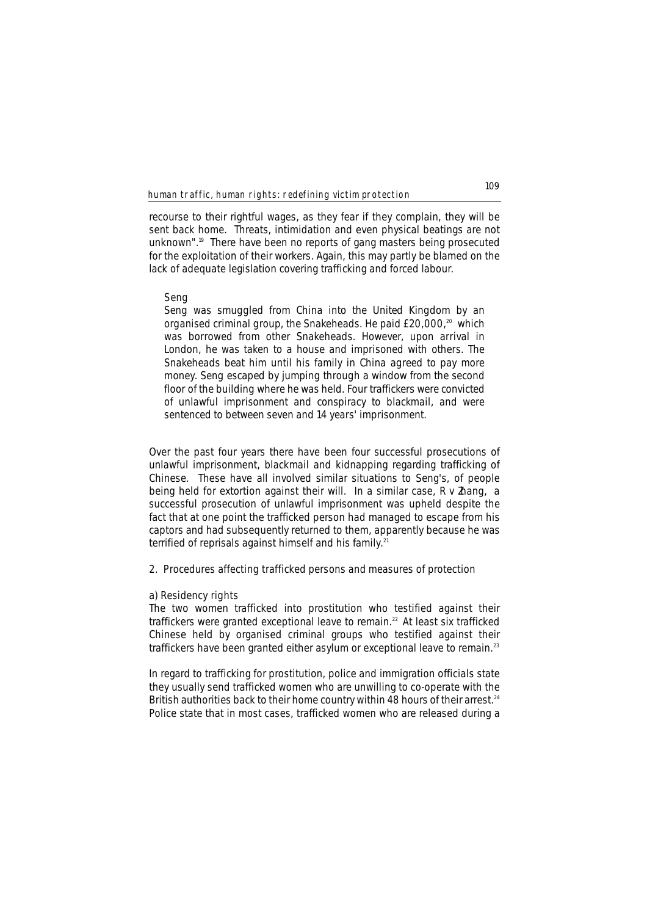recourse to their rightful wages, as they fear if they complain, they will be sent back home. Threats, intimidation and even physical beatings are not unknown".[19] There have been no reports of gang masters being prosecuted for the exploitation of their workers. Again, this may partly be blamed on the lack of adequate legislation covering trafficking and forced labour.

> Seng
>
> Seng was smuggled from China into the United Kingdom by an organised criminal group, the Snakeheads. He paid £20,000,[20] which was borrowed from other Snakeheads. However, upon arrival in London, he was taken to a house and imprisoned with others. The Snakeheads beat him until his family in China agreed to pay more money. Seng escaped by jumping through a window from the second floor of the building where he was held. Four traffickers were convicted of unlawful imprisonment and conspiracy to blackmail, and were sentenced to between seven and 14 years' imprisonment.

Over the past four years there have been four successful prosecutions of unlawful imprisonment, blackmail and kidnapping regarding trafficking of Chinese. These have all involved similar situations to Seng's, of people being held for extortion against their will. In a similar case, *R v Zhang*, a successful prosecution of unlawful imprisonment was upheld despite the fact that at one point the trafficked person had managed to escape from his captors and had subsequently returned to them, apparently because he was terrified of reprisals against himself and his family.[21]

## 2. Procedures affecting trafficked persons and measures of protection

### a) Residency rights

The two women trafficked into prostitution who testified against their traffickers were granted exceptional leave to remain.[22] At least six trafficked Chinese held by organised criminal groups who testified against their traffickers have been granted either asylum or exceptional leave to remain.[23]

In regard to trafficking for prostitution, police and immigration officials state they usually send trafficked women who are unwilling to co-operate with the British authorities back to their home country within 48 hours of their arrest.[24] Police state that in most cases, trafficked women who are released during a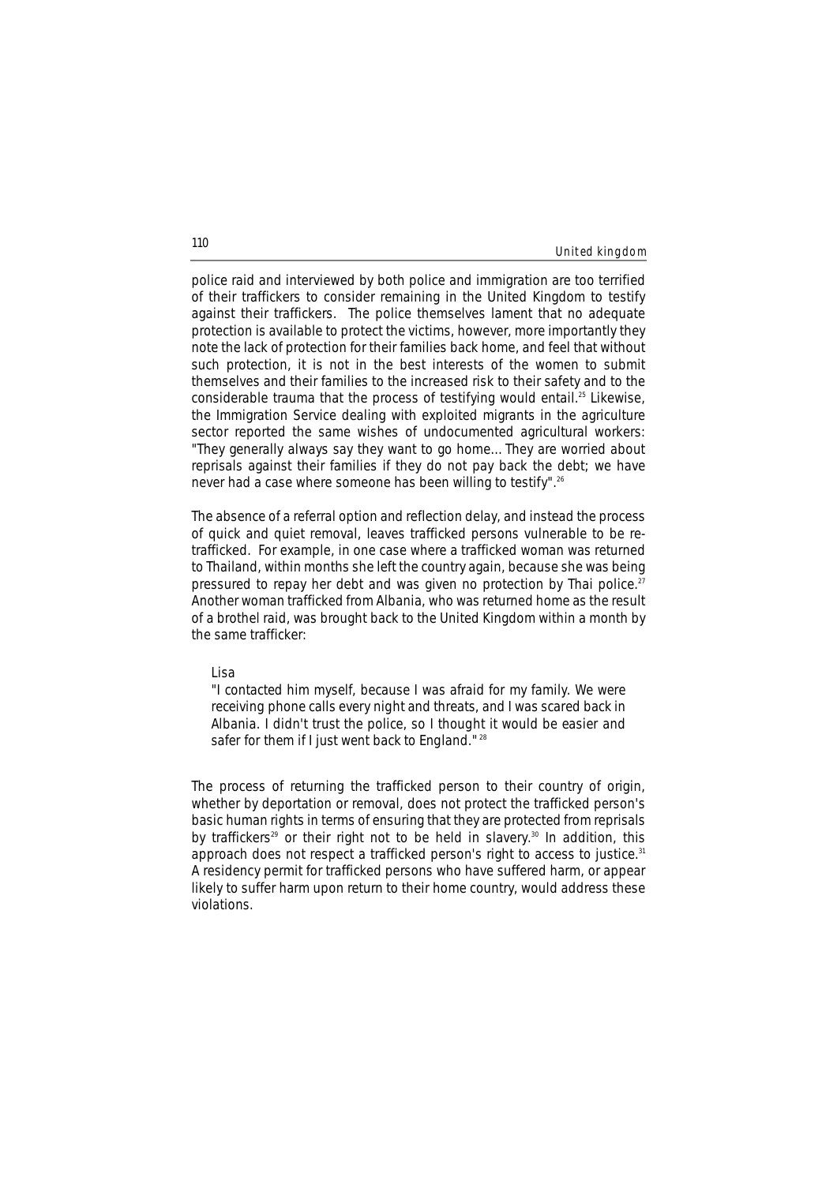police raid and interviewed by both police and immigration are too terrified of their traffickers to consider remaining in the United Kingdom to testify against their traffickers. The police themselves lament that no adequate protection is available to protect the victims, however, more importantly they note the lack of protection for their families back home, and feel that without such protection, it is not in the best interests of the women to submit themselves and their families to the increased risk to their safety and to the considerable trauma that the process of testifying would entail.[25] Likewise, the Immigration Service dealing with exploited migrants in the agriculture sector reported the same wishes of undocumented agricultural workers: "They generally always say they want to go home... They are worried about reprisals against their families if they do not pay back the debt; we have never had a case where someone has been willing to testify".[26]

The absence of a referral option and reflection delay, and instead the process of quick and quiet removal, leaves trafficked persons vulnerable to be re-trafficked. For example, in one case where a trafficked woman was returned to Thailand, within months she left the country again, because she was being pressured to repay her debt and was given no protection by Thai police.[27] Another woman trafficked from Albania, who was returned home as the result of a brothel raid, was brought back to the United Kingdom within a month by the same trafficker:

> Lisa
> "I contacted him myself, because I was afraid for my family. We were receiving phone calls every night and threats, and I was scared back in Albania. I didn't trust the police, so I thought it would be easier and safer for them if I just went back to England." [28]

The process of returning the trafficked person to their country of origin, whether by deportation or removal, does not protect the trafficked person's basic human rights in terms of ensuring that they are protected from reprisals by traffickers[29] or their right not to be held in slavery.[30] In addition, this approach does not respect a trafficked person's right to access to justice.[31] A residency permit for trafficked persons who have suffered harm, or appear likely to suffer harm upon return to their home country, would address these violations.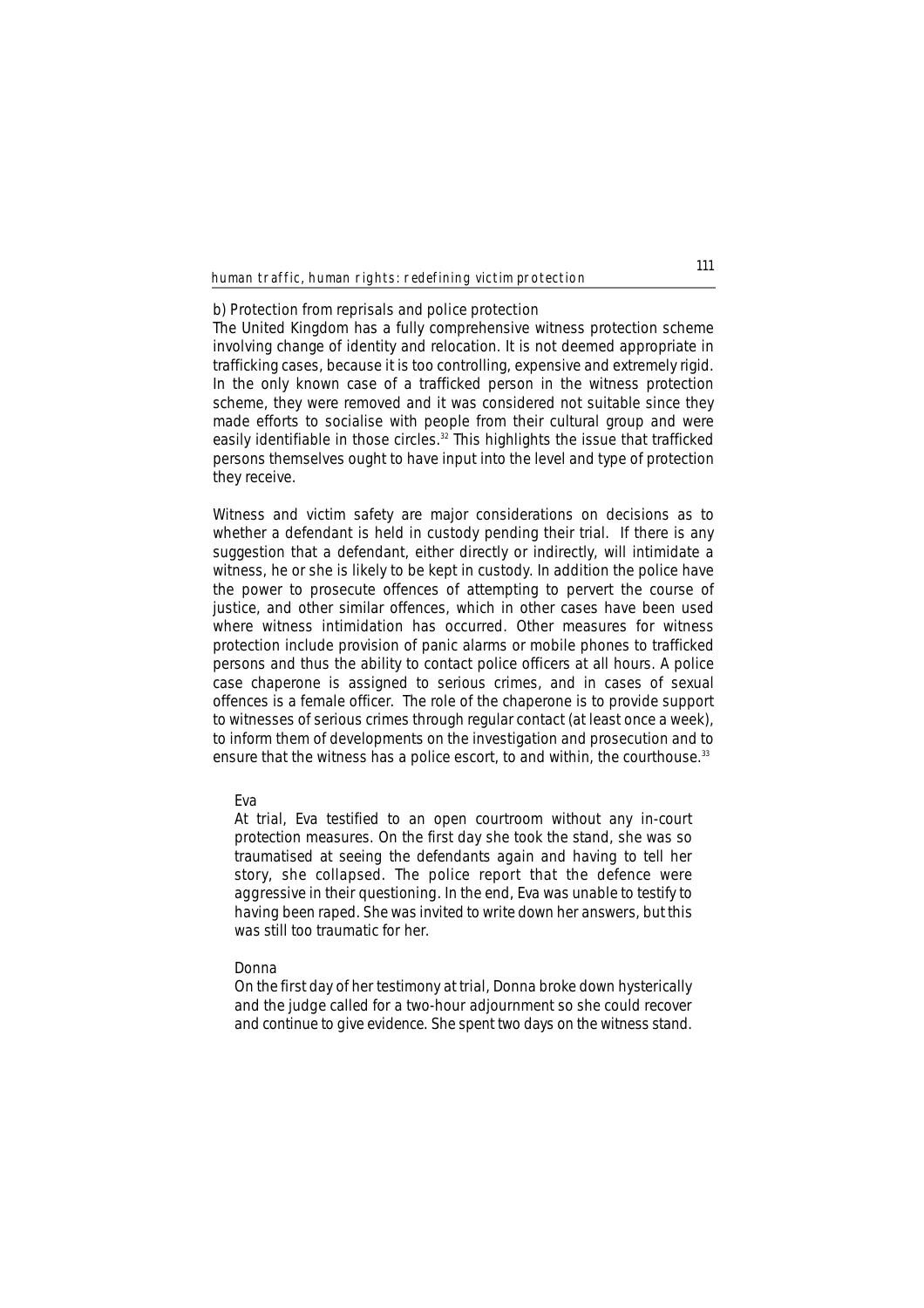b) Protection from reprisals and police protection

The United Kingdom has a fully comprehensive witness protection scheme involving change of identity and relocation. It is not deemed appropriate in trafficking cases, because it is too controlling, expensive and extremely rigid. In the only known case of a trafficked person in the witness protection scheme, they were removed and it was considered not suitable since they made efforts to socialise with people from their cultural group and were easily identifiable in those circles.[32] This highlights the issue that trafficked persons themselves ought to have input into the level and type of protection they receive.

Witness and victim safety are major considerations on decisions as to whether a defendant is held in custody pending their trial. If there is any suggestion that a defendant, either directly or indirectly, will intimidate a witness, he or she is likely to be kept in custody. In addition the police have the power to prosecute offences of attempting to pervert the course of justice, and other similar offences, which in other cases have been used where witness intimidation has occurred. Other measures for witness protection include provision of panic alarms or mobile phones to trafficked persons and thus the ability to contact police officers at all hours. A police case chaperone is assigned to serious crimes, and in cases of sexual offences is a female officer. The role of the chaperone is to provide support to witnesses of serious crimes through regular contact (at least once a week), to inform them of developments on the investigation and prosecution and to ensure that the witness has a police escort, to and within, the courthouse.[33]

> Eva
>
> At trial, Eva testified to an open courtroom without any in-court protection measures. On the first day she took the stand, she was so traumatised at seeing the defendants again and having to tell her story, she collapsed. The police report that the defence were aggressive in their questioning. In the end, Eva was unable to testify to having been raped. She was invited to write down her answers, but this was still too traumatic for her.
>
> Donna
>
> On the first day of her testimony at trial, Donna broke down hysterically and the judge called for a two-hour adjournment so she could recover and continue to give evidence. She spent two days on the witness stand.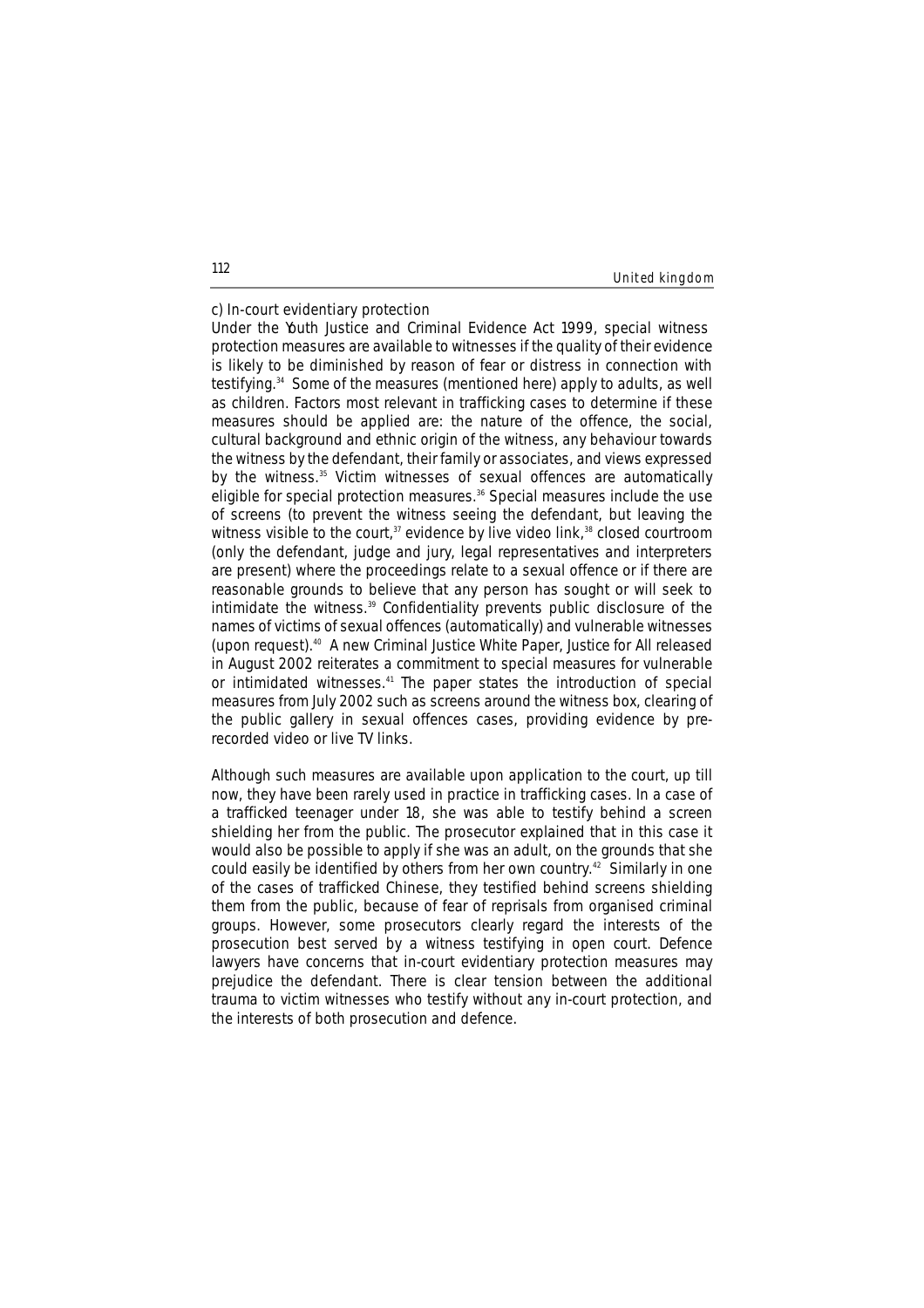### c) In-court evidentiary protection

Under the Youth Justice and Criminal Evidence Act 1999, special witness protection measures are available to witnesses if the quality of their evidence is likely to be diminished by reason of fear or distress in connection with testifying.[34] Some of the measures (mentioned here) apply to adults, as well as children. Factors most relevant in trafficking cases to determine if these measures should be applied are: the nature of the offence, the social, cultural background and ethnic origin of the witness, any behaviour towards the witness by the defendant, their family or associates, and views expressed by the witness.[35] Victim witnesses of sexual offences are automatically eligible for special protection measures.[36] Special measures include the use of screens (to prevent the witness seeing the defendant, but leaving the witness visible to the court,[37] evidence by live video link,[38] closed courtroom (only the defendant, judge and jury, legal representatives and interpreters are present) where the proceedings relate to a sexual offence or if there are reasonable grounds to believe that any person has sought or will seek to intimidate the witness.[39] Confidentiality prevents public disclosure of the names of victims of sexual offences (automatically) and vulnerable witnesses (upon request).[40] A new Criminal Justice White Paper, Justice for All released in August 2002 reiterates a commitment to special measures for vulnerable or intimidated witnesses.[41] The paper states the introduction of special measures from July 2002 such as screens around the witness box, clearing of the public gallery in sexual offences cases, providing evidence by pre-recorded video or live TV links.

Although such measures are available upon application to the court, up till now, they have been rarely used in practice in trafficking cases. In a case of a trafficked teenager under 18, she was able to testify behind a screen shielding her from the public. The prosecutor explained that in this case it would also be possible to apply if she was an adult, on the grounds that she could easily be identified by others from her own country.[42] Similarly in one of the cases of trafficked Chinese, they testified behind screens shielding them from the public, because of fear of reprisals from organised criminal groups. However, some prosecutors clearly regard the interests of the prosecution best served by a witness testifying in open court. Defence lawyers have concerns that in-court evidentiary protection measures may prejudice the defendant. There is clear tension between the additional trauma to victim witnesses who testify without any in-court protection, and the interests of both prosecution and defence.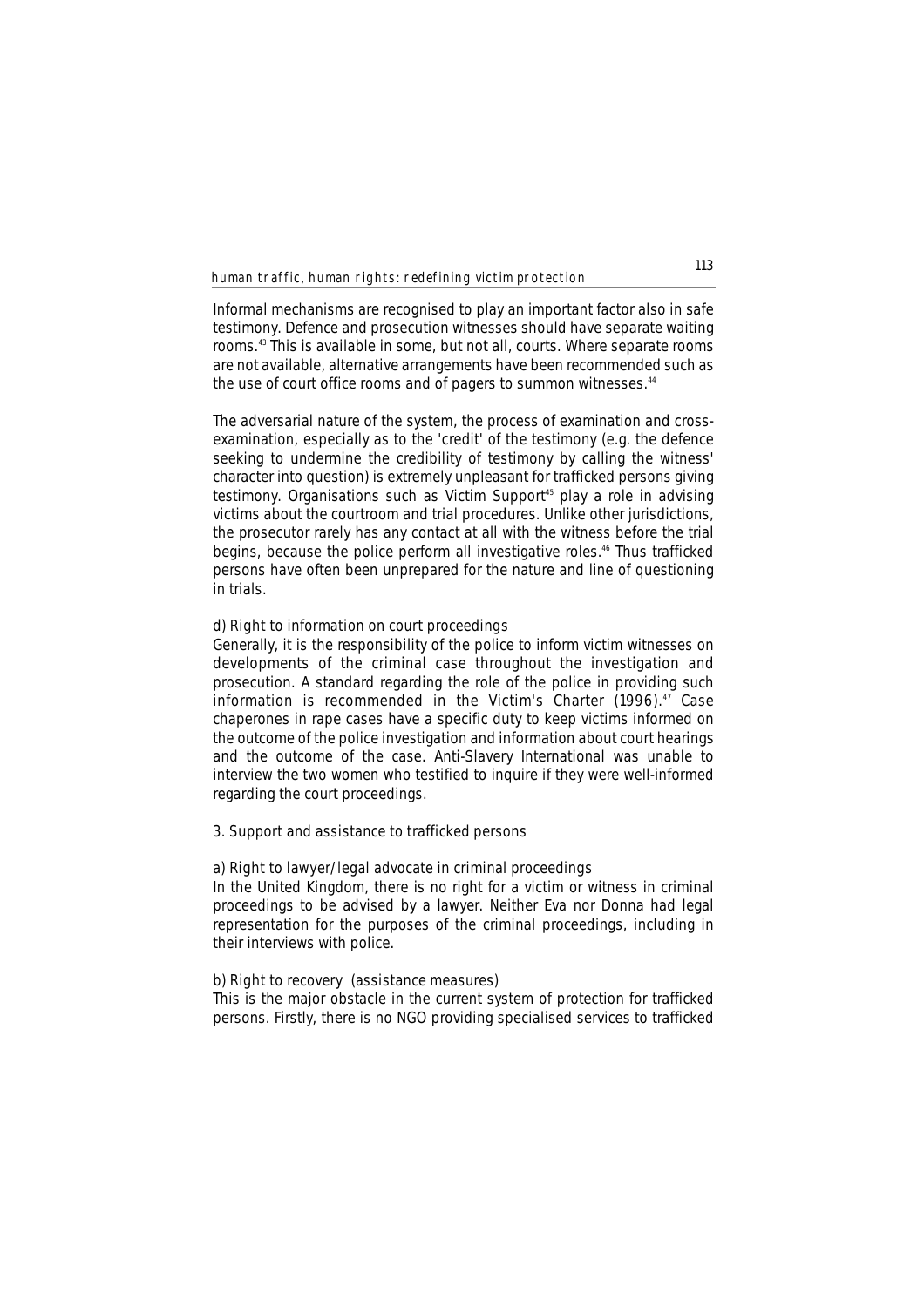Informal mechanisms are recognised to play an important factor also in safe testimony. Defence and prosecution witnesses should have separate waiting rooms.[43] This is available in some, but not all, courts. Where separate rooms are not available, alternative arrangements have been recommended such as the use of court office rooms and of pagers to summon witnesses.[44]

The adversarial nature of the system, the process of examination and cross-examination, especially as to the 'credit' of the testimony (e.g. the defence seeking to undermine the credibility of testimony by calling the witness' character into question) is extremely unpleasant for trafficked persons giving testimony. Organisations such as Victim Support[45] play a role in advising victims about the courtroom and trial procedures. Unlike other jurisdictions, the prosecutor rarely has any contact at all with the witness before the trial begins, because the police perform all investigative roles.[46] Thus trafficked persons have often been unprepared for the nature and line of questioning in trials.

d) Right to information on court proceedings

Generally, it is the responsibility of the police to inform victim witnesses on developments of the criminal case throughout the investigation and prosecution. A standard regarding the role of the police in providing such information is recommended in the Victim's Charter (1996).[47] Case chaperones in rape cases have a specific duty to keep victims informed on the outcome of the police investigation and information about court hearings and the outcome of the case. Anti-Slavery International was unable to interview the two women who testified to inquire if they were well-informed regarding the court proceedings.

3. Support and assistance to trafficked persons

a) Right to lawyer/legal advocate in criminal proceedings

In the United Kingdom, there is no right for a victim or witness in criminal proceedings to be advised by a lawyer. Neither Eva nor Donna had legal representation for the purposes of the criminal proceedings, including in their interviews with police.

b) Right to recovery (assistance measures)

This is the major obstacle in the current system of protection for trafficked persons. Firstly, there is no NGO providing specialised services to trafficked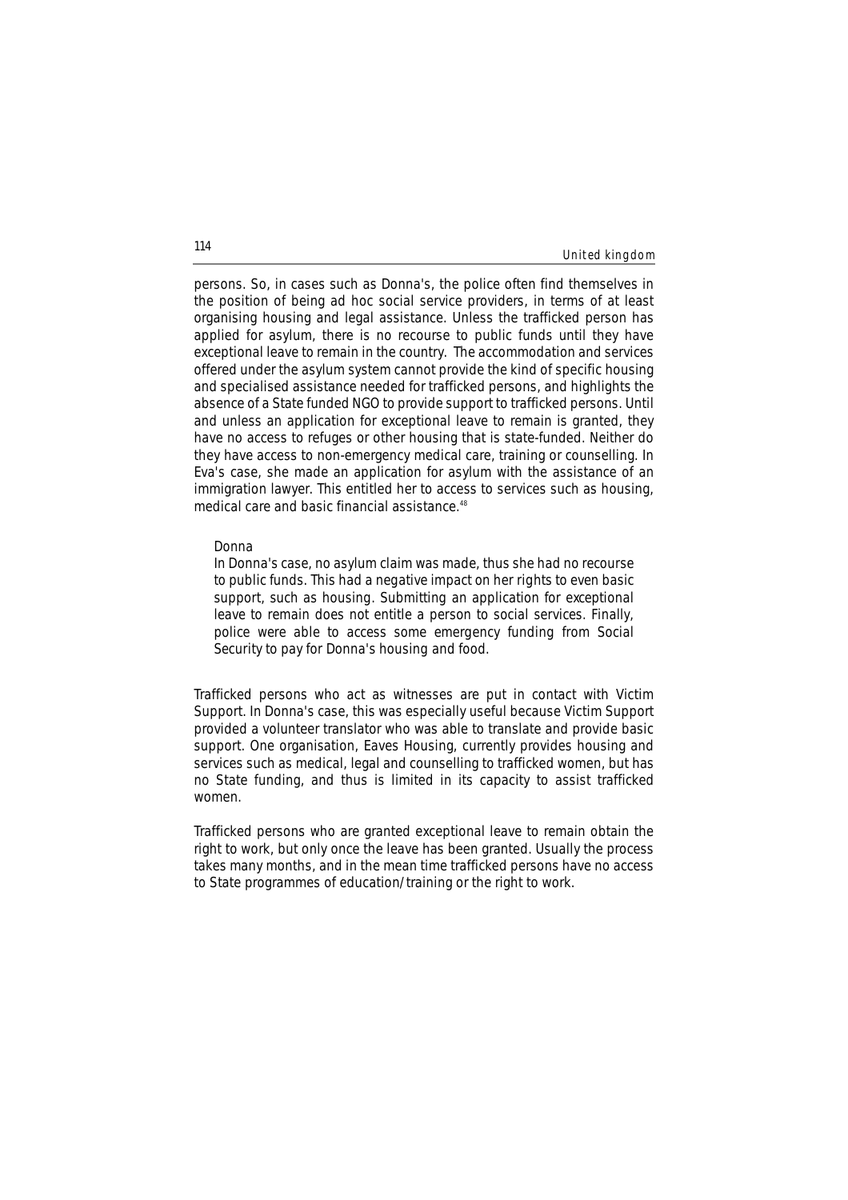persons. So, in cases such as Donna's, the police often find themselves in the position of being ad hoc social service providers, in terms of at least organising housing and legal assistance. Unless the trafficked person has applied for asylum, there is no recourse to public funds until they have exceptional leave to remain in the country. The accommodation and services offered under the asylum system cannot provide the kind of specific housing and specialised assistance needed for trafficked persons, and highlights the absence of a State funded NGO to provide support to trafficked persons. Until and unless an application for exceptional leave to remain is granted, they have no access to refuges or other housing that is state-funded. Neither do they have access to non-emergency medical care, training or counselling. In Eva's case, she made an application for asylum with the assistance of an immigration lawyer. This entitled her to access to services such as housing, medical care and basic financial assistance.[48]

> Donna
>
> In Donna's case, no asylum claim was made, thus she had no recourse to public funds. This had a negative impact on her rights to even basic support, such as housing. Submitting an application for exceptional leave to remain does not entitle a person to social services. Finally, police were able to access some emergency funding from Social Security to pay for Donna's housing and food.

Trafficked persons who act as witnesses are put in contact with Victim Support. In Donna's case, this was especially useful because Victim Support provided a volunteer translator who was able to translate and provide basic support. One organisation, Eaves Housing, currently provides housing and services such as medical, legal and counselling to trafficked women, but has no State funding, and thus is limited in its capacity to assist trafficked women.

Trafficked persons who are granted exceptional leave to remain obtain the right to work, but only once the leave has been granted. Usually the process takes many months, and in the mean time trafficked persons have no access to State programmes of education/training or the right to work.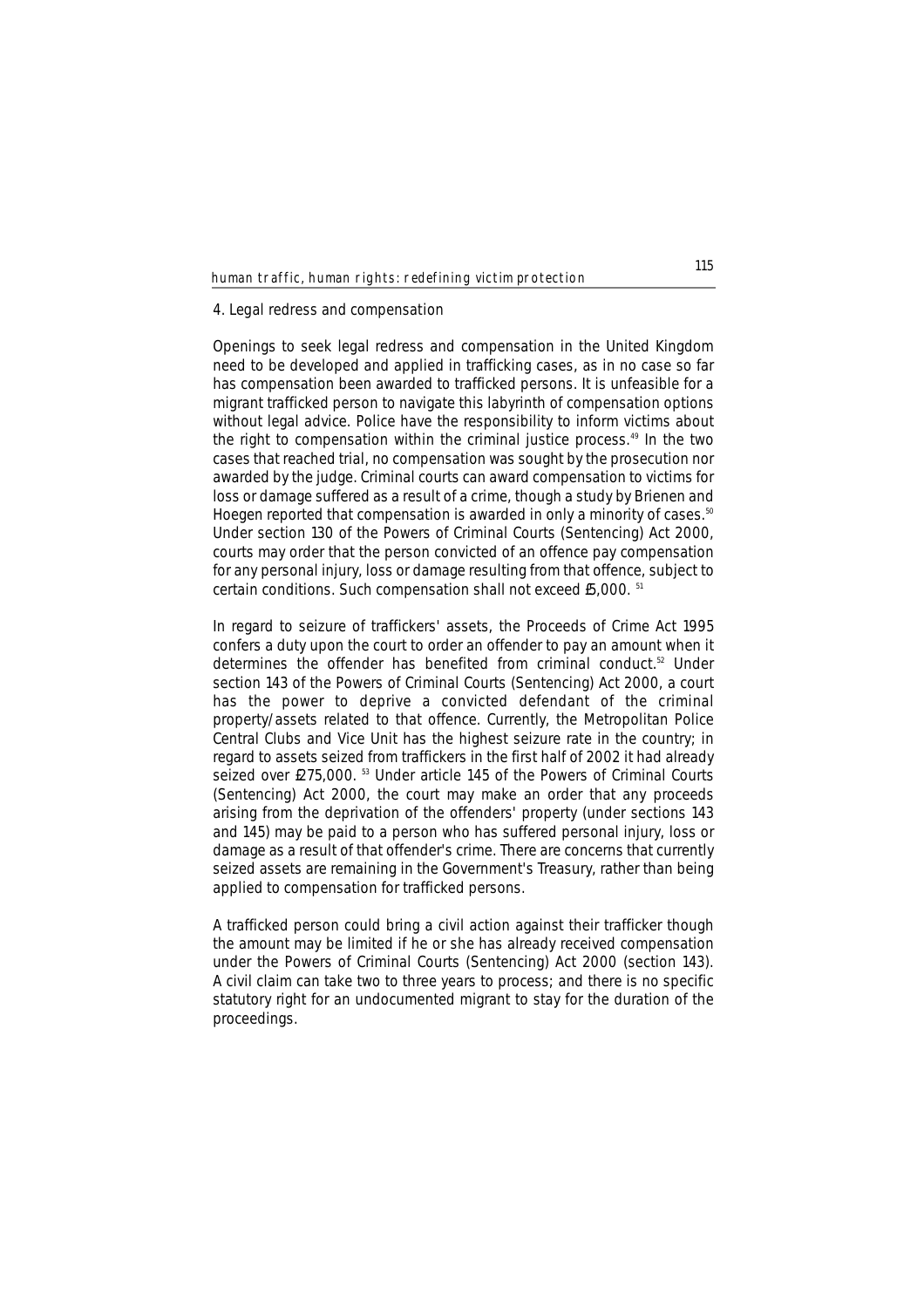## 4. Legal redress and compensation

Openings to seek legal redress and compensation in the United Kingdom need to be developed and applied in trafficking cases, as in no case so far has compensation been awarded to trafficked persons. It is unfeasible for a migrant trafficked person to navigate this labyrinth of compensation options without legal advice. Police have the responsibility to inform victims about the right to compensation within the criminal justice process.[49] In the two cases that reached trial, no compensation was sought by the prosecution nor awarded by the judge. Criminal courts can award compensation to victims for loss or damage suffered as a result of a crime, though a study by Brienen and Hoegen reported that compensation is awarded in only a minority of cases.[50] Under section 130 of the Powers of Criminal Courts (Sentencing) Act 2000, courts may order that the person convicted of an offence pay compensation for any personal injury, loss or damage resulting from that offence, subject to certain conditions. Such compensation shall not exceed £5,000. [51]

In regard to seizure of traffickers' assets, the Proceeds of Crime Act 1995 confers a duty upon the court to order an offender to pay an amount when it determines the offender has benefited from criminal conduct.[52] Under section 143 of the Powers of Criminal Courts (Sentencing) Act 2000, a court has the power to deprive a convicted defendant of the criminal property/assets related to that offence. Currently, the Metropolitan Police Central Clubs and Vice Unit has the highest seizure rate in the country; in regard to assets seized from traffickers in the first half of 2002 it had already seized over £275,000. [53] Under article 145 of the Powers of Criminal Courts (Sentencing) Act 2000, the court may make an order that any proceeds arising from the deprivation of the offenders' property (under sections 143 and 145) may be paid to a person who has suffered personal injury, loss or damage as a result of that offender's crime. There are concerns that currently seized assets are remaining in the Government's Treasury, rather than being applied to compensation for trafficked persons.

A trafficked person could bring a civil action against their trafficker though the amount may be limited if he or she has already received compensation under the Powers of Criminal Courts (Sentencing) Act 2000 (section 143). A civil claim can take two to three years to process; and there is no specific statutory right for an undocumented migrant to stay for the duration of the proceedings.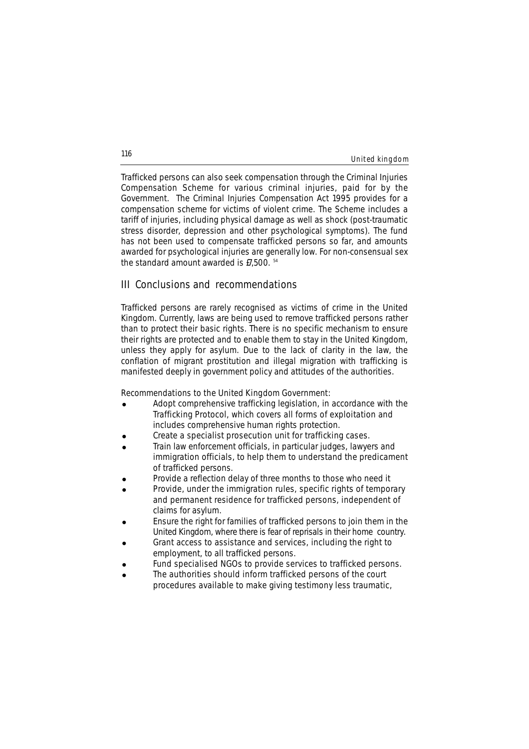Trafficked persons can also seek compensation through the Criminal Injuries Compensation Scheme for various criminal injuries, paid for by the Government. The Criminal Injuries Compensation Act 1995 provides for a compensation scheme for victims of violent crime. The Scheme includes a tariff of injuries, including physical damage as well as shock (post-traumatic stress disorder, depression and other psychological symptoms). The fund has not been used to compensate trafficked persons so far, and amounts awarded for psychological injuries are generally low. For non-consensual sex the standard amount awarded is £7,500. [54]

## III Conclusions and recommendations

Trafficked persons are rarely recognised as victims of crime in the United Kingdom. Currently, laws are being used to remove trafficked persons rather than to protect their basic rights. There is no specific mechanism to ensure their rights are protected and to enable them to stay in the United Kingdom, unless they apply for asylum. Due to the lack of clarity in the law, the conflation of migrant prostitution and illegal migration with trafficking is manifested deeply in government policy and attitudes of the authorities.

Recommendations to the United Kingdom Government:

- Adopt comprehensive trafficking legislation, in accordance with the Trafficking Protocol, which covers all forms of exploitation and includes comprehensive human rights protection.
- Create a specialist prosecution unit for trafficking cases.
- Train law enforcement officials, in particular judges, lawyers and immigration officials, to help them to understand the predicament of trafficked persons.
- Provide a reflection delay of three months to those who need it
- Provide, under the immigration rules, specific rights of temporary and permanent residence for trafficked persons, independent of claims for asylum.
- Ensure the right for families of trafficked persons to join them in the United Kingdom, where there is fear of reprisals in their home country.
- Grant access to assistance and services, including the right to employment, to all trafficked persons.
- Fund specialised NGOs to provide services to trafficked persons.
- The authorities should inform trafficked persons of the court procedures available to make giving testimony less traumatic,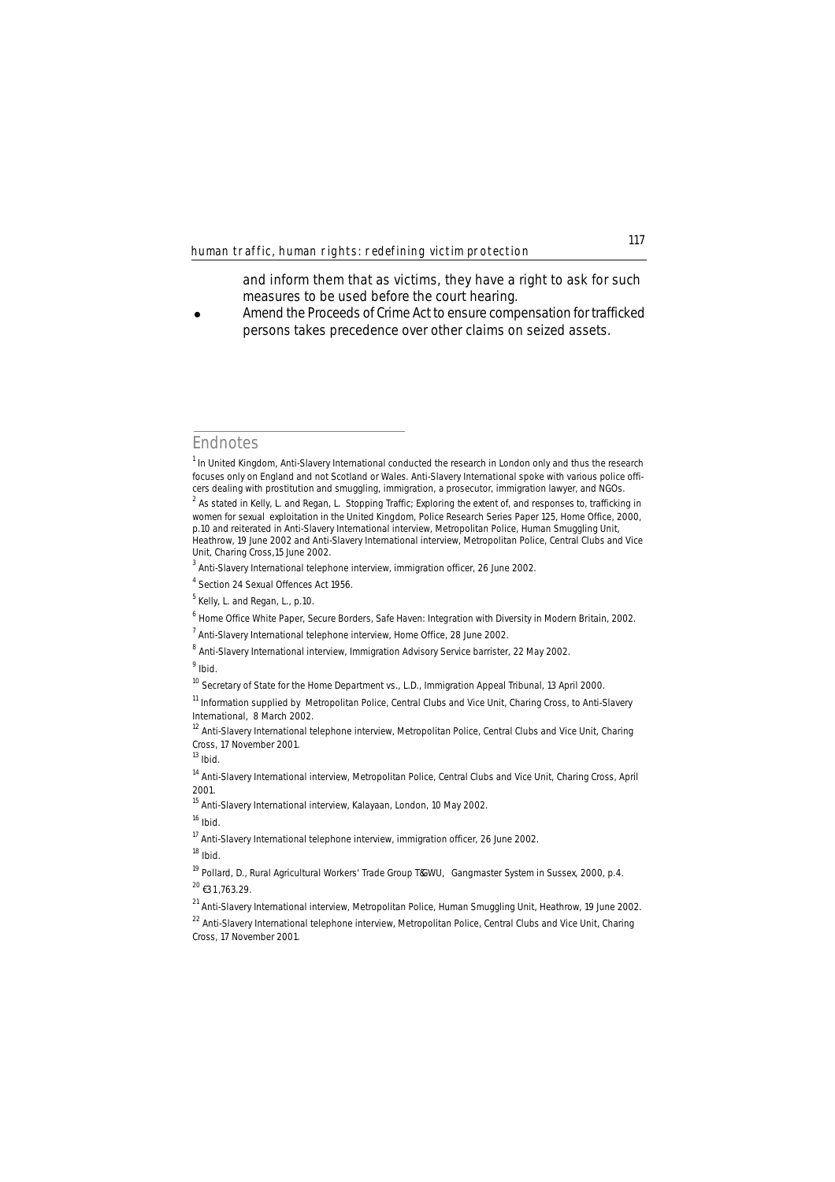and inform them that as victims, they have a right to ask for such measures to be used before the court hearing.

- Amend the Proceeds of Crime Act to ensure compensation for trafficked persons takes precedence over other claims on seized assets.

## Endnotes

[1] In United Kingdom, Anti-Slavery International conducted the research in London only and thus the research focuses only on England and not Scotland or Wales. Anti-Slavery International spoke with various police officers dealing with prostitution and smuggling, immigration, a prosecutor, immigration lawyer, and NGOs.

[2] As stated in Kelly, L. and Regan, L. Stopping Traffic; Exploring the extent of, and responses to, trafficking in women for sexual exploitation in the United Kingdom, Police Research Series Paper 125, Home Office, 2000, p.10 and reiterated in Anti-Slavery International interview, Metropolitan Police, Human Smuggling Unit, Heathrow, 19 June 2002 and Anti-Slavery International interview, Metropolitan Police, Central Clubs and Vice Unit, Charing Cross,15 June 2002.

[3] Anti-Slavery International telephone interview, immigration officer, 26 June 2002.

[4] Section 24 Sexual Offences Act 1956.

[5] Kelly, L. and Regan, L., p.10.

[6] Home Office White Paper, Secure Borders, Safe Haven: Integration with Diversity in Modern Britain, 2002.

[7] Anti-Slavery International telephone interview, Home Office, 28 June 2002.

[8] Anti-Slavery International interview, Immigration Advisory Service barrister, 22 May 2002.

[9] Ibid.

[10] Secretary of State for the Home Department vs., L.D., Immigration Appeal Tribunal, 13 April 2000.

[11] Information supplied by Metropolitan Police, Central Clubs and Vice Unit, Charing Cross, to Anti-Slavery International, 8 March 2002.

[12] Anti-Slavery International telephone interview, Metropolitan Police, Central Clubs and Vice Unit, Charing Cross, 17 November 2001.

[13] Ibid.

[14] Anti-Slavery International interview, Metropolitan Police, Central Clubs and Vice Unit, Charing Cross, April 2001.

[15] Anti-Slavery International interview, Kalayaan, London, 10 May 2002.

[16] Ibid.

[17] Anti-Slavery International telephone interview, immigration officer, 26 June 2002.

[18] Ibid.

[19] Pollard, D., Rural Agricultural Workers' Trade Group T&GWU, Gangmaster System in Sussex, 2000, p.4.

[20] €31,763.29.

[21] Anti-Slavery International interview, Metropolitan Police, Human Smuggling Unit, Heathrow, 19 June 2002.

[22] Anti-Slavery International telephone interview, Metropolitan Police, Central Clubs and Vice Unit, Charing Cross, 17 November 2001.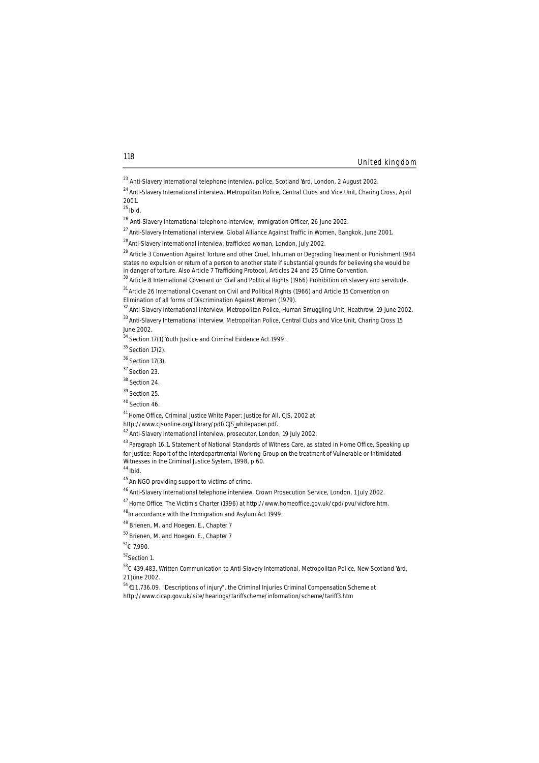[23] Anti-Slavery International telephone interview, police, Scotland Yard, London, 2 August 2002.

[24] Anti-Slavery International interview, Metropolitan Police, Central Clubs and Vice Unit, Charing Cross, April 2001.

[25] Ibid.

[26] Anti-Slavery International telephone interview, Immigration Officer, 26 June 2002.

[27] Anti-Slavery International interview, Global Alliance Against Traffic in Women, Bangkok, June 2001.

[28] Anti-Slavery International interview, trafficked woman, London, July 2002.

[29] Article 3 Convention Against Torture and other Cruel, Inhuman or Degrading Treatment or Punishment 1984 states no expulsion or return of a person to another state if substantial grounds for believing she would be in danger of torture. Also Article 7 Trafficking Protocol, Articles 24 and 25 Crime Convention.

[30] Article 8 International Covenant on Civil and Political Rights (1966) Prohibition on slavery and servitude.

[31] Article 26 International Covenant on Civil and Political Rights (1966) and Article 15 Convention on Elimination of all forms of Discrimination Against Women (1979).

[32] Anti-Slavery International interview, Metropolitan Police, Human Smuggling Unit, Heathrow, 19 June 2002.

[33] Anti-Slavery International interview, Metropolitan Police, Central Clubs and Vice Unit, Charing Cross 15 June 2002.

[34] Section 17(1) Youth Justice and Criminal Evidence Act 1999.

[35] Section 17(2).

[36] Section 17(3).

[37] Section 23.

[38] Section 24.

[39] Section 25.

[40] Section 46.

[41] Home Office, Criminal Justice White Paper: Justice for All, CJS, 2002 at http://www.cjsonline.org/library/pdf/CJS_whitepaper.pdf.

[42] Anti-Slavery International interview, prosecutor, London, 19 July 2002.

[43] Paragraph 16.1, Statement of National Standards of Witness Care, as stated in Home Office, Speaking up for Justice: Report of the Interdepartmental Working Group on the treatment of Vulnerable or Intimidated Witnesses in the Criminal Justice System, 1998, p 60.

[44] Ibid.

[45] An NGO providing support to victims of crime.

[46] Anti-Slavery International telephone interview, Crown Prosecution Service, London, 1 July 2002.

[47] Home Office, The Victim's Charter (1996) at http://www.homeoffice.gov.uk/cpd/pvu/vicfore.htm.

[48] In accordance with the Immigration and Asylum Act 1999.

[49] Brienen, M. and Hoegen, E., Chapter 7

[50] Brienen, M. and Hoegen, E., Chapter 7

[51] € 7,990.

[52] Section 1.

[53] € 439,483. Written Communication to Anti-Slavery International, Metropolitan Police, New Scotland Yard, 21 June 2002.

[54] €11,736.09. "Descriptions of injury", the Criminal Injuries Criminal Compensation Scheme at http://www.cicap.gov.uk/site/hearings/tariffscheme/information/scheme/tariff3.htm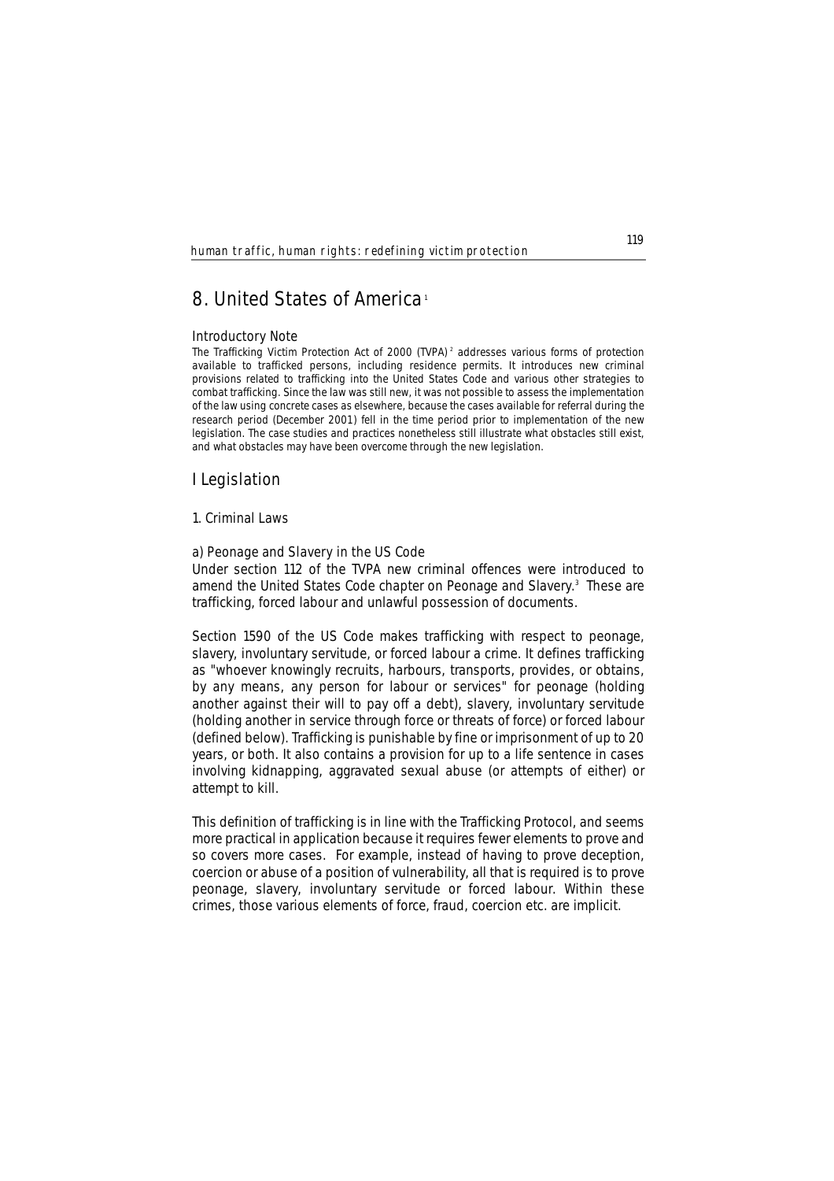# 8. United States of America[1]

### Introductory Note

The Trafficking Victim Protection Act of 2000 (TVPA)[2] addresses various forms of protection available to trafficked persons, including residence permits. It introduces new criminal provisions related to trafficking into the United States Code and various other strategies to combat trafficking. Since the law was still new, it was not possible to assess the implementation of the law using concrete cases as elsewhere, because the cases available for referral during the research period (December 2001) fell in the time period prior to implementation of the new legislation. The case studies and practices nonetheless still illustrate what obstacles still exist, and what obstacles may have been overcome through the new legislation.

## I Legislation

### 1. Criminal Laws

#### a) Peonage and Slavery in the US Code

Under section 112 of the TVPA new criminal offences were introduced to amend the United States Code chapter on Peonage and Slavery.[3] These are trafficking, forced labour and unlawful possession of documents.

Section 1590 of the US Code makes trafficking with respect to peonage, slavery, involuntary servitude, or forced labour a crime. It defines trafficking as "whoever knowingly recruits, harbours, transports, provides, or obtains, by any means, any person for labour or services" for peonage (holding another against their will to pay off a debt), slavery, involuntary servitude (holding another in service through force or threats of force) or forced labour (defined below). Trafficking is punishable by fine or imprisonment of up to 20 years, or both. It also contains a provision for up to a life sentence in cases involving kidnapping, aggravated sexual abuse (or attempts of either) or attempt to kill.

This definition of trafficking is in line with the Trafficking Protocol, and seems more practical in application because it requires fewer elements to prove and so covers more cases. For example, instead of having to prove deception, coercion or abuse of a position of vulnerability, all that is required is to prove peonage, slavery, involuntary servitude or forced labour. Within these crimes, those various elements of force, fraud, coercion etc. are implicit.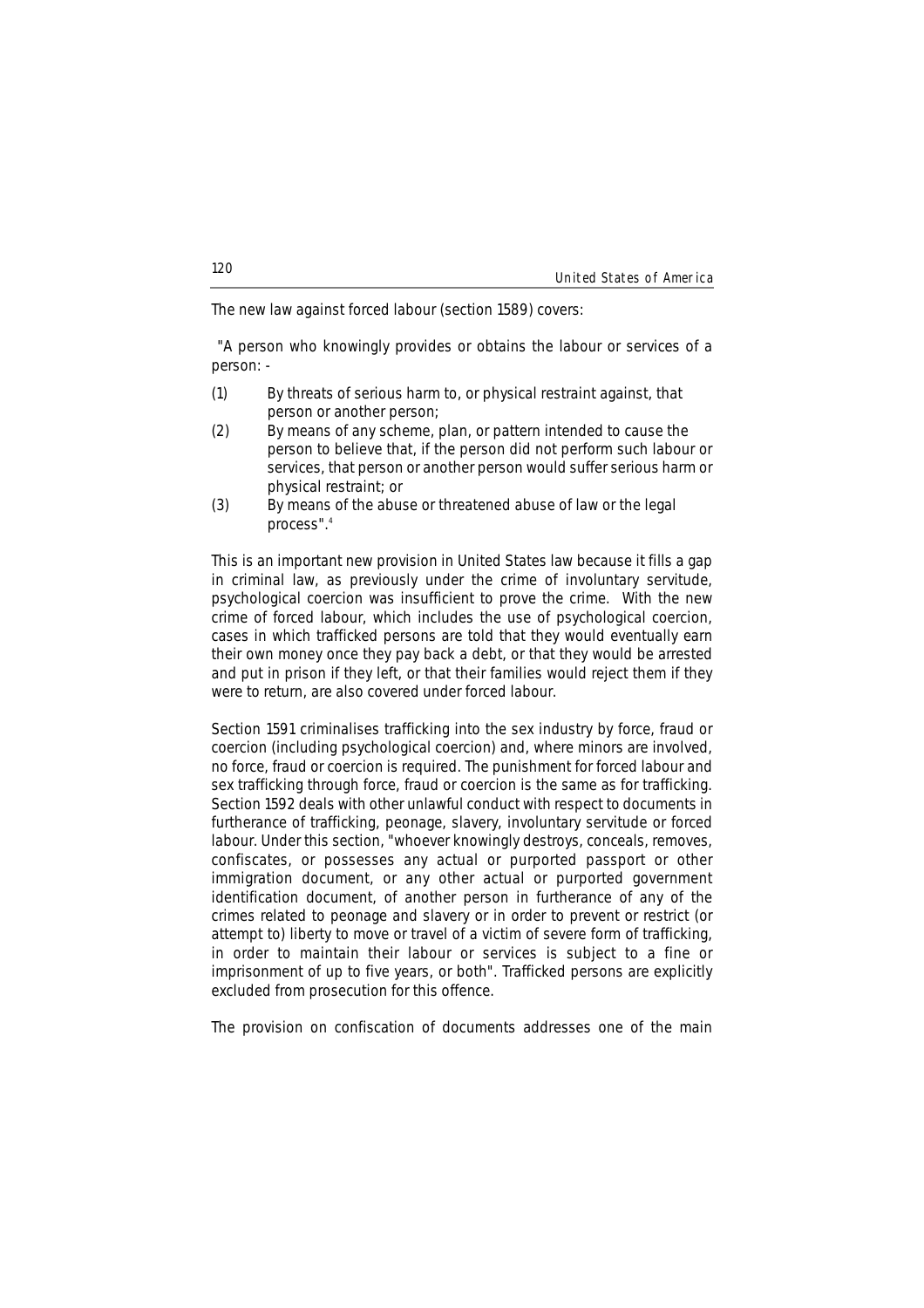The new law against forced labour (section 1589) covers:

"A person who knowingly provides or obtains the labour or services of a person: -

(1) By threats of serious harm to, or physical restraint against, that person or another person;

(2) By means of any scheme, plan, or pattern intended to cause the person to believe that, if the person did not perform such labour or services, that person or another person would suffer serious harm or physical restraint; or

(3) By means of the abuse or threatened abuse of law or the legal process".[4]

This is an important new provision in United States law because it fills a gap in criminal law, as previously under the crime of involuntary servitude, psychological coercion was insufficient to prove the crime. With the new crime of forced labour, which includes the use of psychological coercion, cases in which trafficked persons are told that they would eventually earn their own money once they pay back a debt, or that they would be arrested and put in prison if they left, or that their families would reject them if they were to return, are also covered under forced labour.

Section 1591 criminalises trafficking into the sex industry by force, fraud or coercion (including psychological coercion) and, where minors are involved, no force, fraud or coercion is required. The punishment for forced labour and sex trafficking through force, fraud or coercion is the same as for trafficking. Section 1592 deals with other unlawful conduct with respect to documents in furtherance of trafficking, peonage, slavery, involuntary servitude or forced labour. Under this section, "whoever knowingly destroys, conceals, removes, confiscates, or possesses any actual or purported passport or other immigration document, or any other actual or purported government identification document, of another person in furtherance of any of the crimes related to peonage and slavery or in order to prevent or restrict (or attempt to) liberty to move or travel of a victim of severe form of trafficking, in order to maintain their labour or services is subject to a fine or imprisonment of up to five years, or both". Trafficked persons are explicitly excluded from prosecution for this offence.

The provision on confiscation of documents addresses one of the main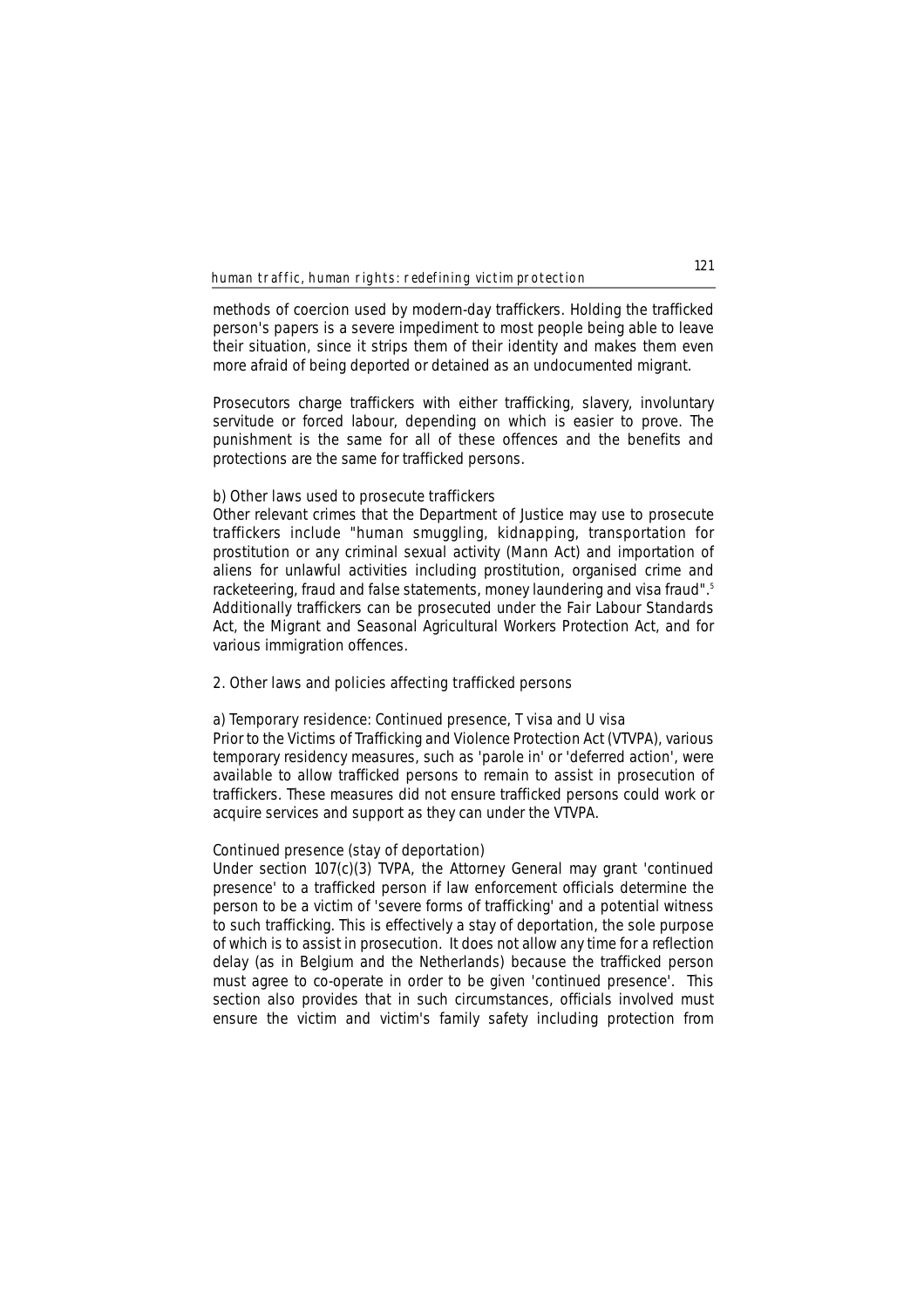methods of coercion used by modern-day traffickers. Holding the trafficked person's papers is a severe impediment to most people being able to leave their situation, since it strips them of their identity and makes them even more afraid of being deported or detained as an undocumented migrant.

Prosecutors charge traffickers with either trafficking, slavery, involuntary servitude or forced labour, depending on which is easier to prove. The punishment is the same for all of these offences and the benefits and protections are the same for trafficked persons.

b) Other laws used to prosecute traffickers

Other relevant crimes that the Department of Justice may use to prosecute traffickers include "human smuggling, kidnapping, transportation for prostitution or any criminal sexual activity (Mann Act) and importation of aliens for unlawful activities including prostitution, organised crime and racketeering, fraud and false statements, money laundering and visa fraud".[5] Additionally traffickers can be prosecuted under the Fair Labour Standards Act, the Migrant and Seasonal Agricultural Workers Protection Act, and for various immigration offences.

2. Other laws and policies affecting trafficked persons

a) Temporary residence: Continued presence, T visa and U visa

Prior to the Victims of Trafficking and Violence Protection Act (VTVPA), various temporary residency measures, such as 'parole in' or 'deferred action', were available to allow trafficked persons to remain to assist in prosecution of traffickers. These measures did not ensure trafficked persons could work or acquire services and support as they can under the VTVPA.

Continued presence (stay of deportation)

Under section 107(c)(3) TVPA, the Attorney General may grant 'continued presence' to a trafficked person if law enforcement officials determine the person to be a victim of 'severe forms of trafficking' and a potential witness to such trafficking. This is effectively a stay of deportation, the sole purpose of which is to assist in prosecution. It does not allow any time for a reflection delay (as in Belgium and the Netherlands) because the trafficked person must agree to co-operate in order to be given 'continued presence'. This section also provides that in such circumstances, officials involved must ensure the victim and victim's family safety including protection from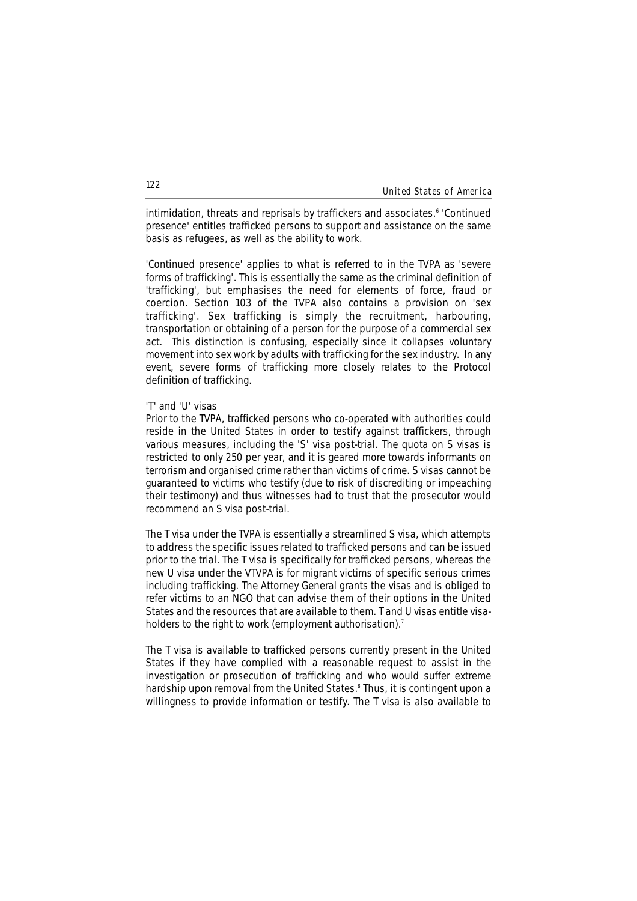intimidation, threats and reprisals by traffickers and associates.[6] 'Continued presence' entitles trafficked persons to support and assistance on the same basis as refugees, as well as the ability to work.

'Continued presence' applies to what is referred to in the TVPA as 'severe forms of trafficking'. This is essentially the same as the criminal definition of 'trafficking', but emphasises the need for elements of force, fraud or coercion. Section 103 of the TVPA also contains a provision on 'sex trafficking'. Sex trafficking is simply the recruitment, harbouring, transportation or obtaining of a person for the purpose of a commercial sex act. This distinction is confusing, especially since it collapses voluntary movement into sex work by adults with trafficking for the sex industry. In any event, severe forms of trafficking more closely relates to the Protocol definition of trafficking.

### 'T' and 'U' visas

Prior to the TVPA, trafficked persons who co-operated with authorities could reside in the United States in order to testify against traffickers, through various measures, including the 'S' visa post-trial. The quota on S visas is restricted to only 250 per year, and it is geared more towards informants on terrorism and organised crime rather than victims of crime. S visas cannot be guaranteed to victims who testify (due to risk of discrediting or impeaching their testimony) and thus witnesses had to trust that the prosecutor would recommend an S visa post-trial.

The T visa under the TVPA is essentially a streamlined S visa, which attempts to address the specific issues related to trafficked persons and can be issued prior to the trial. The T visa is specifically for trafficked persons, whereas the new U visa under the VTVPA is for migrant victims of specific serious crimes including trafficking. The Attorney General grants the visas and is obliged to refer victims to an NGO that can advise them of their options in the United States and the resources that are available to them. T and U visas entitle visa-holders to the right to work (employment authorisation).[7]

The T visa is available to trafficked persons currently present in the United States if they have complied with a reasonable request to assist in the investigation or prosecution of trafficking and who would suffer extreme hardship upon removal from the United States.[8] Thus, it is contingent upon a willingness to provide information or testify. The T visa is also available to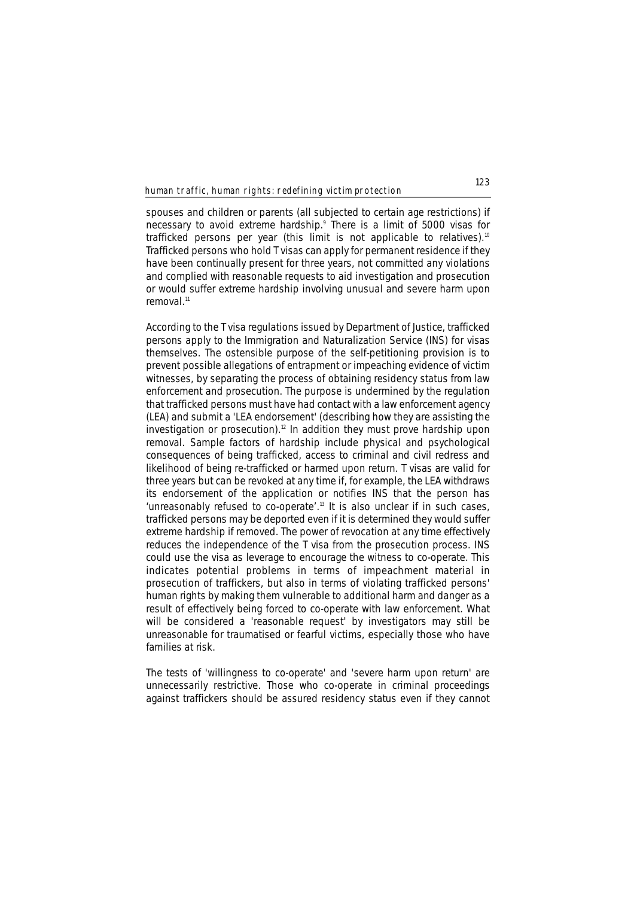spouses and children or parents (all subjected to certain age restrictions) if necessary to avoid extreme hardship.[9] There is a limit of 5000 visas for trafficked persons per year (this limit is not applicable to relatives).[10] Trafficked persons who hold T visas can apply for permanent residence if they have been continually present for three years, not committed any violations and complied with reasonable requests to aid investigation and prosecution or would suffer extreme hardship involving unusual and severe harm upon removal.[11]

According to the T visa regulations issued by Department of Justice, trafficked persons apply to the Immigration and Naturalization Service (INS) for visas themselves. The ostensible purpose of the self-petitioning provision is to prevent possible allegations of entrapment or impeaching evidence of victim witnesses, by separating the process of obtaining residency status from law enforcement and prosecution. The purpose is undermined by the regulation that trafficked persons must have had contact with a law enforcement agency (LEA) and submit a 'LEA endorsement' (describing how they are assisting the investigation or prosecution).[12] In addition they must prove hardship upon removal. Sample factors of hardship include physical and psychological consequences of being trafficked, access to criminal and civil redress and likelihood of being re-trafficked or harmed upon return. T visas are valid for three years but can be revoked at any time if, for example, the LEA withdraws its endorsement of the application or notifies INS that the person has 'unreasonably refused to co-operate'.[13] It is also unclear if in such cases, trafficked persons may be deported even if it is determined they would suffer extreme hardship if removed. The power of revocation at any time effectively reduces the independence of the T visa from the prosecution process. INS could use the visa as leverage to encourage the witness to co-operate. This indicates potential problems in terms of impeachment material in prosecution of traffickers, but also in terms of violating trafficked persons' human rights by making them vulnerable to additional harm and danger as a result of effectively being forced to co-operate with law enforcement. What will be considered a 'reasonable request' by investigators may still be unreasonable for traumatised or fearful victims, especially those who have families at risk.

The tests of 'willingness to co-operate' and 'severe harm upon return' are unnecessarily restrictive. Those who co-operate in criminal proceedings against traffickers should be assured residency status even if they cannot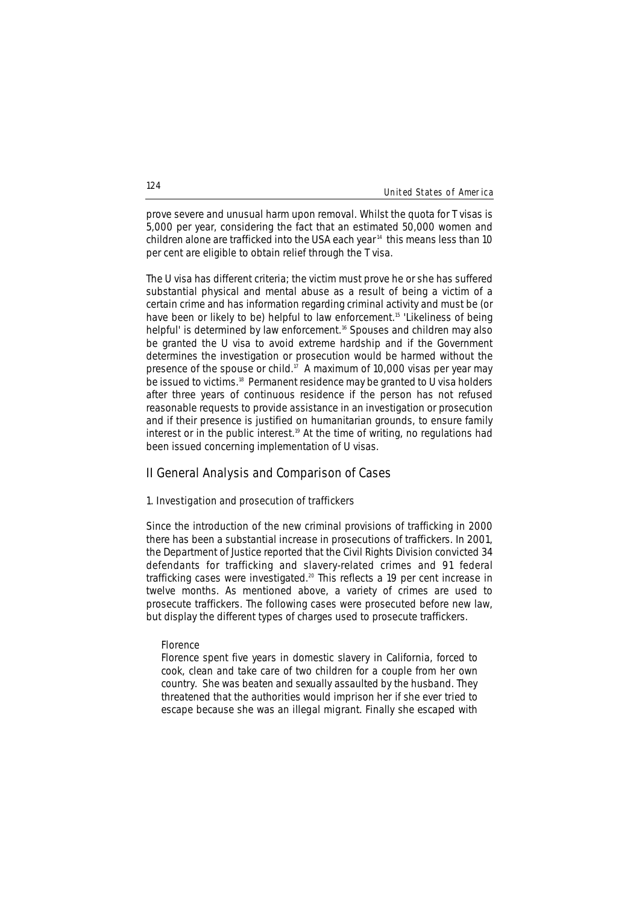prove severe and unusual harm upon removal. Whilst the quota for T visas is 5,000 per year, considering the fact that an estimated 50,000 women and children alone are trafficked into the USA each year[14] this means less than 10 per cent are eligible to obtain relief through the T visa.

The U visa has different criteria; the victim must prove he or she has suffered substantial physical and mental abuse as a result of being a victim of a certain crime and has information regarding criminal activity and must be (or have been or likely to be) helpful to law enforcement.[15] 'Likeliness of being helpful' is determined by law enforcement.[16] Spouses and children may also be granted the U visa to avoid extreme hardship and if the Government determines the investigation or prosecution would be harmed without the presence of the spouse or child.[17] A maximum of 10,000 visas per year may be issued to victims.[18] Permanent residence may be granted to U visa holders after three years of continuous residence if the person has not refused reasonable requests to provide assistance in an investigation or prosecution and if their presence is justified on humanitarian grounds, to ensure family interest or in the public interest.[19] At the time of writing, no regulations had been issued concerning implementation of U visas.

## II General Analysis and Comparison of Cases

### 1. Investigation and prosecution of traffickers

Since the introduction of the new criminal provisions of trafficking in 2000 there has been a substantial increase in prosecutions of traffickers. In 2001, the Department of Justice reported that the Civil Rights Division convicted 34 defendants for trafficking and slavery-related crimes and 91 federal trafficking cases were investigated.[20] This reflects a 19 per cent increase in twelve months. As mentioned above, a variety of crimes are used to prosecute traffickers. The following cases were prosecuted before new law, but display the different types of charges used to prosecute traffickers.

> *Florence*
>
> Florence spent five years in domestic slavery in California, forced to cook, clean and take care of two children for a couple from her own country. She was beaten and sexually assaulted by the husband. They threatened that the authorities would imprison her if she ever tried to escape because she was an illegal migrant. Finally she escaped with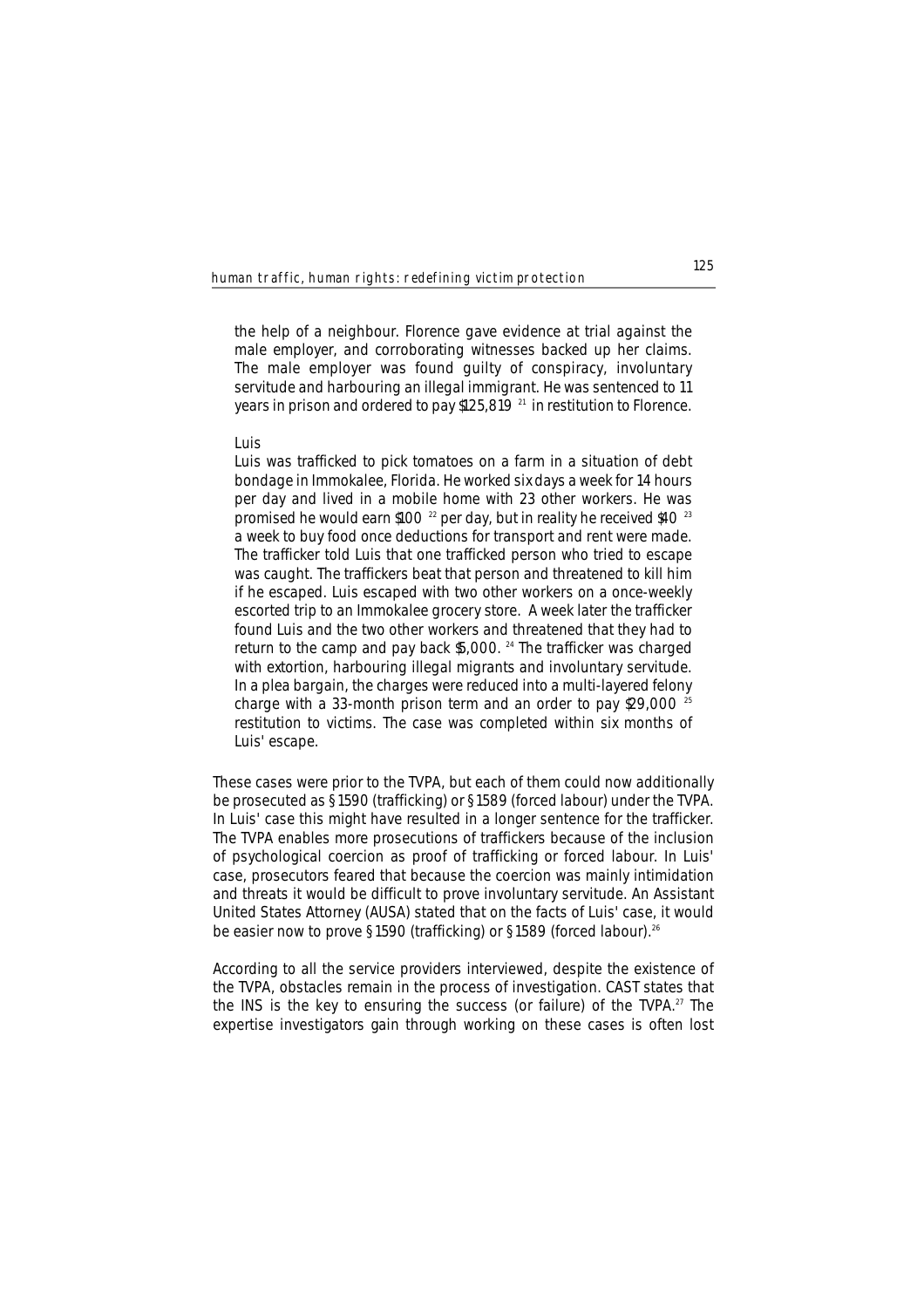the help of a neighbour. Florence gave evidence at trial against the male employer, and corroborating witnesses backed up her claims. The male employer was found guilty of conspiracy, involuntary servitude and harbouring an illegal immigrant. He was sentenced to 11 years in prison and ordered to pay $125,819 [21] in restitution to Florence.

*Luis*

Luis was trafficked to pick tomatoes on a farm in a situation of debt bondage in Immokalee, Florida. He worked six days a week for 14 hours per day and lived in a mobile home with 23 other workers. He was promised he would earn $100 [22] per day, but in reality he received $40 [23] a week to buy food once deductions for transport and rent were made. The trafficker told Luis that one trafficked person who tried to escape was caught. The traffickers beat that person and threatened to kill him if he escaped. Luis escaped with two other workers on a once-weekly escorted trip to an Immokalee grocery store. A week later the trafficker found Luis and the two other workers and threatened that they had to return to the camp and pay back $5,000. [24] The trafficker was charged with extortion, harbouring illegal migrants and involuntary servitude. In a plea bargain, the charges were reduced into a multi-layered felony charge with a 33-month prison term and an order to pay $29,000 [25] restitution to victims. The case was completed within six months of Luis' escape.

These cases were prior to the TVPA, but each of them could now additionally be prosecuted as §1590 (trafficking) or §1589 (forced labour) under the TVPA. In Luis' case this might have resulted in a longer sentence for the trafficker. The TVPA enables more prosecutions of traffickers because of the inclusion of psychological coercion as proof of trafficking or forced labour. In Luis' case, prosecutors feared that because the coercion was mainly intimidation and threats it would be difficult to prove involuntary servitude. An Assistant United States Attorney (AUSA) stated that on the facts of Luis' case, it would be easier now to prove §1590 (trafficking) or §1589 (forced labour).[26]

According to all the service providers interviewed, despite the existence of the TVPA, obstacles remain in the process of investigation. CAST states that the INS is the key to ensuring the success (or failure) of the TVPA.[27] The expertise investigators gain through working on these cases is often lost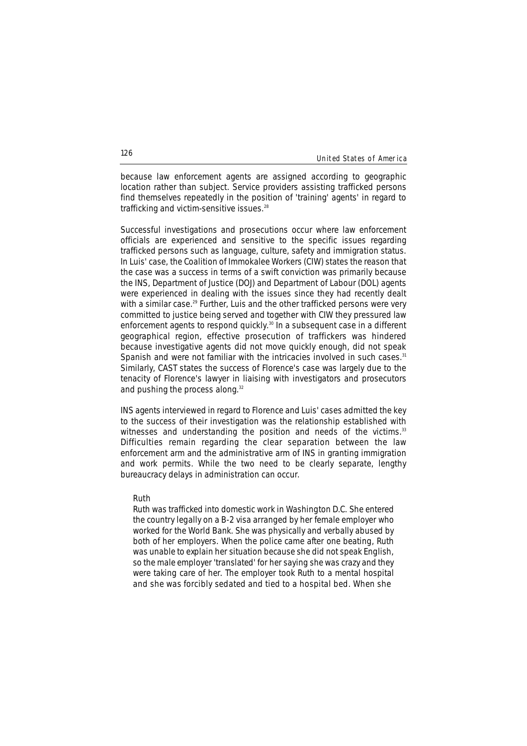because law enforcement agents are assigned according to geographic location rather than subject. Service providers assisting trafficked persons find themselves repeatedly in the position of 'training' agents' in regard to trafficking and victim-sensitive issues.[28]

Successful investigations and prosecutions occur where law enforcement officials are experienced and sensitive to the specific issues regarding trafficked persons such as language, culture, safety and immigration status. In Luis' case, the Coalition of Immokalee Workers (CIW) states the reason that the case was a success in terms of a swift conviction was primarily because the INS, Department of Justice (DOJ) and Department of Labour (DOL) agents were experienced in dealing with the issues since they had recently dealt with a similar case.[29] Further, Luis and the other trafficked persons were very committed to justice being served and together with CIW they pressured law enforcement agents to respond quickly.[30] In a subsequent case in a different geographical region, effective prosecution of traffickers was hindered because investigative agents did not move quickly enough, did not speak Spanish and were not familiar with the intricacies involved in such cases.[31] Similarly, CAST states the success of Florence's case was largely due to the tenacity of Florence's lawyer in liaising with investigators and prosecutors and pushing the process along.[32]

INS agents interviewed in regard to Florence and Luis' cases admitted the key to the success of their investigation was the relationship established with witnesses and understanding the position and needs of the victims.[33] Difficulties remain regarding the clear separation between the law enforcement arm and the administrative arm of INS in granting immigration and work permits. While the two need to be clearly separate, lengthy bureaucracy delays in administration can occur.

> Ruth
>
> Ruth was trafficked into domestic work in Washington D.C. She entered the country legally on a B-2 visa arranged by her female employer who worked for the World Bank. She was physically and verbally abused by both of her employers. When the police came after one beating, Ruth was unable to explain her situation because she did not speak English, so the male employer 'translated' for her saying she was crazy and they were taking care of her. The employer took Ruth to a mental hospital and she was forcibly sedated and tied to a hospital bed. When she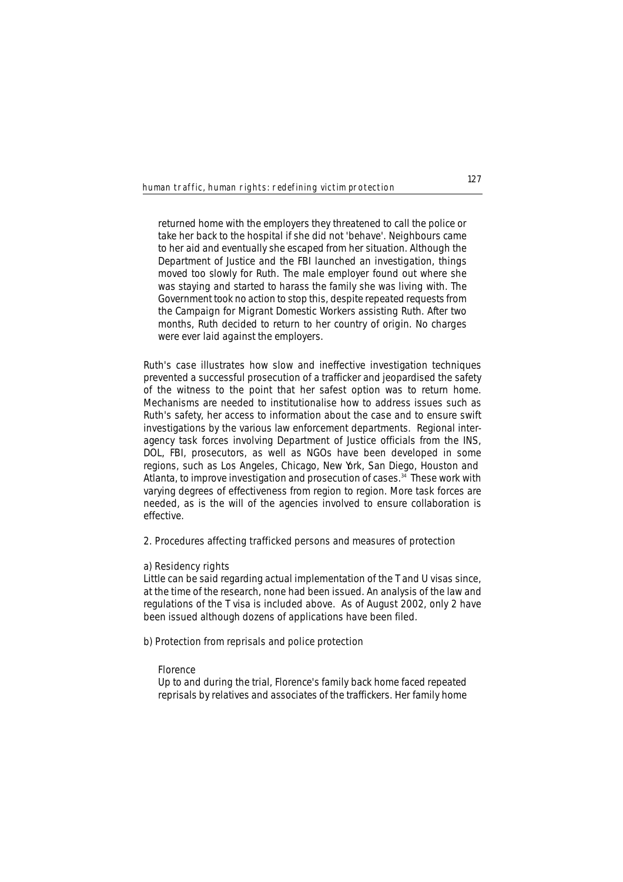returned home with the employers they threatened to call the police or take her back to the hospital if she did not 'behave'. Neighbours came to her aid and eventually she escaped from her situation. Although the Department of Justice and the FBI launched an investigation, things moved too slowly for Ruth. The male employer found out where she was staying and started to harass the family she was living with. The Government took no action to stop this, despite repeated requests from the Campaign for Migrant Domestic Workers assisting Ruth. After two months, Ruth decided to return to her country of origin. No charges were ever laid against the employers.

Ruth's case illustrates how slow and ineffective investigation techniques prevented a successful prosecution of a trafficker and jeopardised the safety of the witness to the point that her safest option was to return home. Mechanisms are needed to institutionalise how to address issues such as Ruth's safety, her access to information about the case and to ensure swift investigations by the various law enforcement departments. Regional inter-agency task forces involving Department of Justice officials from the INS, DOL, FBI, prosecutors, as well as NGOs have been developed in some regions, such as Los Angeles, Chicago, New York, San Diego, Houston and Atlanta, to improve investigation and prosecution of cases.[34] These work with varying degrees of effectiveness from region to region. More task forces are needed, as is the will of the agencies involved to ensure collaboration is effective.

2. Procedures affecting trafficked persons and measures of protection

a) Residency rights

Little can be said regarding actual implementation of the T and U visas since, at the time of the research, none had been issued. An analysis of the law and regulations of the T visa is included above. As of August 2002, only 2 have been issued although dozens of applications have been filed.

b) Protection from reprisals and police protection

Florence

Up to and during the trial, Florence's family back home faced repeated reprisals by relatives and associates of the traffickers. Her family home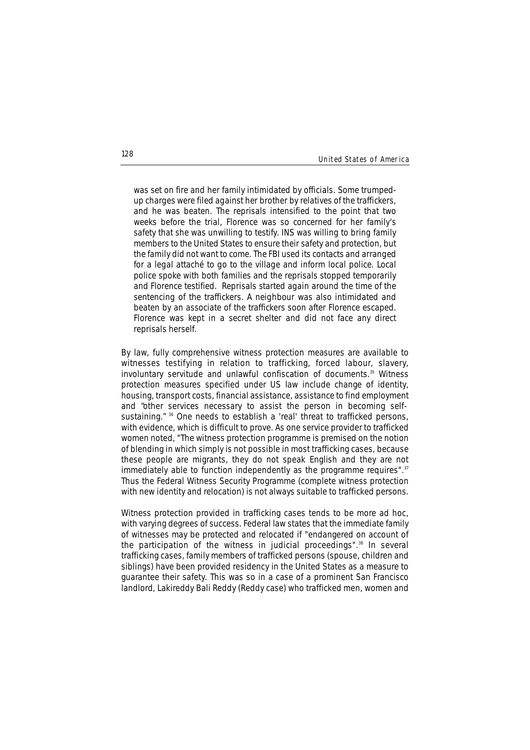> was set on fire and her family intimidated by officials. Some trumped-up charges were filed against her brother by relatives of the traffickers, and he was beaten. The reprisals intensified to the point that two weeks before the trial, Florence was so concerned for her family's safety that she was unwilling to testify. INS was willing to bring family members to the United States to ensure their safety and protection, but the family did not want to come. The FBI used its contacts and arranged for a legal attaché to go to the village and inform local police. Local police spoke with both families and the reprisals stopped temporarily and Florence testified. Reprisals started again around the time of the sentencing of the traffickers. A neighbour was also intimidated and beaten by an associate of the traffickers soon after Florence escaped. Florence was kept in a secret shelter and did not face any direct reprisals herself.

By law, fully comprehensive witness protection measures are available to witnesses testifying in relation to trafficking, forced labour, slavery, involuntary servitude and unlawful confiscation of documents.[35] Witness protection measures specified under US law include change of identity, housing, transport costs, financial assistance, assistance to find employment and "other services necessary to assist the person in becoming self-sustaining."[36] One needs to establish a 'real' threat to trafficked persons, with evidence, which is difficult to prove. As one service provider to trafficked women noted, "The witness protection programme is premised on the notion of blending in which simply is not possible in most trafficking cases, because these people are migrants, they do not speak English and they are not immediately able to function independently as the programme requires".[37] Thus the Federal Witness Security Programme (complete witness protection with new identity and relocation) is not always suitable to trafficked persons.

Witness protection provided in trafficking cases tends to be more ad hoc, with varying degrees of success. Federal law states that the immediate family of witnesses may be protected and relocated if "endangered on account of the participation of the witness in judicial proceedings".[38] In several trafficking cases, family members of trafficked persons (spouse, children and siblings) have been provided residency in the United States as a measure to guarantee their safety. This was so in a case of a prominent San Francisco landlord, Lakireddy Bali Reddy (Reddy case) who trafficked men, women and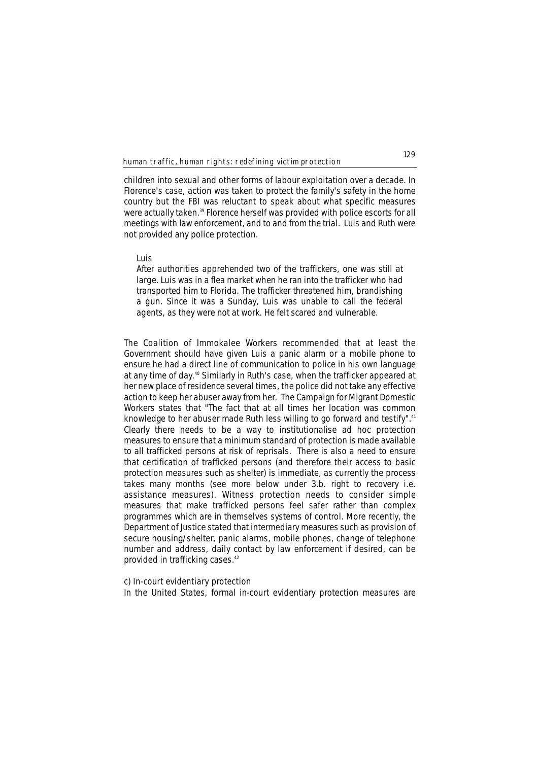children into sexual and other forms of labour exploitation over a decade. In Florence's case, action was taken to protect the family's safety in the home country but the FBI was reluctant to speak about what specific measures were actually taken.[39] Florence herself was provided with police escorts for all meetings with law enforcement, and to and from the trial. Luis and Ruth were not provided any police protection.

> Luis
>
> After authorities apprehended two of the traffickers, one was still at large. Luis was in a flea market when he ran into the trafficker who had transported him to Florida. The trafficker threatened him, brandishing a gun. Since it was a Sunday, Luis was unable to call the federal agents, as they were not at work. He felt scared and vulnerable.

The Coalition of Immokalee Workers recommended that at least the Government should have given Luis a panic alarm or a mobile phone to ensure he had a direct line of communication to police in his own language at any time of day.[40] Similarly in Ruth's case, when the trafficker appeared at her new place of residence several times, the police did not take any effective action to keep her abuser away from her. The Campaign for Migrant Domestic Workers states that "The fact that at all times her location was common knowledge to her abuser made Ruth less willing to go forward and testify".[41] Clearly there needs to be a way to institutionalise ad hoc protection measures to ensure that a minimum standard of protection is made available to all trafficked persons at risk of reprisals. There is also a need to ensure that certification of trafficked persons (and therefore their access to basic protection measures such as shelter) is immediate, as currently the process takes many months (see more below under 3.b. right to recovery i.e. assistance measures). Witness protection needs to consider simple measures that make trafficked persons feel safer rather than complex programmes which are in themselves systems of control. More recently, the Department of Justice stated that intermediary measures such as provision of secure housing/shelter, panic alarms, mobile phones, change of telephone number and address, daily contact by law enforcement if desired, can be provided in trafficking cases.[42]

c) In-court evidentiary protection

In the United States, formal in-court evidentiary protection measures are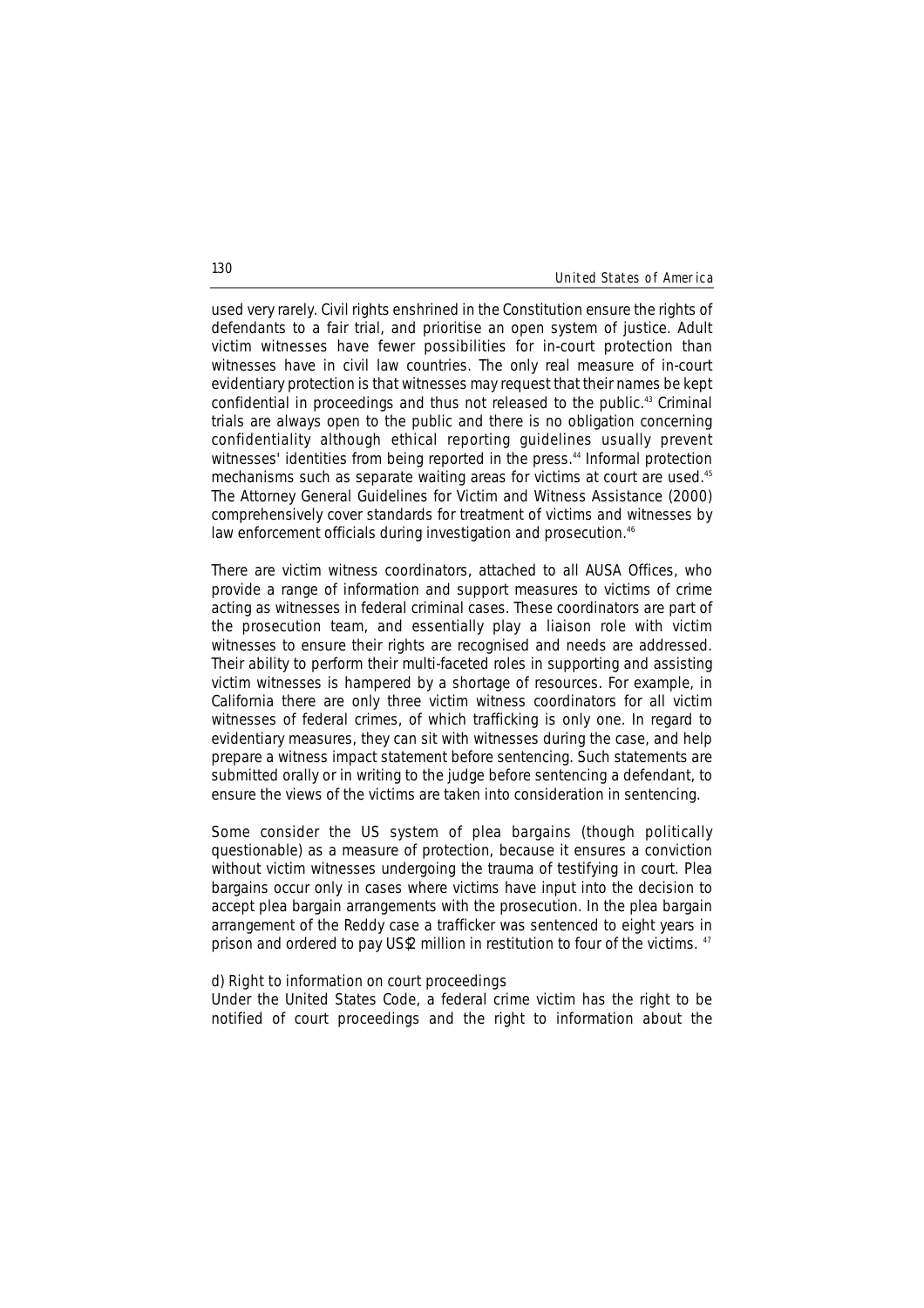used very rarely. Civil rights enshrined in the Constitution ensure the rights of defendants to a fair trial, and prioritise an open system of justice. Adult victim witnesses have fewer possibilities for in-court protection than witnesses have in civil law countries. The only real measure of in-court evidentiary protection is that witnesses may request that their names be kept confidential in proceedings and thus not released to the public.[43] Criminal trials are always open to the public and there is no obligation concerning confidentiality although ethical reporting guidelines usually prevent witnesses' identities from being reported in the press.[44] Informal protection mechanisms such as separate waiting areas for victims at court are used.[45] The Attorney General Guidelines for Victim and Witness Assistance (2000) comprehensively cover standards for treatment of victims and witnesses by law enforcement officials during investigation and prosecution.[46]

There are victim witness coordinators, attached to all AUSA Offices, who provide a range of information and support measures to victims of crime acting as witnesses in federal criminal cases. These coordinators are part of the prosecution team, and essentially play a liaison role with victim witnesses to ensure their rights are recognised and needs are addressed. Their ability to perform their multi-faceted roles in supporting and assisting victim witnesses is hampered by a shortage of resources. For example, in California there are only three victim witness coordinators for all victim witnesses of federal crimes, of which trafficking is only one. In regard to evidentiary measures, they can sit with witnesses during the case, and help prepare a witness impact statement before sentencing. Such statements are submitted orally or in writing to the judge before sentencing a defendant, to ensure the views of the victims are taken into consideration in sentencing.

Some consider the US system of plea bargains (though politically questionable) as a measure of protection, because it ensures a conviction without victim witnesses undergoing the trauma of testifying in court. Plea bargains occur only in cases where victims have input into the decision to accept plea bargain arrangements with the prosecution. In the plea bargain arrangement of the Reddy case a trafficker was sentenced to eight years in prison and ordered to pay US$2 million in restitution to four of the victims. [47]

d) Right to information on court proceedings

Under the United States Code, a federal crime victim has the right to be notified of court proceedings and the right to information about the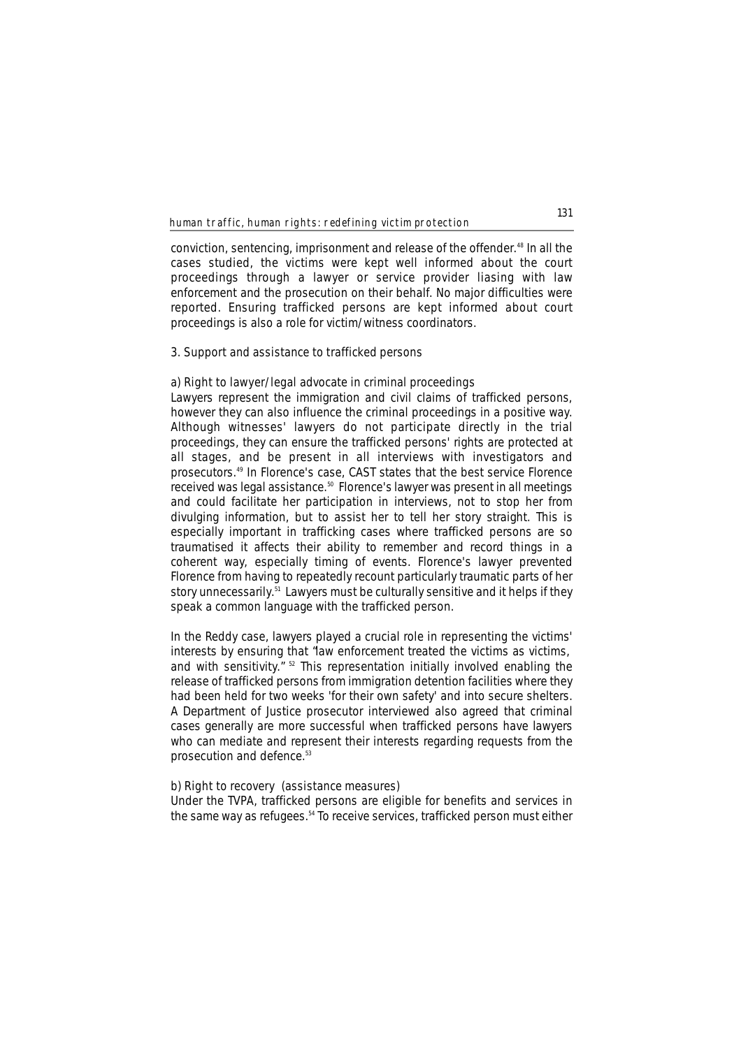conviction, sentencing, imprisonment and release of the offender.[48] In all the cases studied, the victims were kept well informed about the court proceedings through a lawyer or service provider liasing with law enforcement and the prosecution on their behalf. No major difficulties were reported. Ensuring trafficked persons are kept informed about court proceedings is also a role for victim/witness coordinators.

### 3. Support and assistance to trafficked persons

#### a) Right to lawyer/legal advocate in criminal proceedings

Lawyers represent the immigration and civil claims of trafficked persons, however they can also influence the criminal proceedings in a positive way. Although witnesses' lawyers do not participate directly in the trial proceedings, they can ensure the trafficked persons' rights are protected at all stages, and be present in all interviews with investigators and prosecutors.[49] In Florence's case, CAST states that the best service Florence received was legal assistance.[50] Florence's lawyer was present in all meetings and could facilitate her participation in interviews, not to stop her from divulging information, but to assist her to tell her story straight. This is especially important in trafficking cases where trafficked persons are so traumatised it affects their ability to remember and record things in a coherent way, especially timing of events. Florence's lawyer prevented Florence from having to repeatedly recount particularly traumatic parts of her story unnecessarily.[51] Lawyers must be culturally sensitive and it helps if they speak a common language with the trafficked person.

In the Reddy case, lawyers played a crucial role in representing the victims' interests by ensuring that "law enforcement treated the victims as victims, and with sensitivity."[52] This representation initially involved enabling the release of trafficked persons from immigration detention facilities where they had been held for two weeks 'for their own safety' and into secure shelters. A Department of Justice prosecutor interviewed also agreed that criminal cases generally are more successful when trafficked persons have lawyers who can mediate and represent their interests regarding requests from the prosecution and defence.[53]

#### b) Right to recovery (assistance measures)

Under the TVPA, trafficked persons are eligible for benefits and services in the same way as refugees.[54] To receive services, trafficked person must either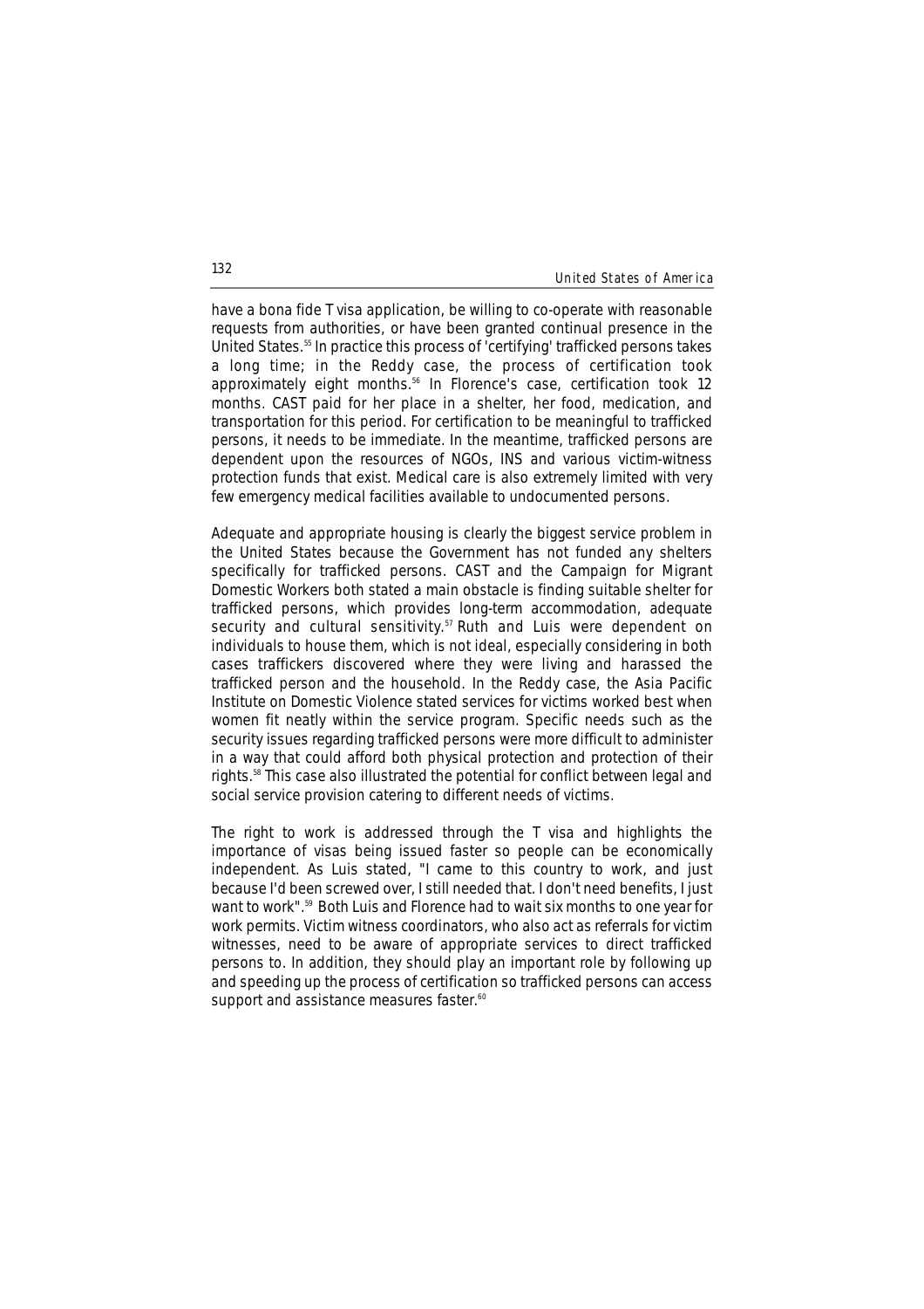have a bona fide T visa application, be willing to co-operate with reasonable requests from authorities, or have been granted continual presence in the United States.[55] In practice this process of 'certifying' trafficked persons takes a long time; in the Reddy case, the process of certification took approximately eight months.[56] In Florence's case, certification took 12 months. CAST paid for her place in a shelter, her food, medication, and transportation for this period. For certification to be meaningful to trafficked persons, it needs to be immediate. In the meantime, trafficked persons are dependent upon the resources of NGOs, INS and various victim-witness protection funds that exist. Medical care is also extremely limited with very few emergency medical facilities available to undocumented persons.

Adequate and appropriate housing is clearly the biggest service problem in the United States because the Government has not funded any shelters specifically for trafficked persons. CAST and the Campaign for Migrant Domestic Workers both stated a main obstacle is finding suitable shelter for trafficked persons, which provides long-term accommodation, adequate security and cultural sensitivity.[57] Ruth and Luis were dependent on individuals to house them, which is not ideal, especially considering in both cases traffickers discovered where they were living and harassed the trafficked person and the household. In the Reddy case, the Asia Pacific Institute on Domestic Violence stated services for victims worked best when women fit neatly within the service program. Specific needs such as the security issues regarding trafficked persons were more difficult to administer in a way that could afford both physical protection and protection of their rights.[58] This case also illustrated the potential for conflict between legal and social service provision catering to different needs of victims.

The right to work is addressed through the T visa and highlights the importance of visas being issued faster so people can be economically independent. As Luis stated, "I came to this country to work, and just because I'd been screwed over, I still needed that. I don't need benefits, I just want to work".[59] Both Luis and Florence had to wait six months to one year for work permits. Victim witness coordinators, who also act as referrals for victim witnesses, need to be aware of appropriate services to direct trafficked persons to. In addition, they should play an important role by following up and speeding up the process of certification so trafficked persons can access support and assistance measures faster.[60]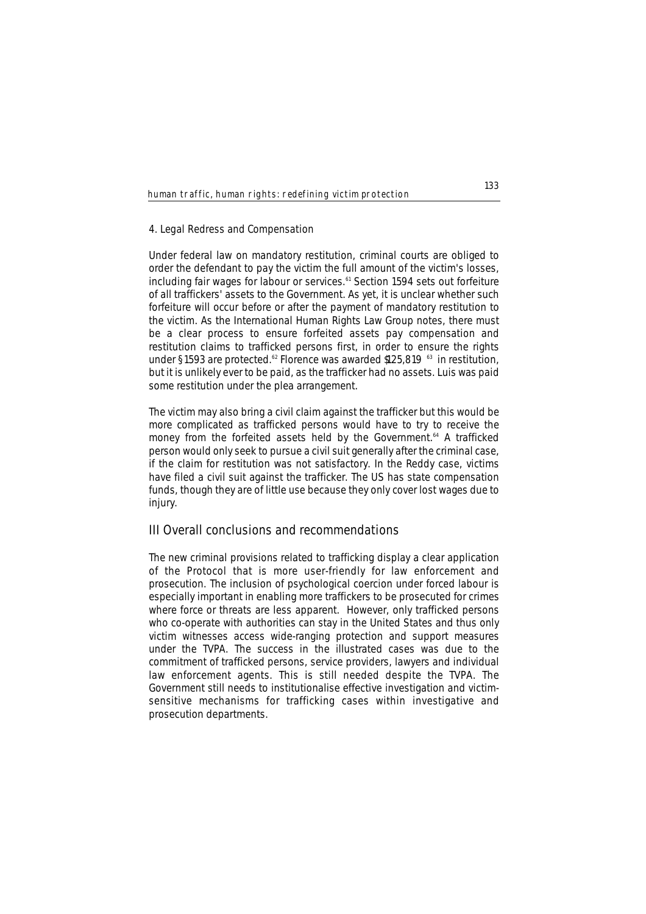### 4. Legal Redress and Compensation

Under federal law on mandatory restitution, criminal courts are obliged to order the defendant to pay the victim the full amount of the victim's losses, including fair wages for labour or services.[61] Section 1594 sets out forfeiture of all traffickers' assets to the Government. As yet, it is unclear whether such forfeiture will occur before or after the payment of mandatory restitution to the victim. As the International Human Rights Law Group notes, there must be a clear process to ensure forfeited assets pay compensation and restitution claims to trafficked persons first, in order to ensure the rights under §1593 are protected.[62] Florence was awarded $125,819 [63] in restitution, but it is unlikely ever to be paid, as the trafficker had no assets. Luis was paid some restitution under the plea arrangement.

The victim may also bring a civil claim against the trafficker but this would be more complicated as trafficked persons would have to try to receive the money from the forfeited assets held by the Government.[64] A trafficked person would only seek to pursue a civil suit generally after the criminal case, if the claim for restitution was not satisfactory. In the Reddy case, victims have filed a civil suit against the trafficker. The US has state compensation funds, though they are of little use because they only cover lost wages due to injury.

## III Overall conclusions and recommendations

The new criminal provisions related to trafficking display a clear application of the Protocol that is more user-friendly for law enforcement and prosecution. The inclusion of psychological coercion under forced labour is especially important in enabling more traffickers to be prosecuted for crimes where force or threats are less apparent. However, only trafficked persons who co-operate with authorities can stay in the United States and thus only victim witnesses access wide-ranging protection and support measures under the TVPA. The success in the illustrated cases was due to the commitment of trafficked persons, service providers, lawyers and individual law enforcement agents. This is still needed despite the TVPA. The Government still needs to institutionalise effective investigation and victim-sensitive mechanisms for trafficking cases within investigative and prosecution departments.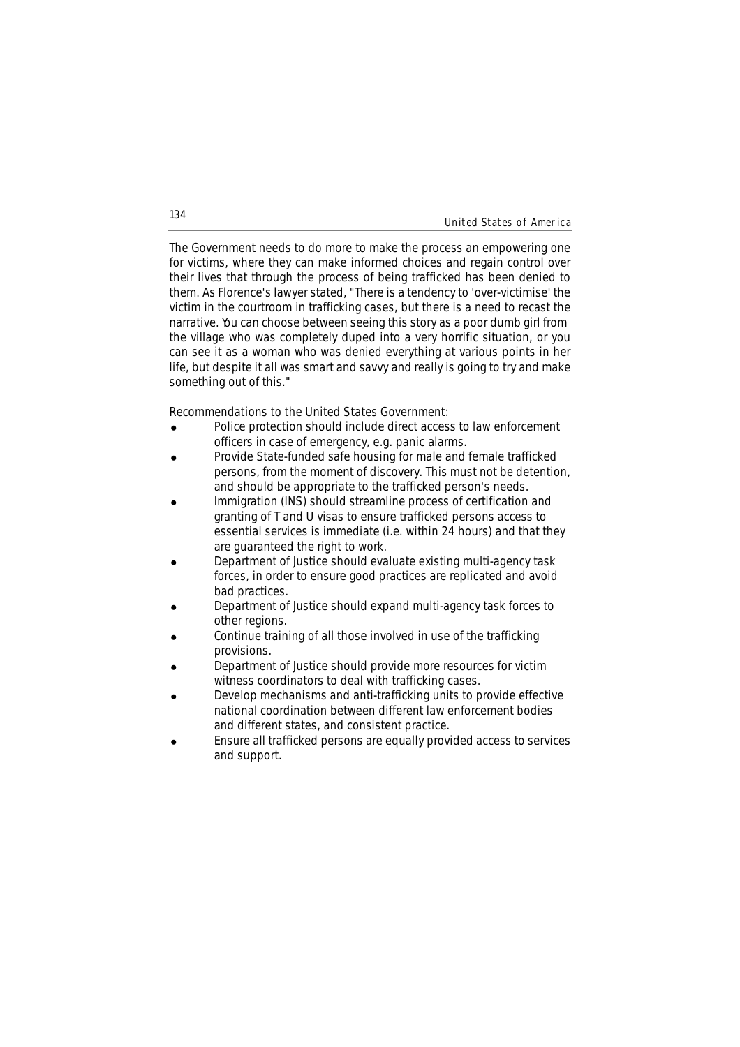The Government needs to do more to make the process an empowering one for victims, where they can make informed choices and regain control over their lives that through the process of being trafficked has been denied to them. As Florence's lawyer stated, "There is a tendency to 'over-victimise' the victim in the courtroom in trafficking cases, but there is a need to recast the narrative. You can choose between seeing this story as a poor dumb girl from the village who was completely duped into a very horrific situation, or you can see it as a woman who was denied everything at various points in her life, but despite it all was smart and savvy and really is going to try and make something out of this."

Recommendations to the United States Government:

- Police protection should include direct access to law enforcement officers in case of emergency, e.g. panic alarms.
- Provide State-funded safe housing for male and female trafficked persons, from the moment of discovery. This must not be detention, and should be appropriate to the trafficked person's needs.
- Immigration (INS) should streamline process of certification and granting of T and U visas to ensure trafficked persons access to essential services is immediate (i.e. within 24 hours) and that they are guaranteed the right to work.
- Department of Justice should evaluate existing multi-agency task forces, in order to ensure good practices are replicated and avoid bad practices.
- Department of Justice should expand multi-agency task forces to other regions.
- Continue training of all those involved in use of the trafficking provisions.
- Department of Justice should provide more resources for victim witness coordinators to deal with trafficking cases.
- Develop mechanisms and anti-trafficking units to provide effective national coordination between different law enforcement bodies and different states, and consistent practice.
- Ensure all trafficked persons are equally provided access to services and support.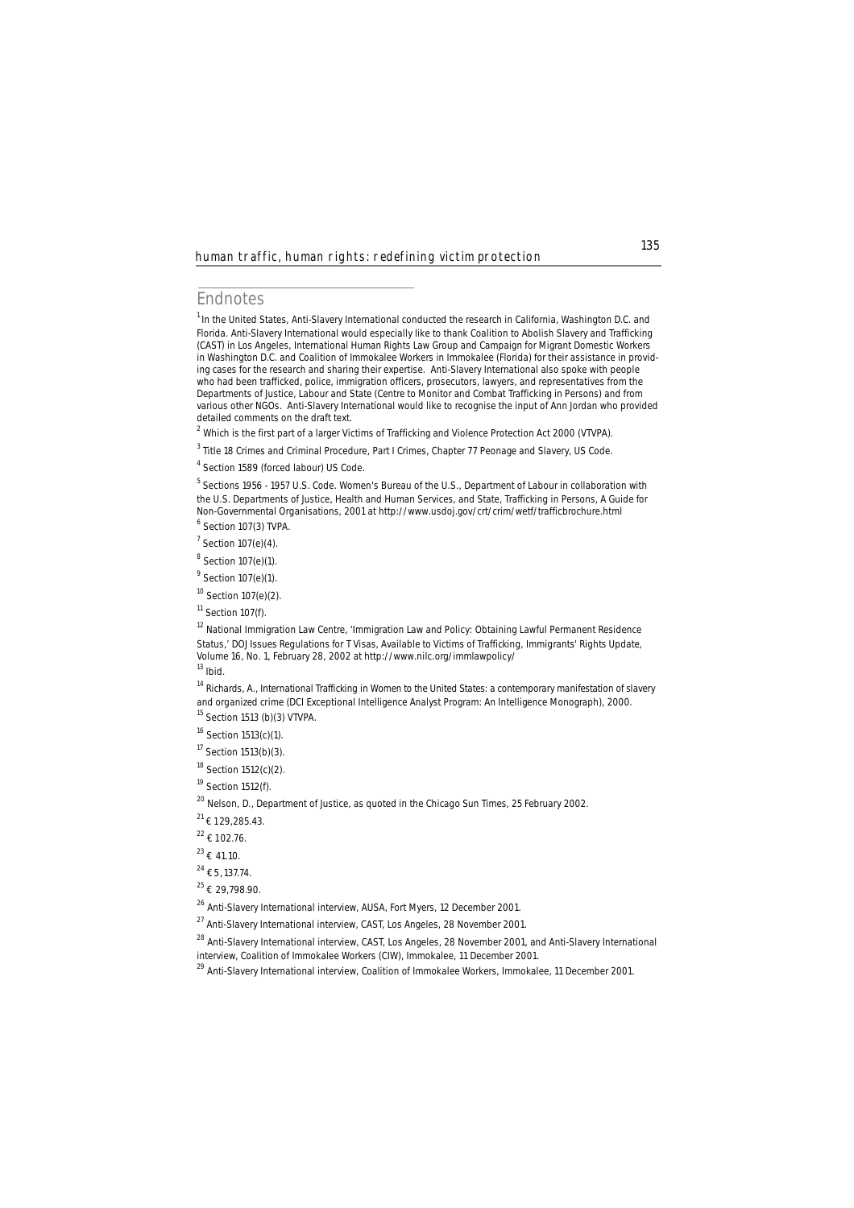## Endnotes

[1] In the United States, Anti-Slavery International conducted the research in California, Washington D.C. and Florida. Anti-Slavery International would especially like to thank Coalition to Abolish Slavery and Trafficking (CAST) in Los Angeles, International Human Rights Law Group and Campaign for Migrant Domestic Workers in Washington D.C. and Coalition of Immokalee Workers in Immokalee (Florida) for their assistance in providing cases for the research and sharing their expertise. Anti-Slavery International also spoke with people who had been trafficked, police, immigration officers, prosecutors, lawyers, and representatives from the Departments of Justice, Labour and State (Centre to Monitor and Combat Trafficking in Persons) and from various other NGOs. Anti-Slavery International would like to recognise the input of Ann Jordan who provided detailed comments on the draft text.

[2] Which is the first part of a larger Victims of Trafficking and Violence Protection Act 2000 (VTVPA).

[3] Title 18 Crimes and Criminal Procedure, Part I Crimes, Chapter 77 Peonage and Slavery, US Code.

[4] Section 1589 (forced labour) US Code.

[5] Sections 1956 - 1957 U.S. Code. Women's Bureau of the U.S., Department of Labour in collaboration with the U.S. Departments of Justice, Health and Human Services, and State, Trafficking in Persons, A Guide for Non-Governmental Organisations, 2001 at http://www.usdoj.gov/crt/crim/wetf/trafficbrochure.html

[6] Section 107(3) TVPA.

[7] Section 107(e)(4).

[8] Section 107(e)(1).

[9] Section 107(e)(1).

[10] Section 107(e)(2).

[11] Section 107(f).

[12] National Immigration Law Centre, 'Immigration Law and Policy: Obtaining Lawful Permanent Residence Status,' DOJ Issues Regulations for T Visas, Available to Victims of Trafficking, Immigrants' Rights Update, Volume 16, No. 1, February 28, 2002 at http://www.nilc.org/immlawpolicy/

[13] Ibid.

[14] Richards, A., International Trafficking in Women to the United States: a contemporary manifestation of slavery and organized crime (DCI Exceptional Intelligence Analyst Program: An Intelligence Monograph), 2000.

[15] Section 1513 (b)(3) VTVPA.

[16] Section 1513(c)(1).

[17] Section 1513(b)(3).

[18] Section 1512(c)(2).

[19] Section 1512(f).

[20] Nelson, D., Department of Justice, as quoted in the Chicago Sun Times, 25 February 2002.

[21] € 129,285.43.

[22] € 102.76.

[23] € 41.10.

[24] € 5,137.74.

[25] € 29,798.90.

[26] Anti-Slavery International interview, AUSA, Fort Myers, 12 December 2001.

[27] Anti-Slavery International interview, CAST, Los Angeles, 28 November 2001.

[28] Anti-Slavery International interview, CAST, Los Angeles, 28 November 2001, and Anti-Slavery International interview, Coalition of Immokalee Workers (CIW), Immokalee, 11 December 2001.

[29] Anti-Slavery International interview, Coalition of Immokalee Workers, Immokalee, 11 December 2001.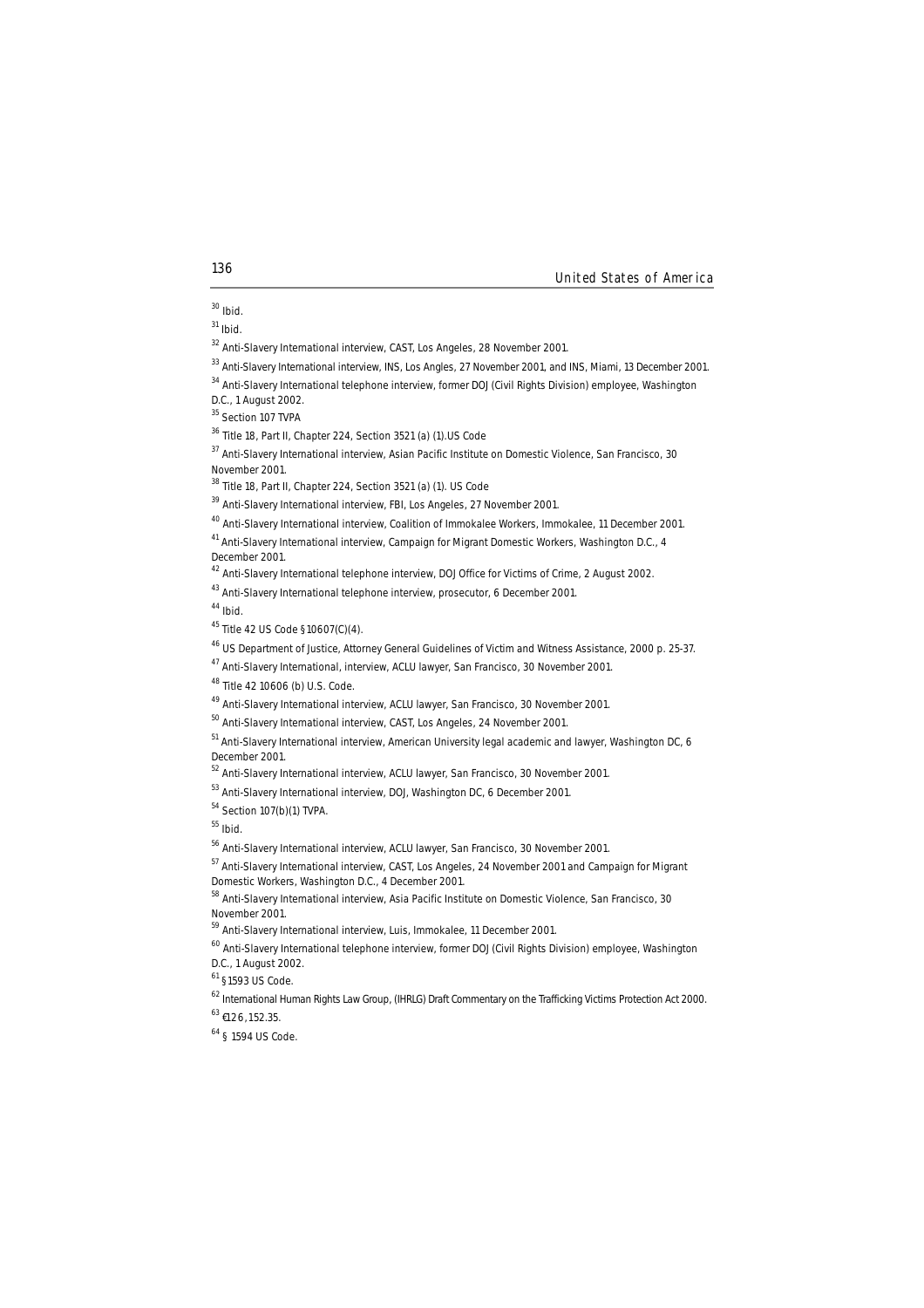[30] Ibid.

[31] Ibid.

[32] Anti-Slavery International interview, CAST, Los Angeles, 28 November 2001.

[33] Anti-Slavery International interview, INS, Los Angles, 27 November 2001, and INS, Miami, 13 December 2001.

[34] Anti-Slavery International telephone interview, former DOJ (Civil Rights Division) employee, Washington D.C., 1 August 2002.

[35] Section 107 TVPA

[36] Title 18, Part II, Chapter 224, Section 3521 (a) (1).US Code

[37] Anti-Slavery International interview, Asian Pacific Institute on Domestic Violence, San Francisco, 30 November 2001.

[38] Title 18, Part II, Chapter 224, Section 3521 (a) (1). US Code

[39] Anti-Slavery International interview, FBI, Los Angeles, 27 November 2001.

[40] Anti-Slavery International interview, Coalition of Immokalee Workers, Immokalee, 11 December 2001.

[41] Anti-Slavery International interview, Campaign for Migrant Domestic Workers, Washington D.C., 4 December 2001.

[42] Anti-Slavery International telephone interview, DOJ Office for Victims of Crime, 2 August 2002.

[43] Anti-Slavery International telephone interview, prosecutor, 6 December 2001.

[44] Ibid.

[45] Title 42 US Code §10607(C)(4).

[46] US Department of Justice, Attorney General Guidelines of Victim and Witness Assistance, 2000 p. 25-37.

[47] Anti-Slavery International, interview, ACLU lawyer, San Francisco, 30 November 2001.

[48] Title 42 10606 (b) U.S. Code.

[49] Anti-Slavery International interview, ACLU lawyer, San Francisco, 30 November 2001.

[50] Anti-Slavery International interview, CAST, Los Angeles, 24 November 2001.

[51] Anti-Slavery International interview, American University legal academic and lawyer, Washington DC, 6 December 2001.

[52] Anti-Slavery International interview, ACLU lawyer, San Francisco, 30 November 2001.

[53] Anti-Slavery International interview, DOJ, Washington DC, 6 December 2001.

[54] Section 107(b)(1) TVPA.

[55] Ibid.

[56] Anti-Slavery International interview, ACLU lawyer, San Francisco, 30 November 2001.

[57] Anti-Slavery International interview, CAST, Los Angeles, 24 November 2001 and Campaign for Migrant Domestic Workers, Washington D.C., 4 December 2001.

[58] Anti-Slavery International interview, Asia Pacific Institute on Domestic Violence, San Francisco, 30 November 2001.

[59] Anti-Slavery International interview, Luis, Immokalee, 11 December 2001.

[60] Anti-Slavery International telephone interview, former DOJ (Civil Rights Division) employee, Washington D.C., 1 August 2002.

[61] §1593 US Code.

[62] International Human Rights Law Group, (IHRLG) Draft Commentary on the Trafficking Victims Protection Act 2000.

[63] €126,152.35.

[64] § 1594 US Code.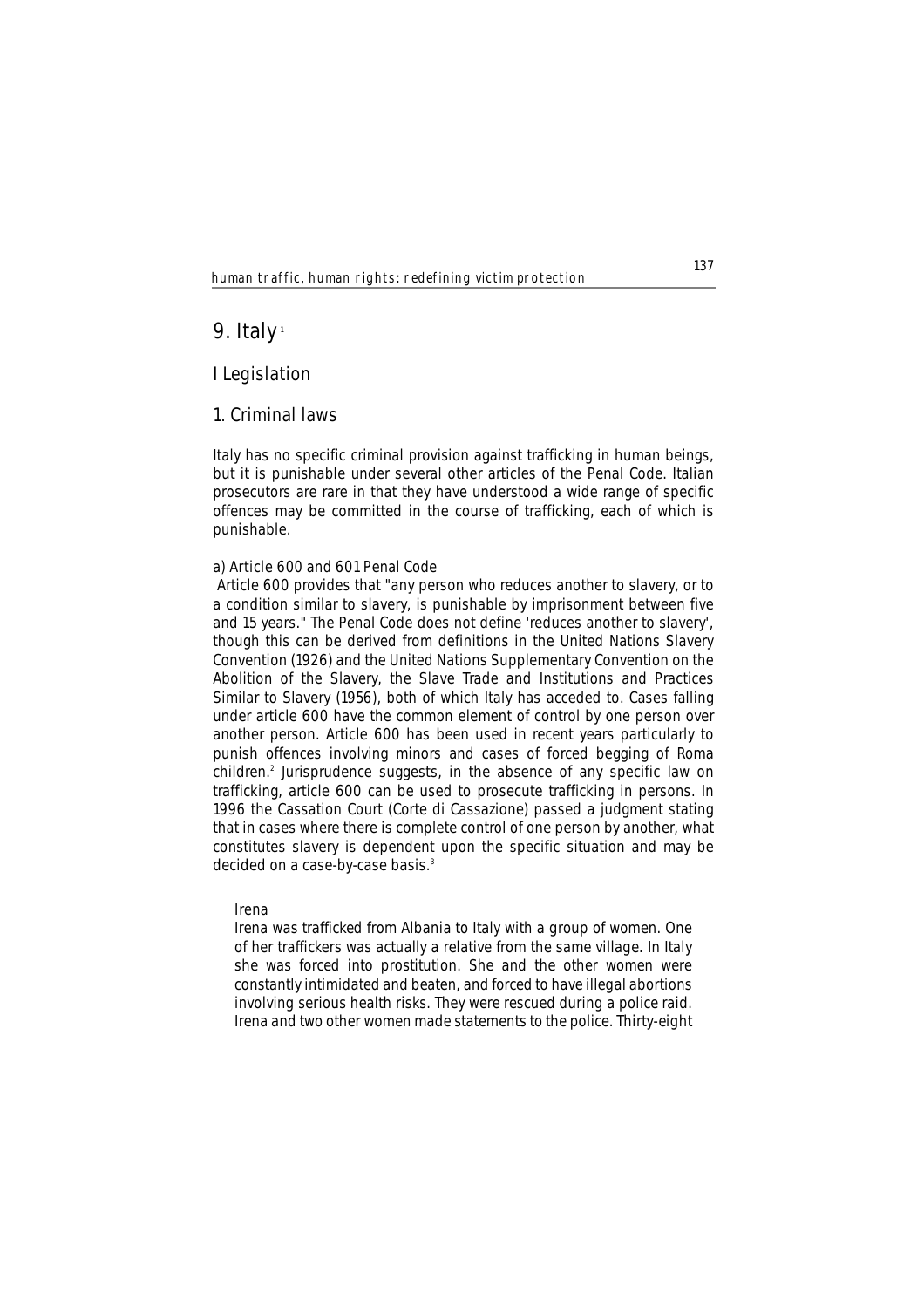# 9. Italy[1]

## I Legislation

### 1. Criminal laws

Italy has no specific criminal provision against trafficking in human beings, but it is punishable under several other articles of the Penal Code. Italian prosecutors are rare in that they have understood a wide range of specific offences may be committed in the course of trafficking, each of which is punishable.

#### a) Article 600 and 601 Penal Code

Article 600 provides that "any person who reduces another to slavery, or to a condition similar to slavery, is punishable by imprisonment between five and 15 years." The Penal Code does not define 'reduces another to slavery', though this can be derived from definitions in the United Nations Slavery Convention (1926) and the United Nations Supplementary Convention on the Abolition of the Slavery, the Slave Trade and Institutions and Practices Similar to Slavery (1956), both of which Italy has acceded to. Cases falling under article 600 have the common element of control by one person over another person. Article 600 has been used in recent years particularly to punish offences involving minors and cases of forced begging of Roma children.[2] Jurisprudence suggests, in the absence of any specific law on trafficking, article 600 can be used to prosecute trafficking in persons. In 1996 the Cassation Court (Corte di Cassazione) passed a judgment stating that in cases where there is complete control of one person by another, what constitutes slavery is dependent upon the specific situation and may be decided on a case-by-case basis.[3]

> Irena
>
> Irena was trafficked from Albania to Italy with a group of women. One of her traffickers was actually a relative from the same village. In Italy she was forced into prostitution. She and the other women were constantly intimidated and beaten, and forced to have illegal abortions involving serious health risks. They were rescued during a police raid. Irena and two other women made statements to the police. Thirty-eight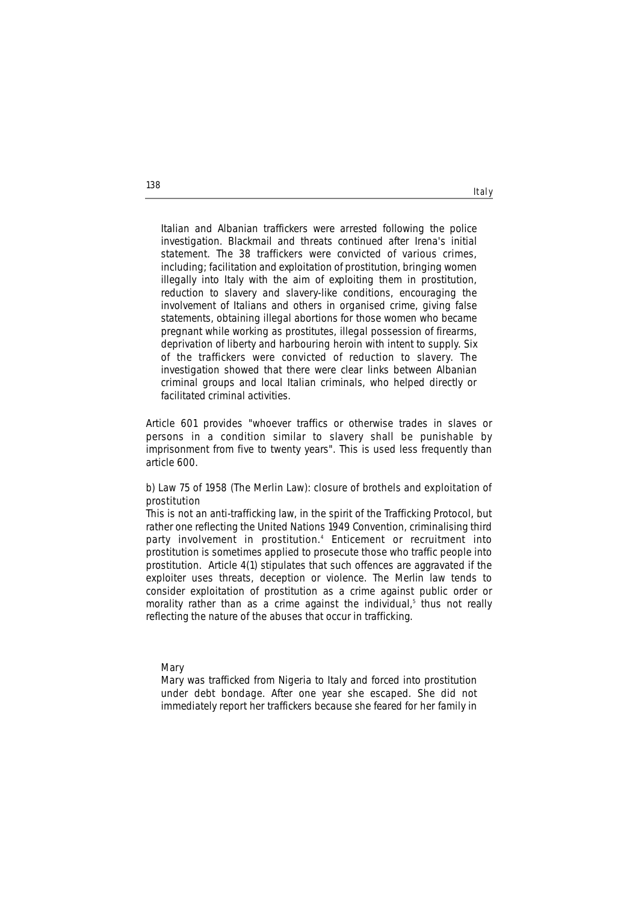Italian and Albanian traffickers were arrested following the police investigation. Blackmail and threats continued after Irena's initial statement. The 38 traffickers were convicted of various crimes, including; facilitation and exploitation of prostitution, bringing women illegally into Italy with the aim of exploiting them in prostitution, reduction to slavery and slavery-like conditions, encouraging the involvement of Italians and others in organised crime, giving false statements, obtaining illegal abortions for those women who became pregnant while working as prostitutes, illegal possession of firearms, deprivation of liberty and harbouring heroin with intent to supply. Six of the traffickers were convicted of reduction to slavery. The investigation showed that there were clear links between Albanian criminal groups and local Italian criminals, who helped directly or facilitated criminal activities.

Article 601 provides "whoever traffics or otherwise trades in slaves or persons in a condition similar to slavery shall be punishable by imprisonment from five to twenty years". This is used less frequently than article 600.

b) Law 75 of 1958 (The Merlin Law): closure of brothels and exploitation of prostitution

This is not an anti-trafficking law, in the spirit of the Trafficking Protocol, but rather one reflecting the United Nations 1949 Convention, criminalising third party involvement in prostitution.[4] Enticement or recruitment into prostitution is sometimes applied to prosecute those who traffic people into prostitution. Article 4(1) stipulates that such offences are aggravated if the exploiter uses threats, deception or violence. The Merlin law tends to consider exploitation of prostitution as a crime against public order or morality rather than as a crime against the individual,[5] thus not really reflecting the nature of the abuses that occur in trafficking.

Mary

Mary was trafficked from Nigeria to Italy and forced into prostitution under debt bondage. After one year she escaped. She did not immediately report her traffickers because she feared for her family in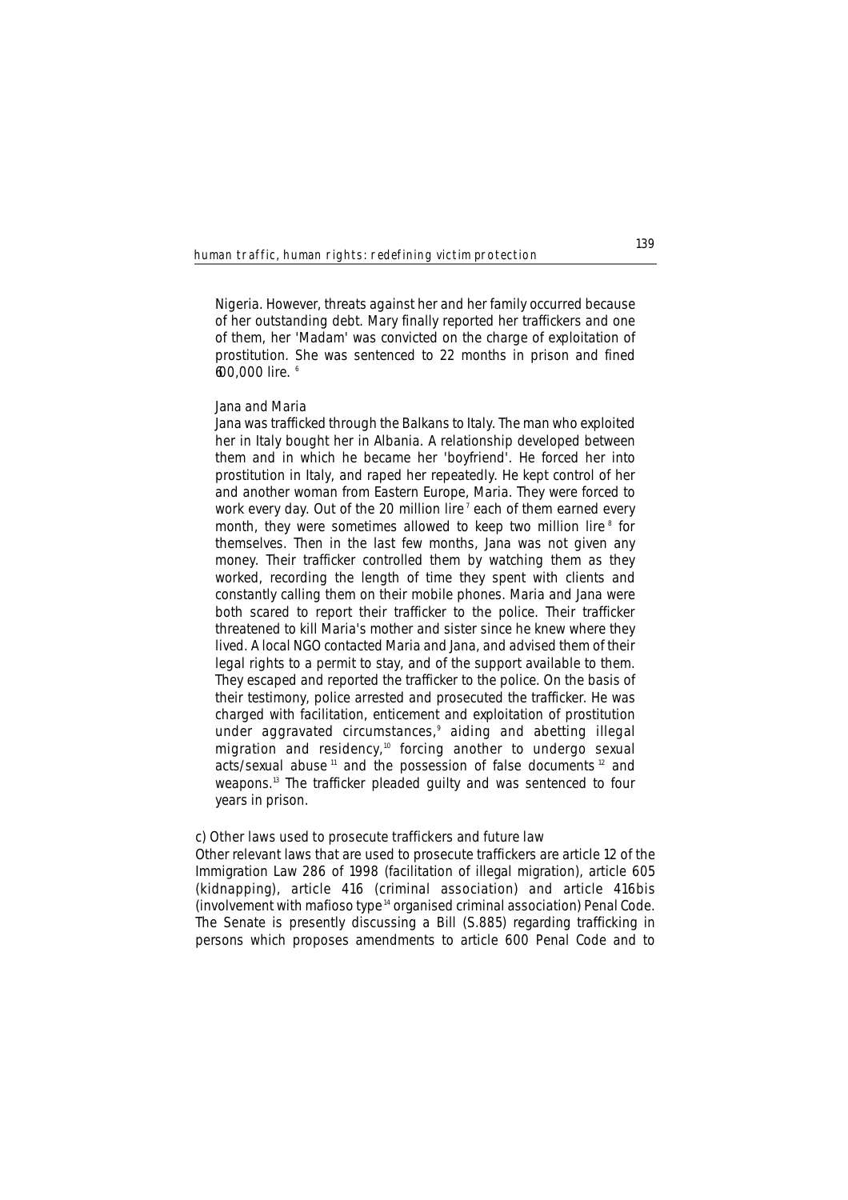Nigeria. However, threats against her and her family occurred because of her outstanding debt. Mary finally reported her traffickers and one of them, her 'Madam' was convicted on the charge of exploitation of prostitution. She was sentenced to 22 months in prison and fined 600,000 lire. [6]

*Jana and Maria*

Jana was trafficked through the Balkans to Italy. The man who exploited her in Italy bought her in Albania. A relationship developed between them and in which he became her 'boyfriend'. He forced her into prostitution in Italy, and raped her repeatedly. He kept control of her and another woman from Eastern Europe, Maria. They were forced to work every day. Out of the 20 million lire [7] each of them earned every month, they were sometimes allowed to keep two million lire [8] for themselves. Then in the last few months, Jana was not given any money. Their trafficker controlled them by watching them as they worked, recording the length of time they spent with clients and constantly calling them on their mobile phones. Maria and Jana were both scared to report their trafficker to the police. Their trafficker threatened to kill Maria's mother and sister since he knew where they lived. A local NGO contacted Maria and Jana, and advised them of their legal rights to a permit to stay, and of the support available to them. They escaped and reported the trafficker to the police. On the basis of their testimony, police arrested and prosecuted the trafficker. He was charged with facilitation, enticement and exploitation of prostitution under aggravated circumstances,[9] aiding and abetting illegal migration and residency,[10] forcing another to undergo sexual acts/sexual abuse [11] and the possession of false documents [12] and weapons.[13] The trafficker pleaded guilty and was sentenced to four years in prison.

*c) Other laws used to prosecute traffickers and future law*

Other relevant laws that are used to prosecute traffickers are article 12 of the Immigration Law 286 of 1998 (facilitation of illegal migration), article 605 (kidnapping), article 416 (criminal association) and article 416bis (involvement with mafioso type [14] organised criminal association) Penal Code. The Senate is presently discussing a Bill (S.885) regarding trafficking in persons which proposes amendments to article 600 Penal Code and to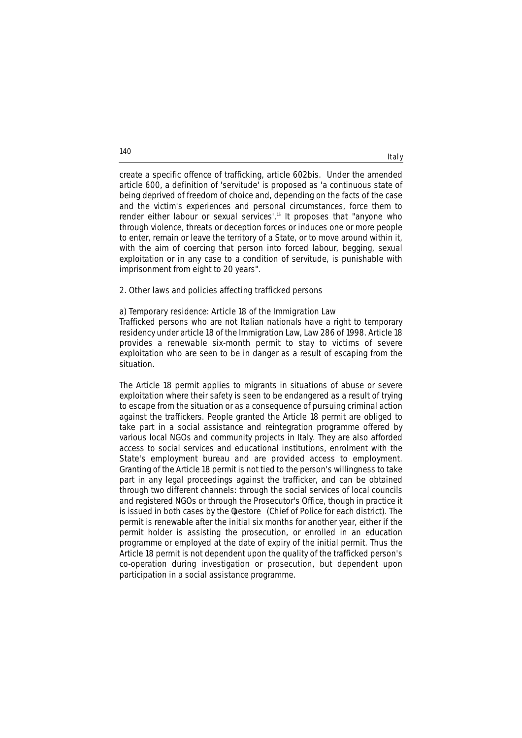create a specific offence of trafficking, article 602bis. Under the amended article 600, a definition of 'servitude' is proposed as 'a continuous state of being deprived of freedom of choice and, depending on the facts of the case and the victim's experiences and personal circumstances, force them to render either labour or sexual services'.[15] It proposes that "anyone who through violence, threats or deception forces or induces one or more people to enter, remain or leave the territory of a State, or to move around within it, with the aim of coercing that person into forced labour, begging, sexual exploitation or in any case to a condition of servitude, is punishable with imprisonment from eight to 20 years".

## 2. Other laws and policies affecting trafficked persons

### a) Temporary residence: Article 18 of the Immigration Law

Trafficked persons who are not Italian nationals have a right to temporary residency under article 18 of the Immigration Law, Law 286 of 1998. Article 18 provides a renewable six-month permit to stay to victims of severe exploitation who are seen to be in danger as a result of escaping from the situation.

The Article 18 permit applies to migrants in situations of abuse or severe exploitation where their safety is seen to be endangered as a result of trying to escape from the situation or as a consequence of pursuing criminal action against the traffickers. People granted the Article 18 permit are obliged to take part in a social assistance and reintegration programme offered by various local NGOs and community projects in Italy. They are also afforded access to social services and educational institutions, enrolment with the State's employment bureau and are provided access to employment. Granting of the Article 18 permit is not tied to the person's willingness to take part in any legal proceedings against the trafficker, and can be obtained through two different channels: through the social services of local councils and registered NGOs or through the Prosecutor's Office, though in practice it is issued in both cases by the *Questore* (Chief of Police for each district). The permit is renewable after the initial six months for another year, either if the permit holder is assisting the prosecution, or enrolled in an education programme or employed at the date of expiry of the initial permit. Thus the Article 18 permit is not dependent upon the quality of the trafficked person's co-operation during investigation or prosecution, but dependent upon participation in a social assistance programme.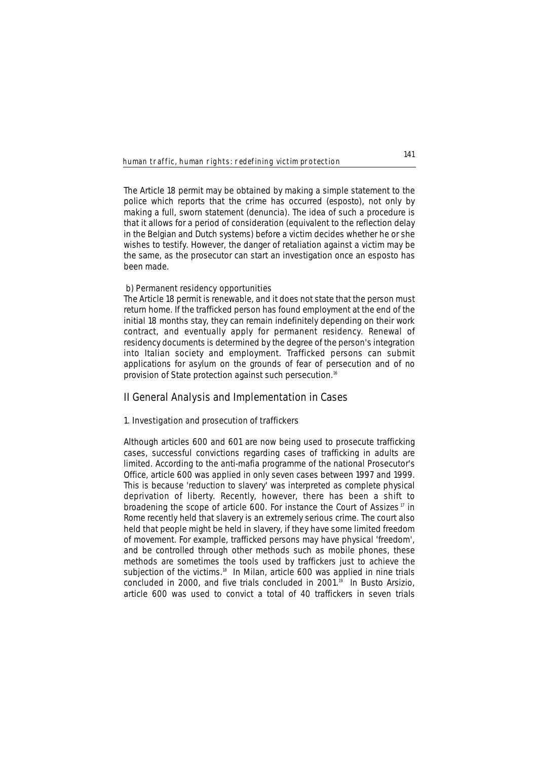The Article 18 permit may be obtained by making a simple statement to the police which reports that the crime has occurred (esposto), not only by making a full, sworn statement (denuncia). The idea of such a procedure is that it allows for a period of consideration (equivalent to the reflection delay in the Belgian and Dutch systems) before a victim decides whether he or she wishes to testify. However, the danger of retaliation against a victim may be the same, as the prosecutor can start an investigation once an esposto has been made.

b) Permanent residency opportunities

The Article 18 permit is renewable, and it does not state that the person must return home. If the trafficked person has found employment at the end of the initial 18 months stay, they can remain indefinitely depending on their work contract, and eventually apply for permanent residency. Renewal of residency documents is determined by the degree of the person's integration into Italian society and employment. Trafficked persons can submit applications for asylum on the grounds of fear of persecution and of no provision of State protection against such persecution.[16]

## II General Analysis and Implementation in Cases

### 1. Investigation and prosecution of traffickers

Although articles 600 and 601 are now being used to prosecute trafficking cases, successful convictions regarding cases of trafficking in adults are limited. According to the anti-mafia programme of the national Prosecutor's Office, article 600 was applied in only seven cases between 1997 and 1999. This is because 'reduction to slavery' was interpreted as complete physical deprivation of liberty. Recently, however, there has been a shift to broadening the scope of article 600. For instance the Court of Assizes[17] in Rome recently held that slavery is an extremely serious crime. The court also held that people might be held in slavery, if they have some limited freedom of movement. For example, trafficked persons may have physical 'freedom', and be controlled through other methods such as mobile phones, these methods are sometimes the tools used by traffickers just to achieve the subjection of the victims.[18] In Milan, article 600 was applied in nine trials concluded in 2000, and five trials concluded in 2001.[19] In Busto Arsizio, article 600 was used to convict a total of 40 traffickers in seven trials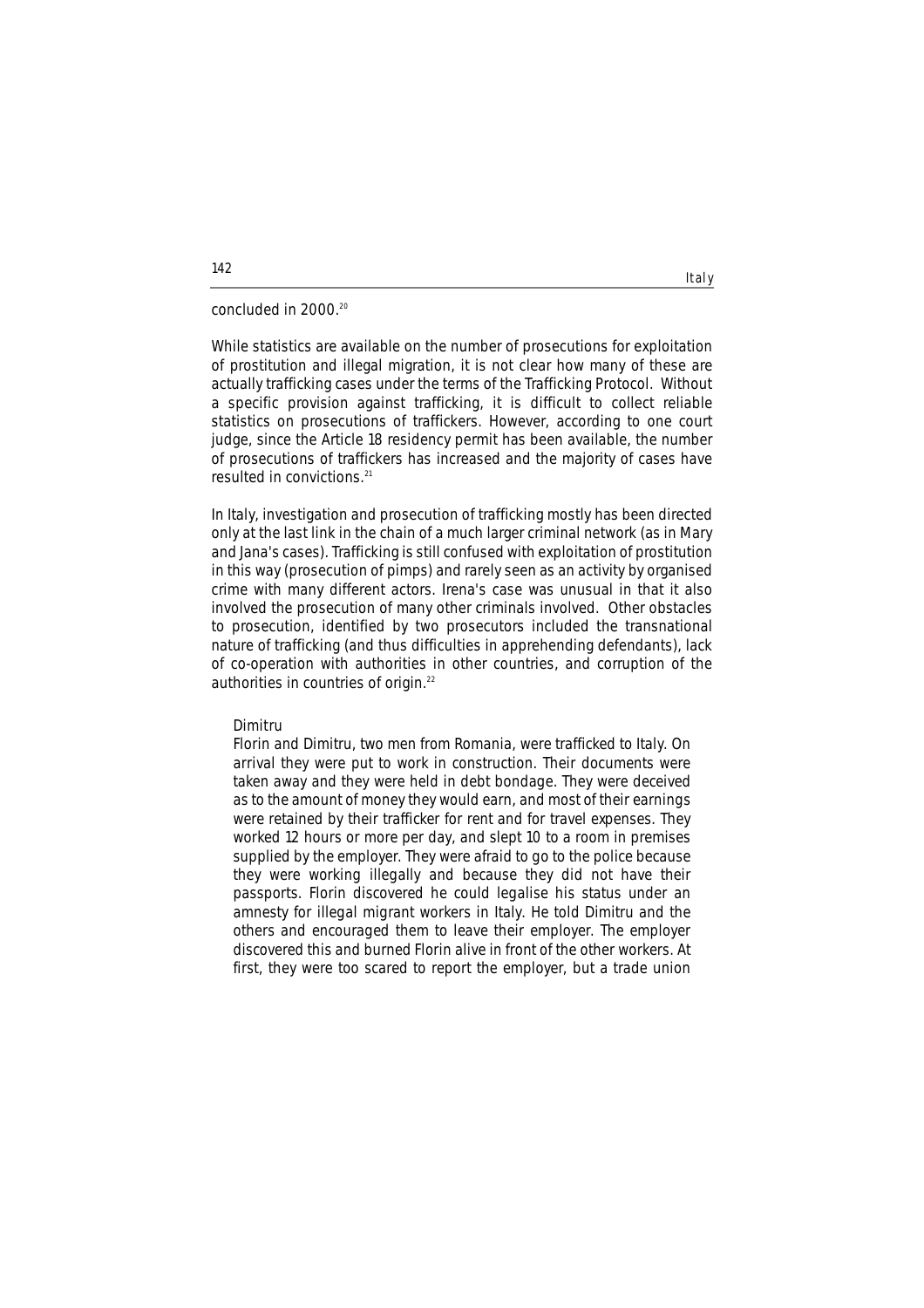concluded in 2000.[20]

While statistics are available on the number of prosecutions for exploitation of prostitution and illegal migration, it is not clear how many of these are actually trafficking cases under the terms of the Trafficking Protocol. Without a specific provision against trafficking, it is difficult to collect reliable statistics on prosecutions of traffickers. However, according to one court judge, since the Article 18 residency permit has been available, the number of prosecutions of traffickers has increased and the majority of cases have resulted in convictions.[21]

In Italy, investigation and prosecution of trafficking mostly has been directed only at the last link in the chain of a much larger criminal network (as in Mary and Jana's cases). Trafficking is still confused with exploitation of prostitution in this way (prosecution of pimps) and rarely seen as an activity by organised crime with many different actors. Irena's case was unusual in that it also involved the prosecution of many other criminals involved. Other obstacles to prosecution, identified by two prosecutors included the transnational nature of trafficking (and thus difficulties in apprehending defendants), lack of co-operation with authorities in other countries, and corruption of the authorities in countries of origin.[22]

> Dimitru
>
> Florin and Dimitru, two men from Romania, were trafficked to Italy. On arrival they were put to work in construction. Their documents were taken away and they were held in debt bondage. They were deceived as to the amount of money they would earn, and most of their earnings were retained by their trafficker for rent and for travel expenses. They worked 12 hours or more per day, and slept 10 to a room in premises supplied by the employer. They were afraid to go to the police because they were working illegally and because they did not have their passports. Florin discovered he could legalise his status under an amnesty for illegal migrant workers in Italy. He told Dimitru and the others and encouraged them to leave their employer. The employer discovered this and burned Florin alive in front of the other workers. At first, they were too scared to report the employer, but a trade union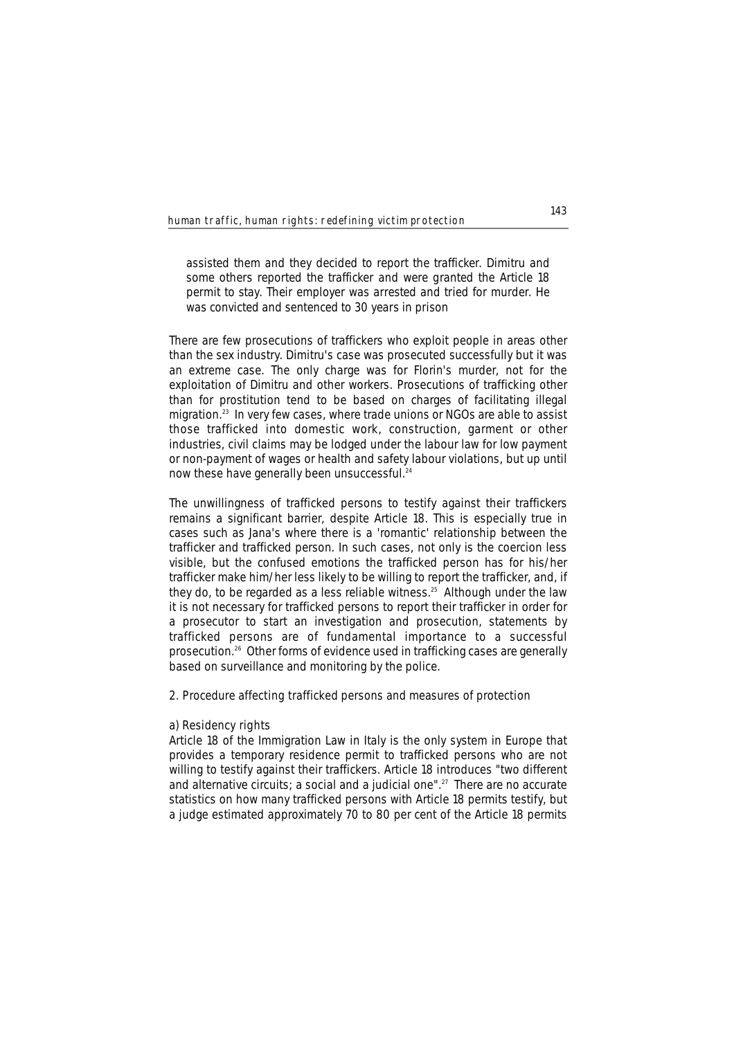assisted them and they decided to report the trafficker. Dimitru and some others reported the trafficker and were granted the Article 18 permit to stay. Their employer was arrested and tried for murder. He was convicted and sentenced to 30 years in prison

There are few prosecutions of traffickers who exploit people in areas other than the sex industry. Dimitru's case was prosecuted successfully but it was an extreme case. The only charge was for Florin's murder, not for the exploitation of Dimitru and other workers. Prosecutions of trafficking other than for prostitution tend to be based on charges of facilitating illegal migration.[23] In very few cases, where trade unions or NGOs are able to assist those trafficked into domestic work, construction, garment or other industries, civil claims may be lodged under the labour law for low payment or non-payment of wages or health and safety labour violations, but up until now these have generally been unsuccessful.[24]

The unwillingness of trafficked persons to testify against their traffickers remains a significant barrier, despite Article 18. This is especially true in cases such as Jana's where there is a 'romantic' relationship between the trafficker and trafficked person. In such cases, not only is the coercion less visible, but the confused emotions the trafficked person has for his/her trafficker make him/her less likely to be willing to report the trafficker, and, if they do, to be regarded as a less reliable witness.[25] Although under the law it is not necessary for trafficked persons to report their trafficker in order for a prosecutor to start an investigation and prosecution, statements by trafficked persons are of fundamental importance to a successful prosecution.[26] Other forms of evidence used in trafficking cases are generally based on surveillance and monitoring by the police.

2. Procedure affecting trafficked persons and measures of protection

a) Residency rights

Article 18 of the Immigration Law in Italy is the only system in Europe that provides a temporary residence permit to trafficked persons who are not willing to testify against their traffickers. Article 18 introduces "two different and alternative circuits; a social and a judicial one".[27] There are no accurate statistics on how many trafficked persons with Article 18 permits testify, but a judge estimated approximately 70 to 80 per cent of the Article 18 permits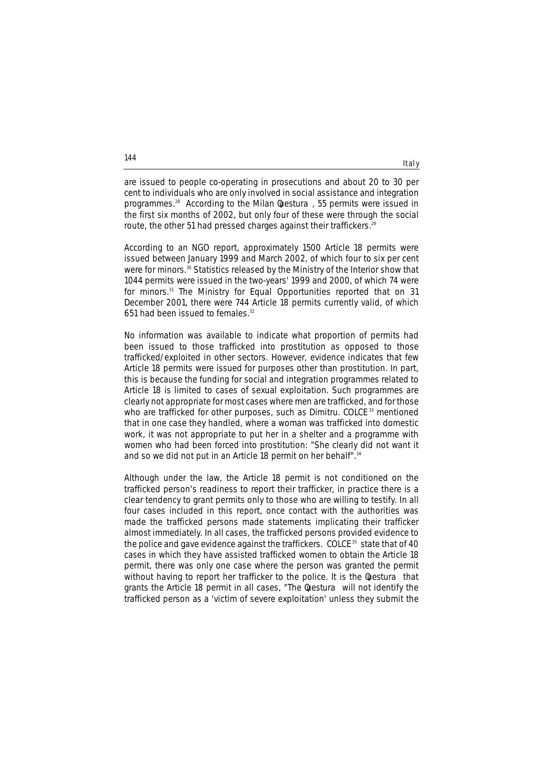are issued to people co-operating in prosecutions and about 20 to 30 per cent to individuals who are only involved in social assistance and integration programmes.[28] According to the Milan *Questura*, 55 permits were issued in the first six months of 2002, but only four of these were through the social route, the other 51 had pressed charges against their traffickers.[29]

According to an NGO report, approximately 1500 Article 18 permits were issued between January 1999 and March 2002, of which four to six per cent were for minors.[30] Statistics released by the Ministry of the Interior show that 1044 permits were issued in the two-years' 1999 and 2000, of which 74 were for minors.[31] The Ministry for Equal Opportunities reported that on 31 December 2001, there were 744 Article 18 permits currently valid, of which 651 had been issued to females.[32]

No information was available to indicate what proportion of permits had been issued to those trafficked into prostitution as opposed to those trafficked/exploited in other sectors. However, evidence indicates that few Article 18 permits were issued for purposes other than prostitution. In part, this is because the funding for social and integration programmes related to Article 18 is limited to cases of sexual exploitation. Such programmes are clearly not appropriate for most cases where men are trafficked, and for those who are trafficked for other purposes, such as Dimitru. COLCE[33] mentioned that in one case they handled, where a woman was trafficked into domestic work, it was not appropriate to put her in a shelter and a programme with women who had been forced into prostitution: "She clearly did not want it and so we did not put in an Article 18 permit on her behalf".[34]

Although under the law, the Article 18 permit is not conditioned on the trafficked person's readiness to report their trafficker, in practice there is a clear tendency to grant permits only to those who are willing to testify. In all four cases included in this report, once contact with the authorities was made the trafficked persons made statements implicating their trafficker almost immediately. In all cases, the trafficked persons provided evidence to the police and gave evidence against the traffickers. COLCE[35] state that of 40 cases in which they have assisted trafficked women to obtain the Article 18 permit, there was only one case where the person was granted the permit without having to report her trafficker to the police. It is the *Questura* that grants the Article 18 permit in all cases, "The *Questura* will not identify the trafficked person as a 'victim of severe exploitation' unless they submit the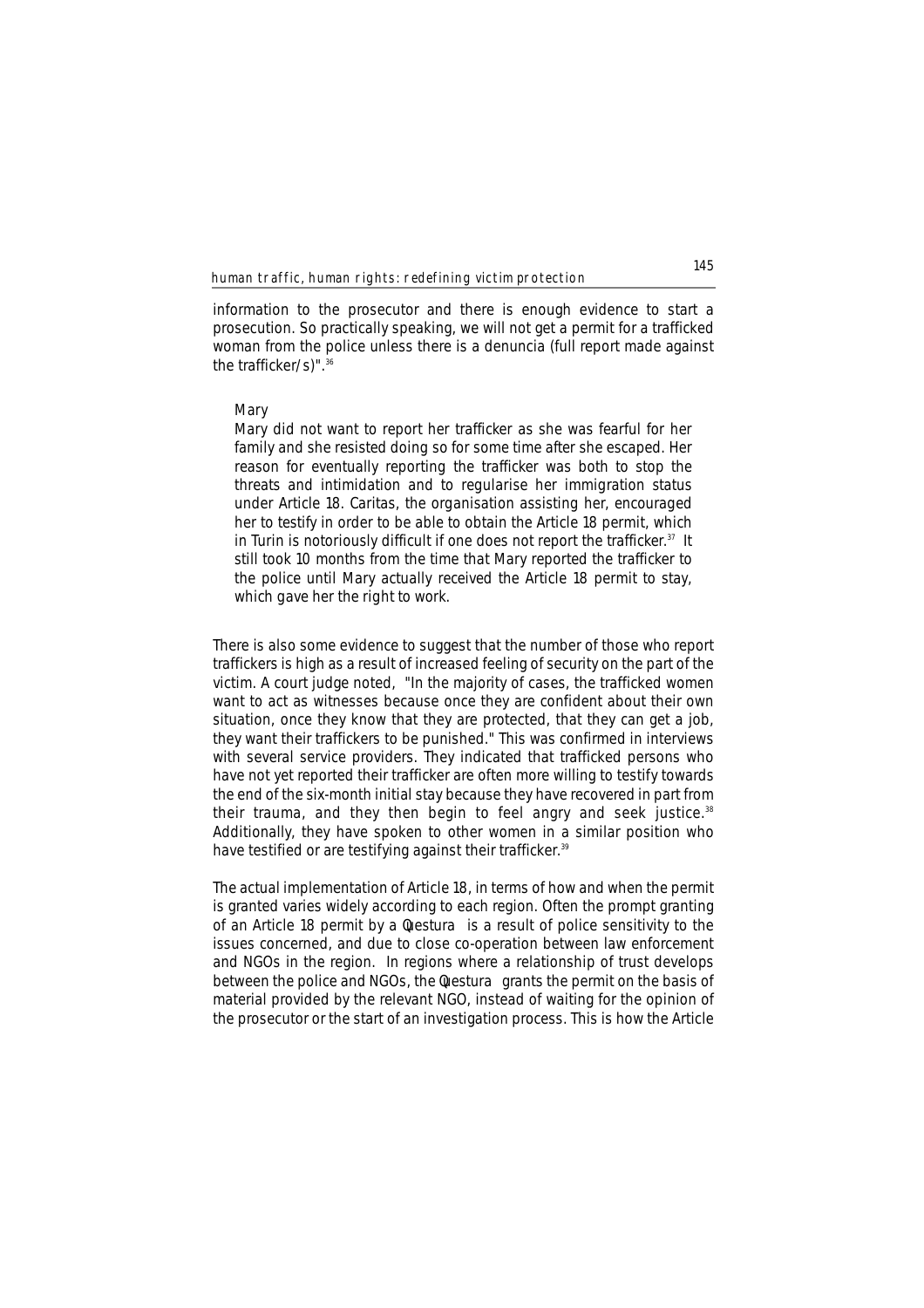information to the prosecutor and there is enough evidence to start a prosecution. So practically speaking, we will not get a permit for a trafficked woman from the police unless there is a denuncia (full report made against the trafficker/s)".[36]

> Mary
>
> Mary did not want to report her trafficker as she was fearful for her family and she resisted doing so for some time after she escaped. Her reason for eventually reporting the trafficker was both to stop the threats and intimidation and to regularise her immigration status under Article 18. Caritas, the organisation assisting her, encouraged her to testify in order to be able to obtain the Article 18 permit, which in Turin is notoriously difficult if one does not report the trafficker.[37] It still took 10 months from the time that Mary reported the trafficker to the police until Mary actually received the Article 18 permit to stay, which gave her the right to work.

There is also some evidence to suggest that the number of those who report traffickers is high as a result of increased feeling of security on the part of the victim. A court judge noted, "In the majority of cases, the trafficked women want to act as witnesses because once they are confident about their own situation, once they know that they are protected, that they can get a job, they want their traffickers to be punished." This was confirmed in interviews with several service providers. They indicated that trafficked persons who have not yet reported their trafficker are often more willing to testify towards the end of the six-month initial stay because they have recovered in part from their trauma, and they then begin to feel angry and seek justice.[38] Additionally, they have spoken to other women in a similar position who have testified or are testifying against their trafficker.[39]

The actual implementation of Article 18, in terms of how and when the permit is granted varies widely according to each region. Often the prompt granting of an Article 18 permit by a *Questura* is a result of police sensitivity to the issues concerned, and due to close co-operation between law enforcement and NGOs in the region. In regions where a relationship of trust develops between the police and NGOs, the *Questura* grants the permit on the basis of material provided by the relevant NGO, instead of waiting for the opinion of the prosecutor or the start of an investigation process. This is how the Article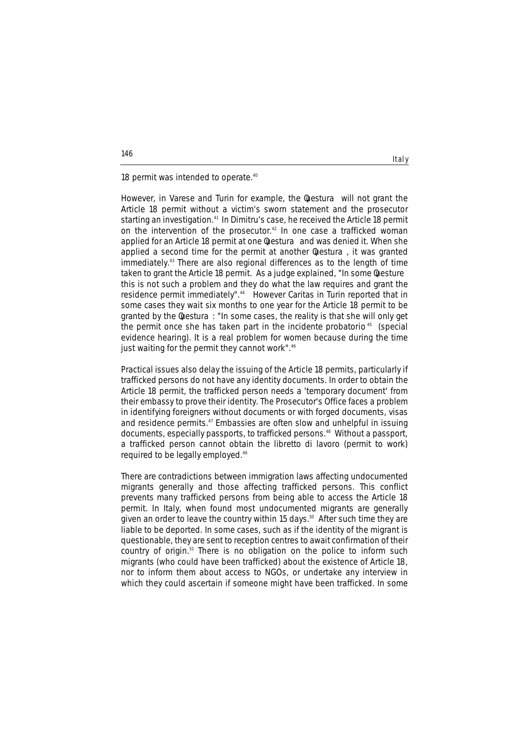18 permit was intended to operate.[40]

However, in Varese and Turin for example, the *Questura* will not grant the Article 18 permit without a victim's sworn statement and the prosecutor starting an investigation.[41] In Dimitru's case, he received the Article 18 permit on the intervention of the prosecutor.[42] In one case a trafficked woman applied for an Article 18 permit at one *Questura* and was denied it. When she applied a second time for the permit at another *Questura*, it was granted immediately.[43] There are also regional differences as to the length of time taken to grant the Article 18 permit. As a judge explained, "In some *Questure* this is not such a problem and they do what the law requires and grant the residence permit immediately".[44] However Caritas in Turin reported that in some cases they wait six months to one year for the Article 18 permit to be granted by the *Questura*: "In some cases, the reality is that she will only get the permit once she has taken part in the *incidente probatorio*[45] (special evidence hearing). It is a real problem for women because during the time just waiting for the permit they cannot work".[46]

Practical issues also delay the issuing of the Article 18 permits, particularly if trafficked persons do not have any identity documents. In order to obtain the Article 18 permit, the trafficked person needs a 'temporary document' from their embassy to prove their identity. The Prosecutor's Office faces a problem in identifying foreigners without documents or with forged documents, visas and residence permits.[47] Embassies are often slow and unhelpful in issuing documents, especially passports, to trafficked persons.[48] Without a passport, a trafficked person cannot obtain the *libretto di lavoro* (permit to work) required to be legally employed.[49]

There are contradictions between immigration laws affecting undocumented migrants generally and those affecting trafficked persons. This conflict prevents many trafficked persons from being able to access the Article 18 permit. In Italy, when found most undocumented migrants are generally given an order to leave the country within 15 days.[50] After such time they are liable to be deported. In some cases, such as if the identity of the migrant is questionable, they are sent to reception centres to await confirmation of their country of origin.[51] There is no obligation on the police to inform such migrants (who could have been trafficked) about the existence of Article 18, nor to inform them about access to NGOs, or undertake any interview in which they could ascertain if someone might have been trafficked. In some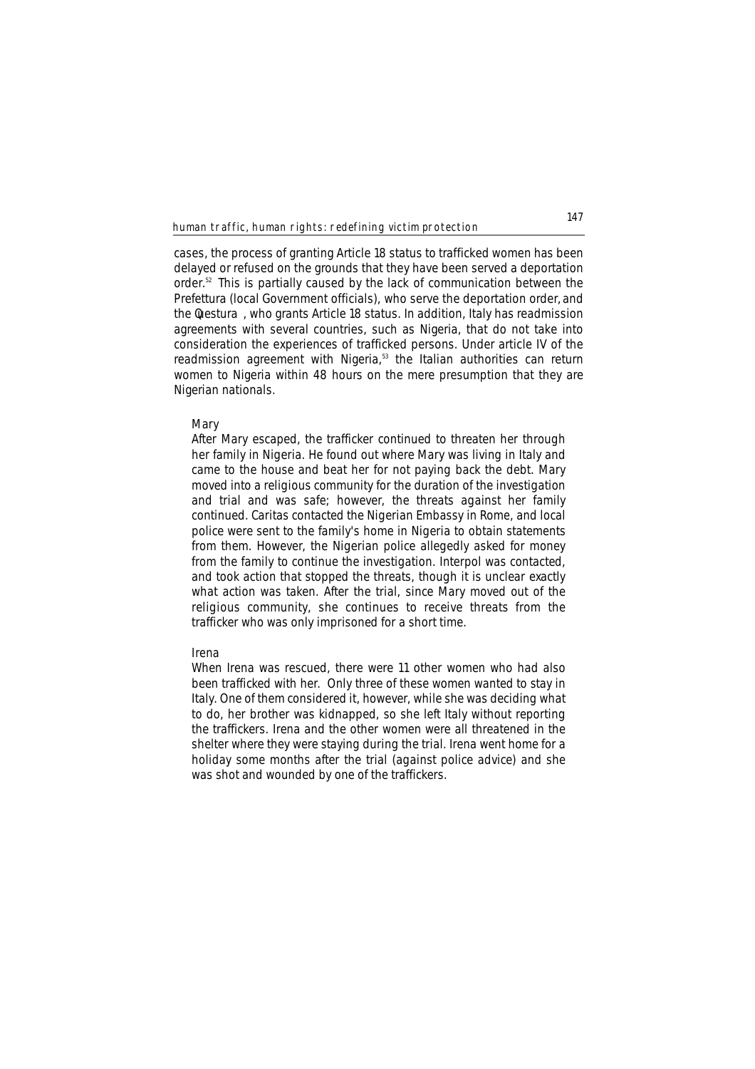cases, the process of granting Article 18 status to trafficked women has been delayed or refused on the grounds that they have been served a deportation order.[52] This is partially caused by the lack of communication between the Prefettura (local Government officials), who serve the deportation order, and the Questura, who grants Article 18 status. In addition, Italy has readmission agreements with several countries, such as Nigeria, that do not take into consideration the experiences of trafficked persons. Under article IV of the readmission agreement with Nigeria,[53] the Italian authorities can return women to Nigeria within 48 hours on the mere presumption that they are Nigerian nationals.

> Mary
>
> After Mary escaped, the trafficker continued to threaten her through her family in Nigeria. He found out where Mary was living in Italy and came to the house and beat her for not paying back the debt. Mary moved into a religious community for the duration of the investigation and trial and was safe; however, the threats against her family continued. Caritas contacted the Nigerian Embassy in Rome, and local police were sent to the family's home in Nigeria to obtain statements from them. However, the Nigerian police allegedly asked for money from the family to continue the investigation. Interpol was contacted, and took action that stopped the threats, though it is unclear exactly what action was taken. After the trial, since Mary moved out of the religious community, she continues to receive threats from the trafficker who was only imprisoned for a short time.

> Irena
>
> When Irena was rescued, there were 11 other women who had also been trafficked with her. Only three of these women wanted to stay in Italy. One of them considered it, however, while she was deciding what to do, her brother was kidnapped, so she left Italy without reporting the traffickers. Irena and the other women were all threatened in the shelter where they were staying during the trial. Irena went home for a holiday some months after the trial (against police advice) and she was shot and wounded by one of the traffickers.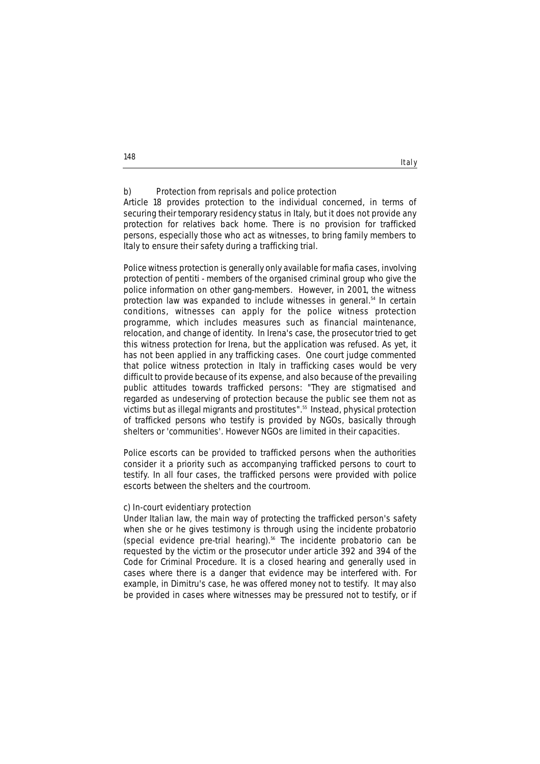b) Protection from reprisals and police protection

Article 18 provides protection to the individual concerned, in terms of securing their temporary residency status in Italy, but it does not provide any protection for relatives back home. There is no provision for trafficked persons, especially those who act as witnesses, to bring family members to Italy to ensure their safety during a trafficking trial.

Police witness protection is generally only available for mafia cases, involving protection of pentiti - members of the organised criminal group who give the police information on other gang-members. However, in 2001, the witness protection law was expanded to include witnesses in general.[54] In certain conditions, witnesses can apply for the police witness protection programme, which includes measures such as financial maintenance, relocation, and change of identity. In Irena's case, the prosecutor tried to get this witness protection for Irena, but the application was refused. As yet, it has not been applied in any trafficking cases. One court judge commented that police witness protection in Italy in trafficking cases would be very difficult to provide because of its expense, and also because of the prevailing public attitudes towards trafficked persons: "They are stigmatised and regarded as undeserving of protection because the public see them not as victims but as illegal migrants and prostitutes".[55] Instead, physical protection of trafficked persons who testify is provided by NGOs, basically through shelters or 'communities'. However NGOs are limited in their capacities.

Police escorts can be provided to trafficked persons when the authorities consider it a priority such as accompanying trafficked persons to court to testify. In all four cases, the trafficked persons were provided with police escorts between the shelters and the courtroom.

c) In-court evidentiary protection

Under Italian law, the main way of protecting the trafficked person's safety when she or he gives testimony is through using the incidente probatorio (special evidence pre-trial hearing).[56] The incidente probatorio can be requested by the victim or the prosecutor under article 392 and 394 of the Code for Criminal Procedure. It is a closed hearing and generally used in cases where there is a danger that evidence may be interfered with. For example, in Dimitru's case, he was offered money not to testify. It may also be provided in cases where witnesses may be pressured not to testify, or if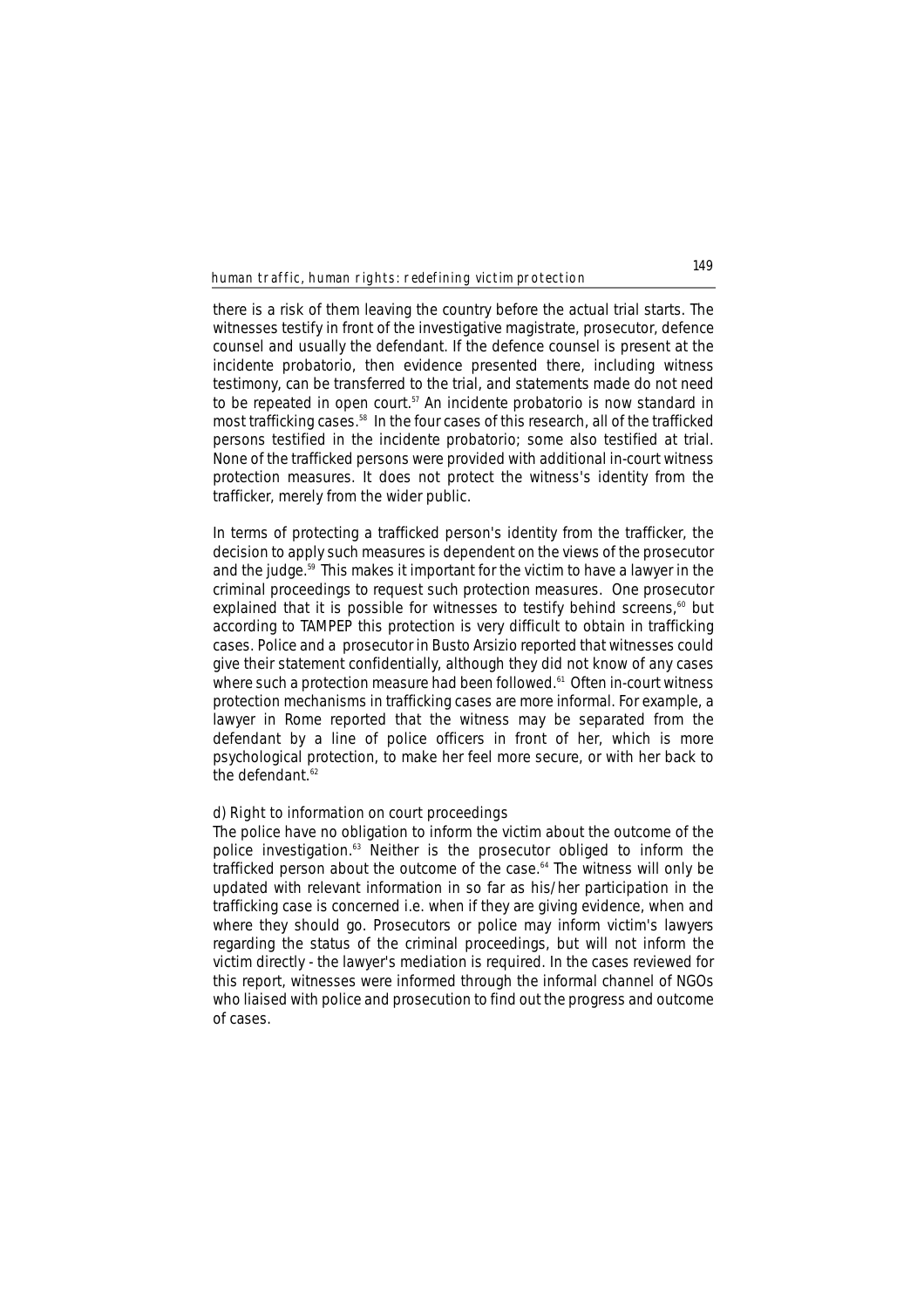there is a risk of them leaving the country before the actual trial starts. The witnesses testify in front of the investigative magistrate, prosecutor, defence counsel and usually the defendant. If the defence counsel is present at the incidente probatorio, then evidence presented there, including witness testimony, can be transferred to the trial, and statements made do not need to be repeated in open court.[57] An incidente probatorio is now standard in most trafficking cases.[58] In the four cases of this research, all of the trafficked persons testified in the incidente probatorio; some also testified at trial. None of the trafficked persons were provided with additional in-court witness protection measures. It does not protect the witness's identity from the trafficker, merely from the wider public.

In terms of protecting a trafficked person's identity from the trafficker, the decision to apply such measures is dependent on the views of the prosecutor and the judge.[59] This makes it important for the victim to have a lawyer in the criminal proceedings to request such protection measures. One prosecutor explained that it is possible for witnesses to testify behind screens,[60] but according to TAMPEP this protection is very difficult to obtain in trafficking cases. Police and a prosecutor in Busto Arsizio reported that witnesses could give their statement confidentially, although they did not know of any cases where such a protection measure had been followed.[61] Often in-court witness protection mechanisms in trafficking cases are more informal. For example, a lawyer in Rome reported that the witness may be separated from the defendant by a line of police officers in front of her, which is more psychological protection, to make her feel more secure, or with her back to the defendant.[62]

d) Right to information on court proceedings

The police have no obligation to inform the victim about the outcome of the police investigation.[63] Neither is the prosecutor obliged to inform the trafficked person about the outcome of the case.[64] The witness will only be updated with relevant information in so far as his/her participation in the trafficking case is concerned i.e. when if they are giving evidence, when and where they should go. Prosecutors or police may inform victim's lawyers regarding the status of the criminal proceedings, but will not inform the victim directly - the lawyer's mediation is required. In the cases reviewed for this report, witnesses were informed through the informal channel of NGOs who liaised with police and prosecution to find out the progress and outcome of cases.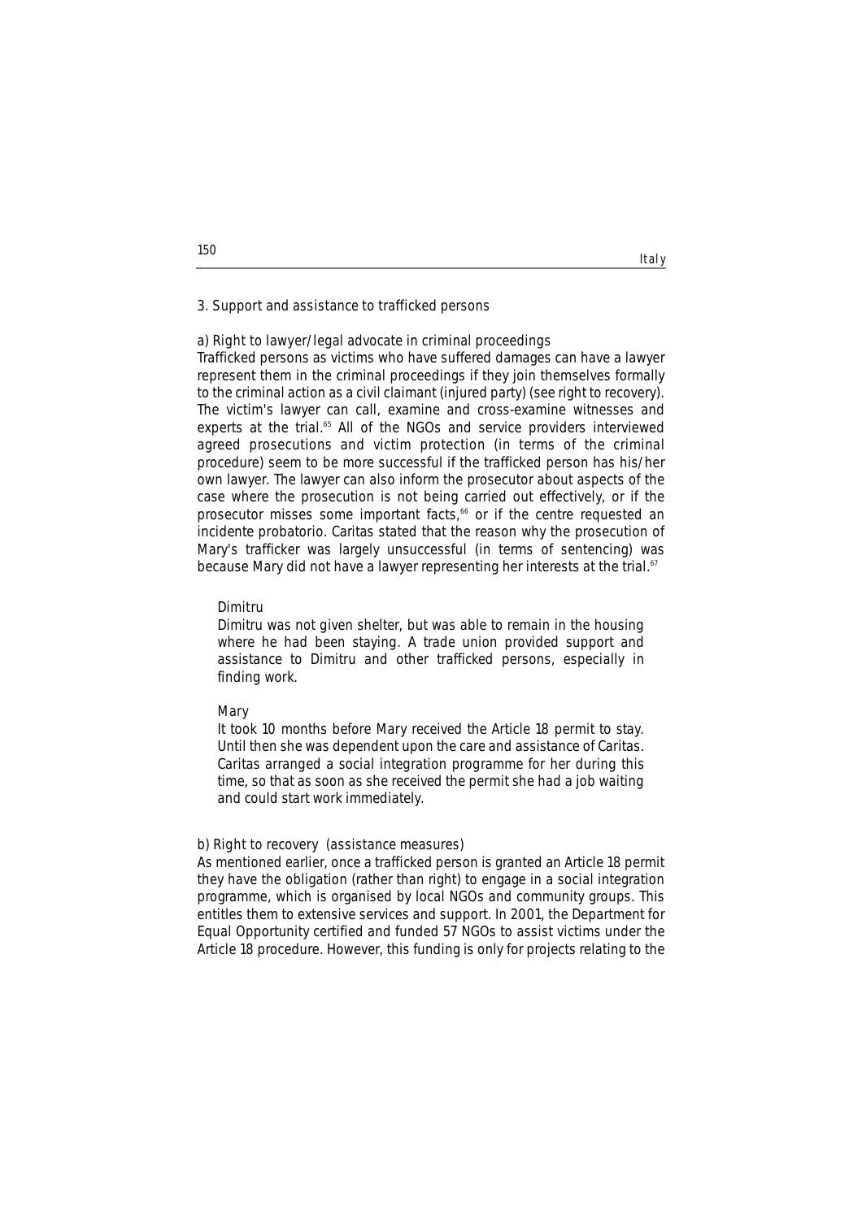### 3. Support and assistance to trafficked persons

#### a) Right to lawyer/legal advocate in criminal proceedings

Trafficked persons as victims who have suffered damages can have a lawyer represent them in the criminal proceedings if they join themselves formally to the criminal action as a civil claimant (injured party) (see right to recovery). The victim's lawyer can call, examine and cross-examine witnesses and experts at the trial.[65] All of the NGOs and service providers interviewed agreed prosecutions and victim protection (in terms of the criminal procedure) seem to be more successful if the trafficked person has his/her own lawyer. The lawyer can also inform the prosecutor about aspects of the case where the prosecution is not being carried out effectively, or if the prosecutor misses some important facts,[66] or if the centre requested an *incidente probatorio*. Caritas stated that the reason why the prosecution of Mary's trafficker was largely unsuccessful (in terms of sentencing) was because Mary did not have a lawyer representing her interests at the trial.[67]

> **Dimitru**
>
> Dimitru was not given shelter, but was able to remain in the housing where he had been staying. A trade union provided support and assistance to Dimitru and other trafficked persons, especially in finding work.
>
> **Mary**
>
> It took 10 months before Mary received the Article 18 permit to stay. Until then she was dependent upon the care and assistance of Caritas. Caritas arranged a social integration programme for her during this time, so that as soon as she received the permit she had a job waiting and could start work immediately.

#### b) Right to recovery (assistance measures)

As mentioned earlier, once a trafficked person is granted an Article 18 permit they have the obligation (rather than right) to engage in a social integration programme, which is organised by local NGOs and community groups. This entitles them to extensive services and support. In 2001, the Department for Equal Opportunity certified and funded 57 NGOs to assist victims under the Article 18 procedure. However, this funding is only for projects relating to the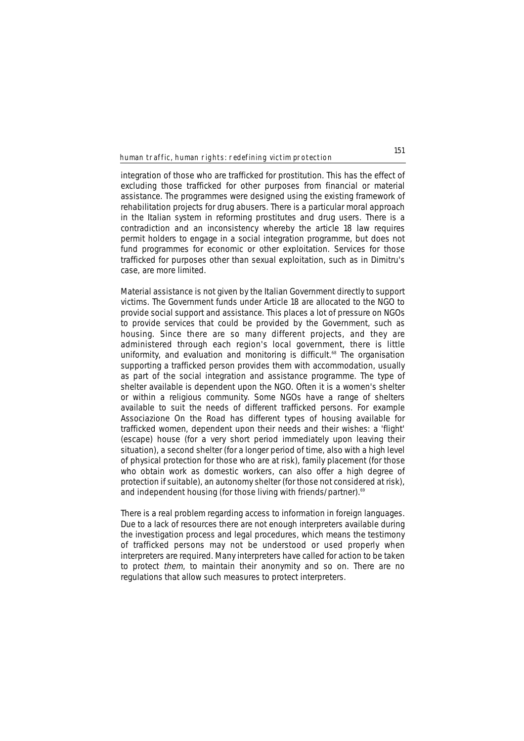integration of those who are trafficked for prostitution. This has the effect of excluding those trafficked for other purposes from financial or material assistance. The programmes were designed using the existing framework of rehabilitation projects for drug abusers. There is a particular moral approach in the Italian system in reforming prostitutes and drug users. There is a contradiction and an inconsistency whereby the article 18 law requires permit holders to engage in a social integration programme, but does not fund programmes for economic or other exploitation. Services for those trafficked for purposes other than sexual exploitation, such as in Dimitru's case, are more limited.

Material assistance is not given by the Italian Government directly to support victims. The Government funds under Article 18 are allocated to the NGO to provide social support and assistance. This places a lot of pressure on NGOs to provide services that could be provided by the Government, such as housing. Since there are so many different projects, and they are administered through each region's local government, there is little uniformity, and evaluation and monitoring is difficult.[68] The organisation supporting a trafficked person provides them with accommodation, usually as part of the social integration and assistance programme. The type of shelter available is dependent upon the NGO. Often it is a women's shelter or within a religious community. Some NGOs have a range of shelters available to suit the needs of different trafficked persons. For example Associazione On the Road has different types of housing available for trafficked women, dependent upon their needs and their wishes: a 'flight' (escape) house (for a very short period immediately upon leaving their situation), a second shelter (for a longer period of time, also with a high level of physical protection for those who are at risk), family placement (for those who obtain work as domestic workers, can also offer a high degree of protection if suitable), an autonomy shelter (for those not considered at risk), and independent housing (for those living with friends/partner).[69]

There is a real problem regarding access to information in foreign languages. Due to a lack of resources there are not enough interpreters available during the investigation process and legal procedures, which means the testimony of trafficked persons may not be understood or used properly when interpreters are required. Many interpreters have called for action to be taken to protect *them*, to maintain their anonymity and so on. There are no regulations that allow such measures to protect interpreters.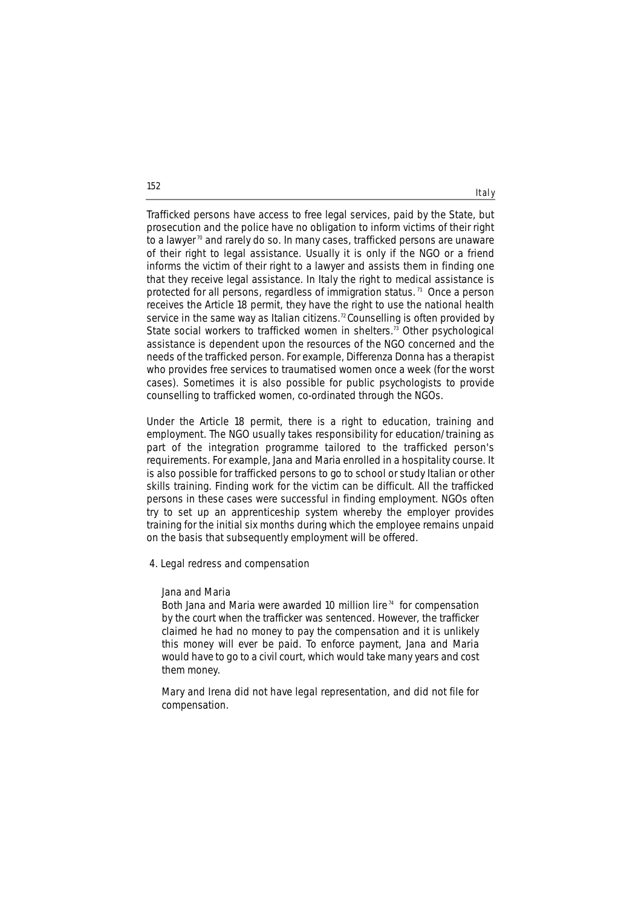Trafficked persons have access to free legal services, paid by the State, but prosecution and the police have no obligation to inform victims of their right to a lawyer[70] and rarely do so. In many cases, trafficked persons are unaware of their right to legal assistance. Usually it is only if the NGO or a friend informs the victim of their right to a lawyer and assists them in finding one that they receive legal assistance. In Italy the right to medical assistance is protected for all persons, regardless of immigration status.[71] Once a person receives the Article 18 permit, they have the right to use the national health service in the same way as Italian citizens.[72] Counselling is often provided by State social workers to trafficked women in shelters.[73] Other psychological assistance is dependent upon the resources of the NGO concerned and the needs of the trafficked person. For example, Differenza Donna has a therapist who provides free services to traumatised women once a week (for the worst cases). Sometimes it is also possible for public psychologists to provide counselling to trafficked women, co-ordinated through the NGOs.

Under the Article 18 permit, there is a right to education, training and employment. The NGO usually takes responsibility for education/training as part of the integration programme tailored to the trafficked person's requirements. For example, Jana and Maria enrolled in a hospitality course. It is also possible for trafficked persons to go to school or study Italian or other skills training. Finding work for the victim can be difficult. All the trafficked persons in these cases were successful in finding employment. NGOs often try to set up an apprenticeship system whereby the employer provides training for the initial six months during which the employee remains unpaid on the basis that subsequently employment will be offered.

4. Legal redress and compensation

> *Jana and Maria*
>
> Both Jana and Maria were awarded 10 million lire[74] for compensation by the court when the trafficker was sentenced. However, the trafficker claimed he had no money to pay the compensation and it is unlikely this money will ever be paid. To enforce payment, Jana and Maria would have to go to a civil court, which would take many years and cost them money.
>
> Mary and Irena did not have legal representation, and did not file for compensation.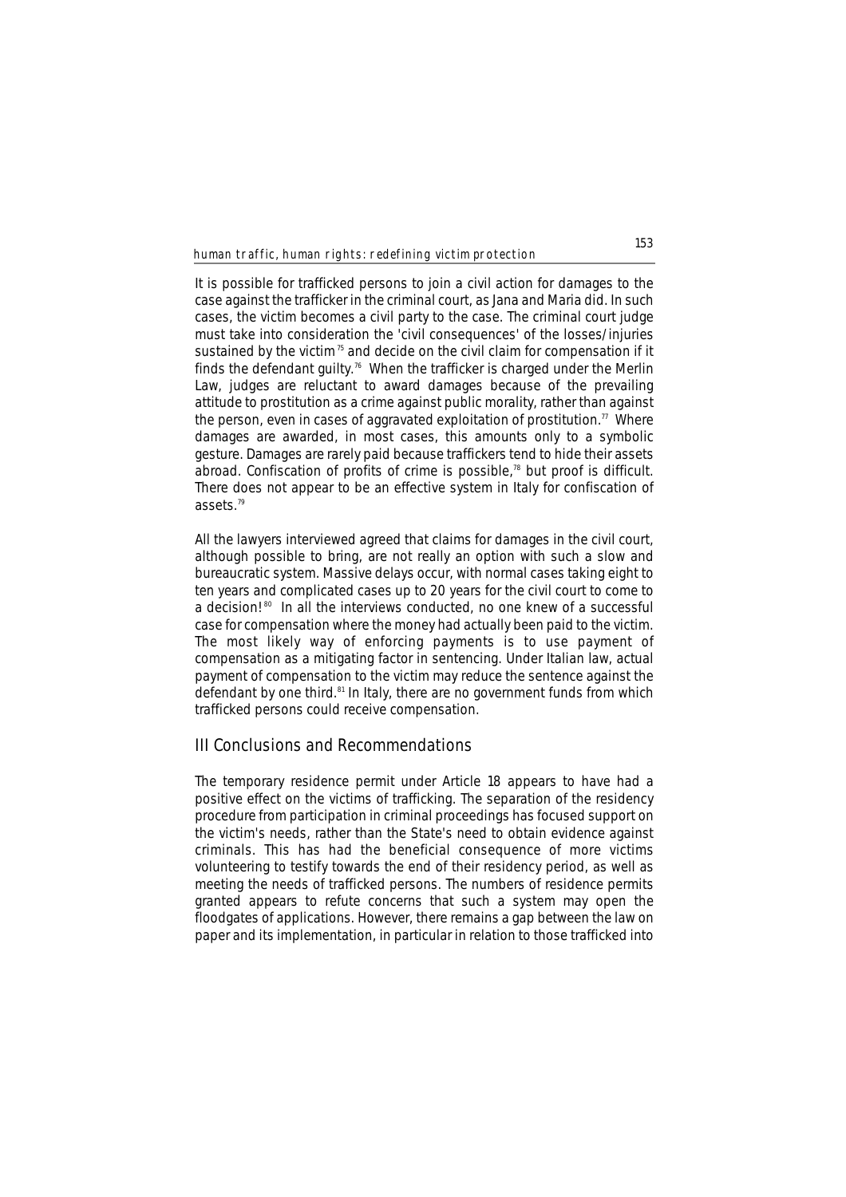It is possible for trafficked persons to join a civil action for damages to the case against the trafficker in the criminal court, as Jana and Maria did. In such cases, the victim becomes a civil party to the case. The criminal court judge must take into consideration the 'civil consequences' of the losses/injuries sustained by the victim[75] and decide on the civil claim for compensation if it finds the defendant guilty.[76] When the trafficker is charged under the Merlin Law, judges are reluctant to award damages because of the prevailing attitude to prostitution as a crime against public morality, rather than against the person, even in cases of aggravated exploitation of prostitution.[77] Where damages are awarded, in most cases, this amounts only to a symbolic gesture. Damages are rarely paid because traffickers tend to hide their assets abroad. Confiscation of profits of crime is possible,[78] but proof is difficult. There does not appear to be an effective system in Italy for confiscation of assets.[79]

All the lawyers interviewed agreed that claims for damages in the civil court, although possible to bring, are not really an option with such a slow and bureaucratic system. Massive delays occur, with normal cases taking eight to ten years and complicated cases up to 20 years for the civil court to come to a decision![80] In all the interviews conducted, no one knew of a successful case for compensation where the money had actually been paid to the victim. The most likely way of enforcing payments is to use payment of compensation as a mitigating factor in sentencing. Under Italian law, actual payment of compensation to the victim may reduce the sentence against the defendant by one third.[81] In Italy, there are no government funds from which trafficked persons could receive compensation.

## III Conclusions and Recommendations

The temporary residence permit under Article 18 appears to have had a positive effect on the victims of trafficking. The separation of the residency procedure from participation in criminal proceedings has focused support on the victim's needs, rather than the State's need to obtain evidence against criminals. This has had the beneficial consequence of more victims volunteering to testify towards the end of their residency period, as well as meeting the needs of trafficked persons. The numbers of residence permits granted appears to refute concerns that such a system may open the floodgates of applications. However, there remains a gap between the law on paper and its implementation, in particular in relation to those trafficked into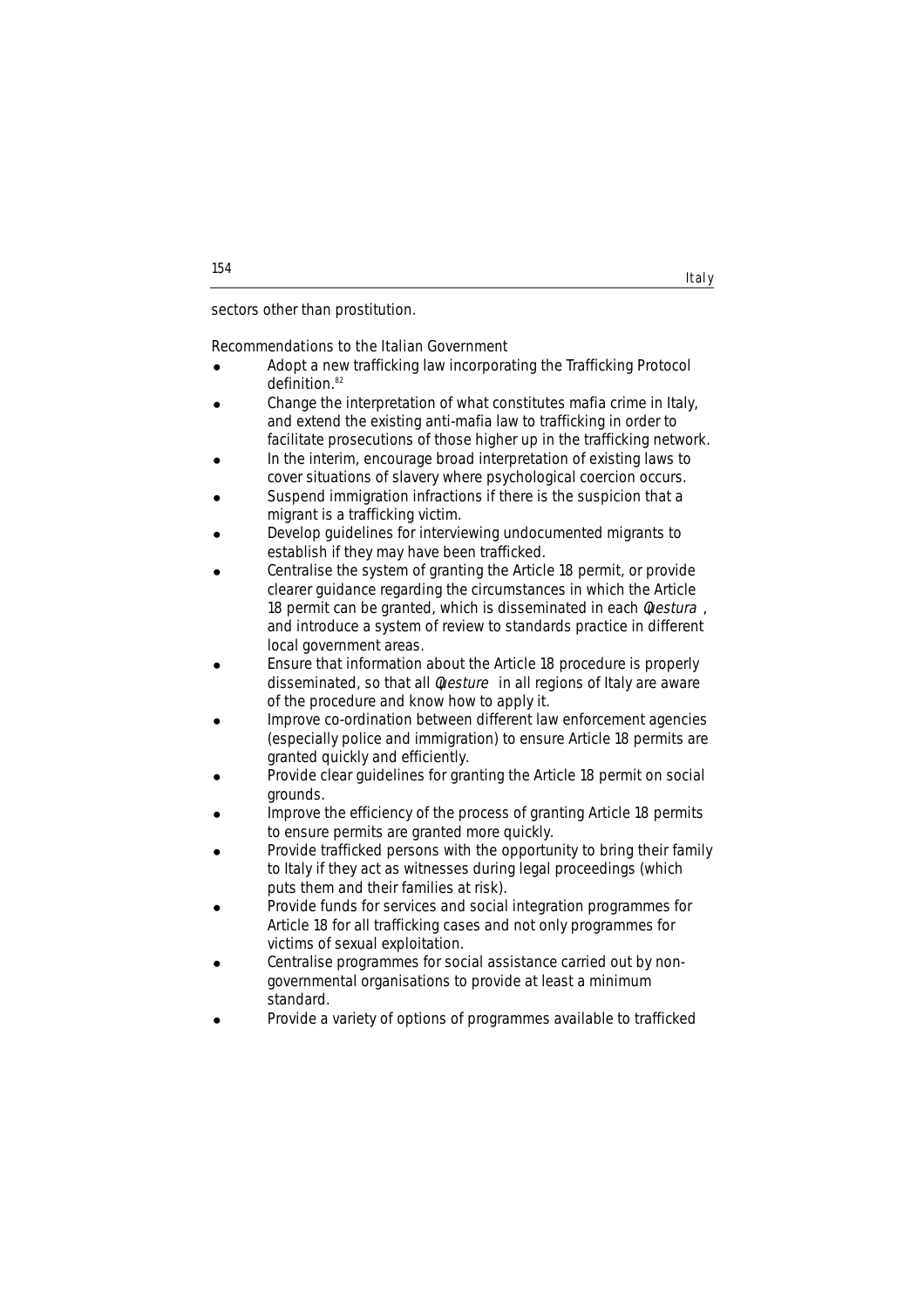sectors other than prostitution.

Recommendations to the Italian Government

- Adopt a new trafficking law incorporating the Trafficking Protocol definition.[82]
- Change the interpretation of what constitutes mafia crime in Italy, and extend the existing anti-mafia law to trafficking in order to facilitate prosecutions of those higher up in the trafficking network.
- In the interim, encourage broad interpretation of existing laws to cover situations of slavery where psychological coercion occurs.
- Suspend immigration infractions if there is the suspicion that a migrant is a trafficking victim.
- Develop guidelines for interviewing undocumented migrants to establish if they may have been trafficked.
- Centralise the system of granting the Article 18 permit, or provide clearer guidance regarding the circumstances in which the Article 18 permit can be granted, which is disseminated in each *Questura*, and introduce a system of review to standards practice in different local government areas.
- Ensure that information about the Article 18 procedure is properly disseminated, so that all *Questure* in all regions of Italy are aware of the procedure and know how to apply it.
- Improve co-ordination between different law enforcement agencies (especially police and immigration) to ensure Article 18 permits are granted quickly and efficiently.
- Provide clear guidelines for granting the Article 18 permit on social grounds.
- Improve the efficiency of the process of granting Article 18 permits to ensure permits are granted more quickly.
- Provide trafficked persons with the opportunity to bring their family to Italy if they act as witnesses during legal proceedings (which puts them and their families at risk).
- Provide funds for services and social integration programmes for Article 18 for all trafficking cases and not only programmes for victims of sexual exploitation.
- Centralise programmes for social assistance carried out by non-governmental organisations to provide at least a minimum standard.
- Provide a variety of options of programmes available to trafficked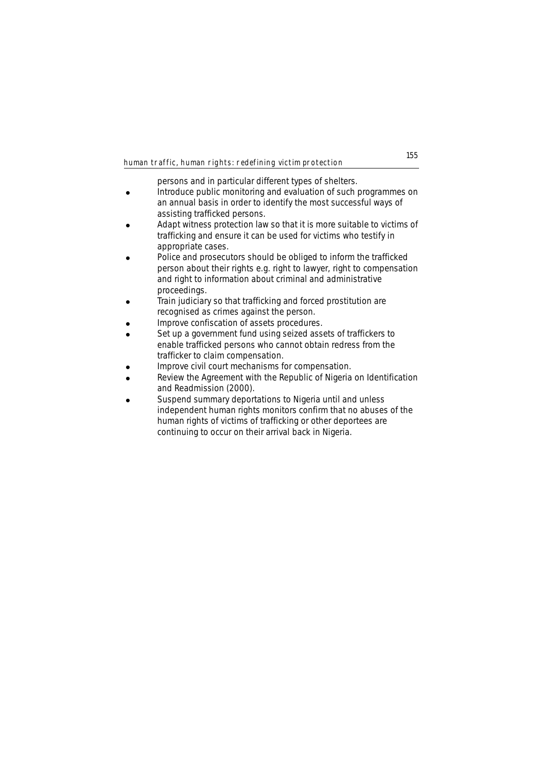persons and in particular different types of shelters.

- Introduce public monitoring and evaluation of such programmes on an annual basis in order to identify the most successful ways of assisting trafficked persons.
- Adapt witness protection law so that it is more suitable to victims of trafficking and ensure it can be used for victims who testify in appropriate cases.
- Police and prosecutors should be obliged to inform the trafficked person about their rights e.g. right to lawyer, right to compensation and right to information about criminal and administrative proceedings.
- Train judiciary so that trafficking and forced prostitution are recognised as crimes against the person.
- Improve confiscation of assets procedures.
- Set up a government fund using seized assets of traffickers to enable trafficked persons who cannot obtain redress from the trafficker to claim compensation.
- Improve civil court mechanisms for compensation.
- Review the Agreement with the Republic of Nigeria on Identification and Readmission (2000).
- Suspend summary deportations to Nigeria until and unless independent human rights monitors confirm that no abuses of the human rights of victims of trafficking or other deportees are continuing to occur on their arrival back in Nigeria.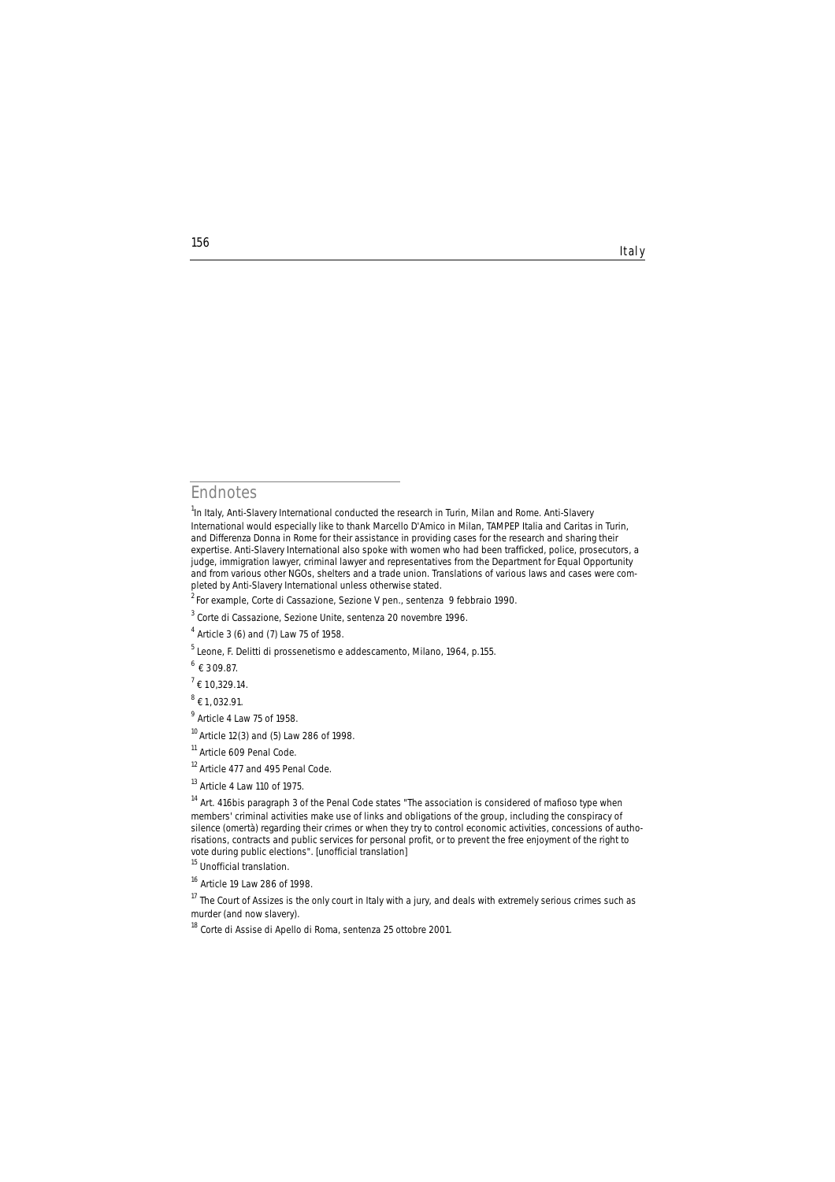## Endnotes

[1] In Italy, Anti-Slavery International conducted the research in Turin, Milan and Rome. Anti-Slavery International would especially like to thank Marcello D'Amico in Milan, TAMPEP Italia and Caritas in Turin, and Differenza Donna in Rome for their assistance in providing cases for the research and sharing their expertise. Anti-Slavery International also spoke with women who had been trafficked, police, prosecutors, a judge, immigration lawyer, criminal lawyer and representatives from the Department for Equal Opportunity and from various other NGOs, shelters and a trade union. Translations of various laws and cases were completed by Anti-Slavery International unless otherwise stated.

[2] For example, Corte di Cassazione, Sezione V pen., sentenza 9 febbraio 1990.

[3] Corte di Cassazione, Sezione Unite, sentenza 20 novembre 1996.

[4] Article 3 (6) and (7) Law 75 of 1958.

[5] Leone, F. Delitti di prossenetismo e addescamento, Milano, 1964, p.155.

[6] € 309.87.

[7] € 10,329.14.

[8] € 1,032.91.

[9] Article 4 Law 75 of 1958.

[10] Article 12(3) and (5) Law 286 of 1998.

[11] Article 609 Penal Code.

[12] Article 477 and 495 Penal Code.

[13] Article 4 Law 110 of 1975.

[14] Art. 416bis paragraph 3 of the Penal Code states "The association is considered of mafioso type when members' criminal activities make use of links and obligations of the group, including the conspiracy of silence (omertà) regarding their crimes or when they try to control economic activities, concessions of authorisations, contracts and public services for personal profit, or to prevent the free enjoyment of the right to vote during public elections". [unofficial translation]

[15] Unofficial translation.

[16] Article 19 Law 286 of 1998.

[17] The Court of Assizes is the only court in Italy with a jury, and deals with extremely serious crimes such as murder (and now slavery).

[18] Corte di Assise di Apello di Roma, sentenza 25 ottobre 2001.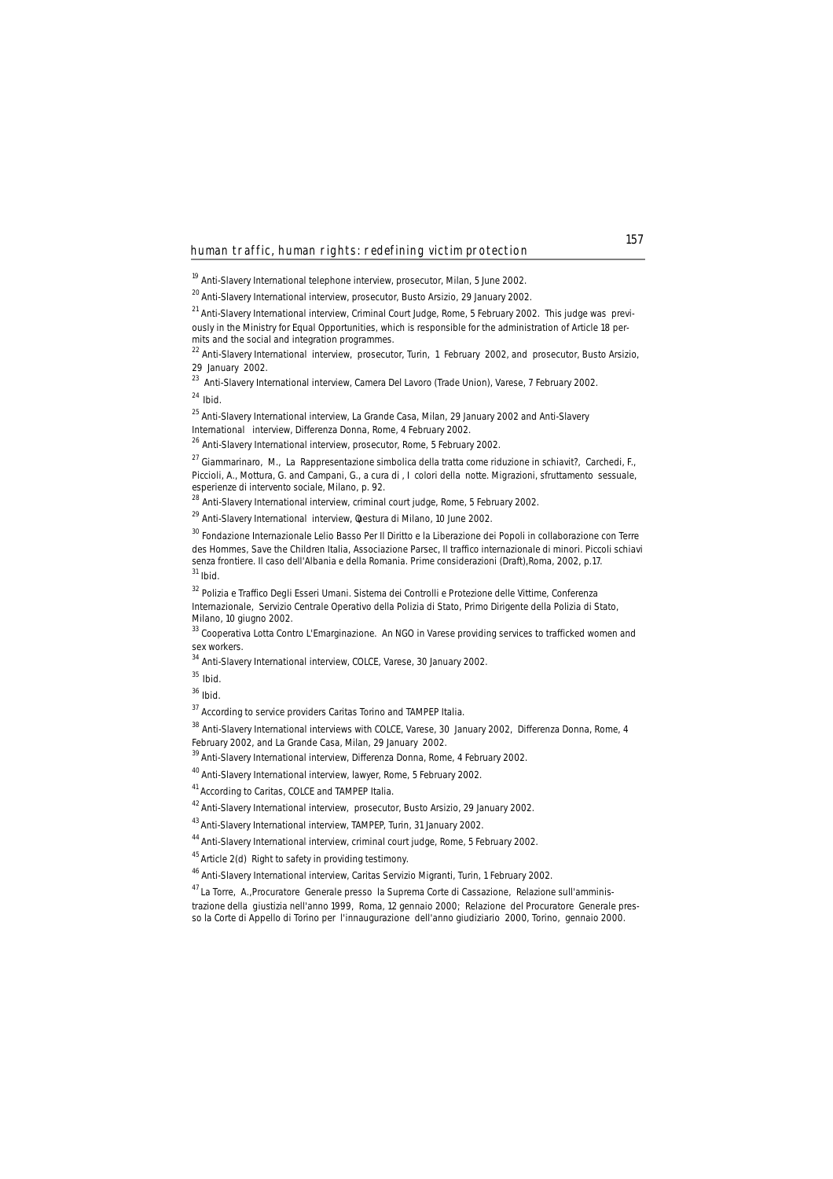[19] Anti-Slavery International telephone interview, prosecutor, Milan, 5 June 2002.

[20] Anti-Slavery International interview, prosecutor, Busto Arsizio, 29 January 2002.

[21] Anti-Slavery International interview, Criminal Court Judge, Rome, 5 February 2002. This judge was previously in the Ministry for Equal Opportunities, which is responsible for the administration of Article 18 permits and the social and integration programmes.

[22] Anti-Slavery International interview, prosecutor, Turin, 1 February 2002, and prosecutor, Busto Arsizio, 29 January 2002.

[23] Anti-Slavery International interview, Camera Del Lavoro (Trade Union), Varese, 7 February 2002.

[24] Ibid.

[25] Anti-Slavery International interview, La Grande Casa, Milan, 29 January 2002 and Anti-Slavery International interview, Differenza Donna, Rome, 4 February 2002.

[26] Anti-Slavery International interview, prosecutor, Rome, 5 February 2002.

[27] Giammarinaro, M., La Rappresentazione simbolica della tratta come riduzione in schiavit?, Carchedi, F., Piccioli, A., Mottura, G. and Campani, G., a cura di , I colori della notte. Migrazioni, sfruttamento sessuale, esperienze di intervento sociale, Milano, p. 92.

[28] Anti-Slavery International interview, criminal court judge, Rome, 5 February 2002.

[29] Anti-Slavery International interview, Questura di Milano, 10 June 2002.

[30] Fondazione Internazionale Lelio Basso Per Il Diritto e la Liberazione dei Popoli in collaborazione con Terre des Hommes, Save the Children Italia, Associazione Parsec, Il traffico internazionale di minori. Piccoli schiavi senza frontiere. Il caso dell'Albania e della Romania. Prime considerazioni (Draft),Roma, 2002, p.17.

[31] Ibid.

[32] Polizia e Traffico Degli Esseri Umani. Sistema dei Controlli e Protezione delle Vittime, Conferenza Internazionale, Servizio Centrale Operativo della Polizia di Stato, Primo Dirigente della Polizia di Stato, Milano, 10 giugno 2002.

[33] Cooperativa Lotta Contro L'Emarginazione. An NGO in Varese providing services to trafficked women and sex workers.

[34] Anti-Slavery International interview, COLCE, Varese, 30 January 2002.

[35] Ibid.

[36] Ibid.

[37] According to service providers Caritas Torino and TAMPEP Italia.

[38] Anti-Slavery International interviews with COLCE, Varese, 30 January 2002, Differenza Donna, Rome, 4 February 2002, and La Grande Casa, Milan, 29 January 2002.

[39] Anti-Slavery International interview, Differenza Donna, Rome, 4 February 2002.

[40] Anti-Slavery International interview, lawyer, Rome, 5 February 2002.

[41] According to Caritas, COLCE and TAMPEP Italia.

[42] Anti-Slavery International interview, prosecutor, Busto Arsizio, 29 January 2002.

[43] Anti-Slavery International interview, TAMPEP, Turin, 31 January 2002.

[44] Anti-Slavery International interview, criminal court judge, Rome, 5 February 2002.

[45] Article 2(d) Right to safety in providing testimony.

[46] Anti-Slavery International interview, Caritas Servizio Migranti, Turin, 1 February 2002.

[47] La Torre, A.,Procuratore Generale presso la Suprema Corte di Cassazione, Relazione sull'amministrazione della giustizia nell'anno 1999, Roma, 12 gennaio 2000; Relazione del Procuratore Generale presso la Corte di Appello di Torino per l'innaugurazione dell'anno giudiziario 2000, Torino, gennaio 2000.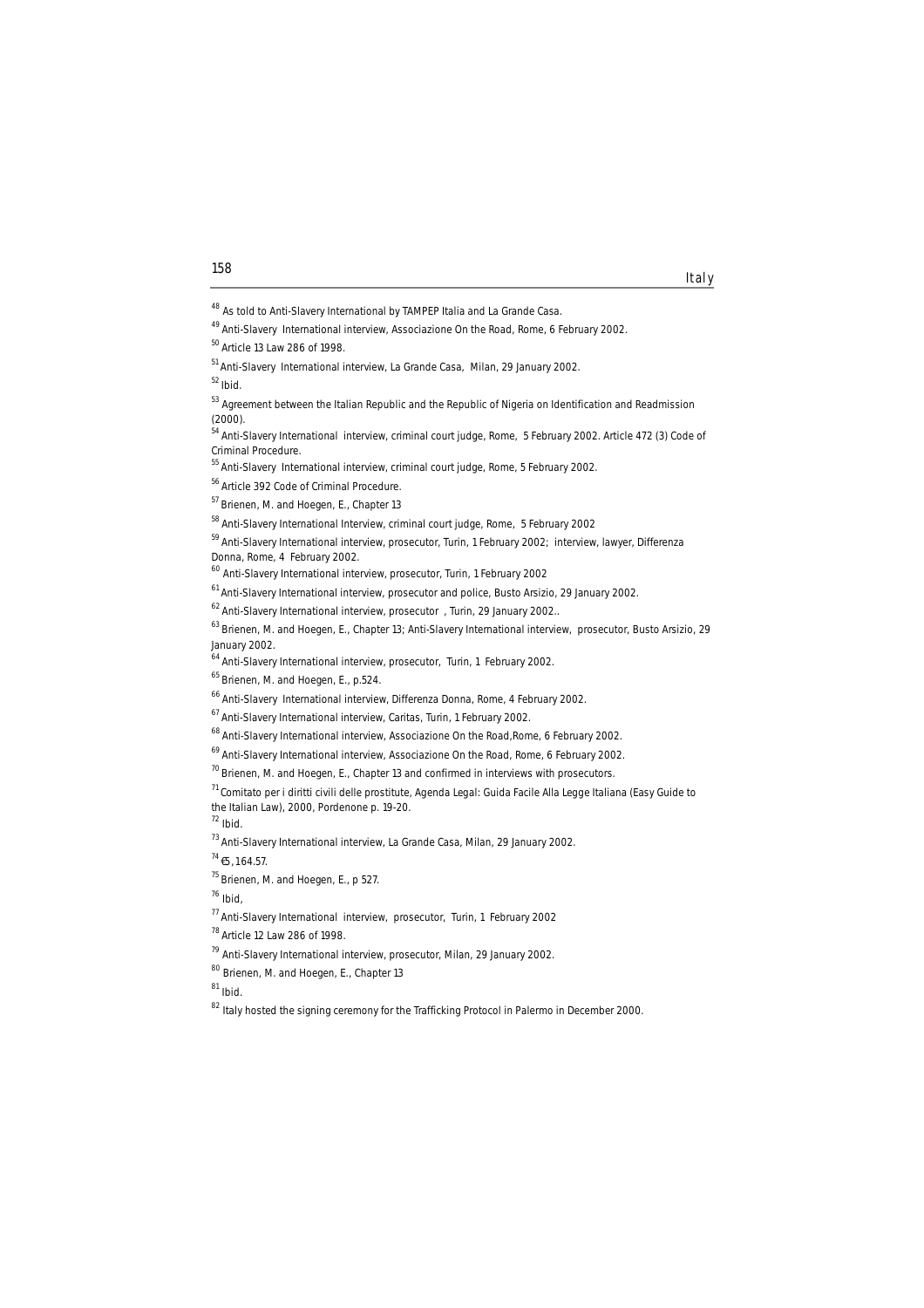[48] As told to Anti-Slavery International by TAMPEP Italia and La Grande Casa.

[49] Anti-Slavery International interview, Associazione On the Road, Rome, 6 February 2002.

[50] Article 13 Law 286 of 1998.

[51] Anti-Slavery International interview, La Grande Casa, Milan, 29 January 2002.

[52] Ibid.

[53] Agreement between the Italian Republic and the Republic of Nigeria on Identification and Readmission (2000).

[54] Anti-Slavery International interview, criminal court judge, Rome, 5 February 2002. Article 472 (3) Code of Criminal Procedure.

[55] Anti-Slavery International interview, criminal court judge, Rome, 5 February 2002.

[56] Article 392 Code of Criminal Procedure.

[57] Brienen, M. and Hoegen, E., Chapter 13

[58] Anti-Slavery International Interview, criminal court judge, Rome, 5 February 2002

[59] Anti-Slavery International interview, prosecutor, Turin, 1 February 2002; interview, lawyer, Differenza Donna, Rome, 4 February 2002.

[60] Anti-Slavery International interview, prosecutor, Turin, 1 February 2002

[61] Anti-Slavery International interview, prosecutor and police, Busto Arsizio, 29 January 2002.

[62] Anti-Slavery International interview, prosecutor , Turin, 29 January 2002..

[63] Brienen, M. and Hoegen, E., Chapter 13; Anti-Slavery International interview, prosecutor, Busto Arsizio, 29 January 2002.

[64] Anti-Slavery International interview, prosecutor, Turin, 1 February 2002.

[65] Brienen, M. and Hoegen, E., p.524.

[66] Anti-Slavery International interview, Differenza Donna, Rome, 4 February 2002.

[67] Anti-Slavery International interview, Caritas, Turin, 1 February 2002.

[68] Anti-Slavery International interview, Associazione On the Road,Rome, 6 February 2002.

[69] Anti-Slavery International interview, Associazione On the Road, Rome, 6 February 2002.

[70] Brienen, M. and Hoegen, E., Chapter 13 and confirmed in interviews with prosecutors.

[71] Comitato per i diritti civili delle prostitute, Agenda Legal: Guida Facile Alla Legge Italiana (Easy Guide to the Italian Law), 2000, Pordenone p. 19-20.

[72] Ibid.

[73] Anti-Slavery International interview, La Grande Casa, Milan, 29 January 2002.

[74] €5,164.57.

[75] Brienen, M. and Hoegen, E., p 527.

[76] Ibid,

[77] Anti-Slavery International interview, prosecutor, Turin, 1 February 2002

[78] Article 12 Law 286 of 1998.

[79] Anti-Slavery International interview, prosecutor, Milan, 29 January 2002.

[80] Brienen, M. and Hoegen, E., Chapter 13

[81] Ibid.

[82] Italy hosted the signing ceremony for the Trafficking Protocol in Palermo in December 2000.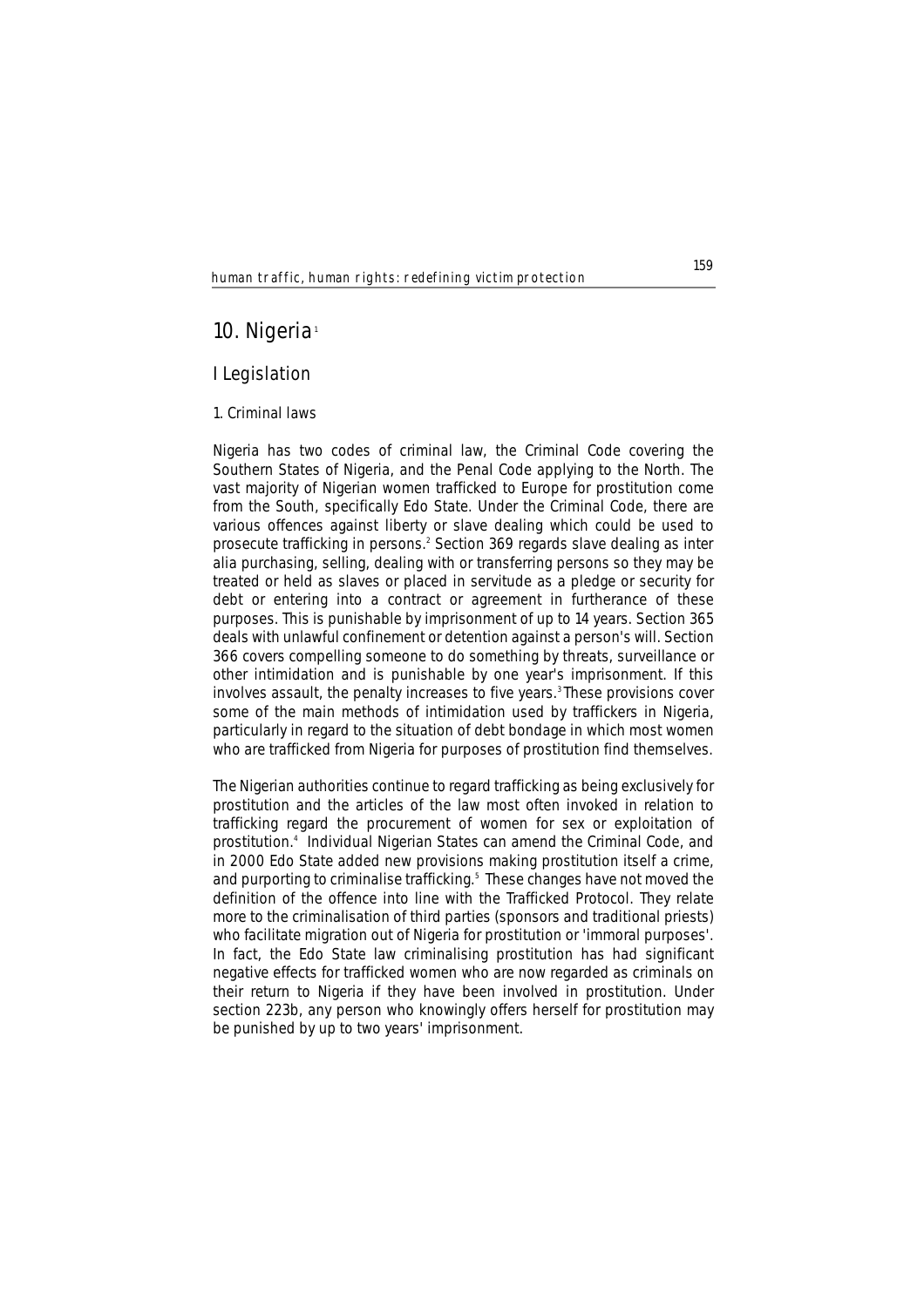# 10. Nigeria[1]

## I Legislation

### 1. Criminal laws

Nigeria has two codes of criminal law, the Criminal Code covering the Southern States of Nigeria, and the Penal Code applying to the North. The vast majority of Nigerian women trafficked to Europe for prostitution come from the South, specifically Edo State. Under the Criminal Code, there are various offences against liberty or slave dealing which could be used to prosecute trafficking in persons.[2] Section 369 regards slave dealing as inter alia purchasing, selling, dealing with or transferring persons so they may be treated or held as slaves or placed in servitude as a pledge or security for debt or entering into a contract or agreement in furtherance of these purposes. This is punishable by imprisonment of up to 14 years. Section 365 deals with unlawful confinement or detention against a person's will. Section 366 covers compelling someone to do something by threats, surveillance or other intimidation and is punishable by one year's imprisonment. If this involves assault, the penalty increases to five years.[3] These provisions cover some of the main methods of intimidation used by traffickers in Nigeria, particularly in regard to the situation of debt bondage in which most women who are trafficked from Nigeria for purposes of prostitution find themselves.

The Nigerian authorities continue to regard trafficking as being exclusively for prostitution and the articles of the law most often invoked in relation to trafficking regard the procurement of women for sex or exploitation of prostitution.[4] Individual Nigerian States can amend the Criminal Code, and in 2000 Edo State added new provisions making prostitution itself a crime, and purporting to criminalise trafficking.[5] These changes have not moved the definition of the offence into line with the Trafficked Protocol. They relate more to the criminalisation of third parties (sponsors and traditional priests) who facilitate migration out of Nigeria for prostitution or 'immoral purposes'. In fact, the Edo State law criminalising prostitution has had significant negative effects for trafficked women who are now regarded as criminals on their return to Nigeria if they have been involved in prostitution. Under section 223b, any person who knowingly offers herself for prostitution may be punished by up to two years' imprisonment.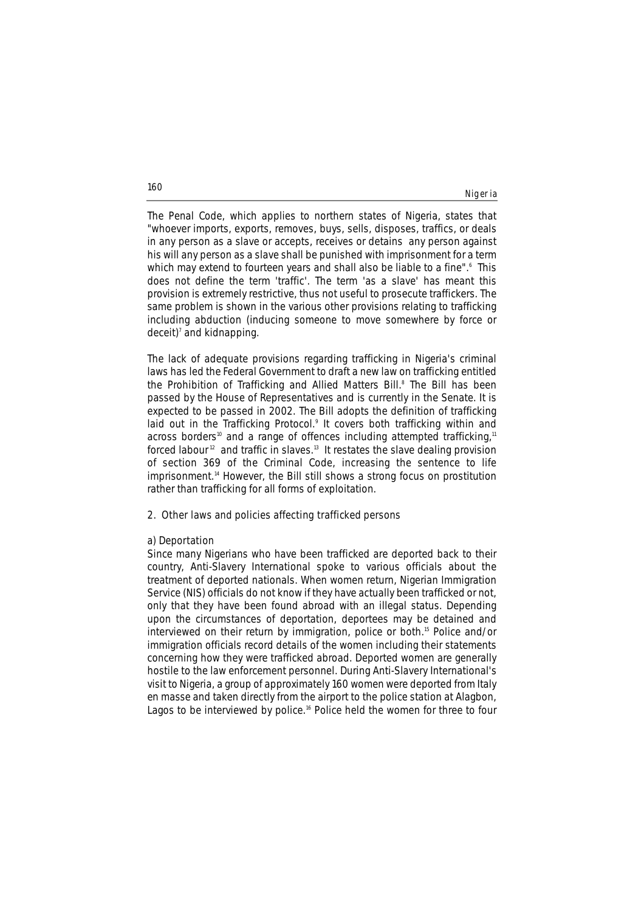The Penal Code, which applies to northern states of Nigeria, states that "whoever imports, exports, removes, buys, sells, disposes, traffics, or deals in any person as a slave or accepts, receives or detains any person against his will any person as a slave shall be punished with imprisonment for a term which may extend to fourteen years and shall also be liable to a fine".[6] This does not define the term 'traffic'. The term 'as a slave' has meant this provision is extremely restrictive, thus not useful to prosecute traffickers. The same problem is shown in the various other provisions relating to trafficking including abduction (inducing someone to move somewhere by force or deceit)[7] and kidnapping.

The lack of adequate provisions regarding trafficking in Nigeria's criminal laws has led the Federal Government to draft a new law on trafficking entitled the Prohibition of Trafficking and Allied Matters Bill.[8] The Bill has been passed by the House of Representatives and is currently in the Senate. It is expected to be passed in 2002. The Bill adopts the definition of trafficking laid out in the Trafficking Protocol.[9] It covers both trafficking within and across borders[10] and a range of offences including attempted trafficking,[11] forced labour[12] and traffic in slaves.[13] It restates the slave dealing provision of section 369 of the Criminal Code, increasing the sentence to life imprisonment.[14] However, the Bill still shows a strong focus on prostitution rather than trafficking for all forms of exploitation.

## 2. Other laws and policies affecting trafficked persons

### a) Deportation

Since many Nigerians who have been trafficked are deported back to their country, Anti-Slavery International spoke to various officials about the treatment of deported nationals. When women return, Nigerian Immigration Service (NIS) officials do not know if they have actually been trafficked or not, only that they have been found abroad with an illegal status. Depending upon the circumstances of deportation, deportees may be detained and interviewed on their return by immigration, police or both.[15] Police and/or immigration officials record details of the women including their statements concerning how they were trafficked abroad. Deported women are generally hostile to the law enforcement personnel. During Anti-Slavery International's visit to Nigeria, a group of approximately 160 women were deported from Italy en masse and taken directly from the airport to the police station at Alagbon, Lagos to be interviewed by police.[16] Police held the women for three to four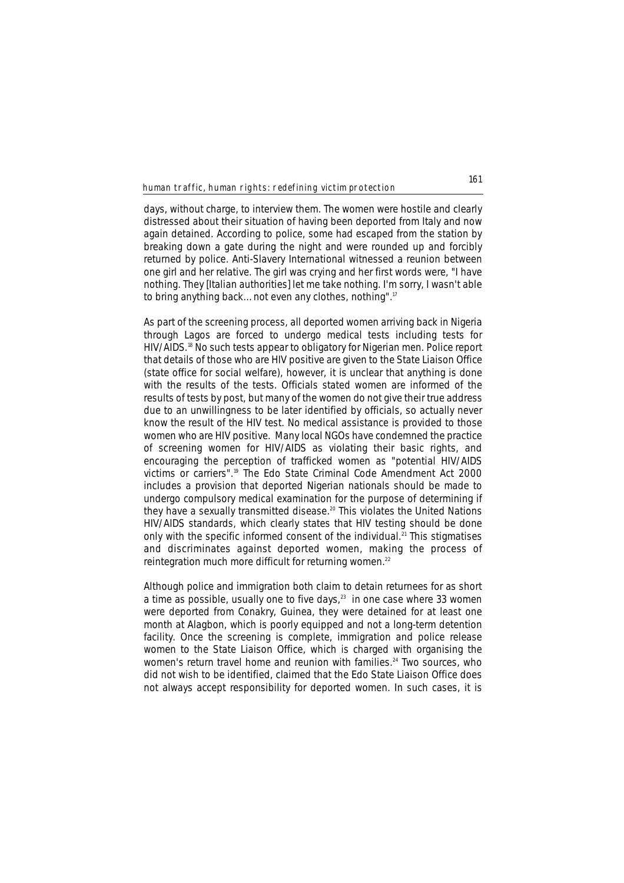days, without charge, to interview them. The women were hostile and clearly distressed about their situation of having been deported from Italy and now again detained. According to police, some had escaped from the station by breaking down a gate during the night and were rounded up and forcibly returned by police. Anti-Slavery International witnessed a reunion between one girl and her relative. The girl was crying and her first words were, "I have nothing. They [Italian authorities] let me take nothing. I'm sorry, I wasn't able to bring anything back... not even any clothes, nothing".[17]

As part of the screening process, all deported women arriving back in Nigeria through Lagos are forced to undergo medical tests including tests for HIV/AIDS.[18] No such tests appear to obligatory for Nigerian men. Police report that details of those who are HIV positive are given to the State Liaison Office (state office for social welfare), however, it is unclear that anything is done with the results of the tests. Officials stated women are informed of the results of tests by post, but many of the women do not give their true address due to an unwillingness to be later identified by officials, so actually never know the result of the HIV test. No medical assistance is provided to those women who are HIV positive. Many local NGOs have condemned the practice of screening women for HIV/AIDS as violating their basic rights, and encouraging the perception of trafficked women as "potential HIV/AIDS victims or carriers".[19] The Edo State Criminal Code Amendment Act 2000 includes a provision that deported Nigerian nationals should be made to undergo compulsory medical examination for the purpose of determining if they have a sexually transmitted disease.[20] This violates the United Nations HIV/AIDS standards, which clearly states that HIV testing should be done only with the specific informed consent of the individual.[21] This stigmatises and discriminates against deported women, making the process of reintegration much more difficult for returning women.[22]

Although police and immigration both claim to detain returnees for as short a time as possible, usually one to five days,[23] in one case where 33 women were deported from Conakry, Guinea, they were detained for at least one month at Alagbon, which is poorly equipped and not a long-term detention facility. Once the screening is complete, immigration and police release women to the State Liaison Office, which is charged with organising the women's return travel home and reunion with families.[24] Two sources, who did not wish to be identified, claimed that the Edo State Liaison Office does not always accept responsibility for deported women. In such cases, it is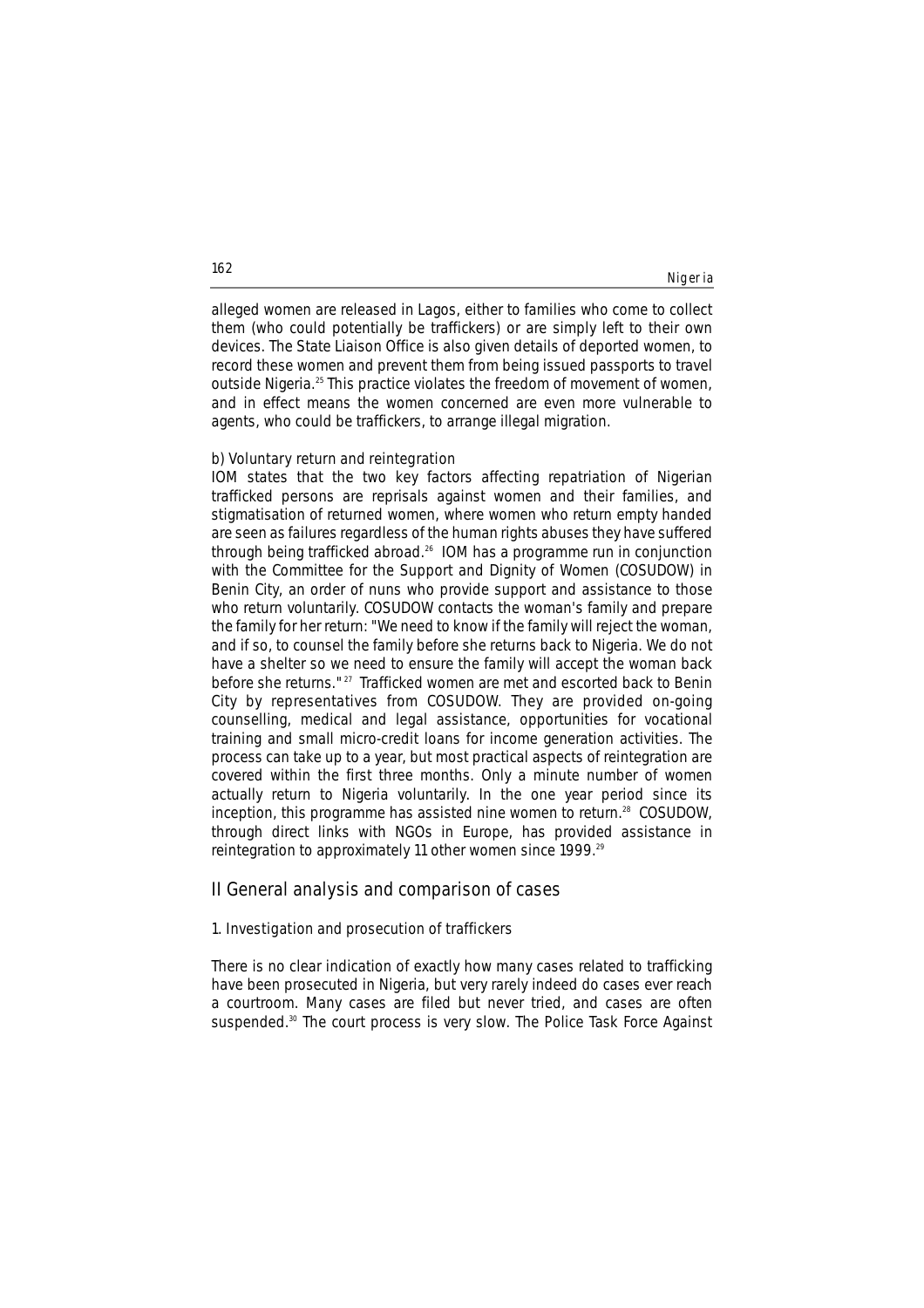alleged women are released in Lagos, either to families who come to collect them (who could potentially be traffickers) or are simply left to their own devices. The State Liaison Office is also given details of deported women, to record these women and prevent them from being issued passports to travel outside Nigeria.[25] This practice violates the freedom of movement of women, and in effect means the women concerned are even more vulnerable to agents, who could be traffickers, to arrange illegal migration.

b) Voluntary return and reintegration

IOM states that the two key factors affecting repatriation of Nigerian trafficked persons are reprisals against women and their families, and stigmatisation of returned women, where women who return empty handed are seen as failures regardless of the human rights abuses they have suffered through being trafficked abroad.[26] IOM has a programme run in conjunction with the Committee for the Support and Dignity of Women (COSUDOW) in Benin City, an order of nuns who provide support and assistance to those who return voluntarily. COSUDOW contacts the woman's family and prepare the family for her return: "We need to know if the family will reject the woman, and if so, to counsel the family before she returns back to Nigeria. We do not have a shelter so we need to ensure the family will accept the woman back before she returns."[27] Trafficked women are met and escorted back to Benin City by representatives from COSUDOW. They are provided on-going counselling, medical and legal assistance, opportunities for vocational training and small micro-credit loans for income generation activities. The process can take up to a year, but most practical aspects of reintegration are covered within the first three months. Only a minute number of women actually return to Nigeria voluntarily. In the one year period since its inception, this programme has assisted nine women to return.[28] COSUDOW, through direct links with NGOs in Europe, has provided assistance in reintegration to approximately 11 other women since 1999.[29]

## II General analysis and comparison of cases

### 1. Investigation and prosecution of traffickers

There is no clear indication of exactly how many cases related to trafficking have been prosecuted in Nigeria, but very rarely indeed do cases ever reach a courtroom. Many cases are filed but never tried, and cases are often suspended.[30] The court process is very slow. The Police Task Force Against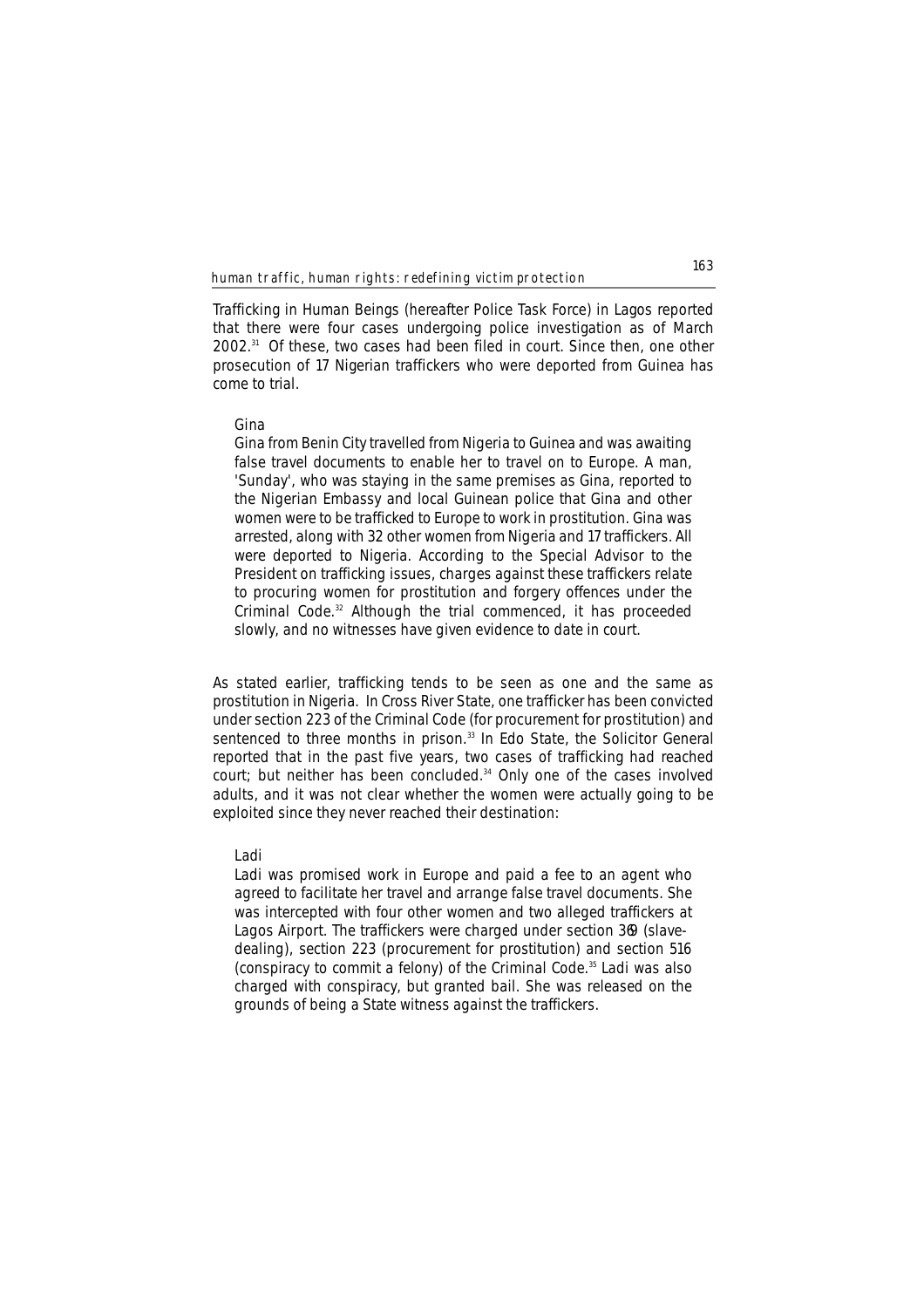Trafficking in Human Beings (hereafter Police Task Force) in Lagos reported that there were four cases undergoing police investigation as of March 2002.[31] Of these, two cases had been filed in court. Since then, one other prosecution of 17 Nigerian traffickers who were deported from Guinea has come to trial.

> Gina
>
> Gina from Benin City travelled from Nigeria to Guinea and was awaiting false travel documents to enable her to travel on to Europe. A man, 'Sunday', who was staying in the same premises as Gina, reported to the Nigerian Embassy and local Guinean police that Gina and other women were to be trafficked to Europe to work in prostitution. Gina was arrested, along with 32 other women from Nigeria and 17 traffickers. All were deported to Nigeria. According to the Special Advisor to the President on trafficking issues, charges against these traffickers relate to procuring women for prostitution and forgery offences under the Criminal Code.[32] Although the trial commenced, it has proceeded slowly, and no witnesses have given evidence to date in court.

As stated earlier, trafficking tends to be seen as one and the same as prostitution in Nigeria. In Cross River State, one trafficker has been convicted under section 223 of the Criminal Code (for procurement for prostitution) and sentenced to three months in prison.[33] In Edo State, the Solicitor General reported that in the past five years, two cases of trafficking had reached court; but neither has been concluded.[34] Only one of the cases involved adults, and it was not clear whether the women were actually going to be exploited since they never reached their destination:

> Ladi
>
> Ladi was promised work in Europe and paid a fee to an agent who agreed to facilitate her travel and arrange false travel documents. She was intercepted with four other women and two alleged traffickers at Lagos Airport. The traffickers were charged under section 369 (slave-dealing), section 223 (procurement for prostitution) and section 516 (conspiracy to commit a felony) of the Criminal Code.[35] Ladi was also charged with conspiracy, but granted bail. She was released on the grounds of being a State witness against the traffickers.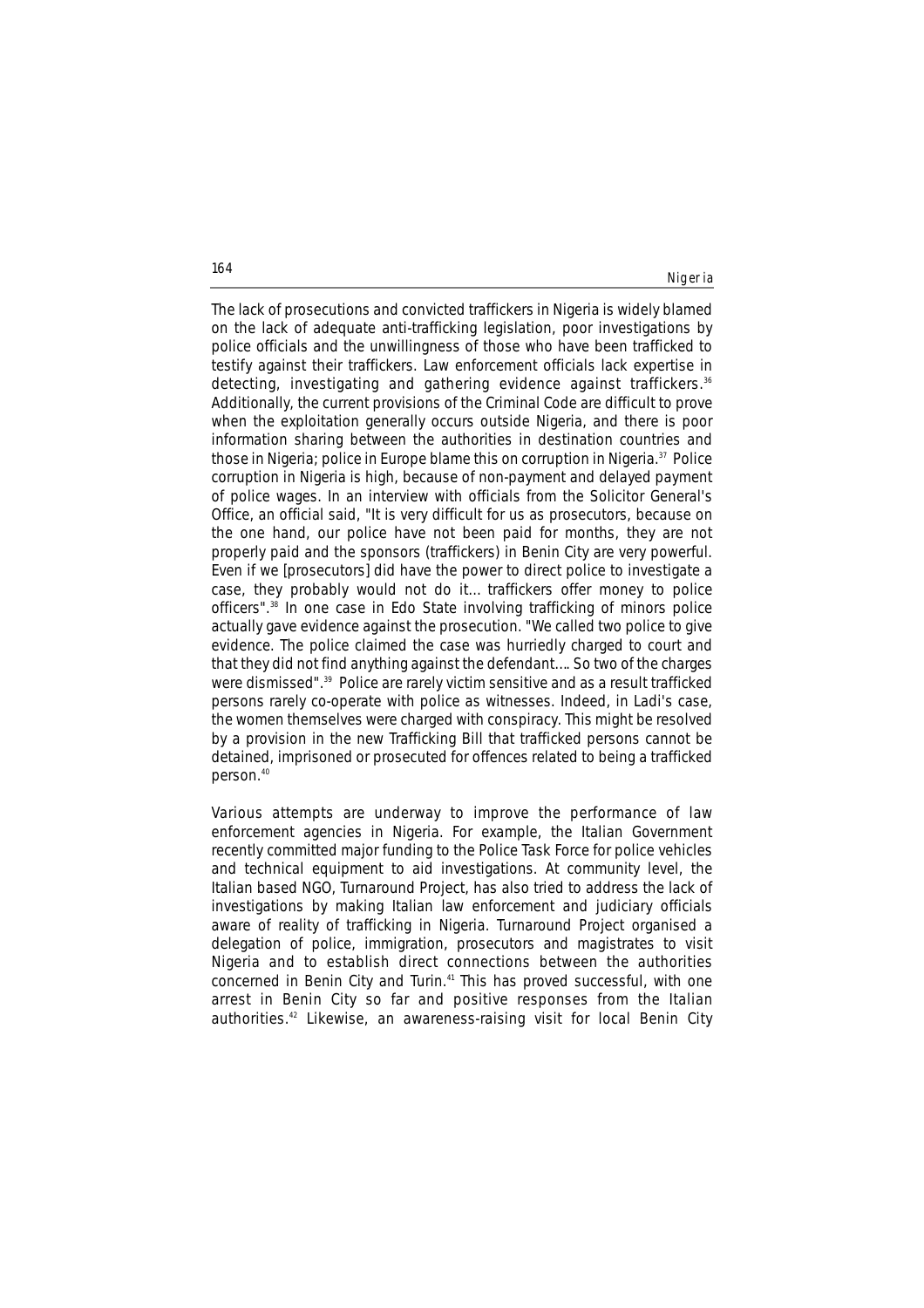The lack of prosecutions and convicted traffickers in Nigeria is widely blamed on the lack of adequate anti-trafficking legislation, poor investigations by police officials and the unwillingness of those who have been trafficked to testify against their traffickers. Law enforcement officials lack expertise in detecting, investigating and gathering evidence against traffickers.[36] Additionally, the current provisions of the Criminal Code are difficult to prove when the exploitation generally occurs outside Nigeria, and there is poor information sharing between the authorities in destination countries and those in Nigeria; police in Europe blame this on corruption in Nigeria.[37] Police corruption in Nigeria is high, because of non-payment and delayed payment of police wages. In an interview with officials from the Solicitor General's Office, an official said, "It is very difficult for us as prosecutors, because on the one hand, our police have not been paid for months, they are not properly paid and the sponsors (traffickers) in Benin City are very powerful. Even if we [prosecutors] did have the power to direct police to investigate a case, they probably would not do it... traffickers offer money to police officers".[38] In one case in Edo State involving trafficking of minors police actually gave evidence against the prosecution. "We called two police to give evidence. The police claimed the case was hurriedly charged to court and that they did not find anything against the defendant.... So two of the charges were dismissed".[39] Police are rarely victim sensitive and as a result trafficked persons rarely co-operate with police as witnesses. Indeed, in Ladi's case, the women themselves were charged with conspiracy. This might be resolved by a provision in the new Trafficking Bill that trafficked persons cannot be detained, imprisoned or prosecuted for offences related to being a trafficked person.[40]

Various attempts are underway to improve the performance of law enforcement agencies in Nigeria. For example, the Italian Government recently committed major funding to the Police Task Force for police vehicles and technical equipment to aid investigations. At community level, the Italian based NGO, Turnaround Project, has also tried to address the lack of investigations by making Italian law enforcement and judiciary officials aware of reality of trafficking in Nigeria. Turnaround Project organised a delegation of police, immigration, prosecutors and magistrates to visit Nigeria and to establish direct connections between the authorities concerned in Benin City and Turin.[41] This has proved successful, with one arrest in Benin City so far and positive responses from the Italian authorities.[42] Likewise, an awareness-raising visit for local Benin City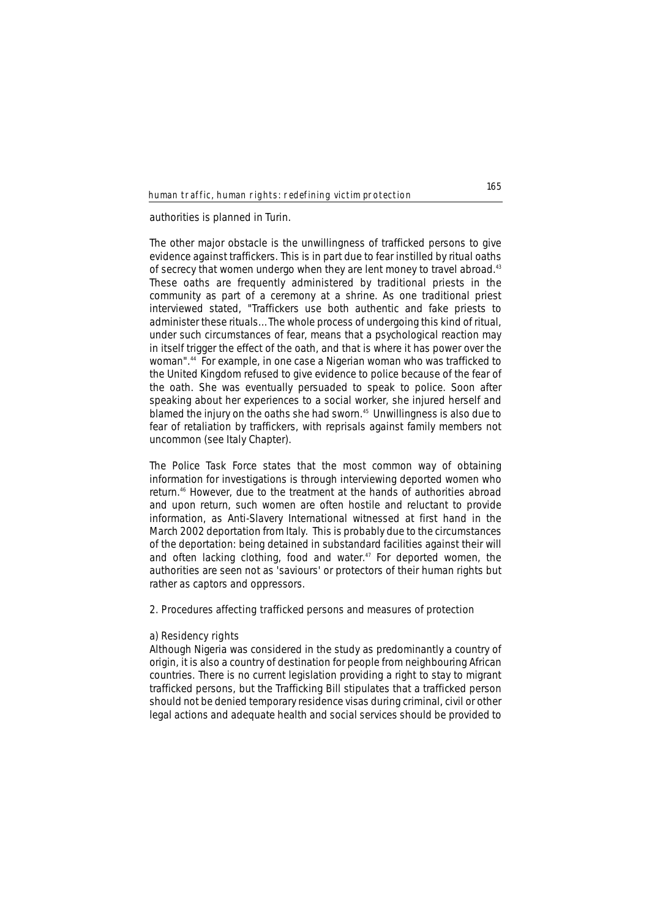authorities is planned in Turin.

The other major obstacle is the unwillingness of trafficked persons to give evidence against traffickers. This is in part due to fear instilled by ritual oaths of secrecy that women undergo when they are lent money to travel abroad.[43] These oaths are frequently administered by traditional priests in the community as part of a ceremony at a shrine. As one traditional priest interviewed stated, "Traffickers use both authentic and fake priests to administer these rituals…The whole process of undergoing this kind of ritual, under such circumstances of fear, means that a psychological reaction may in itself trigger the effect of the oath, and that is where it has power over the woman".[44] For example, in one case a Nigerian woman who was trafficked to the United Kingdom refused to give evidence to police because of the fear of the oath. She was eventually persuaded to speak to police. Soon after speaking about her experiences to a social worker, she injured herself and blamed the injury on the oaths she had sworn.[45] Unwillingness is also due to fear of retaliation by traffickers, with reprisals against family members not uncommon (see Italy Chapter).

The Police Task Force states that the most common way of obtaining information for investigations is through interviewing deported women who return.[46] However, due to the treatment at the hands of authorities abroad and upon return, such women are often hostile and reluctant to provide information, as Anti-Slavery International witnessed at first hand in the March 2002 deportation from Italy. This is probably due to the circumstances of the deportation: being detained in substandard facilities against their will and often lacking clothing, food and water.[47] For deported women, the authorities are seen not as 'saviours' or protectors of their human rights but rather as captors and oppressors.

## 2. Procedures affecting trafficked persons and measures of protection

### a) Residency rights

Although Nigeria was considered in the study as predominantly a country of origin, it is also a country of destination for people from neighbouring African countries. There is no current legislation providing a right to stay to migrant trafficked persons, but the Trafficking Bill stipulates that a trafficked person should not be denied temporary residence visas during criminal, civil or other legal actions and adequate health and social services should be provided to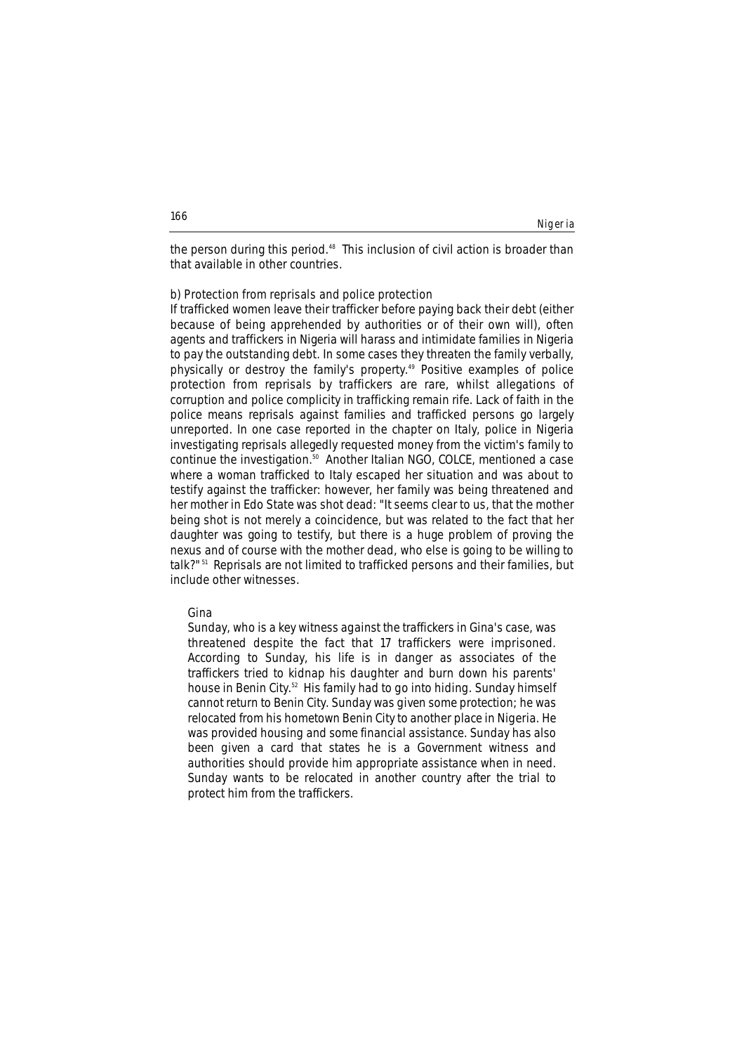the person during this period.[48] This inclusion of civil action is broader than that available in other countries.

### b) Protection from reprisals and police protection

If trafficked women leave their trafficker before paying back their debt (either because of being apprehended by authorities or of their own will), often agents and traffickers in Nigeria will harass and intimidate families in Nigeria to pay the outstanding debt. In some cases they threaten the family verbally, physically or destroy the family's property.[49] Positive examples of police protection from reprisals by traffickers are rare, whilst allegations of corruption and police complicity in trafficking remain rife. Lack of faith in the police means reprisals against families and trafficked persons go largely unreported. In one case reported in the chapter on Italy, police in Nigeria investigating reprisals allegedly requested money from the victim's family to continue the investigation.[50] Another Italian NGO, COLCE, mentioned a case where a woman trafficked to Italy escaped her situation and was about to testify against the trafficker: however, her family was being threatened and her mother in Edo State was shot dead: "It seems clear to us, that the mother being shot is not merely a coincidence, but was related to the fact that her daughter was going to testify, but there is a huge problem of proving the nexus and of course with the mother dead, who else is going to be willing to talk?"[51] Reprisals are not limited to trafficked persons and their families, but include other witnesses.

> Gina
>
> Sunday, who is a key witness against the traffickers in Gina's case, was threatened despite the fact that 17 traffickers were imprisoned. According to Sunday, his life is in danger as associates of the traffickers tried to kidnap his daughter and burn down his parents' house in Benin City.[52] His family had to go into hiding. Sunday himself cannot return to Benin City. Sunday was given some protection; he was relocated from his hometown Benin City to another place in Nigeria. He was provided housing and some financial assistance. Sunday has also been given a card that states he is a Government witness and authorities should provide him appropriate assistance when in need. Sunday wants to be relocated in another country after the trial to protect him from the traffickers.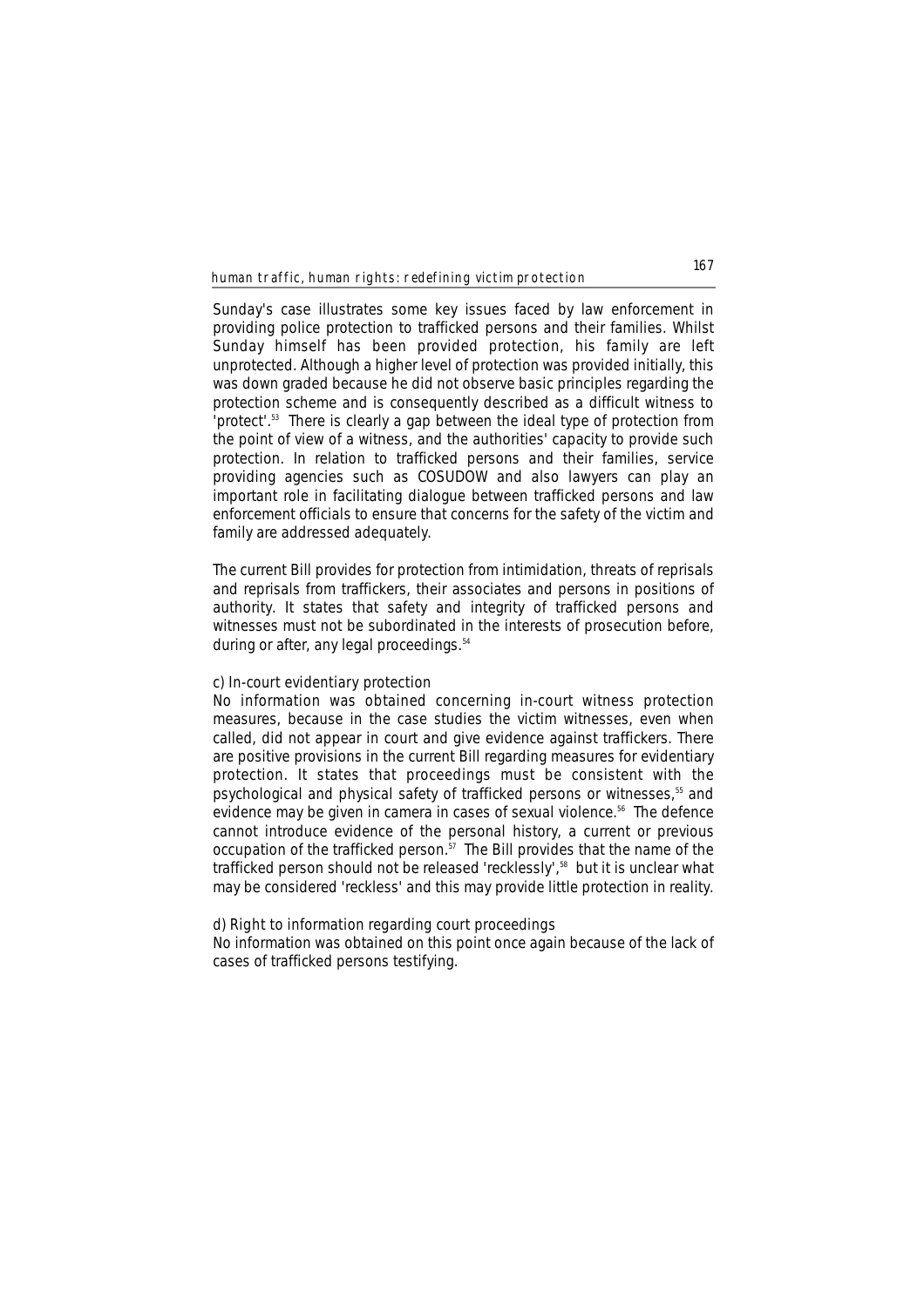Sunday's case illustrates some key issues faced by law enforcement in providing police protection to trafficked persons and their families. Whilst Sunday himself has been provided protection, his family are left unprotected. Although a higher level of protection was provided initially, this was down graded because he did not observe basic principles regarding the protection scheme and is consequently described as a difficult witness to 'protect'.[53] There is clearly a gap between the ideal type of protection from the point of view of a witness, and the authorities' capacity to provide such protection. In relation to trafficked persons and their families, service providing agencies such as COSUDOW and also lawyers can play an important role in facilitating dialogue between trafficked persons and law enforcement officials to ensure that concerns for the safety of the victim and family are addressed adequately.

The current Bill provides for protection from intimidation, threats of reprisals and reprisals from traffickers, their associates and persons in positions of authority. It states that safety and integrity of trafficked persons and witnesses must not be subordinated in the interests of prosecution before, during or after, any legal proceedings.[54]

c) In-court evidentiary protection

No information was obtained concerning in-court witness protection measures, because in the case studies the victim witnesses, even when called, did not appear in court and give evidence against traffickers. There are positive provisions in the current Bill regarding measures for evidentiary protection. It states that proceedings must be consistent with the psychological and physical safety of trafficked persons or witnesses,[55] and evidence may be given in camera in cases of sexual violence.[56] The defence cannot introduce evidence of the personal history, a current or previous occupation of the trafficked person.[57] The Bill provides that the name of the trafficked person should not be released 'recklessly',[58] but it is unclear what may be considered 'reckless' and this may provide little protection in reality.

d) Right to information regarding court proceedings

No information was obtained on this point once again because of the lack of cases of trafficked persons testifying.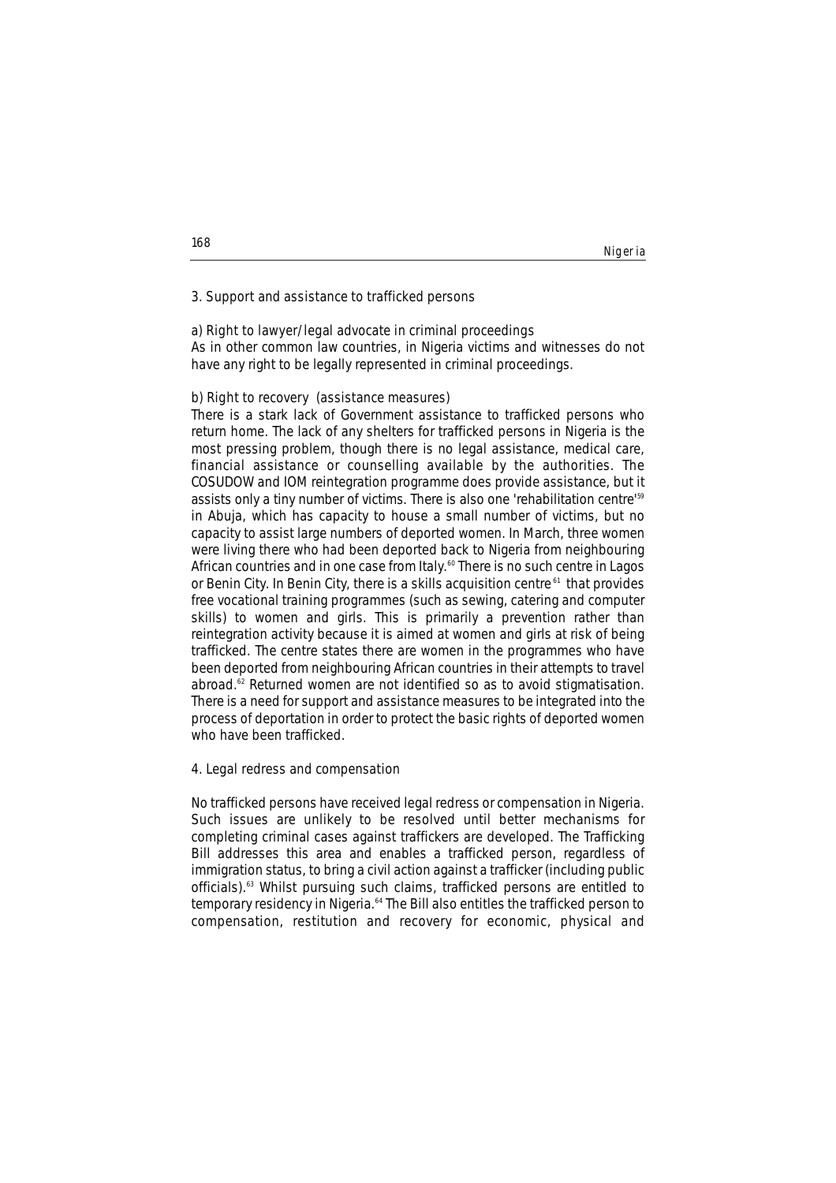## 3. Support and assistance to trafficked persons

### a) Right to lawyer/legal advocate in criminal proceedings

As in other common law countries, in Nigeria victims and witnesses do not have any right to be legally represented in criminal proceedings.

### b) Right to recovery (assistance measures)

There is a stark lack of Government assistance to trafficked persons who return home. The lack of any shelters for trafficked persons in Nigeria is the most pressing problem, though there is no legal assistance, medical care, financial assistance or counselling available by the authorities. The COSUDOW and IOM reintegration programme does provide assistance, but it assists only a tiny number of victims. There is also one 'rehabilitation centre'[59] in Abuja, which has capacity to house a small number of victims, but no capacity to assist large numbers of deported women. In March, three women were living there who had been deported back to Nigeria from neighbouring African countries and in one case from Italy.[60] There is no such centre in Lagos or Benin City. In Benin City, there is a skills acquisition centre[61] that provides free vocational training programmes (such as sewing, catering and computer skills) to women and girls. This is primarily a prevention rather than reintegration activity because it is aimed at women and girls at risk of being trafficked. The centre states there are women in the programmes who have been deported from neighbouring African countries in their attempts to travel abroad.[62] Returned women are not identified so as to avoid stigmatisation. There is a need for support and assistance measures to be integrated into the process of deportation in order to protect the basic rights of deported women who have been trafficked.

## 4. Legal redress and compensation

No trafficked persons have received legal redress or compensation in Nigeria. Such issues are unlikely to be resolved until better mechanisms for completing criminal cases against traffickers are developed. The Trafficking Bill addresses this area and enables a trafficked person, regardless of immigration status, to bring a civil action against a trafficker (including public officials).[63] Whilst pursuing such claims, trafficked persons are entitled to temporary residency in Nigeria.[64] The Bill also entitles the trafficked person to compensation, restitution and recovery for economic, physical and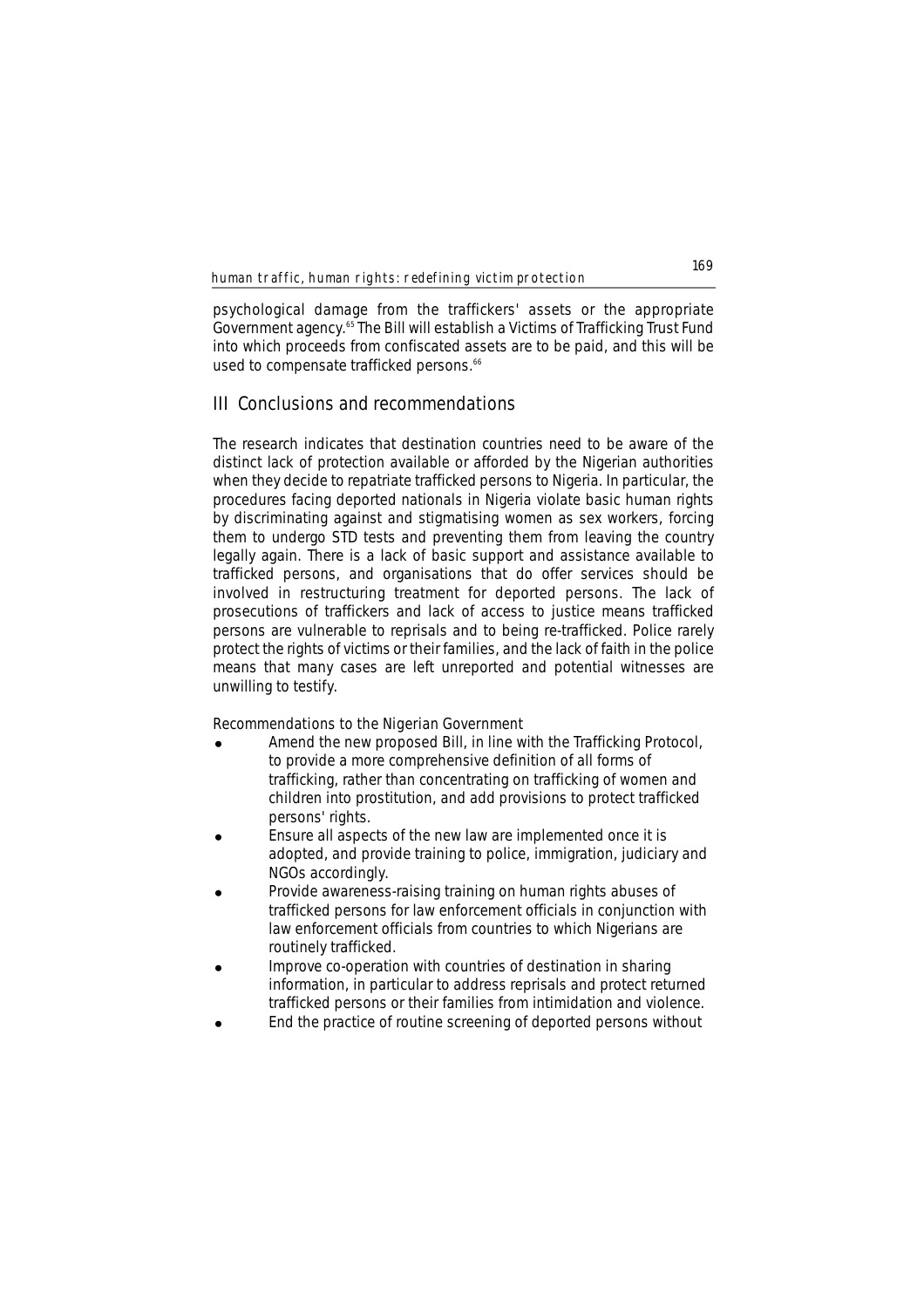psychological damage from the traffickers' assets or the appropriate Government agency.[65] The Bill will establish a Victims of Trafficking Trust Fund into which proceeds from confiscated assets are to be paid, and this will be used to compensate trafficked persons.[66]

## III Conclusions and recommendations

The research indicates that destination countries need to be aware of the distinct lack of protection available or afforded by the Nigerian authorities when they decide to repatriate trafficked persons to Nigeria. In particular, the procedures facing deported nationals in Nigeria violate basic human rights by discriminating against and stigmatising women as sex workers, forcing them to undergo STD tests and preventing them from leaving the country legally again. There is a lack of basic support and assistance available to trafficked persons, and organisations that do offer services should be involved in restructuring treatment for deported persons. The lack of prosecutions of traffickers and lack of access to justice means trafficked persons are vulnerable to reprisals and to being re-trafficked. Police rarely protect the rights of victims or their families, and the lack of faith in the police means that many cases are left unreported and potential witnesses are unwilling to testify.

Recommendations to the Nigerian Government

- Amend the new proposed Bill, in line with the Trafficking Protocol, to provide a more comprehensive definition of all forms of trafficking, rather than concentrating on trafficking of women and children into prostitution, and add provisions to protect trafficked persons' rights.
- Ensure all aspects of the new law are implemented once it is adopted, and provide training to police, immigration, judiciary and NGOs accordingly.
- Provide awareness-raising training on human rights abuses of trafficked persons for law enforcement officials in conjunction with law enforcement officials from countries to which Nigerians are routinely trafficked.
- Improve co-operation with countries of destination in sharing information, in particular to address reprisals and protect returned trafficked persons or their families from intimidation and violence.
- End the practice of routine screening of deported persons without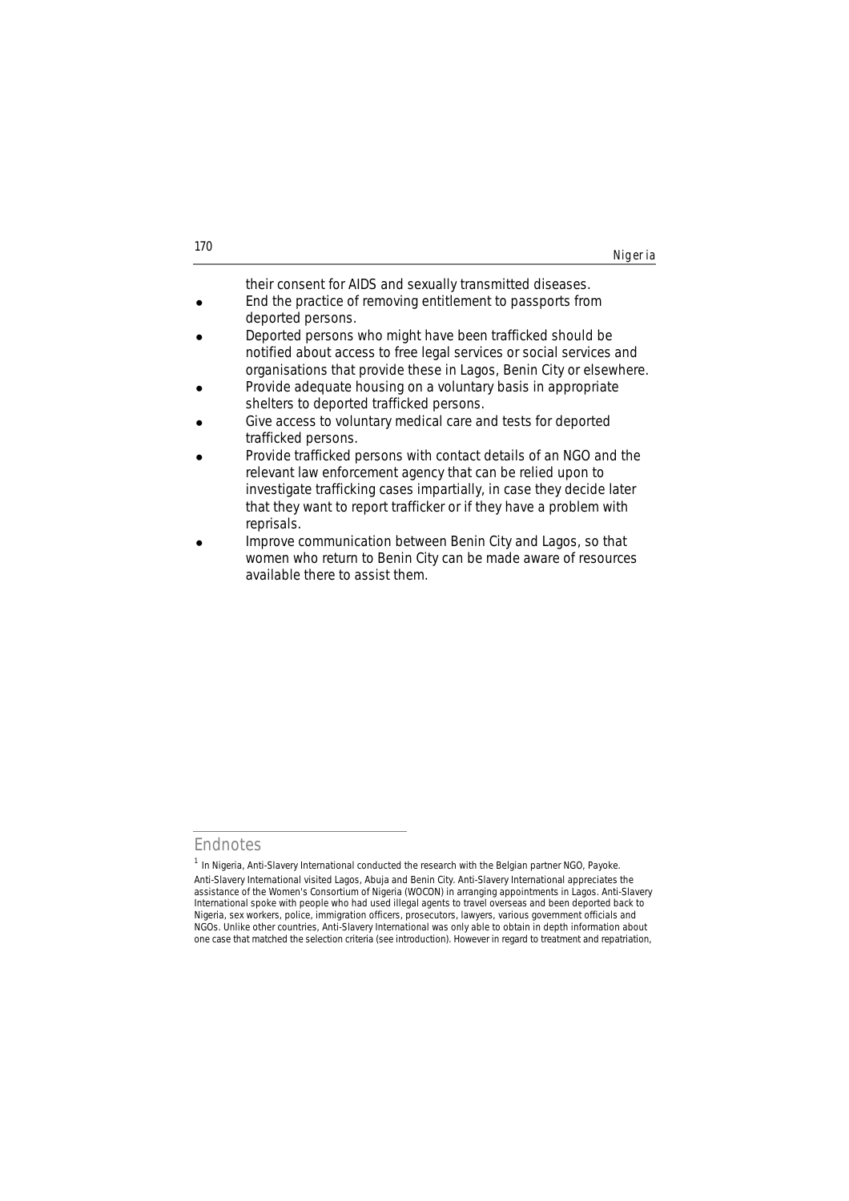their consent for AIDS and sexually transmitted diseases.

- End the practice of removing entitlement to passports from deported persons.
- Deported persons who might have been trafficked should be notified about access to free legal services or social services and organisations that provide these in Lagos, Benin City or elsewhere.
- Provide adequate housing on a voluntary basis in appropriate shelters to deported trafficked persons.
- Give access to voluntary medical care and tests for deported trafficked persons.
- Provide trafficked persons with contact details of an NGO and the relevant law enforcement agency that can be relied upon to investigate trafficking cases impartially, in case they decide later that they want to report trafficker or if they have a problem with reprisals.
- Improve communication between Benin City and Lagos, so that women who return to Benin City can be made aware of resources available there to assist them.

## Endnotes

[1] In Nigeria, Anti-Slavery International conducted the research with the Belgian partner NGO, Payoke. Anti-Slavery International visited Lagos, Abuja and Benin City. Anti-Slavery International appreciates the assistance of the Women's Consortium of Nigeria (WOCON) in arranging appointments in Lagos. Anti-Slavery International spoke with people who had used illegal agents to travel overseas and been deported back to Nigeria, sex workers, police, immigration officers, prosecutors, lawyers, various government officials and NGOs. Unlike other countries, Anti-Slavery International was only able to obtain in depth information about one case that matched the selection criteria (see introduction). However in regard to treatment and repatriation,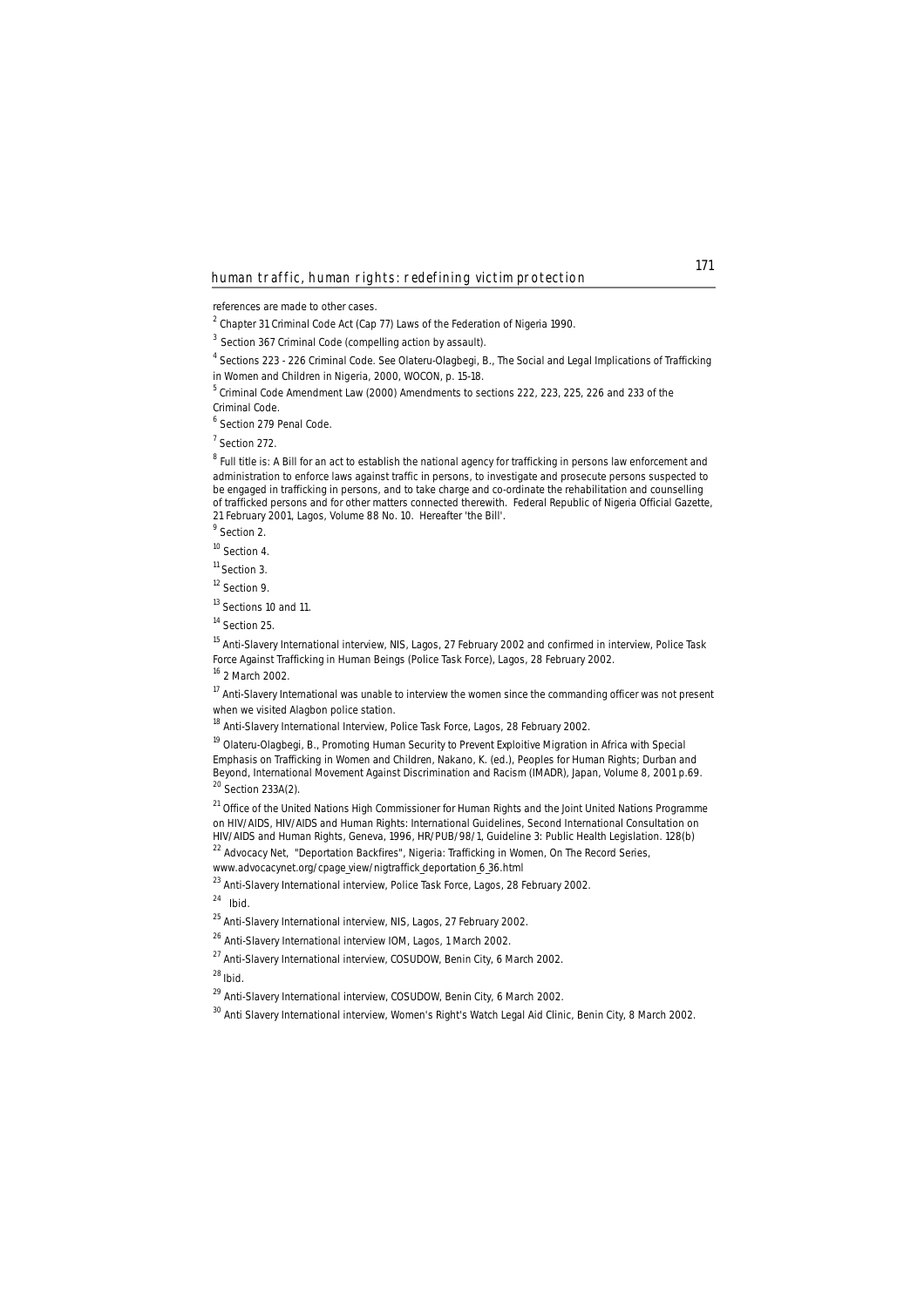references are made to other cases.

[2] Chapter 31 Criminal Code Act (Cap 77) Laws of the Federation of Nigeria 1990.

[3] Section 367 Criminal Code (compelling action by assault).

[4] Sections 223 - 226 Criminal Code. See Olateru-Olagbegi, B., The Social and Legal Implications of Trafficking in Women and Children in Nigeria, 2000, WOCON, p. 15-18.

[5] Criminal Code Amendment Law (2000) Amendments to sections 222, 223, 225, 226 and 233 of the Criminal Code.

[6] Section 279 Penal Code.

[7] Section 272.

[8] Full title is: A Bill for an act to establish the national agency for trafficking in persons law enforcement and administration to enforce laws against traffic in persons, to investigate and prosecute persons suspected to be engaged in trafficking in persons, and to take charge and co-ordinate the rehabilitation and counselling of trafficked persons and for other matters connected therewith. Federal Republic of Nigeria Official Gazette, 21 February 2001, Lagos, Volume 88 No. 10. Hereafter 'the Bill'.

[9] Section 2.

[10] Section 4.

[11] Section 3.

[12] Section 9.

[13] Sections 10 and 11.

[14] Section 25.

[15] Anti-Slavery International interview, NIS, Lagos, 27 February 2002 and confirmed in interview, Police Task Force Against Trafficking in Human Beings (Police Task Force), Lagos, 28 February 2002.

[16] 2 March 2002.

[17] Anti-Slavery International was unable to interview the women since the commanding officer was not present when we visited Alagbon police station.

[18] Anti-Slavery International Interview, Police Task Force, Lagos, 28 February 2002.

[19] Olateru-Olagbegi, B., Promoting Human Security to Prevent Exploitive Migration in Africa with Special Emphasis on Trafficking in Women and Children, Nakano, K. (ed.), Peoples for Human Rights; Durban and Beyond, International Movement Against Discrimination and Racism (IMADR), Japan, Volume 8, 2001 p.69.

[20] Section 233A(2).

[21] Office of the United Nations High Commissioner for Human Rights and the Joint United Nations Programme on HIV/AIDS, HIV/AIDS and Human Rights: International Guidelines, Second International Consultation on HIV/AIDS and Human Rights, Geneva, 1996, HR/PUB/98/1, Guideline 3: Public Health Legislation. 128(b)

[22] Advocacy Net, "Deportation Backfires", Nigeria: Trafficking in Women, On The Record Series, www.advocacynet.org/cpage_view/nigtraffick_deportation_6_36.html

[23] Anti-Slavery International interview, Police Task Force, Lagos, 28 February 2002.

[24] Ibid.

[25] Anti-Slavery International interview, NIS, Lagos, 27 February 2002.

[26] Anti-Slavery International interview IOM, Lagos, 1 March 2002.

[27] Anti-Slavery International interview, COSUDOW, Benin City, 6 March 2002.

[28] Ibid.

[29] Anti-Slavery International interview, COSUDOW, Benin City, 6 March 2002.

[30] Anti Slavery International interview, Women's Right's Watch Legal Aid Clinic, Benin City, 8 March 2002.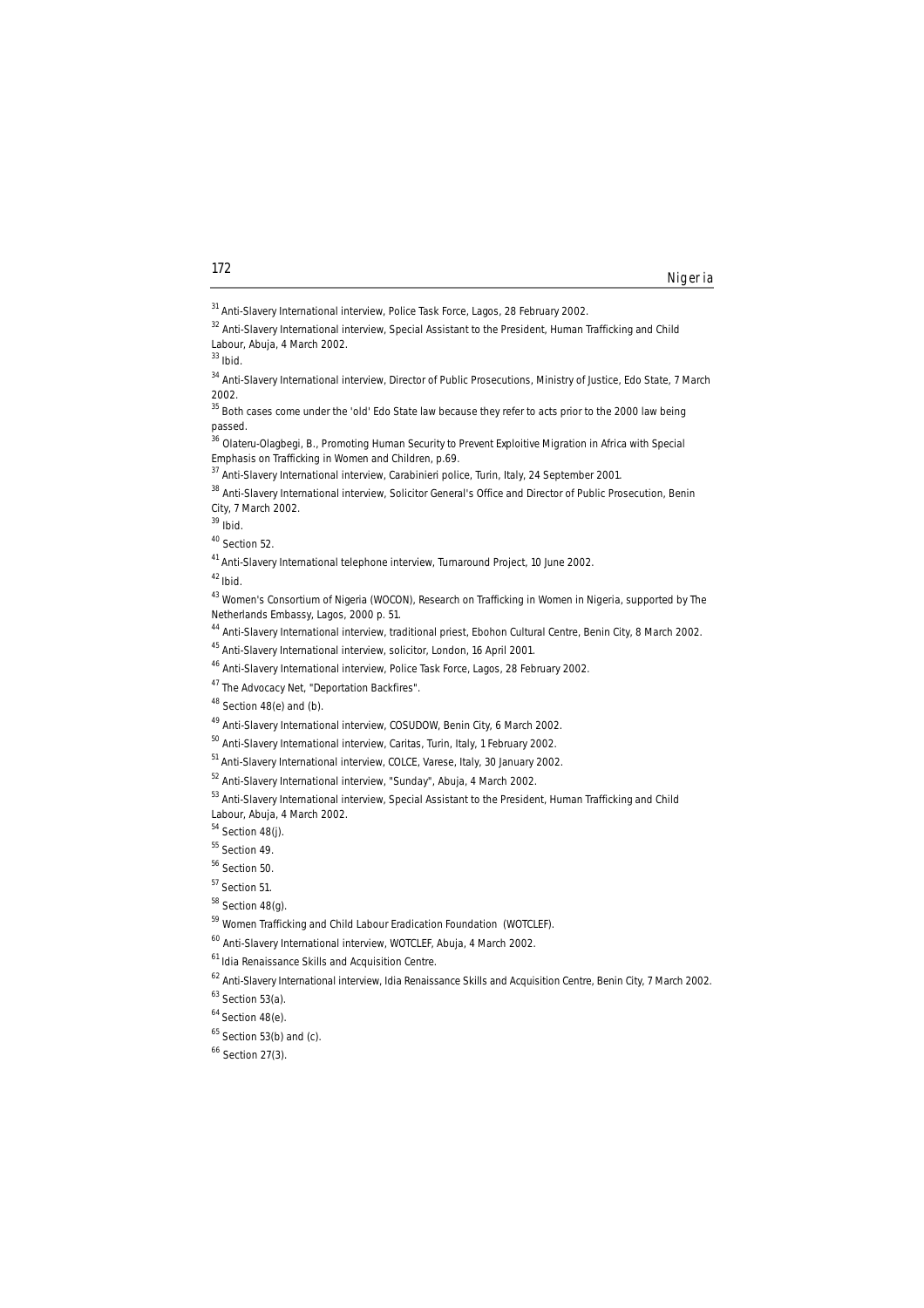[31] Anti-Slavery International interview, Police Task Force, Lagos, 28 February 2002.

[32] Anti-Slavery International interview, Special Assistant to the President, Human Trafficking and Child Labour, Abuja, 4 March 2002.

[33] Ibid.

[34] Anti-Slavery International interview, Director of Public Prosecutions, Ministry of Justice, Edo State, 7 March 2002.

[35] Both cases come under the 'old' Edo State law because they refer to acts prior to the 2000 law being passed.

[36] Olateru-Olagbegi, B., Promoting Human Security to Prevent Exploitive Migration in Africa with Special Emphasis on Trafficking in Women and Children, p.69.

[37] Anti-Slavery International interview, Carabinieri police, Turin, Italy, 24 September 2001.

[38] Anti-Slavery International interview, Solicitor General's Office and Director of Public Prosecution, Benin City, 7 March 2002.

[39] Ibid.

[40] Section 52.

[41] Anti-Slavery International telephone interview, Turnaround Project, 10 June 2002.

[42] Ibid.

[43] Women's Consortium of Nigeria (WOCON), Research on Trafficking in Women in Nigeria, supported by The Netherlands Embassy, Lagos, 2000 p. 51.

[44] Anti-Slavery International interview, traditional priest, Ebohon Cultural Centre, Benin City, 8 March 2002.

[45] Anti-Slavery International interview, solicitor, London, 16 April 2001.

[46] Anti-Slavery International interview, Police Task Force, Lagos, 28 February 2002.

[47] The Advocacy Net, "Deportation Backfires".

[48] Section 48(e) and (b).

[49] Anti-Slavery International interview, COSUDOW, Benin City, 6 March 2002.

[50] Anti-Slavery International interview, Caritas, Turin, Italy, 1 February 2002.

[51] Anti-Slavery International interview, COLCE, Varese, Italy, 30 January 2002.

[52] Anti-Slavery International interview, "Sunday", Abuja, 4 March 2002.

[53] Anti-Slavery International interview, Special Assistant to the President, Human Trafficking and Child Labour, Abuja, 4 March 2002.

[54] Section 48(j).

[55] Section 49.

[56] Section 50.

[57] Section 51.

[58] Section 48(g).

[59] Women Trafficking and Child Labour Eradication Foundation (WOTCLEF).

[60] Anti-Slavery International interview, WOTCLEF, Abuja, 4 March 2002.

[61] Idia Renaissance Skills and Acquisition Centre.

[62] Anti-Slavery International interview, Idia Renaissance Skills and Acquisition Centre, Benin City, 7 March 2002.

[63] Section 53(a).

[64] Section 48(e).

[65] Section 53(b) and (c).

[66] Section 27(3).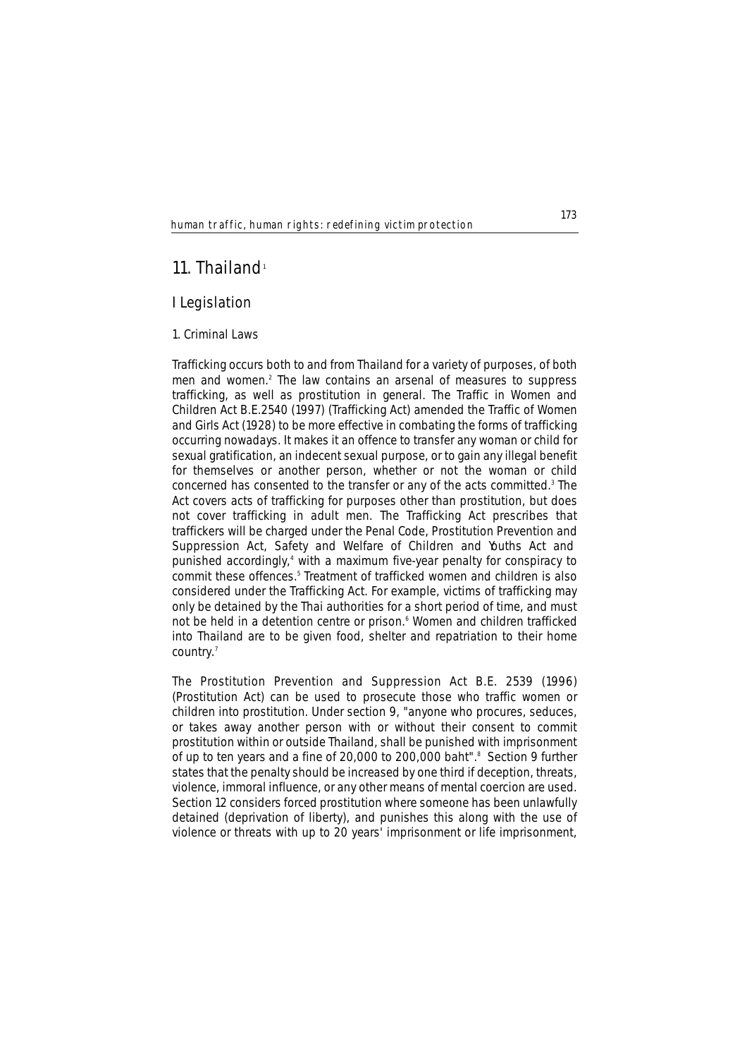# 11. Thailand[1]

## I Legislation

### 1. Criminal Laws

Trafficking occurs both to and from Thailand for a variety of purposes, of both men and women.[2] The law contains an arsenal of measures to suppress trafficking, as well as prostitution in general. The Traffic in Women and Children Act B.E.2540 (1997) (Trafficking Act) amended the Traffic of Women and Girls Act (1928) to be more effective in combating the forms of trafficking occurring nowadays. It makes it an offence to transfer any woman or child for sexual gratification, an indecent sexual purpose, or to gain any illegal benefit for themselves or another person, whether or not the woman or child concerned has consented to the transfer or any of the acts committed.[3] The Act covers acts of trafficking for purposes other than prostitution, but does not cover trafficking in adult men. The Trafficking Act prescribes that traffickers will be charged under the Penal Code, Prostitution Prevention and Suppression Act, Safety and Welfare of Children and Youths Act and punished accordingly,[4] with a maximum five-year penalty for conspiracy to commit these offences.[5] Treatment of trafficked women and children is also considered under the Trafficking Act. For example, victims of trafficking may only be detained by the Thai authorities for a short period of time, and must not be held in a detention centre or prison.[6] Women and children trafficked into Thailand are to be given food, shelter and repatriation to their home country.[7]

The Prostitution Prevention and Suppression Act B.E. 2539 (1996) (Prostitution Act) can be used to prosecute those who traffic women or children into prostitution. Under section 9, "anyone who procures, seduces, or takes away another person with or without their consent to commit prostitution within or outside Thailand, shall be punished with imprisonment of up to ten years and a fine of 20,000 to 200,000 baht".[8] Section 9 further states that the penalty should be increased by one third if deception, threats, violence, immoral influence, or any other means of mental coercion are used. Section 12 considers forced prostitution where someone has been unlawfully detained (deprivation of liberty), and punishes this along with the use of violence or threats with up to 20 years' imprisonment or life imprisonment,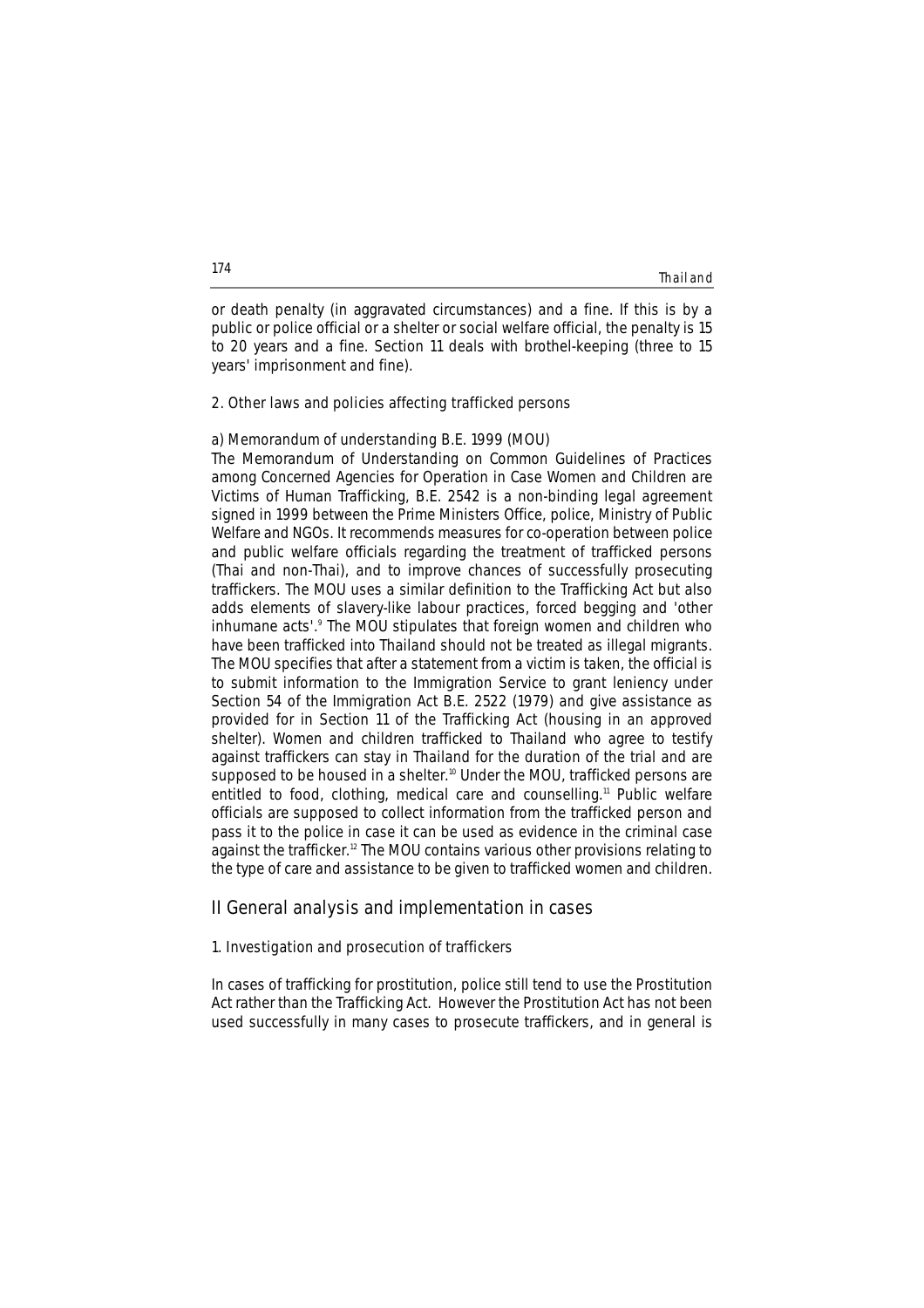or death penalty (in aggravated circumstances) and a fine. If this is by a public or police official or a shelter or social welfare official, the penalty is 15 to 20 years and a fine. Section 11 deals with brothel-keeping (three to 15 years' imprisonment and fine).

### 2. Other laws and policies affecting trafficked persons

#### a) Memorandum of understanding B.E. 1999 (MOU)

The Memorandum of Understanding on Common Guidelines of Practices among Concerned Agencies for Operation in Case Women and Children are Victims of Human Trafficking, B.E. 2542 is a non-binding legal agreement signed in 1999 between the Prime Ministers Office, police, Ministry of Public Welfare and NGOs. It recommends measures for co-operation between police and public welfare officials regarding the treatment of trafficked persons (Thai and non-Thai), and to improve chances of successfully prosecuting traffickers. The MOU uses a similar definition to the Trafficking Act but also adds elements of slavery-like labour practices, forced begging and 'other inhumane acts'.[9] The MOU stipulates that foreign women and children who have been trafficked into Thailand should not be treated as illegal migrants. The MOU specifies that after a statement from a victim is taken, the official is to submit information to the Immigration Service to grant leniency under Section 54 of the Immigration Act B.E. 2522 (1979) and give assistance as provided for in Section 11 of the Trafficking Act (housing in an approved shelter). Women and children trafficked to Thailand who agree to testify against traffickers can stay in Thailand for the duration of the trial and are supposed to be housed in a shelter.[10] Under the MOU, trafficked persons are entitled to food, clothing, medical care and counselling.[11] Public welfare officials are supposed to collect information from the trafficked person and pass it to the police in case it can be used as evidence in the criminal case against the trafficker.[12] The MOU contains various other provisions relating to the type of care and assistance to be given to trafficked women and children.

## II General analysis and implementation in cases

### 1. Investigation and prosecution of traffickers

In cases of trafficking for prostitution, police still tend to use the Prostitution Act rather than the Trafficking Act. However the Prostitution Act has not been used successfully in many cases to prosecute traffickers, and in general is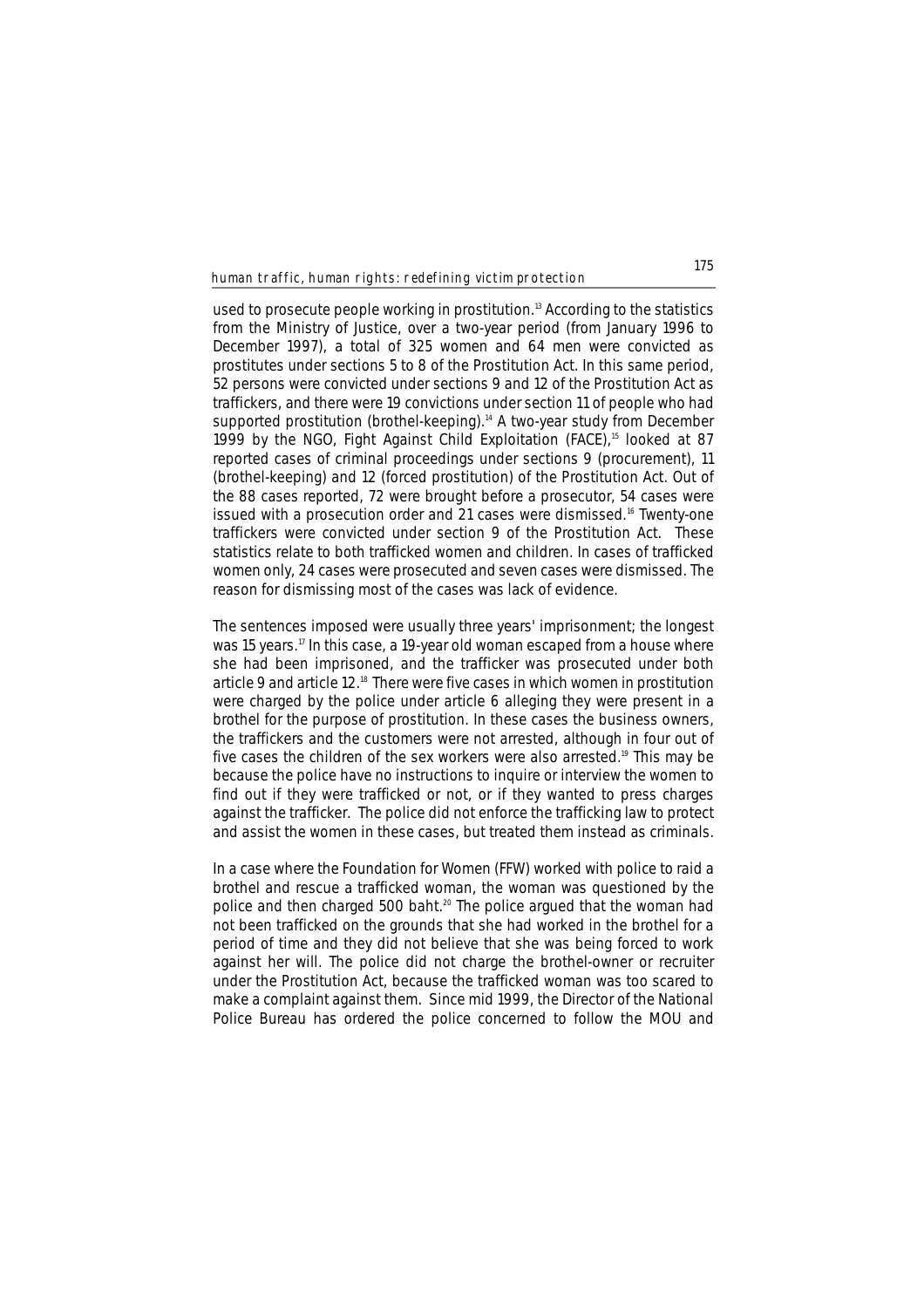used to prosecute people working in prostitution.[13] According to the statistics from the Ministry of Justice, over a two-year period (from January 1996 to December 1997), a total of 325 women and 64 men were convicted as prostitutes under sections 5 to 8 of the Prostitution Act. In this same period, 52 persons were convicted under sections 9 and 12 of the Prostitution Act as traffickers, and there were 19 convictions under section 11 of people who had supported prostitution (brothel-keeping).[14] A two-year study from December 1999 by the NGO, Fight Against Child Exploitation (FACE),[15] looked at 87 reported cases of criminal proceedings under sections 9 (procurement), 11 (brothel-keeping) and 12 (forced prostitution) of the Prostitution Act. Out of the 88 cases reported, 72 were brought before a prosecutor, 54 cases were issued with a prosecution order and 21 cases were dismissed.[16] Twenty-one traffickers were convicted under section 9 of the Prostitution Act. These statistics relate to both trafficked women and children. In cases of trafficked women only, 24 cases were prosecuted and seven cases were dismissed. The reason for dismissing most of the cases was lack of evidence.

The sentences imposed were usually three years' imprisonment; the longest was 15 years.[17] In this case, a 19-year old woman escaped from a house where she had been imprisoned, and the trafficker was prosecuted under both article 9 and article 12.[18] There were five cases in which women in prostitution were charged by the police under article 6 alleging they were present in a brothel for the purpose of prostitution. In these cases the business owners, the traffickers and the customers were not arrested, although in four out of five cases the children of the sex workers were also arrested.[19] This may be because the police have no instructions to inquire or interview the women to find out if they were trafficked or not, or if they wanted to press charges against the trafficker. The police did not enforce the trafficking law to protect and assist the women in these cases, but treated them instead as criminals.

In a case where the Foundation for Women (FFW) worked with police to raid a brothel and rescue a trafficked woman, the woman was questioned by the police and then charged 500 baht.[20] The police argued that the woman had not been trafficked on the grounds that she had worked in the brothel for a period of time and they did not believe that she was being forced to work against her will. The police did not charge the brothel-owner or recruiter under the Prostitution Act, because the trafficked woman was too scared to make a complaint against them. Since mid 1999, the Director of the National Police Bureau has ordered the police concerned to follow the MOU and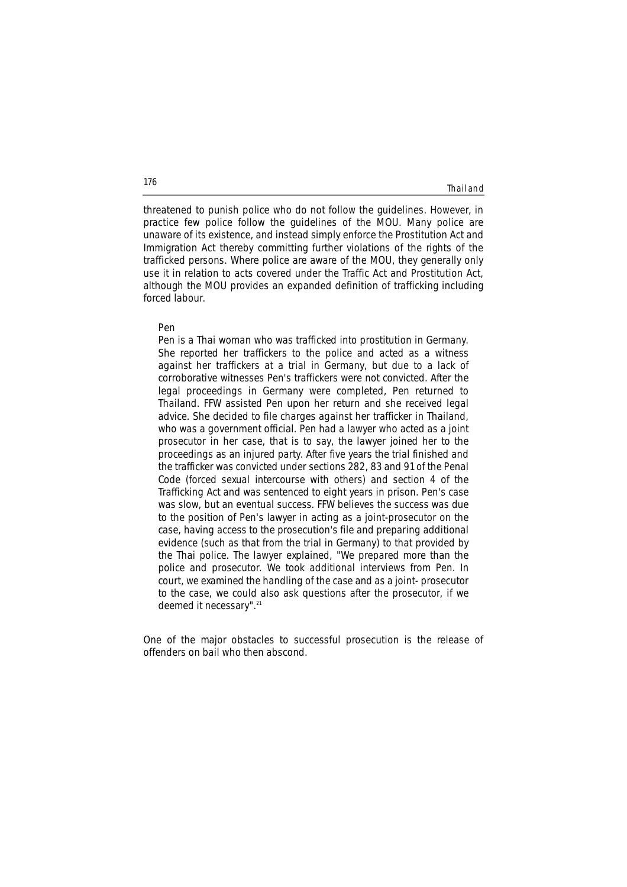threatened to punish police who do not follow the guidelines. However, in practice few police follow the guidelines of the MOU. Many police are unaware of its existence, and instead simply enforce the Prostitution Act and Immigration Act thereby committing further violations of the rights of the trafficked persons. Where police are aware of the MOU, they generally only use it in relation to acts covered under the Traffic Act and Prostitution Act, although the MOU provides an expanded definition of trafficking including forced labour.

> Pen
>
> Pen is a Thai woman who was trafficked into prostitution in Germany. She reported her traffickers to the police and acted as a witness against her traffickers at a trial in Germany, but due to a lack of corroborative witnesses Pen's traffickers were not convicted. After the legal proceedings in Germany were completed, Pen returned to Thailand. FFW assisted Pen upon her return and she received legal advice. She decided to file charges against her trafficker in Thailand, who was a government official. Pen had a lawyer who acted as a joint prosecutor in her case, that is to say, the lawyer joined her to the proceedings as an injured party. After five years the trial finished and the trafficker was convicted under sections 282, 83 and 91 of the Penal Code (forced sexual intercourse with others) and section 4 of the Trafficking Act and was sentenced to eight years in prison. Pen's case was slow, but an eventual success. FFW believes the success was due to the position of Pen's lawyer in acting as a joint-prosecutor on the case, having access to the prosecution's file and preparing additional evidence (such as that from the trial in Germany) to that provided by the Thai police. The lawyer explained, "We prepared more than the police and prosecutor. We took additional interviews from Pen. In court, we examined the handling of the case and as a joint- prosecutor to the case, we could also ask questions after the prosecutor, if we deemed it necessary".[21]

One of the major obstacles to successful prosecution is the release of offenders on bail who then abscond.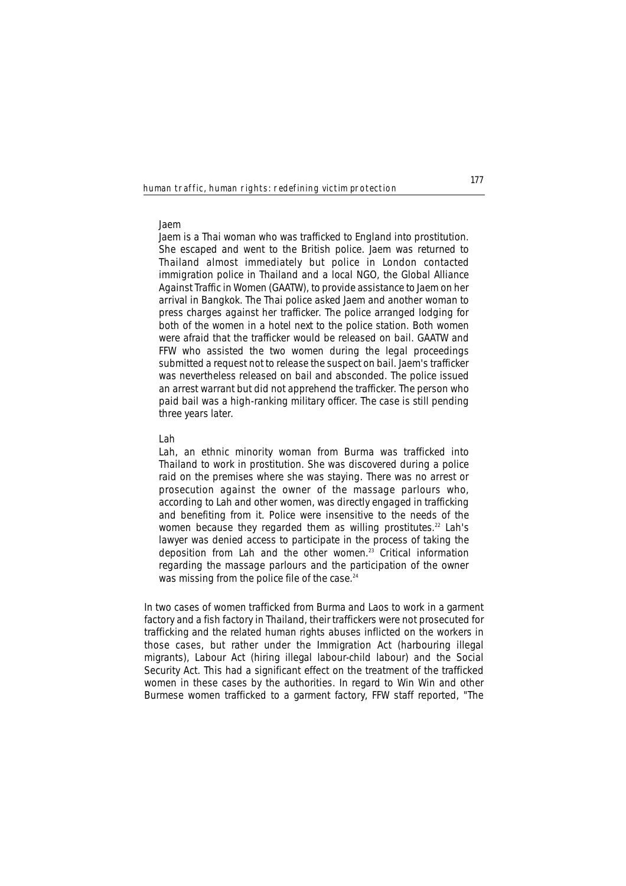Jaem

Jaem is a Thai woman who was trafficked to England into prostitution. She escaped and went to the British police. Jaem was returned to Thailand almost immediately but police in London contacted immigration police in Thailand and a local NGO, the Global Alliance Against Traffic in Women (GAATW), to provide assistance to Jaem on her arrival in Bangkok. The Thai police asked Jaem and another woman to press charges against her trafficker. The police arranged lodging for both of the women in a hotel next to the police station. Both women were afraid that the trafficker would be released on bail. GAATW and FFW who assisted the two women during the legal proceedings submitted a request not to release the suspect on bail. Jaem's trafficker was nevertheless released on bail and absconded. The police issued an arrest warrant but did not apprehend the trafficker. The person who paid bail was a high-ranking military officer. The case is still pending three years later.

Lah

Lah, an ethnic minority woman from Burma was trafficked into Thailand to work in prostitution. She was discovered during a police raid on the premises where she was staying. There was no arrest or prosecution against the owner of the massage parlours who, according to Lah and other women, was directly engaged in trafficking and benefiting from it. Police were insensitive to the needs of the women because they regarded them as willing prostitutes.[22] Lah's lawyer was denied access to participate in the process of taking the deposition from Lah and the other women.[23] Critical information regarding the massage parlours and the participation of the owner was missing from the police file of the case.[24]

In two cases of women trafficked from Burma and Laos to work in a garment factory and a fish factory in Thailand, their traffickers were not prosecuted for trafficking and the related human rights abuses inflicted on the workers in those cases, but rather under the Immigration Act (harbouring illegal migrants), Labour Act (hiring illegal labour-child labour) and the Social Security Act. This had a significant effect on the treatment of the trafficked women in these cases by the authorities. In regard to Win Win and other Burmese women trafficked to a garment factory, FFW staff reported, "The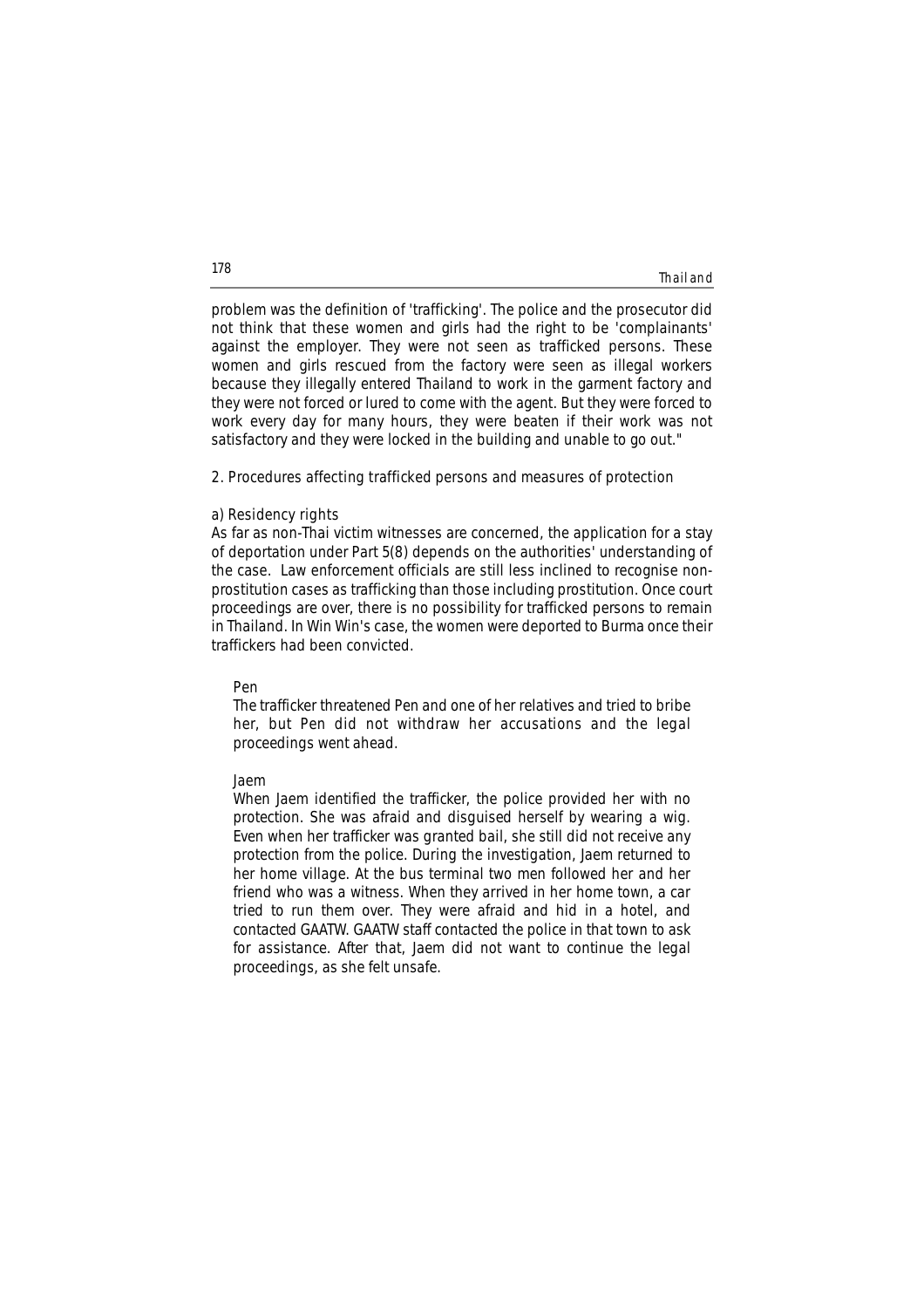problem was the definition of 'trafficking'. The police and the prosecutor did not think that these women and girls had the right to be 'complainants' against the employer. They were not seen as trafficked persons. These women and girls rescued from the factory were seen as illegal workers because they illegally entered Thailand to work in the garment factory and they were not forced or lured to come with the agent. But they were forced to work every day for many hours, they were beaten if their work was not satisfactory and they were locked in the building and unable to go out."

## 2. Procedures affecting trafficked persons and measures of protection

### a) Residency rights

As far as non-Thai victim witnesses are concerned, the application for a stay of deportation under Part 5(8) depends on the authorities' understanding of the case. Law enforcement officials are still less inclined to recognise non-prostitution cases as trafficking than those including prostitution. Once court proceedings are over, there is no possibility for trafficked persons to remain in Thailand. In Win Win's case, the women were deported to Burma once their traffickers had been convicted.

> Pen
>
> The trafficker threatened Pen and one of her relatives and tried to bribe her, but Pen did not withdraw her accusations and the legal proceedings went ahead.
>
> Jaem
>
> When Jaem identified the trafficker, the police provided her with no protection. She was afraid and disguised herself by wearing a wig. Even when her trafficker was granted bail, she still did not receive any protection from the police. During the investigation, Jaem returned to her home village. At the bus terminal two men followed her and her friend who was a witness. When they arrived in her home town, a car tried to run them over. They were afraid and hid in a hotel, and contacted GAATW. GAATW staff contacted the police in that town to ask for assistance. After that, Jaem did not want to continue the legal proceedings, as she felt unsafe.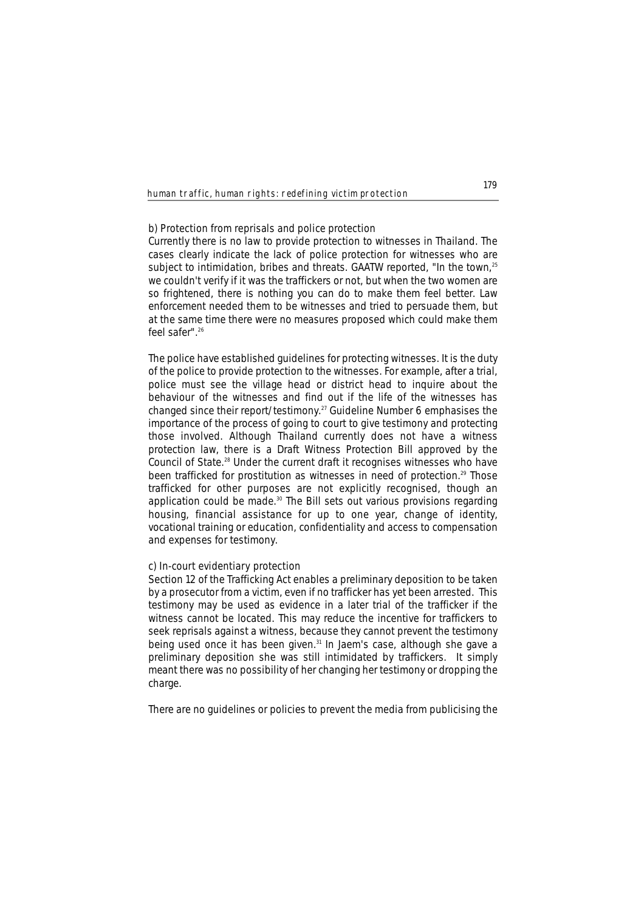b) Protection from reprisals and police protection

Currently there is no law to provide protection to witnesses in Thailand. The cases clearly indicate the lack of police protection for witnesses who are subject to intimidation, bribes and threats. GAATW reported, "In the town,[25] we couldn't verify if it was the traffickers or not, but when the two women are so frightened, there is nothing you can do to make them feel better. Law enforcement needed them to be witnesses and tried to persuade them, but at the same time there were no measures proposed which could make them feel safer".[26]

The police have established guidelines for protecting witnesses. It is the duty of the police to provide protection to the witnesses. For example, after a trial, police must see the village head or district head to inquire about the behaviour of the witnesses and find out if the life of the witnesses has changed since their report/testimony.[27] Guideline Number 6 emphasises the importance of the process of going to court to give testimony and protecting those involved. Although Thailand currently does not have a witness protection law, there is a Draft Witness Protection Bill approved by the Council of State.[28] Under the current draft it recognises witnesses who have been trafficked for prostitution as witnesses in need of protection.[29] Those trafficked for other purposes are not explicitly recognised, though an application could be made.[30] The Bill sets out various provisions regarding housing, financial assistance for up to one year, change of identity, vocational training or education, confidentiality and access to compensation and expenses for testimony.

c) In-court evidentiary protection

Section 12 of the Trafficking Act enables a preliminary deposition to be taken by a prosecutor from a victim, even if no trafficker has yet been arrested. This testimony may be used as evidence in a later trial of the trafficker if the witness cannot be located. This may reduce the incentive for traffickers to seek reprisals against a witness, because they cannot prevent the testimony being used once it has been given.[31] In Jaem's case, although she gave a preliminary deposition she was still intimidated by traffickers. It simply meant there was no possibility of her changing her testimony or dropping the charge.

There are no guidelines or policies to prevent the media from publicising the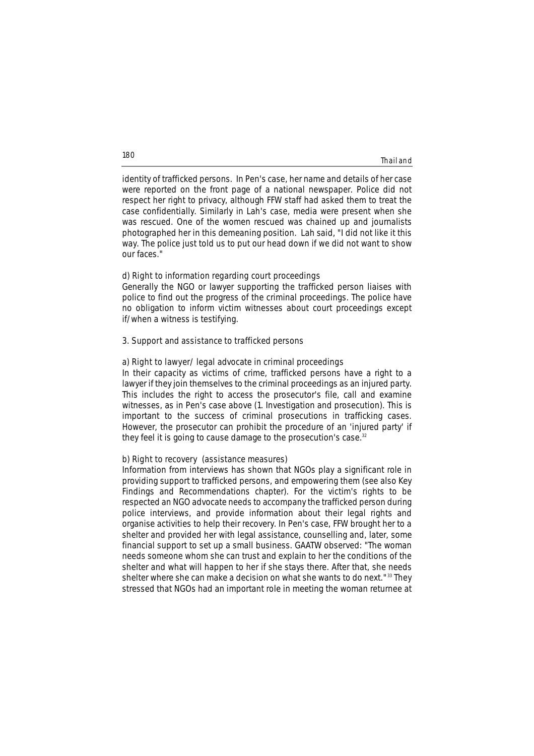identity of trafficked persons. In Pen's case, her name and details of her case were reported on the front page of a national newspaper. Police did not respect her right to privacy, although FFW staff had asked them to treat the case confidentially. Similarly in Lah's case, media were present when she was rescued. One of the women rescued was chained up and journalists photographed her in this demeaning position. Lah said, "I did not like it this way. The police just told us to put our head down if we did not want to show our faces."

d) Right to information regarding court proceedings

Generally the NGO or lawyer supporting the trafficked person liaises with police to find out the progress of the criminal proceedings. The police have no obligation to inform victim witnesses about court proceedings except if/when a witness is testifying.

3. Support and assistance to trafficked persons

a) Right to lawyer/ legal advocate in criminal proceedings

In their capacity as victims of crime, trafficked persons have a right to a lawyer if they join themselves to the criminal proceedings as an injured party. This includes the right to access the prosecutor's file, call and examine witnesses, as in Pen's case above (1. Investigation and prosecution). This is important to the success of criminal prosecutions in trafficking cases. However, the prosecutor can prohibit the procedure of an 'injured party' if they feel it is going to cause damage to the prosecution's case.[32]

b) Right to recovery (assistance measures)

Information from interviews has shown that NGOs play a significant role in providing support to trafficked persons, and empowering them (see also Key Findings and Recommendations chapter). For the victim's rights to be respected an NGO advocate needs to accompany the trafficked person during police interviews, and provide information about their legal rights and organise activities to help their recovery. In Pen's case, FFW brought her to a shelter and provided her with legal assistance, counselling and, later, some financial support to set up a small business. GAATW observed: "The woman needs someone whom she can trust and explain to her the conditions of the shelter and what will happen to her if she stays there. After that, she needs shelter where she can make a decision on what she wants to do next."[33] They stressed that NGOs had an important role in meeting the woman returnee at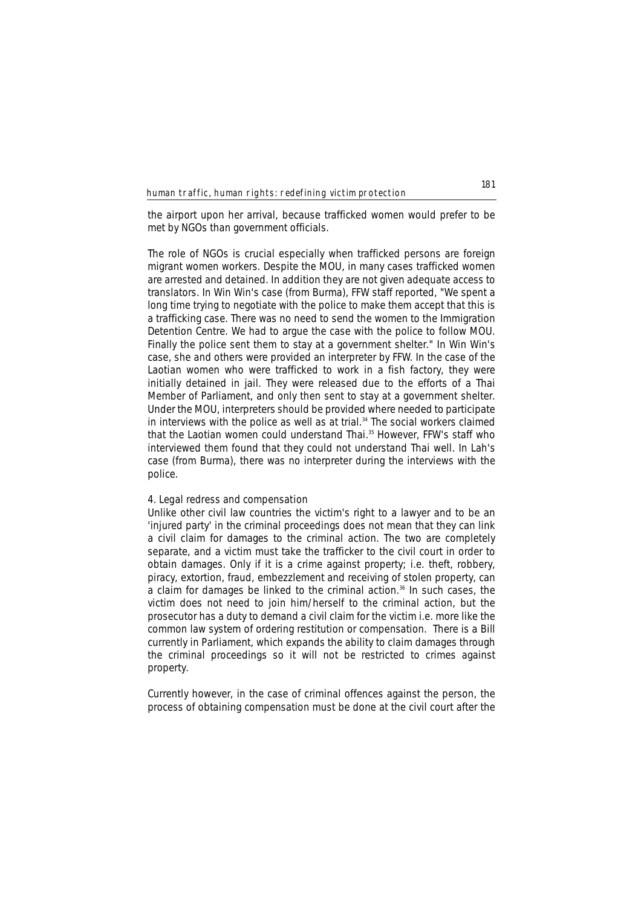the airport upon her arrival, because trafficked women would prefer to be met by NGOs than government officials.

The role of NGOs is crucial especially when trafficked persons are foreign migrant women workers. Despite the MOU, in many cases trafficked women are arrested and detained. In addition they are not given adequate access to translators. In Win Win's case (from Burma), FFW staff reported, "We spent a long time trying to negotiate with the police to make them accept that this is a trafficking case. There was no need to send the women to the Immigration Detention Centre. We had to argue the case with the police to follow MOU. Finally the police sent them to stay at a government shelter." In Win Win's case, she and others were provided an interpreter by FFW. In the case of the Laotian women who were trafficked to work in a fish factory, they were initially detained in jail. They were released due to the efforts of a Thai Member of Parliament, and only then sent to stay at a government shelter. Under the MOU, interpreters should be provided where needed to participate in interviews with the police as well as at trial.[34] The social workers claimed that the Laotian women could understand Thai.[35] However, FFW's staff who interviewed them found that they could not understand Thai well. In Lah's case (from Burma), there was no interpreter during the interviews with the police.

4. Legal redress and compensation

Unlike other civil law countries the victim's right to a lawyer and to be an 'injured party' in the criminal proceedings does not mean that they can link a civil claim for damages to the criminal action. The two are completely separate, and a victim must take the trafficker to the civil court in order to obtain damages. Only if it is a crime against property; i.e. theft, robbery, piracy, extortion, fraud, embezzlement and receiving of stolen property, can a claim for damages be linked to the criminal action.[36] In such cases, the victim does not need to join him/herself to the criminal action, but the prosecutor has a duty to demand a civil claim for the victim i.e. more like the common law system of ordering restitution or compensation. There is a Bill currently in Parliament, which expands the ability to claim damages through the criminal proceedings so it will not be restricted to crimes against property.

Currently however, in the case of criminal offences against the person, the process of obtaining compensation must be done at the civil court after the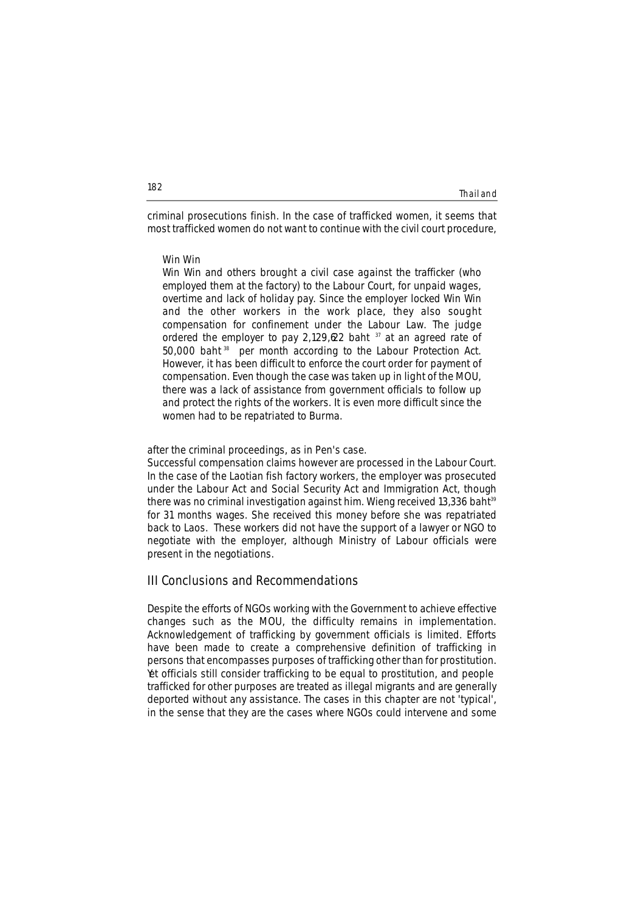criminal prosecutions finish. In the case of trafficked women, it seems that most trafficked women do not want to continue with the civil court procedure,

> Win Win
>
> Win Win and others brought a civil case against the trafficker (who employed them at the factory) to the Labour Court, for unpaid wages, overtime and lack of holiday pay. Since the employer locked Win Win and the other workers in the work place, they also sought compensation for confinement under the Labour Law. The judge ordered the employer to pay 2,129,622 baht [37] at an agreed rate of 50,000 baht [38] per month according to the Labour Protection Act. However, it has been difficult to enforce the court order for payment of compensation. Even though the case was taken up in light of the MOU, there was a lack of assistance from government officials to follow up and protect the rights of the workers. It is even more difficult since the women had to be repatriated to Burma.

after the criminal proceedings, as in Pen's case.

Successful compensation claims however are processed in the Labour Court. In the case of the Laotian fish factory workers, the employer was prosecuted under the Labour Act and Social Security Act and Immigration Act, though there was no criminal investigation against him. Wieng received 13,336 baht[39] for 31 months wages. She received this money before she was repatriated back to Laos. These workers did not have the support of a lawyer or NGO to negotiate with the employer, although Ministry of Labour officials were present in the negotiations.

## III Conclusions and Recommendations

Despite the efforts of NGOs working with the Government to achieve effective changes such as the MOU, the difficulty remains in implementation. Acknowledgement of trafficking by government officials is limited. Efforts have been made to create a comprehensive definition of trafficking in persons that encompasses purposes of trafficking other than for prostitution. Yet officials still consider trafficking to be equal to prostitution, and people trafficked for other purposes are treated as illegal migrants and are generally deported without any assistance. The cases in this chapter are not 'typical', in the sense that they are the cases where NGOs could intervene and some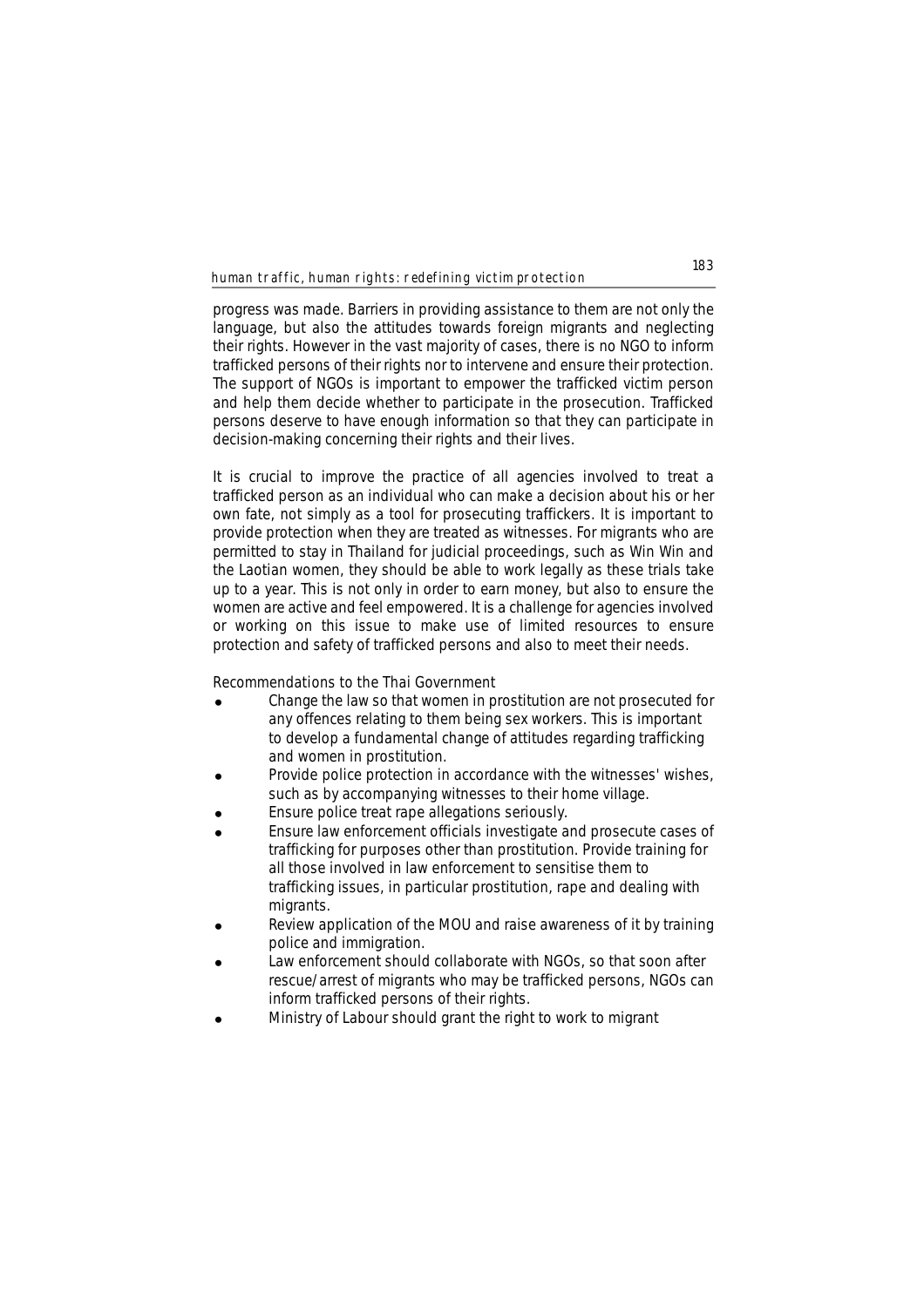progress was made. Barriers in providing assistance to them are not only the language, but also the attitudes towards foreign migrants and neglecting their rights. However in the vast majority of cases, there is no NGO to inform trafficked persons of their rights nor to intervene and ensure their protection. The support of NGOs is important to empower the trafficked victim person and help them decide whether to participate in the prosecution. Trafficked persons deserve to have enough information so that they can participate in decision-making concerning their rights and their lives.

It is crucial to improve the practice of all agencies involved to treat a trafficked person as an individual who can make a decision about his or her own fate, not simply as a tool for prosecuting traffickers. It is important to provide protection when they are treated as witnesses. For migrants who are permitted to stay in Thailand for judicial proceedings, such as Win Win and the Laotian women, they should be able to work legally as these trials take up to a year. This is not only in order to earn money, but also to ensure the women are active and feel empowered. It is a challenge for agencies involved or working on this issue to make use of limited resources to ensure protection and safety of trafficked persons and also to meet their needs.

Recommendations to the Thai Government

- Change the law so that women in prostitution are not prosecuted for any offences relating to them being sex workers. This is important to develop a fundamental change of attitudes regarding trafficking and women in prostitution.
- Provide police protection in accordance with the witnesses' wishes, such as by accompanying witnesses to their home village.
- Ensure police treat rape allegations seriously.
- Ensure law enforcement officials investigate and prosecute cases of trafficking for purposes other than prostitution. Provide training for all those involved in law enforcement to sensitise them to trafficking issues, in particular prostitution, rape and dealing with migrants.
- Review application of the MOU and raise awareness of it by training police and immigration.
- Law enforcement should collaborate with NGOs, so that soon after rescue/arrest of migrants who may be trafficked persons, NGOs can inform trafficked persons of their rights.
- Ministry of Labour should grant the right to work to migrant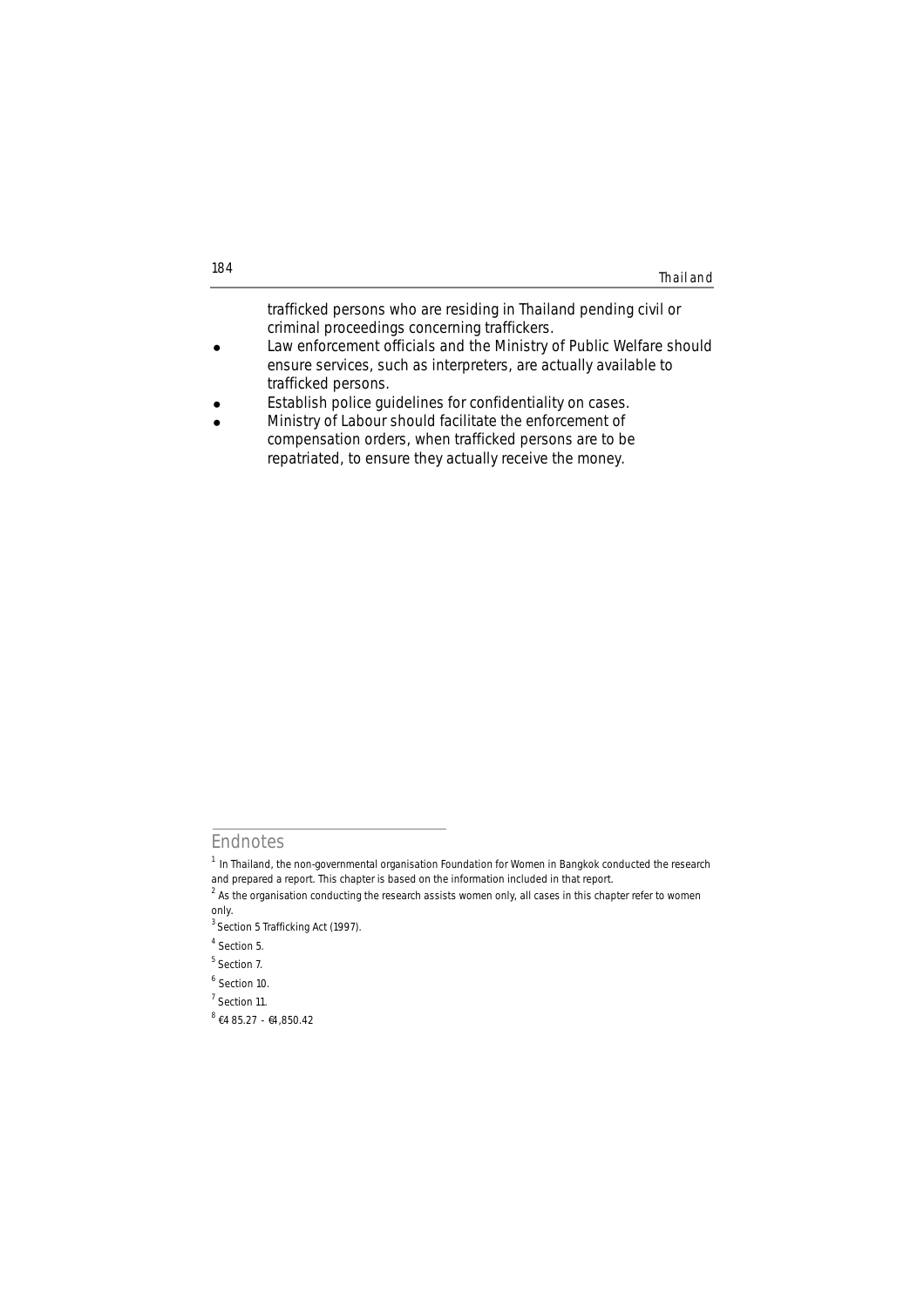trafficked persons who are residing in Thailand pending civil or criminal proceedings concerning traffickers.

- Law enforcement officials and the Ministry of Public Welfare should ensure services, such as interpreters, are actually available to trafficked persons.
- Establish police guidelines for confidentiality on cases.
- Ministry of Labour should facilitate the enforcement of compensation orders, when trafficked persons are to be repatriated, to ensure they actually receive the money.

## Endnotes

[1] In Thailand, the non-governmental organisation Foundation for Women in Bangkok conducted the research and prepared a report. This chapter is based on the information included in that report.

[2] As the organisation conducting the research assists women only, all cases in this chapter refer to women only.

[3] Section 5 Trafficking Act (1997).

[4] Section 5.

[5] Section 7.

[6] Section 10.

[7] Section 11.

[8] €485.27 - €4,850.42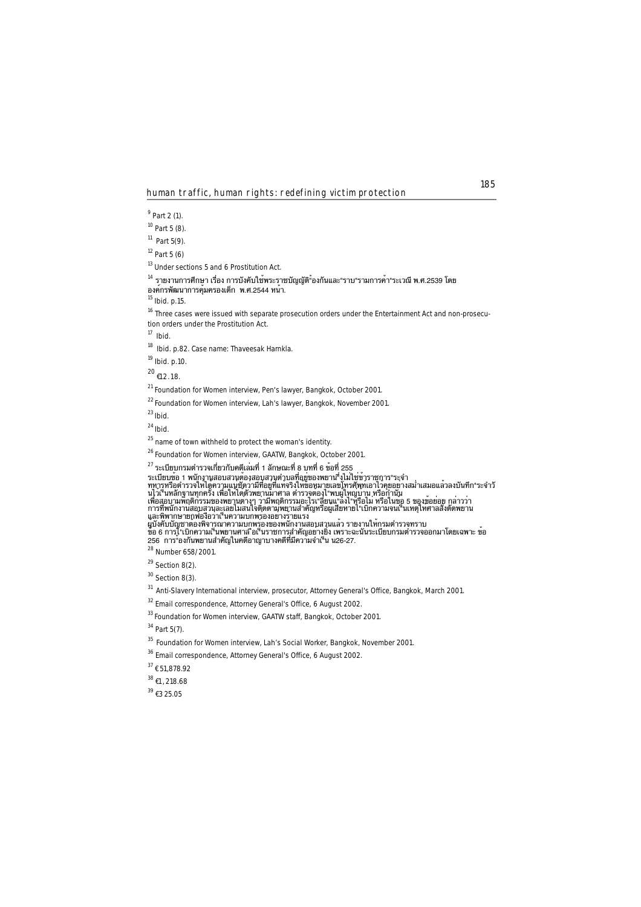[9] Part 2 (1).

[10] Part 5 (8).

[11] Part 5(9).

[12] Part 5 (6)

[13] Under sections 5 and 6 Prostitution Act.

[14] รายงานการศึกษา เรื่อง การบังคับใช้พระราชบัญญัติป้องกันและปราบปรามการค้าประเวณี พ.ศ.2539 โดย องค์กรพัฒนาการคุ้มครองเด็ก พ.ศ.2544 หน้า.

[15] Ibid. p.15.

[16] Three cases were issued with separate prosecution orders under the Entertainment Act and non-prosecution orders under the Prostitution Act.

[17] Ibid.

[18] Ibid. p.82. Case name: Thaveesak Harnkla.

[19] Ibid. p.10.

[20] €12.18.

[21] Foundation for Women interview, Pen's lawyer, Bangkok, October 2001.

[22] Foundation for Women interview, Lah's lawyer, Bangkok, November 2001.

[23] Ibid.

[24] Ibid.

[25] name of town withheld to protect the woman's identity.

[26] Foundation for Women interview, GAATW, Bangkok, October 2001.

[27] ระเบียบกรมตำรวจเกี่ยวกับคดีเล่มที่ 1 ลักษณะที่ 8 บทที่ 6 ข้อที่ 255
ระเบียบข้อ 1 พนักงานสอบสวนต้องสอบสวนตำบลที่อยู่ของพยานซึ่งไม่ใช่ข้าราชการประจำ ทหารหรือตำรวจให้ได้ความแน่ชัดว่ามีที่อยู่ที่แท้จริงไหนหมายเลขโทรศัพท์เอาไว้คอยอย่างสม่ำเสมอแล้วลงบันทึกประจำวันไว้เป็นหลักฐานทุกครั้ง เพื่อให้ได้ตัวพยานมาศาล ตำรวจต้องไปพบผู้ใหญ่บ้าน หรือกำนัน เพื่อสอบถามพฤติกรรมของพยานต่างๆ ว่ามีพฤติกรรมอะไรเปลี่ยนแปลงไปหรือไม่ หรือในข้อ 5 ของข้อย่อย กล่าวว่า การที่พนักงานสอบสวนละเลยไม่สนใจติดตามพยานสำคัญหรือผู้เสียหายไปเบิกความจนเป็นเหตุให้ศาลสั่งตัดพยาน และพิพากษายกฟ้องถือว่าเป็นความบกพร่องอย่างร้ายแรง ผู้บังคับบัญชาต้องพิจารณาความบกพร่องของพนักงานสอบสวนแล้ว รายงานให้กรมตำรวจทราบ
ข้อ 6 การไปเบิกความเป็นพยานศาลถือเป็นราชการสำคัญอย่างยิ่ง เพราะฉะนั้นระเบียบกรมตำรวจออกมาโดยเฉพาะ ข้อ 256 การป้องกันพยานสำคัญในคดีอาญาบางคดีที่มีความจำเป็น น26-27.

[28] Number 658/2001.

[29] Section 8(2).

[30] Section 8(3).

[31] Anti-Slavery International interview, prosecutor, Attorney General's Office, Bangkok, March 2001.

[32] Email correspondence, Attorney General's Office, 6 August 2002.

[33] Foundation for Women interview, GAATW staff, Bangkok, October 2001.

[34] Part 5(7).

[35] Foundation for Women interview, Lah's Social Worker, Bangkok, November 2001.

[36] Email correspondence, Attorney General's Office, 6 August 2002.

[37] €51,878.92

[38] €1,218.68

[39] €325.05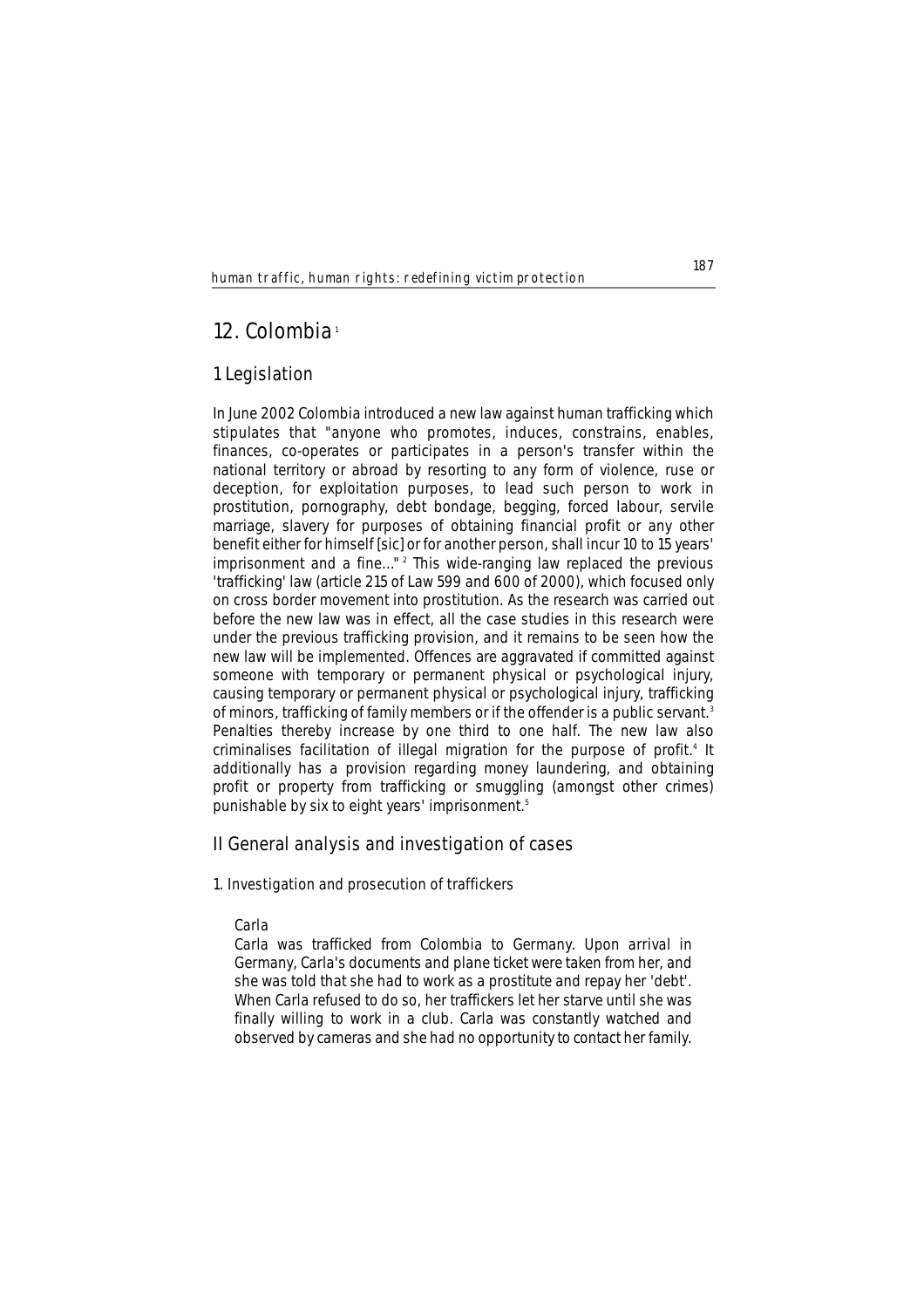# 12. Colombia[1]

## 1 Legislation

In June 2002 Colombia introduced a new law against human trafficking which stipulates that "anyone who promotes, induces, constrains, enables, finances, co-operates or participates in a person's transfer within the national territory or abroad by resorting to any form of violence, ruse or deception, for exploitation purposes, to lead such person to work in prostitution, pornography, debt bondage, begging, forced labour, servile marriage, slavery for purposes of obtaining financial profit or any other benefit either for himself [sic] or for another person, shall incur 10 to 15 years' imprisonment and a fine..."[2] This wide-ranging law replaced the previous 'trafficking' law (article 215 of Law 599 and 600 of 2000), which focused only on cross border movement into prostitution. As the research was carried out before the new law was in effect, all the case studies in this research were under the previous trafficking provision, and it remains to be seen how the new law will be implemented. Offences are aggravated if committed against someone with temporary or permanent physical or psychological injury, causing temporary or permanent physical or psychological injury, trafficking of minors, trafficking of family members or if the offender is a public servant.[3] Penalties thereby increase by one third to one half. The new law also criminalises facilitation of illegal migration for the purpose of profit.[4] It additionally has a provision regarding money laundering, and obtaining profit or property from trafficking or smuggling (amongst other crimes) punishable by six to eight years' imprisonment.[5]

## II General analysis and investigation of cases

### 1. Investigation and prosecution of traffickers

Carla

Carla was trafficked from Colombia to Germany. Upon arrival in Germany, Carla's documents and plane ticket were taken from her, and she was told that she had to work as a prostitute and repay her 'debt'. When Carla refused to do so, her traffickers let her starve until she was finally willing to work in a club. Carla was constantly watched and observed by cameras and she had no opportunity to contact her family.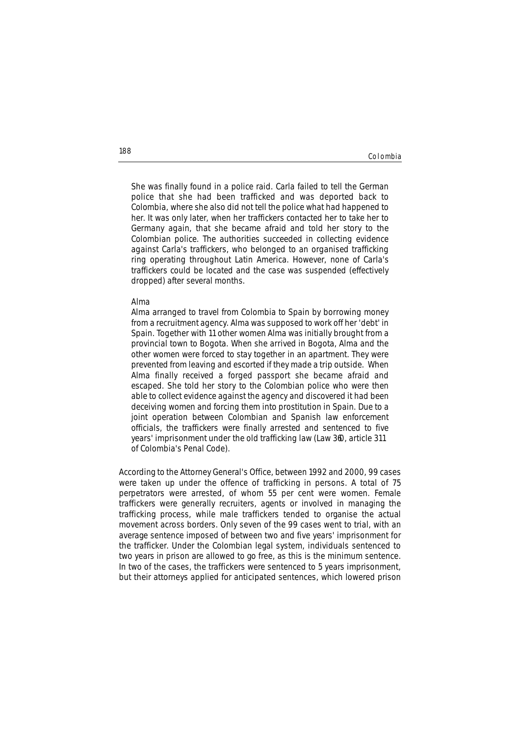She was finally found in a police raid. Carla failed to tell the German police that she had been trafficked and was deported back to Colombia, where she also did not tell the police what had happened to her. It was only later, when her traffickers contacted her to take her to Germany again, that she became afraid and told her story to the Colombian police. The authorities succeeded in collecting evidence against Carla's traffickers, who belonged to an organised trafficking ring operating throughout Latin America. However, none of Carla's traffickers could be located and the case was suspended (effectively dropped) after several months.

*Alma*

Alma arranged to travel from Colombia to Spain by borrowing money from a recruitment agency. Alma was supposed to work off her 'debt' in Spain. Together with 11 other women Alma was initially brought from a provincial town to Bogota. When she arrived in Bogota, Alma and the other women were forced to stay together in an apartment. They were prevented from leaving and escorted if they made a trip outside. When Alma finally received a forged passport she became afraid and escaped. She told her story to the Colombian police who were then able to collect evidence against the agency and discovered it had been deceiving women and forcing them into prostitution in Spain. Due to a joint operation between Colombian and Spanish law enforcement officials, the traffickers were finally arrested and sentenced to five years' imprisonment under the old trafficking law (Law 360, article 311 of Colombia's Penal Code).

According to the Attorney General's Office, between 1992 and 2000, 99 cases were taken up under the offence of trafficking in persons. A total of 75 perpetrators were arrested, of whom 55 per cent were women. Female traffickers were generally recruiters, agents or involved in managing the trafficking process, while male traffickers tended to organise the actual movement across borders. Only seven of the 99 cases went to trial, with an average sentence imposed of between two and five years' imprisonment for the trafficker. Under the Colombian legal system, individuals sentenced to two years in prison are allowed to go free, as this is the minimum sentence. In two of the cases, the traffickers were sentenced to 5 years imprisonment, but their attorneys applied for anticipated sentences, which lowered prison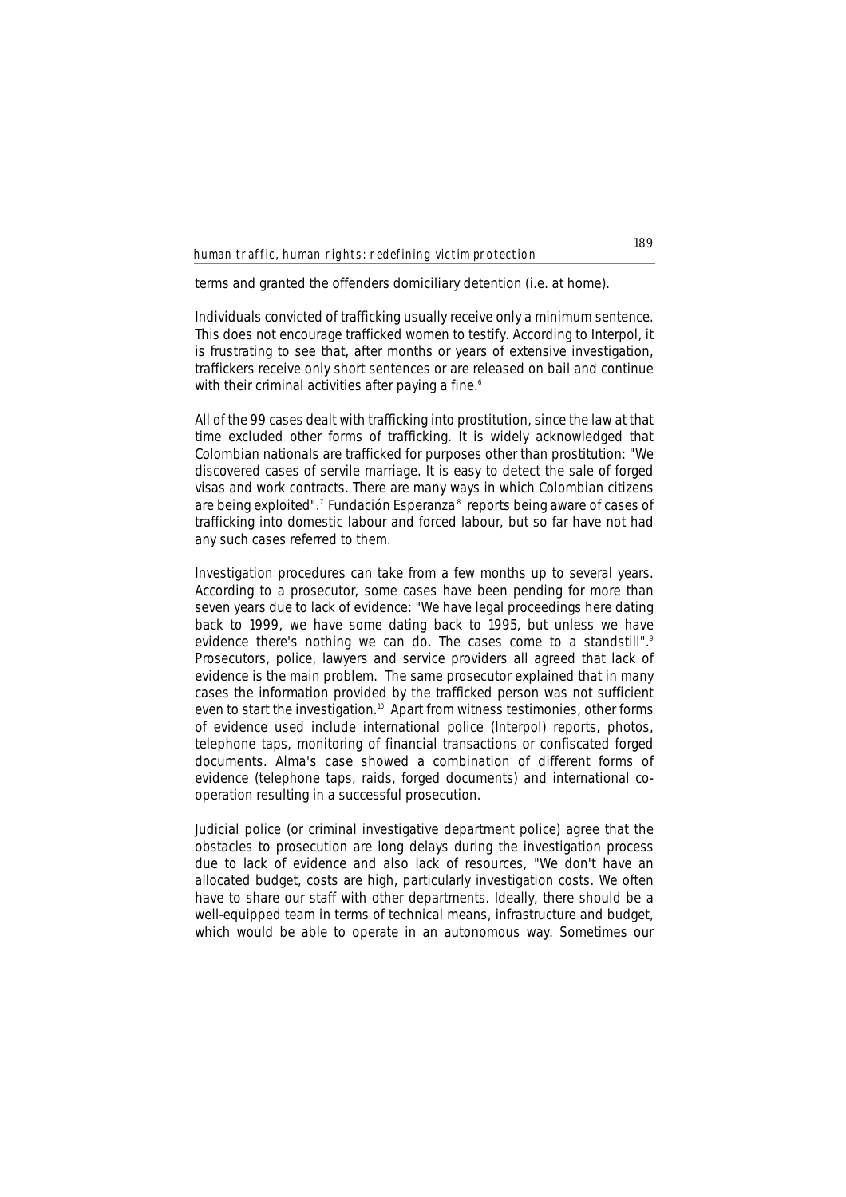terms and granted the offenders domiciliary detention (i.e. at home).

Individuals convicted of trafficking usually receive only a minimum sentence. This does not encourage trafficked women to testify. According to Interpol, it is frustrating to see that, after months or years of extensive investigation, traffickers receive only short sentences or are released on bail and continue with their criminal activities after paying a fine.[6]

All of the 99 cases dealt with trafficking into prostitution, since the law at that time excluded other forms of trafficking. It is widely acknowledged that Colombian nationals are trafficked for purposes other than prostitution: "We discovered cases of servile marriage. It is easy to detect the sale of forged visas and work contracts. There are many ways in which Colombian citizens are being exploited".[7] Fundación Esperanza[8] reports being aware of cases of trafficking into domestic labour and forced labour, but so far have not had any such cases referred to them.

Investigation procedures can take from a few months up to several years. According to a prosecutor, some cases have been pending for more than seven years due to lack of evidence: "We have legal proceedings here dating back to 1999, we have some dating back to 1995, but unless we have evidence there's nothing we can do. The cases come to a standstill".[9] Prosecutors, police, lawyers and service providers all agreed that lack of evidence is the main problem. The same prosecutor explained that in many cases the information provided by the trafficked person was not sufficient even to start the investigation.[10] Apart from witness testimonies, other forms of evidence used include international police (Interpol) reports, photos, telephone taps, monitoring of financial transactions or confiscated forged documents. Alma's case showed a combination of different forms of evidence (telephone taps, raids, forged documents) and international co-operation resulting in a successful prosecution.

Judicial police (or criminal investigative department police) agree that the obstacles to prosecution are long delays during the investigation process due to lack of evidence and also lack of resources, "We don't have an allocated budget, costs are high, particularly investigation costs. We often have to share our staff with other departments. Ideally, there should be a well-equipped team in terms of technical means, infrastructure and budget, which would be able to operate in an autonomous way. Sometimes our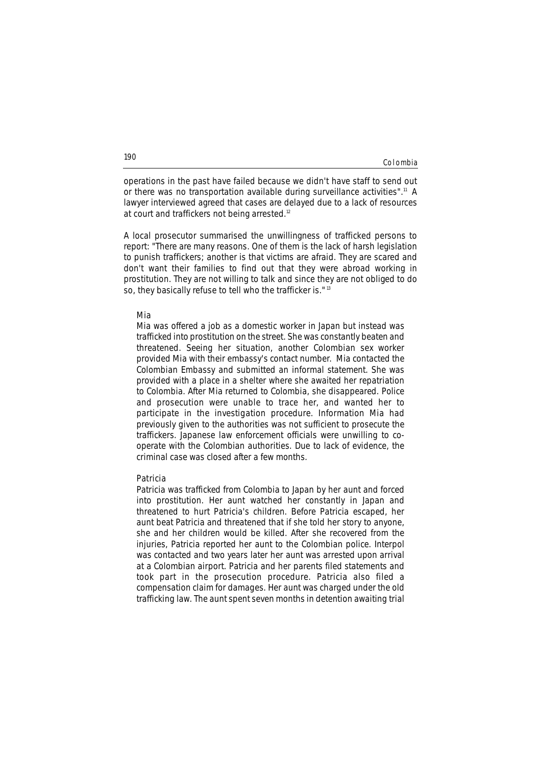operations in the past have failed because we didn't have staff to send out or there was no transportation available during surveillance activities".[11] A lawyer interviewed agreed that cases are delayed due to a lack of resources at court and traffickers not being arrested.[12]

A local prosecutor summarised the unwillingness of trafficked persons to report: "There are many reasons. One of them is the lack of harsh legislation to punish traffickers; another is that victims are afraid. They are scared and don't want their families to find out that they were abroad working in prostitution. They are not willing to talk and since they are not obliged to do so, they basically refuse to tell who the trafficker is."[13]

> *Mia*
>
> Mia was offered a job as a domestic worker in Japan but instead was trafficked into prostitution on the street. She was constantly beaten and threatened. Seeing her situation, another Colombian sex worker provided Mia with their embassy's contact number. Mia contacted the Colombian Embassy and submitted an informal statement. She was provided with a place in a shelter where she awaited her repatriation to Colombia. After Mia returned to Colombia, she disappeared. Police and prosecution were unable to trace her, and wanted her to participate in the investigation procedure. Information Mia had previously given to the authorities was not sufficient to prosecute the traffickers. Japanese law enforcement officials were unwilling to co-operate with the Colombian authorities. Due to lack of evidence, the criminal case was closed after a few months.
>
> *Patricia*
>
> Patricia was trafficked from Colombia to Japan by her aunt and forced into prostitution. Her aunt watched her constantly in Japan and threatened to hurt Patricia's children. Before Patricia escaped, her aunt beat Patricia and threatened that if she told her story to anyone, she and her children would be killed. After she recovered from the injuries, Patricia reported her aunt to the Colombian police. Interpol was contacted and two years later her aunt was arrested upon arrival at a Colombian airport. Patricia and her parents filed statements and took part in the prosecution procedure. Patricia also filed a compensation claim for damages. Her aunt was charged under the old trafficking law. The aunt spent seven months in detention awaiting trial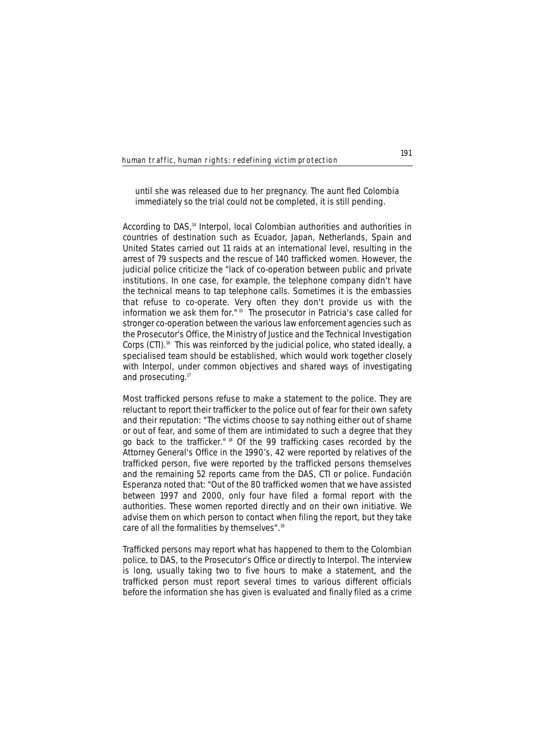until she was released due to her pregnancy. The aunt fled Colombia immediately so the trial could not be completed, it is still pending.

According to DAS,[14] Interpol, local Colombian authorities and authorities in countries of destination such as Ecuador, Japan, Netherlands, Spain and United States carried out 11 raids at an international level, resulting in the arrest of 79 suspects and the rescue of 140 trafficked women. However, the judicial police criticize the "lack of co-operation between public and private institutions. In one case, for example, the telephone company didn't have the technical means to tap telephone calls. Sometimes it is the embassies that refuse to co-operate. Very often they don't provide us with the information we ask them for."[15] The prosecutor in Patricia's case called for stronger co-operation between the various law enforcement agencies such as the Prosecutor's Office, the Ministry of Justice and the Technical Investigation Corps (CTI).[16] This was reinforced by the judicial police, who stated ideally, a specialised team should be established, which would work together closely with Interpol, under common objectives and shared ways of investigating and prosecuting.[17]

Most trafficked persons refuse to make a statement to the police. They are reluctant to report their trafficker to the police out of fear for their own safety and their reputation: "The victims choose to say nothing either out of shame or out of fear, and some of them are intimidated to such a degree that they go back to the trafficker."[18] Of the 99 trafficking cases recorded by the Attorney General's Office in the 1990's, 42 were reported by relatives of the trafficked person, five were reported by the trafficked persons themselves and the remaining 52 reports came from the DAS, CTI or police. Fundación Esperanza noted that: "Out of the 80 trafficked women that we have assisted between 1997 and 2000, only four have filed a formal report with the authorities. These women reported directly and on their own initiative. We advise them on which person to contact when filing the report, but they take care of all the formalities by themselves".[19]

Trafficked persons may report what has happened to them to the Colombian police, to DAS, to the Prosecutor's Office or directly to Interpol. The interview is long, usually taking two to five hours to make a statement, and the trafficked person must report several times to various different officials before the information she has given is evaluated and finally filed as a crime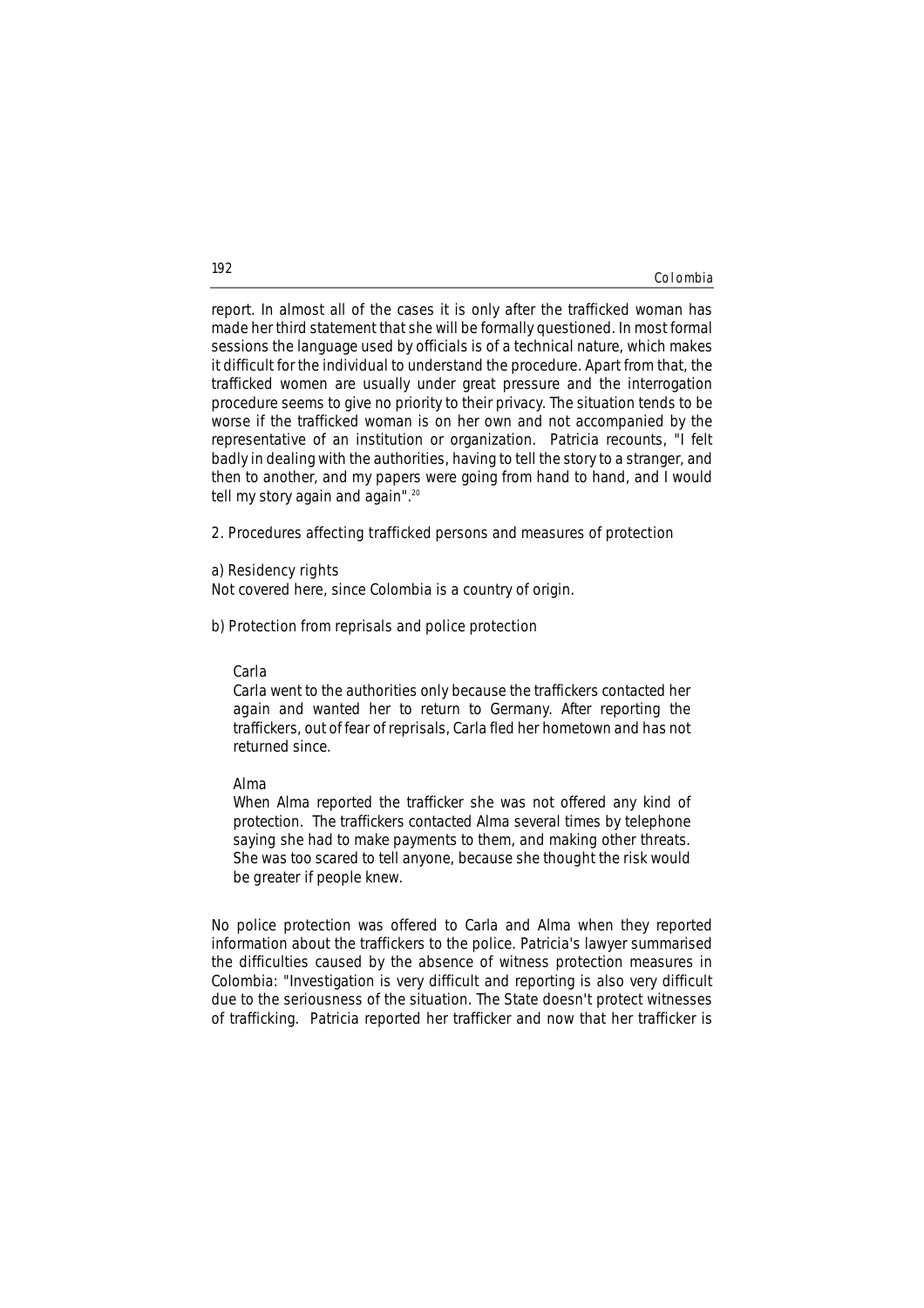report. In almost all of the cases it is only after the trafficked woman has made her third statement that she will be formally questioned. In most formal sessions the language used by officials is of a technical nature, which makes it difficult for the individual to understand the procedure. Apart from that, the trafficked women are usually under great pressure and the interrogation procedure seems to give no priority to their privacy. The situation tends to be worse if the trafficked woman is on her own and not accompanied by the representative of an institution or organization. Patricia recounts, "I felt badly in dealing with the authorities, having to tell the story to a stranger, and then to another, and my papers were going from hand to hand, and I would tell my story again and again".[20]

## 2. Procedures affecting trafficked persons and measures of protection

### a) Residency rights

Not covered here, since Colombia is a country of origin.

### b) Protection from reprisals and police protection

> Carla
>
> Carla went to the authorities only because the traffickers contacted her again and wanted her to return to Germany. After reporting the traffickers, out of fear of reprisals, Carla fled her hometown and has not returned since.
>
> Alma
>
> When Alma reported the trafficker she was not offered any kind of protection. The traffickers contacted Alma several times by telephone saying she had to make payments to them, and making other threats. She was too scared to tell anyone, because she thought the risk would be greater if people knew.

No police protection was offered to Carla and Alma when they reported information about the traffickers to the police. Patricia's lawyer summarised the difficulties caused by the absence of witness protection measures in Colombia: "Investigation is very difficult and reporting is also very difficult due to the seriousness of the situation. The State doesn't protect witnesses of trafficking. Patricia reported her trafficker and now that her trafficker is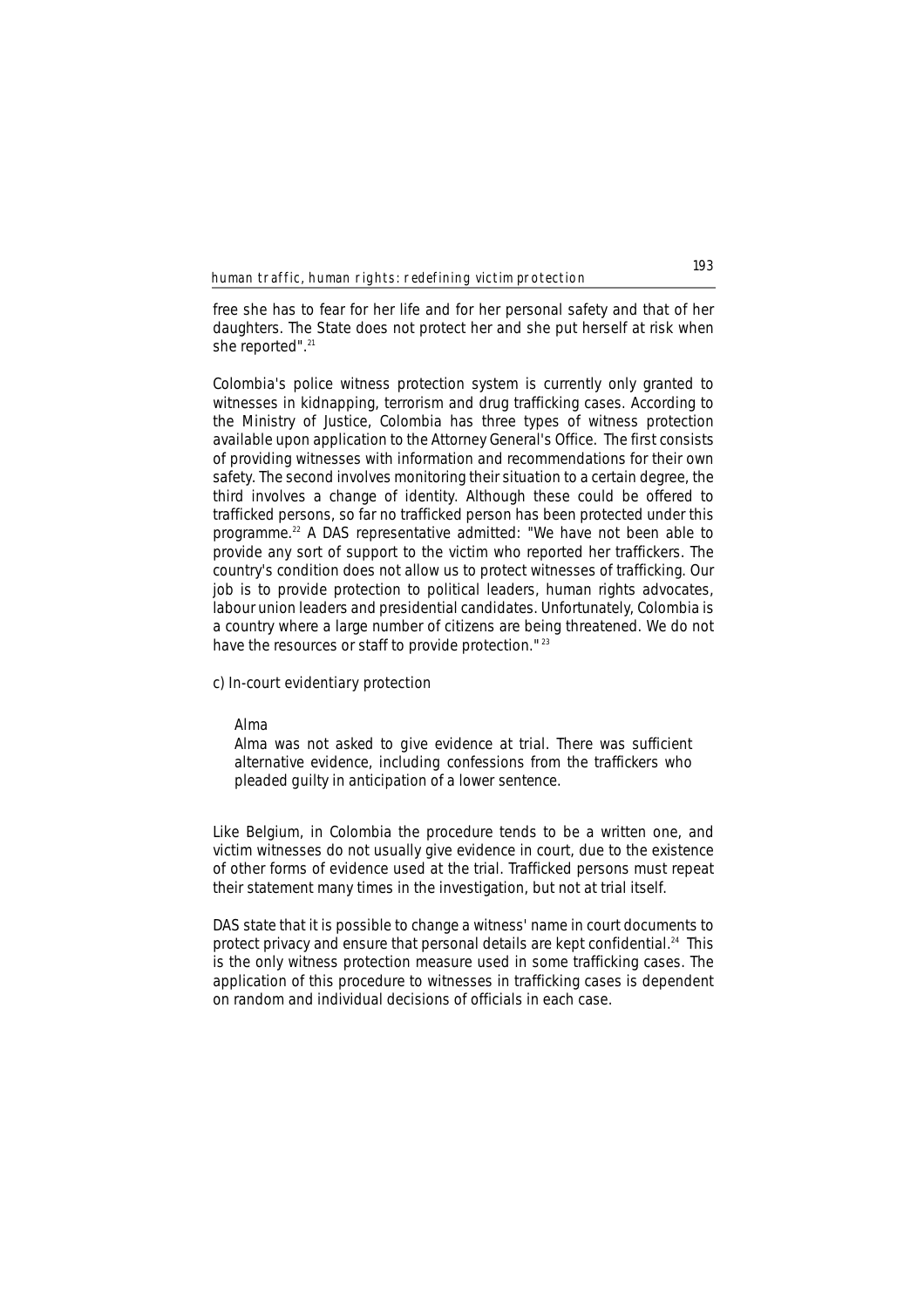free she has to fear for her life and for her personal safety and that of her daughters. The State does not protect her and she put herself at risk when she reported".[21]

Colombia's police witness protection system is currently only granted to witnesses in kidnapping, terrorism and drug trafficking cases. According to the Ministry of Justice, Colombia has three types of witness protection available upon application to the Attorney General's Office. The first consists of providing witnesses with information and recommendations for their own safety. The second involves monitoring their situation to a certain degree, the third involves a change of identity. Although these could be offered to trafficked persons, so far no trafficked person has been protected under this programme.[22] A DAS representative admitted: "We have not been able to provide any sort of support to the victim who reported her traffickers. The country's condition does not allow us to protect witnesses of trafficking. Our job is to provide protection to political leaders, human rights advocates, labour union leaders and presidential candidates. Unfortunately, Colombia is a country where a large number of citizens are being threatened. We do not have the resources or staff to provide protection."[23]

c) In-court evidentiary protection

> Alma
>
> Alma was not asked to give evidence at trial. There was sufficient alternative evidence, including confessions from the traffickers who pleaded guilty in anticipation of a lower sentence.

Like Belgium, in Colombia the procedure tends to be a written one, and victim witnesses do not usually give evidence in court, due to the existence of other forms of evidence used at the trial. Trafficked persons must repeat their statement many times in the investigation, but not at trial itself.

DAS state that it is possible to change a witness' name in court documents to protect privacy and ensure that personal details are kept confidential.[24] This is the only witness protection measure used in some trafficking cases. The application of this procedure to witnesses in trafficking cases is dependent on random and individual decisions of officials in each case.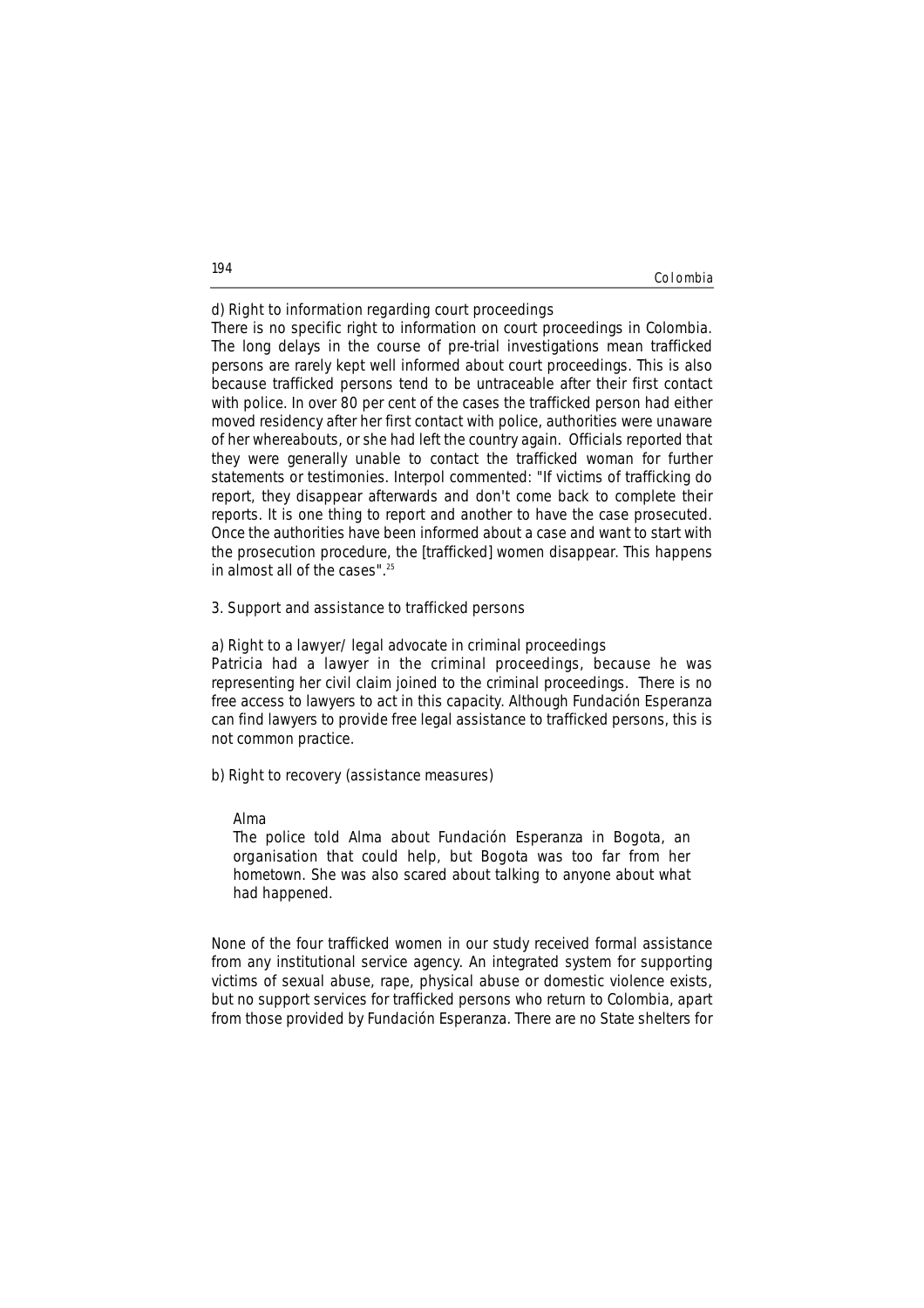d) Right to information regarding court proceedings

There is no specific right to information on court proceedings in Colombia. The long delays in the course of pre-trial investigations mean trafficked persons are rarely kept well informed about court proceedings. This is also because trafficked persons tend to be untraceable after their first contact with police. In over 80 per cent of the cases the trafficked person had either moved residency after her first contact with police, authorities were unaware of her whereabouts, or she had left the country again. Officials reported that they were generally unable to contact the trafficked woman for further statements or testimonies. Interpol commented: "If victims of trafficking do report, they disappear afterwards and don't come back to complete their reports. It is one thing to report and another to have the case prosecuted. Once the authorities have been informed about a case and want to start with the prosecution procedure, the [trafficked] women disappear. This happens in almost all of the cases".[25]

3. Support and assistance to trafficked persons

a) Right to a lawyer/ legal advocate in criminal proceedings

Patricia had a lawyer in the criminal proceedings, because he was representing her civil claim joined to the criminal proceedings. There is no free access to lawyers to act in this capacity. Although Fundación Esperanza can find lawyers to provide free legal assistance to trafficked persons, this is not common practice.

b) Right to recovery (assistance measures)

> Alma
>
> The police told Alma about Fundación Esperanza in Bogota, an organisation that could help, but Bogota was too far from her hometown. She was also scared about talking to anyone about what had happened.

None of the four trafficked women in our study received formal assistance from any institutional service agency. An integrated system for supporting victims of sexual abuse, rape, physical abuse or domestic violence exists, but no support services for trafficked persons who return to Colombia, apart from those provided by Fundación Esperanza. There are no State shelters for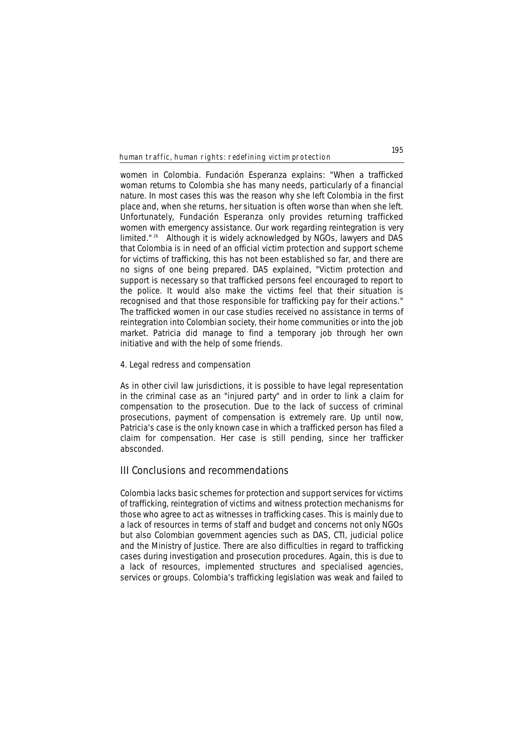women in Colombia. Fundación Esperanza explains: "When a trafficked woman returns to Colombia she has many needs, particularly of a financial nature. In most cases this was the reason why she left Colombia in the first place and, when she returns, her situation is often worse than when she left. Unfortunately, Fundación Esperanza only provides returning trafficked women with emergency assistance. Our work regarding reintegration is very limited."[26] Although it is widely acknowledged by NGOs, lawyers and DAS that Colombia is in need of an official victim protection and support scheme for victims of trafficking, this has not been established so far, and there are no signs of one being prepared. DAS explained, "Victim protection and support is necessary so that trafficked persons feel encouraged to report to the police. It would also make the victims feel that their situation is recognised and that those responsible for trafficking pay for their actions." The trafficked women in our case studies received no assistance in terms of reintegration into Colombian society, their home communities or into the job market. Patricia did manage to find a temporary job through her own initiative and with the help of some friends.

4. Legal redress and compensation

As in other civil law jurisdictions, it is possible to have legal representation in the criminal case as an "injured party" and in order to link a claim for compensation to the prosecution. Due to the lack of success of criminal prosecutions, payment of compensation is extremely rare. Up until now, Patricia's case is the only known case in which a trafficked person has filed a claim for compensation. Her case is still pending, since her trafficker absconded.

## III Conclusions and recommendations

Colombia lacks basic schemes for protection and support services for victims of trafficking, reintegration of victims and witness protection mechanisms for those who agree to act as witnesses in trafficking cases. This is mainly due to a lack of resources in terms of staff and budget and concerns not only NGOs but also Colombian government agencies such as DAS, CTI, judicial police and the Ministry of Justice. There are also difficulties in regard to trafficking cases during investigation and prosecution procedures. Again, this is due to a lack of resources, implemented structures and specialised agencies, services or groups. Colombia's trafficking legislation was weak and failed to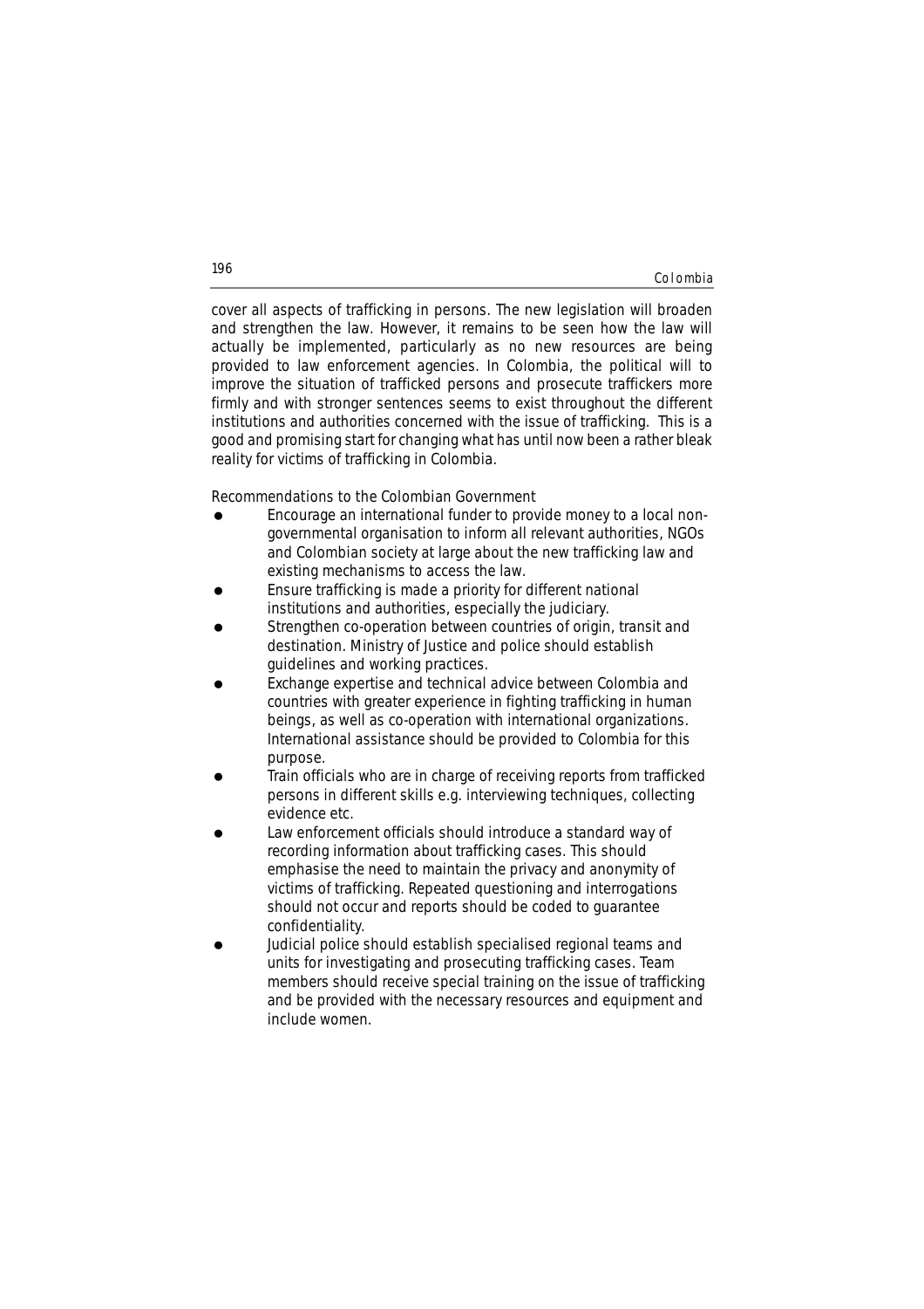cover all aspects of trafficking in persons. The new legislation will broaden and strengthen the law. However, it remains to be seen how the law will actually be implemented, particularly as no new resources are being provided to law enforcement agencies. In Colombia, the political will to improve the situation of trafficked persons and prosecute traffickers more firmly and with stronger sentences seems to exist throughout the different institutions and authorities concerned with the issue of trafficking. This is a good and promising start for changing what has until now been a rather bleak reality for victims of trafficking in Colombia.

Recommendations to the Colombian Government

- Encourage an international funder to provide money to a local non-governmental organisation to inform all relevant authorities, NGOs and Colombian society at large about the new trafficking law and existing mechanisms to access the law.
- Ensure trafficking is made a priority for different national institutions and authorities, especially the judiciary.
- Strengthen co-operation between countries of origin, transit and destination. Ministry of Justice and police should establish guidelines and working practices.
- Exchange expertise and technical advice between Colombia and countries with greater experience in fighting trafficking in human beings, as well as co-operation with international organizations. International assistance should be provided to Colombia for this purpose.
- Train officials who are in charge of receiving reports from trafficked persons in different skills e.g. interviewing techniques, collecting evidence etc.
- Law enforcement officials should introduce a standard way of recording information about trafficking cases. This should emphasise the need to maintain the privacy and anonymity of victims of trafficking. Repeated questioning and interrogations should not occur and reports should be coded to guarantee confidentiality.
- Judicial police should establish specialised regional teams and units for investigating and prosecuting trafficking cases. Team members should receive special training on the issue of trafficking and be provided with the necessary resources and equipment and include women.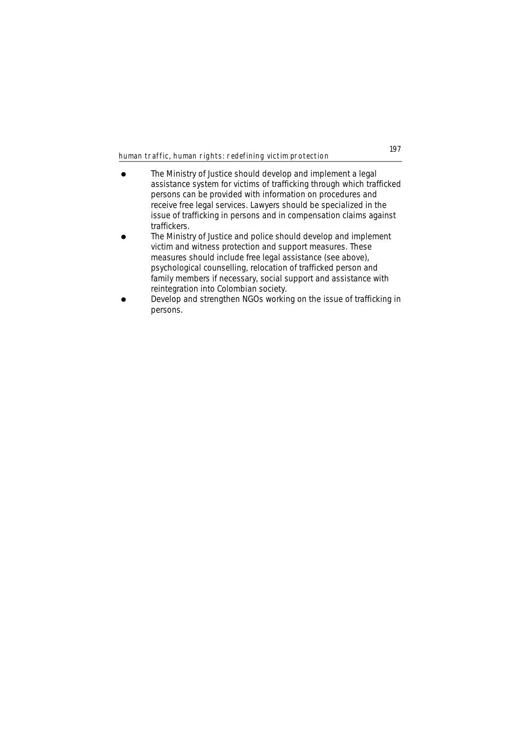- The Ministry of Justice should develop and implement a legal assistance system for victims of trafficking through which trafficked persons can be provided with information on procedures and receive free legal services. Lawyers should be specialized in the issue of trafficking in persons and in compensation claims against traffickers.
- The Ministry of Justice and police should develop and implement victim and witness protection and support measures. These measures should include free legal assistance (see above), psychological counselling, relocation of trafficked person and family members if necessary, social support and assistance with reintegration into Colombian society.
- Develop and strengthen NGOs working on the issue of trafficking in persons.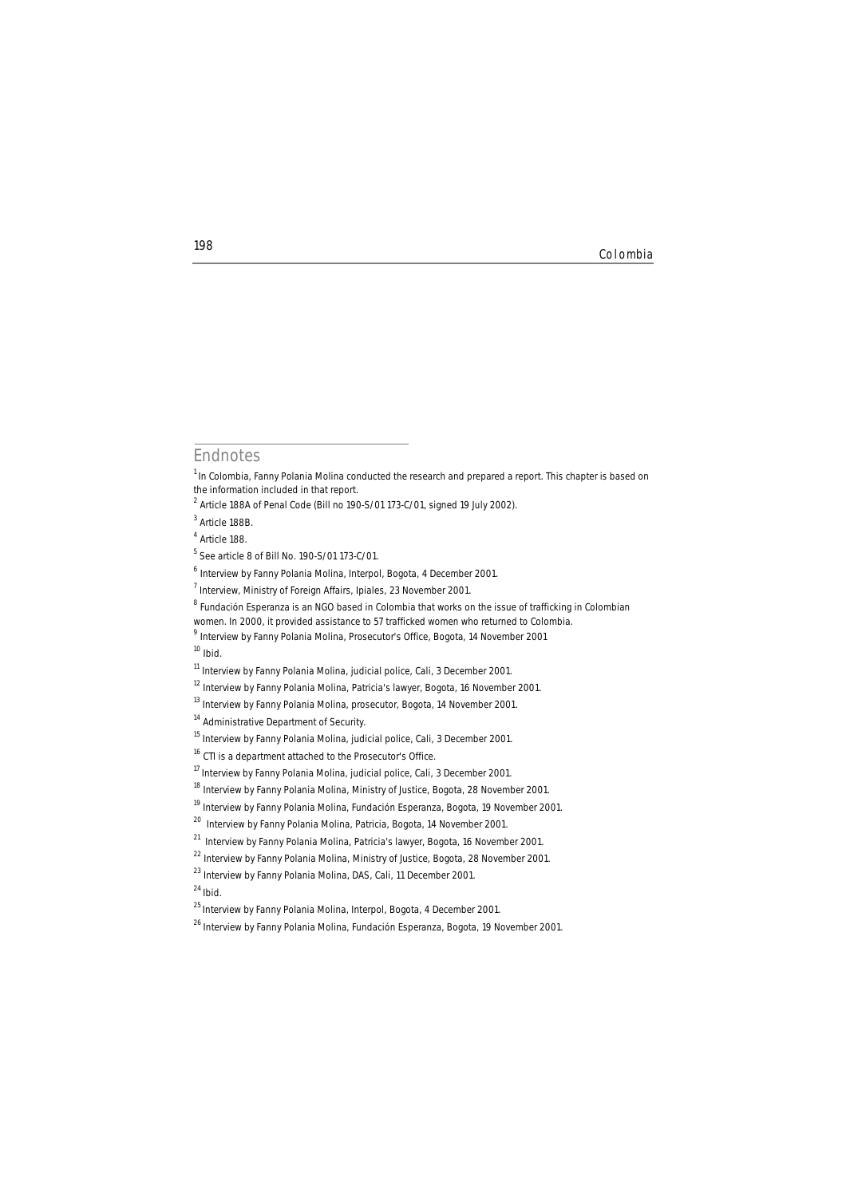## Endnotes

[1] In Colombia, Fanny Polania Molina conducted the research and prepared a report. This chapter is based on the information included in that report.

[2] Article 188A of Penal Code (Bill no 190-S/01 173-C/01, signed 19 July 2002).

[3] Article 188B.

[4] Article 188.

[5] See article 8 of Bill No. 190-S/01 173-C/01.

[6] Interview by Fanny Polania Molina, Interpol, Bogota, 4 December 2001.

[7] Interview, Ministry of Foreign Affairs, Ipiales, 23 November 2001.

[8] Fundación Esperanza is an NGO based in Colombia that works on the issue of trafficking in Colombian women. In 2000, it provided assistance to 57 trafficked women who returned to Colombia.

[9] Interview by Fanny Polania Molina, Prosecutor's Office, Bogota, 14 November 2001

[10] Ibid.

[11] Interview by Fanny Polania Molina, judicial police, Cali, 3 December 2001.

[12] Interview by Fanny Polania Molina, Patricia's lawyer, Bogota, 16 November 2001.

[13] Interview by Fanny Polania Molina, prosecutor, Bogota, 14 November 2001.

[14] Administrative Department of Security.

[15] Interview by Fanny Polania Molina, judicial police, Cali, 3 December 2001.

[16] CTI is a department attached to the Prosecutor's Office.

[17] Interview by Fanny Polania Molina, judicial police, Cali, 3 December 2001.

[18] Interview by Fanny Polania Molina, Ministry of Justice, Bogota, 28 November 2001.

[19] Interview by Fanny Polania Molina, Fundación Esperanza, Bogota, 19 November 2001.

[20] Interview by Fanny Polania Molina, Patricia, Bogota, 14 November 2001.

[21] Interview by Fanny Polania Molina, Patricia's lawyer, Bogota, 16 November 2001.

[22] Interview by Fanny Polania Molina, Ministry of Justice, Bogota, 28 November 2001.

[23] Interview by Fanny Polania Molina, DAS, Cali, 11 December 2001.

[24] Ibid.

[25] Interview by Fanny Polania Molina, Interpol, Bogota, 4 December 2001.

[26] Interview by Fanny Polania Molina, Fundación Esperanza, Bogota, 19 November 2001.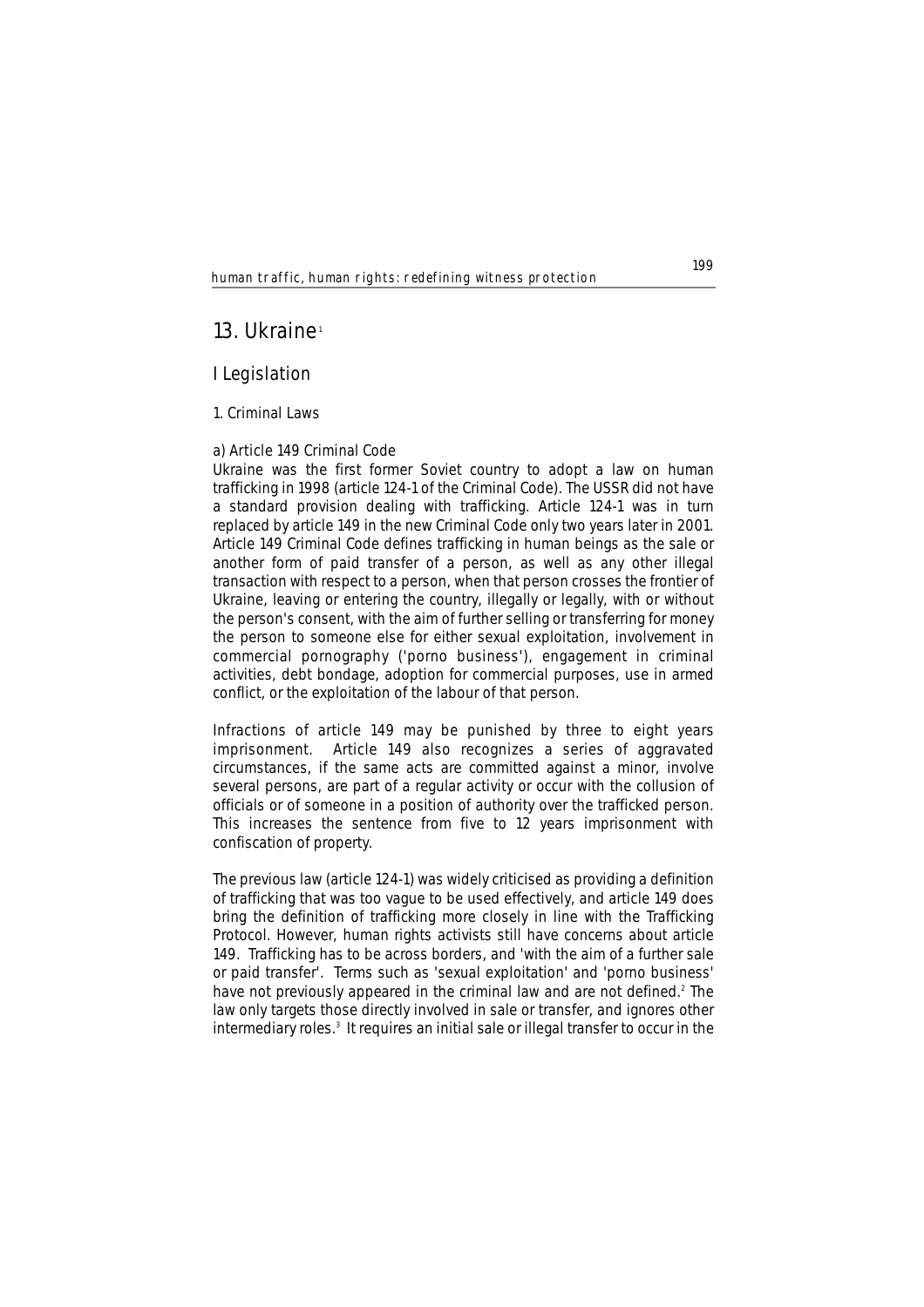# 13. Ukraine[1]

## I Legislation

### 1. Criminal Laws

#### a) Article 149 Criminal Code

Ukraine was the first former Soviet country to adopt a law on human trafficking in 1998 (article 124-1 of the Criminal Code). The USSR did not have a standard provision dealing with trafficking. Article 124-1 was in turn replaced by article 149 in the new Criminal Code only two years later in 2001. Article 149 Criminal Code defines trafficking in human beings as the sale or another form of paid transfer of a person, as well as any other illegal transaction with respect to a person, when that person crosses the frontier of Ukraine, leaving or entering the country, illegally or legally, with or without the person's consent, with the aim of further selling or transferring for money the person to someone else for either sexual exploitation, involvement in commercial pornography ('porno business'), engagement in criminal activities, debt bondage, adoption for commercial purposes, use in armed conflict, or the exploitation of the labour of that person.

Infractions of article 149 may be punished by three to eight years imprisonment. Article 149 also recognizes a series of aggravated circumstances, if the same acts are committed against a minor, involve several persons, are part of a regular activity or occur with the collusion of officials or of someone in a position of authority over the trafficked person. This increases the sentence from five to 12 years imprisonment with confiscation of property.

The previous law (article 124-1) was widely criticised as providing a definition of trafficking that was too vague to be used effectively, and article 149 does bring the definition of trafficking more closely in line with the Trafficking Protocol. However, human rights activists still have concerns about article 149. Trafficking has to be across borders, and 'with the aim of a further sale or paid transfer'. Terms such as 'sexual exploitation' and 'porno business' have not previously appeared in the criminal law and are not defined.[2] The law only targets those directly involved in sale or transfer, and ignores other intermediary roles.[3] It requires an initial sale or illegal transfer to occur in the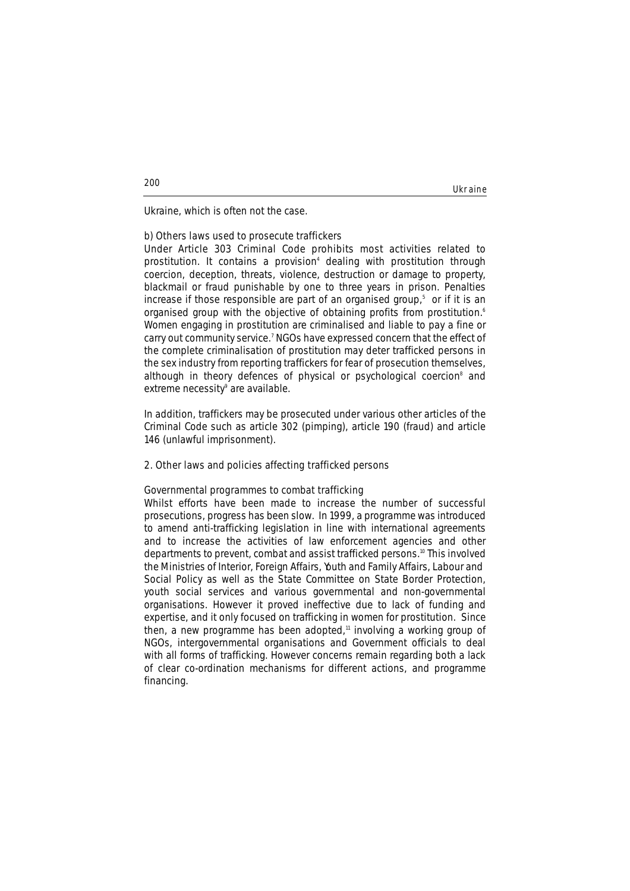Ukraine, which is often not the case.

b) Others laws used to prosecute traffickers

Under Article 303 Criminal Code prohibits most activities related to prostitution. It contains a provision[4] dealing with prostitution through coercion, deception, threats, violence, destruction or damage to property, blackmail or fraud punishable by one to three years in prison. Penalties increase if those responsible are part of an organised group,[5] or if it is an organised group with the objective of obtaining profits from prostitution.[6] Women engaging in prostitution are criminalised and liable to pay a fine or carry out community service.[7] NGOs have expressed concern that the effect of the complete criminalisation of prostitution may deter trafficked persons in the sex industry from reporting traffickers for fear of prosecution themselves, although in theory defences of physical or psychological coercion[8] and extreme necessity[9] are available.

In addition, traffickers may be prosecuted under various other articles of the Criminal Code such as article 302 (pimping), article 190 (fraud) and article 146 (unlawful imprisonment).

2. Other laws and policies affecting trafficked persons

Governmental programmes to combat trafficking

Whilst efforts have been made to increase the number of successful prosecutions, progress has been slow. In 1999, a programme was introduced to amend anti-trafficking legislation in line with international agreements and to increase the activities of law enforcement agencies and other departments to prevent, combat and assist trafficked persons.[10] This involved the Ministries of Interior, Foreign Affairs, Youth and Family Affairs, Labour and Social Policy as well as the State Committee on State Border Protection, youth social services and various governmental and non-governmental organisations. However it proved ineffective due to lack of funding and expertise, and it only focused on trafficking in women for prostitution. Since then, a new programme has been adopted,[11] involving a working group of NGOs, intergovernmental organisations and Government officials to deal with all forms of trafficking. However concerns remain regarding both a lack of clear co-ordination mechanisms for different actions, and programme financing.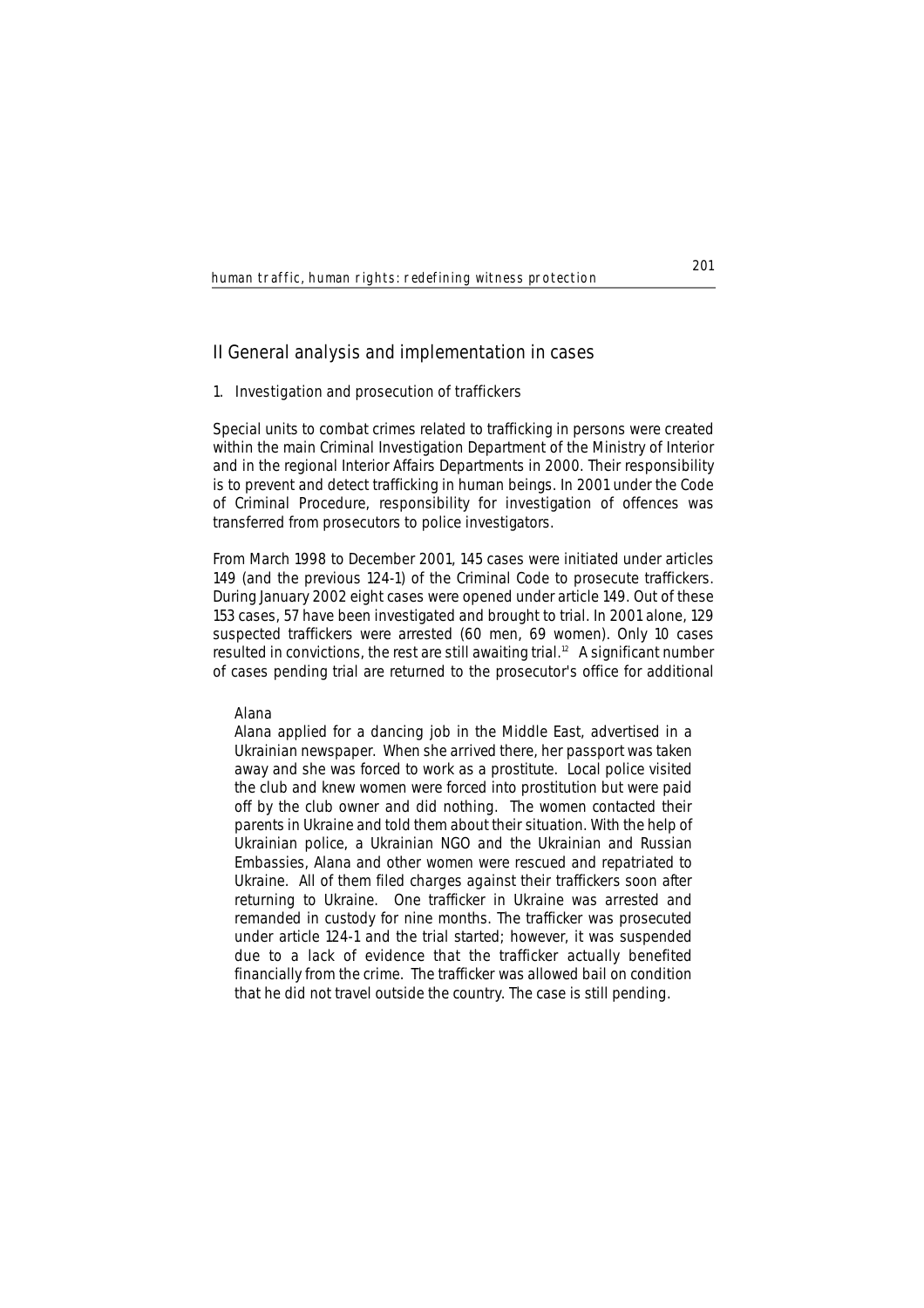## II General analysis and implementation in cases

### 1. Investigation and prosecution of traffickers

Special units to combat crimes related to trafficking in persons were created within the main Criminal Investigation Department of the Ministry of Interior and in the regional Interior Affairs Departments in 2000. Their responsibility is to prevent and detect trafficking in human beings. In 2001 under the Code of Criminal Procedure, responsibility for investigation of offences was transferred from prosecutors to police investigators.

From March 1998 to December 2001, 145 cases were initiated under articles 149 (and the previous 124-1) of the Criminal Code to prosecute traffickers. During January 2002 eight cases were opened under article 149. Out of these 153 cases, 57 have been investigated and brought to trial. In 2001 alone, 129 suspected traffickers were arrested (60 men, 69 women). Only 10 cases resulted in convictions, the rest are still awaiting trial.[12] A significant number of cases pending trial are returned to the prosecutor's office for additional

> Alana
>
> Alana applied for a dancing job in the Middle East, advertised in a Ukrainian newspaper. When she arrived there, her passport was taken away and she was forced to work as a prostitute. Local police visited the club and knew women were forced into prostitution but were paid off by the club owner and did nothing. The women contacted their parents in Ukraine and told them about their situation. With the help of Ukrainian police, a Ukrainian NGO and the Ukrainian and Russian Embassies, Alana and other women were rescued and repatriated to Ukraine. All of them filed charges against their traffickers soon after returning to Ukraine. One trafficker in Ukraine was arrested and remanded in custody for nine months. The trafficker was prosecuted under article 124-1 and the trial started; however, it was suspended due to a lack of evidence that the trafficker actually benefited financially from the crime. The trafficker was allowed bail on condition that he did not travel outside the country. The case is still pending.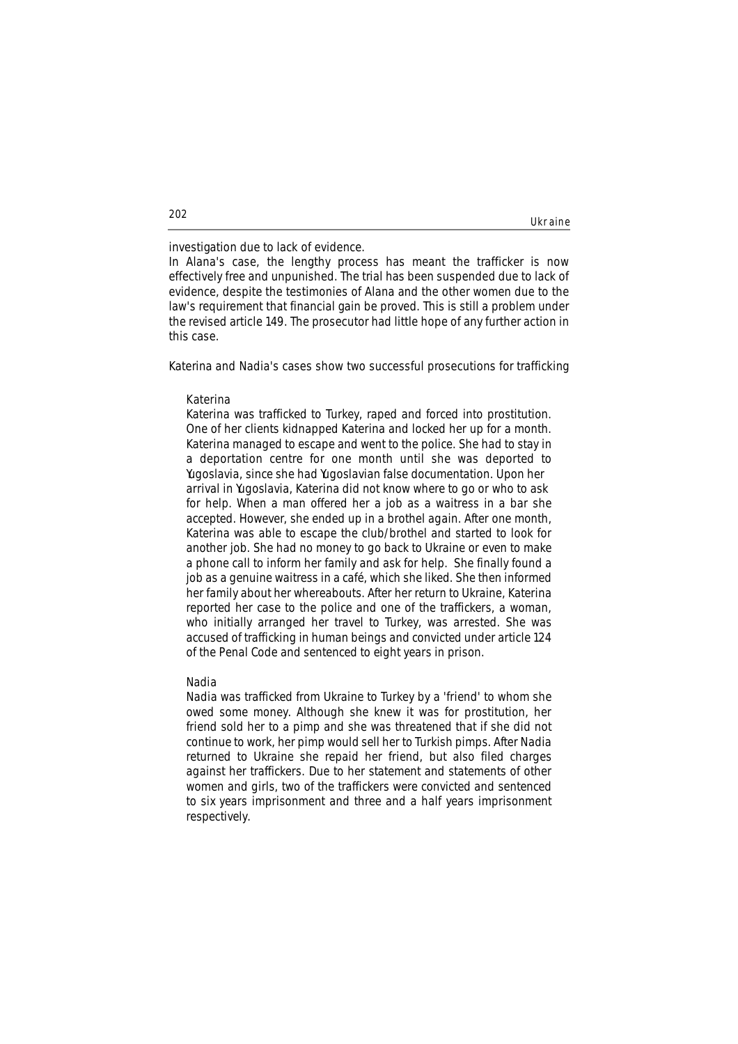investigation due to lack of evidence.

In Alana's case, the lengthy process has meant the trafficker is now effectively free and unpunished. The trial has been suspended due to lack of evidence, despite the testimonies of Alana and the other women due to the law's requirement that financial gain be proved. This is still a problem under the revised article 149. The prosecutor had little hope of any further action in this case.

Katerina and Nadia's cases show two successful prosecutions for trafficking

> Katerina
>
> Katerina was trafficked to Turkey, raped and forced into prostitution. One of her clients kidnapped Katerina and locked her up for a month. Katerina managed to escape and went to the police. She had to stay in a deportation centre for one month until she was deported to Yugoslavia, since she had Yugoslavian false documentation. Upon her arrival in Yugoslavia, Katerina did not know where to go or who to ask for help. When a man offered her a job as a waitress in a bar she accepted. However, she ended up in a brothel again. After one month, Katerina was able to escape the club/brothel and started to look for another job. She had no money to go back to Ukraine or even to make a phone call to inform her family and ask for help. She finally found a job as a genuine waitress in a café, which she liked. She then informed her family about her whereabouts. After her return to Ukraine, Katerina reported her case to the police and one of the traffickers, a woman, who initially arranged her travel to Turkey, was arrested. She was accused of trafficking in human beings and convicted under article 124 of the Penal Code and sentenced to eight years in prison.

> Nadia
>
> Nadia was trafficked from Ukraine to Turkey by a 'friend' to whom she owed some money. Although she knew it was for prostitution, her friend sold her to a pimp and she was threatened that if she did not continue to work, her pimp would sell her to Turkish pimps. After Nadia returned to Ukraine she repaid her friend, but also filed charges against her traffickers. Due to her statement and statements of other women and girls, two of the traffickers were convicted and sentenced to six years imprisonment and three and a half years imprisonment respectively.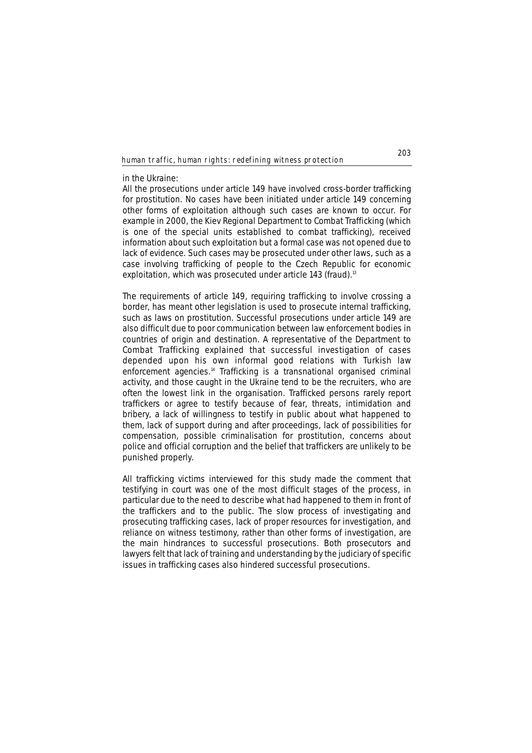in the Ukraine:

All the prosecutions under article 149 have involved cross-border trafficking for prostitution. No cases have been initiated under article 149 concerning other forms of exploitation although such cases are known to occur. For example in 2000, the Kiev Regional Department to Combat Trafficking (which is one of the special units established to combat trafficking), received information about such exploitation but a formal case was not opened due to lack of evidence. Such cases may be prosecuted under other laws, such as a case involving trafficking of people to the Czech Republic for economic exploitation, which was prosecuted under article 143 (fraud).[13]

The requirements of article 149, requiring trafficking to involve crossing a border, has meant other legislation is used to prosecute internal trafficking, such as laws on prostitution. Successful prosecutions under article 149 are also difficult due to poor communication between law enforcement bodies in countries of origin and destination. A representative of the Department to Combat Trafficking explained that successful investigation of cases depended upon his own informal good relations with Turkish law enforcement agencies.[14] Trafficking is a transnational organised criminal activity, and those caught in the Ukraine tend to be the recruiters, who are often the lowest link in the organisation. Trafficked persons rarely report traffickers or agree to testify because of fear, threats, intimidation and bribery, a lack of willingness to testify in public about what happened to them, lack of support during and after proceedings, lack of possibilities for compensation, possible criminalisation for prostitution, concerns about police and official corruption and the belief that traffickers are unlikely to be punished properly.

All trafficking victims interviewed for this study made the comment that testifying in court was one of the most difficult stages of the process, in particular due to the need to describe what had happened to them in front of the traffickers and to the public. The slow process of investigating and prosecuting trafficking cases, lack of proper resources for investigation, and reliance on witness testimony, rather than other forms of investigation, are the main hindrances to successful prosecutions. Both prosecutors and lawyers felt that lack of training and understanding by the judiciary of specific issues in trafficking cases also hindered successful prosecutions.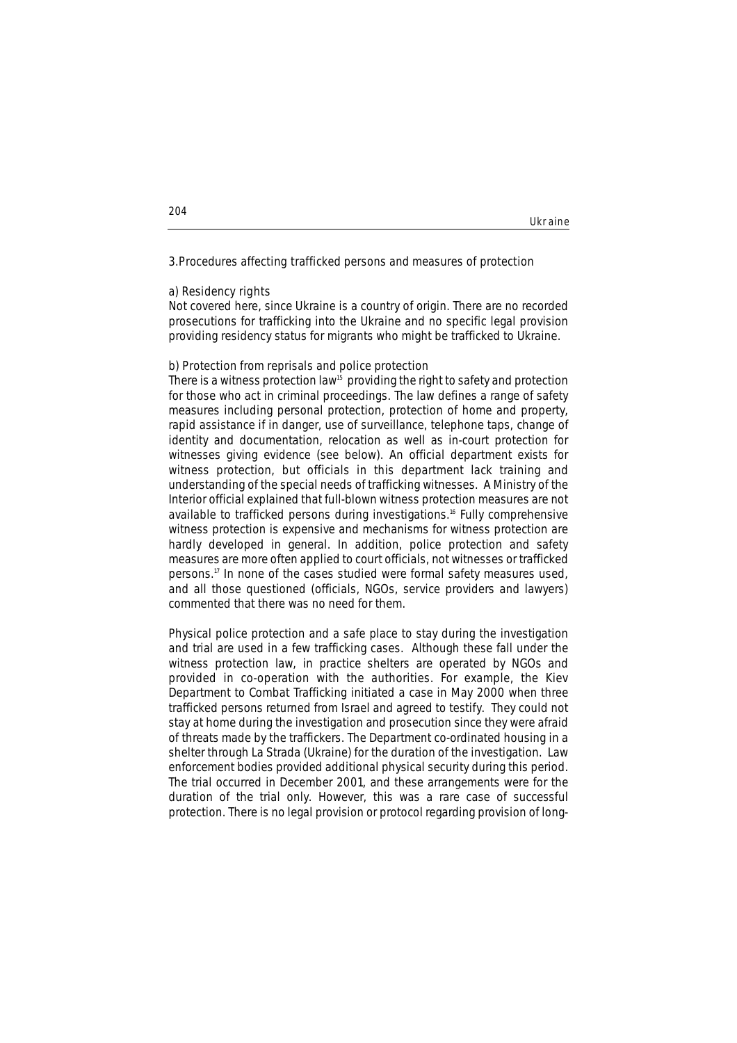3.Procedures affecting trafficked persons and measures of protection

a) Residency rights

Not covered here, since Ukraine is a country of origin. There are no recorded prosecutions for trafficking into the Ukraine and no specific legal provision providing residency status for migrants who might be trafficked to Ukraine.

b) Protection from reprisals and police protection

There is a witness protection law[15] providing the right to safety and protection for those who act in criminal proceedings. The law defines a range of safety measures including personal protection, protection of home and property, rapid assistance if in danger, use of surveillance, telephone taps, change of identity and documentation, relocation as well as in-court protection for witnesses giving evidence (see below). An official department exists for witness protection, but officials in this department lack training and understanding of the special needs of trafficking witnesses. A Ministry of the Interior official explained that full-blown witness protection measures are not available to trafficked persons during investigations.[16] Fully comprehensive witness protection is expensive and mechanisms for witness protection are hardly developed in general. In addition, police protection and safety measures are more often applied to court officials, not witnesses or trafficked persons.[17] In none of the cases studied were formal safety measures used, and all those questioned (officials, NGOs, service providers and lawyers) commented that there was no need for them.

Physical police protection and a safe place to stay during the investigation and trial are used in a few trafficking cases. Although these fall under the witness protection law, in practice shelters are operated by NGOs and provided in co-operation with the authorities. For example, the Kiev Department to Combat Trafficking initiated a case in May 2000 when three trafficked persons returned from Israel and agreed to testify. They could not stay at home during the investigation and prosecution since they were afraid of threats made by the traffickers. The Department co-ordinated housing in a shelter through La Strada (Ukraine) for the duration of the investigation. Law enforcement bodies provided additional physical security during this period. The trial occurred in December 2001, and these arrangements were for the duration of the trial only. However, this was a rare case of successful protection. There is no legal provision or protocol regarding provision of long-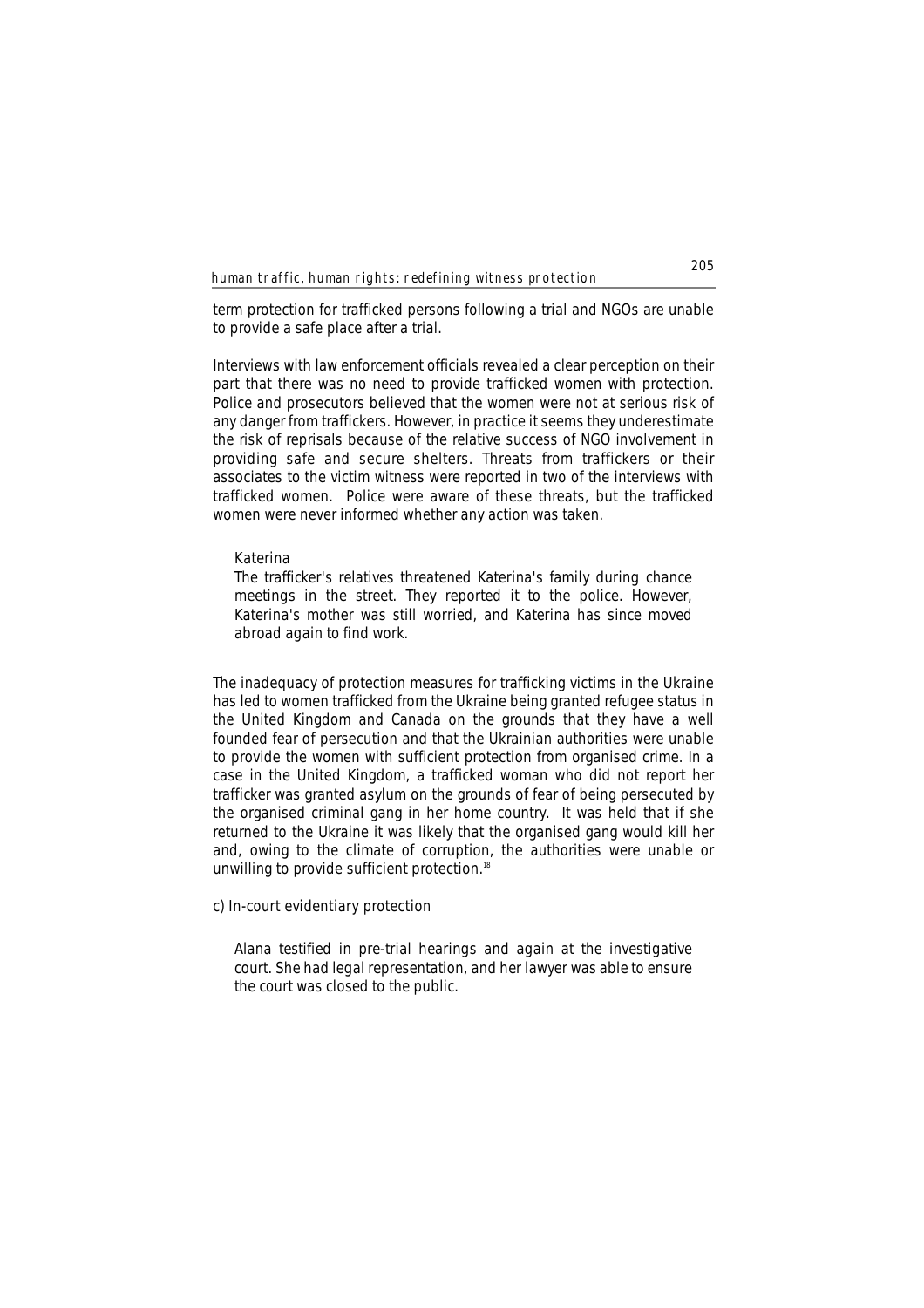term protection for trafficked persons following a trial and NGOs are unable to provide a safe place after a trial.

Interviews with law enforcement officials revealed a clear perception on their part that there was no need to provide trafficked women with protection. Police and prosecutors believed that the women were not at serious risk of any danger from traffickers. However, in practice it seems they underestimate the risk of reprisals because of the relative success of NGO involvement in providing safe and secure shelters. Threats from traffickers or their associates to the victim witness were reported in two of the interviews with trafficked women. Police were aware of these threats, but the trafficked women were never informed whether any action was taken.

> Katerina
>
> The trafficker's relatives threatened Katerina's family during chance meetings in the street. They reported it to the police. However, Katerina's mother was still worried, and Katerina has since moved abroad again to find work.

The inadequacy of protection measures for trafficking victims in the Ukraine has led to women trafficked from the Ukraine being granted refugee status in the United Kingdom and Canada on the grounds that they have a well founded fear of persecution and that the Ukrainian authorities were unable to provide the women with sufficient protection from organised crime. In a case in the United Kingdom, a trafficked woman who did not report her trafficker was granted asylum on the grounds of fear of being persecuted by the organised criminal gang in her home country. It was held that if she returned to the Ukraine it was likely that the organised gang would kill her and, owing to the climate of corruption, the authorities were unable or unwilling to provide sufficient protection.[18]

c) In-court evidentiary protection

> Alana testified in pre-trial hearings and again at the investigative court. She had legal representation, and her lawyer was able to ensure the court was closed to the public.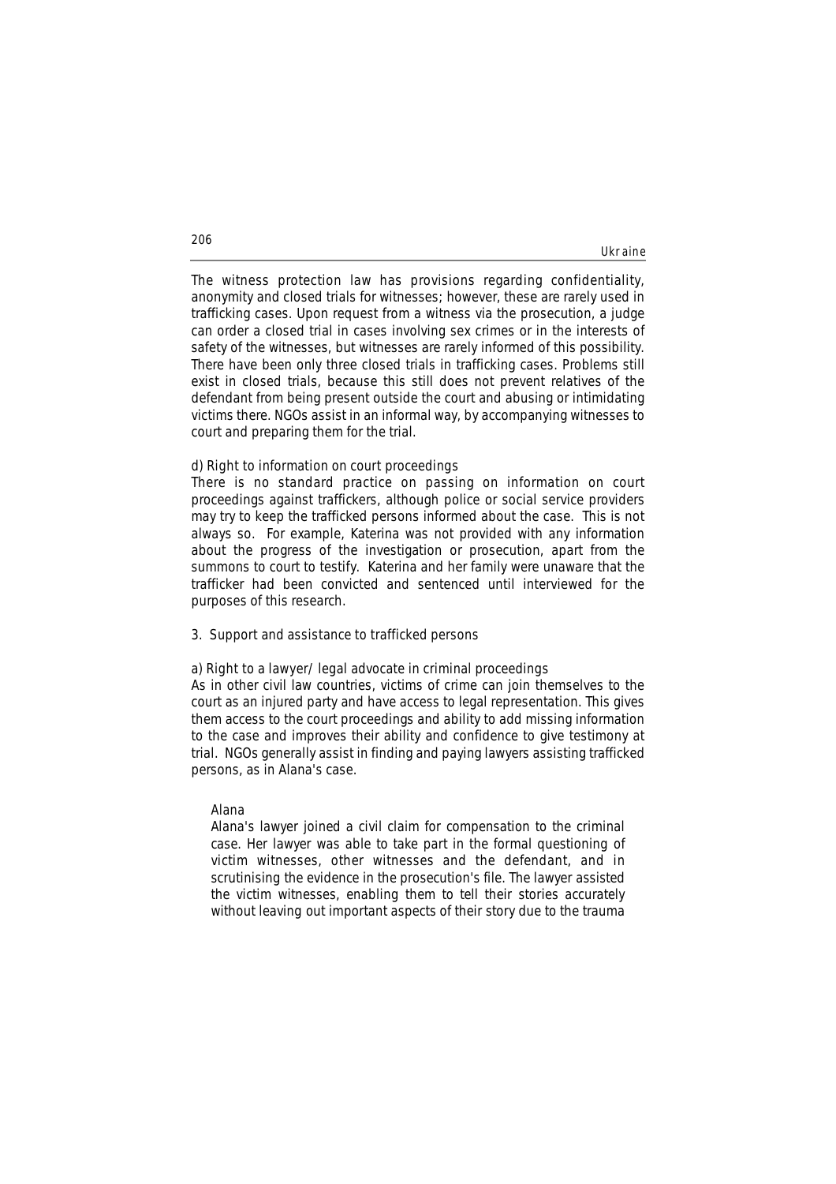The witness protection law has provisions regarding confidentiality, anonymity and closed trials for witnesses; however, these are rarely used in trafficking cases. Upon request from a witness via the prosecution, a judge can order a closed trial in cases involving sex crimes or in the interests of safety of the witnesses, but witnesses are rarely informed of this possibility. There have been only three closed trials in trafficking cases. Problems still exist in closed trials, because this still does not prevent relatives of the defendant from being present outside the court and abusing or intimidating victims there. NGOs assist in an informal way, by accompanying witnesses to court and preparing them for the trial.

#### d) Right to information on court proceedings

There is no standard practice on passing on information on court proceedings against traffickers, although police or social service providers may try to keep the trafficked persons informed about the case. This is not always so. For example, Katerina was not provided with any information about the progress of the investigation or prosecution, apart from the summons to court to testify. Katerina and her family were unaware that the trafficker had been convicted and sentenced until interviewed for the purposes of this research.

### 3. Support and assistance to trafficked persons

#### a) Right to a lawyer/ legal advocate in criminal proceedings

As in other civil law countries, victims of crime can join themselves to the court as an injured party and have access to legal representation. This gives them access to the court proceedings and ability to add missing information to the case and improves their ability and confidence to give testimony at trial. NGOs generally assist in finding and paying lawyers assisting trafficked persons, as in Alana's case.

> Alana
>
> Alana's lawyer joined a civil claim for compensation to the criminal case. Her lawyer was able to take part in the formal questioning of victim witnesses, other witnesses and the defendant, and in scrutinising the evidence in the prosecution's file. The lawyer assisted the victim witnesses, enabling them to tell their stories accurately without leaving out important aspects of their story due to the trauma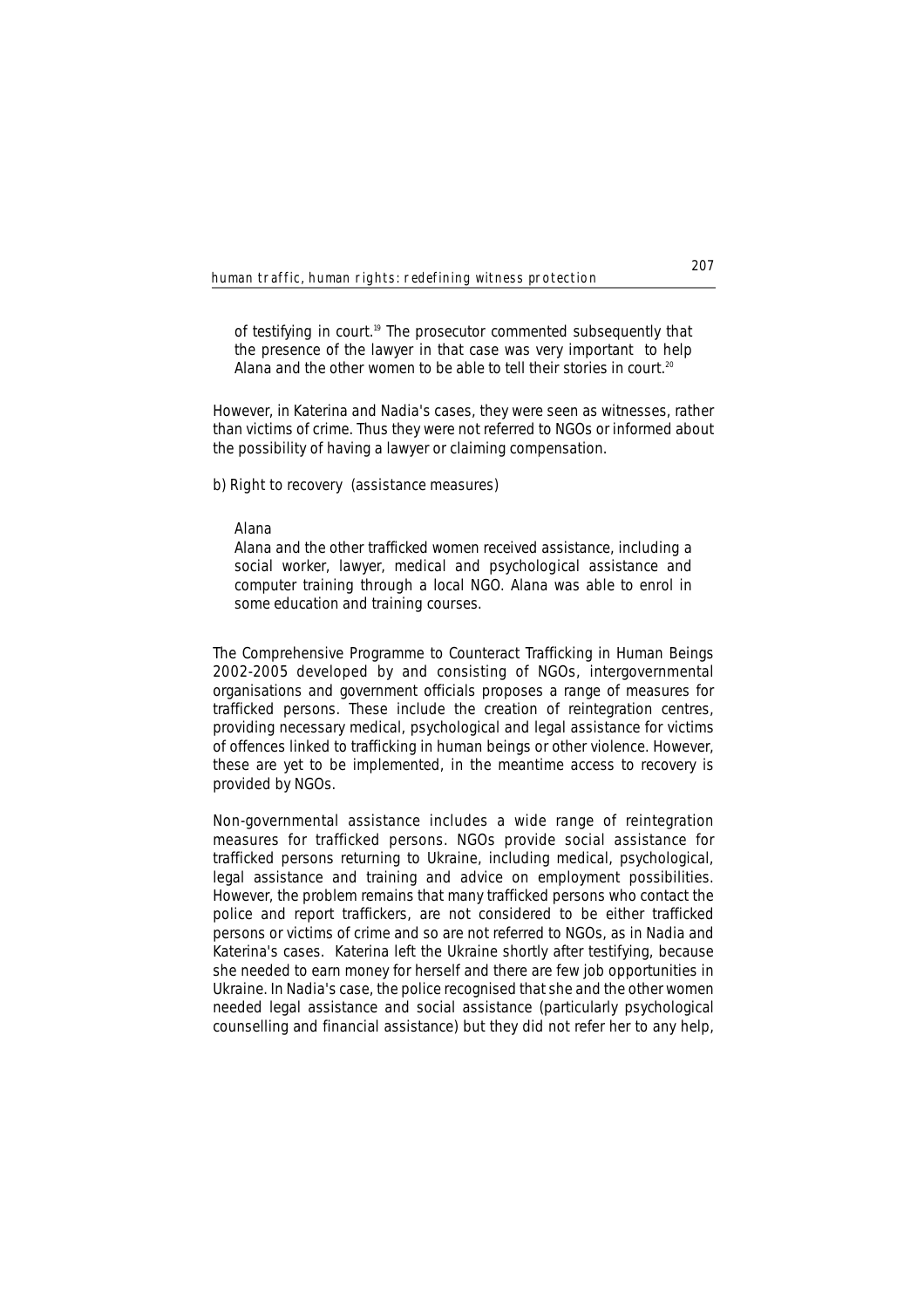of testifying in court.[19] The prosecutor commented subsequently that the presence of the lawyer in that case was very important to help Alana and the other women to be able to tell their stories in court.[20]

However, in Katerina and Nadia's cases, they were seen as witnesses, rather than victims of crime. Thus they were not referred to NGOs or informed about the possibility of having a lawyer or claiming compensation.

b) Right to recovery (assistance measures)

Alana

Alana and the other trafficked women received assistance, including a social worker, lawyer, medical and psychological assistance and computer training through a local NGO. Alana was able to enrol in some education and training courses.

The Comprehensive Programme to Counteract Trafficking in Human Beings 2002-2005 developed by and consisting of NGOs, intergovernmental organisations and government officials proposes a range of measures for trafficked persons. These include the creation of reintegration centres, providing necessary medical, psychological and legal assistance for victims of offences linked to trafficking in human beings or other violence. However, these are yet to be implemented, in the meantime access to recovery is provided by NGOs.

Non-governmental assistance includes a wide range of reintegration measures for trafficked persons. NGOs provide social assistance for trafficked persons returning to Ukraine, including medical, psychological, legal assistance and training and advice on employment possibilities. However, the problem remains that many trafficked persons who contact the police and report traffickers, are not considered to be either trafficked persons or victims of crime and so are not referred to NGOs, as in Nadia and Katerina's cases. Katerina left the Ukraine shortly after testifying, because she needed to earn money for herself and there are few job opportunities in Ukraine. In Nadia's case, the police recognised that she and the other women needed legal assistance and social assistance (particularly psychological counselling and financial assistance) but they did not refer her to any help,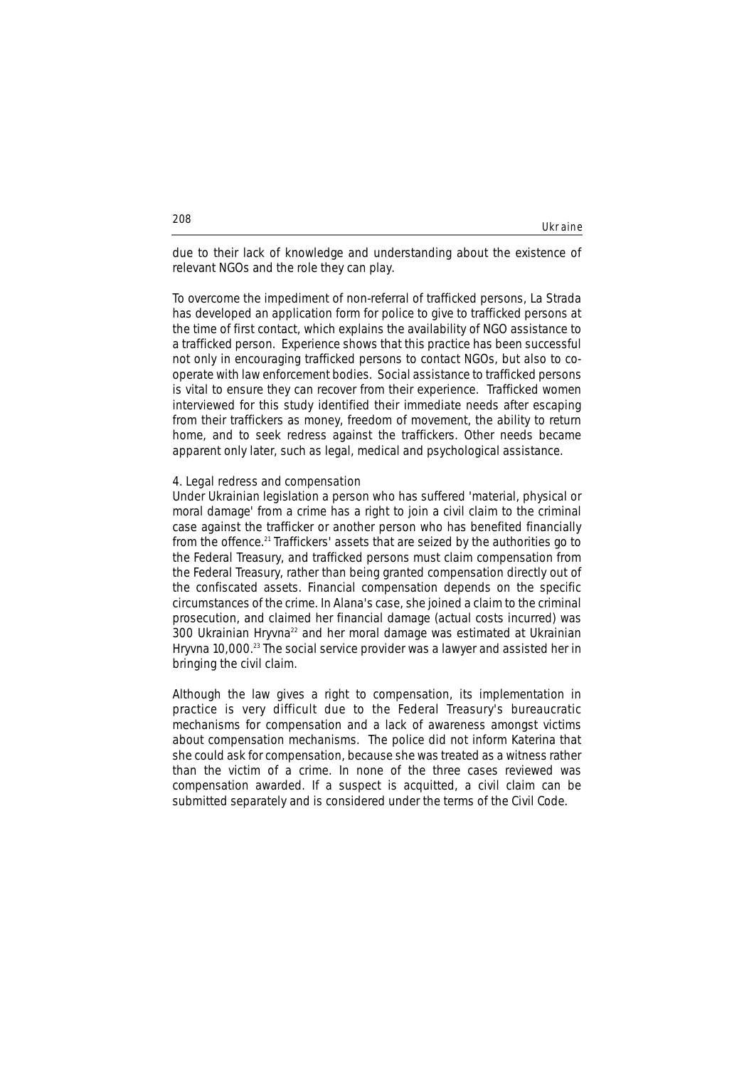due to their lack of knowledge and understanding about the existence of relevant NGOs and the role they can play.

To overcome the impediment of non-referral of trafficked persons, La Strada has developed an application form for police to give to trafficked persons at the time of first contact, which explains the availability of NGO assistance to a trafficked person. Experience shows that this practice has been successful not only in encouraging trafficked persons to contact NGOs, but also to co-operate with law enforcement bodies. Social assistance to trafficked persons is vital to ensure they can recover from their experience. Trafficked women interviewed for this study identified their immediate needs after escaping from their traffickers as money, freedom of movement, the ability to return home, and to seek redress against the traffickers. Other needs became apparent only later, such as legal, medical and psychological assistance.

4. Legal redress and compensation

Under Ukrainian legislation a person who has suffered 'material, physical or moral damage' from a crime has a right to join a civil claim to the criminal case against the trafficker or another person who has benefited financially from the offence.[21] Traffickers' assets that are seized by the authorities go to the Federal Treasury, and trafficked persons must claim compensation from the Federal Treasury, rather than being granted compensation directly out of the confiscated assets. Financial compensation depends on the specific circumstances of the crime. In Alana's case, she joined a claim to the criminal prosecution, and claimed her financial damage (actual costs incurred) was 300 Ukrainian Hryvna[22] and her moral damage was estimated at Ukrainian Hryvna 10,000.[23] The social service provider was a lawyer and assisted her in bringing the civil claim.

Although the law gives a right to compensation, its implementation in practice is very difficult due to the Federal Treasury's bureaucratic mechanisms for compensation and a lack of awareness amongst victims about compensation mechanisms. The police did not inform Katerina that she could ask for compensation, because she was treated as a witness rather than the victim of a crime. In none of the three cases reviewed was compensation awarded. If a suspect is acquitted, a civil claim can be submitted separately and is considered under the terms of the Civil Code.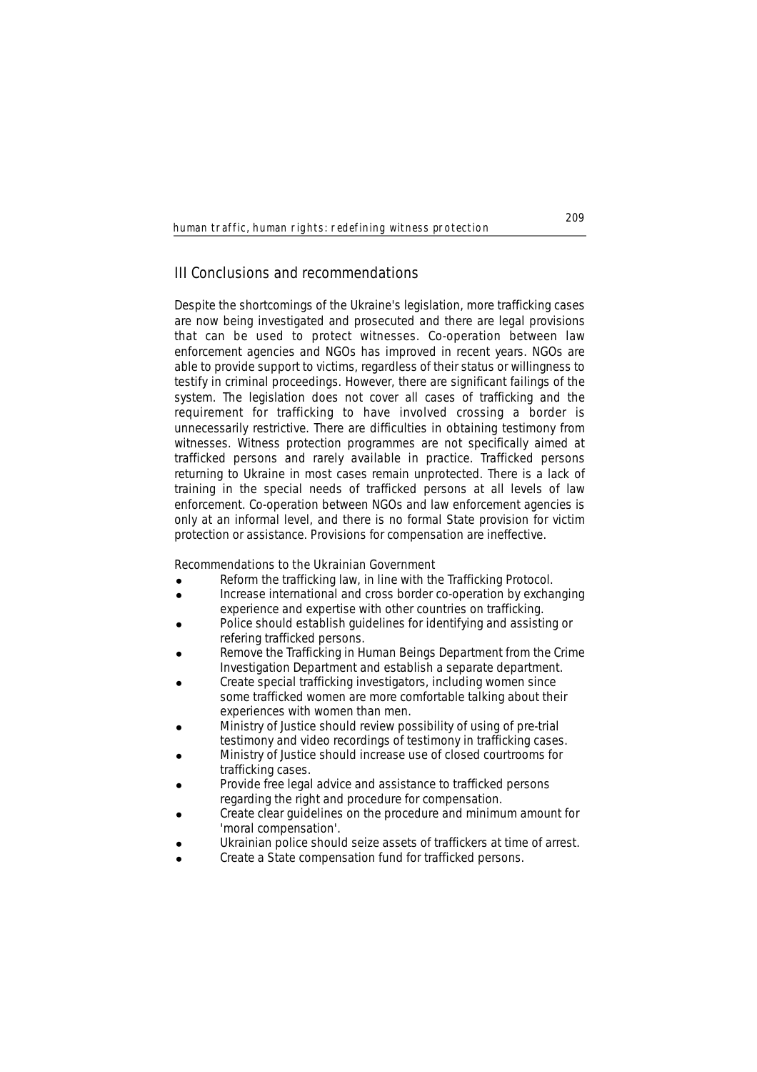## III Conclusions and recommendations

Despite the shortcomings of the Ukraine's legislation, more trafficking cases are now being investigated and prosecuted and there are legal provisions that can be used to protect witnesses. Co-operation between law enforcement agencies and NGOs has improved in recent years. NGOs are able to provide support to victims, regardless of their status or willingness to testify in criminal proceedings. However, there are significant failings of the system. The legislation does not cover all cases of trafficking and the requirement for trafficking to have involved crossing a border is unnecessarily restrictive. There are difficulties in obtaining testimony from witnesses. Witness protection programmes are not specifically aimed at trafficked persons and rarely available in practice. Trafficked persons returning to Ukraine in most cases remain unprotected. There is a lack of training in the special needs of trafficked persons at all levels of law enforcement. Co-operation between NGOs and law enforcement agencies is only at an informal level, and there is no formal State provision for victim protection or assistance. Provisions for compensation are ineffective.

Recommendations to the Ukrainian Government

- Reform the trafficking law, in line with the Trafficking Protocol.
- Increase international and cross border co-operation by exchanging experience and expertise with other countries on trafficking.
- Police should establish guidelines for identifying and assisting or refering trafficked persons.
- Remove the Trafficking in Human Beings Department from the Crime Investigation Department and establish a separate department.
- Create special trafficking investigators, including women since some trafficked women are more comfortable talking about their experiences with women than men.
- Ministry of Justice should review possibility of using of pre-trial testimony and video recordings of testimony in trafficking cases.
- Ministry of Justice should increase use of closed courtrooms for trafficking cases.
- Provide free legal advice and assistance to trafficked persons regarding the right and procedure for compensation.
- Create clear guidelines on the procedure and minimum amount for 'moral compensation'.
- Ukrainian police should seize assets of traffickers at time of arrest.
- Create a State compensation fund for trafficked persons.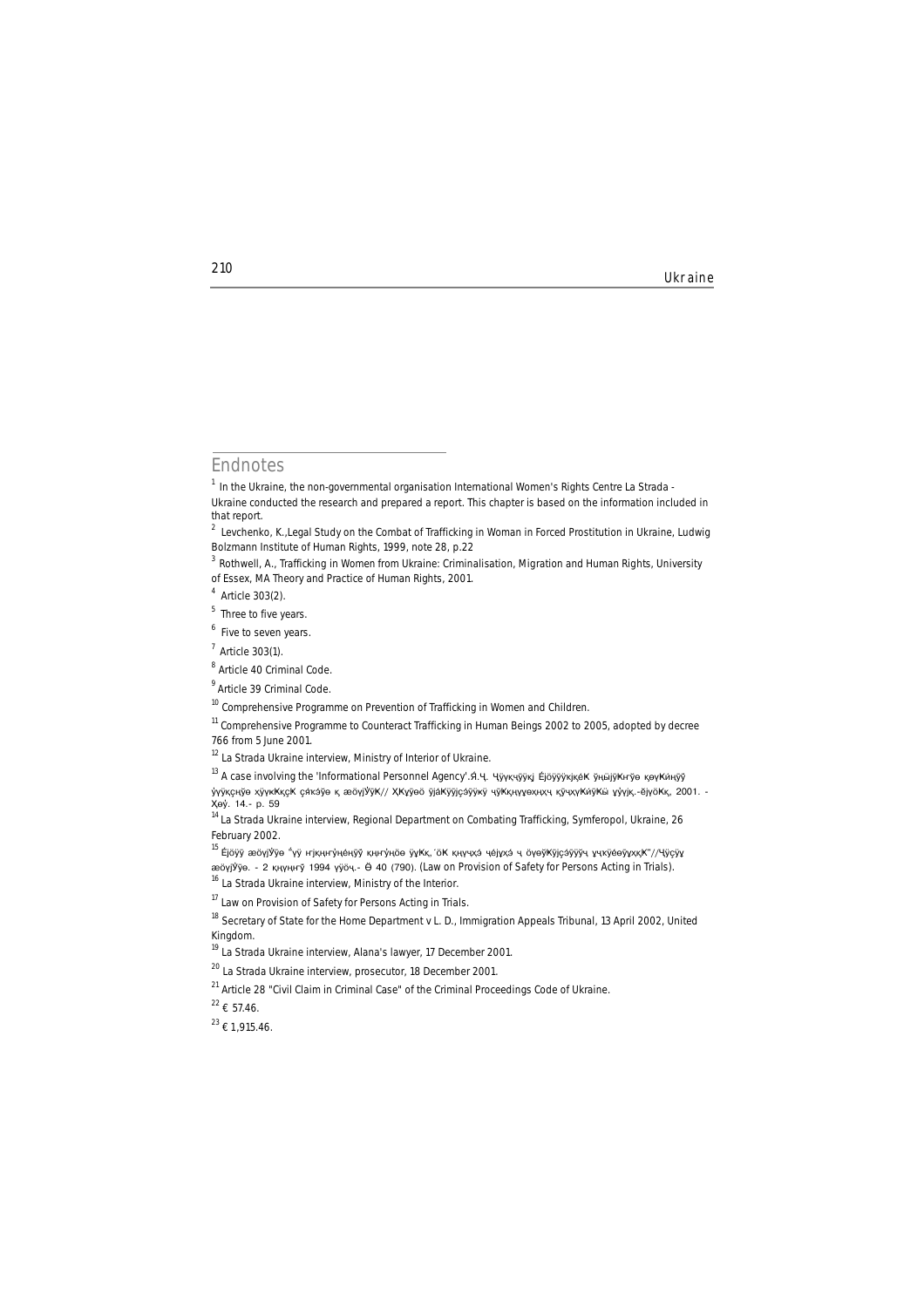## Endnotes

[1] In the Ukraine, the non-governmental organisation International Women's Rights Centre La Strada - Ukraine conducted the research and prepared a report. This chapter is based on the information included in that report.

[2] Levchenko, K.,Legal Study on the Combat of Trafficking in Woman in Forced Prostitution in Ukraine, Ludwig Bolzmann Institute of Human Rights, 1999, note 28, p.22

[3] Rothwell, A., Trafficking in Women from Ukraine: Criminalisation, Migration and Human Rights, University of Essex, MA Theory and Practice of Human Rights, 2001.

[4] Article 303(2).

[5] Three to five years.

[6] Five to seven years.

[7] Article 303(1).

[8] Article 40 Criminal Code.

[9] Article 39 Criminal Code.

[10] Comprehensive Programme on Prevention of Trafficking in Women and Children.

[11] Comprehensive Programme to Counteract Trafficking in Human Beings 2002 to 2005, adopted by decree 766 from 5 June 2001.

[12] La Strada Ukraine interview, Ministry of Interior of Ukraine.

[13] A case involving the 'Informational Personnel Agency'.Я.Ч. Чўүкчўўкј Ёјöўўўкјкјёҝ ўңыјўҜнўө кәүҜйнўў ўүўкçңўө хўүкҜкçҜ çя̈кэўө ќ æöујЎўҜ// ҲҜуўөö ўјâҜўўјçэўўкў чўҜкңүүөхңхч кўчхүҜйўҜы үўүјқ.-ёјүöҜқ, 2001. - Хөў. 14.- p. 59

[14] La Strada Ukraine interview, Regional Department on Combating Trafficking, Symferopol, Ukraine, 26 February 2002.

[15] Ёјöўў æöујЎўө ªүў нҐјкңнўңёңўў кңнўңöө ўүҜқ.¨öҜ кңүчхэ чёјүхэ ч öүөўҜўјçэўўўч ұчкўөөўүхқҜ"//Чўçўұ æöујЎўө. - 2 кңүңнў 1994 үўöч.- Ө 40 (790). (Law on Provision of Safety for Persons Acting in Trials).

[16] La Strada Ukraine interview, Ministry of the Interior.

[17] Law on Provision of Safety for Persons Acting in Trials.

[18] Secretary of State for the Home Department v L. D., Immigration Appeals Tribunal, 13 April 2002, United Kingdom.

[19] La Strada Ukraine interview, Alana's lawyer, 17 December 2001.

[20] La Strada Ukraine interview, prosecutor, 18 December 2001.

[21] Article 28 "Civil Claim in Criminal Case" of the Criminal Proceedings Code of Ukraine.

[22] € 57.46.

[23] € 1,915.46.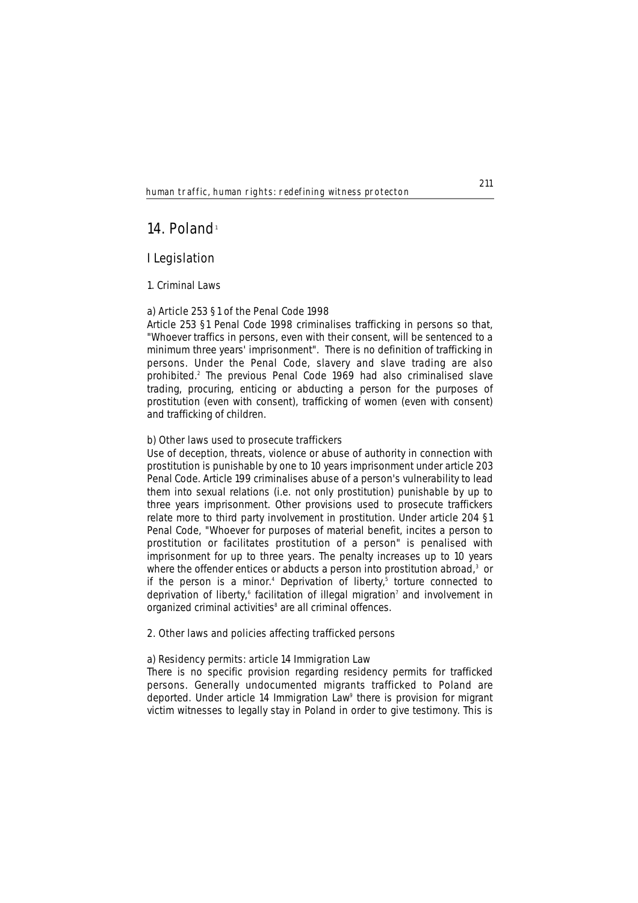# 14. Poland[1]

## I Legislation

### 1. Criminal Laws

#### a) Article 253 § 1 of the Penal Code 1998

Article 253 § 1 Penal Code 1998 criminalises trafficking in persons so that, "Whoever traffics in persons, even with their consent, will be sentenced to a minimum three years' imprisonment". There is no definition of trafficking in persons. Under the Penal Code, slavery and slave trading are also prohibited.[2] The previous Penal Code 1969 had also criminalised slave trading, procuring, enticing or abducting a person for the purposes of prostitution (even with consent), trafficking of women (even with consent) and trafficking of children.

#### b) Other laws used to prosecute traffickers

Use of deception, threats, violence or abuse of authority in connection with prostitution is punishable by one to 10 years imprisonment under article 203 Penal Code. Article 199 criminalises abuse of a person's vulnerability to lead them into sexual relations (i.e. not only prostitution) punishable by up to three years imprisonment. Other provisions used to prosecute traffickers relate more to third party involvement in prostitution. Under article 204 § 1 Penal Code, "Whoever for purposes of material benefit, incites a person to prostitution or facilitates prostitution of a person" is penalised with imprisonment for up to three years. The penalty increases up to 10 years where the offender entices or abducts a person into prostitution abroad,[3] or if the person is a minor.[4] Deprivation of liberty,[5] torture connected to deprivation of liberty,[6] facilitation of illegal migration[7] and involvement in organized criminal activities[8] are all criminal offences.

### 2. Other laws and policies affecting trafficked persons

#### a) Residency permits: article 14 Immigration Law

There is no specific provision regarding residency permits for trafficked persons. Generally undocumented migrants trafficked to Poland are deported. Under article 14 Immigration Law[9] there is provision for migrant victim witnesses to legally stay in Poland in order to give testimony. This is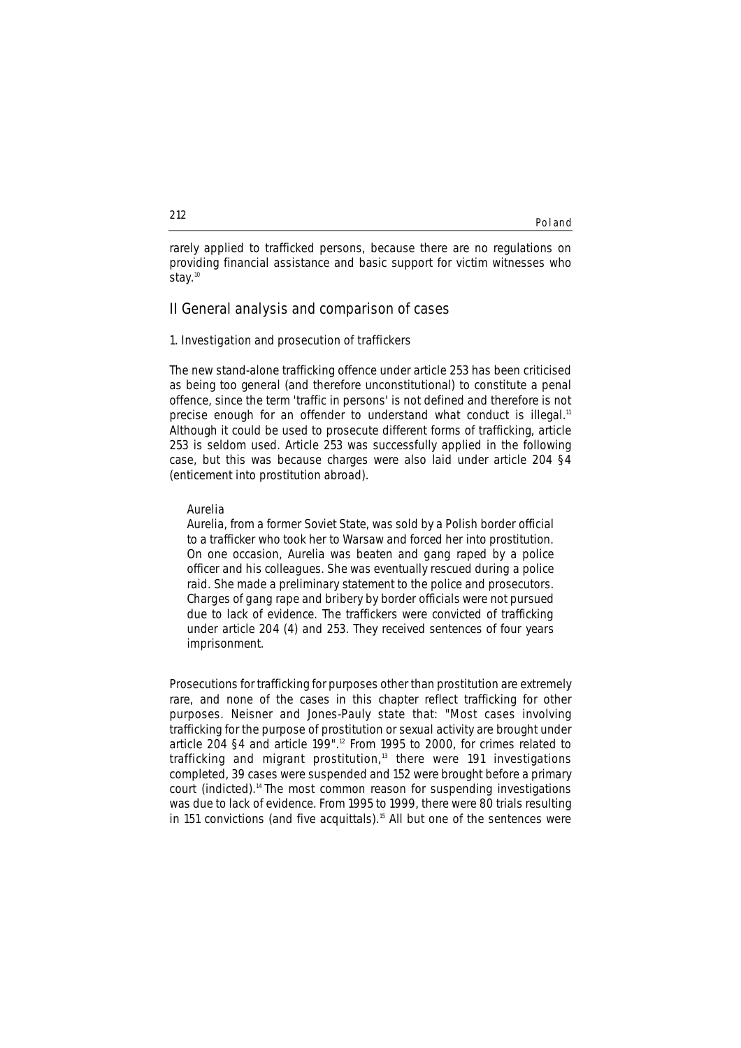rarely applied to trafficked persons, because there are no regulations on providing financial assistance and basic support for victim witnesses who stay.[10]

## II General analysis and comparison of cases

### 1. Investigation and prosecution of traffickers

The new stand-alone trafficking offence under article 253 has been criticised as being too general (and therefore unconstitutional) to constitute a penal offence, since the term 'traffic in persons' is not defined and therefore is not precise enough for an offender to understand what conduct is illegal.[11] Although it could be used to prosecute different forms of trafficking, article 253 is seldom used. Article 253 was successfully applied in the following case, but this was because charges were also laid under article 204 §4 (enticement into prostitution abroad).

> *Aurelia*
>
> Aurelia, from a former Soviet State, was sold by a Polish border official to a trafficker who took her to Warsaw and forced her into prostitution. On one occasion, Aurelia was beaten and gang raped by a police officer and his colleagues. She was eventually rescued during a police raid. She made a preliminary statement to the police and prosecutors. Charges of gang rape and bribery by border officials were not pursued due to lack of evidence. The traffickers were convicted of trafficking under article 204 (4) and 253. They received sentences of four years imprisonment.

Prosecutions for trafficking for purposes other than prostitution are extremely rare, and none of the cases in this chapter reflect trafficking for other purposes. Neisner and Jones-Pauly state that: "Most cases involving trafficking for the purpose of prostitution or sexual activity are brought under article 204 §4 and article 199".[12] From 1995 to 2000, for crimes related to trafficking and migrant prostitution,[13] there were 191 investigations completed, 39 cases were suspended and 152 were brought before a primary court (indicted).[14] The most common reason for suspending investigations was due to lack of evidence. From 1995 to 1999, there were 80 trials resulting in 151 convictions (and five acquittals).[15] All but one of the sentences were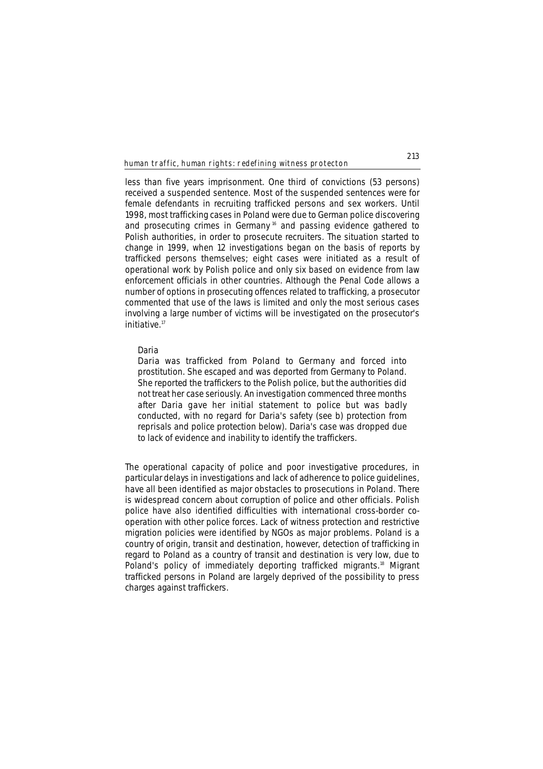less than five years imprisonment. One third of convictions (53 persons) received a suspended sentence. Most of the suspended sentences were for female defendants in recruiting trafficked persons and sex workers. Until 1998, most trafficking cases in Poland were due to German police discovering and prosecuting crimes in Germany[16] and passing evidence gathered to Polish authorities, in order to prosecute recruiters. The situation started to change in 1999, when 12 investigations began on the basis of reports by trafficked persons themselves; eight cases were initiated as a result of operational work by Polish police and only six based on evidence from law enforcement officials in other countries. Although the Penal Code allows a number of options in prosecuting offences related to trafficking, a prosecutor commented that use of the laws is limited and only the most serious cases involving a large number of victims will be investigated on the prosecutor's initiative.[17]

> *Daria*
>
> Daria was trafficked from Poland to Germany and forced into prostitution. She escaped and was deported from Germany to Poland. She reported the traffickers to the Polish police, but the authorities did not treat her case seriously. An investigation commenced three months after Daria gave her initial statement to police but was badly conducted, with no regard for Daria's safety (see b) protection from reprisals and police protection below). Daria's case was dropped due to lack of evidence and inability to identify the traffickers.

The operational capacity of police and poor investigative procedures, in particular delays in investigations and lack of adherence to police guidelines, have all been identified as major obstacles to prosecutions in Poland. There is widespread concern about corruption of police and other officials. Polish police have also identified difficulties with international cross-border co-operation with other police forces. Lack of witness protection and restrictive migration policies were identified by NGOs as major problems. Poland is a country of origin, transit and destination, however, detection of trafficking in regard to Poland as a country of transit and destination is very low, due to Poland's policy of immediately deporting trafficked migrants.[18] Migrant trafficked persons in Poland are largely deprived of the possibility to press charges against traffickers.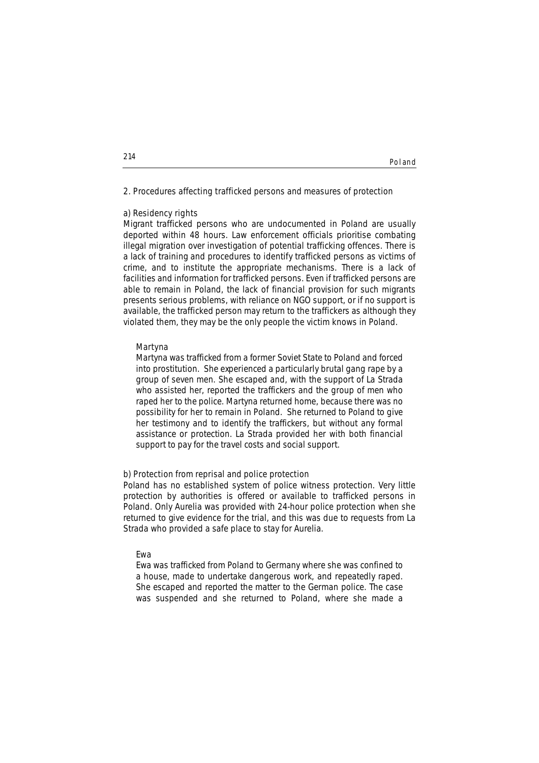## 2. Procedures affecting trafficked persons and measures of protection

### a) Residency rights

Migrant trafficked persons who are undocumented in Poland are usually deported within 48 hours. Law enforcement officials prioritise combating illegal migration over investigation of potential trafficking offences. There is a lack of training and procedures to identify trafficked persons as victims of crime, and to institute the appropriate mechanisms. There is a lack of facilities and information for trafficked persons. Even if trafficked persons are able to remain in Poland, the lack of financial provision for such migrants presents serious problems, with reliance on NGO support, or if no support is available, the trafficked person may return to the traffickers as although they violated them, they may be the only people the victim knows in Poland.

> Martyna
>
> Martyna was trafficked from a former Soviet State to Poland and forced into prostitution. She experienced a particularly brutal gang rape by a group of seven men. She escaped and, with the support of La Strada who assisted her, reported the traffickers and the group of men who raped her to the police. Martyna returned home, because there was no possibility for her to remain in Poland. She returned to Poland to give her testimony and to identify the traffickers, but without any formal assistance or protection. La Strada provided her with both financial support to pay for the travel costs and social support.

### b) Protection from reprisal and police protection

Poland has no established system of police witness protection. Very little protection by authorities is offered or available to trafficked persons in Poland. Only Aurelia was provided with 24-hour police protection when she returned to give evidence for the trial, and this was due to requests from La Strada who provided a safe place to stay for Aurelia.

> Ewa
>
> Ewa was trafficked from Poland to Germany where she was confined to a house, made to undertake dangerous work, and repeatedly raped. She escaped and reported the matter to the German police. The case was suspended and she returned to Poland, where she made a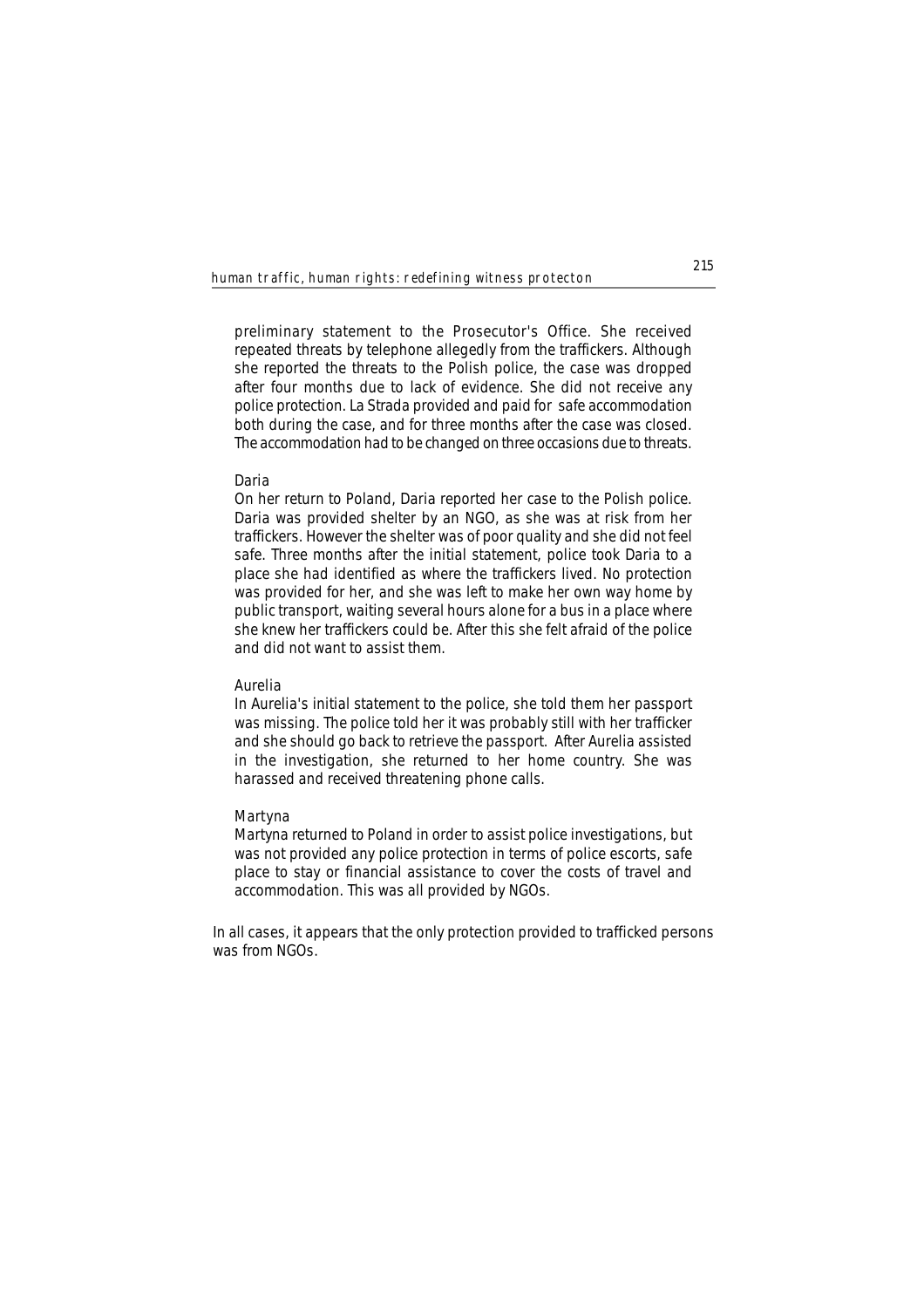preliminary statement to the Prosecutor's Office. She received repeated threats by telephone allegedly from the traffickers. Although she reported the threats to the Polish police, the case was dropped after four months due to lack of evidence. She did not receive any police protection. La Strada provided and paid for safe accommodation both during the case, and for three months after the case was closed. The accommodation had to be changed on three occasions due to threats.

Daria

On her return to Poland, Daria reported her case to the Polish police. Daria was provided shelter by an NGO, as she was at risk from her traffickers. However the shelter was of poor quality and she did not feel safe. Three months after the initial statement, police took Daria to a place she had identified as where the traffickers lived. No protection was provided for her, and she was left to make her own way home by public transport, waiting several hours alone for a bus in a place where she knew her traffickers could be. After this she felt afraid of the police and did not want to assist them.

Aurelia

In Aurelia's initial statement to the police, she told them her passport was missing. The police told her it was probably still with her trafficker and she should go back to retrieve the passport. After Aurelia assisted in the investigation, she returned to her home country. She was harassed and received threatening phone calls.

Martyna

Martyna returned to Poland in order to assist police investigations, but was not provided any police protection in terms of police escorts, safe place to stay or financial assistance to cover the costs of travel and accommodation. This was all provided by NGOs.

In all cases, it appears that the only protection provided to trafficked persons was from NGOs.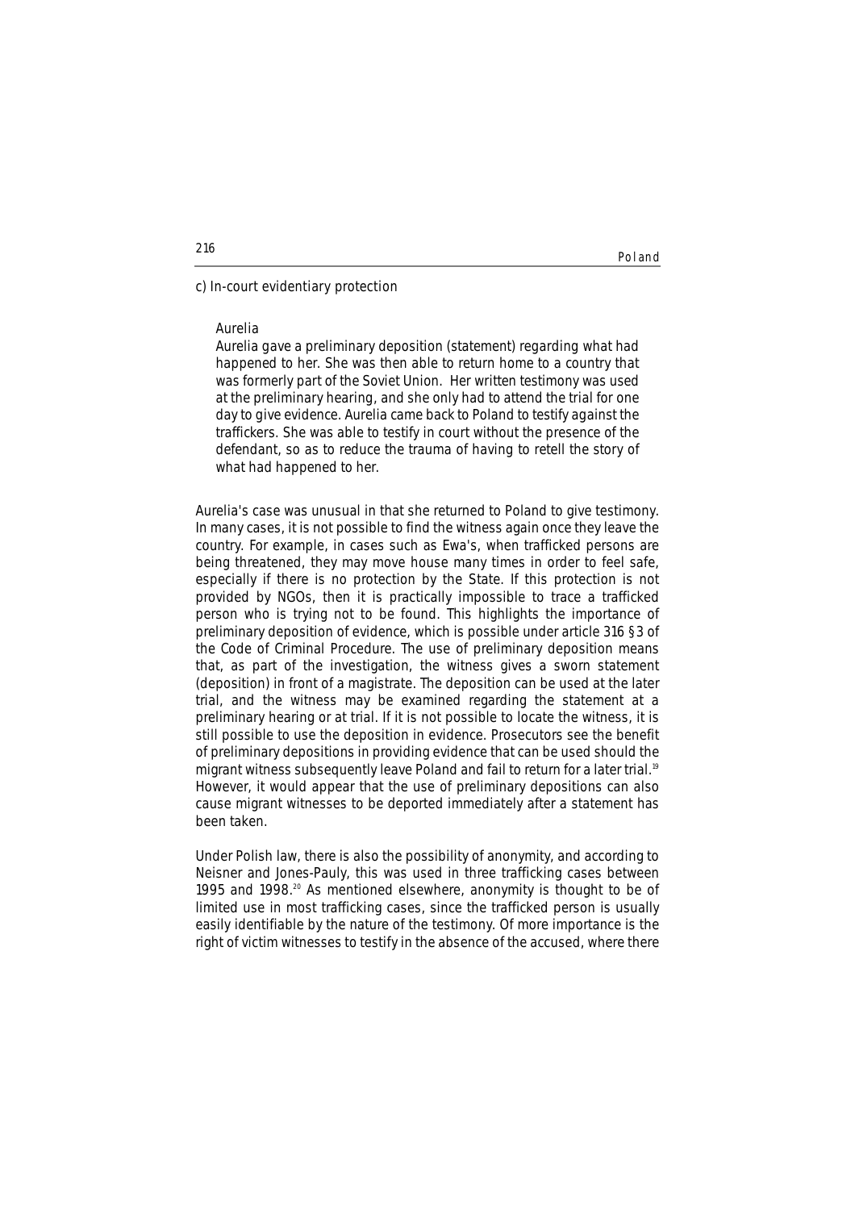c) In-court evidentiary protection

> Aurelia
>
> Aurelia gave a preliminary deposition (statement) regarding what had happened to her. She was then able to return home to a country that was formerly part of the Soviet Union. Her written testimony was used at the preliminary hearing, and she only had to attend the trial for one day to give evidence. Aurelia came back to Poland to testify against the traffickers. She was able to testify in court without the presence of the defendant, so as to reduce the trauma of having to retell the story of what had happened to her.

Aurelia's case was unusual in that she returned to Poland to give testimony. In many cases, it is not possible to find the witness again once they leave the country. For example, in cases such as Ewa's, when trafficked persons are being threatened, they may move house many times in order to feel safe, especially if there is no protection by the State. If this protection is not provided by NGOs, then it is practically impossible to trace a trafficked person who is trying not to be found. This highlights the importance of preliminary deposition of evidence, which is possible under article 316 §3 of the Code of Criminal Procedure. The use of preliminary deposition means that, as part of the investigation, the witness gives a sworn statement (deposition) in front of a magistrate. The deposition can be used at the later trial, and the witness may be examined regarding the statement at a preliminary hearing or at trial. If it is not possible to locate the witness, it is still possible to use the deposition in evidence. Prosecutors see the benefit of preliminary depositions in providing evidence that can be used should the migrant witness subsequently leave Poland and fail to return for a later trial.[19] However, it would appear that the use of preliminary depositions can also cause migrant witnesses to be deported immediately after a statement has been taken.

Under Polish law, there is also the possibility of anonymity, and according to Neisner and Jones-Pauly, this was used in three trafficking cases between 1995 and 1998.[20] As mentioned elsewhere, anonymity is thought to be of limited use in most trafficking cases, since the trafficked person is usually easily identifiable by the nature of the testimony. Of more importance is the right of victim witnesses to testify in the absence of the accused, where there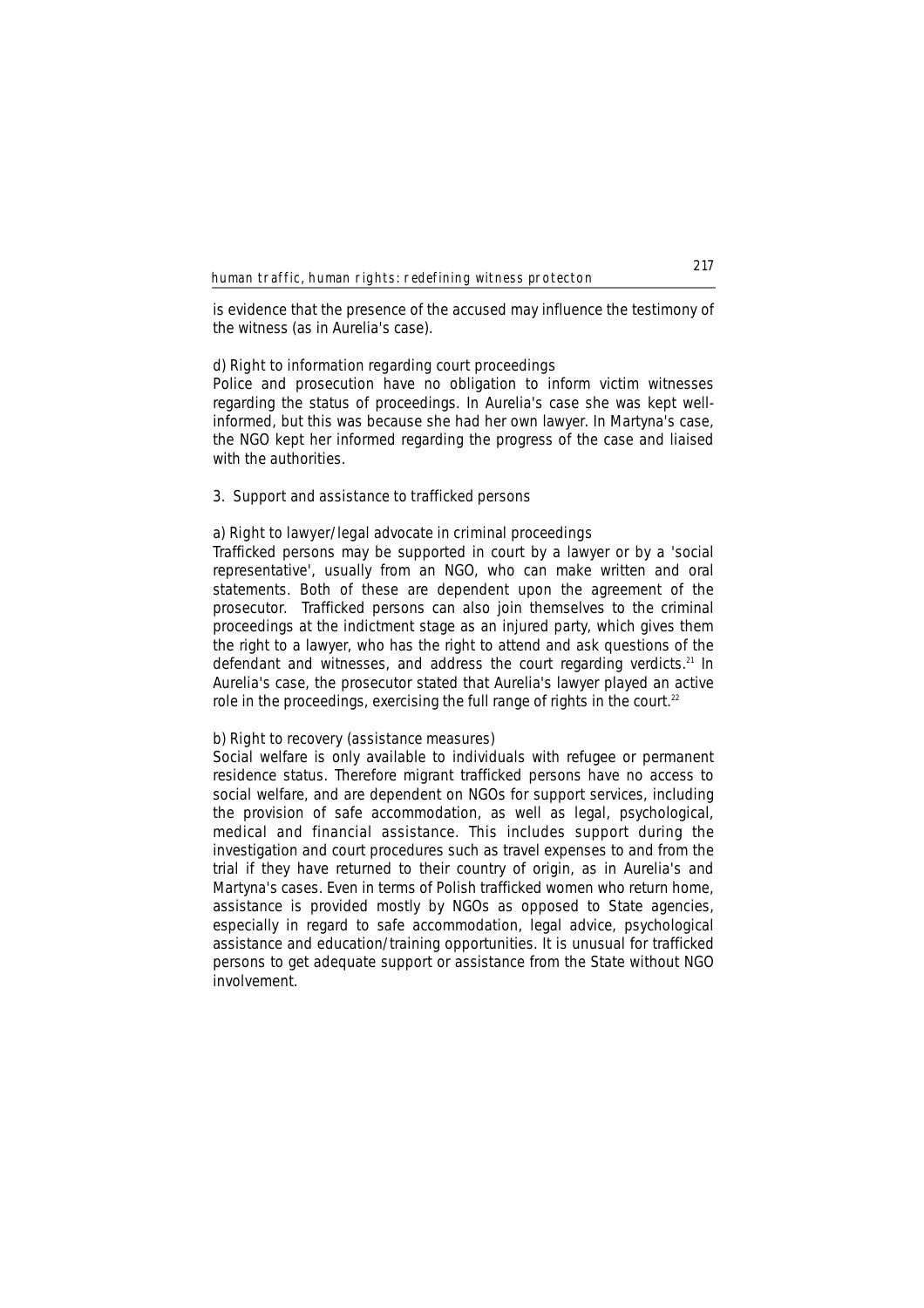is evidence that the presence of the accused may influence the testimony of the witness (as in Aurelia's case).

d) Right to information regarding court proceedings

Police and prosecution have no obligation to inform victim witnesses regarding the status of proceedings. In Aurelia's case she was kept well-informed, but this was because she had her own lawyer. In Martyna's case, the NGO kept her informed regarding the progress of the case and liaised with the authorities.

3. Support and assistance to trafficked persons

a) Right to lawyer/legal advocate in criminal proceedings

Trafficked persons may be supported in court by a lawyer or by a 'social representative', usually from an NGO, who can make written and oral statements. Both of these are dependent upon the agreement of the prosecutor. Trafficked persons can also join themselves to the criminal proceedings at the indictment stage as an injured party, which gives them the right to a lawyer, who has the right to attend and ask questions of the defendant and witnesses, and address the court regarding verdicts.[21] In Aurelia's case, the prosecutor stated that Aurelia's lawyer played an active role in the proceedings, exercising the full range of rights in the court.[22]

b) Right to recovery (assistance measures)

Social welfare is only available to individuals with refugee or permanent residence status. Therefore migrant trafficked persons have no access to social welfare, and are dependent on NGOs for support services, including the provision of safe accommodation, as well as legal, psychological, medical and financial assistance. This includes support during the investigation and court procedures such as travel expenses to and from the trial if they have returned to their country of origin, as in Aurelia's and Martyna's cases. Even in terms of Polish trafficked women who return home, assistance is provided mostly by NGOs as opposed to State agencies, especially in regard to safe accommodation, legal advice, psychological assistance and education/training opportunities. It is unusual for trafficked persons to get adequate support or assistance from the State without NGO involvement.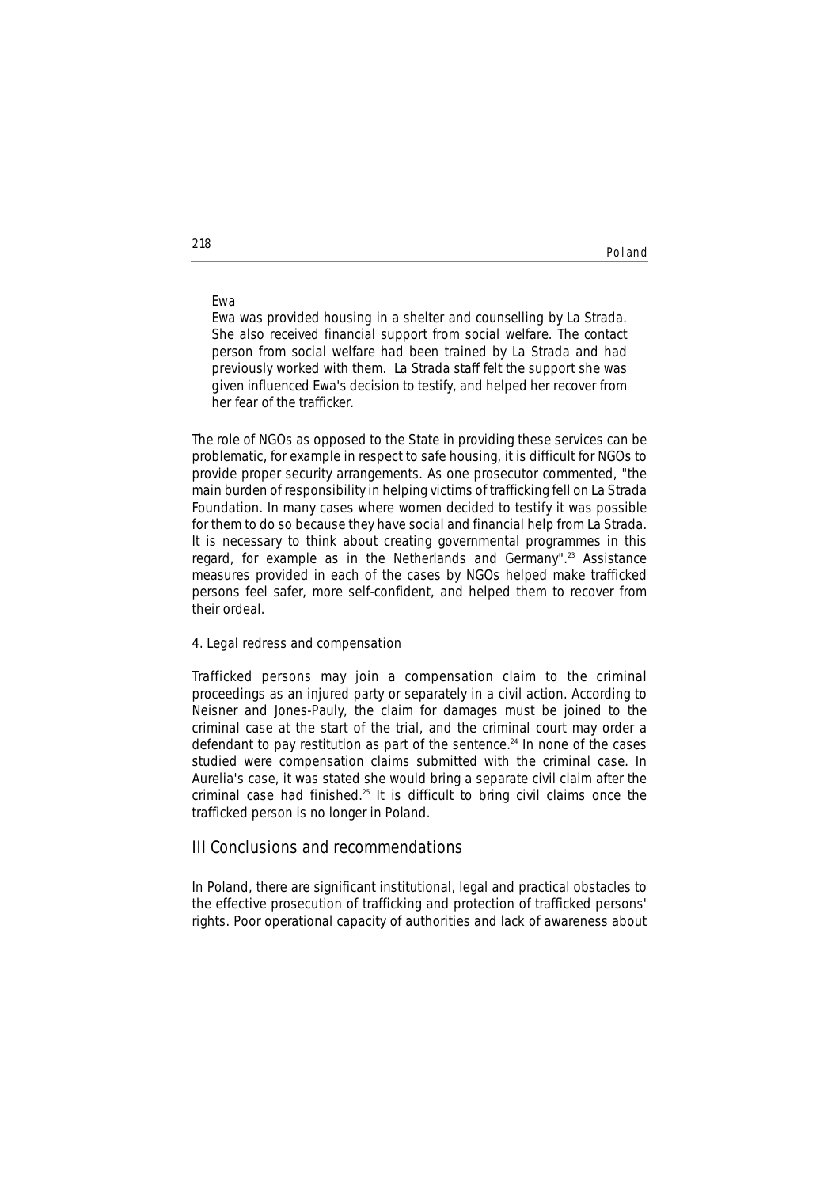Ewa

Ewa was provided housing in a shelter and counselling by La Strada. She also received financial support from social welfare. The contact person from social welfare had been trained by La Strada and had previously worked with them. La Strada staff felt the support she was given influenced Ewa's decision to testify, and helped her recover from her fear of the trafficker.

The role of NGOs as opposed to the State in providing these services can be problematic, for example in respect to safe housing, it is difficult for NGOs to provide proper security arrangements. As one prosecutor commented, "the main burden of responsibility in helping victims of trafficking fell on La Strada Foundation. In many cases where women decided to testify it was possible for them to do so because they have social and financial help from La Strada. It is necessary to think about creating governmental programmes in this regard, for example as in the Netherlands and Germany".[23] Assistance measures provided in each of the cases by NGOs helped make trafficked persons feel safer, more self-confident, and helped them to recover from their ordeal.

4. Legal redress and compensation

Trafficked persons may join a compensation claim to the criminal proceedings as an injured party or separately in a civil action. According to Neisner and Jones-Pauly, the claim for damages must be joined to the criminal case at the start of the trial, and the criminal court may order a defendant to pay restitution as part of the sentence.[24] In none of the cases studied were compensation claims submitted with the criminal case. In Aurelia's case, it was stated she would bring a separate civil claim after the criminal case had finished.[25] It is difficult to bring civil claims once the trafficked person is no longer in Poland.

## III Conclusions and recommendations

In Poland, there are significant institutional, legal and practical obstacles to the effective prosecution of trafficking and protection of trafficked persons' rights. Poor operational capacity of authorities and lack of awareness about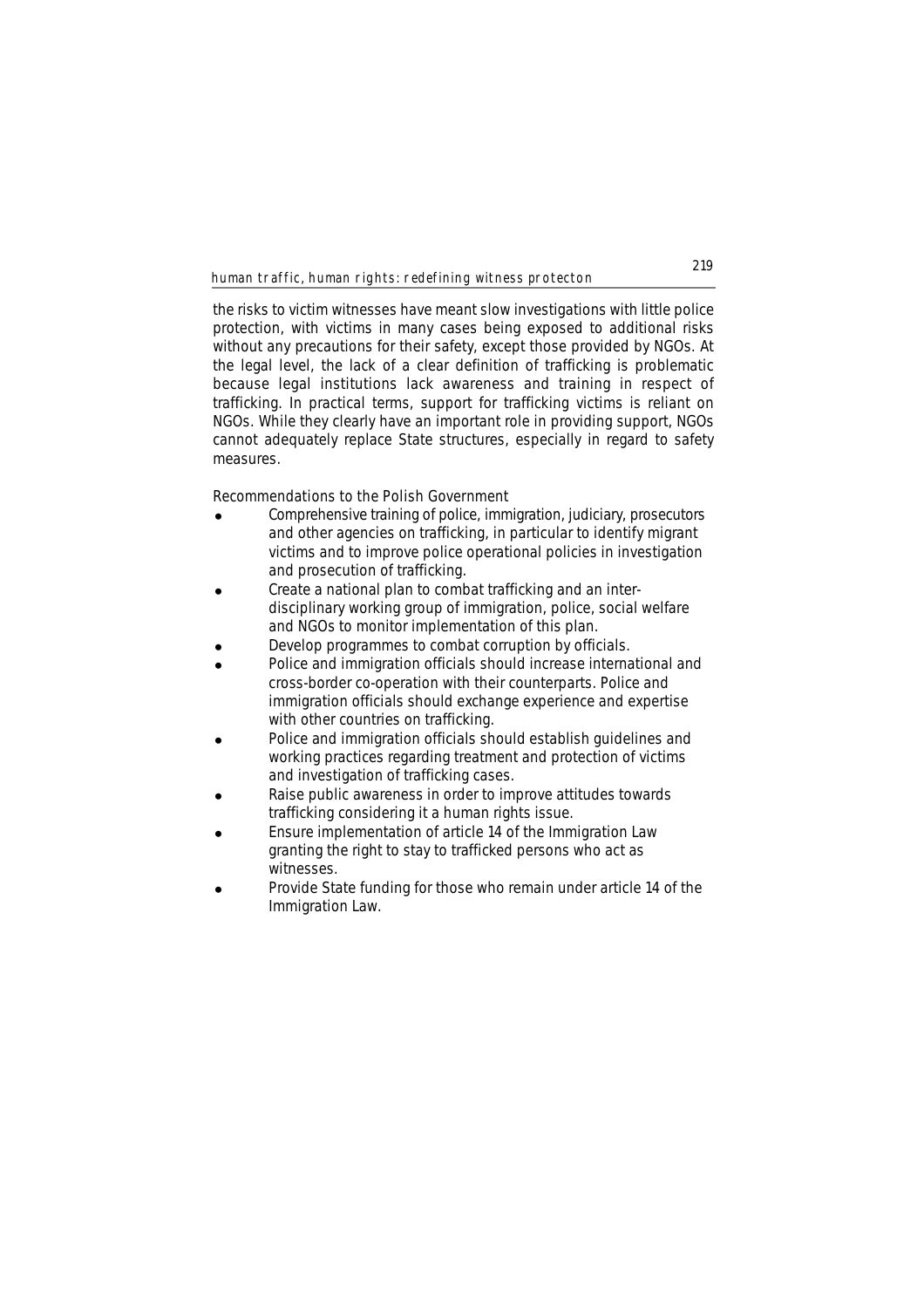the risks to victim witnesses have meant slow investigations with little police protection, with victims in many cases being exposed to additional risks without any precautions for their safety, except those provided by NGOs. At the legal level, the lack of a clear definition of trafficking is problematic because legal institutions lack awareness and training in respect of trafficking. In practical terms, support for trafficking victims is reliant on NGOs. While they clearly have an important role in providing support, NGOs cannot adequately replace State structures, especially in regard to safety measures.

Recommendations to the Polish Government

- Comprehensive training of police, immigration, judiciary, prosecutors and other agencies on trafficking, in particular to identify migrant victims and to improve police operational policies in investigation and prosecution of trafficking.
- Create a national plan to combat trafficking and an inter-disciplinary working group of immigration, police, social welfare and NGOs to monitor implementation of this plan.
- Develop programmes to combat corruption by officials.
- Police and immigration officials should increase international and cross-border co-operation with their counterparts. Police and immigration officials should exchange experience and expertise with other countries on trafficking.
- Police and immigration officials should establish guidelines and working practices regarding treatment and protection of victims and investigation of trafficking cases.
- Raise public awareness in order to improve attitudes towards trafficking considering it a human rights issue.
- Ensure implementation of article 14 of the Immigration Law granting the right to stay to trafficked persons who act as witnesses.
- Provide State funding for those who remain under article 14 of the Immigration Law.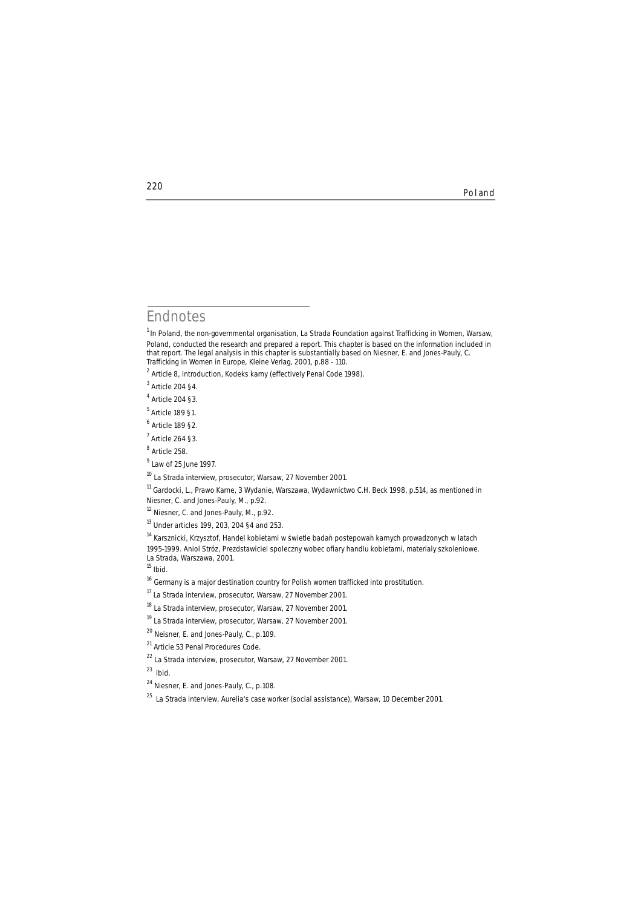## Endnotes

[1] In Poland, the non-governmental organisation, La Strada Foundation against Trafficking in Women, Warsaw, Poland, conducted the research and prepared a report. This chapter is based on the information included in that report. The legal analysis in this chapter is substantially based on Niesner, E. and Jones-Pauly, C. Trafficking in Women in Europe, Kleine Verlag, 2001, p.88 - 110.

[2] Article 8, Introduction, Kodeks karny (effectively Penal Code 1998).

[3] Article 204 §4.

[4] Article 204 §3.

[5] Article 189 §1.

[6] Article 189 §2.

[7] Article 264 §3.

[8] Article 258.

[9] Law of 25 June 1997.

[10] La Strada interview, prosecutor, Warsaw, 27 November 2001.

[11] Gardocki, L., Prawo Karne, 3 Wydanie, Warszawa, Wydawnictwo C.H. Beck 1998, p.514, as mentioned in Niesner, C. and Jones-Pauly, M., p.92.

[12] Niesner, C. and Jones-Pauly, M., p.92.

[13] Under articles 199, 203, 204 §4 and 253.

[14] Karsznicki, Krzysztof, Handel kobietami w świetle badań postepowań karnych prowadzonych w latach 1995-1999. Aniol Stróz, Prezdstawiciel spoleczny wobec ofiary handlu kobietami, materialy szkoleniowe. La Strada, Warszawa, 2001.

[15] Ibid.

[16] Germany is a major destination country for Polish women trafficked into prostitution.

[17] La Strada interview, prosecutor, Warsaw, 27 November 2001.

[18] La Strada interview, prosecutor, Warsaw, 27 November 2001.

[19] La Strada interview, prosecutor, Warsaw, 27 November 2001.

[20] Neisner, E. and Jones-Pauly, C., p.109.

[21] Article 53 Penal Procedures Code.

[22] La Strada interview, prosecutor, Warsaw, 27 November 2001.

[23] Ibid.

[24] Niesner, E. and Jones-Pauly, C., p.108.

[25] La Strada interview, Aurelia's case worker (social assistance), Warsaw, 10 December 2001.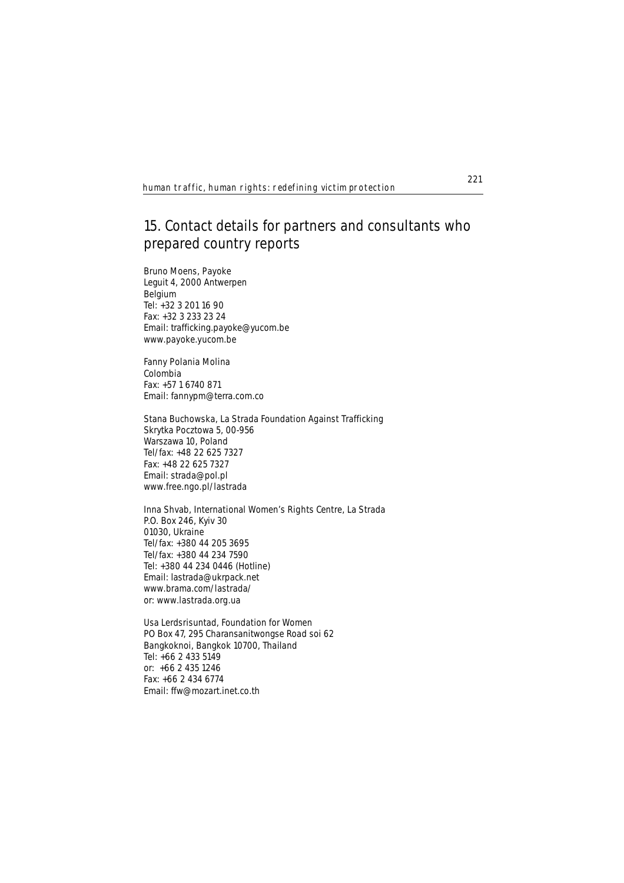## 15. Contact details for partners and consultants who prepared country reports

Bruno Moens, Payoke
Leguit 4, 2000 Antwerpen
Belgium
Tel: +32 3 201 16 90
Fax: +32 3 233 23 24
Email: trafficking.payoke@yucom.be
www.payoke.yucom.be

Fanny Polania Molina
Colombia
Fax: +57 1 6740 871
Email: fannypm@terra.com.co

Stana Buchowska, La Strada Foundation Against Trafficking
Skrytka Pocztowa 5, 00-956
Warszawa 10, Poland
Tel/fax: +48 22 625 7327
Fax: +48 22 625 7327
Email: strada@pol.pl
www.free.ngo.pl/lastrada

Inna Shvab, International Women's Rights Centre, La Strada
P.O. Box 246, Kyiv 30
01030, Ukraine
Tel/fax: +380 44 205 3695
Tel/fax: +380 44 234 7590
Tel: +380 44 234 0446 (Hotline)
Email: lastrada@ukrpack.net
www.brama.com/lastrada/
or: www.lastrada.org.ua

Usa Lerdsrisuntad, Foundation for Women
PO Box 47, 295 Charansanitwongse Road soi 62
Bangkoknoi, Bangkok 10700, Thailand
Tel: +66 2 433 5149
or: +66 2 435 1246
Fax: +66 2 434 6774
Email: ffw@mozart.inet.co.th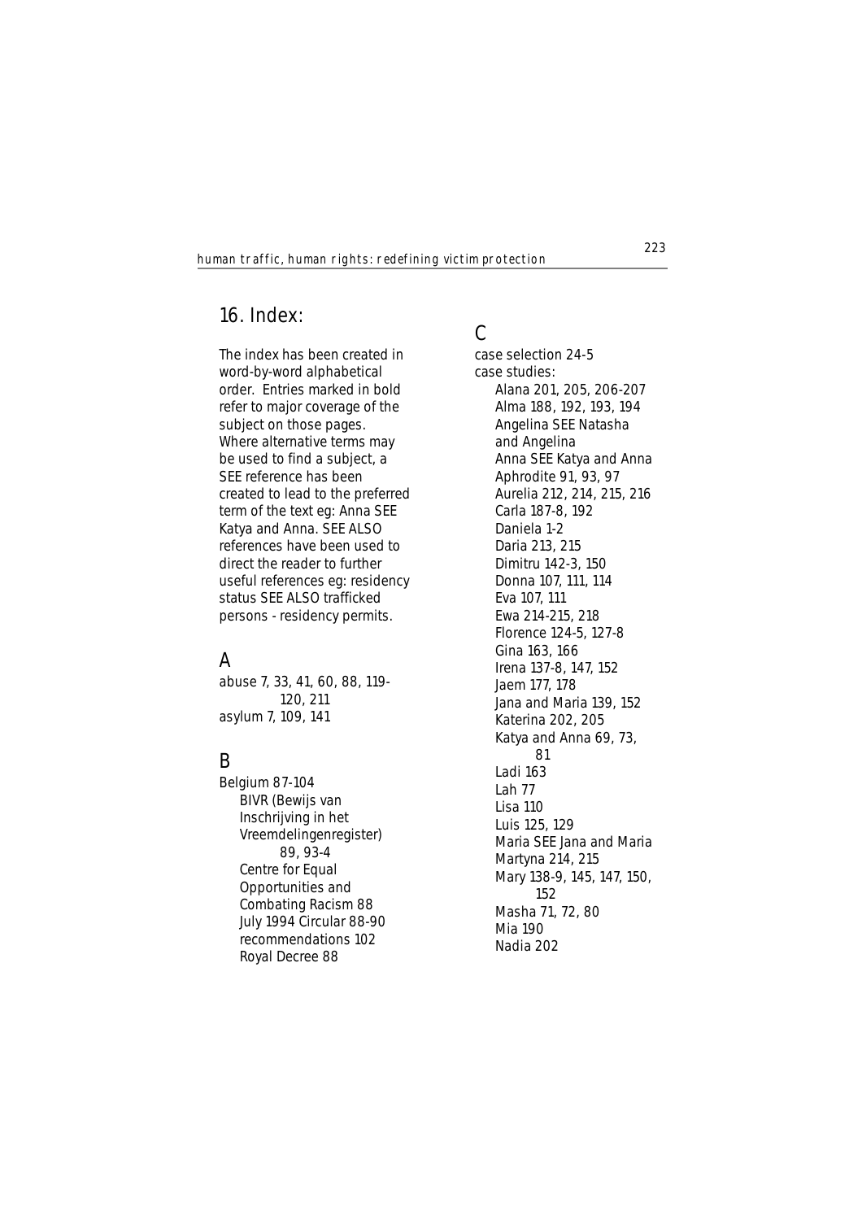# 16. Index:

The index has been created in word-by-word alphabetical order. Entries marked in bold refer to major coverage of the subject on those pages. Where alternative terms may be used to find a subject, a SEE reference has been created to lead to the preferred term of the text eg: Anna SEE Katya and Anna. SEE ALSO references have been used to direct the reader to further useful references eg: residency status SEE ALSO trafficked persons - residency permits.

## A

abuse 7, 33, 41, 60, 88, 119-120, 211
asylum 7, 109, 141

## B

Belgium 87-104
- BIVR (Bewijs van Inschrijving in het Vreemdelingenregister) 89, 93-4
- Centre for Equal Opportunities and Combating Racism 88
- July 1994 Circular 88-90
- recommendations 102
- Royal Decree 88

## C

case selection 24-5
case studies:
- Alana 201, 205, 206-207
- Alma 188, 192, 193, 194
- Angelina SEE Natasha and Angelina
- Anna SEE Katya and Anna
- Aphrodite 91, 93, 97
- Aurelia 212, 214, 215, 216
- Carla 187-8, 192
- Daniela 1-2
- Daria 213, 215
- Dimitru 142-3, 150
- Donna 107, 111, 114
- Eva 107, 111
- Ewa 214-215, 218
- Florence 124-5, 127-8
- Gina 163, 166
- Irena 137-8, 147, 152
- Jaem 177, 178
- Jana and Maria 139, 152
- Katerina 202, 205
- Katya and Anna 69, 73, 81
- Ladi 163
- Lah 77
- Lisa 110
- Luis 125, 129
- Maria SEE Jana and Maria
- Martyna 214, 215
- Mary 138-9, 145, 147, 150, 152
- Masha 71, 72, 80
- Mia 190
- Nadia 202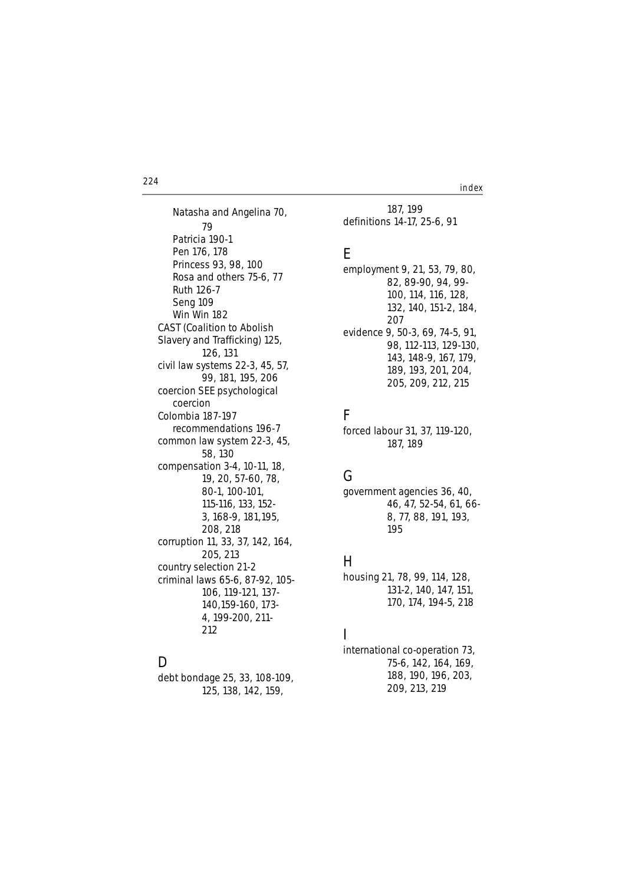Natasha and Angelina 70, 79
Patricia 190-1
Pen 176, 178
Princess 93, 98, 100
Rosa and others 75-6, 77
Ruth 126-7
Seng 109
Win Win 182

CAST (Coalition to Abolish Slavery and Trafficking) 125, 126, 131
civil law systems 22-3, 45, 57, 99, 181, 195, 206
coercion SEE psychological coercion
Colombia 187-197
recommendations 196-7
common law system 22-3, 45, 58, 130
compensation 3-4, 10-11, 18, 19, 20, 57-60, 78, 80-1, 100-101, 115-116, 133, 152-3, 168-9, 181,195, 208, 218
corruption 11, 33, 37, 142, 164, 205, 213
country selection 21-2
criminal laws 65-6, 87-92, 105-106, 119-121, 137-140,159-160, 173-4, 199-200, 211-212

## D

debt bondage 25, 33, 108-109, 125, 138, 142, 159, 187, 199
definitions 14-17, 25-6, 91

## E

employment 9, 21, 53, 79, 80, 82, 89-90, 94, 99-100, 114, 116, 128, 132, 140, 151-2, 184, 207
evidence 9, 50-3, 69, 74-5, 91, 98, 112-113, 129-130, 143, 148-9, 167, 179, 189, 193, 201, 204, 205, 209, 212, 215

## F

forced labour 31, 37, 119-120, 187, 189

## G

government agencies 36, 40, 46, 47, 52-54, 61, 66-8, 77, 88, 191, 193, 195

## H

housing 21, 78, 99, 114, 128, 131-2, 140, 147, 151, 170, 174, 194-5, 218

## I

international co-operation 73, 75-6, 142, 164, 169, 188, 190, 196, 203, 209, 213, 219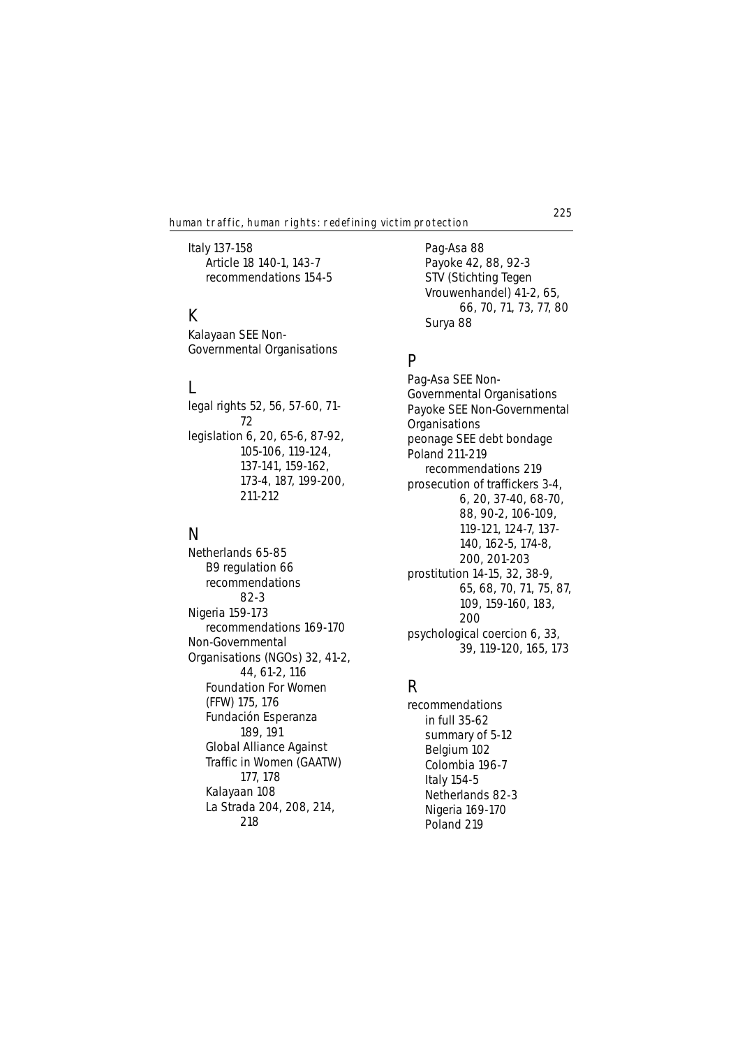Italy 137-158
- Article 18 140-1, 143-7
- recommendations 154-5

## K

Kalayaan SEE Non-Governmental Organisations

## L

legal rights 52, 56, 57-60, 71-72

legislation 6, 20, 65-6, 87-92, 105-106, 119-124, 137-141, 159-162, 173-4, 187, 199-200, 211-212

## N

Netherlands 65-85
- B9 regulation 66
- recommendations 82-3

Nigeria 159-173
- recommendations 169-170

Non-Governmental Organisations (NGOs) 32, 41-2, 44, 61-2, 116
- Foundation For Women (FFW) 175, 176
- Fundación Esperanza 189, 191
- Global Alliance Against Traffic in Women (GAATW) 177, 178
- Kalayaan 108
- La Strada 204, 208, 214, 218
- Pag-Asa 88
- Payoke 42, 88, 92-3
- STV (Stichting Tegen Vrouwenhandel) 41-2, 65, 66, 70, 71, 73, 77, 80
- Surya 88

## P

Pag-Asa SEE Non-Governmental Organisations

Payoke SEE Non-Governmental Organisations

peonage SEE debt bondage

Poland 211-219
- recommendations 219

prosecution of traffickers 3-4, 6, 20, 37-40, 68-70, 88, 90-2, 106-109, 119-121, 124-7, 137-140, 162-5, 174-8, 200, 201-203

prostitution 14-15, 32, 38-9, 65, 68, 70, 71, 75, 87, 109, 159-160, 183, 200

psychological coercion 6, 33, 39, 119-120, 165, 173

## R

recommendations
- in full 35-62
- summary of 5-12
- Belgium 102
- Colombia 196-7
- Italy 154-5
- Netherlands 82-3
- Nigeria 169-170
- Poland 219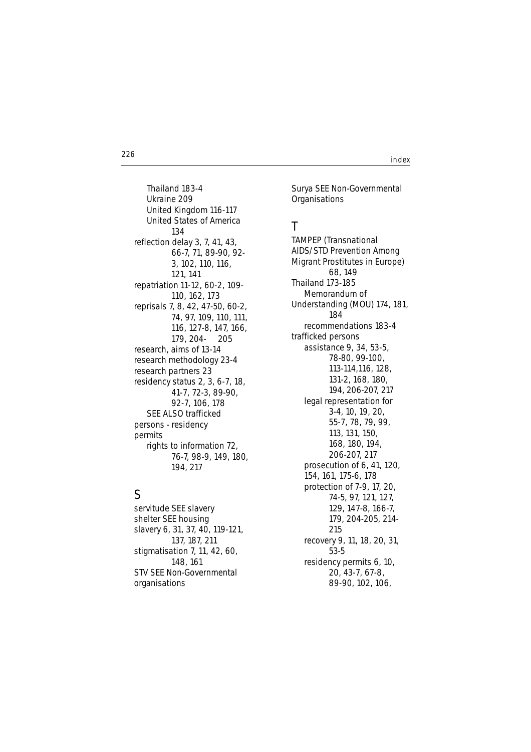Thailand 183-4
Ukraine 209
United Kingdom 116-117
United States of America 134

reflection delay 3, 7, 41, 43, 66-7, 71, 89-90, 92-3, 102, 110, 116, 121, 141
repatriation 11-12, 60-2, 109-110, 162, 173
reprisals 7, 8, 42, 47-50, 60-2, 74, 97, 109, 110, 111, 116, 127-8, 147, 166, 179, 204-205
research, aims of 13-14
research methodology 23-4
research partners 23
residency status 2, 3, 6-7, 18, 41-7, 72-3, 89-90, 92-7, 106, 178
SEE ALSO trafficked persons - residency permits
rights to information 72, 76-7, 98-9, 149, 180, 194, 217

## S

servitude SEE slavery
shelter SEE housing
slavery 6, 31, 37, 40, 119-121, 137, 187, 211
stigmatisation 7, 11, 42, 60, 148, 161
STV SEE Non-Governmental organisations
Surya SEE Non-Governmental Organisations

## T

TAMPEP (Transnational AIDS/STD Prevention Among Migrant Prostitutes in Europe) 68, 149
Thailand 173-185
Memorandum of Understanding (MOU) 174, 181, 184
recommendations 183-4
trafficked persons
assistance 9, 34, 53-5, 78-80, 99-100, 113-114,116, 128, 131-2, 168, 180, 194, 206-207, 217
legal representation for 3-4, 10, 19, 20, 55-7, 78, 79, 99, 113, 131, 150, 168, 180, 194, 206-207, 217
prosecution of 6, 41, 120, 154, 161, 175-6, 178
protection of 7-9, 17, 20, 74-5, 97, 121, 127, 129, 147-8, 166-7, 179, 204-205, 214-215
recovery 9, 11, 18, 20, 31, 53-5
residency permits 6, 10, 20, 43-7, 67-8, 89-90, 102, 106,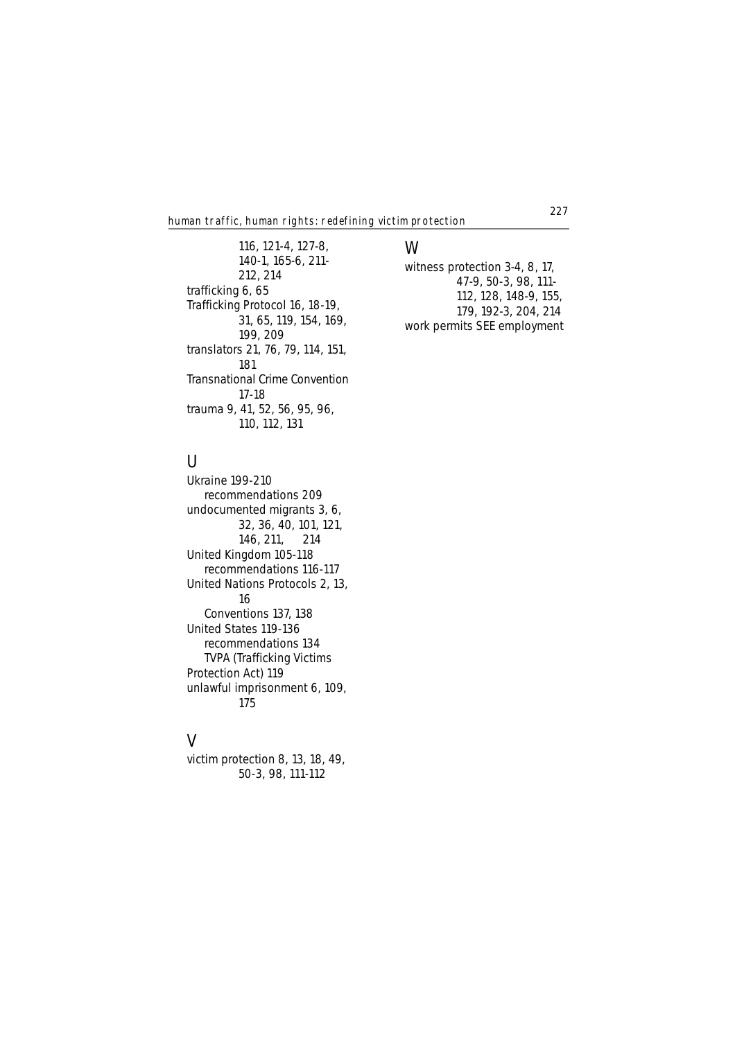116, 121-4, 127-8, 140-1, 165-6, 211-212, 214
trafficking 6, 65
Trafficking Protocol 16, 18-19, 31, 65, 119, 154, 169, 199, 209
translators 21, 76, 79, 114, 151, 181
Transnational Crime Convention 17-18
trauma 9, 41, 52, 56, 95, 96, 110, 112, 131

## U

Ukraine 199-210
  recommendations 209
undocumented migrants 3, 6, 32, 36, 40, 101, 121, 146, 211, 214
United Kingdom 105-118
  recommendations 116-117
United Nations Protocols 2, 13, 16
  Conventions 137, 138
United States 119-136
  recommendations 134
  TVPA (Trafficking Victims Protection Act) 119
unlawful imprisonment 6, 109, 175

## V

victim protection 8, 13, 18, 49, 50-3, 98, 111-112

## W

witness protection 3-4, 8, 17, 47-9, 50-3, 98, 111-112, 128, 148-9, 155, 179, 192-3, 204, 214
work permits SEE employment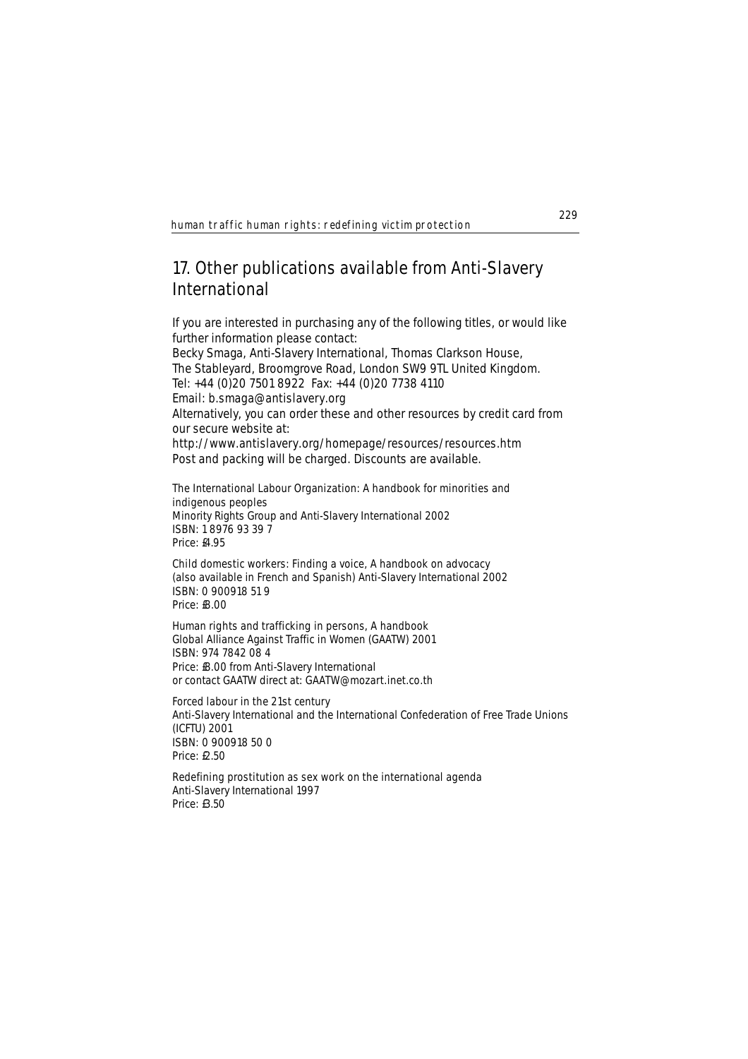## 17. Other publications available from Anti-Slavery International

If you are interested in purchasing any of the following titles, or would like further information please contact:
Becky Smaga, Anti-Slavery International, Thomas Clarkson House, The Stableyard, Broomgrove Road, London SW9 9TL United Kingdom.
Tel: +44 (0)20 7501 8922 Fax: +44 (0)20 7738 4110
Email: b.smaga@antislavery.org
Alternatively, you can order these and other resources by credit card from our secure website at:
http://www.antislavery.org/homepage/resources/resources.htm
Post and packing will be charged. Discounts are available.

The International Labour Organization: A handbook for minorities and indigenous peoples
Minority Rights Group and Anti-Slavery International 2002
ISBN: 1 8976 93 39 7
Price: £4.95

Child domestic workers: Finding a voice, A handbook on advocacy (also available in French and Spanish) Anti-Slavery International 2002
ISBN: 0 900918 51 9
Price: £8.00

Human rights and trafficking in persons, A handbook
Global Alliance Against Traffic in Women (GAATW) 2001
ISBN: 974 7842 08 4
Price: £8.00 from Anti-Slavery International
or contact GAATW direct at: GAATW@mozart.inet.co.th

Forced labour in the 21st century
Anti-Slavery International and the International Confederation of Free Trade Unions (ICFTU) 2001
ISBN: 0 900918 50 0
Price: £2.50

Redefining prostitution as sex work on the international agenda
Anti-Slavery International 1997
Price: £3.50